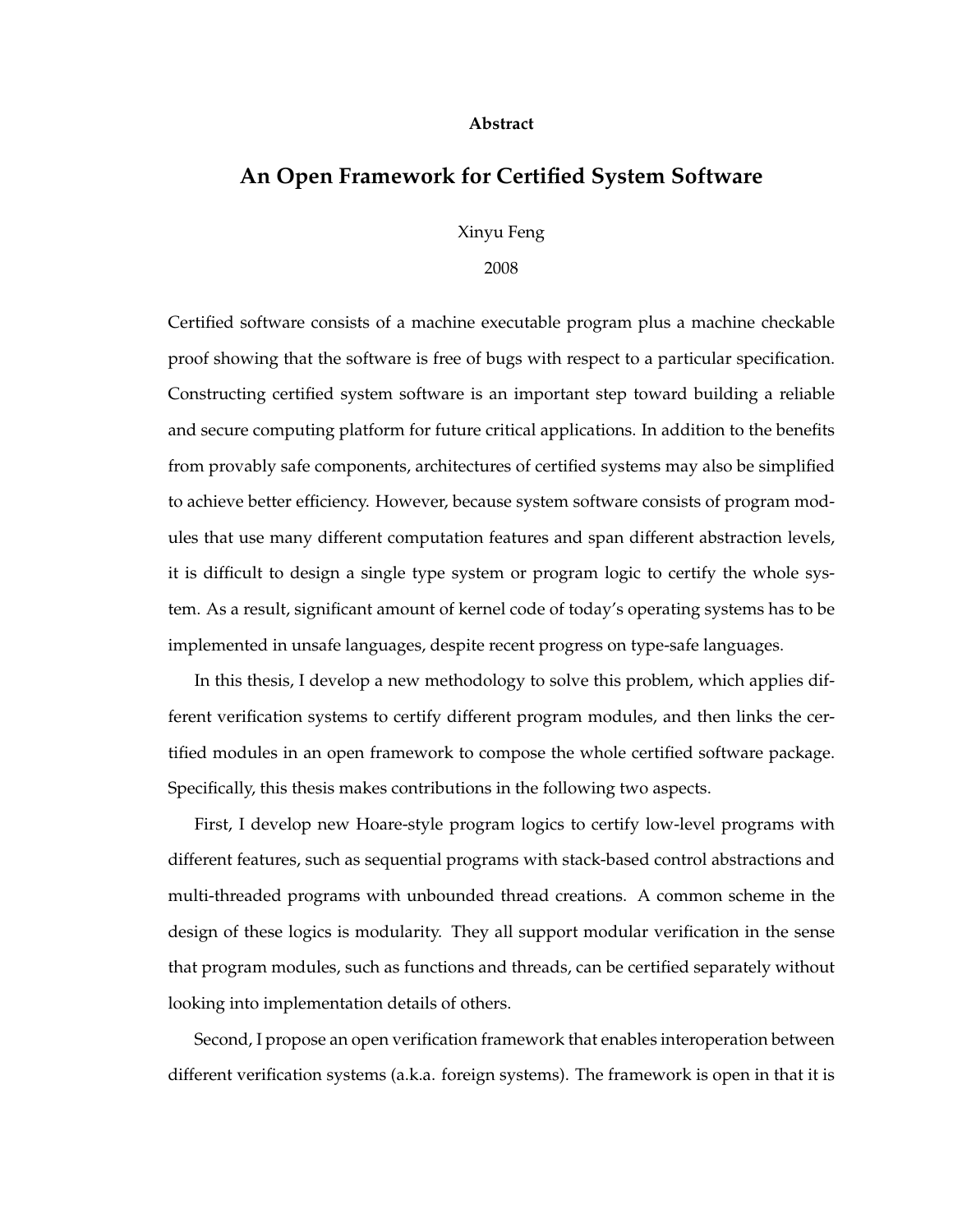**Abstract**

# An Open Framework for Certified System Software

Xinyu Feng

2008

Certified software consists of a machine executable program plus a machine checkable proof showing that the software is free of bugs with respect to a particular specification. Constructing certified system software is an important step toward building a reliable and secure computing platform for future critical applications. In addition to the benefits from provably safe components, architectures of certified systems may also be simplified to achieve better efficiency. However, because system software consists of program modules that use many different computation features and span different abstraction levels, it is difficult to design a single type system or program logic to certify the whole system. As a result, significant amount of kernel code of today's operating systems has to be implemented in unsafe languages, despite recent progress on type-safe languages.

In this thesis, I develop a new methodology to solve this problem, which applies different verification systems to certify different program modules, and then links the certified modules in an open framework to compose the whole certified software package. Specifically, this thesis makes contributions in the following two aspects.

First, I develop new Hoare-style program logics to certify low-level programs with different features, such as sequential programs with stack-based control abstractions and multi-threaded programs with unbounded thread creations. A common scheme in the design of these logics is modularity. They all support modular verification in the sense that program modules, such as functions and threads, can be certified separately without looking into implementation details of others.

Second, I propose an open verification framework that enables interoperation between different verification systems (a.k.a. foreign systems). The framework is open in that it is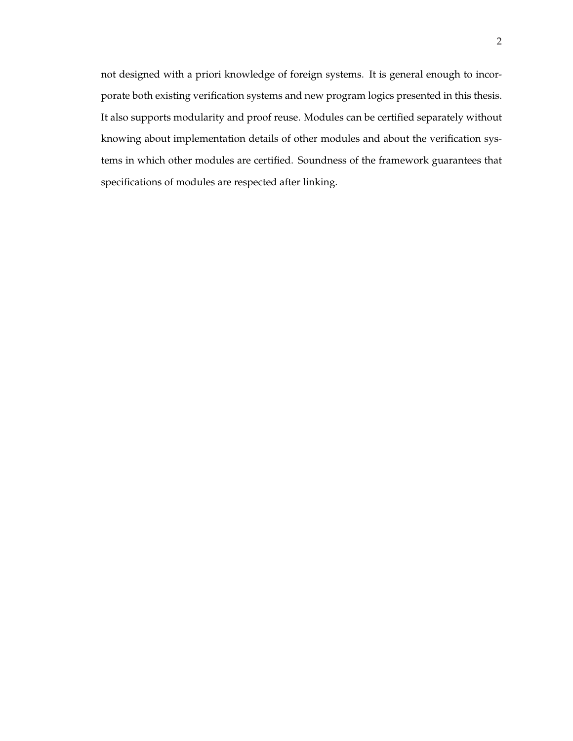not designed with a priori knowledge of foreign systems. It is general enough to incorporate both existing verification systems and new program logics presented in this thesis. It also supports modularity and proof reuse. Modules can be certified separately without knowing about implementation details of other modules and about the verification systems in which other modules are certified. Soundness of the framework guarantees that specifications of modules are respected after linking.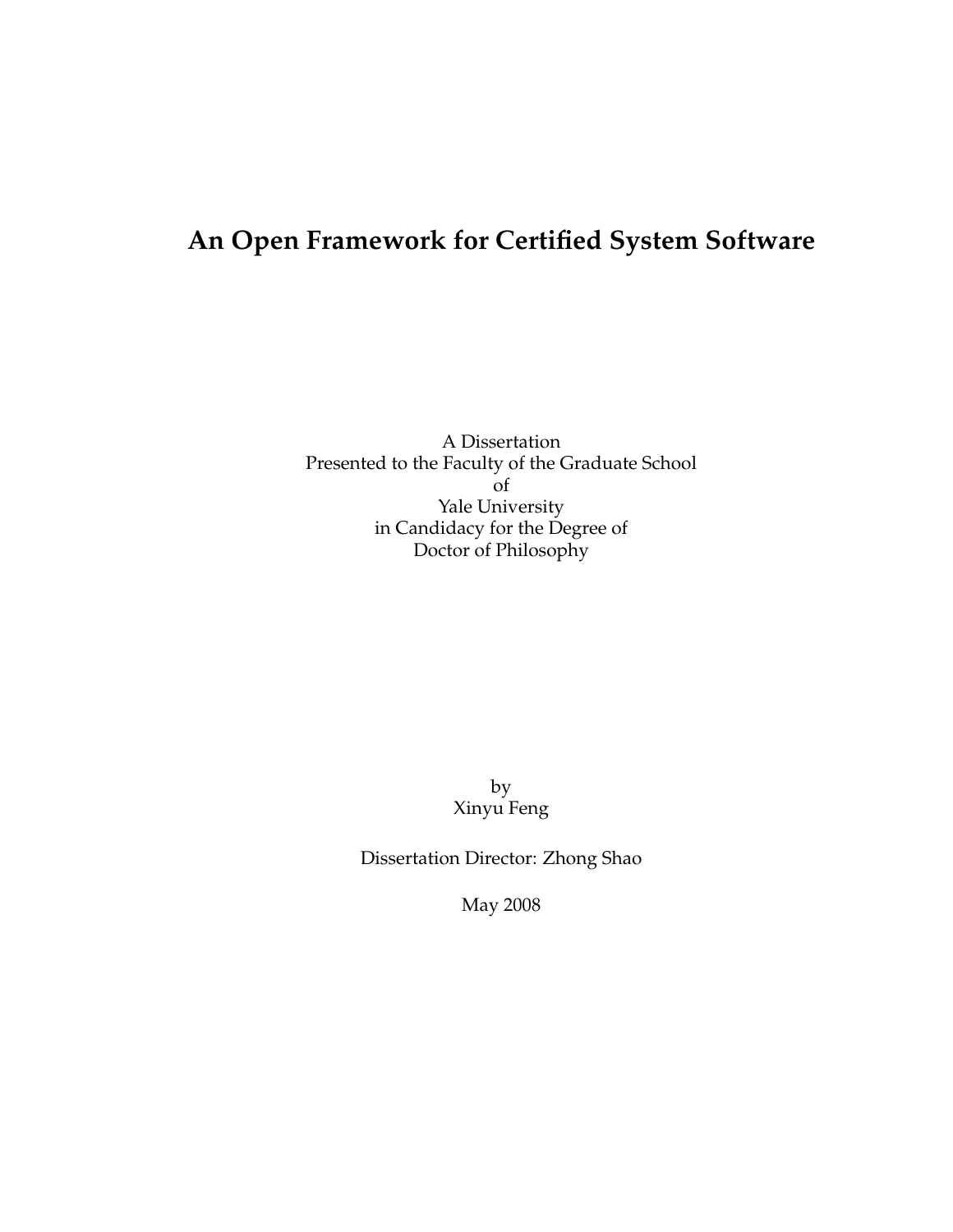# An Open Framework for Certified System Software

A Dissertation
Presented to the Faculty of the Graduate School
of
Yale University
in Candidacy for the Degree of
Doctor of Philosophy

by
Xinyu Feng

Dissertation Director: Zhong Shao

May 2008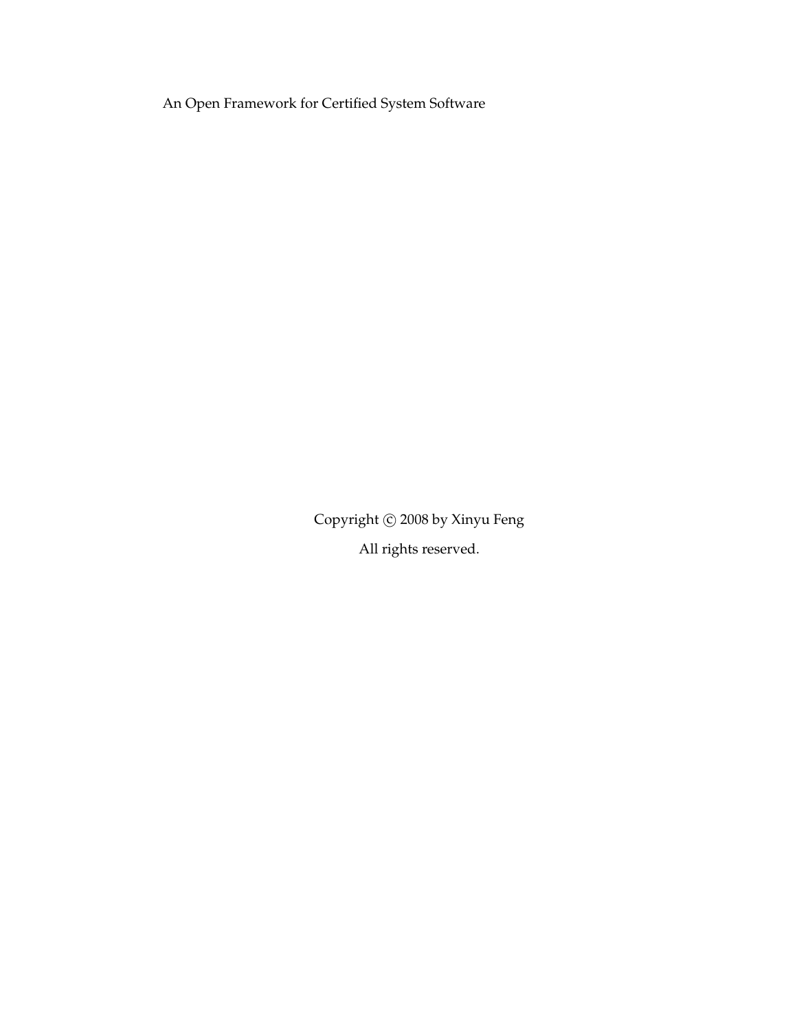An Open Framework for Certified System Software

Copyright © 2008 by Xinyu Feng

All rights reserved.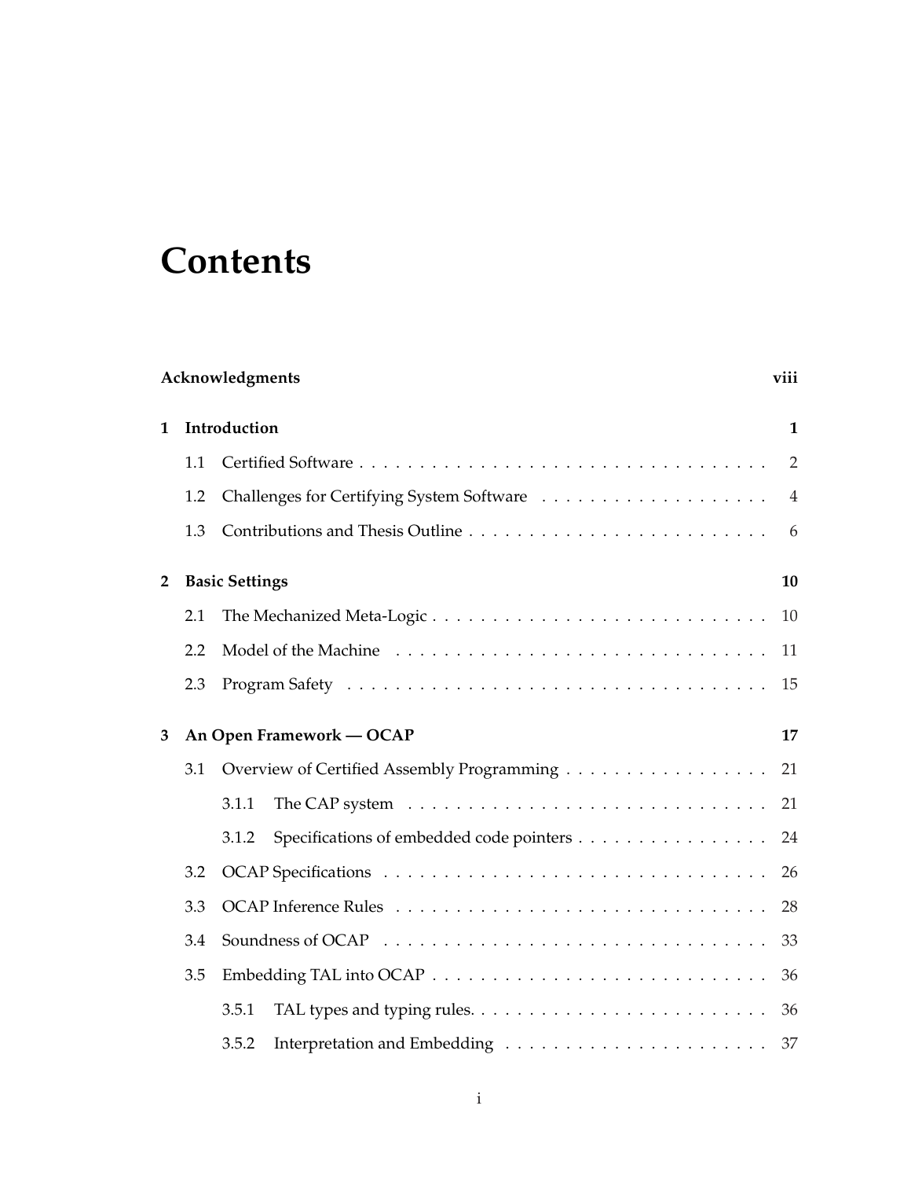# Contents

**Acknowledgments** **viii**

**1 Introduction** **1**

1.1 Certified Software . . . . . . . . . . . . . . . . . . . . . . . . . . . . . . . . . 2

1.2 Challenges for Certifying System Software . . . . . . . . . . . . . . . . . . . 4

1.3 Contributions and Thesis Outline . . . . . . . . . . . . . . . . . . . . . . . . . 6

**2 Basic Settings** **10**

2.1 The Mechanized Meta-Logic . . . . . . . . . . . . . . . . . . . . . . . . . . . 10

2.2 Model of the Machine . . . . . . . . . . . . . . . . . . . . . . . . . . . . . . . 11

2.3 Program Safety . . . . . . . . . . . . . . . . . . . . . . . . . . . . . . . . . . . 15

**3 An Open Framework — OCAP** **17**

3.1 Overview of Certified Assembly Programming . . . . . . . . . . . . . . . . . 21

3.1.1 The CAP system . . . . . . . . . . . . . . . . . . . . . . . . . . . . . . 21

3.1.2 Specifications of embedded code pointers . . . . . . . . . . . . . . . . 24

3.2 OCAP Specifications . . . . . . . . . . . . . . . . . . . . . . . . . . . . . . . . 26

3.3 OCAP Inference Rules . . . . . . . . . . . . . . . . . . . . . . . . . . . . . . . 28

3.4 Soundness of OCAP . . . . . . . . . . . . . . . . . . . . . . . . . . . . . . . . 33

3.5 Embedding TAL into OCAP . . . . . . . . . . . . . . . . . . . . . . . . . . . . 36

3.5.1 TAL types and typing rules. . . . . . . . . . . . . . . . . . . . . . . . . 36

3.5.2 Interpretation and Embedding . . . . . . . . . . . . . . . . . . . . . . 37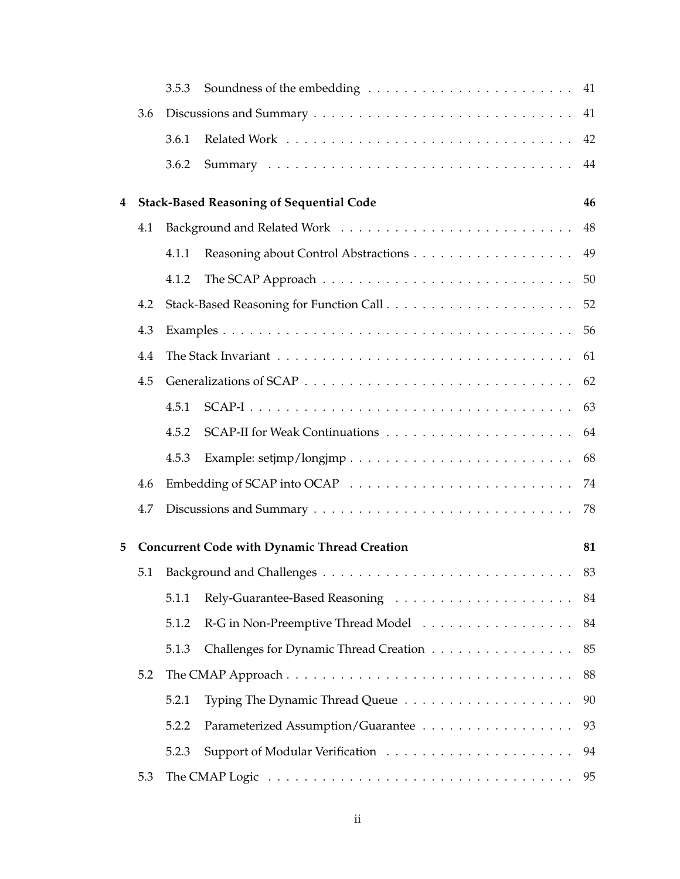- 3.5.3 Soundness of the embedding . . . . . . . . . . 41
- 3.6 Discussions and Summary . . . . . . . . . . 41
  - 3.6.1 Related Work . . . . . . . . . . 42
  - 3.6.2 Summary . . . . . . . . . . 44

**4 Stack-Based Reasoning of Sequential Code** **46**

- 4.1 Background and Related Work . . . . . . . . . . 48
  - 4.1.1 Reasoning about Control Abstractions . . . . . . . . . . 49
  - 4.1.2 The SCAP Approach . . . . . . . . . . 50
- 4.2 Stack-Based Reasoning for Function Call . . . . . . . . . . 52
- 4.3 Examples . . . . . . . . . . 56
- 4.4 The Stack Invariant . . . . . . . . . . 61
- 4.5 Generalizations of SCAP . . . . . . . . . . 62
  - 4.5.1 SCAP-I . . . . . . . . . . 63
  - 4.5.2 SCAP-II for Weak Continuations . . . . . . . . . . 64
  - 4.5.3 Example: setjmp/longjmp . . . . . . . . . . 68
- 4.6 Embedding of SCAP into OCAP . . . . . . . . . . 74
- 4.7 Discussions and Summary . . . . . . . . . . 78

**5 Concurrent Code with Dynamic Thread Creation** **81**

- 5.1 Background and Challenges . . . . . . . . . . 83
  - 5.1.1 Rely-Guarantee-Based Reasoning . . . . . . . . . . 84
  - 5.1.2 R-G in Non-Preemptive Thread Model . . . . . . . . . . 84
  - 5.1.3 Challenges for Dynamic Thread Creation . . . . . . . . . . 85
- 5.2 The CMAP Approach . . . . . . . . . . 88
  - 5.2.1 Typing The Dynamic Thread Queue . . . . . . . . . . 90
  - 5.2.2 Parameterized Assumption/Guarantee . . . . . . . . . . 93
  - 5.2.3 Support of Modular Verification . . . . . . . . . . 94
- 5.3 The CMAP Logic . . . . . . . . . . 95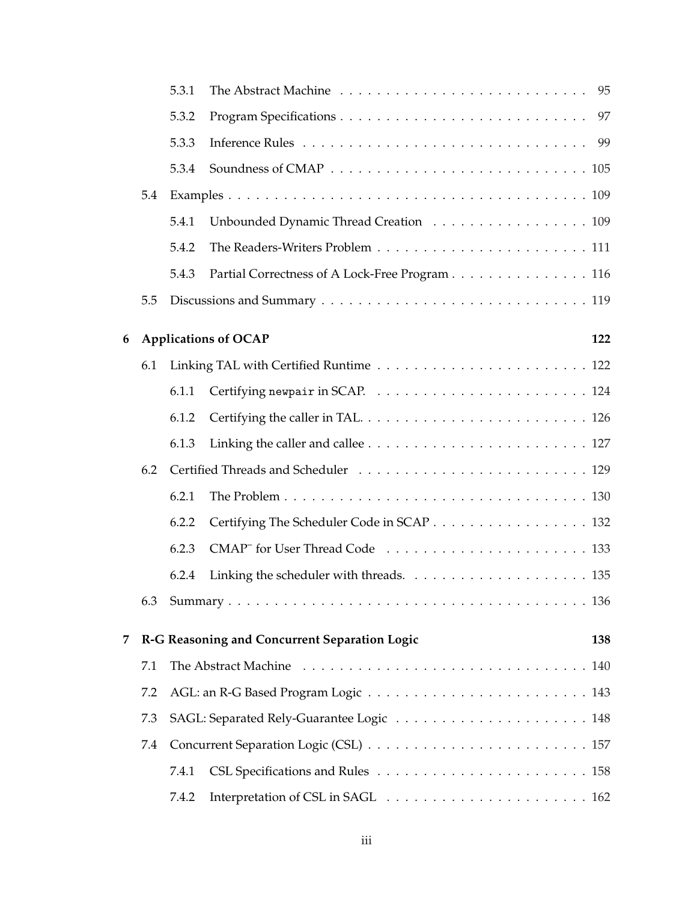5.3.1 The Abstract Machine . . . . . . . . . . . . . . . . . . . . . . . . . . 95

5.3.2 Program Specifications . . . . . . . . . . . . . . . . . . . . . . . . . . 97

5.3.3 Inference Rules . . . . . . . . . . . . . . . . . . . . . . . . . . . . . 99

5.3.4 Soundness of CMAP . . . . . . . . . . . . . . . . . . . . . . . . . . . 105

5.4 Examples . . . . . . . . . . . . . . . . . . . . . . . . . . . . . . . . . . . 109

5.4.1 Unbounded Dynamic Thread Creation . . . . . . . . . . . . . . . . . 109

5.4.2 The Readers-Writers Problem . . . . . . . . . . . . . . . . . . . . . . 111

5.4.3 Partial Correctness of A Lock-Free Program . . . . . . . . . . . . . . . 116

5.5 Discussions and Summary . . . . . . . . . . . . . . . . . . . . . . . . . . . 119

**6 Applications of OCAP 122**

6.1 Linking TAL with Certified Runtime . . . . . . . . . . . . . . . . . . . . . 122

6.1.1 Certifying `newpair` in SCAP. . . . . . . . . . . . . . . . . . . . . . . 124

6.1.2 Certifying the caller in TAL. . . . . . . . . . . . . . . . . . . . . . . . 126

6.1.3 Linking the caller and callee . . . . . . . . . . . . . . . . . . . . . . . 127

6.2 Certified Threads and Scheduler . . . . . . . . . . . . . . . . . . . . . . . 129

6.2.1 The Problem . . . . . . . . . . . . . . . . . . . . . . . . . . . . . . . . 130

6.2.2 Certifying The Scheduler Code in SCAP . . . . . . . . . . . . . . . . . 132

6.2.3 $\text{CMAP}^{-}$ for User Thread Code . . . . . . . . . . . . . . . . . . . . . 133

6.2.4 Linking the scheduler with threads. . . . . . . . . . . . . . . . . . . . 135

6.3 Summary . . . . . . . . . . . . . . . . . . . . . . . . . . . . . . . . . . . . 136

**7 R-G Reasoning and Concurrent Separation Logic 138**

7.1 The Abstract Machine . . . . . . . . . . . . . . . . . . . . . . . . . . . . . 140

7.2 AGL: an R-G Based Program Logic . . . . . . . . . . . . . . . . . . . . . . 143

7.3 SAGL: Separated Rely-Guarantee Logic . . . . . . . . . . . . . . . . . . . . 148

7.4 Concurrent Separation Logic (CSL) . . . . . . . . . . . . . . . . . . . . . . 157

7.4.1 CSL Specifications and Rules . . . . . . . . . . . . . . . . . . . . . . . 158

7.4.2 Interpretation of CSL in SAGL . . . . . . . . . . . . . . . . . . . . . . 162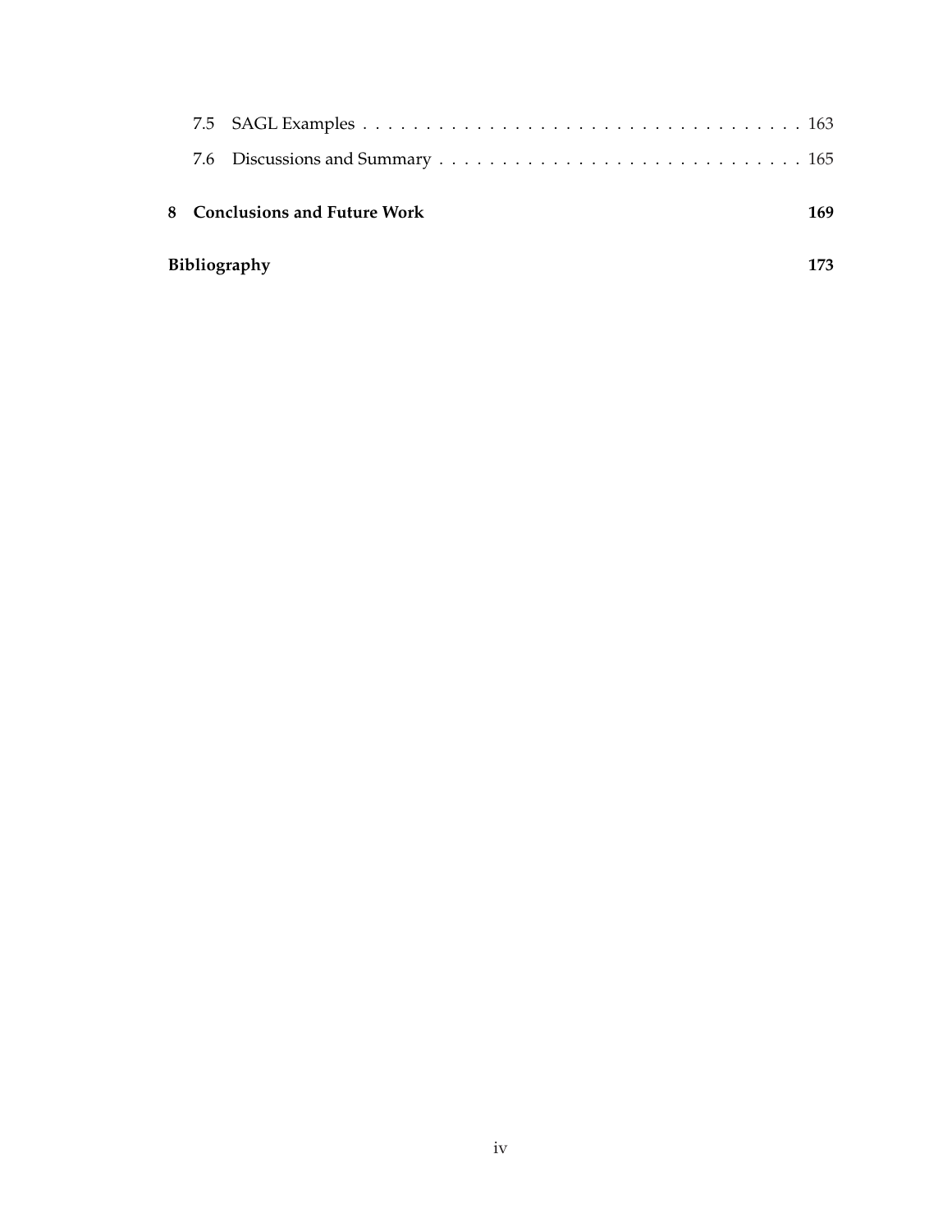7.5 SAGL Examples . . . . . . . . . . . . . . . . . . . . . . . . . . . . . . . . . . 163

7.6 Discussions and Summary . . . . . . . . . . . . . . . . . . . . . . . . . . . . 165

**8 Conclusions and Future Work** **169**

**Bibliography** **173**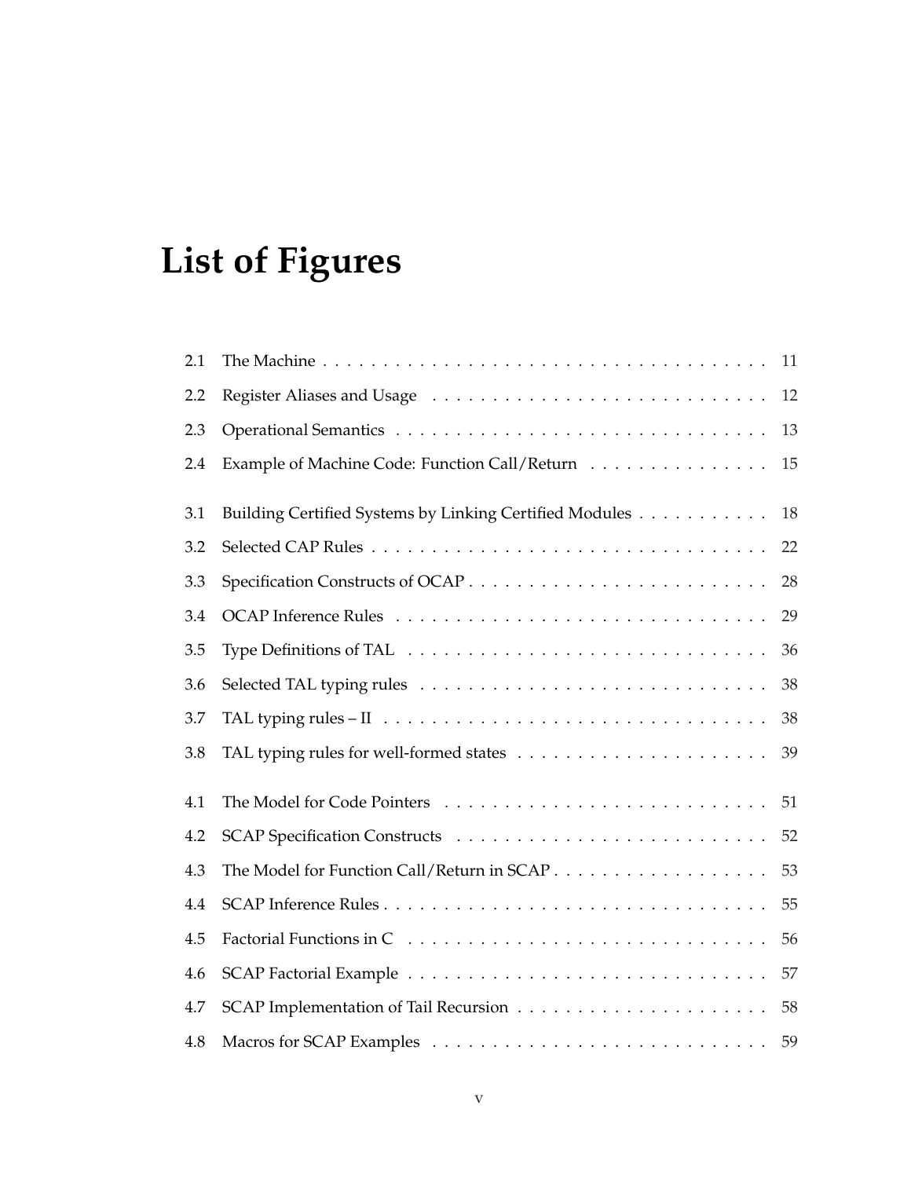# List of Figures

| | | |
|---|---|---|
| 2.1 | The Machine | 11 |
| 2.2 | Register Aliases and Usage | 12 |
| 2.3 | Operational Semantics | 13 |
| 2.4 | Example of Machine Code: Function Call/Return | 15 |
| 3.1 | Building Certified Systems by Linking Certified Modules | 18 |
| 3.2 | Selected CAP Rules | 22 |
| 3.3 | Specification Constructs of OCAP | 28 |
| 3.4 | OCAP Inference Rules | 29 |
| 3.5 | Type Definitions of TAL | 36 |
| 3.6 | Selected TAL typing rules | 38 |
| 3.7 | TAL typing rules – II | 38 |
| 3.8 | TAL typing rules for well-formed states | 39 |
| 4.1 | The Model for Code Pointers | 51 |
| 4.2 | SCAP Specification Constructs | 52 |
| 4.3 | The Model for Function Call/Return in SCAP | 53 |
| 4.4 | SCAP Inference Rules | 55 |
| 4.5 | Factorial Functions in C | 56 |
| 4.6 | SCAP Factorial Example | 57 |
| 4.7 | SCAP Implementation of Tail Recursion | 58 |
| 4.8 | Macros for SCAP Examples | 59 |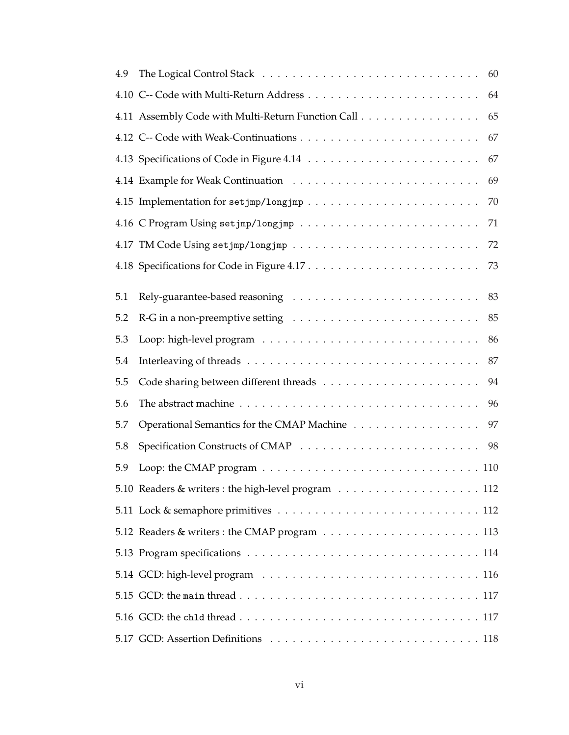| | | |
|---|---|---|
| 4.9 | The Logical Control Stack | 60 |
| 4.10 | C-- Code with Multi-Return Address | 64 |
| 4.11 | Assembly Code with Multi-Return Function Call | 65 |
| 4.12 | C-- Code with Weak-Continuations | 67 |
| 4.13 | Specifications of Code in Figure 4.14 | 67 |
| 4.14 | Example for Weak Continuation | 69 |
| 4.15 | Implementation for `setjmp/longjmp` | 70 |
| 4.16 | C Program Using `setjmp/longjmp` | 71 |
| 4.17 | TM Code Using `setjmp/longjmp` | 72 |
| 4.18 | Specifications for Code in Figure 4.17 | 73 |
| 5.1 | Rely-guarantee-based reasoning | 83 |
| 5.2 | R-G in a non-preemptive setting | 85 |
| 5.3 | Loop: high-level program | 86 |
| 5.4 | Interleaving of threads | 87 |
| 5.5 | Code sharing between different threads | 94 |
| 5.6 | The abstract machine | 96 |
| 5.7 | Operational Semantics for the CMAP Machine | 97 |
| 5.8 | Specification Constructs of CMAP | 98 |
| 5.9 | Loop: the CMAP program | 110 |
| 5.10 | Readers & writers : the high-level program | 112 |
| 5.11 | Lock & semaphore primitives | 112 |
| 5.12 | Readers & writers : the CMAP program | 113 |
| 5.13 | Program specifications | 114 |
| 5.14 | GCD: high-level program | 116 |
| 5.15 | GCD: the `main` thread | 117 |
| 5.16 | GCD: the `chld` thread | 117 |
| 5.17 | GCD: Assertion Definitions | 118 |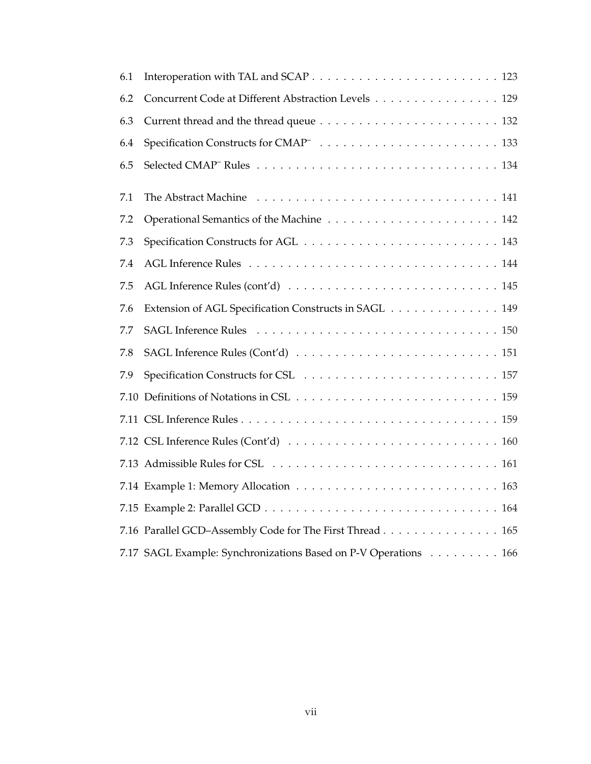6.1 Interoperation with TAL and SCAP . . . . . . . . . . . . . . . . . . . . . . . . 123

6.2 Concurrent Code at Different Abstraction Levels . . . . . . . . . . . . . . . . 129

6.3 Current thread and the thread queue . . . . . . . . . . . . . . . . . . . . . . . 132

6.4 Specification Constructs for CMAP$^-$ . . . . . . . . . . . . . . . . . . . . . . 133

6.5 Selected CMAP$^-$ Rules . . . . . . . . . . . . . . . . . . . . . . . . . . . . . . 134

7.1 The Abstract Machine . . . . . . . . . . . . . . . . . . . . . . . . . . . . . . . 141

7.2 Operational Semantics of the Machine . . . . . . . . . . . . . . . . . . . . . . 142

7.3 Specification Constructs for AGL . . . . . . . . . . . . . . . . . . . . . . . . . 143

7.4 AGL Inference Rules . . . . . . . . . . . . . . . . . . . . . . . . . . . . . . . . 144

7.5 AGL Inference Rules (cont'd) . . . . . . . . . . . . . . . . . . . . . . . . . . . 145

7.6 Extension of AGL Specification Constructs in SAGL . . . . . . . . . . . . . . 149

7.7 SAGL Inference Rules . . . . . . . . . . . . . . . . . . . . . . . . . . . . . . . 150

7.8 SAGL Inference Rules (Cont'd) . . . . . . . . . . . . . . . . . . . . . . . . . . 151

7.9 Specification Constructs for CSL . . . . . . . . . . . . . . . . . . . . . . . . . 157

7.10 Definitions of Notations in CSL . . . . . . . . . . . . . . . . . . . . . . . . . 159

7.11 CSL Inference Rules . . . . . . . . . . . . . . . . . . . . . . . . . . . . . . . . 159

7.12 CSL Inference Rules (Cont'd) . . . . . . . . . . . . . . . . . . . . . . . . . . 160

7.13 Admissible Rules for CSL . . . . . . . . . . . . . . . . . . . . . . . . . . . . . 161

7.14 Example 1: Memory Allocation . . . . . . . . . . . . . . . . . . . . . . . . . . 163

7.15 Example 2: Parallel GCD . . . . . . . . . . . . . . . . . . . . . . . . . . . . . 164

7.16 Parallel GCD–Assembly Code for The First Thread . . . . . . . . . . . . . . . 165

7.17 SAGL Example: Synchronizations Based on P-V Operations . . . . . . . . . 166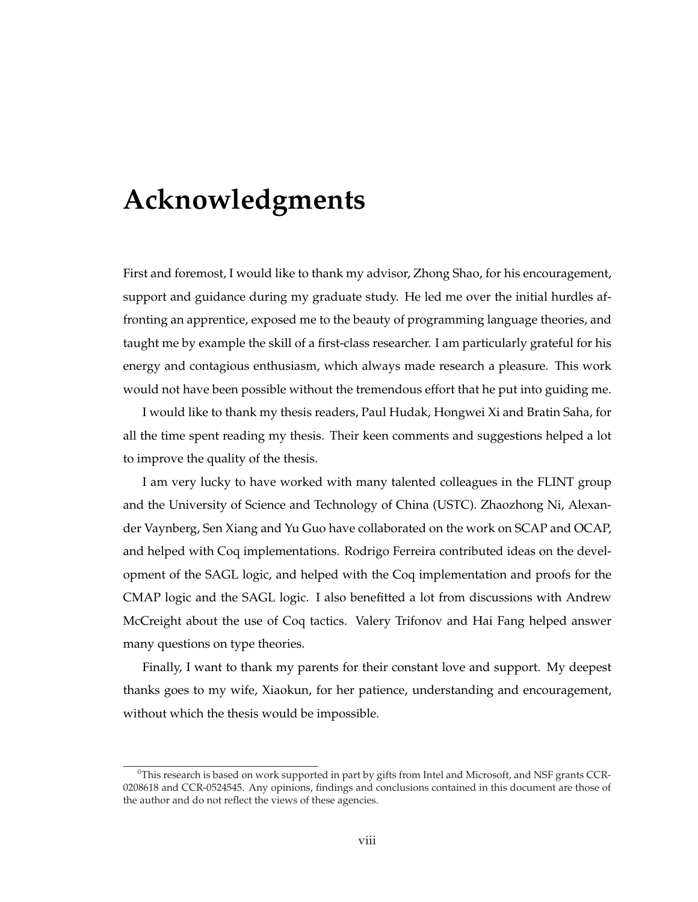# Acknowledgments

First and foremost, I would like to thank my advisor, Zhong Shao, for his encouragement, support and guidance during my graduate study. He led me over the initial hurdles affronting an apprentice, exposed me to the beauty of programming language theories, and taught me by example the skill of a first-class researcher. I am particularly grateful for his energy and contagious enthusiasm, which always made research a pleasure. This work would not have been possible without the tremendous effort that he put into guiding me.

I would like to thank my thesis readers, Paul Hudak, Hongwei Xi and Bratin Saha, for all the time spent reading my thesis. Their keen comments and suggestions helped a lot to improve the quality of the thesis.

I am very lucky to have worked with many talented colleagues in the FLINT group and the University of Science and Technology of China (USTC). Zhaozhong Ni, Alexander Vaynberg, Sen Xiang and Yu Guo have collaborated on the work on SCAP and OCAP, and helped with Coq implementations. Rodrigo Ferreira contributed ideas on the development of the SAGL logic, and helped with the Coq implementation and proofs for the CMAP logic and the SAGL logic. I also benefitted a lot from discussions with Andrew McCreight about the use of Coq tactics. Valery Trifonov and Hai Fang helped answer many questions on type theories.

Finally, I want to thank my parents for their constant love and support. My deepest thanks goes to my wife, Xiaokun, for her patience, understanding and encouragement, without which the thesis would be impossible.

[0]This research is based on work supported in part by gifts from Intel and Microsoft, and NSF grants CCR-0208618 and CCR-0524545. Any opinions, findings and conclusions contained in this document are those of the author and do not reflect the views of these agencies.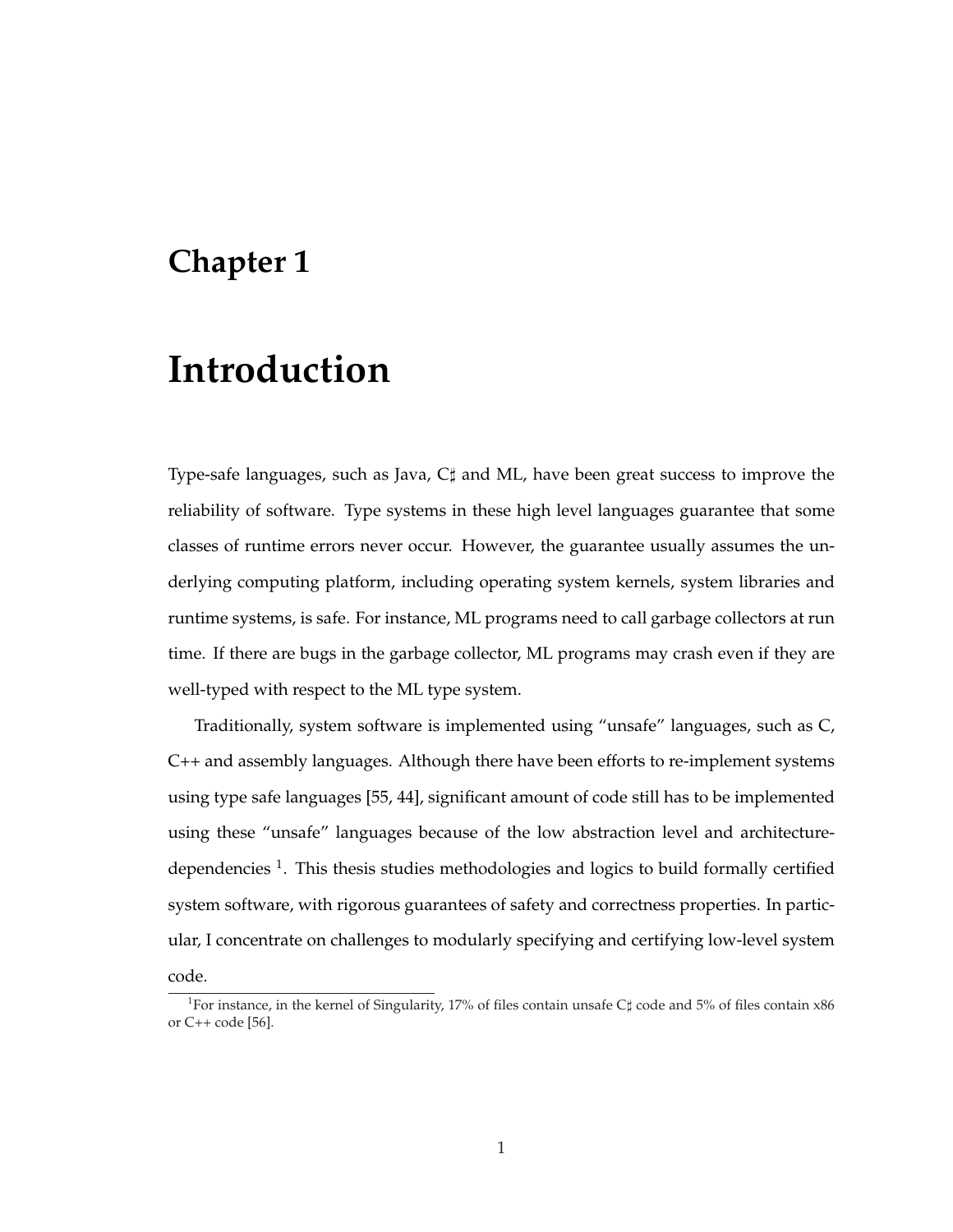# Chapter 1

# Introduction

Type-safe languages, such as Java, C♯ and ML, have been great success to improve the reliability of software. Type systems in these high level languages guarantee that some classes of runtime errors never occur. However, the guarantee usually assumes the underlying computing platform, including operating system kernels, system libraries and runtime systems, is safe. For instance, ML programs need to call garbage collectors at run time. If there are bugs in the garbage collector, ML programs may crash even if they are well-typed with respect to the ML type system.

Traditionally, system software is implemented using "unsafe" languages, such as C, C++ and assembly languages. Although there have been efforts to re-implement systems using type safe languages [55, 44], significant amount of code still has to be implemented using these "unsafe" languages because of the low abstraction level and architecture-dependencies [1]. This thesis studies methodologies and logics to build formally certified system software, with rigorous guarantees of safety and correctness properties. In particular, I concentrate on challenges to modularly specifying and certifying low-level system code.

[1] For instance, in the kernel of Singularity, 17% of files contain unsafe C♯ code and 5% of files contain x86 or C++ code [56].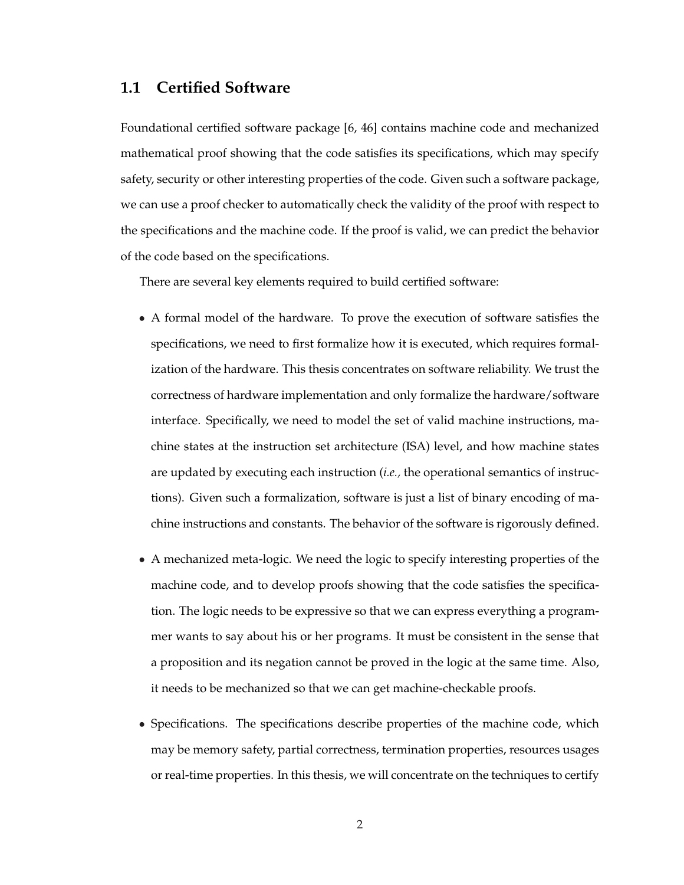## 1.1 Certified Software

Foundational certified software package [6, 46] contains machine code and mechanized mathematical proof showing that the code satisfies its specifications, which may specify safety, security or other interesting properties of the code. Given such a software package, we can use a proof checker to automatically check the validity of the proof with respect to the specifications and the machine code. If the proof is valid, we can predict the behavior of the code based on the specifications.

There are several key elements required to build certified software:

- A formal model of the hardware. To prove the execution of software satisfies the specifications, we need to first formalize how it is executed, which requires formalization of the hardware. This thesis concentrates on software reliability. We trust the correctness of hardware implementation and only formalize the hardware/software interface. Specifically, we need to model the set of valid machine instructions, machine states at the instruction set architecture (ISA) level, and how machine states are updated by executing each instruction (*i.e.,* the operational semantics of instructions). Given such a formalization, software is just a list of binary encoding of machine instructions and constants. The behavior of the software is rigorously defined.
- A mechanized meta-logic. We need the logic to specify interesting properties of the machine code, and to develop proofs showing that the code satisfies the specification. The logic needs to be expressive so that we can express everything a programmer wants to say about his or her programs. It must be consistent in the sense that a proposition and its negation cannot be proved in the logic at the same time. Also, it needs to be mechanized so that we can get machine-checkable proofs.
- Specifications. The specifications describe properties of the machine code, which may be memory safety, partial correctness, termination properties, resources usages or real-time properties. In this thesis, we will concentrate on the techniques to certify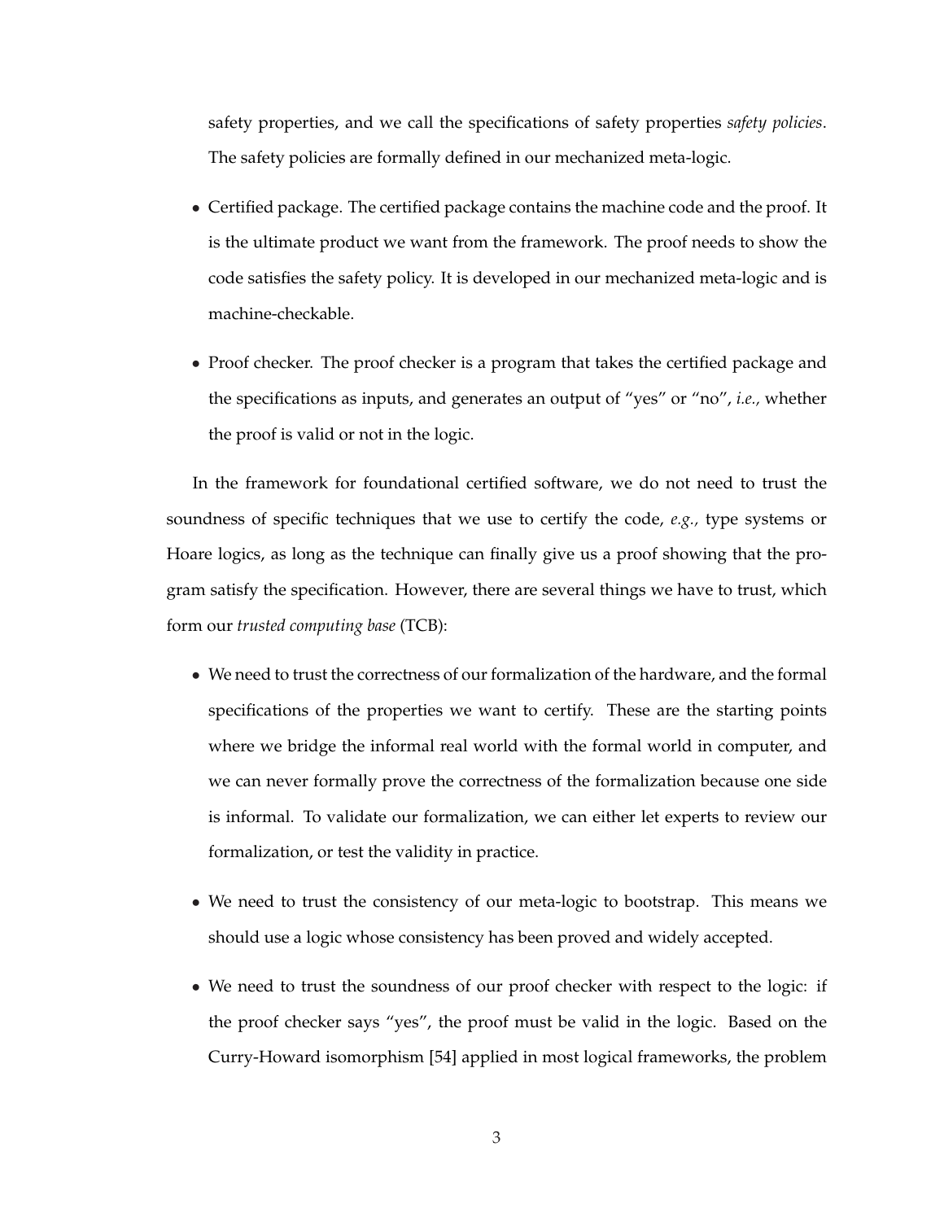safety properties, and we call the specifications of safety properties *safety policies*. The safety policies are formally defined in our mechanized meta-logic.

- Certified package. The certified package contains the machine code and the proof. It is the ultimate product we want from the framework. The proof needs to show the code satisfies the safety policy. It is developed in our mechanized meta-logic and is machine-checkable.
- Proof checker. The proof checker is a program that takes the certified package and the specifications as inputs, and generates an output of "yes" or "no", *i.e.,* whether the proof is valid or not in the logic.

In the framework for foundational certified software, we do not need to trust the soundness of specific techniques that we use to certify the code, *e.g.,* type systems or Hoare logics, as long as the technique can finally give us a proof showing that the program satisfy the specification. However, there are several things we have to trust, which form our *trusted computing base* (TCB):

- We need to trust the correctness of our formalization of the hardware, and the formal specifications of the properties we want to certify. These are the starting points where we bridge the informal real world with the formal world in computer, and we can never formally prove the correctness of the formalization because one side is informal. To validate our formalization, we can either let experts to review our formalization, or test the validity in practice.
- We need to trust the consistency of our meta-logic to bootstrap. This means we should use a logic whose consistency has been proved and widely accepted.
- We need to trust the soundness of our proof checker with respect to the logic: if the proof checker says "yes", the proof must be valid in the logic. Based on the Curry-Howard isomorphism [54] applied in most logical frameworks, the problem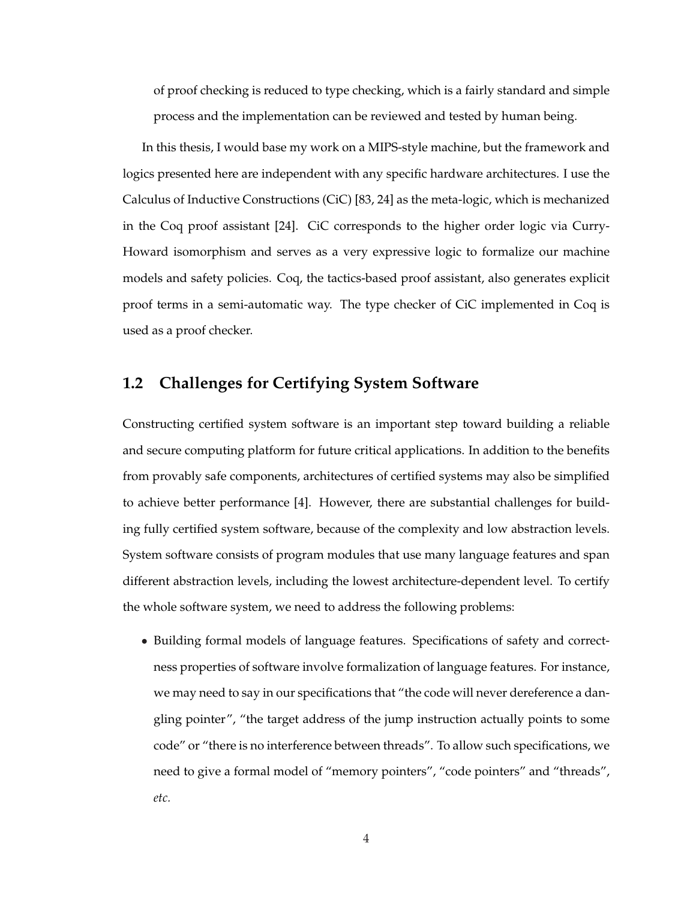of proof checking is reduced to type checking, which is a fairly standard and simple process and the implementation can be reviewed and tested by human being.

In this thesis, I would base my work on a MIPS-style machine, but the framework and logics presented here are independent with any specific hardware architectures. I use the Calculus of Inductive Constructions (CiC) [83, 24] as the meta-logic, which is mechanized in the Coq proof assistant [24]. CiC corresponds to the higher order logic via Curry-Howard isomorphism and serves as a very expressive logic to formalize our machine models and safety policies. Coq, the tactics-based proof assistant, also generates explicit proof terms in a semi-automatic way. The type checker of CiC implemented in Coq is used as a proof checker.

## 1.2 Challenges for Certifying System Software

Constructing certified system software is an important step toward building a reliable and secure computing platform for future critical applications. In addition to the benefits from provably safe components, architectures of certified systems may also be simplified to achieve better performance [4]. However, there are substantial challenges for building fully certified system software, because of the complexity and low abstraction levels. System software consists of program modules that use many language features and span different abstraction levels, including the lowest architecture-dependent level. To certify the whole software system, we need to address the following problems:

- Building formal models of language features. Specifications of safety and correctness properties of software involve formalization of language features. For instance, we may need to say in our specifications that "the code will never dereference a dangling pointer", "the target address of the jump instruction actually points to some code" or "there is no interference between threads". To allow such specifications, we need to give a formal model of "memory pointers", "code pointers" and "threads", *etc.*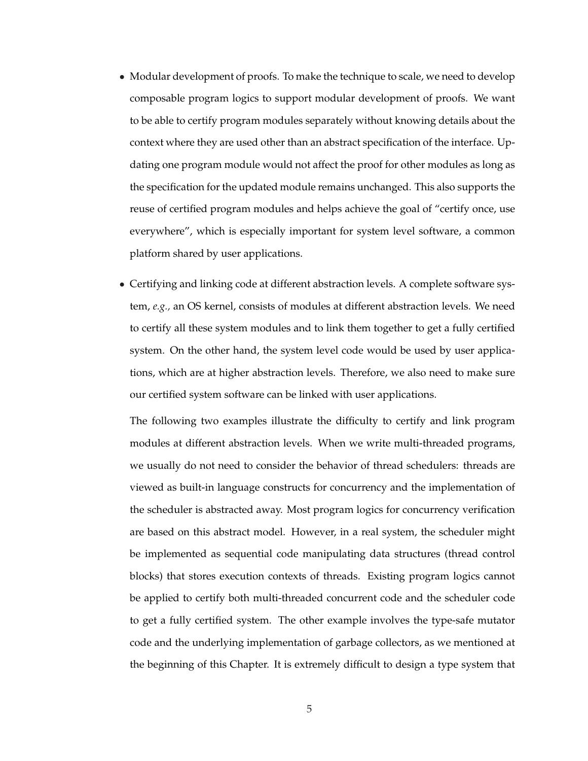- Modular development of proofs. To make the technique to scale, we need to develop composable program logics to support modular development of proofs. We want to be able to certify program modules separately without knowing details about the context where they are used other than an abstract specification of the interface. Updating one program module would not affect the proof for other modules as long as the specification for the updated module remains unchanged. This also supports the reuse of certified program modules and helps achieve the goal of "certify once, use everywhere", which is especially important for system level software, a common platform shared by user applications.

- Certifying and linking code at different abstraction levels. A complete software system, *e.g.,* an OS kernel, consists of modules at different abstraction levels. We need to certify all these system modules and to link them together to get a fully certified system. On the other hand, the system level code would be used by user applications, which are at higher abstraction levels. Therefore, we also need to make sure our certified system software can be linked with user applications.

  The following two examples illustrate the difficulty to certify and link program modules at different abstraction levels. When we write multi-threaded programs, we usually do not need to consider the behavior of thread schedulers: threads are viewed as built-in language constructs for concurrency and the implementation of the scheduler is abstracted away. Most program logics for concurrency verification are based on this abstract model. However, in a real system, the scheduler might be implemented as sequential code manipulating data structures (thread control blocks) that stores execution contexts of threads. Existing program logics cannot be applied to certify both multi-threaded concurrent code and the scheduler code to get a fully certified system. The other example involves the type-safe mutator code and the underlying implementation of garbage collectors, as we mentioned at the beginning of this Chapter. It is extremely difficult to design a type system that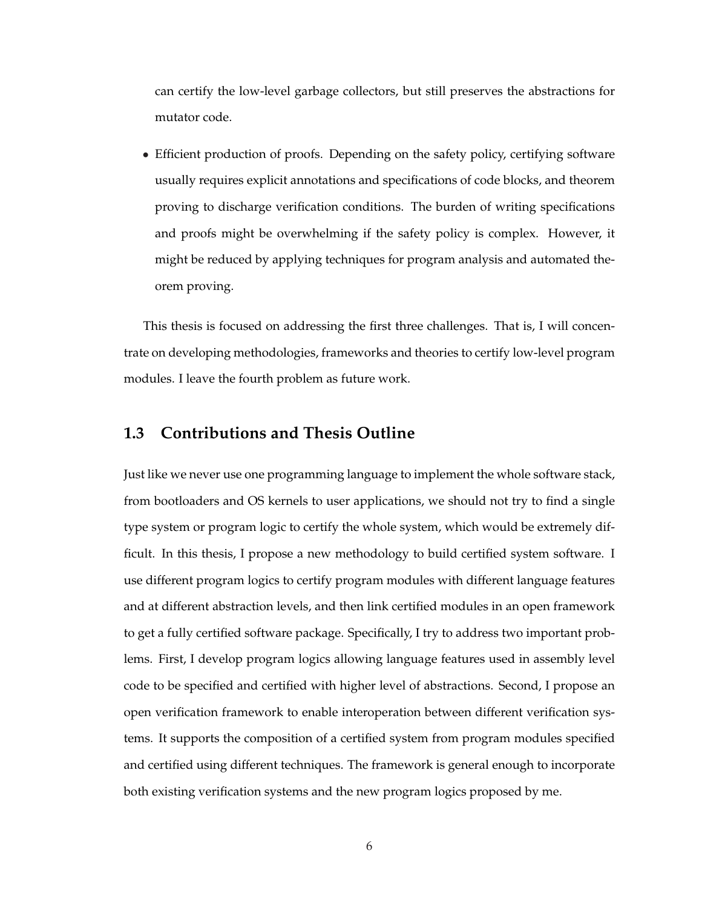can certify the low-level garbage collectors, but still preserves the abstractions for mutator code.

- Efficient production of proofs. Depending on the safety policy, certifying software usually requires explicit annotations and specifications of code blocks, and theorem proving to discharge verification conditions. The burden of writing specifications and proofs might be overwhelming if the safety policy is complex. However, it might be reduced by applying techniques for program analysis and automated theorem proving.

This thesis is focused on addressing the first three challenges. That is, I will concentrate on developing methodologies, frameworks and theories to certify low-level program modules. I leave the fourth problem as future work.

## 1.3 Contributions and Thesis Outline

Just like we never use one programming language to implement the whole software stack, from bootloaders and OS kernels to user applications, we should not try to find a single type system or program logic to certify the whole system, which would be extremely difficult. In this thesis, I propose a new methodology to build certified system software. I use different program logics to certify program modules with different language features and at different abstraction levels, and then link certified modules in an open framework to get a fully certified software package. Specifically, I try to address two important problems. First, I develop program logics allowing language features used in assembly level code to be specified and certified with higher level of abstractions. Second, I propose an open verification framework to enable interoperation between different verification systems. It supports the composition of a certified system from program modules specified and certified using different techniques. The framework is general enough to incorporate both existing verification systems and the new program logics proposed by me.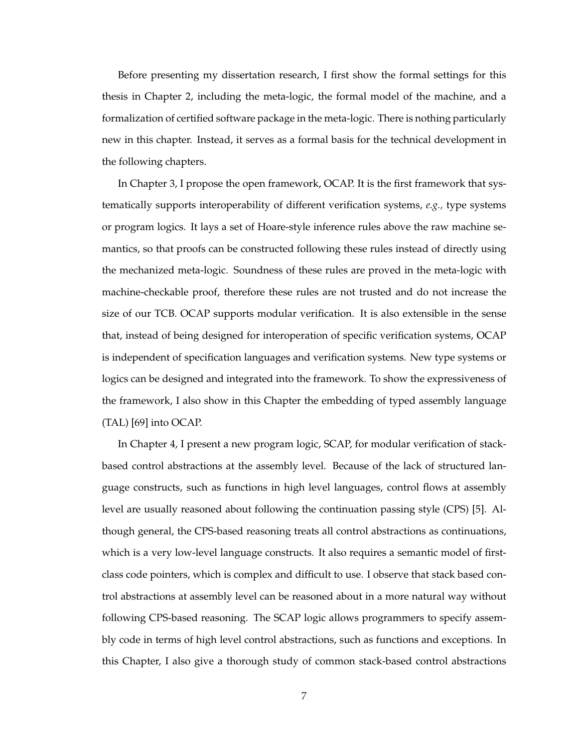Before presenting my dissertation research, I first show the formal settings for this thesis in Chapter 2, including the meta-logic, the formal model of the machine, and a formalization of certified software package in the meta-logic. There is nothing particularly new in this chapter. Instead, it serves as a formal basis for the technical development in the following chapters.

In Chapter 3, I propose the open framework, OCAP. It is the first framework that systematically supports interoperability of different verification systems, *e.g.,* type systems or program logics. It lays a set of Hoare-style inference rules above the raw machine semantics, so that proofs can be constructed following these rules instead of directly using the mechanized meta-logic. Soundness of these rules are proved in the meta-logic with machine-checkable proof, therefore these rules are not trusted and do not increase the size of our TCB. OCAP supports modular verification. It is also extensible in the sense that, instead of being designed for interoperation of specific verification systems, OCAP is independent of specification languages and verification systems. New type systems or logics can be designed and integrated into the framework. To show the expressiveness of the framework, I also show in this Chapter the embedding of typed assembly language (TAL) [69] into OCAP.

In Chapter 4, I present a new program logic, SCAP, for modular verification of stack-based control abstractions at the assembly level. Because of the lack of structured language constructs, such as functions in high level languages, control flows at assembly level are usually reasoned about following the continuation passing style (CPS) [5]. Although general, the CPS-based reasoning treats all control abstractions as continuations, which is a very low-level language constructs. It also requires a semantic model of first-class code pointers, which is complex and difficult to use. I observe that stack based control abstractions at assembly level can be reasoned about in a more natural way without following CPS-based reasoning. The SCAP logic allows programmers to specify assembly code in terms of high level control abstractions, such as functions and exceptions. In this Chapter, I also give a thorough study of common stack-based control abstractions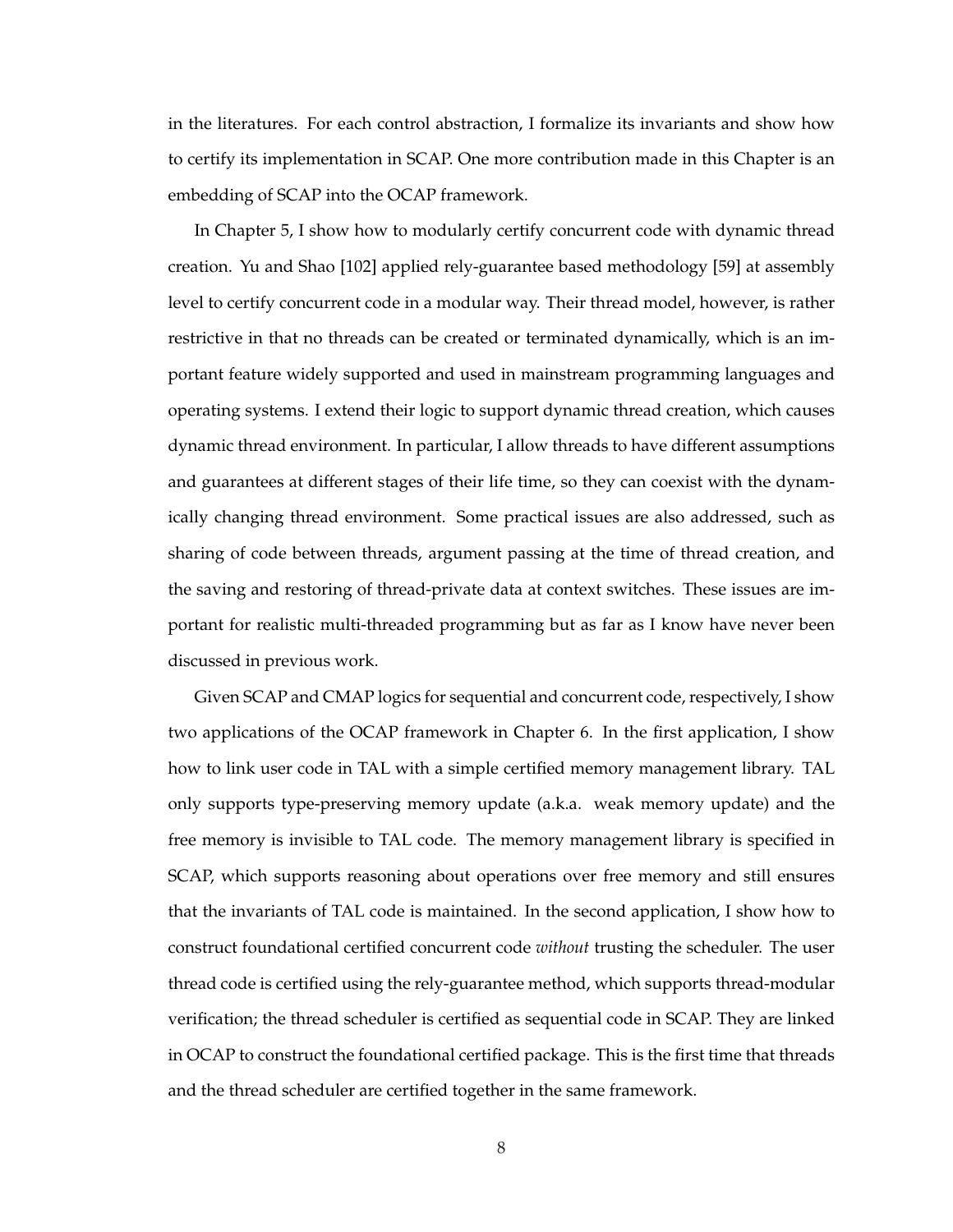in the literatures. For each control abstraction, I formalize its invariants and show how to certify its implementation in SCAP. One more contribution made in this Chapter is an embedding of SCAP into the OCAP framework.

In Chapter 5, I show how to modularly certify concurrent code with dynamic thread creation. Yu and Shao [102] applied rely-guarantee based methodology [59] at assembly level to certify concurrent code in a modular way. Their thread model, however, is rather restrictive in that no threads can be created or terminated dynamically, which is an important feature widely supported and used in mainstream programming languages and operating systems. I extend their logic to support dynamic thread creation, which causes dynamic thread environment. In particular, I allow threads to have different assumptions and guarantees at different stages of their life time, so they can coexist with the dynamically changing thread environment. Some practical issues are also addressed, such as sharing of code between threads, argument passing at the time of thread creation, and the saving and restoring of thread-private data at context switches. These issues are important for realistic multi-threaded programming but as far as I know have never been discussed in previous work.

Given SCAP and CMAP logics for sequential and concurrent code, respectively, I show two applications of the OCAP framework in Chapter 6. In the first application, I show how to link user code in TAL with a simple certified memory management library. TAL only supports type-preserving memory update (a.k.a. weak memory update) and the free memory is invisible to TAL code. The memory management library is specified in SCAP, which supports reasoning about operations over free memory and still ensures that the invariants of TAL code is maintained. In the second application, I show how to construct foundational certified concurrent code *without* trusting the scheduler. The user thread code is certified using the rely-guarantee method, which supports thread-modular verification; the thread scheduler is certified as sequential code in SCAP. They are linked in OCAP to construct the foundational certified package. This is the first time that threads and the thread scheduler are certified together in the same framework.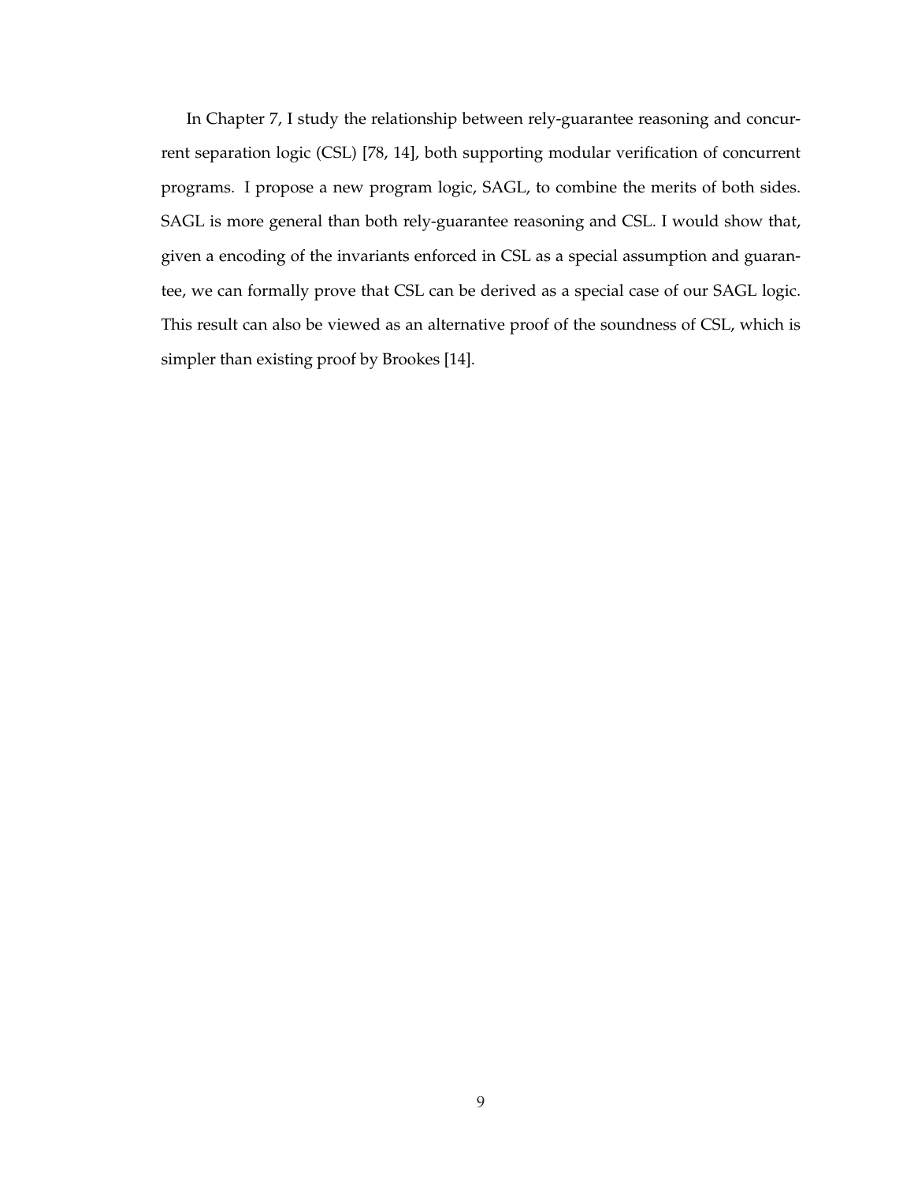In Chapter 7, I study the relationship between rely-guarantee reasoning and concurrent separation logic (CSL) [78, 14], both supporting modular verification of concurrent programs. I propose a new program logic, SAGL, to combine the merits of both sides. SAGL is more general than both rely-guarantee reasoning and CSL. I would show that, given a encoding of the invariants enforced in CSL as a special assumption and guarantee, we can formally prove that CSL can be derived as a special case of our SAGL logic. This result can also be viewed as an alternative proof of the soundness of CSL, which is simpler than existing proof by Brookes [14].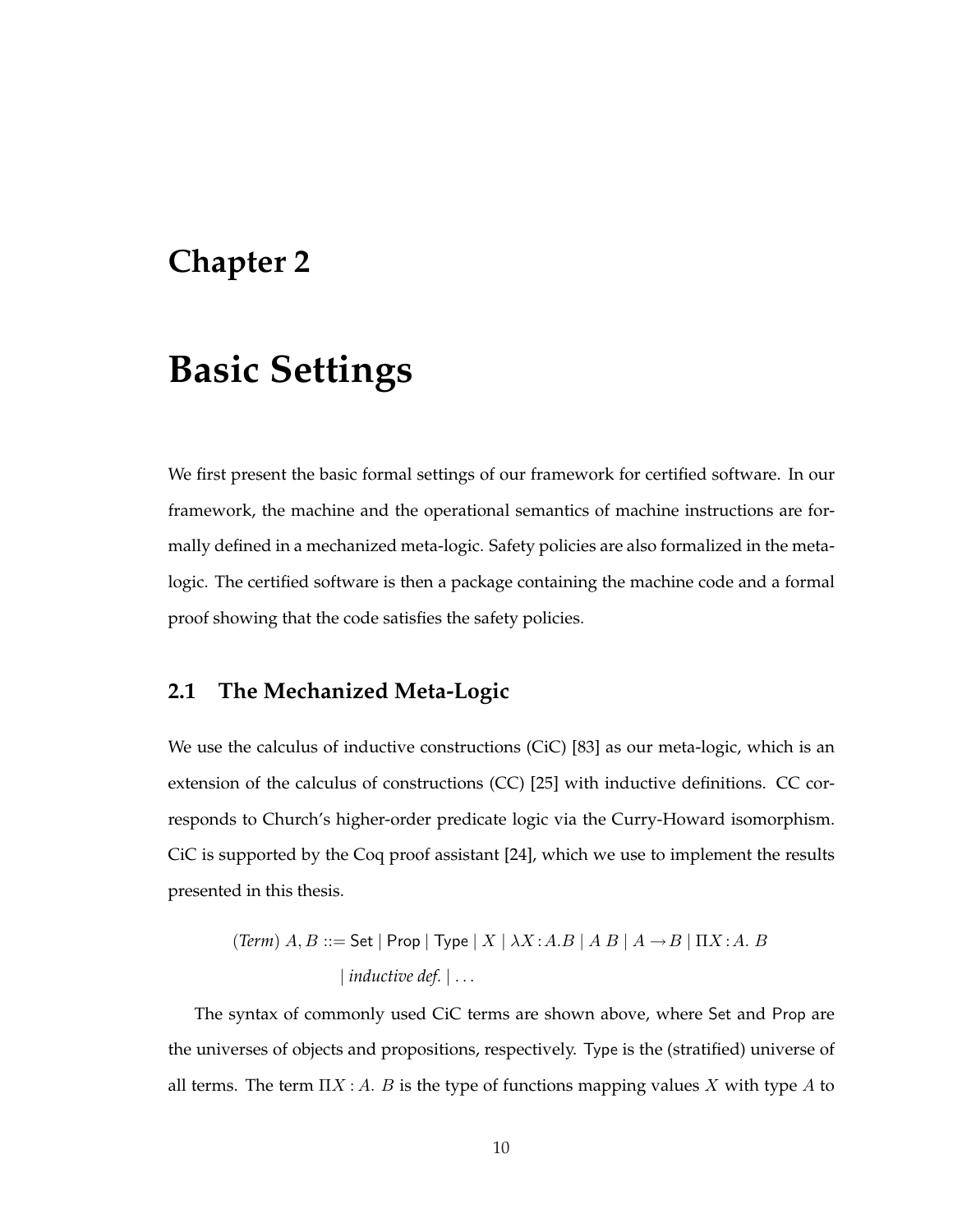# Chapter 2

# Basic Settings

We first present the basic formal settings of our framework for certified software. In our framework, the machine and the operational semantics of machine instructions are formally defined in a mechanized meta-logic. Safety policies are also formalized in the meta-logic. The certified software is then a package containing the machine code and a formal proof showing that the code satisfies the safety policies.

## 2.1 The Mechanized Meta-Logic

We use the calculus of inductive constructions (CiC) [83] as our meta-logic, which is an extension of the calculus of constructions (CC) [25] with inductive definitions. CC corresponds to Church's higher-order predicate logic via the Curry-Howard isomorphism. CiC is supported by the Coq proof assistant [24], which we use to implement the results presented in this thesis.

$$
\begin{aligned}
(\textit{Term})\ A, B ::= &\ \mathsf{Set} \mid \mathsf{Prop} \mid \mathsf{Type} \mid X \mid \lambda X\!:\!A.B \mid A\ B \mid A \rightarrow B \mid \Pi X\!:\!A.\ B \\
&\mid \textit{inductive def.} \mid \ldots
\end{aligned}
$$

The syntax of commonly used CiC terms are shown above, where Set and Prop are the universes of objects and propositions, respectively. Type is the (stratified) universe of all terms. The term $\Pi X : A.\ B$ is the type of functions mapping values $X$ with type $A$ to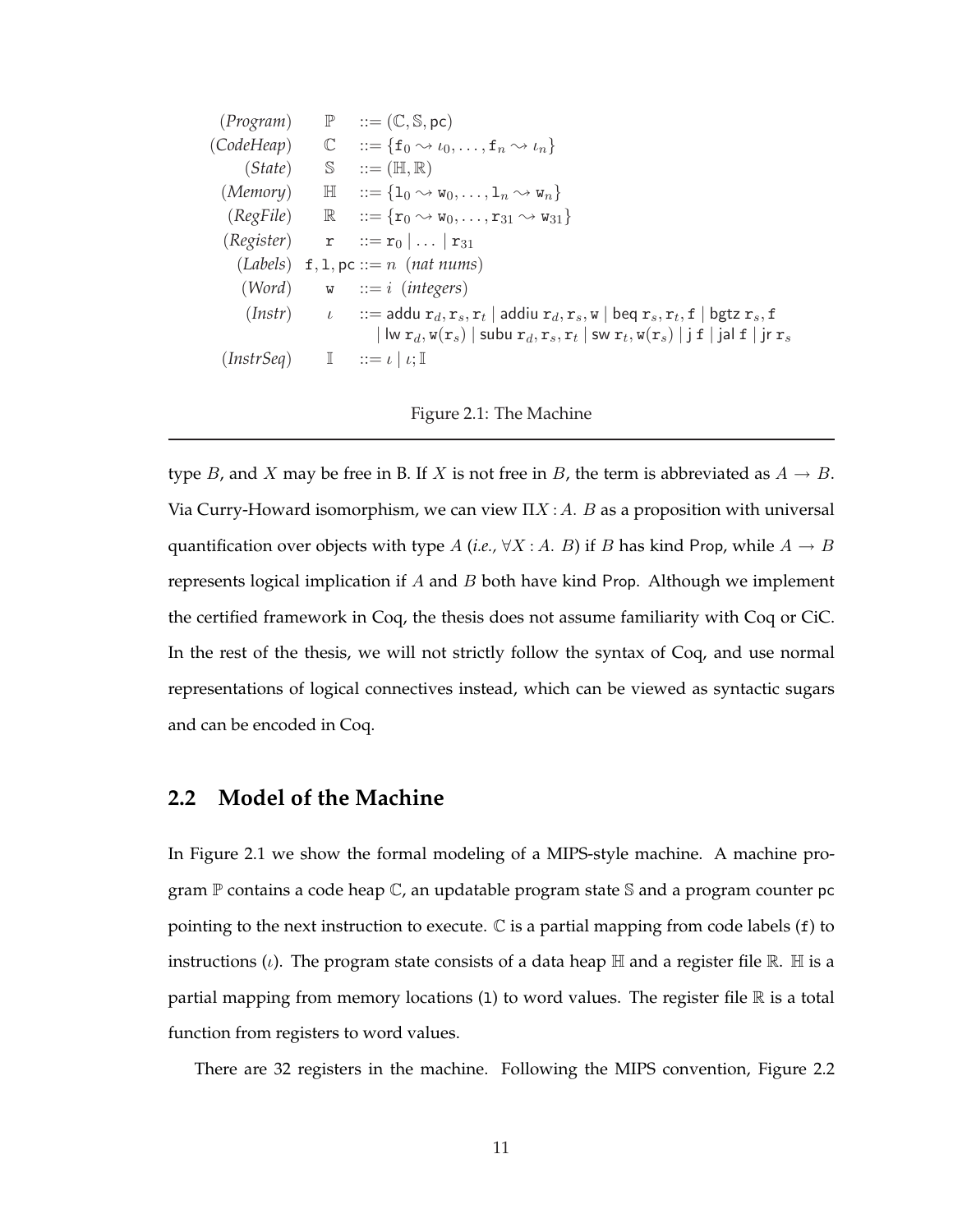$$
\begin{array}{llcl}
(Program) & \mathbb{P} & ::= & (\mathbb{C}, \mathbb{S}, \mathsf{pc}) \\
(CodeHeap) & \mathbb{C} & ::= & \{\mathtt{f}_0 \rightsquigarrow \iota_0, \ldots, \mathtt{f}_n \rightsquigarrow \iota_n\} \\
(State) & \mathbb{S} & ::= & (\mathbb{H}, \mathbb{R}) \\
(Memory) & \mathbb{H} & ::= & \{\mathtt{l}_0 \rightsquigarrow \mathtt{w}_0, \ldots, \mathtt{l}_n \rightsquigarrow \mathtt{w}_n\} \\
(RegFile) & \mathbb{R} & ::= & \{\mathtt{r}_0 \rightsquigarrow \mathtt{w}_0, \ldots, \mathtt{r}_{31} \rightsquigarrow \mathtt{w}_{31}\} \\
(Register) & \mathtt{r} & ::= & \mathtt{r}_0 \mid \ldots \mid \mathtt{r}_{31} \\
(Labels) & \mathtt{f}, \mathtt{l}, \mathsf{pc} & ::= & n \;\; (nat\ nums) \\
(Word) & \mathtt{w} & ::= & i \;\; (integers) \\
(Instr) & \iota & ::= & \mathsf{addu}\ \mathtt{r}_d, \mathtt{r}_s, \mathtt{r}_t \mid \mathsf{addiu}\ \mathtt{r}_d, \mathtt{r}_s, \mathtt{w} \mid \mathsf{beq}\ \mathtt{r}_s, \mathtt{r}_t, \mathtt{f} \mid \mathsf{bgtz}\ \mathtt{r}_s, \mathtt{f} \\
& & & \mid \mathsf{lw}\ \mathtt{r}_d, \mathtt{w}(\mathtt{r}_s) \mid \mathsf{subu}\ \mathtt{r}_d, \mathtt{r}_s, \mathtt{r}_t \mid \mathsf{sw}\ \mathtt{r}_t, \mathtt{w}(\mathtt{r}_s) \mid \mathsf{j}\ \mathtt{f} \mid \mathsf{jal}\ \mathtt{f} \mid \mathsf{jr}\ \mathtt{r}_s \\
(InstrSeq) & \mathbb{I} & ::= & \iota \mid \iota; \mathbb{I}
\end{array}
$$

Figure 2.1: The Machine

type $B$, and $X$ may be free in B. If $X$ is not free in $B$, the term is abbreviated as $A \to B$. Via Curry-Howard isomorphism, we can view $\Pi X : A.\ B$ as a proposition with universal quantification over objects with type $A$ (*i.e.*, $\forall X : A.\ B$) if $B$ has kind Prop, while $A \to B$ represents logical implication if $A$ and $B$ both have kind Prop. Although we implement the certified framework in Coq, the thesis does not assume familiarity with Coq or CiC. In the rest of the thesis, we will not strictly follow the syntax of Coq, and use normal representations of logical connectives instead, which can be viewed as syntactic sugars and can be encoded in Coq.

## 2.2 Model of the Machine

In Figure 2.1 we show the formal modeling of a MIPS-style machine. A machine program $\mathbb{P}$ contains a code heap $\mathbb{C}$, an updatable program state $\mathbb{S}$ and a program counter pc pointing to the next instruction to execute. $\mathbb{C}$ is a partial mapping from code labels ($\mathtt{f}$) to instructions ($\iota$). The program state consists of a data heap $\mathbb{H}$ and a register file $\mathbb{R}$. $\mathbb{H}$ is a partial mapping from memory locations ($\mathtt{l}$) to word values. The register file $\mathbb{R}$ is a total function from registers to word values.

There are 32 registers in the machine. Following the MIPS convention, Figure 2.2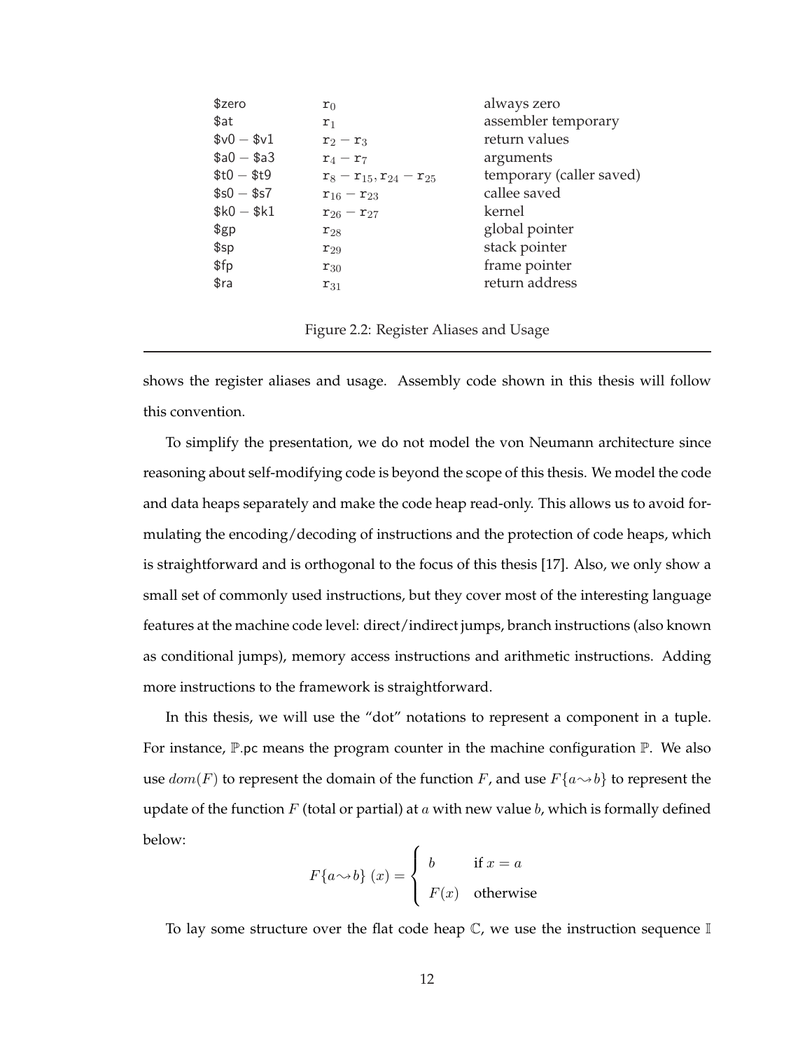| | | |
|---|---|---|
| $zero | $\mathtt{r}_0$ | always zero |
| $at | $\mathtt{r}_1$ | assembler temporary |
| $v0 − $v1 | $\mathtt{r}_2 - \mathtt{r}_3$ | return values |
| $a0 − $a3 | $\mathtt{r}_4 - \mathtt{r}_7$ | arguments |
| $t0 − $t9 | $\mathtt{r}_8 - \mathtt{r}_{15}, \mathtt{r}_{24} - \mathtt{r}_{25}$ | temporary (caller saved) |
| $s0 − $s7 | $\mathtt{r}_{16} - \mathtt{r}_{23}$ | callee saved |
| $k0 − $k1 | $\mathtt{r}_{26} - \mathtt{r}_{27}$ | kernel |
| $gp | $\mathtt{r}_{28}$ | global pointer |
| $sp | $\mathtt{r}_{29}$ | stack pointer |
| $fp | $\mathtt{r}_{30}$ | frame pointer |
| $ra | $\mathtt{r}_{31}$ | return address |

Figure 2.2: Register Aliases and Usage

shows the register aliases and usage. Assembly code shown in this thesis will follow this convention.

To simplify the presentation, we do not model the von Neumann architecture since reasoning about self-modifying code is beyond the scope of this thesis. We model the code and data heaps separately and make the code heap read-only. This allows us to avoid formulating the encoding/decoding of instructions and the protection of code heaps, which is straightforward and is orthogonal to the focus of this thesis [17]. Also, we only show a small set of commonly used instructions, but they cover most of the interesting language features at the machine code level: direct/indirect jumps, branch instructions (also known as conditional jumps), memory access instructions and arithmetic instructions. Adding more instructions to the framework is straightforward.

In this thesis, we will use the "dot" notations to represent a component in a tuple. For instance, $\mathbb{P}.\mathsf{pc}$ means the program counter in the machine configuration $\mathbb{P}$. We also use $dom(F)$ to represent the domain of the function $F$, and use $F\{a \rightsquigarrow b\}$ to represent the update of the function $F$ (total or partial) at $a$ with new value $b$, which is formally defined below:

$$F\{a \rightsquigarrow b\}\ (x) = \begin{cases} b & \text{if } x = a \\ F(x) & \text{otherwise} \end{cases}$$

To lay some structure over the flat code heap $\mathbb{C}$, we use the instruction sequence $\mathbb{I}$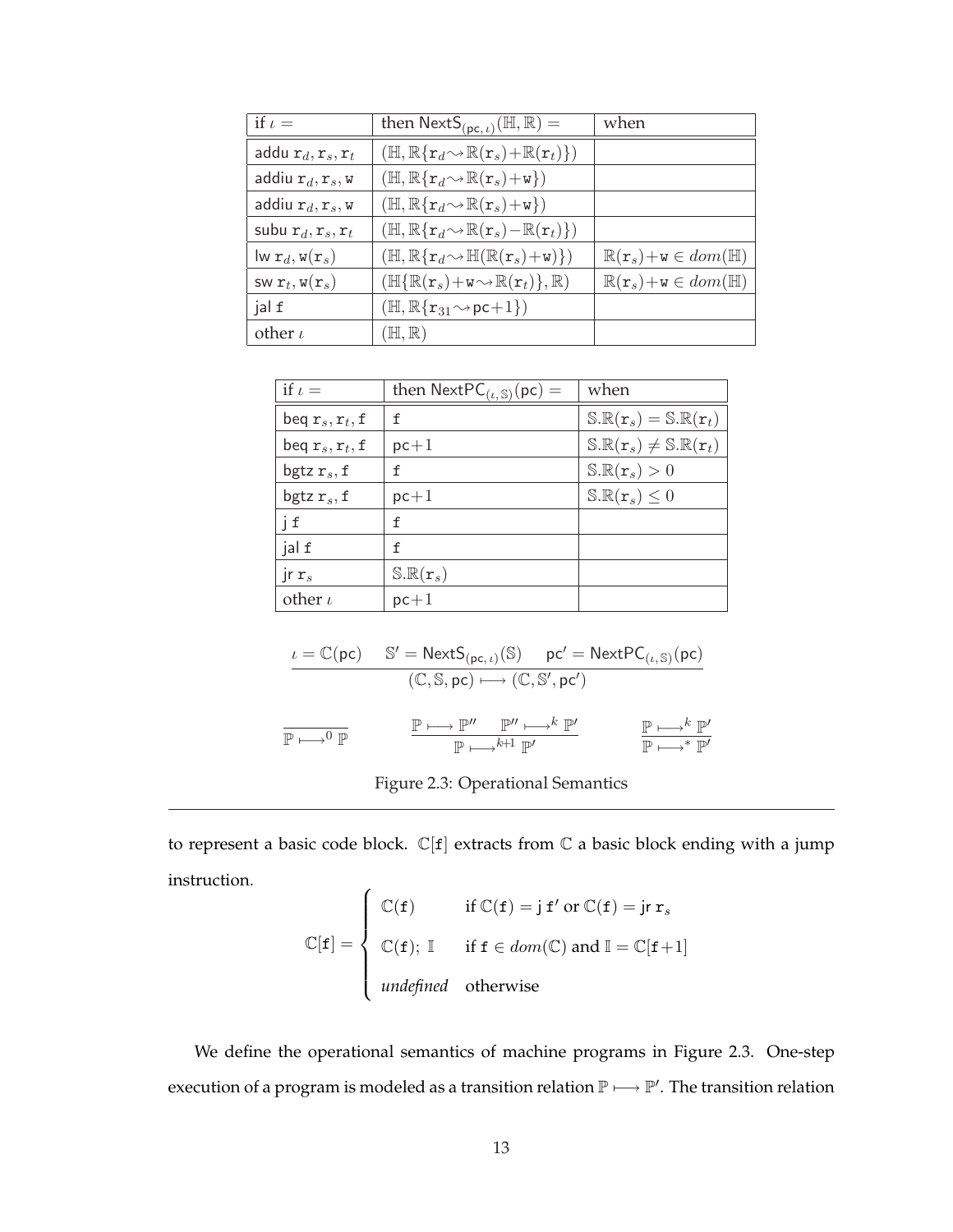| if $\iota =$ | then $\mathsf{NextS}_{(\mathsf{pc},\,\iota)}(\mathbb{H},\mathbb{R}) =$ | when |
|---|---|---|
| $\mathsf{addu}\ \mathtt{r}_d, \mathtt{r}_s, \mathtt{r}_t$ | $(\mathbb{H}, \mathbb{R}\{\mathtt{r}_d \rightsquigarrow \mathbb{R}(\mathtt{r}_s) + \mathbb{R}(\mathtt{r}_t)\})$ | |
| $\mathsf{addiu}\ \mathtt{r}_d, \mathtt{r}_s, \mathtt{w}$ | $(\mathbb{H}, \mathbb{R}\{\mathtt{r}_d \rightsquigarrow \mathbb{R}(\mathtt{r}_s) + \mathtt{w}\})$ | |
| $\mathsf{addiu}\ \mathtt{r}_d, \mathtt{r}_s, \mathtt{w}$ | $(\mathbb{H}, \mathbb{R}\{\mathtt{r}_d \rightsquigarrow \mathbb{R}(\mathtt{r}_s) + \mathtt{w}\})$ | |
| $\mathsf{subu}\ \mathtt{r}_d, \mathtt{r}_s, \mathtt{r}_t$ | $(\mathbb{H}, \mathbb{R}\{\mathtt{r}_d \rightsquigarrow \mathbb{R}(\mathtt{r}_s) - \mathbb{R}(\mathtt{r}_t)\})$ | |
| $\mathsf{lw}\ \mathtt{r}_d, \mathtt{w}(\mathtt{r}_s)$ | $(\mathbb{H}, \mathbb{R}\{\mathtt{r}_d \rightsquigarrow \mathbb{H}(\mathbb{R}(\mathtt{r}_s) + \mathtt{w})\})$ | $\mathbb{R}(\mathtt{r}_s) + \mathtt{w} \in dom(\mathbb{H})$ |
| $\mathsf{sw}\ \mathtt{r}_t, \mathtt{w}(\mathtt{r}_s)$ | $(\mathbb{H}\{\mathbb{R}(\mathtt{r}_s) + \mathtt{w} \rightsquigarrow \mathbb{R}(\mathtt{r}_t)\}, \mathbb{R})$ | $\mathbb{R}(\mathtt{r}_s) + \mathtt{w} \in dom(\mathbb{H})$ |
| $\mathsf{jal}\ \mathtt{f}$ | $(\mathbb{H}, \mathbb{R}\{\mathtt{r}_{31} \rightsquigarrow \mathsf{pc}+1\})$ | |
| other $\iota$ | $(\mathbb{H}, \mathbb{R})$ | |

| if $\iota =$ | then $\mathsf{NextPC}_{(\iota,\,\mathbb{S})}(\mathsf{pc}) =$ | when |
|---|---|---|
| $\mathsf{beq}\ \mathtt{r}_s, \mathtt{r}_t, \mathtt{f}$ | $\mathtt{f}$ | $\mathbb{S}.\mathbb{R}(\mathtt{r}_s) = \mathbb{S}.\mathbb{R}(\mathtt{r}_t)$ |
| $\mathsf{beq}\ \mathtt{r}_s, \mathtt{r}_t, \mathtt{f}$ | $\mathsf{pc}+1$ | $\mathbb{S}.\mathbb{R}(\mathtt{r}_s) \neq \mathbb{S}.\mathbb{R}(\mathtt{r}_t)$ |
| $\mathsf{bgtz}\ \mathtt{r}_s, \mathtt{f}$ | $\mathtt{f}$ | $\mathbb{S}.\mathbb{R}(\mathtt{r}_s) > 0$ |
| $\mathsf{bgtz}\ \mathtt{r}_s, \mathtt{f}$ | $\mathsf{pc}+1$ | $\mathbb{S}.\mathbb{R}(\mathtt{r}_s) \leq 0$ |
| $\mathsf{j}\ \mathtt{f}$ | $\mathtt{f}$ | |
| $\mathsf{jal}\ \mathtt{f}$ | $\mathtt{f}$ | |
| $\mathsf{jr}\ \mathtt{r}_s$ | $\mathbb{S}.\mathbb{R}(\mathtt{r}_s)$ | |
| other $\iota$ | $\mathsf{pc}+1$ | |

$$\frac{\iota = \mathbb{C}(\mathsf{pc}) \qquad \mathbb{S}' = \mathsf{NextS}_{(\mathsf{pc},\,\iota)}(\mathbb{S}) \qquad \mathsf{pc}' = \mathsf{NextPC}_{(\iota,\,\mathbb{S})}(\mathsf{pc})}{(\mathbb{C}, \mathbb{S}, \mathsf{pc}) \longmapsto (\mathbb{C}, \mathbb{S}', \mathsf{pc}')}$$

$$\frac{}{\mathbb{P} \longmapsto^{0} \mathbb{P}} \qquad \frac{\mathbb{P} \longmapsto \mathbb{P}'' \qquad \mathbb{P}'' \longmapsto^{k} \mathbb{P}'}{\mathbb{P} \longmapsto^{k+1} \mathbb{P}'} \qquad \frac{\mathbb{P} \longmapsto^{k} \mathbb{P}'}{\mathbb{P} \longmapsto^{*} \mathbb{P}'}$$

Figure 2.3: Operational Semantics

---

to represent a basic code block. $\mathbb{C}[\mathtt{f}]$ extracts from $\mathbb{C}$ a basic block ending with a jump instruction.

$$\mathbb{C}[\mathtt{f}] = \begin{cases} \mathbb{C}(\mathtt{f}) & \text{if } \mathbb{C}(\mathtt{f}) = \mathsf{j}\ \mathtt{f}' \text{ or } \mathbb{C}(\mathtt{f}) = \mathsf{jr}\ \mathtt{r}_s \\ \mathbb{C}(\mathtt{f});\ \mathbb{I} & \text{if } \mathtt{f} \in dom(\mathbb{C}) \text{ and } \mathbb{I} = \mathbb{C}[\mathtt{f}+1] \\ \textit{undefined} & \text{otherwise} \end{cases}$$

We define the operational semantics of machine programs in Figure 2.3. One-step execution of a program is modeled as a transition relation $\mathbb{P} \longmapsto \mathbb{P}'$. The transition relation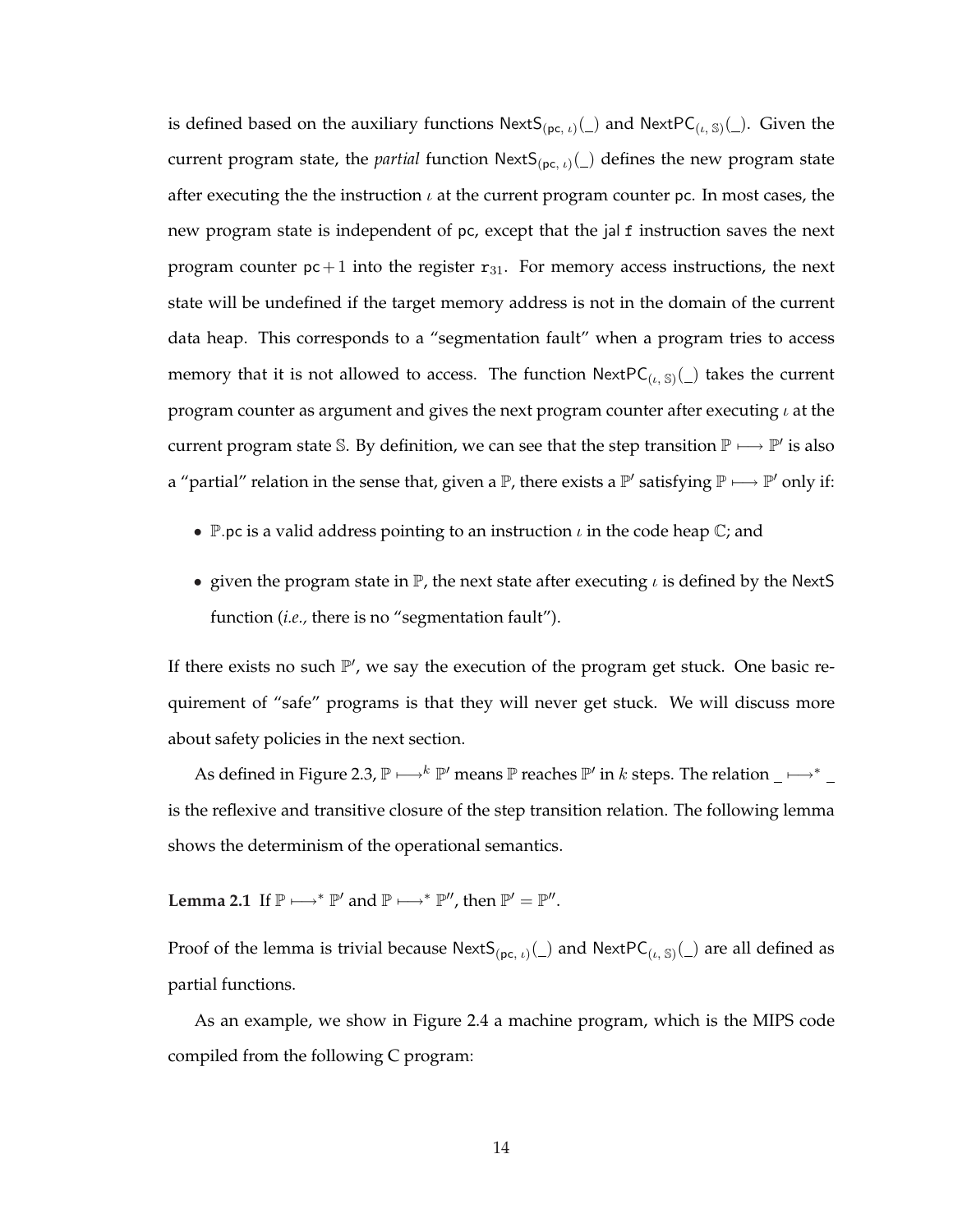is defined based on the auxiliary functions $\mathsf{NextS}_{(\mathsf{pc},\,\iota)}(\_)$ and $\mathsf{NextPC}_{(\iota,\,\mathbb{S})}(\_)$. Given the current program state, the *partial* function $\mathsf{NextS}_{(\mathsf{pc},\,\iota)}(\_)$ defines the new program state after executing the the instruction $\iota$ at the current program counter pc. In most cases, the new program state is independent of pc, except that the jal f instruction saves the next program counter $\mathsf{pc}+1$ into the register $\mathtt{r}_{31}$. For memory access instructions, the next state will be undefined if the target memory address is not in the domain of the current data heap. This corresponds to a "segmentation fault" when a program tries to access memory that it is not allowed to access. The function $\mathsf{NextPC}_{(\iota,\,\mathbb{S})}(\_)$ takes the current program counter as argument and gives the next program counter after executing $\iota$ at the current program state $\mathbb{S}$. By definition, we can see that the step transition $\mathbb{P} \longmapsto \mathbb{P}'$ is also a "partial" relation in the sense that, given a $\mathbb{P}$, there exists a $\mathbb{P}'$ satisfying $\mathbb{P} \longmapsto \mathbb{P}'$ only if:

- $\mathbb{P}$.pc is a valid address pointing to an instruction $\iota$ in the code heap $\mathbb{C}$; and
- given the program state in $\mathbb{P}$, the next state after executing $\iota$ is defined by the NextS function (*i.e.*, there is no "segmentation fault").

If there exists no such $\mathbb{P}'$, we say the execution of the program get stuck. One basic requirement of "safe" programs is that they will never get stuck. We will discuss more about safety policies in the next section.

As defined in Figure 2.3, $\mathbb{P} \longmapsto^k \mathbb{P}'$ means $\mathbb{P}$ reaches $\mathbb{P}'$ in $k$ steps. The relation $\_ \longmapsto^* \_$ is the reflexive and transitive closure of the step transition relation. The following lemma shows the determinism of the operational semantics.

**Lemma 2.1** If $\mathbb{P} \longmapsto^* \mathbb{P}'$ and $\mathbb{P} \longmapsto^* \mathbb{P}''$, then $\mathbb{P}' = \mathbb{P}''$.

Proof of the lemma is trivial because $\mathsf{NextS}_{(\mathsf{pc},\,\iota)}(\_)$ and $\mathsf{NextPC}_{(\iota,\,\mathbb{S})}(\_)$ are all defined as partial functions.

As an example, we show in Figure 2.4 a machine program, which is the MIPS code compiled from the following C program: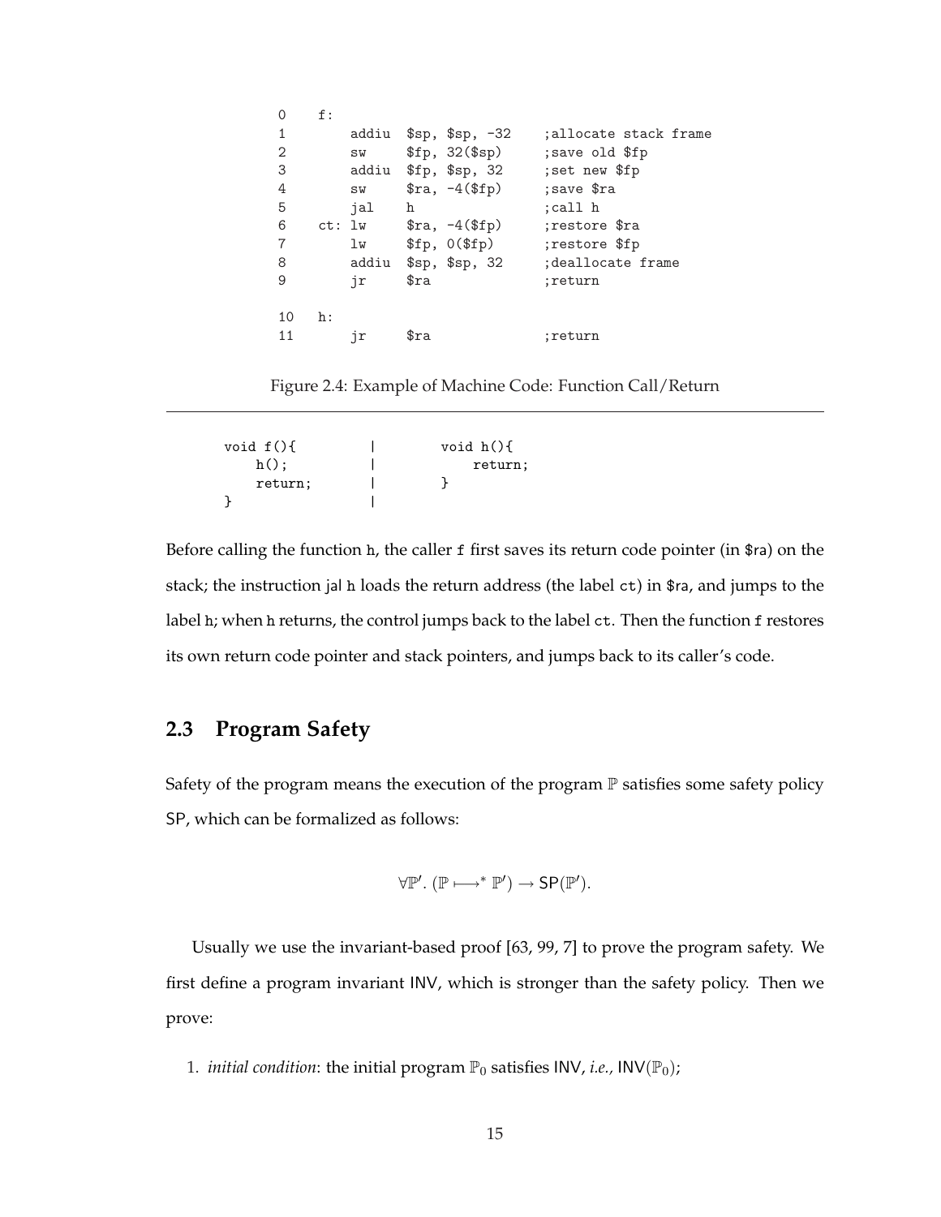```
0    f:
1        addiu  $sp, $sp, -32     ;allocate stack frame
2        sw     $fp, 32($sp)      ;save old $fp
3        addiu  $fp, $sp, 32      ;set new $fp
4        sw     $ra, -4($fp)      ;save $ra
5        jal    h                 ;call h
6    ct: lw     $ra, -4($fp)      ;restore $ra
7        lw     $fp, 0($fp)       ;restore $fp
8        addiu  $sp, $sp, 32      ;deallocate frame
9        jr     $ra               ;return

10   h:
11       jr     $ra               ;return
```

Figure 2.4: Example of Machine Code: Function Call/Return

```
void f(){          |       void h(){
    h();           |           return;
    return;        |       }
}                  |
```

Before calling the function h, the caller f first saves its return code pointer (in $ra) on the stack; the instruction jal h loads the return address (the label ct) in $ra, and jumps to the label h; when h returns, the control jumps back to the label ct. Then the function f restores its own return code pointer and stack pointers, and jumps back to its caller's code.

## 2.3 Program Safety

Safety of the program means the execution of the program $\mathbb{P}$ satisfies some safety policy SP, which can be formalized as follows:

$$\forall \mathbb{P}'. \, (\mathbb{P} \longmapsto^* \mathbb{P}') \rightarrow \mathsf{SP}(\mathbb{P}').$$

Usually we use the invariant-based proof [63, 99, 7] to prove the program safety. We first define a program invariant INV, which is stronger than the safety policy. Then we prove:

1. *initial condition*: the initial program $\mathbb{P}_0$ satisfies INV, *i.e.*, $\mathsf{INV}(\mathbb{P}_0)$;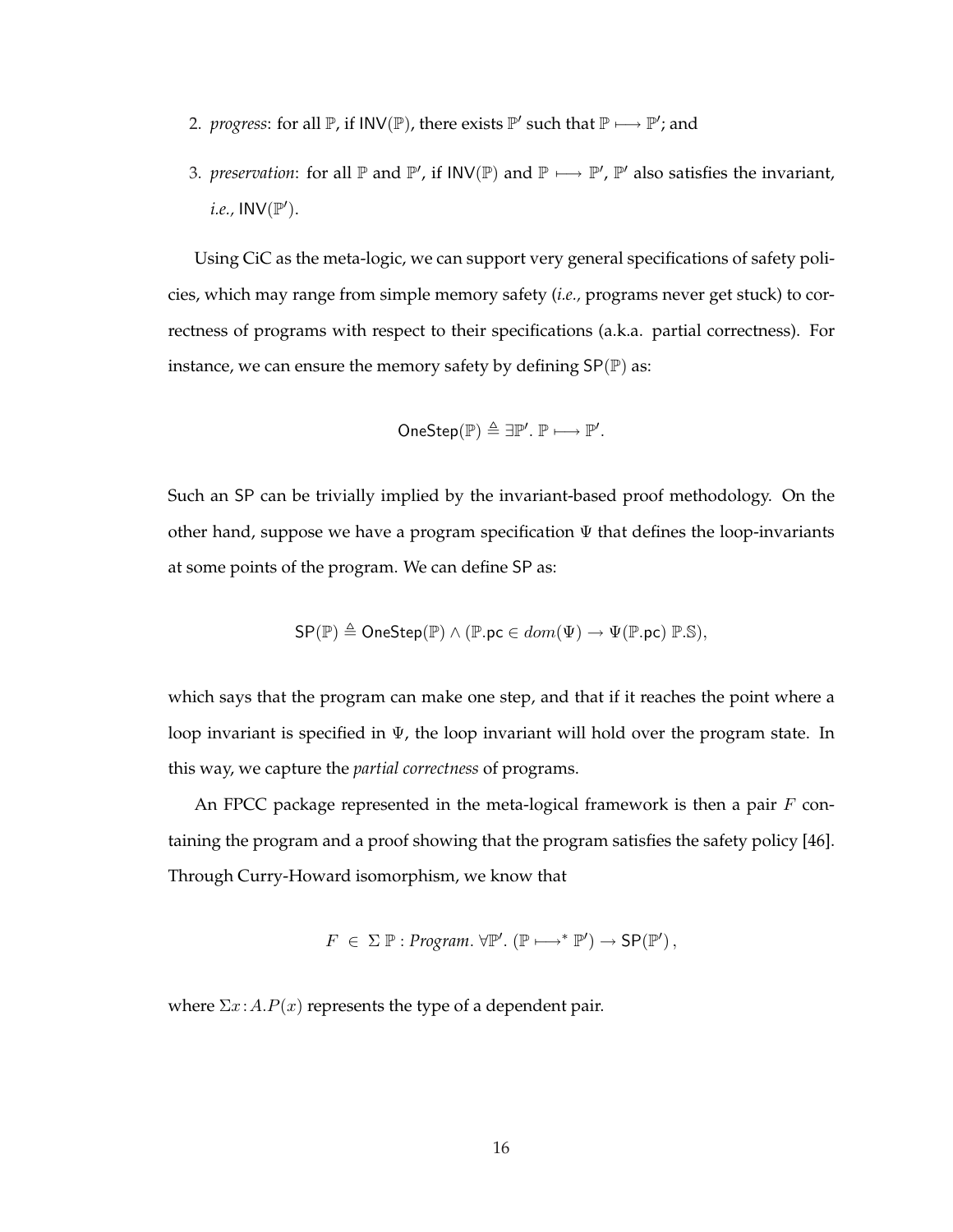2. *progress*: for all $\mathbb{P}$, if $\mathsf{INV}(\mathbb{P})$, there exists $\mathbb{P}'$ such that $\mathbb{P} \longmapsto \mathbb{P}'$; and

3. *preservation*: for all $\mathbb{P}$ and $\mathbb{P}'$, if $\mathsf{INV}(\mathbb{P})$ and $\mathbb{P} \longmapsto \mathbb{P}'$, $\mathbb{P}'$ also satisfies the invariant, *i.e.,* $\mathsf{INV}(\mathbb{P}')$.

Using CiC as the meta-logic, we can support very general specifications of safety policies, which may range from simple memory safety (*i.e.,* programs never get stuck) to correctness of programs with respect to their specifications (a.k.a. partial correctness). For instance, we can ensure the memory safety by defining $\mathsf{SP}(\mathbb{P})$ as:

$$\mathsf{OneStep}(\mathbb{P}) \triangleq \exists \mathbb{P}'.\ \mathbb{P} \longmapsto \mathbb{P}'.$$

Such an SP can be trivially implied by the invariant-based proof methodology. On the other hand, suppose we have a program specification $\Psi$ that defines the loop-invariants at some points of the program. We can define SP as:

$$\mathsf{SP}(\mathbb{P}) \triangleq \mathsf{OneStep}(\mathbb{P}) \land (\mathbb{P}.\mathsf{pc} \in dom(\Psi) \rightarrow \Psi(\mathbb{P}.\mathsf{pc})\ \mathbb{P}.\mathbb{S}),$$

which says that the program can make one step, and that if it reaches the point where a loop invariant is specified in $\Psi$, the loop invariant will hold over the program state. In this way, we capture the *partial correctness* of programs.

An FPCC package represented in the meta-logical framework is then a pair $F$ containing the program and a proof showing that the program satisfies the safety policy [46]. Through Curry-Howard isomorphism, we know that

$$F \ \in \ \Sigma\, \mathbb{P} : \mathit{Program}.\ \forall \mathbb{P}'.\ (\mathbb{P} \longmapsto^{*} \mathbb{P}') \rightarrow \mathsf{SP}(\mathbb{P}'),$$

where $\Sigma x\!:\!A.P(x)$ represents the type of a dependent pair.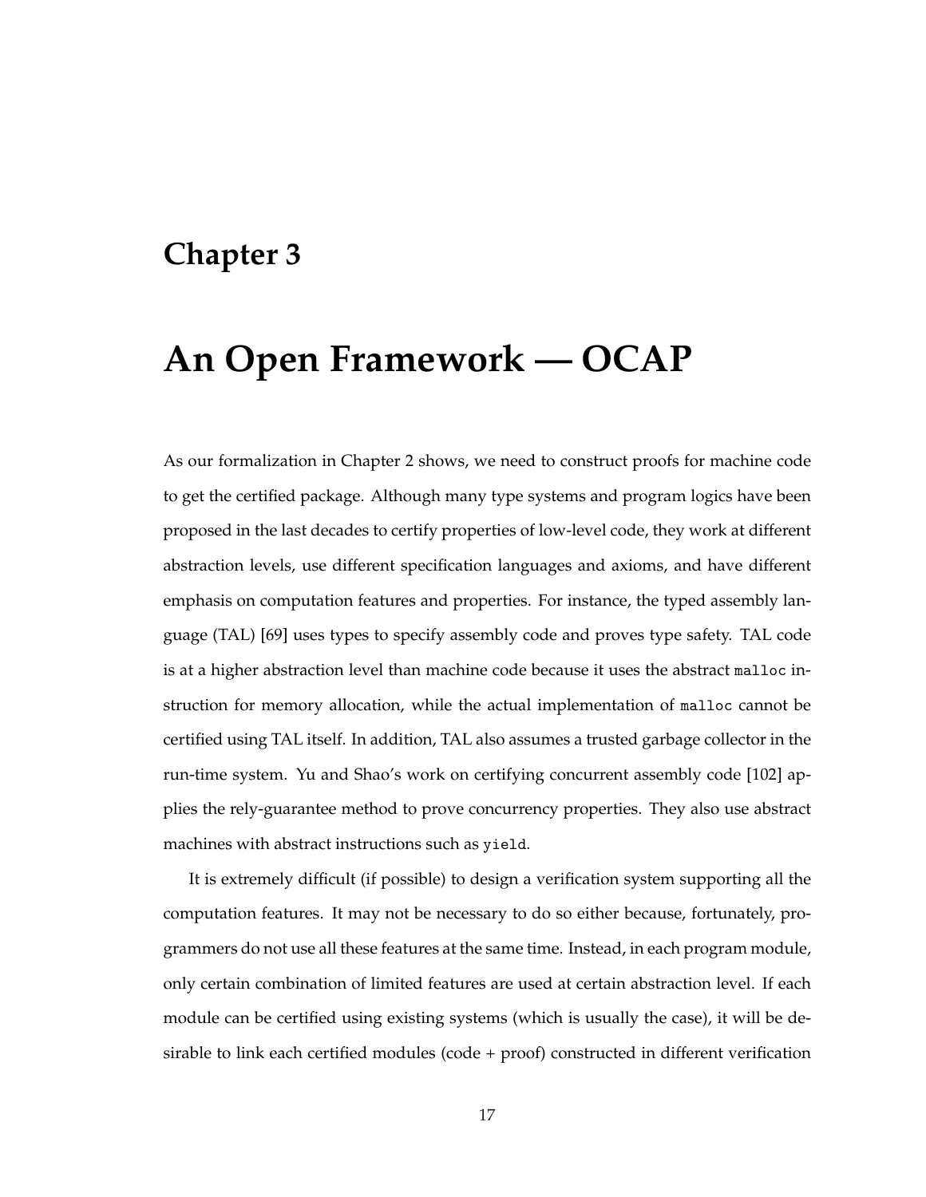# Chapter 3

# An Open Framework — OCAP

As our formalization in Chapter 2 shows, we need to construct proofs for machine code to get the certified package. Although many type systems and program logics have been proposed in the last decades to certify properties of low-level code, they work at different abstraction levels, use different specification languages and axioms, and have different emphasis on computation features and properties. For instance, the typed assembly language (TAL) [69] uses types to specify assembly code and proves type safety. TAL code is at a higher abstraction level than machine code because it uses the abstract `malloc` instruction for memory allocation, while the actual implementation of `malloc` cannot be certified using TAL itself. In addition, TAL also assumes a trusted garbage collector in the run-time system. Yu and Shao's work on certifying concurrent assembly code [102] applies the rely-guarantee method to prove concurrency properties. They also use abstract machines with abstract instructions such as `yield`.

It is extremely difficult (if possible) to design a verification system supporting all the computation features. It may not be necessary to do so either because, fortunately, programmers do not use all these features at the same time. Instead, in each program module, only certain combination of limited features are used at certain abstraction level. If each module can be certified using existing systems (which is usually the case), it will be desirable to link each certified modules (code + proof) constructed in different verification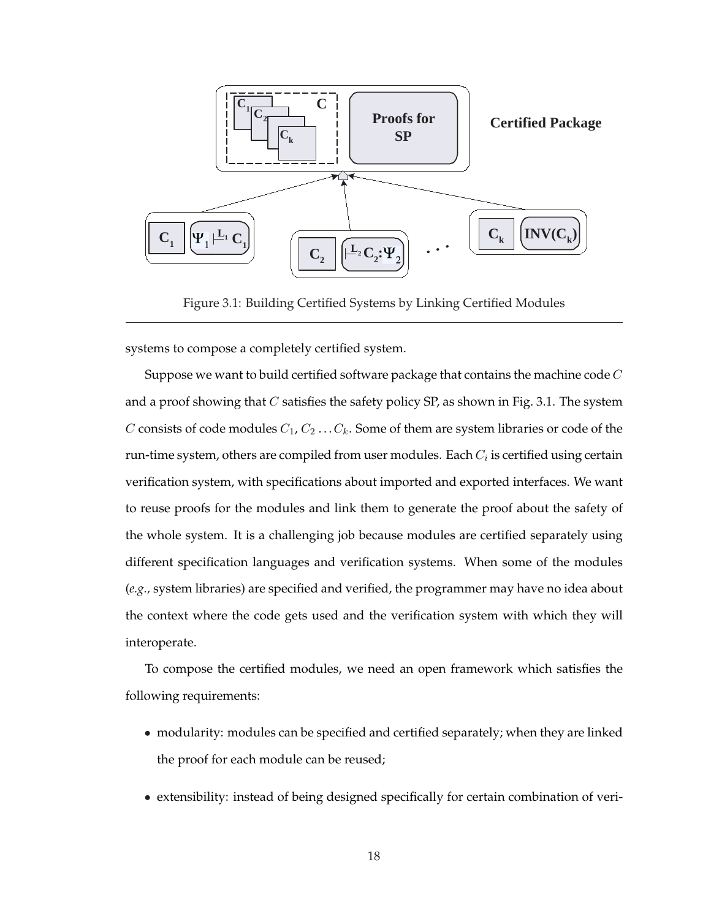Figure 3.1: Building Certified Systems by Linking Certified Modules

systems to compose a completely certified system.

Suppose we want to build certified software package that contains the machine code $C$ and a proof showing that $C$ satisfies the safety policy SP, as shown in Fig. 3.1. The system $C$ consists of code modules $C_1$, $C_2 \ldots C_k$. Some of them are system libraries or code of the run-time system, others are compiled from user modules. Each $C_i$ is certified using certain verification system, with specifications about imported and exported interfaces. We want to reuse proofs for the modules and link them to generate the proof about the safety of the whole system. It is a challenging job because modules are certified separately using different specification languages and verification systems. When some of the modules (*e.g.,* system libraries) are specified and verified, the programmer may have no idea about the context where the code gets used and the verification system with which they will interoperate.

To compose the certified modules, we need an open framework which satisfies the following requirements:

- modularity: modules can be specified and certified separately; when they are linked the proof for each module can be reused;
- extensibility: instead of being designed specifically for certain combination of veri-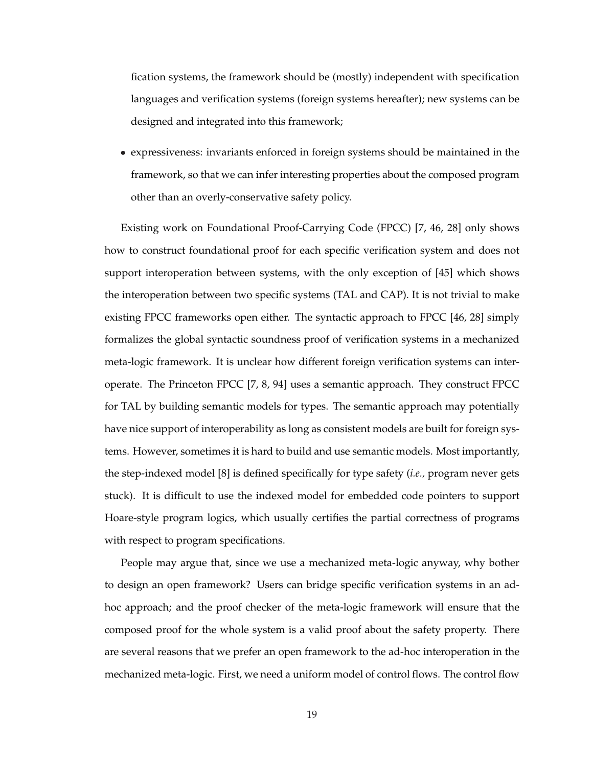fication systems, the framework should be (mostly) independent with specification languages and verification systems (foreign systems hereafter); new systems can be designed and integrated into this framework;

- expressiveness: invariants enforced in foreign systems should be maintained in the framework, so that we can infer interesting properties about the composed program other than an overly-conservative safety policy.

Existing work on Foundational Proof-Carrying Code (FPCC) [7, 46, 28] only shows how to construct foundational proof for each specific verification system and does not support interoperation between systems, with the only exception of [45] which shows the interoperation between two specific systems (TAL and CAP). It is not trivial to make existing FPCC frameworks open either. The syntactic approach to FPCC [46, 28] simply formalizes the global syntactic soundness proof of verification systems in a mechanized meta-logic framework. It is unclear how different foreign verification systems can interoperate. The Princeton FPCC [7, 8, 94] uses a semantic approach. They construct FPCC for TAL by building semantic models for types. The semantic approach may potentially have nice support of interoperability as long as consistent models are built for foreign systems. However, sometimes it is hard to build and use semantic models. Most importantly, the step-indexed model [8] is defined specifically for type safety (*i.e.,* program never gets stuck). It is difficult to use the indexed model for embedded code pointers to support Hoare-style program logics, which usually certifies the partial correctness of programs with respect to program specifications.

People may argue that, since we use a mechanized meta-logic anyway, why bother to design an open framework? Users can bridge specific verification systems in an ad-hoc approach; and the proof checker of the meta-logic framework will ensure that the composed proof for the whole system is a valid proof about the safety property. There are several reasons that we prefer an open framework to the ad-hoc interoperation in the mechanized meta-logic. First, we need a uniform model of control flows. The control flow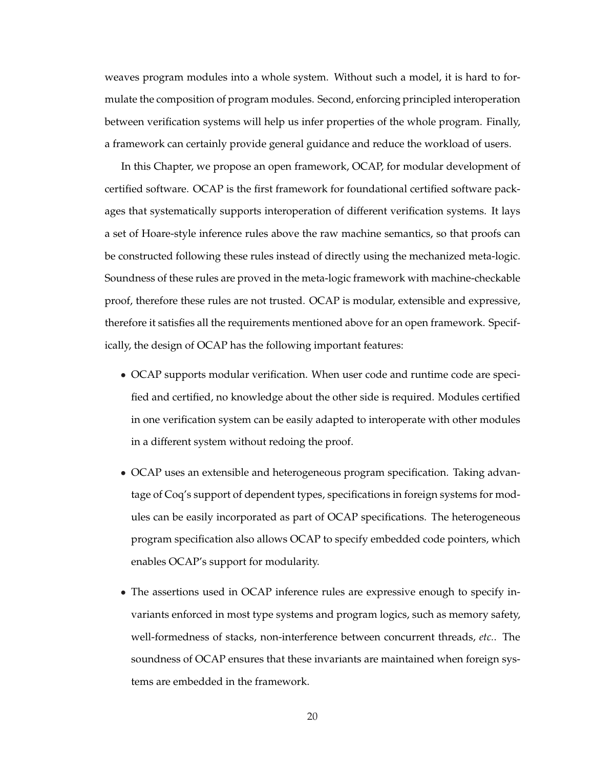weaves program modules into a whole system. Without such a model, it is hard to formulate the composition of program modules. Second, enforcing principled interoperation between verification systems will help us infer properties of the whole program. Finally, a framework can certainly provide general guidance and reduce the workload of users.

In this Chapter, we propose an open framework, OCAP, for modular development of certified software. OCAP is the first framework for foundational certified software packages that systematically supports interoperation of different verification systems. It lays a set of Hoare-style inference rules above the raw machine semantics, so that proofs can be constructed following these rules instead of directly using the mechanized meta-logic. Soundness of these rules are proved in the meta-logic framework with machine-checkable proof, therefore these rules are not trusted. OCAP is modular, extensible and expressive, therefore it satisfies all the requirements mentioned above for an open framework. Specifically, the design of OCAP has the following important features:

- OCAP supports modular verification. When user code and runtime code are specified and certified, no knowledge about the other side is required. Modules certified in one verification system can be easily adapted to interoperate with other modules in a different system without redoing the proof.
- OCAP uses an extensible and heterogeneous program specification. Taking advantage of Coq's support of dependent types, specifications in foreign systems for modules can be easily incorporated as part of OCAP specifications. The heterogeneous program specification also allows OCAP to specify embedded code pointers, which enables OCAP's support for modularity.
- The assertions used in OCAP inference rules are expressive enough to specify invariants enforced in most type systems and program logics, such as memory safety, well-formedness of stacks, non-interference between concurrent threads, *etc.*. The soundness of OCAP ensures that these invariants are maintained when foreign systems are embedded in the framework.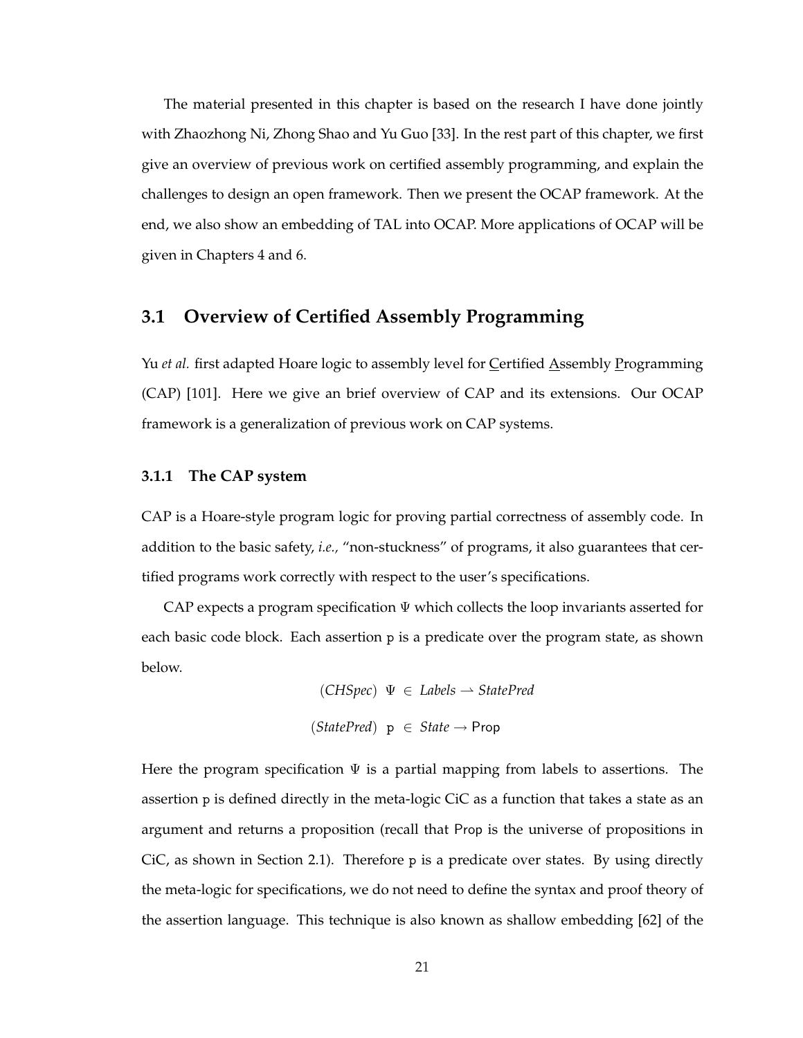The material presented in this chapter is based on the research I have done jointly with Zhaozhong Ni, Zhong Shao and Yu Guo [33]. In the rest part of this chapter, we first give an overview of previous work on certified assembly programming, and explain the challenges to design an open framework. Then we present the OCAP framework. At the end, we also show an embedding of TAL into OCAP. More applications of OCAP will be given in Chapters 4 and 6.

## 3.1 Overview of Certified Assembly Programming

Yu *et al.* first adapted Hoare logic to assembly level for Certified Assembly Programming (CAP) [101]. Here we give an brief overview of CAP and its extensions. Our OCAP framework is a generalization of previous work on CAP systems.

### 3.1.1 The CAP system

CAP is a Hoare-style program logic for proving partial correctness of assembly code. In addition to the basic safety, *i.e.,* "non-stuckness" of programs, it also guarantees that certified programs work correctly with respect to the user's specifications.

CAP expects a program specification $\Psi$ which collects the loop invariants asserted for each basic code block. Each assertion $\mathtt{p}$ is a predicate over the program state, as shown below.

$$(\mathit{CHSpec}) \;\; \Psi \in \mathit{Labels} \rightharpoonup \mathit{StatePred}$$

$$(\mathit{StatePred}) \;\; \mathtt{p} \in \mathit{State} \rightarrow \mathsf{Prop}$$

Here the program specification $\Psi$ is a partial mapping from labels to assertions. The assertion $\mathtt{p}$ is defined directly in the meta-logic CiC as a function that takes a state as an argument and returns a proposition (recall that Prop is the universe of propositions in CiC, as shown in Section 2.1). Therefore $\mathtt{p}$ is a predicate over states. By using directly the meta-logic for specifications, we do not need to define the syntax and proof theory of the assertion language. This technique is also known as shallow embedding [62] of the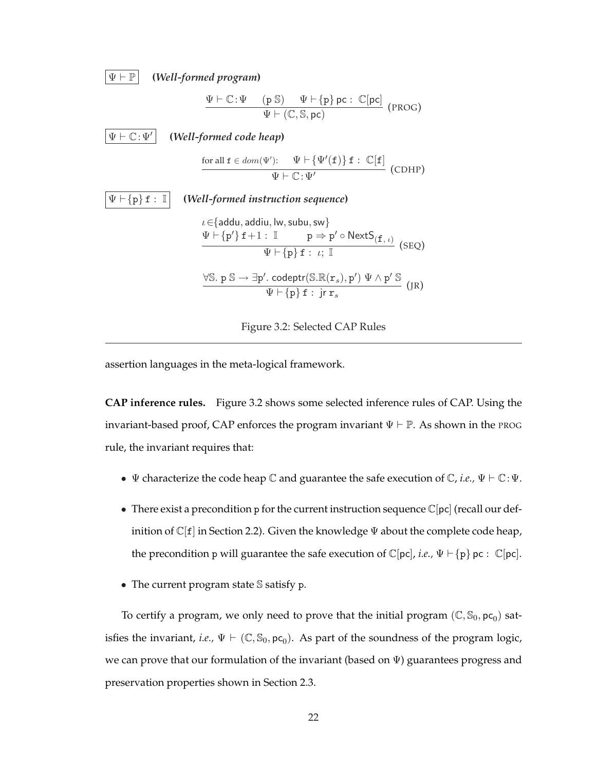$\boxed{\Psi \vdash \mathbb{P}}$ ***(Well-formed program)***

$$\frac{\Psi \vdash \mathbb{C}\!:\!\Psi \quad (\mathtt{p}\ \mathbb{S}) \quad \Psi \vdash \{\mathtt{p}\}\,\mathsf{pc} :\ \mathbb{C}[\mathsf{pc}]}{\Psi \vdash (\mathbb{C}, \mathbb{S}, \mathsf{pc})}\ (\text{PROG})$$

$\boxed{\Psi \vdash \mathbb{C}\!:\!\Psi'}$ ***(Well-formed code heap)***

$$\frac{\text{for all } \mathtt{f} \in dom(\Psi'): \quad \Psi \vdash \{\Psi'(\mathtt{f})\}\,\mathtt{f} :\ \mathbb{C}[\mathtt{f}]}{\Psi \vdash \mathbb{C}\!:\!\Psi'}\ (\text{CDHP})$$

$\boxed{\Psi \vdash \{\mathtt{p}\}\,\mathtt{f} :\ \mathbb{I}}$ ***(Well-formed instruction sequence)***

$$\frac{\begin{array}{l}\iota \in \{\mathsf{addu}, \mathsf{addiu}, \mathsf{lw}, \mathsf{subu}, \mathsf{sw}\} \\ \Psi \vdash \{\mathtt{p}'\}\,\mathtt{f}\!+\!1 :\ \mathbb{I} \qquad \mathtt{p} \Rightarrow \mathtt{p}' \circ \mathsf{NextS}_{(\mathtt{f},\,\iota)}\end{array}}{\Psi \vdash \{\mathtt{p}\}\,\mathtt{f} :\ \iota;\ \mathbb{I}}\ (\text{SEQ})$$

$$\frac{\forall \mathbb{S}.\ \mathtt{p}\ \mathbb{S} \rightarrow \exists \mathtt{p}'.\ \mathsf{codeptr}(\mathbb{S}.\mathbb{R}(\mathtt{r}_s), \mathtt{p}')\ \Psi \wedge \mathtt{p}'\ \mathbb{S}}{\Psi \vdash \{\mathtt{p}\}\,\mathtt{f} :\ \mathsf{jr}\ \mathtt{r}_s}\ (\text{JR})$$

Figure 3.2: Selected CAP Rules

assertion languages in the meta-logical framework.

**CAP inference rules.** Figure 3.2 shows some selected inference rules of CAP. Using the invariant-based proof, CAP enforces the program invariant $\Psi \vdash \mathbb{P}$. As shown in the PROG rule, the invariant requires that:

- $\Psi$ characterize the code heap $\mathbb{C}$ and guarantee the safe execution of $\mathbb{C}$, *i.e.,* $\Psi \vdash \mathbb{C}\!:\!\Psi$.
- There exist a precondition p for the current instruction sequence $\mathbb{C}[\mathsf{pc}]$ (recall our definition of $\mathbb{C}[\mathtt{f}]$ in Section 2.2). Given the knowledge $\Psi$ about the complete code heap, the precondition p will guarantee the safe execution of $\mathbb{C}[\mathsf{pc}]$, *i.e.,* $\Psi \vdash \{\mathtt{p}\}\,\mathsf{pc} :\ \mathbb{C}[\mathsf{pc}]$.
- The current program state $\mathbb{S}$ satisfy p.

To certify a program, we only need to prove that the initial program $(\mathbb{C}, \mathbb{S}_0, \mathsf{pc}_0)$ satisfies the invariant, *i.e.,* $\Psi \vdash (\mathbb{C}, \mathbb{S}_0, \mathsf{pc}_0)$. As part of the soundness of the program logic, we can prove that our formulation of the invariant (based on $\Psi$) guarantees progress and preservation properties shown in Section 2.3.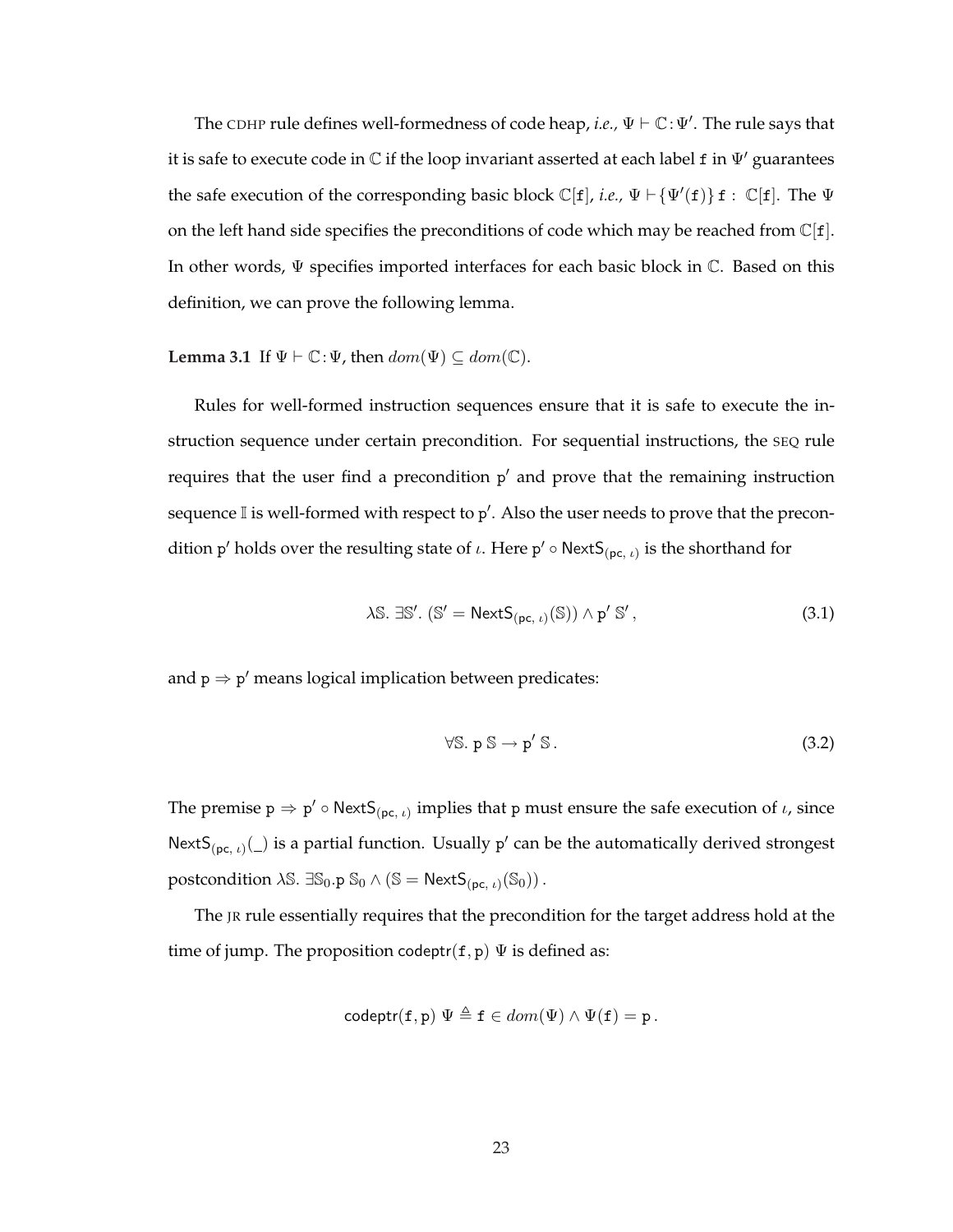The CDHP rule defines well-formedness of code heap, *i.e.*, $\Psi \vdash \mathbb{C} : \Psi'$. The rule says that it is safe to execute code in $\mathbb{C}$ if the loop invariant asserted at each label $\mathtt{f}$ in $\Psi'$ guarantees the safe execution of the corresponding basic block $\mathbb{C}[\mathtt{f}]$, *i.e.*, $\Psi \vdash \{\Psi'(\mathtt{f})\}\, \mathtt{f} : \mathbb{C}[\mathtt{f}]$. The $\Psi$ on the left hand side specifies the preconditions of code which may be reached from $\mathbb{C}[\mathtt{f}]$. In other words, $\Psi$ specifies imported interfaces for each basic block in $\mathbb{C}$. Based on this definition, we can prove the following lemma.

**Lemma 3.1** If $\Psi \vdash \mathbb{C} : \Psi$, then $dom(\Psi) \subseteq dom(\mathbb{C})$.

Rules for well-formed instruction sequences ensure that it is safe to execute the instruction sequence under certain precondition. For sequential instructions, the SEQ rule requires that the user find a precondition $\mathtt{p}'$ and prove that the remaining instruction sequence $\mathbb{I}$ is well-formed with respect to $\mathtt{p}'$. Also the user needs to prove that the precondition $\mathtt{p}'$ holds over the resulting state of $\iota$. Here $\mathtt{p}' \circ \mathsf{NextS}_{(\mathsf{pc},\,\iota)}$ is the shorthand for

$$\lambda \mathbb{S}.\ \exists \mathbb{S}'.\ (\mathbb{S}' = \mathsf{NextS}_{(\mathsf{pc},\,\iota)}(\mathbb{S})) \wedge \mathtt{p}'\ \mathbb{S}'\,, \tag{3.1}$$

and $\mathtt{p} \Rightarrow \mathtt{p}'$ means logical implication between predicates:

$$\forall \mathbb{S}.\ \mathtt{p}\ \mathbb{S} \rightarrow \mathtt{p}'\ \mathbb{S}\,. \tag{3.2}$$

The premise $\mathtt{p} \Rightarrow \mathtt{p}' \circ \mathsf{NextS}_{(\mathsf{pc},\,\iota)}$ implies that $\mathtt{p}$ must ensure the safe execution of $\iota$, since $\mathsf{NextS}_{(\mathsf{pc},\,\iota)}(\_)$ is a partial function. Usually $\mathtt{p}'$ can be the automatically derived strongest postcondition $\lambda \mathbb{S}.\ \exists \mathbb{S}_0 . \mathtt{p}\ \mathbb{S}_0 \wedge (\mathbb{S} = \mathsf{NextS}_{(\mathsf{pc},\,\iota)}(\mathbb{S}_0))$.

The JR rule essentially requires that the precondition for the target address hold at the time of jump. The proposition $\mathsf{codeptr}(\mathtt{f}, \mathtt{p})\ \Psi$ is defined as:

$$\mathsf{codeptr}(\mathtt{f}, \mathtt{p})\ \Psi \triangleq \mathtt{f} \in dom(\Psi) \wedge \Psi(\mathtt{f}) = \mathtt{p}\,.$$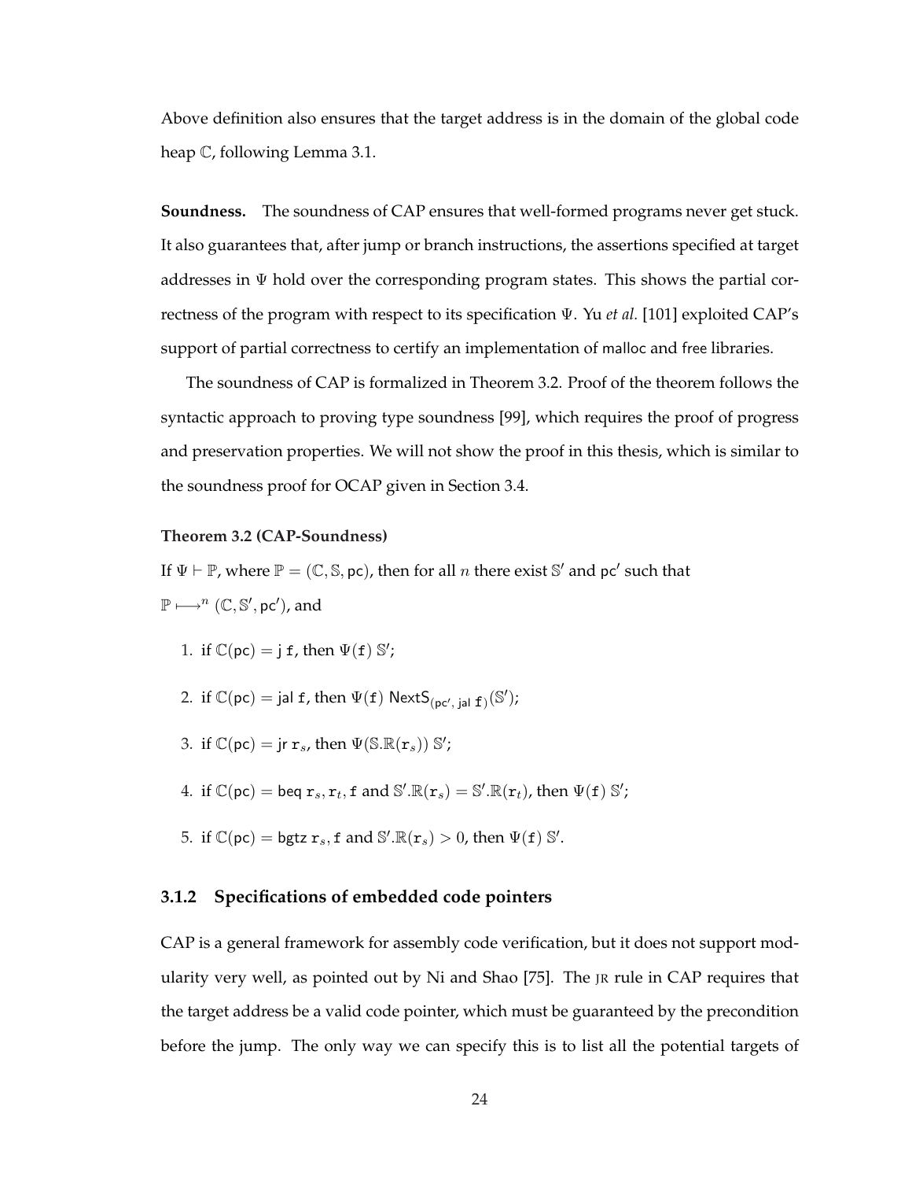Above definition also ensures that the target address is in the domain of the global code heap $\mathbb{C}$, following Lemma 3.1.

**Soundness.** The soundness of CAP ensures that well-formed programs never get stuck. It also guarantees that, after jump or branch instructions, the assertions specified at target addresses in $\Psi$ hold over the corresponding program states. This shows the partial correctness of the program with respect to its specification $\Psi$. Yu *et al.* [101] exploited CAP's support of partial correctness to certify an implementation of malloc and free libraries.

The soundness of CAP is formalized in Theorem 3.2. Proof of the theorem follows the syntactic approach to proving type soundness [99], which requires the proof of progress and preservation properties. We will not show the proof in this thesis, which is similar to the soundness proof for OCAP given in Section 3.4.

**Theorem 3.2 (CAP-Soundness)**

If $\Psi \vdash \mathbb{P}$, where $\mathbb{P} = (\mathbb{C}, \mathbb{S}, \mathsf{pc})$, then for all $n$ there exist $\mathbb{S}'$ and $\mathsf{pc}'$ such that $\mathbb{P} \longmapsto^n (\mathbb{C}, \mathbb{S}', \mathsf{pc}')$, and

1. if $\mathbb{C}(\mathsf{pc}) = \mathsf{j}\ \mathtt{f}$, then $\Psi(\mathtt{f})\ \mathbb{S}'$;
2. if $\mathbb{C}(\mathsf{pc}) = \mathsf{jal}\ \mathtt{f}$, then $\Psi(\mathtt{f})\ \mathsf{NextS}_{(\mathsf{pc}',\ \mathsf{jal}\ \mathtt{f})}(\mathbb{S}')$;
3. if $\mathbb{C}(\mathsf{pc}) = \mathsf{jr}\ \mathtt{r}_s$, then $\Psi(\mathbb{S}.\mathbb{R}(\mathtt{r}_s))\ \mathbb{S}'$;
4. if $\mathbb{C}(\mathsf{pc}) = \mathsf{beq}\ \mathtt{r}_s, \mathtt{r}_t, \mathtt{f}$ and $\mathbb{S}'.\mathbb{R}(\mathtt{r}_s) = \mathbb{S}'.\mathbb{R}(\mathtt{r}_t)$, then $\Psi(\mathtt{f})\ \mathbb{S}'$;
5. if $\mathbb{C}(\mathsf{pc}) = \mathsf{bgtz}\ \mathtt{r}_s, \mathtt{f}$ and $\mathbb{S}'.\mathbb{R}(\mathtt{r}_s) > 0$, then $\Psi(\mathtt{f})\ \mathbb{S}'$.

### 3.1.2 Specifications of embedded code pointers

CAP is a general framework for assembly code verification, but it does not support modularity very well, as pointed out by Ni and Shao [75]. The JR rule in CAP requires that the target address be a valid code pointer, which must be guaranteed by the precondition before the jump. The only way we can specify this is to list all the potential targets of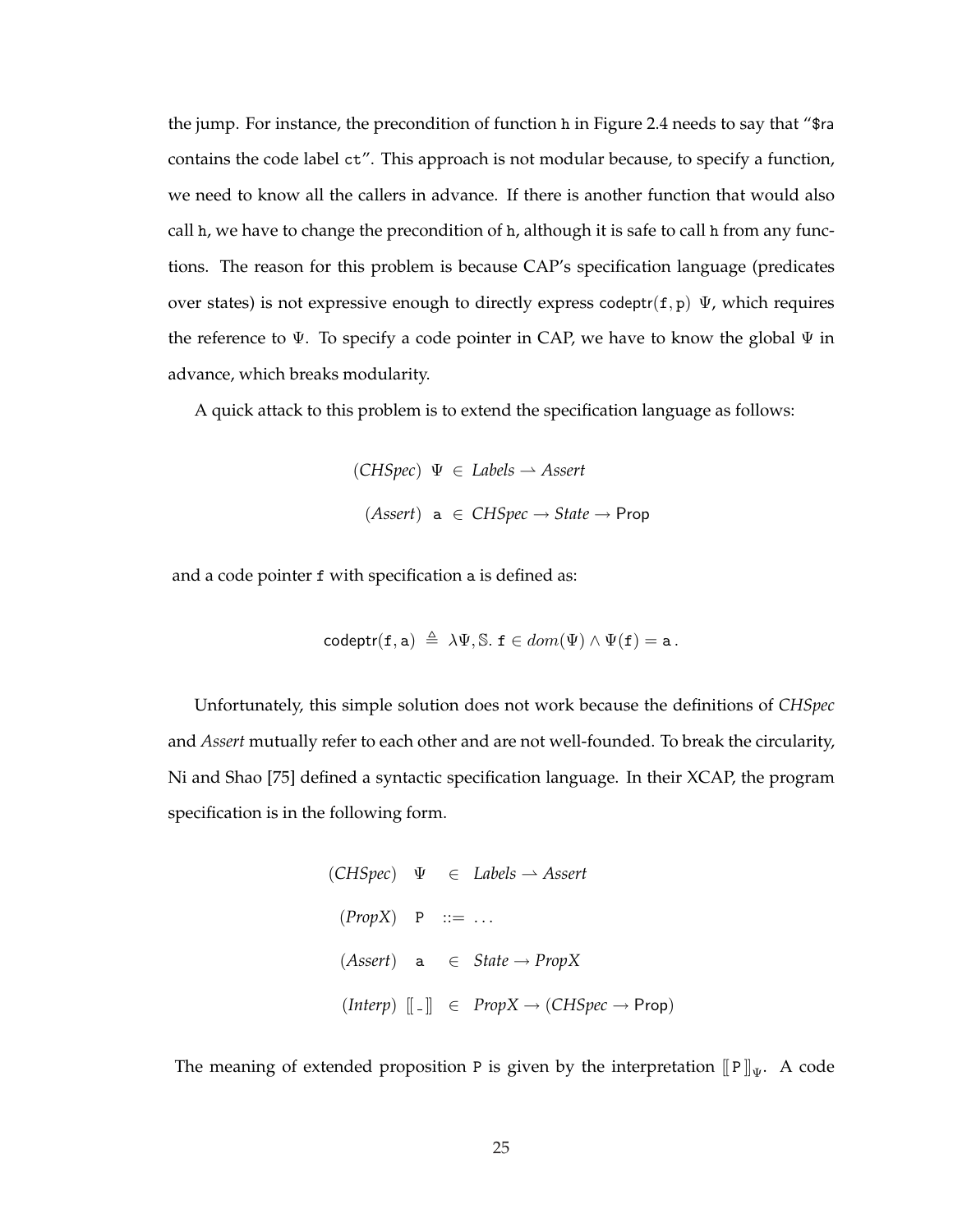the jump. For instance, the precondition of function `h` in Figure 2.4 needs to say that "`$ra` contains the code label `ct`". This approach is not modular because, to specify a function, we need to know all the callers in advance. If there is another function that would also call `h`, we have to change the precondition of `h`, although it is safe to call `h` from any functions. The reason for this problem is because CAP's specification language (predicates over states) is not expressive enough to directly express $\mathsf{codeptr}(\mathtt{f}, \mathtt{p})\ \Psi$, which requires the reference to $\Psi$. To specify a code pointer in CAP, we have to know the global $\Psi$ in advance, which breaks modularity.

A quick attack to this problem is to extend the specification language as follows:

$$
\begin{array}{rcl}
(\mathit{CHSpec}) & \Psi \in & \mathit{Labels} \rightharpoonup \mathit{Assert} \\
(\mathit{Assert}) & \mathtt{a} \in & \mathit{CHSpec} \rightarrow \mathit{State} \rightarrow \mathsf{Prop}
\end{array}
$$

and a code pointer `f` with specification `a` is defined as:

$$
\mathsf{codeptr}(\mathtt{f}, \mathtt{a}) \triangleq \lambda \Psi, \mathbb{S}.\ \mathtt{f} \in dom(\Psi) \wedge \Psi(\mathtt{f}) = \mathtt{a}\,.
$$

Unfortunately, this simple solution does not work because the definitions of *CHSpec* and *Assert* mutually refer to each other and are not well-founded. To break the circularity, Ni and Shao [75] defined a syntactic specification language. In their XCAP, the program specification is in the following form.

$$
\begin{array}{rcl}
(\mathit{CHSpec}) & \Psi & \in \ \mathit{Labels} \rightharpoonup \mathit{Assert} \\
(\mathit{PropX}) & \mathtt{P} & ::= \ \ldots \\
(\mathit{Assert}) & \mathtt{a} & \in \ \mathit{State} \rightarrow \mathit{PropX} \\
(\mathit{Interp}) & [\![\, \_\, ]\!] & \in \ \mathit{PropX} \rightarrow (\mathit{CHSpec} \rightarrow \mathsf{Prop})
\end{array}
$$

The meaning of extended proposition `P` is given by the interpretation $[\![\, \mathtt{P} \,]\!]_{\Psi}$. A code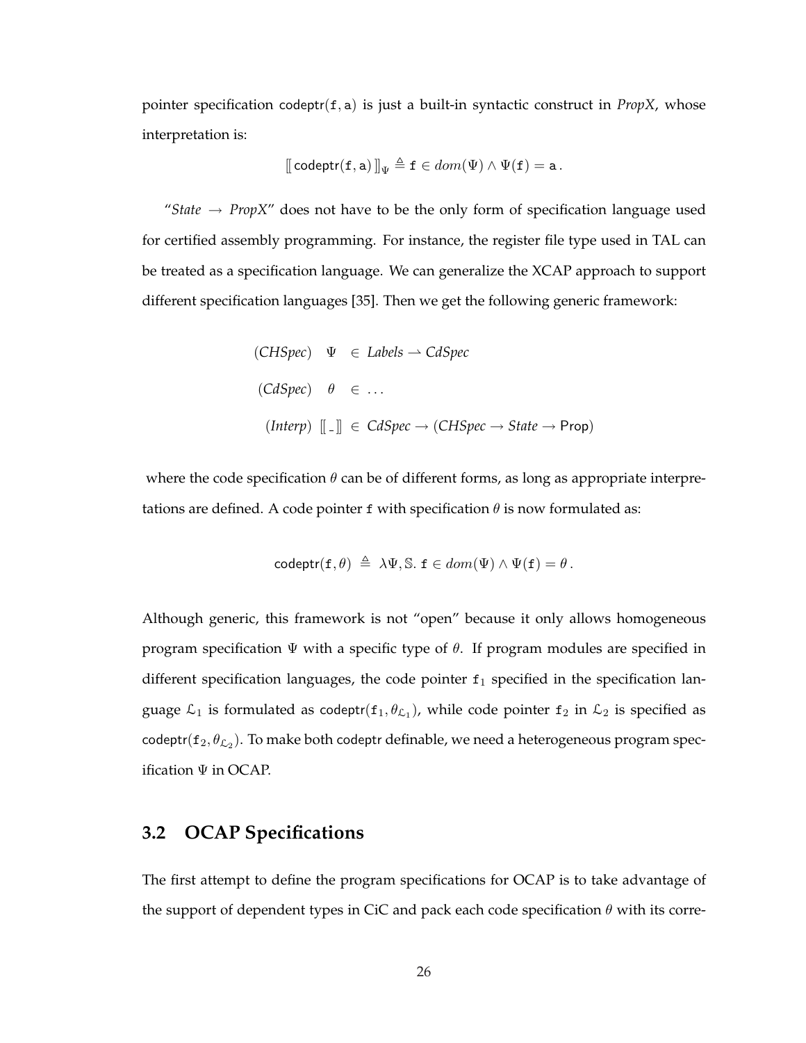pointer specification $\mathsf{codeptr}(\mathtt{f}, \mathtt{a})$ is just a built-in syntactic construct in *PropX*, whose interpretation is:

$$[\![\, \mathsf{codeptr}(\mathtt{f}, \mathtt{a}) \,]\!]_{\Psi} \triangleq \mathtt{f} \in dom(\Psi) \wedge \Psi(\mathtt{f}) = \mathtt{a}\,.$$

"*State* $\rightarrow$ *PropX*" does not have to be the only form of specification language used for certified assembly programming. For instance, the register file type used in TAL can be treated as a specification language. We can generalize the XCAP approach to support different specification languages [35]. Then we get the following generic framework:

$$
\begin{array}{rrcl}
(\mathit{CHSpec}) & \Psi & \in & \mathit{Labels} \rightharpoonup \mathit{CdSpec} \\
(\mathit{CdSpec}) & \theta & \in & \ldots \\
(\mathit{Interp}) & [\![\, \_ \,]\!] & \in & \mathit{CdSpec} \rightarrow (\mathit{CHSpec} \rightarrow \mathit{State} \rightarrow \mathsf{Prop})
\end{array}
$$

where the code specification $\theta$ can be of different forms, as long as appropriate interpretations are defined. A code pointer $\mathtt{f}$ with specification $\theta$ is now formulated as:

$$\mathsf{codeptr}(\mathtt{f}, \theta) \;\triangleq\; \lambda\Psi, \mathbb{S}.\; \mathtt{f} \in dom(\Psi) \wedge \Psi(\mathtt{f}) = \theta\,.$$

Although generic, this framework is not "open" because it only allows homogeneous program specification $\Psi$ with a specific type of $\theta$. If program modules are specified in different specification languages, the code pointer $\mathtt{f}_1$ specified in the specification language $\mathcal{L}_1$ is formulated as $\mathsf{codeptr}(\mathtt{f}_1, \theta_{\mathcal{L}_1})$, while code pointer $\mathtt{f}_2$ in $\mathcal{L}_2$ is specified as $\mathsf{codeptr}(\mathtt{f}_2, \theta_{\mathcal{L}_2})$. To make both codeptr definable, we need a heterogeneous program specification $\Psi$ in OCAP.

## 3.2 OCAP Specifications

The first attempt to define the program specifications for OCAP is to take advantage of the support of dependent types in CiC and pack each code specification $\theta$ with its corre-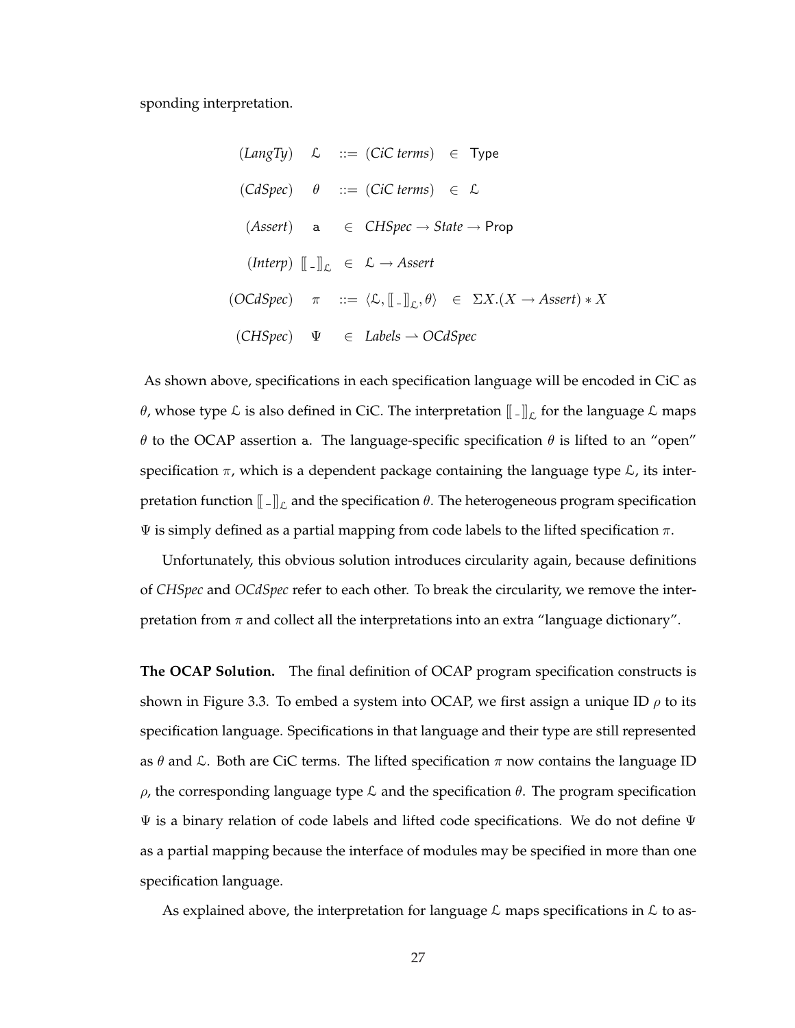sponding interpretation.

$$
\begin{array}{llcll}
(\textit{LangTy}) & \mathcal{L} & ::= & (\textit{CiC terms}) & \in \ \mathsf{Type} \\
(\textit{CdSpec}) & \theta & ::= & (\textit{CiC terms}) & \in \ \mathcal{L} \\
(\textit{Assert}) & \mathsf{a} & \in & \textit{CHSpec} \rightarrow \textit{State} \rightarrow \mathsf{Prop} & \\
(\textit{Interp}) & [\![\_]\!]_{\mathcal{L}} & \in & \mathcal{L} \rightarrow \textit{Assert} & \\
(\textit{OCdSpec}) & \pi & ::= & \langle \mathcal{L}, [\![\_]\!]_{\mathcal{L}}, \theta \rangle & \in \ \Sigma X.(X \rightarrow \textit{Assert}) * X \\
(\textit{CHSpec}) & \Psi & \in & \textit{Labels} \rightharpoonup \textit{OCdSpec} &
\end{array}
$$

As shown above, specifications in each specification language will be encoded in CiC as $\theta$, whose type $\mathcal{L}$ is also defined in CiC. The interpretation $[\![\_]\!]_{\mathcal{L}}$ for the language $\mathcal{L}$ maps $\theta$ to the OCAP assertion $\mathsf{a}$. The language-specific specification $\theta$ is lifted to an "open" specification $\pi$, which is a dependent package containing the language type $\mathcal{L}$, its interpretation function $[\![\_]\!]_{\mathcal{L}}$ and the specification $\theta$. The heterogeneous program specification $\Psi$ is simply defined as a partial mapping from code labels to the lifted specification $\pi$.

Unfortunately, this obvious solution introduces circularity again, because definitions of *CHSpec* and *OCdSpec* refer to each other. To break the circularity, we remove the interpretation from $\pi$ and collect all the interpretations into an extra "language dictionary".

**The OCAP Solution.** The final definition of OCAP program specification constructs is shown in Figure 3.3. To embed a system into OCAP, we first assign a unique ID $\rho$ to its specification language. Specifications in that language and their type are still represented as $\theta$ and $\mathcal{L}$. Both are CiC terms. The lifted specification $\pi$ now contains the language ID $\rho$, the corresponding language type $\mathcal{L}$ and the specification $\theta$. The program specification $\Psi$ is a binary relation of code labels and lifted code specifications. We do not define $\Psi$ as a partial mapping because the interface of modules may be specified in more than one specification language.

As explained above, the interpretation for language $\mathcal{L}$ maps specifications in $\mathcal{L}$ to as-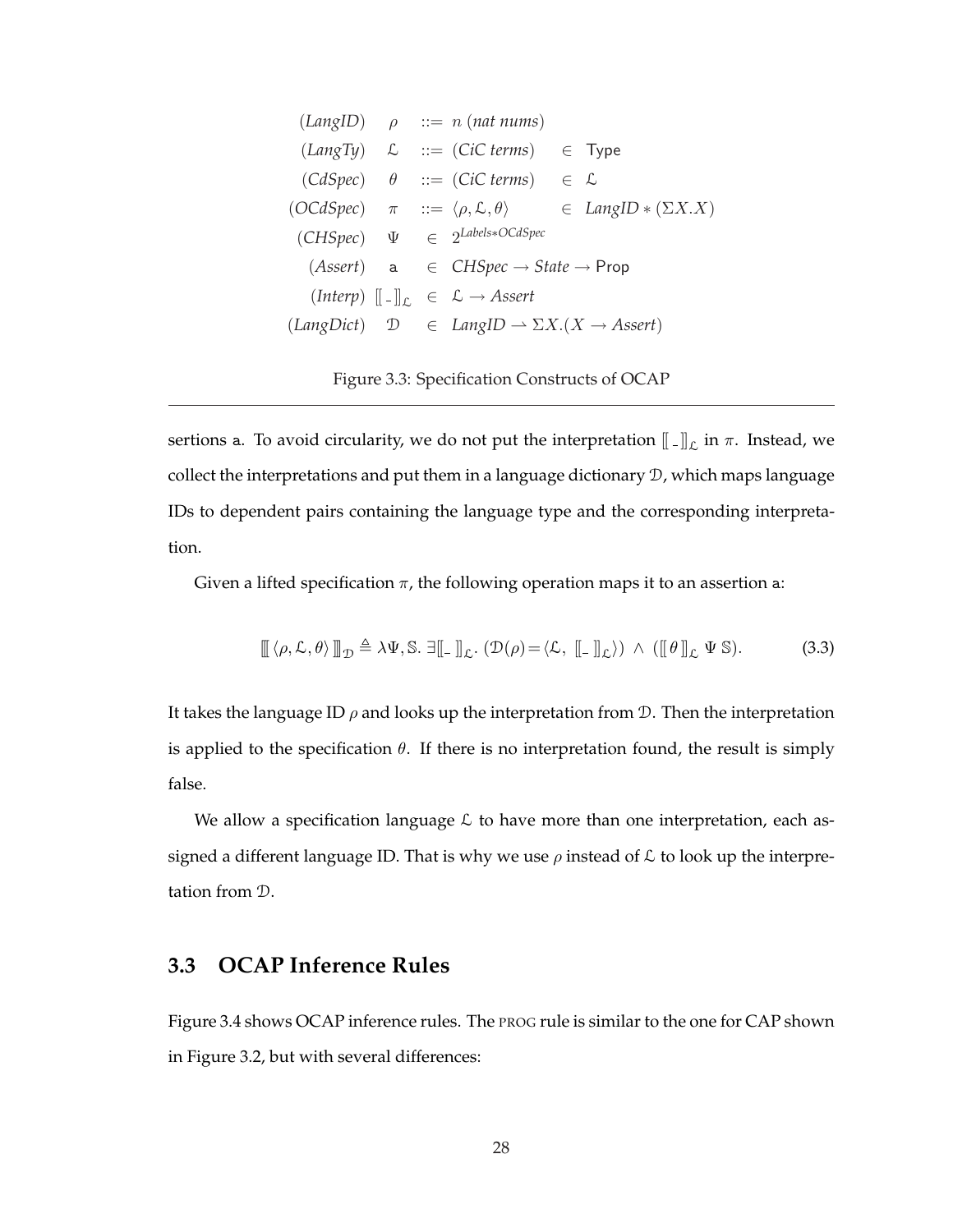$$
\begin{array}{lrcll}
(\mathit{LangID}) & \rho & ::= & n \ (\mathit{nat\ nums}) & \\
(\mathit{LangTy}) & \mathcal{L} & ::= & (\mathit{CiC\ terms}) & \in \ \mathsf{Type} \\
(\mathit{CdSpec}) & \theta & ::= & (\mathit{CiC\ terms}) & \in \ \mathcal{L} \\
(\mathit{OCdSpec}) & \pi & ::= & \langle \rho, \mathcal{L}, \theta \rangle & \in \ \mathit{LangID} * (\Sigma X.X) \\
(\mathit{CHSpec}) & \Psi & \in & 2^{\mathit{Labels} * \mathit{OCdSpec}} & \\
(\mathit{Assert}) & \mathtt{a} & \in & \mathit{CHSpec} \rightarrow \mathit{State} \rightarrow \mathsf{Prop} & \\
(\mathit{Interp}) & [\![\_]\!]_{\mathcal{L}} & \in & \mathcal{L} \rightarrow \mathit{Assert} & \\
(\mathit{LangDict}) & \mathcal{D} & \in & \mathit{LangID} \rightharpoonup \Sigma X.(X \rightarrow \mathit{Assert}) &
\end{array}
$$

Figure 3.3: Specification Constructs of OCAP

sertions a. To avoid circularity, we do not put the interpretation $[\![\_]\!]_{\mathcal{L}}$ in $\pi$. Instead, we collect the interpretations and put them in a language dictionary $\mathcal{D}$, which maps language IDs to dependent pairs containing the language type and the corresponding interpretation.

Given a lifted specification $\pi$, the following operation maps it to an assertion a:

$$
[\![\![ \langle \rho, \mathcal{L}, \theta \rangle ]\!]\!]_{\mathcal{D}} \triangleq \lambda \Psi, \mathbb{S}.\ \exists [\![\_]\!]_{\mathcal{L}}.\ (\mathcal{D}(\rho) = \langle \mathcal{L},\ [\![\_]\!]_{\mathcal{L}} \rangle) \ \wedge \ ([\![\theta]\!]_{\mathcal{L}}\ \Psi\ \mathbb{S}). \tag{3.3}
$$

It takes the language ID $\rho$ and looks up the interpretation from $\mathcal{D}$. Then the interpretation is applied to the specification $\theta$. If there is no interpretation found, the result is simply false.

We allow a specification language $\mathcal{L}$ to have more than one interpretation, each assigned a different language ID. That is why we use $\rho$ instead of $\mathcal{L}$ to look up the interpretation from $\mathcal{D}$.

## 3.3 OCAP Inference Rules

Figure 3.4 shows OCAP inference rules. The PROG rule is similar to the one for CAP shown in Figure 3.2, but with several differences: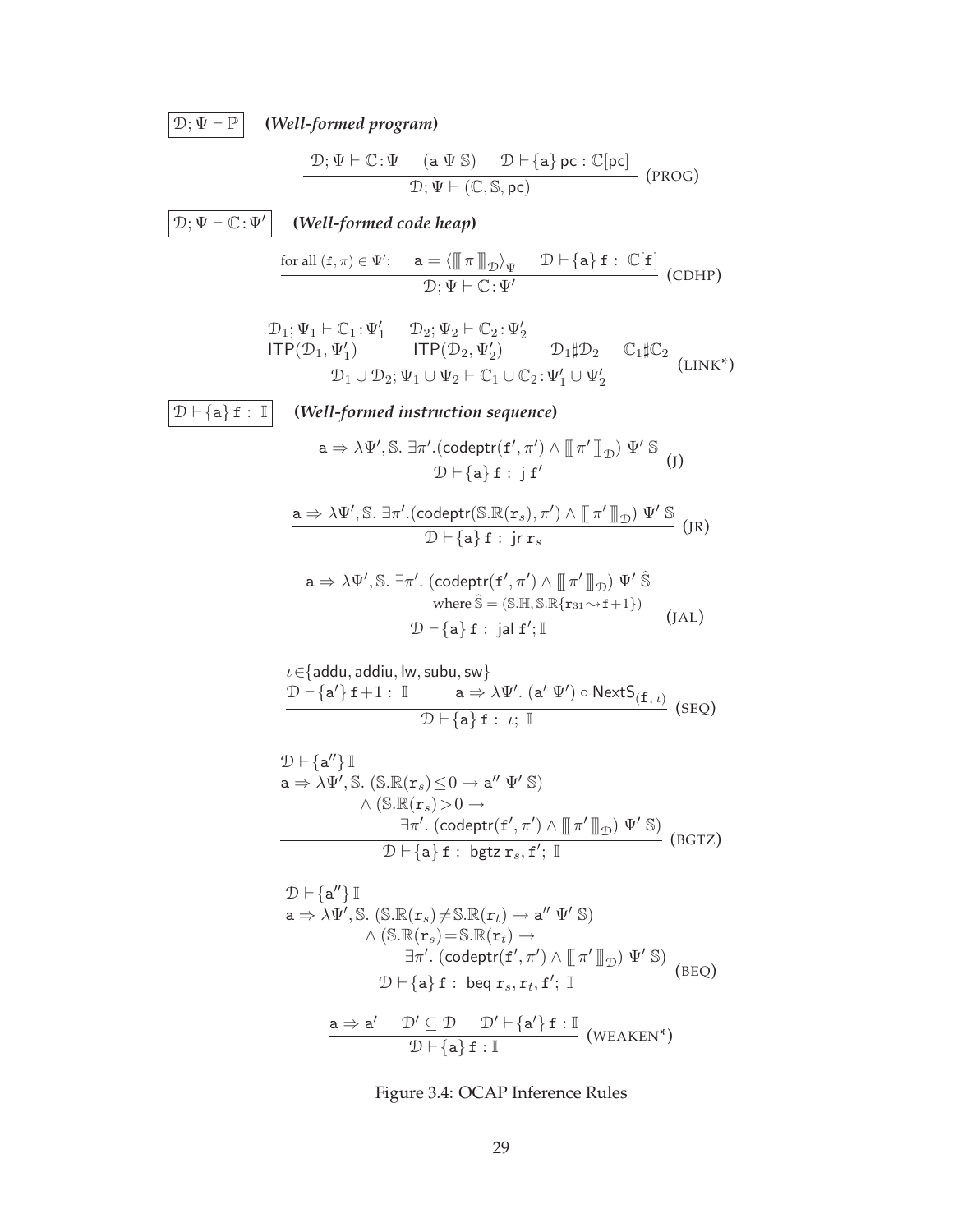$\boxed{\mathcal{D};\Psi \vdash \mathbb{P}}$ **(*Well-formed program*)**

$$\frac{\mathcal{D};\Psi \vdash \mathbb{C}:\Psi \qquad (\mathsf{a}\ \Psi\ \mathbb{S}) \qquad \mathcal{D} \vdash \{\mathsf{a}\}\ \mathsf{pc} : \mathbb{C}[\mathsf{pc}]}{\mathcal{D};\Psi \vdash (\mathbb{C}, \mathbb{S}, \mathsf{pc})} \ (\text{PROG})$$

$\boxed{\mathcal{D};\Psi \vdash \mathbb{C}:\Psi'}$ **(*Well-formed code heap*)**

$$\frac{\text{for all } (\mathtt{f},\pi) \in \Psi': \quad \mathsf{a} = \langle [\![\, \pi \,]\!]_{\mathcal{D}} \rangle_{\Psi} \qquad \mathcal{D} \vdash \{\mathsf{a}\}\ \mathtt{f} :\ \mathbb{C}[\mathtt{f}]}{\mathcal{D};\Psi \vdash \mathbb{C}:\Psi'} \ (\text{CDHP})$$

$$\frac{\begin{array}{lll} \mathcal{D}_1;\Psi_1 \vdash \mathbb{C}_1:\Psi_1' & \mathcal{D}_2;\Psi_2 \vdash \mathbb{C}_2:\Psi_2' & \\ \mathsf{ITP}(\mathcal{D}_1,\Psi_1') & \mathsf{ITP}(\mathcal{D}_2,\Psi_2') & \mathcal{D}_1 \sharp \mathcal{D}_2 \quad \mathbb{C}_1 \sharp \mathbb{C}_2 \end{array}}{\mathcal{D}_1 \cup \mathcal{D}_2;\Psi_1 \cup \Psi_2 \vdash \mathbb{C}_1 \cup \mathbb{C}_2 : \Psi_1' \cup \Psi_2'} \ (\text{LINK*})$$

$\boxed{\mathcal{D} \vdash \{\mathsf{a}\}\ \mathtt{f} :\ \mathbb{I}}$ **(*Well-formed instruction sequence*)**

$$\frac{\mathsf{a} \Rightarrow \lambda\Psi',\mathbb{S}.\ \exists\pi'.(\mathsf{codeptr}(\mathtt{f}',\pi') \wedge [\![\, \pi' \,]\!]_{\mathcal{D}})\ \Psi'\ \mathbb{S}}{\mathcal{D} \vdash \{\mathsf{a}\}\ \mathtt{f} :\ \mathsf{j}\ \mathtt{f}'} \ (\text{J})$$

$$\frac{\mathsf{a} \Rightarrow \lambda\Psi',\mathbb{S}.\ \exists\pi'.(\mathsf{codeptr}(\mathbb{S}.\mathbb{R}(\mathtt{r}_s),\pi') \wedge [\![\, \pi' \,]\!]_{\mathcal{D}})\ \Psi'\ \mathbb{S}}{\mathcal{D} \vdash \{\mathsf{a}\}\ \mathtt{f} :\ \mathsf{jr}\ \mathtt{r}_s} \ (\text{JR})$$

$$\frac{\begin{array}{l} \mathsf{a} \Rightarrow \lambda\Psi',\mathbb{S}.\ \exists\pi'.\ (\mathsf{codeptr}(\mathtt{f}',\pi') \wedge [\![\, \pi' \,]\!]_{\mathcal{D}})\ \Psi'\ \hat{\mathbb{S}} \\ \qquad \text{where } \hat{\mathbb{S}} = (\mathbb{S}.\mathbb{H}, \mathbb{S}.\mathbb{R}\{\mathtt{r}_{31} \rightsquigarrow \mathtt{f}+1\}) \end{array}}{\mathcal{D} \vdash \{\mathsf{a}\}\ \mathtt{f} :\ \mathsf{jal}\ \mathtt{f}';\mathbb{I}} \ (\text{JAL})$$

$$\frac{\begin{array}{l} \iota \in \{\mathsf{addu}, \mathsf{addiu}, \mathsf{lw}, \mathsf{subu}, \mathsf{sw}\} \\ \mathcal{D} \vdash \{\mathsf{a}'\}\ \mathtt{f}+1 :\ \mathbb{I} \qquad \mathsf{a} \Rightarrow \lambda\Psi'.\ (\mathsf{a}'\ \Psi') \circ \mathsf{NextS}_{(\mathtt{f},\,\iota)} \end{array}}{\mathcal{D} \vdash \{\mathsf{a}\}\ \mathtt{f} :\ \iota;\ \mathbb{I}} \ (\text{SEQ})$$

$$\frac{\begin{array}{l} \mathcal{D} \vdash \{\mathsf{a}''\}\, \mathbb{I} \\ \mathsf{a} \Rightarrow \lambda\Psi',\mathbb{S}.\ (\mathbb{S}.\mathbb{R}(\mathtt{r}_s) \le 0 \rightarrow \mathsf{a}''\ \Psi'\ \mathbb{S}) \\ \qquad\quad \wedge\ (\mathbb{S}.\mathbb{R}(\mathtt{r}_s) > 0 \rightarrow \\ \qquad\qquad\qquad \exists\pi'.\ (\mathsf{codeptr}(\mathtt{f}',\pi') \wedge [\![\, \pi' \,]\!]_{\mathcal{D}})\ \Psi'\ \mathbb{S}) \end{array}}{\mathcal{D} \vdash \{\mathsf{a}\}\ \mathtt{f} :\ \mathsf{bgtz}\ \mathtt{r}_s, \mathtt{f}';\ \mathbb{I}} \ (\text{BGTZ})$$

$$\frac{\begin{array}{l} \mathcal{D} \vdash \{\mathsf{a}''\}\, \mathbb{I} \\ \mathsf{a} \Rightarrow \lambda\Psi',\mathbb{S}.\ (\mathbb{S}.\mathbb{R}(\mathtt{r}_s) \neq \mathbb{S}.\mathbb{R}(\mathtt{r}_t) \rightarrow \mathsf{a}''\ \Psi'\ \mathbb{S}) \\ \qquad\quad \wedge\ (\mathbb{S}.\mathbb{R}(\mathtt{r}_s) = \mathbb{S}.\mathbb{R}(\mathtt{r}_t) \rightarrow \\ \qquad\qquad\qquad \exists\pi'.\ (\mathsf{codeptr}(\mathtt{f}',\pi') \wedge [\![\, \pi' \,]\!]_{\mathcal{D}})\ \Psi'\ \mathbb{S}) \end{array}}{\mathcal{D} \vdash \{\mathsf{a}\}\ \mathtt{f} :\ \mathsf{beq}\ \mathtt{r}_s, \mathtt{r}_t, \mathtt{f}';\ \mathbb{I}} \ (\text{BEQ})$$

$$\frac{\mathsf{a} \Rightarrow \mathsf{a}' \qquad \mathcal{D}' \subseteq \mathcal{D} \qquad \mathcal{D}' \vdash \{\mathsf{a}'\}\ \mathtt{f} : \mathbb{I}}{\mathcal{D} \vdash \{\mathsf{a}\}\ \mathtt{f} : \mathbb{I}} \ (\text{WEAKEN*})$$

Figure 3.4: OCAP Inference Rules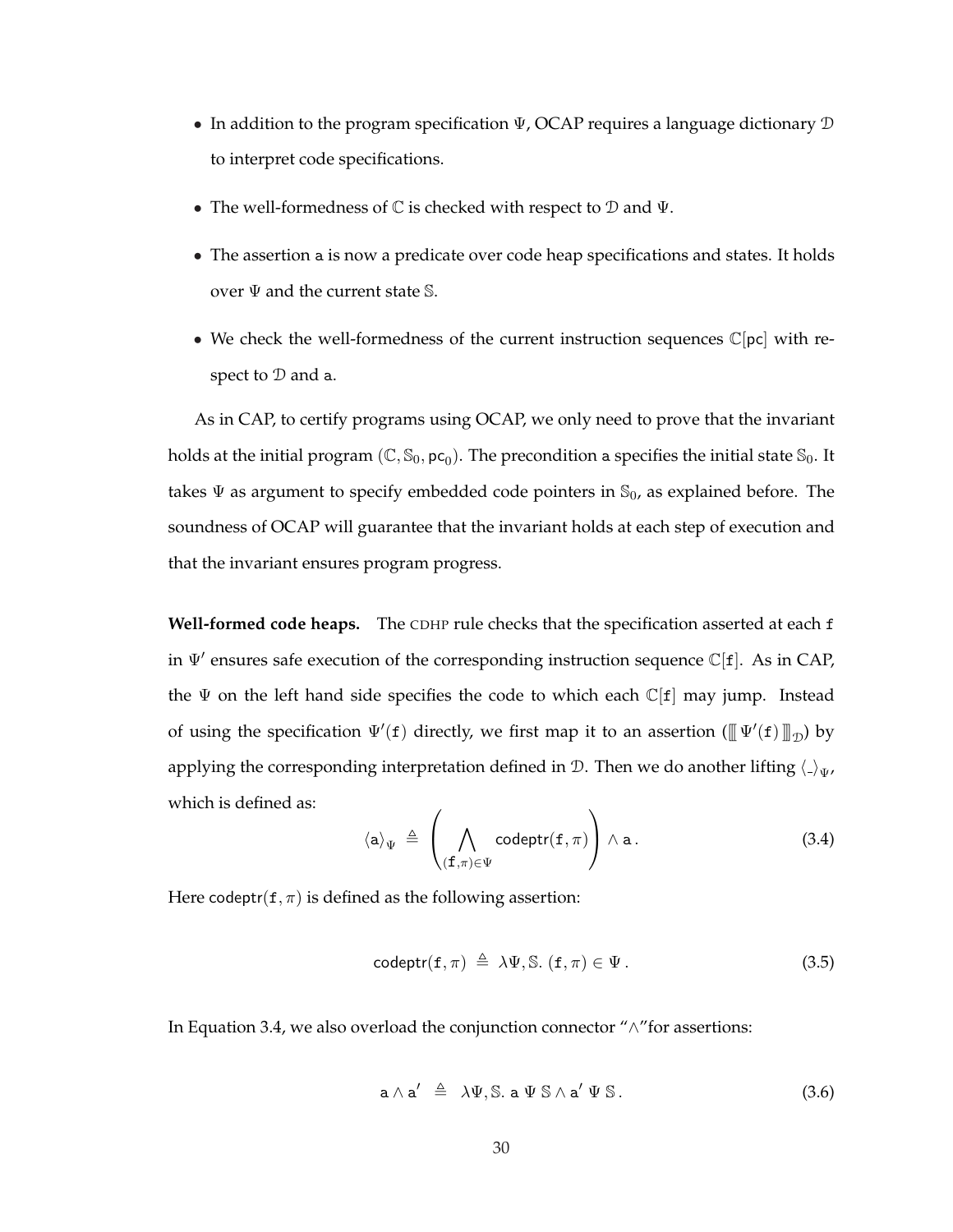- In addition to the program specification $\Psi$, OCAP requires a language dictionary $\mathcal{D}$ to interpret code specifications.
- The well-formedness of $\mathbb{C}$ is checked with respect to $\mathcal{D}$ and $\Psi$.
- The assertion $\mathtt{a}$ is now a predicate over code heap specifications and states. It holds over $\Psi$ and the current state $\mathbb{S}$.
- We check the well-formedness of the current instruction sequences $\mathbb{C}[\mathsf{pc}]$ with respect to $\mathcal{D}$ and $\mathtt{a}$.

As in CAP, to certify programs using OCAP, we only need to prove that the invariant holds at the initial program $(\mathbb{C}, \mathbb{S}_0, \mathsf{pc}_0)$. The precondition $\mathtt{a}$ specifies the initial state $\mathbb{S}_0$. It takes $\Psi$ as argument to specify embedded code pointers in $\mathbb{S}_0$, as explained before. The soundness of OCAP will guarantee that the invariant holds at each step of execution and that the invariant ensures program progress.

**Well-formed code heaps.** The CDHP rule checks that the specification asserted at each $\mathtt{f}$ in $\Psi'$ ensures safe execution of the corresponding instruction sequence $\mathbb{C}[\mathtt{f}]$. As in CAP, the $\Psi$ on the left hand side specifies the code to which each $\mathbb{C}[\mathtt{f}]$ may jump. Instead of using the specification $\Psi'(\mathtt{f})$ directly, we first map it to an assertion ($[\![\![\, \Psi'(\mathtt{f}) \,]\!]\!]_{\mathcal{D}}$) by applying the corresponding interpretation defined in $\mathcal{D}$. Then we do another lifting $\langle \_ \rangle_{\Psi}$, which is defined as:

$$\langle \mathtt{a} \rangle_{\Psi} \;\triangleq\; \left( \bigwedge_{(\mathtt{f},\pi)\in\Psi} \mathsf{codeptr}(\mathtt{f}, \pi) \right) \wedge \mathtt{a}\,. \tag{3.4}$$

Here $\mathsf{codeptr}(\mathtt{f}, \pi)$ is defined as the following assertion:

$$\mathsf{codeptr}(\mathtt{f}, \pi) \;\triangleq\; \lambda\Psi, \mathbb{S}.\ (\mathtt{f}, \pi) \in \Psi\,. \tag{3.5}$$

In Equation 3.4, we also overload the conjunction connector "$\wedge$"for assertions:

$$\mathtt{a} \wedge \mathtt{a}' \;\triangleq\; \lambda\Psi, \mathbb{S}.\ \mathtt{a}\ \Psi\ \mathbb{S} \wedge \mathtt{a}'\ \Psi\ \mathbb{S}\,. \tag{3.6}$$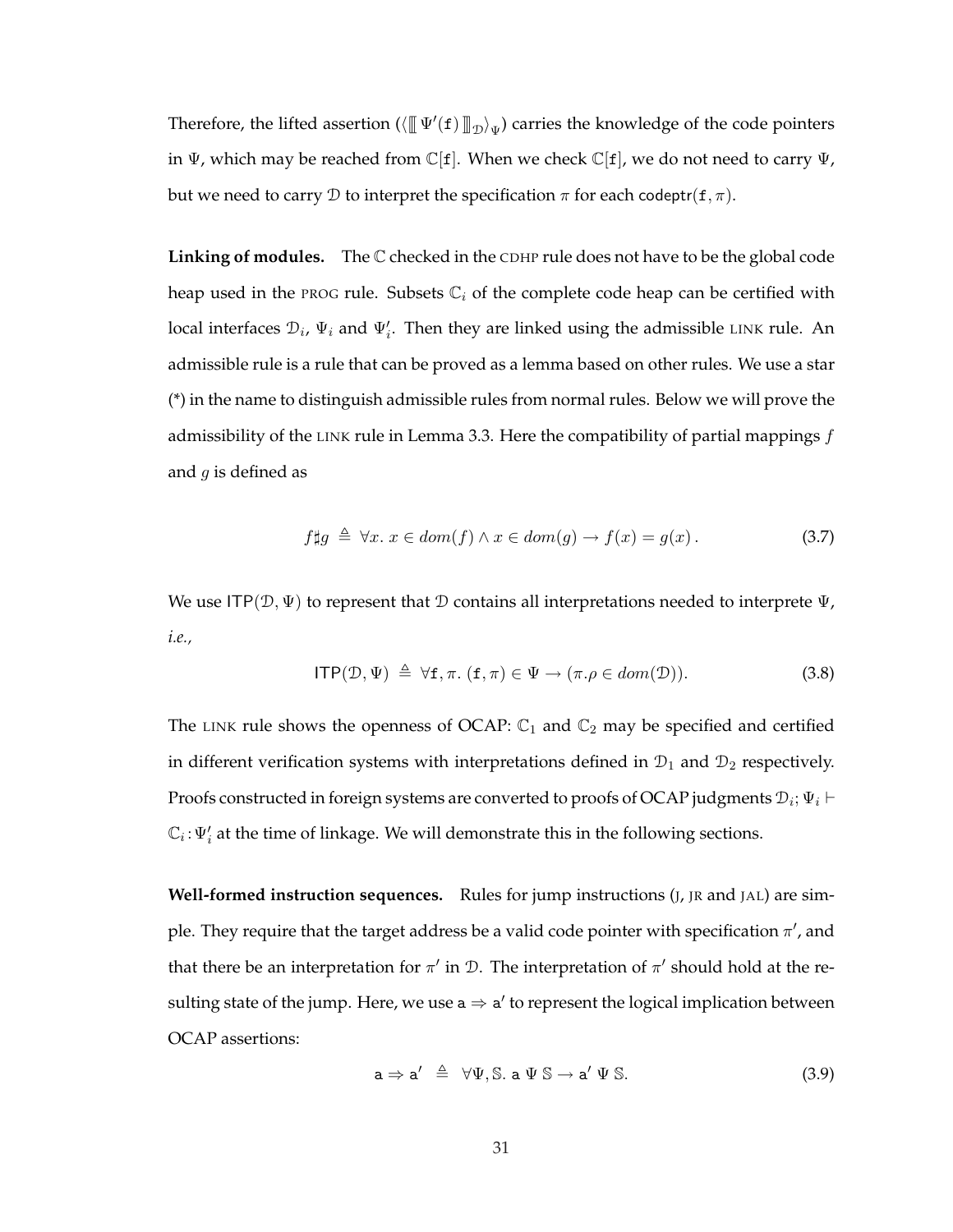Therefore, the lifted assertion ($\langle\!\llbracket\, \Psi'(\mathtt{f})\, \rrbracket_{\mathcal{D}}\rangle_{\Psi}$) carries the knowledge of the code pointers in $\Psi$, which may be reached from $\mathbb{C}[\mathtt{f}]$. When we check $\mathbb{C}[\mathtt{f}]$, we do not need to carry $\Psi$, but we need to carry $\mathcal{D}$ to interpret the specification $\pi$ for each $\mathsf{codeptr}(\mathtt{f}, \pi)$.

**Linking of modules.** The $\mathbb{C}$ checked in the CDHP rule does not have to be the global code heap used in the PROG rule. Subsets $\mathbb{C}_i$ of the complete code heap can be certified with local interfaces $\mathcal{D}_i$, $\Psi_i$ and $\Psi'_i$. Then they are linked using the admissible LINK rule. An admissible rule is a rule that can be proved as a lemma based on other rules. We use a star (*) in the name to distinguish admissible rules from normal rules. Below we will prove the admissibility of the LINK rule in Lemma 3.3. Here the compatibility of partial mappings $f$ and $g$ is defined as

$$f \sharp g \;\triangleq\; \forall x.\; x \in dom(f) \wedge x \in dom(g) \rightarrow f(x) = g(x)\,. \tag{3.7}$$

We use $\mathsf{ITP}(\mathcal{D}, \Psi)$ to represent that $\mathcal{D}$ contains all interpretations needed to interprete $\Psi$, *i.e.*,

$$\mathsf{ITP}(\mathcal{D}, \Psi) \;\triangleq\; \forall \mathtt{f}, \pi.\; (\mathtt{f}, \pi) \in \Psi \rightarrow (\pi.\rho \in dom(\mathcal{D})). \tag{3.8}$$

The LINK rule shows the openness of OCAP: $\mathbb{C}_1$ and $\mathbb{C}_2$ may be specified and certified in different verification systems with interpretations defined in $\mathcal{D}_1$ and $\mathcal{D}_2$ respectively. Proofs constructed in foreign systems are converted to proofs of OCAP judgments $\mathcal{D}_i; \Psi_i \vdash \mathbb{C}_i : \Psi'_i$ at the time of linkage. We will demonstrate this in the following sections.

**Well-formed instruction sequences.** Rules for jump instructions (J, JR and JAL) are simple. They require that the target address be a valid code pointer with specification $\pi'$, and that there be an interpretation for $\pi'$ in $\mathcal{D}$. The interpretation of $\pi'$ should hold at the resulting state of the jump. Here, we use $\mathtt{a} \Rightarrow \mathtt{a}'$ to represent the logical implication between OCAP assertions:

$$\mathtt{a} \Rightarrow \mathtt{a}' \;\triangleq\; \forall \Psi, \mathbb{S}.\; \mathtt{a}\ \Psi\ \mathbb{S} \rightarrow \mathtt{a}'\ \Psi\ \mathbb{S}. \tag{3.9}$$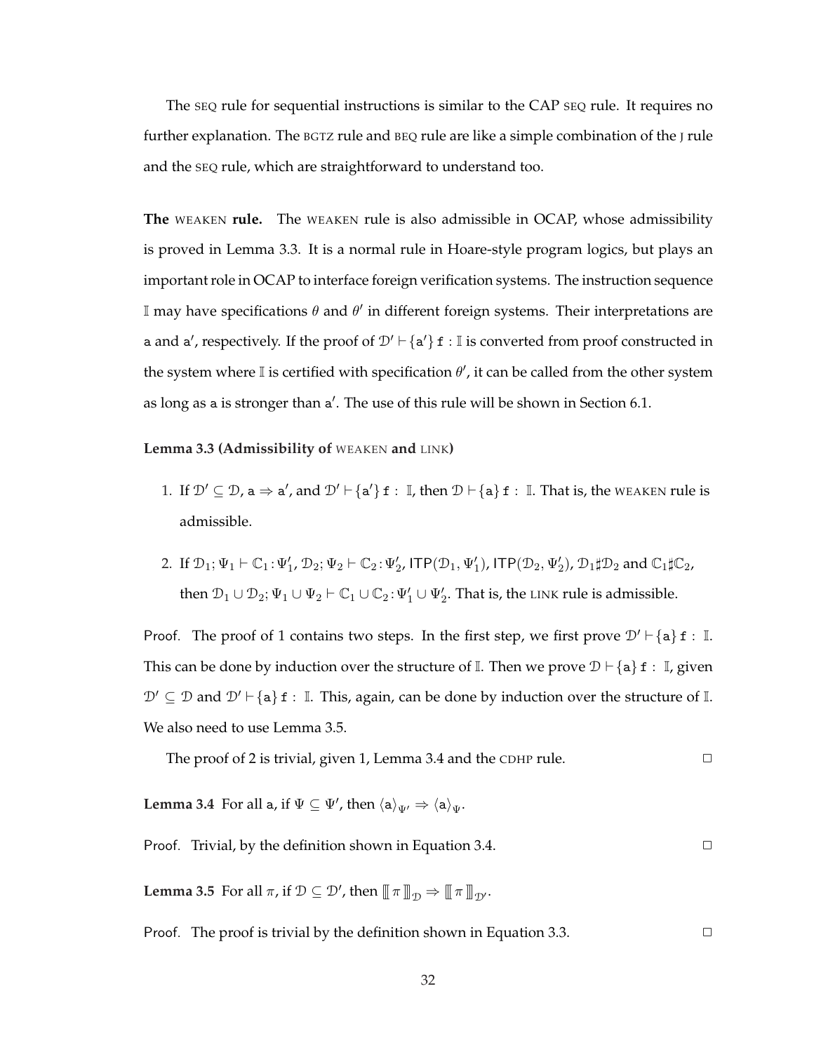The SEQ rule for sequential instructions is similar to the CAP SEQ rule. It requires no further explanation. The BGTZ rule and BEQ rule are like a simple combination of the J rule and the SEQ rule, which are straightforward to understand too.

**The WEAKEN rule.** The WEAKEN rule is also admissible in OCAP, whose admissibility is proved in Lemma 3.3. It is a normal rule in Hoare-style program logics, but plays an important role in OCAP to interface foreign verification systems. The instruction sequence $\mathbb{I}$ may have specifications $\theta$ and $\theta'$ in different foreign systems. Their interpretations are $\mathtt{a}$ and $\mathtt{a}'$, respectively. If the proof of $\mathcal{D}' \vdash \{\mathtt{a}'\}\,\mathtt{f} : \mathbb{I}$ is converted from proof constructed in the system where $\mathbb{I}$ is certified with specification $\theta'$, it can be called from the other system as long as $\mathtt{a}$ is stronger than $\mathtt{a}'$. The use of this rule will be shown in Section 6.1.

**Lemma 3.3 (Admissibility of WEAKEN and LINK)**

1. If $\mathcal{D}' \subseteq \mathcal{D}$, $\mathtt{a} \Rightarrow \mathtt{a}'$, and $\mathcal{D}' \vdash \{\mathtt{a}'\}\,\mathtt{f} : \mathbb{I}$, then $\mathcal{D} \vdash \{\mathtt{a}\}\,\mathtt{f} : \mathbb{I}$. That is, the WEAKEN rule is admissible.

2. If $\mathcal{D}_1; \Psi_1 \vdash \mathbb{C}_1 : \Psi_1'$, $\mathcal{D}_2; \Psi_2 \vdash \mathbb{C}_2 : \Psi_2'$, $\mathsf{ITP}(\mathcal{D}_1, \Psi_1')$, $\mathsf{ITP}(\mathcal{D}_2, \Psi_2')$, $\mathcal{D}_1 \sharp \mathcal{D}_2$ and $\mathbb{C}_1 \sharp \mathbb{C}_2$, then $\mathcal{D}_1 \cup \mathcal{D}_2; \Psi_1 \cup \Psi_2 \vdash \mathbb{C}_1 \cup \mathbb{C}_2 : \Psi_1' \cup \Psi_2'$. That is, the LINK rule is admissible.

Proof. The proof of 1 contains two steps. In the first step, we first prove $\mathcal{D}' \vdash \{\mathtt{a}\}\,\mathtt{f} : \mathbb{I}$. This can be done by induction over the structure of $\mathbb{I}$. Then we prove $\mathcal{D} \vdash \{\mathtt{a}\}\,\mathtt{f} : \mathbb{I}$, given $\mathcal{D}' \subseteq \mathcal{D}$ and $\mathcal{D}' \vdash \{\mathtt{a}\}\,\mathtt{f} : \mathbb{I}$. This, again, can be done by induction over the structure of $\mathbb{I}$. We also need to use Lemma 3.5.

The proof of 2 is trivial, given 1, Lemma 3.4 and the CDHP rule. □

**Lemma 3.4** For all $\mathtt{a}$, if $\Psi \subseteq \Psi'$, then $\langle \mathtt{a} \rangle_{\Psi'} \Rightarrow \langle \mathtt{a} \rangle_{\Psi}$.

Proof. Trivial, by the definition shown in Equation 3.4. □

**Lemma 3.5** For all $\pi$, if $\mathcal{D} \subseteq \mathcal{D}'$, then $[\![\, \pi \,]\!]_{\mathcal{D}} \Rightarrow [\![\, \pi \,]\!]_{\mathcal{D}'}$.

Proof. The proof is trivial by the definition shown in Equation 3.3. □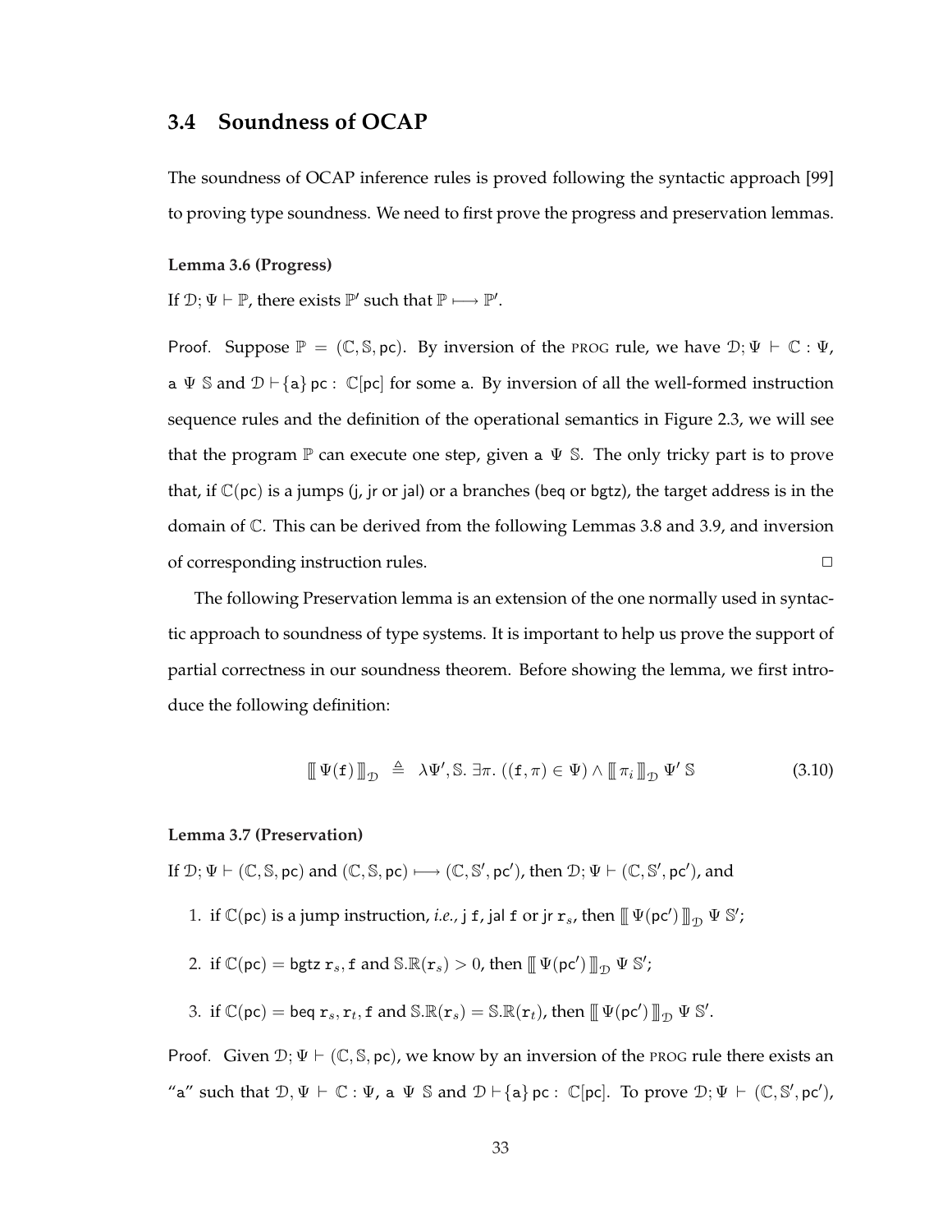## 3.4 Soundness of OCAP

The soundness of OCAP inference rules is proved following the syntactic approach [99] to proving type soundness. We need to first prove the progress and preservation lemmas.

**Lemma 3.6 (Progress)**

If $\mathcal{D}; \Psi \vdash \mathbb{P}$, there exists $\mathbb{P}'$ such that $\mathbb{P} \longmapsto \mathbb{P}'$.

Proof. Suppose $\mathbb{P} = (\mathbb{C}, \mathbb{S}, \mathsf{pc})$. By inversion of the PROG rule, we have $\mathcal{D}; \Psi \vdash \mathbb{C} : \Psi$, $\mathtt{a}\ \Psi\ \mathbb{S}$ and $\mathcal{D} \vdash \{\mathtt{a}\}\ \mathsf{pc} :\ \mathbb{C}[\mathsf{pc}]$ for some $\mathtt{a}$. By inversion of all the well-formed instruction sequence rules and the definition of the operational semantics in Figure 2.3, we will see that the program $\mathbb{P}$ can execute one step, given $\mathtt{a}\ \Psi\ \mathbb{S}$. The only tricky part is to prove that, if $\mathbb{C}(\mathsf{pc})$ is a jumps (j, jr or jal) or a branches (beq or bgtz), the target address is in the domain of $\mathbb{C}$. This can be derived from the following Lemmas 3.8 and 3.9, and inversion of corresponding instruction rules. □

The following Preservation lemma is an extension of the one normally used in syntactic approach to soundness of type systems. It is important to help us prove the support of partial correctness in our soundness theorem. Before showing the lemma, we first introduce the following definition:

$$[\![\, \Psi(\mathtt{f}) \,]\!]_{\mathcal{D}} \;\triangleq\; \lambda\Psi', \mathbb{S}.\ \exists\pi.\ ((\mathtt{f}, \pi) \in \Psi) \wedge [\![\, \pi_i \,]\!]_{\mathcal{D}}\ \Psi'\ \mathbb{S} \tag{3.10}$$

**Lemma 3.7 (Preservation)**

If $\mathcal{D}; \Psi \vdash (\mathbb{C}, \mathbb{S}, \mathsf{pc})$ and $(\mathbb{C}, \mathbb{S}, \mathsf{pc}) \longmapsto (\mathbb{C}, \mathbb{S}', \mathsf{pc}')$, then $\mathcal{D}; \Psi \vdash (\mathbb{C}, \mathbb{S}', \mathsf{pc}')$, and

1. if $\mathbb{C}(\mathsf{pc})$ is a jump instruction, *i.e.*, $\mathsf{j}\ \mathtt{f}$, $\mathsf{jal}\ \mathtt{f}$ or $\mathsf{jr}\ \mathtt{r}_s$, then $[\![\, \Psi(\mathsf{pc}') \,]\!]_{\mathcal{D}}\ \Psi\ \mathbb{S}'$;
2. if $\mathbb{C}(\mathsf{pc}) = \mathsf{bgtz}\ \mathtt{r}_s, \mathtt{f}$ and $\mathbb{S}.\mathbb{R}(\mathtt{r}_s) > 0$, then $[\![\, \Psi(\mathsf{pc}') \,]\!]_{\mathcal{D}}\ \Psi\ \mathbb{S}'$;
3. if $\mathbb{C}(\mathsf{pc}) = \mathsf{beq}\ \mathtt{r}_s, \mathtt{r}_t, \mathtt{f}$ and $\mathbb{S}.\mathbb{R}(\mathtt{r}_s) = \mathbb{S}.\mathbb{R}(\mathtt{r}_t)$, then $[\![\, \Psi(\mathsf{pc}') \,]\!]_{\mathcal{D}}\ \Psi\ \mathbb{S}'$.

Proof. Given $\mathcal{D}; \Psi \vdash (\mathbb{C}, \mathbb{S}, \mathsf{pc})$, we know by an inversion of the PROG rule there exists an "$\mathtt{a}$" such that $\mathcal{D}, \Psi \vdash \mathbb{C} : \Psi$, $\mathtt{a}\ \Psi\ \mathbb{S}$ and $\mathcal{D} \vdash \{\mathtt{a}\}\ \mathsf{pc} :\ \mathbb{C}[\mathsf{pc}]$. To prove $\mathcal{D}; \Psi \vdash (\mathbb{C}, \mathbb{S}', \mathsf{pc}')$,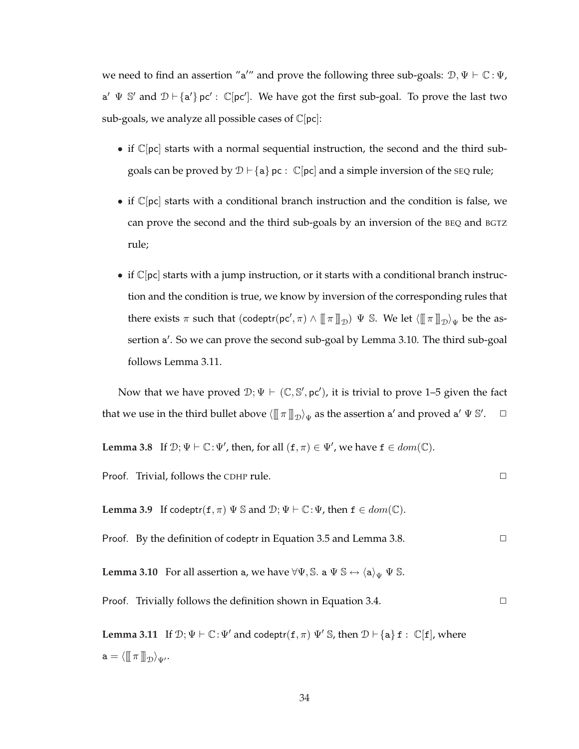we need to find an assertion "a′" and prove the following three sub-goals: $\mathcal{D}, \Psi \vdash \mathbb{C} : \Psi$, $\mathsf{a}' \ \Psi \ \mathbb{S}'$ and $\mathcal{D} \vdash \{\mathsf{a}'\}\, \mathsf{pc}' : \ \mathbb{C}[\mathsf{pc}']$. We have got the first sub-goal. To prove the last two sub-goals, we analyze all possible cases of $\mathbb{C}[\mathsf{pc}]$:

- if $\mathbb{C}[\mathsf{pc}]$ starts with a normal sequential instruction, the second and the third sub-goals can be proved by $\mathcal{D} \vdash \{\mathsf{a}\}\, \mathsf{pc} : \ \mathbb{C}[\mathsf{pc}]$ and a simple inversion of the SEQ rule;
- if $\mathbb{C}[\mathsf{pc}]$ starts with a conditional branch instruction and the condition is false, we can prove the second and the third sub-goals by an inversion of the BEQ and BGTZ rule;
- if $\mathbb{C}[\mathsf{pc}]$ starts with a jump instruction, or it starts with a conditional branch instruction and the condition is true, we know by inversion of the corresponding rules that there exists $\pi$ such that $(\mathsf{codeptr}(\mathsf{pc}', \pi) \wedge [\![\, \pi \,]\!]_{\mathcal{D}}) \ \Psi \ \mathbb{S}$. We let $\langle [\![\, \pi \,]\!]_{\mathcal{D}} \rangle_{\Psi}$ be the assertion $\mathsf{a}'$. So we can prove the second sub-goal by Lemma 3.10. The third sub-goal follows Lemma 3.11.

Now that we have proved $\mathcal{D}; \Psi \vdash (\mathbb{C}, \mathbb{S}', \mathsf{pc}')$, it is trivial to prove 1–5 given the fact that we use in the third bullet above $\langle [\![\, \pi \,]\!]_{\mathcal{D}} \rangle_{\Psi}$ as the assertion $\mathsf{a}'$ and proved $\mathsf{a}' \ \Psi \ \mathbb{S}'$. □

**Lemma 3.8** If $\mathcal{D}; \Psi \vdash \mathbb{C} : \Psi'$, then, for all $(\mathtt{f}, \pi) \in \Psi'$, we have $\mathtt{f} \in dom(\mathbb{C})$.

Proof. Trivial, follows the CDHP rule. □

**Lemma 3.9** If $\mathsf{codeptr}(\mathtt{f}, \pi) \ \Psi \ \mathbb{S}$ and $\mathcal{D}; \Psi \vdash \mathbb{C} : \Psi$, then $\mathtt{f} \in dom(\mathbb{C})$.

Proof. By the definition of codeptr in Equation 3.5 and Lemma 3.8. □

**Lemma 3.10** For all assertion $\mathsf{a}$, we have $\forall \Psi, \mathbb{S}.\ \mathtt{a} \ \Psi \ \mathbb{S} \leftrightarrow \langle \mathsf{a} \rangle_{\Psi} \ \Psi \ \mathbb{S}$.

Proof. Trivially follows the definition shown in Equation 3.4. □

**Lemma 3.11** If $\mathcal{D}; \Psi \vdash \mathbb{C} : \Psi'$ and $\mathsf{codeptr}(\mathtt{f}, \pi) \ \Psi' \ \mathbb{S}$, then $\mathcal{D} \vdash \{\mathsf{a}\}\, \mathtt{f} : \ \mathbb{C}[\mathtt{f}]$, where $\mathsf{a} = \langle [\![\, \pi \,]\!]_{\mathcal{D}} \rangle_{\Psi'}$.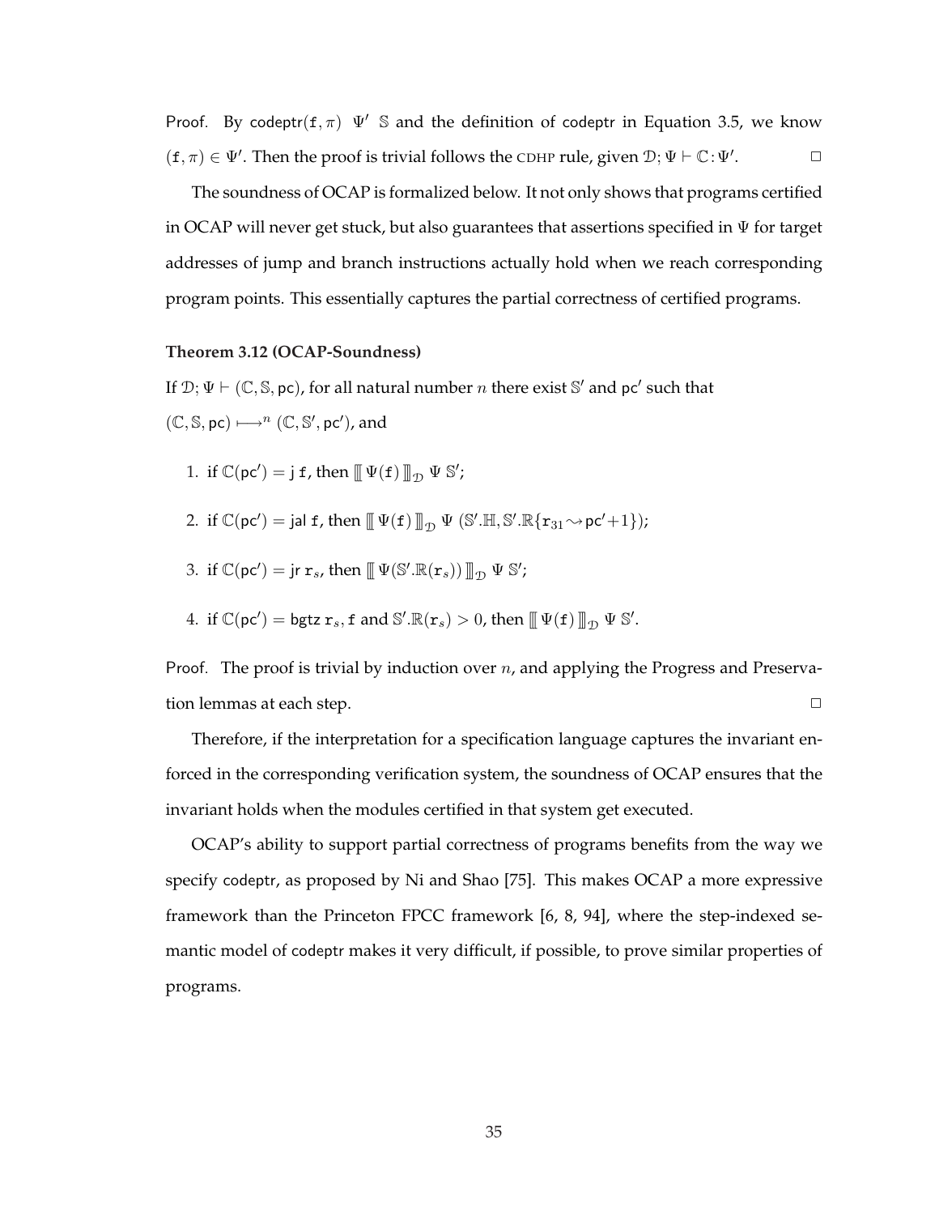Proof. By $\mathsf{codeptr}(\mathtt{f}, \pi)\ \ \Psi'\ \ \mathbb{S}$ and the definition of codeptr in Equation 3.5, we know $(\mathtt{f}, \pi) \in \Psi'$. Then the proof is trivial follows the CDHP rule, given $\mathcal{D}; \Psi \vdash \mathbb{C} : \Psi'$. □

The soundness of OCAP is formalized below. It not only shows that programs certified in OCAP will never get stuck, but also guarantees that assertions specified in $\Psi$ for target addresses of jump and branch instructions actually hold when we reach corresponding program points. This essentially captures the partial correctness of certified programs.

**Theorem 3.12 (OCAP-Soundness)**

If $\mathcal{D}; \Psi \vdash (\mathbb{C}, \mathbb{S}, \mathsf{pc})$, for all natural number $n$ there exist $\mathbb{S}'$ and $\mathsf{pc}'$ such that $(\mathbb{C}, \mathbb{S}, \mathsf{pc}) \longmapsto^n (\mathbb{C}, \mathbb{S}', \mathsf{pc}')$, and

1. if $\mathbb{C}(\mathsf{pc}') = \mathsf{j}\ \mathtt{f}$, then $[\![\, \Psi(\mathtt{f}) \,]\!]_{\mathcal{D}}\ \Psi\ \mathbb{S}'$;
2. if $\mathbb{C}(\mathsf{pc}') = \mathsf{jal}\ \mathtt{f}$, then $[\![\, \Psi(\mathtt{f}) \,]\!]_{\mathcal{D}}\ \Psi\ (\mathbb{S}'.\mathbb{H}, \mathbb{S}'.\mathbb{R}\{\mathtt{r}_{31} \leadsto \mathsf{pc}'{+}1\})$;
3. if $\mathbb{C}(\mathsf{pc}') = \mathsf{jr}\ \mathtt{r}_s$, then $[\![\, \Psi(\mathbb{S}'.\mathbb{R}(\mathtt{r}_s)) \,]\!]_{\mathcal{D}}\ \Psi\ \mathbb{S}'$;
4. if $\mathbb{C}(\mathsf{pc}') = \mathsf{bgtz}\ \mathtt{r}_s, \mathtt{f}$ and $\mathbb{S}'.\mathbb{R}(\mathtt{r}_s) > 0$, then $[\![\, \Psi(\mathtt{f}) \,]\!]_{\mathcal{D}}\ \Psi\ \mathbb{S}'$.

Proof. The proof is trivial by induction over $n$, and applying the Progress and Preservation lemmas at each step. □

Therefore, if the interpretation for a specification language captures the invariant enforced in the corresponding verification system, the soundness of OCAP ensures that the invariant holds when the modules certified in that system get executed.

OCAP's ability to support partial correctness of programs benefits from the way we specify codeptr, as proposed by Ni and Shao [75]. This makes OCAP a more expressive framework than the Princeton FPCC framework [6, 8, 94], where the step-indexed semantic model of codeptr makes it very difficult, if possible, to prove similar properties of programs.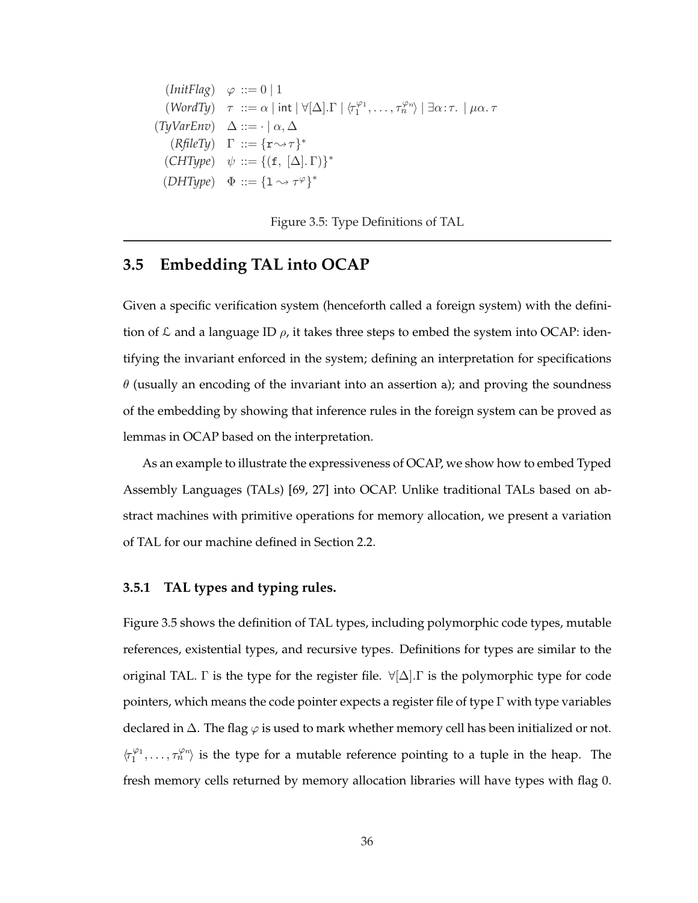$$
\begin{array}{lrcl}
(\mathit{InitFlag}) & \varphi & ::= & 0 \mid 1 \\
(\mathit{WordTy}) & \tau & ::= & \alpha \mid \mathsf{int} \mid \forall[\Delta].\Gamma \mid \langle \tau_1^{\varphi_1}, \ldots, \tau_n^{\varphi_n} \rangle \mid \exists \alpha{:}\tau. \mid \mu\alpha.\,\tau \\
(\mathit{TyVarEnv}) & \Delta & ::= & \cdot \mid \alpha, \Delta \\
(\mathit{RfileTy}) & \Gamma & ::= & \{\mathtt{r} \rightsquigarrow \tau\}^* \\
(\mathit{CHType}) & \psi & ::= & \{(\mathtt{f},\ [\Delta].\,\Gamma)\}^* \\
(\mathit{DHType}) & \Phi & ::= & \{\mathtt{l} \rightsquigarrow \tau^{\varphi}\}^*
\end{array}
$$

Figure 3.5: Type Definitions of TAL

## 3.5 Embedding TAL into OCAP

Given a specific verification system (henceforth called a foreign system) with the definition of $\mathcal{L}$ and a language ID $\rho$, it takes three steps to embed the system into OCAP: identifying the invariant enforced in the system; defining an interpretation for specifications $\theta$ (usually an encoding of the invariant into an assertion $\mathtt{a}$); and proving the soundness of the embedding by showing that inference rules in the foreign system can be proved as lemmas in OCAP based on the interpretation.

As an example to illustrate the expressiveness of OCAP, we show how to embed Typed Assembly Languages (TALs) [69, 27] into OCAP. Unlike traditional TALs based on abstract machines with primitive operations for memory allocation, we present a variation of TAL for our machine defined in Section 2.2.

### 3.5.1 TAL types and typing rules.

Figure 3.5 shows the definition of TAL types, including polymorphic code types, mutable references, existential types, and recursive types. Definitions for types are similar to the original TAL. $\Gamma$ is the type for the register file. $\forall[\Delta].\Gamma$ is the polymorphic type for code pointers, which means the code pointer expects a register file of type $\Gamma$ with type variables declared in $\Delta$. The flag $\varphi$ is used to mark whether memory cell has been initialized or not. $\langle \tau_1^{\varphi_1}, \ldots, \tau_n^{\varphi_n} \rangle$ is the type for a mutable reference pointing to a tuple in the heap. The fresh memory cells returned by memory allocation libraries will have types with flag 0.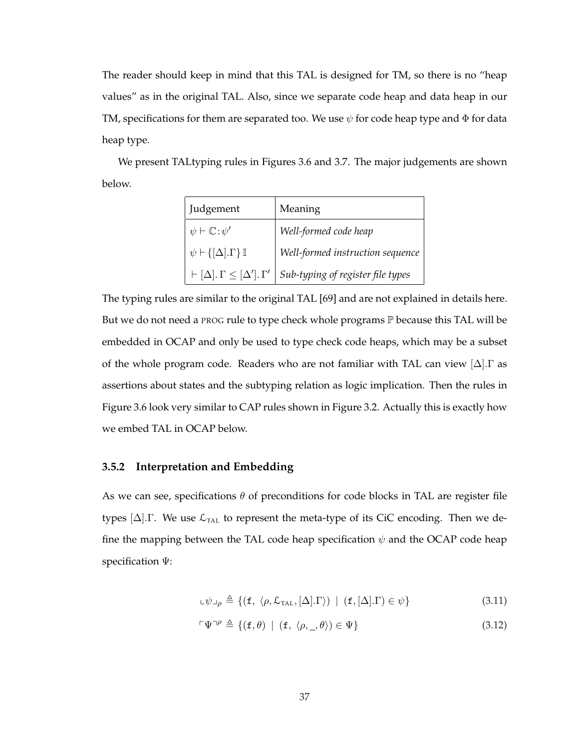The reader should keep in mind that this TAL is designed for TM, so there is no "heap values" as in the original TAL. Also, since we separate code heap and data heap in our TM, specifications for them are separated too. We use $\psi$ for code heap type and $\Phi$ for data heap type.

We present TALtyping rules in Figures 3.6 and 3.7. The major judgements are shown below.

| Judgement | Meaning |
|---|---|
| $\psi \vdash \mathbb{C} : \psi'$ | *Well-formed code heap* |
| $\psi \vdash \{[\Delta].\Gamma\}\, \mathbb{I}$ | *Well-formed instruction sequence* |
| $\vdash [\Delta].\, \Gamma \leq [\Delta'].\, \Gamma'$ | *Sub-typing of register file types* |

The typing rules are similar to the original TAL [69] and are not explained in details here. But we do not need a PROG rule to type check whole programs $\mathbb{P}$ because this TAL will be embedded in OCAP and only be used to type check code heaps, which may be a subset of the whole program code. Readers who are not familiar with TAL can view $[\Delta].\Gamma$ as assertions about states and the subtyping relation as logic implication. Then the rules in Figure 3.6 look very similar to CAP rules shown in Figure 3.2. Actually this is exactly how we embed TAL in OCAP below.

### 3.5.2 Interpretation and Embedding

As we can see, specifications $\theta$ of preconditions for code blocks in TAL are register file types $[\Delta].\Gamma$. We use $\mathcal{L}_{\text{TAL}}$ to represent the meta-type of its CiC encoding. Then we define the mapping between the TAL code heap specification $\psi$ and the OCAP code heap specification $\Psi$:

$$\llcorner \psi \lrcorner_\rho \triangleq \{(\mathtt{f},\ \langle \rho, \mathcal{L}_{\text{TAL}}, [\Delta].\Gamma \rangle) \mid (\mathtt{f}, [\Delta].\Gamma) \in \psi\} \tag{3.11}$$

$$\ulcorner \Psi \urcorner^\rho \triangleq \{(\mathtt{f}, \theta) \mid (\mathtt{f},\ \langle \rho, \_, \theta \rangle) \in \Psi\} \tag{3.12}$$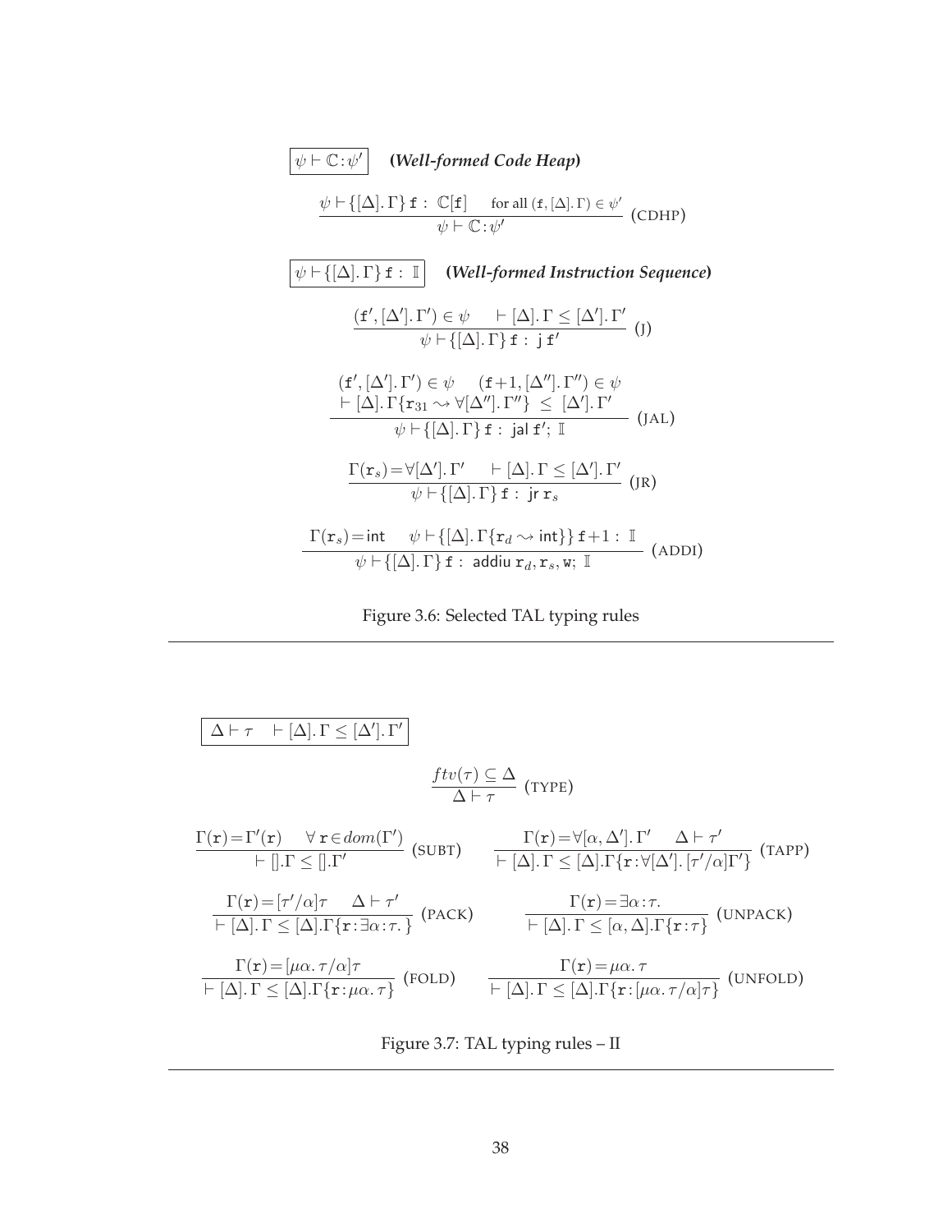$\boxed{\psi \vdash \mathbb{C} : \psi'}$ **(*Well-formed Code Heap*)**

$$\frac{\psi \vdash \{[\Delta].\,\Gamma\}\,\mathtt{f} :\ \mathbb{C}[\mathtt{f}] \quad \text{for all } (\mathtt{f}, [\Delta].\,\Gamma) \in \psi'}{\psi \vdash \mathbb{C} : \psi'} \ (\text{CDHP})$$

$\boxed{\psi \vdash \{[\Delta].\,\Gamma\}\,\mathtt{f} :\ \mathbb{I}}$ **(*Well-formed Instruction Sequence*)**

$$\frac{(\mathtt{f}', [\Delta'].\,\Gamma') \in \psi \qquad \vdash [\Delta].\,\Gamma \leq [\Delta'].\,\Gamma'}{\psi \vdash \{[\Delta].\,\Gamma\}\,\mathtt{f} :\ \mathsf{j}\ \mathtt{f}'} \ (\text{J})$$

$$\frac{\begin{array}{c}(\mathtt{f}', [\Delta'].\,\Gamma') \in \psi \qquad (\mathtt{f}{+}1, [\Delta''].\,\Gamma'') \in \psi \\ \vdash [\Delta].\,\Gamma\{\mathtt{r}_{31} \rightsquigarrow \forall[\Delta''].\,\Gamma''\} \ \leq\ [\Delta'].\,\Gamma'\end{array}}{\psi \vdash \{[\Delta].\,\Gamma\}\,\mathtt{f} :\ \mathsf{jal}\ \mathtt{f}';\ \mathbb{I}} \ (\text{JAL})$$

$$\frac{\Gamma(\mathtt{r}_s) = \forall[\Delta'].\,\Gamma' \qquad \vdash [\Delta].\,\Gamma \leq [\Delta'].\,\Gamma'}{\psi \vdash \{[\Delta].\,\Gamma\}\,\mathtt{f} :\ \mathsf{jr}\ \mathtt{r}_s} \ (\text{JR})$$

$$\frac{\Gamma(\mathtt{r}_s) = \mathsf{int} \qquad \psi \vdash \{[\Delta].\,\Gamma\{\mathtt{r}_d \rightsquigarrow \mathsf{int}\}\}\,\mathtt{f}{+}1 :\ \mathbb{I}}{\psi \vdash \{[\Delta].\,\Gamma\}\,\mathtt{f} :\ \mathsf{addiu}\ \mathtt{r}_d, \mathtt{r}_s, \mathtt{w};\ \mathbb{I}} \ (\text{ADDI})$$

Figure 3.6: Selected TAL typing rules

---

$\boxed{\Delta \vdash \tau \quad \vdash [\Delta].\,\Gamma \leq [\Delta'].\,\Gamma'}$

$$\frac{ftv(\tau) \subseteq \Delta}{\Delta \vdash \tau} \ (\text{TYPE})$$

$$\frac{\Gamma(\mathtt{r}) = \Gamma'(\mathtt{r}) \qquad \forall\, \mathtt{r} \in dom(\Gamma')}{\vdash [].\Gamma \leq [].\Gamma'} \ (\text{SUBT}) \qquad \frac{\Gamma(\mathtt{r}) = \forall[\alpha, \Delta'].\,\Gamma' \qquad \Delta \vdash \tau'}{\vdash [\Delta].\,\Gamma \leq [\Delta].\Gamma\{\mathtt{r} : \forall[\Delta'].\,[\tau'/\alpha]\Gamma'\}} \ (\text{TAPP})$$

$$\frac{\Gamma(\mathtt{r}) = [\tau'/\alpha]\tau \qquad \Delta \vdash \tau'}{\vdash [\Delta].\,\Gamma \leq [\Delta].\Gamma\{\mathtt{r} : \exists\alpha : \tau.\}} \ (\text{PACK}) \qquad \frac{\Gamma(\mathtt{r}) = \exists\alpha : \tau.}{\vdash [\Delta].\,\Gamma \leq [\alpha, \Delta].\Gamma\{\mathtt{r} : \tau\}} \ (\text{UNPACK})$$

$$\frac{\Gamma(\mathtt{r}) = [\mu\alpha.\,\tau/\alpha]\tau}{\vdash [\Delta].\,\Gamma \leq [\Delta].\Gamma\{\mathtt{r} : \mu\alpha.\,\tau\}} \ (\text{FOLD}) \qquad \frac{\Gamma(\mathtt{r}) = \mu\alpha.\,\tau}{\vdash [\Delta].\,\Gamma \leq [\Delta].\Gamma\{\mathtt{r} : [\mu\alpha.\,\tau/\alpha]\tau\}} \ (\text{UNFOLD})$$

Figure 3.7: TAL typing rules – II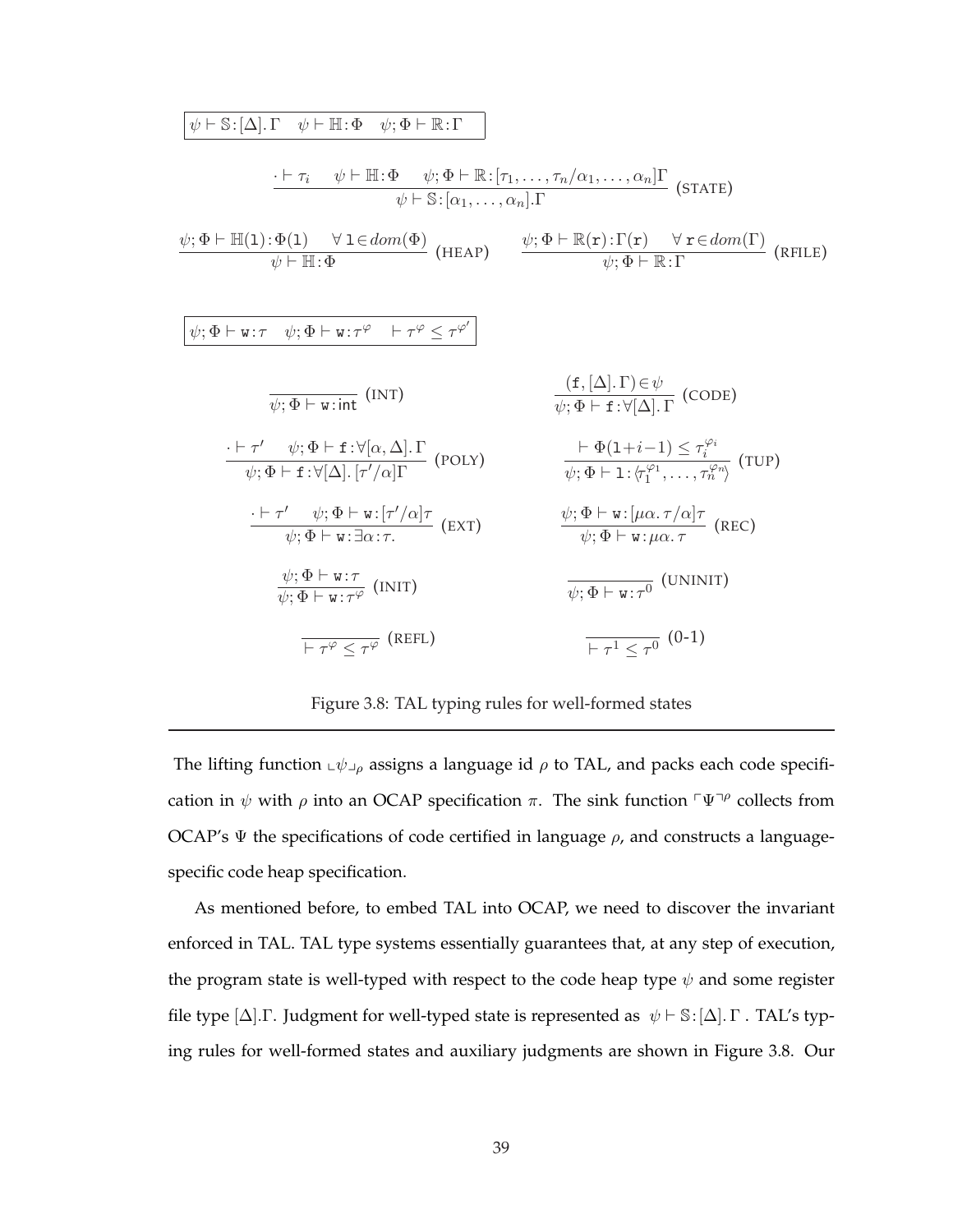$$\boxed{\psi \vdash \mathbb{S} : [\Delta].\,\Gamma \quad \psi \vdash \mathbb{H} : \Phi \quad \psi ; \Phi \vdash \mathbb{R} : \Gamma}$$

$$\frac{\cdot \vdash \tau_i \qquad \psi \vdash \mathbb{H} : \Phi \qquad \psi ; \Phi \vdash \mathbb{R} : [\tau_1, \ldots, \tau_n / \alpha_1, \ldots, \alpha_n]\Gamma}{\psi \vdash \mathbb{S} : [\alpha_1, \ldots, \alpha_n].\Gamma} \text{ (STATE)}$$

$$\frac{\psi ; \Phi \vdash \mathbb{H}(\mathtt{l}) : \Phi(\mathtt{l}) \quad \forall\, \mathtt{l} \in dom(\Phi)}{\psi \vdash \mathbb{H} : \Phi} \text{ (HEAP)} \qquad \frac{\psi ; \Phi \vdash \mathbb{R}(\mathtt{r}) : \Gamma(\mathtt{r}) \quad \forall\, \mathtt{r} \in dom(\Gamma)}{\psi ; \Phi \vdash \mathbb{R} : \Gamma} \text{ (RFILE)}$$

$$\boxed{\psi ; \Phi \vdash \mathtt{w} : \tau \quad \psi ; \Phi \vdash \mathtt{w} : \tau^{\varphi} \quad \vdash \tau^{\varphi} \leq \tau^{\varphi'}}$$

$$\frac{}{\psi ; \Phi \vdash \mathtt{w} : \mathsf{int}} \text{ (INT)} \qquad \frac{(\mathtt{f}, [\Delta].\,\Gamma) \in \psi}{\psi ; \Phi \vdash \mathtt{f} : \forall [\Delta].\,\Gamma} \text{ (CODE)}$$

$$\frac{\cdot \vdash \tau' \qquad \psi ; \Phi \vdash \mathtt{f} : \forall [\alpha, \Delta].\,\Gamma}{\psi ; \Phi \vdash \mathtt{f} : \forall [\Delta].\,[\tau'/\alpha]\Gamma} \text{ (POLY)} \qquad \frac{\vdash \Phi(\mathtt{l}{+}i{-}1) \leq \tau_i^{\varphi_i}}{\psi ; \Phi \vdash \mathtt{l} : \langle \tau_1^{\varphi_1}, \ldots, \tau_n^{\varphi_n} \rangle} \text{ (TUP)}$$

$$\frac{\cdot \vdash \tau' \qquad \psi ; \Phi \vdash \mathtt{w} : [\tau'/\alpha]\tau}{\psi ; \Phi \vdash \mathtt{w} : \exists \alpha : \tau.} \text{ (EXT)} \qquad \frac{\psi ; \Phi \vdash \mathtt{w} : [\mu\alpha.\,\tau/\alpha]\tau}{\psi ; \Phi \vdash \mathtt{w} : \mu\alpha.\,\tau} \text{ (REC)}$$

$$\frac{\psi ; \Phi \vdash \mathtt{w} : \tau}{\psi ; \Phi \vdash \mathtt{w} : \tau^{\varphi}} \text{ (INIT)} \qquad \frac{}{\psi ; \Phi \vdash \mathtt{w} : \tau^{0}} \text{ (UNINIT)}$$

$$\frac{}{\vdash \tau^{\varphi} \leq \tau^{\varphi}} \text{ (REFL)} \qquad \frac{}{\vdash \tau^{1} \leq \tau^{0}} \text{ (0-1)}$$

Figure 3.8: TAL typing rules for well-formed states

---

The lifting function $\llcorner \psi \lrcorner_{\rho}$ assigns a language id $\rho$ to TAL, and packs each code specification in $\psi$ with $\rho$ into an OCAP specification $\pi$. The sink function $\ulcorner \Psi \urcorner^{\rho}$ collects from OCAP's $\Psi$ the specifications of code certified in language $\rho$, and constructs a language-specific code heap specification.

As mentioned before, to embed TAL into OCAP, we need to discover the invariant enforced in TAL. TAL type systems essentially guarantees that, at any step of execution, the program state is well-typed with respect to the code heap type $\psi$ and some register file type $[\Delta].\Gamma$. Judgment for well-typed state is represented as $\psi \vdash \mathbb{S} : [\Delta].\,\Gamma$. TAL's typing rules for well-formed states and auxiliary judgments are shown in Figure 3.8. Our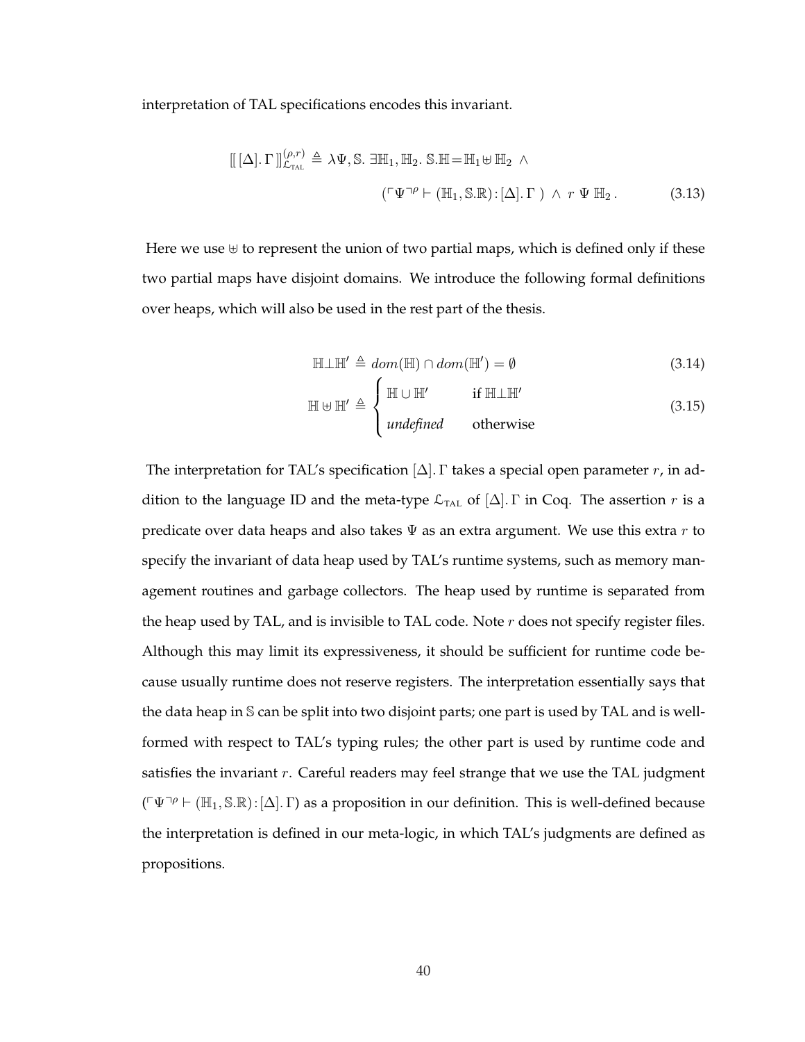interpretation of TAL specifications encodes this invariant.

$$[\![ [\Delta].\Gamma ]\!]^{(\rho,r)}_{\mathcal{L}_{\text{TAL}}} \triangleq \lambda\Psi,\mathbb{S}.\ \exists\mathbb{H}_1,\mathbb{H}_2.\ \mathbb{S}.\mathbb{H}=\mathbb{H}_1\uplus\mathbb{H}_2\ \wedge \\ (\ulcorner\Psi\urcorner^{\rho}\vdash(\mathbb{H}_1,\mathbb{S}.\mathbb{R}):[\Delta].\Gamma\ )\ \wedge\ r\ \Psi\ \mathbb{H}_2\,. \tag{3.13}$$

Here we use $\uplus$ to represent the union of two partial maps, which is defined only if these two partial maps have disjoint domains. We introduce the following formal definitions over heaps, which will also be used in the rest part of the thesis.

$$\mathbb{H}\bot\mathbb{H}' \triangleq dom(\mathbb{H})\cap dom(\mathbb{H}')=\emptyset \tag{3.14}$$

$$\mathbb{H}\uplus\mathbb{H}' \triangleq \begin{cases}\mathbb{H}\cup\mathbb{H}' & \text{if } \mathbb{H}\bot\mathbb{H}' \\ \textit{undefined} & \text{otherwise}\end{cases} \tag{3.15}$$

The interpretation for TAL's specification $[\Delta].\Gamma$ takes a special open parameter $r$, in addition to the language ID and the meta-type $\mathcal{L}_{\text{TAL}}$ of $[\Delta].\Gamma$ in Coq. The assertion $r$ is a predicate over data heaps and also takes $\Psi$ as an extra argument. We use this extra $r$ to specify the invariant of data heap used by TAL's runtime systems, such as memory management routines and garbage collectors. The heap used by runtime is separated from the heap used by TAL, and is invisible to TAL code. Note $r$ does not specify register files. Although this may limit its expressiveness, it should be sufficient for runtime code because usually runtime does not reserve registers. The interpretation essentially says that the data heap in $\mathbb{S}$ can be split into two disjoint parts; one part is used by TAL and is well-formed with respect to TAL's typing rules; the other part is used by runtime code and satisfies the invariant $r$. Careful readers may feel strange that we use the TAL judgment $(\ulcorner\Psi\urcorner^{\rho}\vdash(\mathbb{H}_1,\mathbb{S}.\mathbb{R}):[\Delta].\Gamma)$ as a proposition in our definition. This is well-defined because the interpretation is defined in our meta-logic, in which TAL's judgments are defined as propositions.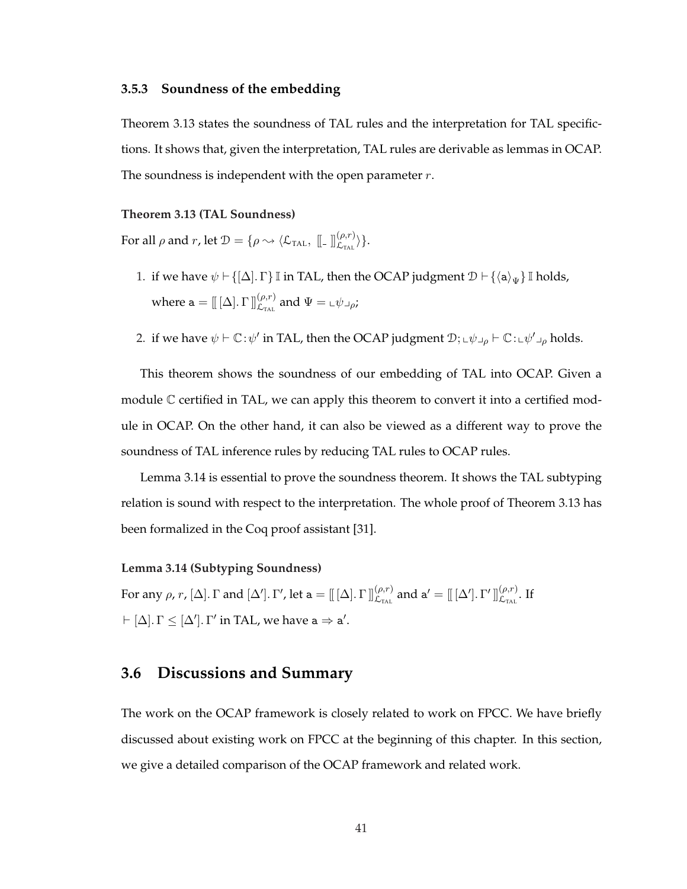### 3.5.3 Soundness of the embedding

Theorem 3.13 states the soundness of TAL rules and the interpretation for TAL specifictions. It shows that, given the interpretation, TAL rules are derivable as lemmas in OCAP. The soundness is independent with the open parameter $r$.

**Theorem 3.13 (TAL Soundness)**

For all $\rho$ and $r$, let $\mathcal{D} = \{\rho \rightsquigarrow \langle \mathcal{L}_{\text{TAL}},\ [\![\_\,]\!]^{(\rho,r)}_{\mathcal{L}_{\text{TAL}}} \rangle\}$.

1. if we have $\psi \vdash \{[\Delta].\,\Gamma\}\,\mathbb{I}$ in TAL, then the OCAP judgment $\mathcal{D} \vdash \{\langle \mathtt{a} \rangle_{\Psi}\}\,\mathbb{I}$ holds, where $\mathtt{a} = [\![\,[\Delta].\,\Gamma\,]\!]^{(\rho,r)}_{\mathcal{L}_{\text{TAL}}}$ and $\Psi = \llcorner \psi \lrcorner_{\rho}$;
2. if we have $\psi \vdash \mathbb{C} : \psi'$ in TAL, then the OCAP judgment $\mathcal{D}; \llcorner \psi \lrcorner_{\rho} \vdash \mathbb{C} : \llcorner \psi' \lrcorner_{\rho}$ holds.

This theorem shows the soundness of our embedding of TAL into OCAP. Given a module $\mathbb{C}$ certified in TAL, we can apply this theorem to convert it into a certified module in OCAP. On the other hand, it can also be viewed as a different way to prove the soundness of TAL inference rules by reducing TAL rules to OCAP rules.

Lemma 3.14 is essential to prove the soundness theorem. It shows the TAL subtyping relation is sound with respect to the interpretation. The whole proof of Theorem 3.13 has been formalized in the Coq proof assistant [31].

**Lemma 3.14 (Subtyping Soundness)**

For any $\rho$, $r$, $[\Delta].\,\Gamma$ and $[\Delta'].\,\Gamma'$, let $\mathtt{a} = [\![\,[\Delta].\,\Gamma\,]\!]^{(\rho,r)}_{\mathcal{L}_{\text{TAL}}}$ and $\mathtt{a}' = [\![\,[\Delta'].\,\Gamma'\,]\!]^{(\rho,r)}_{\mathcal{L}_{\text{TAL}}}$. If $\vdash [\Delta].\,\Gamma \leq [\Delta'].\,\Gamma'$ in TAL, we have $\mathtt{a} \Rightarrow \mathtt{a}'$.

## 3.6 Discussions and Summary

The work on the OCAP framework is closely related to work on FPCC. We have briefly discussed about existing work on FPCC at the beginning of this chapter. In this section, we give a detailed comparison of the OCAP framework and related work.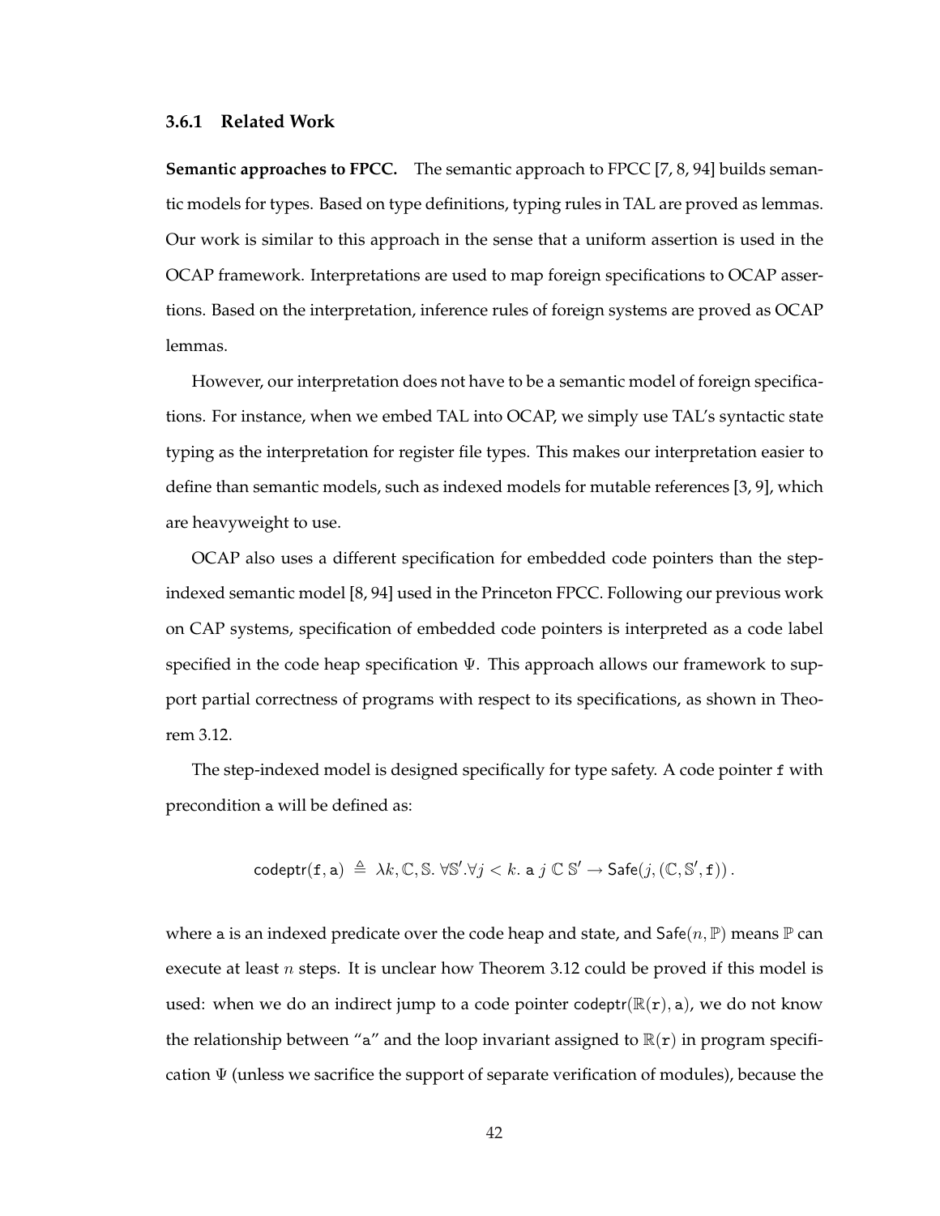### 3.6.1 Related Work

**Semantic approaches to FPCC.** The semantic approach to FPCC [7, 8, 94] builds semantic models for types. Based on type definitions, typing rules in TAL are proved as lemmas. Our work is similar to this approach in the sense that a uniform assertion is used in the OCAP framework. Interpretations are used to map foreign specifications to OCAP assertions. Based on the interpretation, inference rules of foreign systems are proved as OCAP lemmas.

However, our interpretation does not have to be a semantic model of foreign specifications. For instance, when we embed TAL into OCAP, we simply use TAL's syntactic state typing as the interpretation for register file types. This makes our interpretation easier to define than semantic models, such as indexed models for mutable references [3, 9], which are heavyweight to use.

OCAP also uses a different specification for embedded code pointers than the step-indexed semantic model [8, 94] used in the Princeton FPCC. Following our previous work on CAP systems, specification of embedded code pointers is interpreted as a code label specified in the code heap specification $\Psi$. This approach allows our framework to support partial correctness of programs with respect to its specifications, as shown in Theorem 3.12.

The step-indexed model is designed specifically for type safety. A code pointer f with precondition a will be defined as:

$$\mathsf{codeptr}(\mathtt{f}, \mathtt{a}) \triangleq \lambda k, \mathbb{C}, \mathbb{S}.\ \forall \mathbb{S}'.\forall j < k.\ \mathtt{a}\ j\ \mathbb{C}\ \mathbb{S}' \rightarrow \mathsf{Safe}(j, (\mathbb{C}, \mathbb{S}', \mathtt{f}))\,.$$

where a is an indexed predicate over the code heap and state, and $\mathsf{Safe}(n, \mathbb{P})$ means $\mathbb{P}$ can execute at least $n$ steps. It is unclear how Theorem 3.12 could be proved if this model is used: when we do an indirect jump to a code pointer $\mathsf{codeptr}(\mathbb{R}(\mathtt{r}), \mathtt{a})$, we do not know the relationship between "a" and the loop invariant assigned to $\mathbb{R}(\mathtt{r})$ in program specification $\Psi$ (unless we sacrifice the support of separate verification of modules), because the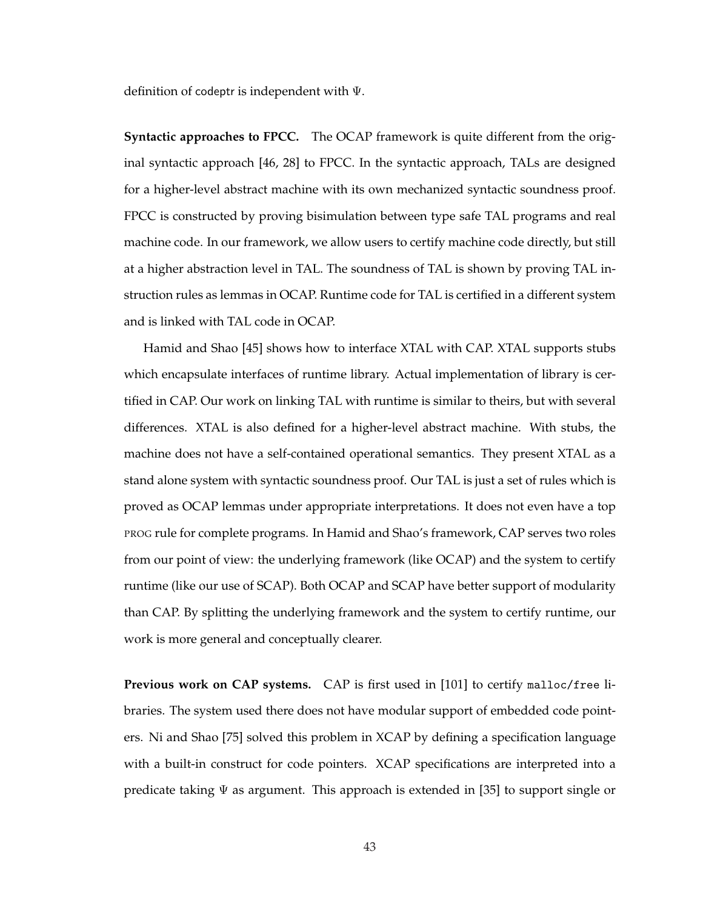definition of codeptr is independent with $\Psi$.

**Syntactic approaches to FPCC.** The OCAP framework is quite different from the original syntactic approach [46, 28] to FPCC. In the syntactic approach, TALs are designed for a higher-level abstract machine with its own mechanized syntactic soundness proof. FPCC is constructed by proving bisimulation between type safe TAL programs and real machine code. In our framework, we allow users to certify machine code directly, but still at a higher abstraction level in TAL. The soundness of TAL is shown by proving TAL instruction rules as lemmas in OCAP. Runtime code for TAL is certified in a different system and is linked with TAL code in OCAP.

Hamid and Shao [45] shows how to interface XTAL with CAP. XTAL supports stubs which encapsulate interfaces of runtime library. Actual implementation of library is certified in CAP. Our work on linking TAL with runtime is similar to theirs, but with several differences. XTAL is also defined for a higher-level abstract machine. With stubs, the machine does not have a self-contained operational semantics. They present XTAL as a stand alone system with syntactic soundness proof. Our TAL is just a set of rules which is proved as OCAP lemmas under appropriate interpretations. It does not even have a top PROG rule for complete programs. In Hamid and Shao's framework, CAP serves two roles from our point of view: the underlying framework (like OCAP) and the system to certify runtime (like our use of SCAP). Both OCAP and SCAP have better support of modularity than CAP. By splitting the underlying framework and the system to certify runtime, our work is more general and conceptually clearer.

**Previous work on CAP systems.** CAP is first used in [101] to certify `malloc/free` libraries. The system used there does not have modular support of embedded code pointers. Ni and Shao [75] solved this problem in XCAP by defining a specification language with a built-in construct for code pointers. XCAP specifications are interpreted into a predicate taking $\Psi$ as argument. This approach is extended in [35] to support single or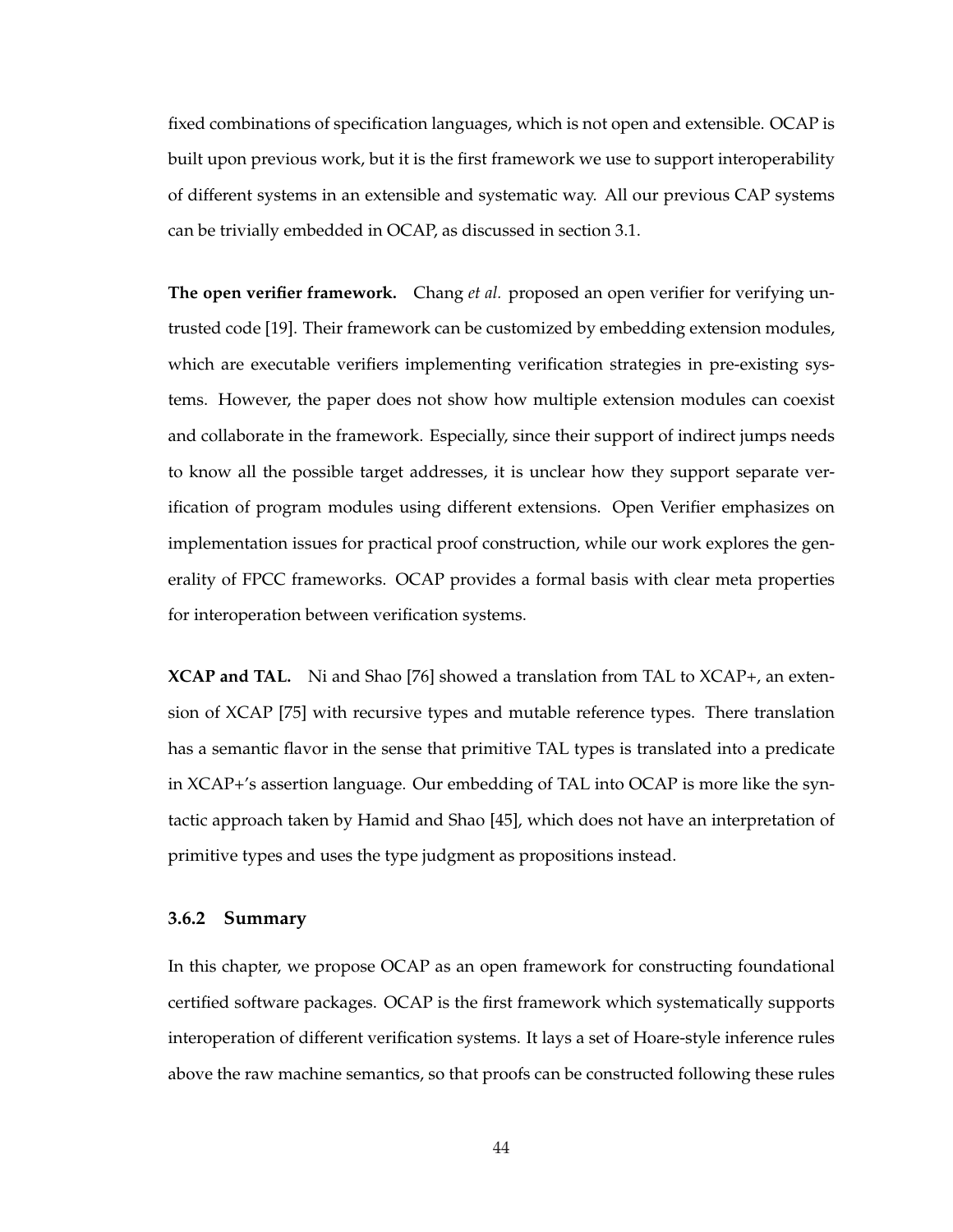fixed combinations of specification languages, which is not open and extensible. OCAP is built upon previous work, but it is the first framework we use to support interoperability of different systems in an extensible and systematic way. All our previous CAP systems can be trivially embedded in OCAP, as discussed in section 3.1.

**The open verifier framework.** Chang *et al.* proposed an open verifier for verifying untrusted code [19]. Their framework can be customized by embedding extension modules, which are executable verifiers implementing verification strategies in pre-existing systems. However, the paper does not show how multiple extension modules can coexist and collaborate in the framework. Especially, since their support of indirect jumps needs to know all the possible target addresses, it is unclear how they support separate verification of program modules using different extensions. Open Verifier emphasizes on implementation issues for practical proof construction, while our work explores the generality of FPCC frameworks. OCAP provides a formal basis with clear meta properties for interoperation between verification systems.

**XCAP and TAL.** Ni and Shao [76] showed a translation from TAL to XCAP+, an extension of XCAP [75] with recursive types and mutable reference types. There translation has a semantic flavor in the sense that primitive TAL types is translated into a predicate in XCAP+'s assertion language. Our embedding of TAL into OCAP is more like the syntactic approach taken by Hamid and Shao [45], which does not have an interpretation of primitive types and uses the type judgment as propositions instead.

### 3.6.2 Summary

In this chapter, we propose OCAP as an open framework for constructing foundational certified software packages. OCAP is the first framework which systematically supports interoperation of different verification systems. It lays a set of Hoare-style inference rules above the raw machine semantics, so that proofs can be constructed following these rules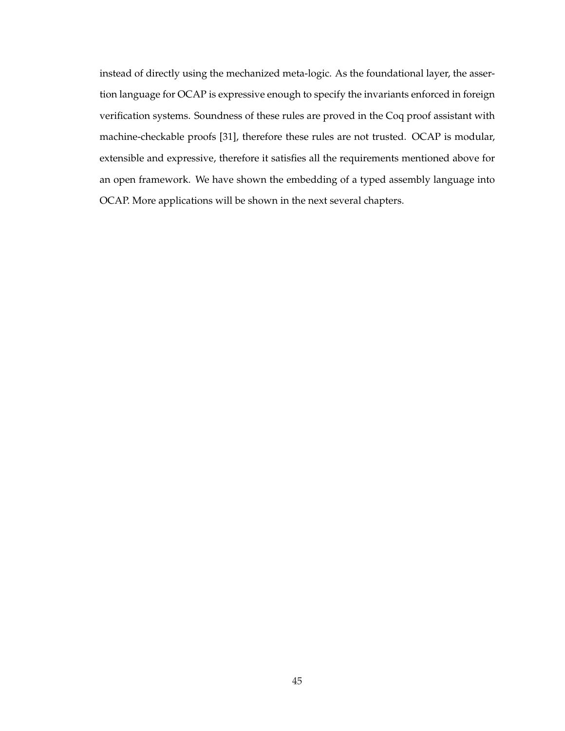instead of directly using the mechanized meta-logic. As the foundational layer, the assertion language for OCAP is expressive enough to specify the invariants enforced in foreign verification systems. Soundness of these rules are proved in the Coq proof assistant with machine-checkable proofs [31], therefore these rules are not trusted. OCAP is modular, extensible and expressive, therefore it satisfies all the requirements mentioned above for an open framework. We have shown the embedding of a typed assembly language into OCAP. More applications will be shown in the next several chapters.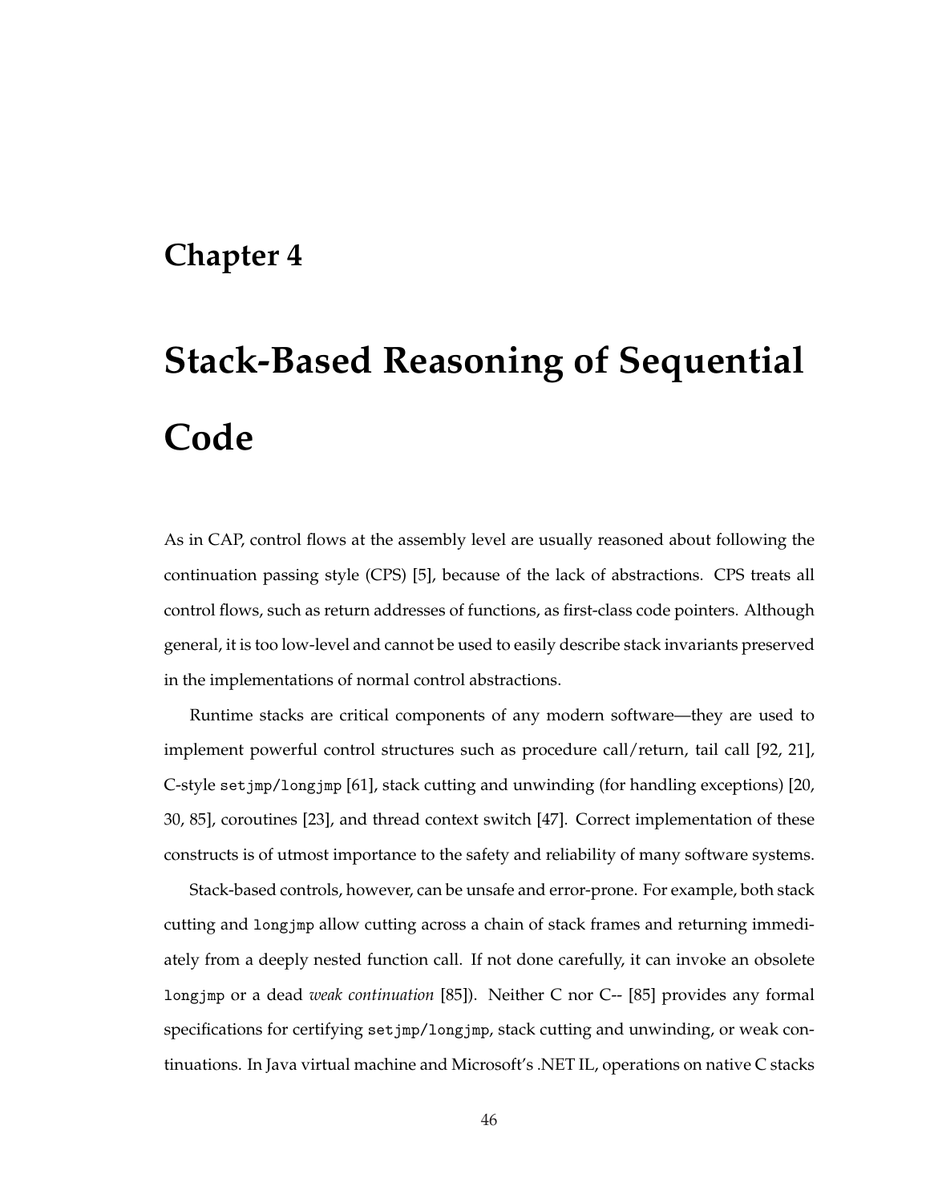# Chapter 4

# Stack-Based Reasoning of Sequential Code

As in CAP, control flows at the assembly level are usually reasoned about following the continuation passing style (CPS) [5], because of the lack of abstractions. CPS treats all control flows, such as return addresses of functions, as first-class code pointers. Although general, it is too low-level and cannot be used to easily describe stack invariants preserved in the implementations of normal control abstractions.

Runtime stacks are critical components of any modern software—they are used to implement powerful control structures such as procedure call/return, tail call [92, 21], C-style `setjmp`/`longjmp` [61], stack cutting and unwinding (for handling exceptions) [20, 30, 85], coroutines [23], and thread context switch [47]. Correct implementation of these constructs is of utmost importance to the safety and reliability of many software systems.

Stack-based controls, however, can be unsafe and error-prone. For example, both stack cutting and `longjmp` allow cutting across a chain of stack frames and returning immediately from a deeply nested function call. If not done carefully, it can invoke an obsolete `longjmp` or a dead *weak continuation* [85]). Neither C nor C-- [85] provides any formal specifications for certifying `setjmp`/`longjmp`, stack cutting and unwinding, or weak continuations. In Java virtual machine and Microsoft's .NET IL, operations on native C stacks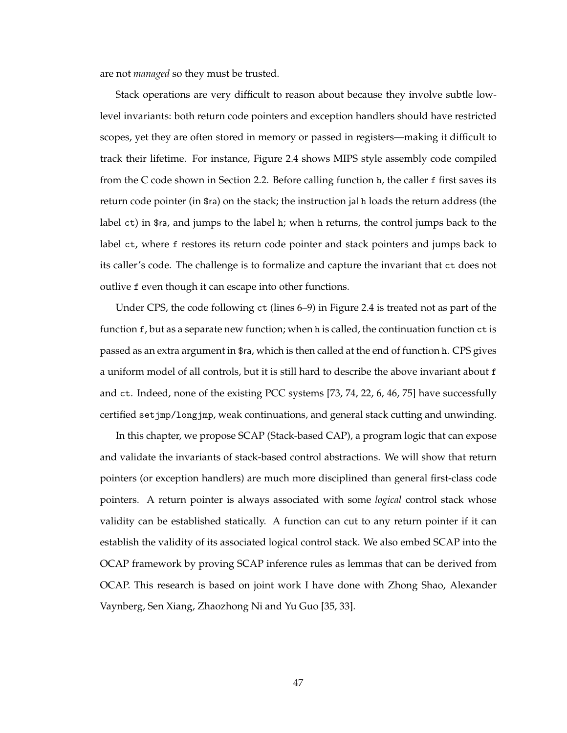are not *managed* so they must be trusted.

Stack operations are very difficult to reason about because they involve subtle low-level invariants: both return code pointers and exception handlers should have restricted scopes, yet they are often stored in memory or passed in registers—making it difficult to track their lifetime. For instance, Figure 2.4 shows MIPS style assembly code compiled from the C code shown in Section 2.2. Before calling function `h`, the caller `f` first saves its return code pointer (in `$ra`) on the stack; the instruction `jal h` loads the return address (the label `ct`) in `$ra`, and jumps to the label `h`; when `h` returns, the control jumps back to the label `ct`, where `f` restores its return code pointer and stack pointers and jumps back to its caller's code. The challenge is to formalize and capture the invariant that `ct` does not outlive `f` even though it can escape into other functions.

Under CPS, the code following `ct` (lines 6–9) in Figure 2.4 is treated not as part of the function `f`, but as a separate new function; when `h` is called, the continuation function `ct` is passed as an extra argument in `$ra`, which is then called at the end of function `h`. CPS gives a uniform model of all controls, but it is still hard to describe the above invariant about `f` and `ct`. Indeed, none of the existing PCC systems [73, 74, 22, 6, 46, 75] have successfully certified `setjmp/longjmp`, weak continuations, and general stack cutting and unwinding.

In this chapter, we propose SCAP (Stack-based CAP), a program logic that can expose and validate the invariants of stack-based control abstractions. We will show that return pointers (or exception handlers) are much more disciplined than general first-class code pointers. A return pointer is always associated with some *logical* control stack whose validity can be established statically. A function can cut to any return pointer if it can establish the validity of its associated logical control stack. We also embed SCAP into the OCAP framework by proving SCAP inference rules as lemmas that can be derived from OCAP. This research is based on joint work I have done with Zhong Shao, Alexander Vaynberg, Sen Xiang, Zhaozhong Ni and Yu Guo [35, 33].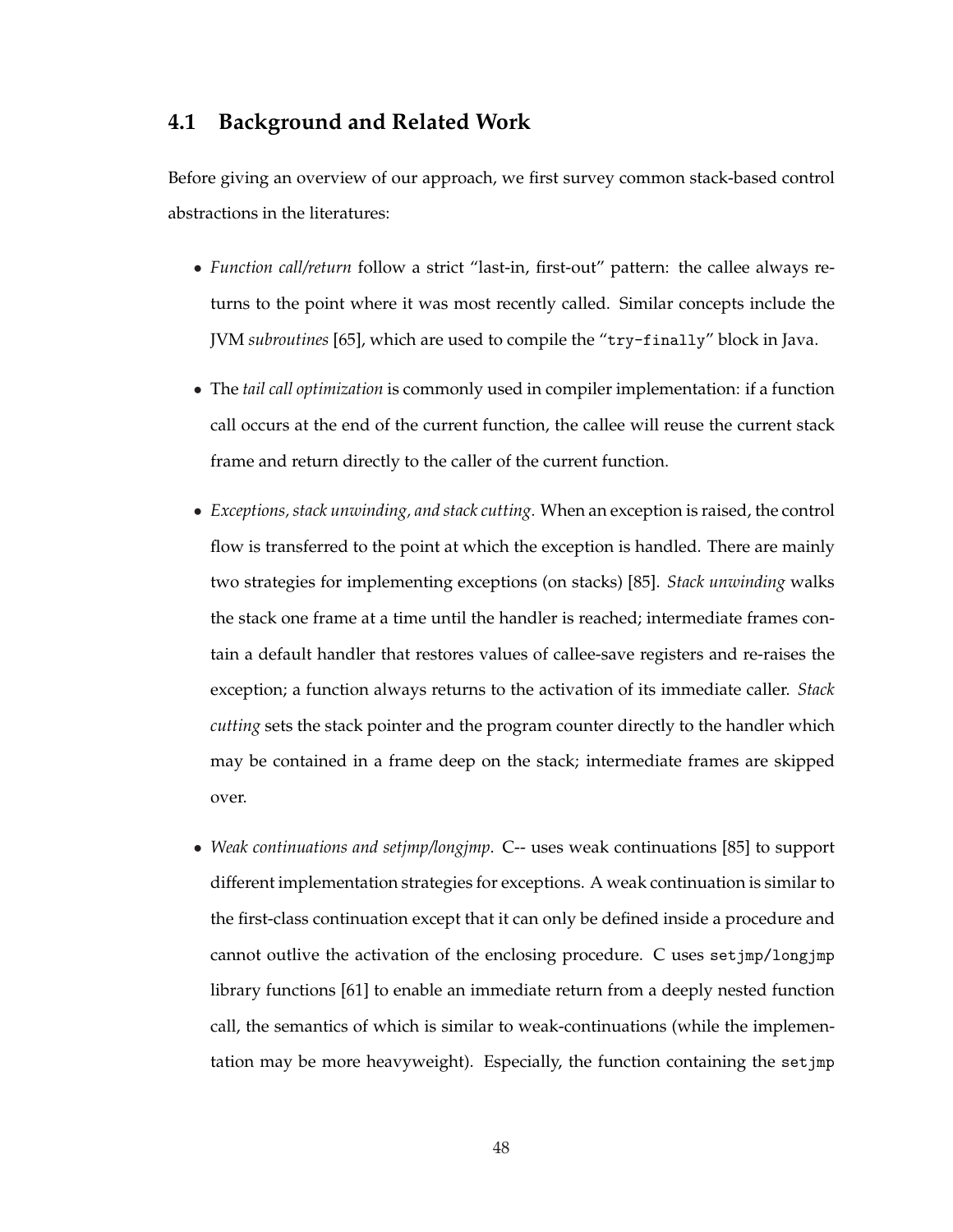## 4.1 Background and Related Work

Before giving an overview of our approach, we first survey common stack-based control abstractions in the literatures:

- *Function call/return* follow a strict "last-in, first-out" pattern: the callee always returns to the point where it was most recently called. Similar concepts include the JVM *subroutines* [65], which are used to compile the "`try-finally`" block in Java.

- The *tail call optimization* is commonly used in compiler implementation: if a function call occurs at the end of the current function, the callee will reuse the current stack frame and return directly to the caller of the current function.

- *Exceptions, stack unwinding, and stack cutting.* When an exception is raised, the control flow is transferred to the point at which the exception is handled. There are mainly two strategies for implementing exceptions (on stacks) [85]. *Stack unwinding* walks the stack one frame at a time until the handler is reached; intermediate frames contain a default handler that restores values of callee-save registers and re-raises the exception; a function always returns to the activation of its immediate caller. *Stack cutting* sets the stack pointer and the program counter directly to the handler which may be contained in a frame deep on the stack; intermediate frames are skipped over.

- *Weak continuations and setjmp/longjmp.* C-- uses weak continuations [85] to support different implementation strategies for exceptions. A weak continuation is similar to the first-class continuation except that it can only be defined inside a procedure and cannot outlive the activation of the enclosing procedure. C uses `setjmp/longjmp` library functions [61] to enable an immediate return from a deeply nested function call, the semantics of which is similar to weak-continuations (while the implementation may be more heavyweight). Especially, the function containing the `setjmp`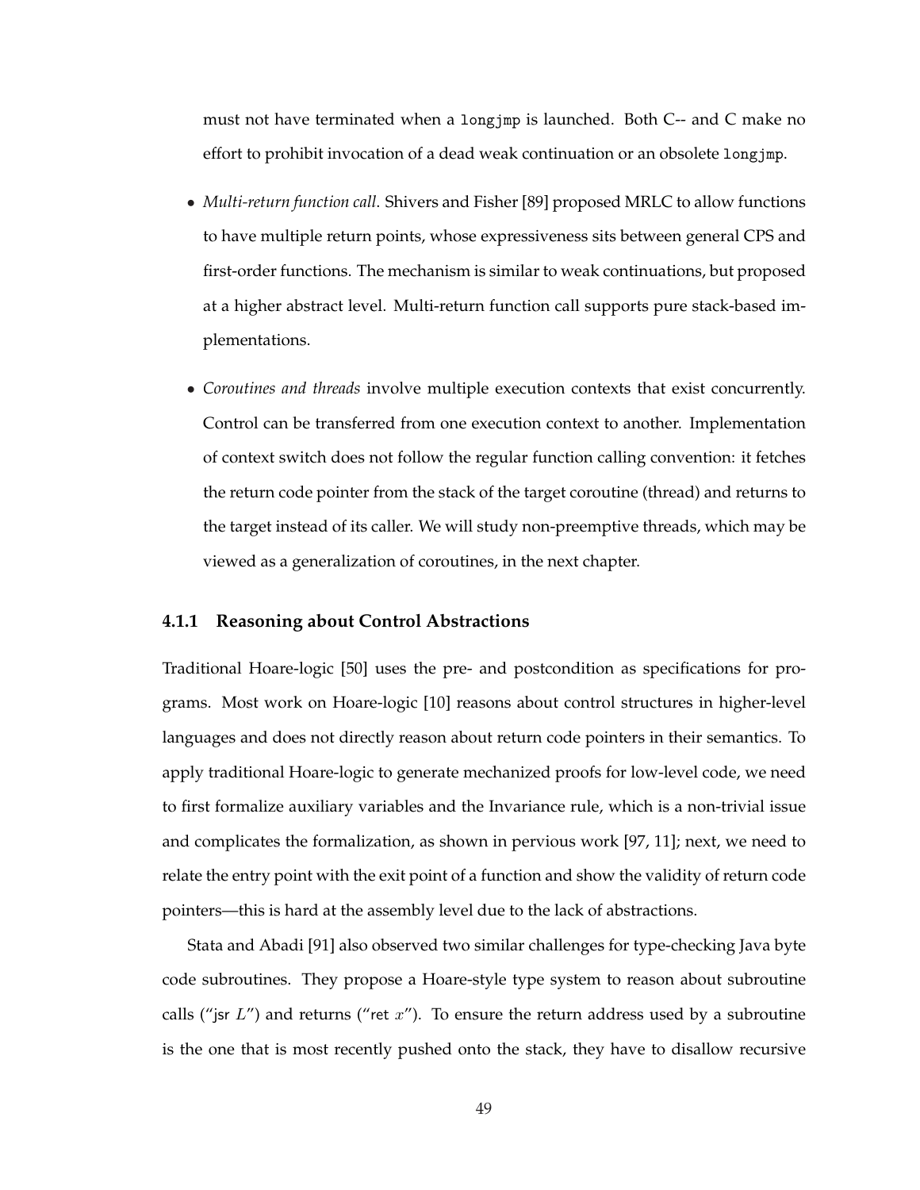must not have terminated when a `longjmp` is launched. Both C-- and C make no effort to prohibit invocation of a dead weak continuation or an obsolete `longjmp`.

- *Multi-return function call.* Shivers and Fisher [89] proposed MRLC to allow functions to have multiple return points, whose expressiveness sits between general CPS and first-order functions. The mechanism is similar to weak continuations, but proposed at a higher abstract level. Multi-return function call supports pure stack-based implementations.

- *Coroutines and threads* involve multiple execution contexts that exist concurrently. Control can be transferred from one execution context to another. Implementation of context switch does not follow the regular function calling convention: it fetches the return code pointer from the stack of the target coroutine (thread) and returns to the target instead of its caller. We will study non-preemptive threads, which may be viewed as a generalization of coroutines, in the next chapter.

### 4.1.1 Reasoning about Control Abstractions

Traditional Hoare-logic [50] uses the pre- and postcondition as specifications for programs. Most work on Hoare-logic [10] reasons about control structures in higher-level languages and does not directly reason about return code pointers in their semantics. To apply traditional Hoare-logic to generate mechanized proofs for low-level code, we need to first formalize auxiliary variables and the Invariance rule, which is a non-trivial issue and complicates the formalization, as shown in pervious work [97, 11]; next, we need to relate the entry point with the exit point of a function and show the validity of return code pointers—this is hard at the assembly level due to the lack of abstractions.

Stata and Abadi [91] also observed two similar challenges for type-checking Java byte code subroutines. They propose a Hoare-style type system to reason about subroutine calls ("jsr $L$") and returns ("ret $x$"). To ensure the return address used by a subroutine is the one that is most recently pushed onto the stack, they have to disallow recursive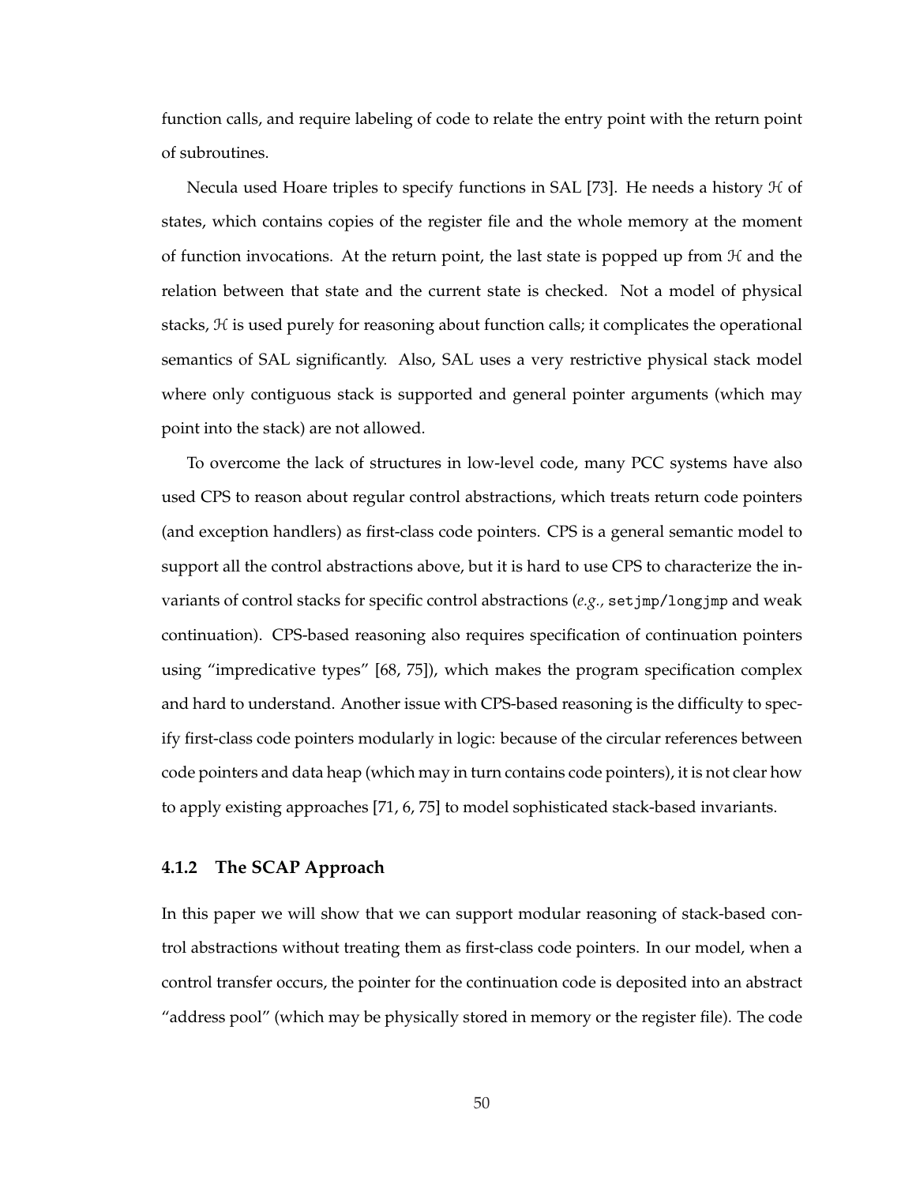function calls, and require labeling of code to relate the entry point with the return point of subroutines.

Necula used Hoare triples to specify functions in SAL [73]. He needs a history $\mathcal{H}$ of states, which contains copies of the register file and the whole memory at the moment of function invocations. At the return point, the last state is popped up from $\mathcal{H}$ and the relation between that state and the current state is checked. Not a model of physical stacks, $\mathcal{H}$ is used purely for reasoning about function calls; it complicates the operational semantics of SAL significantly. Also, SAL uses a very restrictive physical stack model where only contiguous stack is supported and general pointer arguments (which may point into the stack) are not allowed.

To overcome the lack of structures in low-level code, many PCC systems have also used CPS to reason about regular control abstractions, which treats return code pointers (and exception handlers) as first-class code pointers. CPS is a general semantic model to support all the control abstractions above, but it is hard to use CPS to characterize the invariants of control stacks for specific control abstractions (*e.g.,* `setjmp/longjmp` and weak continuation). CPS-based reasoning also requires specification of continuation pointers using "impredicative types" [68, 75]), which makes the program specification complex and hard to understand. Another issue with CPS-based reasoning is the difficulty to specify first-class code pointers modularly in logic: because of the circular references between code pointers and data heap (which may in turn contains code pointers), it is not clear how to apply existing approaches [71, 6, 75] to model sophisticated stack-based invariants.

### 4.1.2 The SCAP Approach

In this paper we will show that we can support modular reasoning of stack-based control abstractions without treating them as first-class code pointers. In our model, when a control transfer occurs, the pointer for the continuation code is deposited into an abstract "address pool" (which may be physically stored in memory or the register file). The code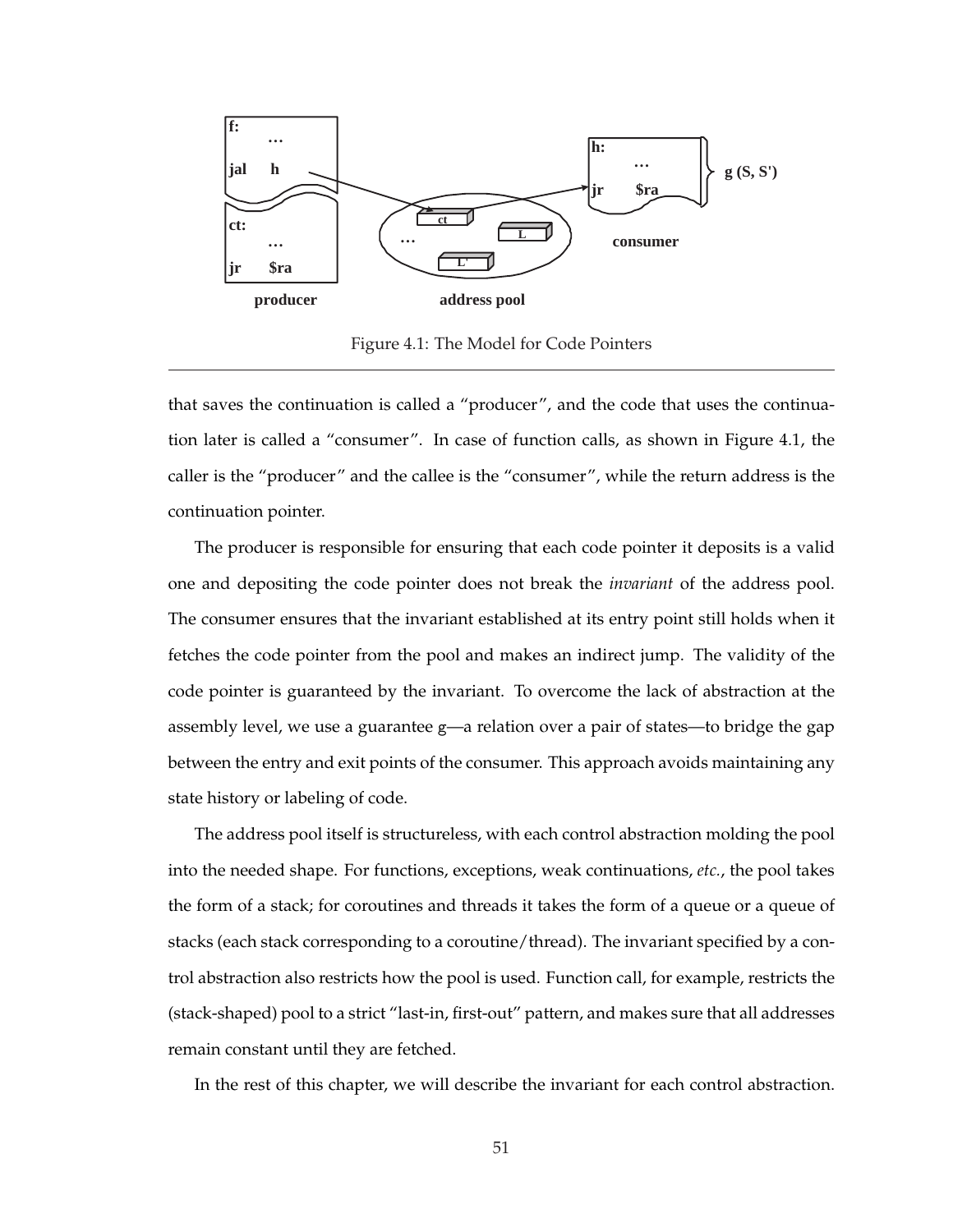Figure 4.1: The Model for Code Pointers

that saves the continuation is called a "producer", and the code that uses the continuation later is called a "consumer". In case of function calls, as shown in Figure 4.1, the caller is the "producer" and the callee is the "consumer", while the return address is the continuation pointer.

The producer is responsible for ensuring that each code pointer it deposits is a valid one and depositing the code pointer does not break the *invariant* of the address pool. The consumer ensures that the invariant established at its entry point still holds when it fetches the code pointer from the pool and makes an indirect jump. The validity of the code pointer is guaranteed by the invariant. To overcome the lack of abstraction at the assembly level, we use a guarantee $g$—a relation over a pair of states—to bridge the gap between the entry and exit points of the consumer. This approach avoids maintaining any state history or labeling of code.

The address pool itself is structureless, with each control abstraction molding the pool into the needed shape. For functions, exceptions, weak continuations, *etc.*, the pool takes the form of a stack; for coroutines and threads it takes the form of a queue or a queue of stacks (each stack corresponding to a coroutine/thread). The invariant specified by a control abstraction also restricts how the pool is used. Function call, for example, restricts the (stack-shaped) pool to a strict "last-in, first-out" pattern, and makes sure that all addresses remain constant until they are fetched.

In the rest of this chapter, we will describe the invariant for each control abstraction.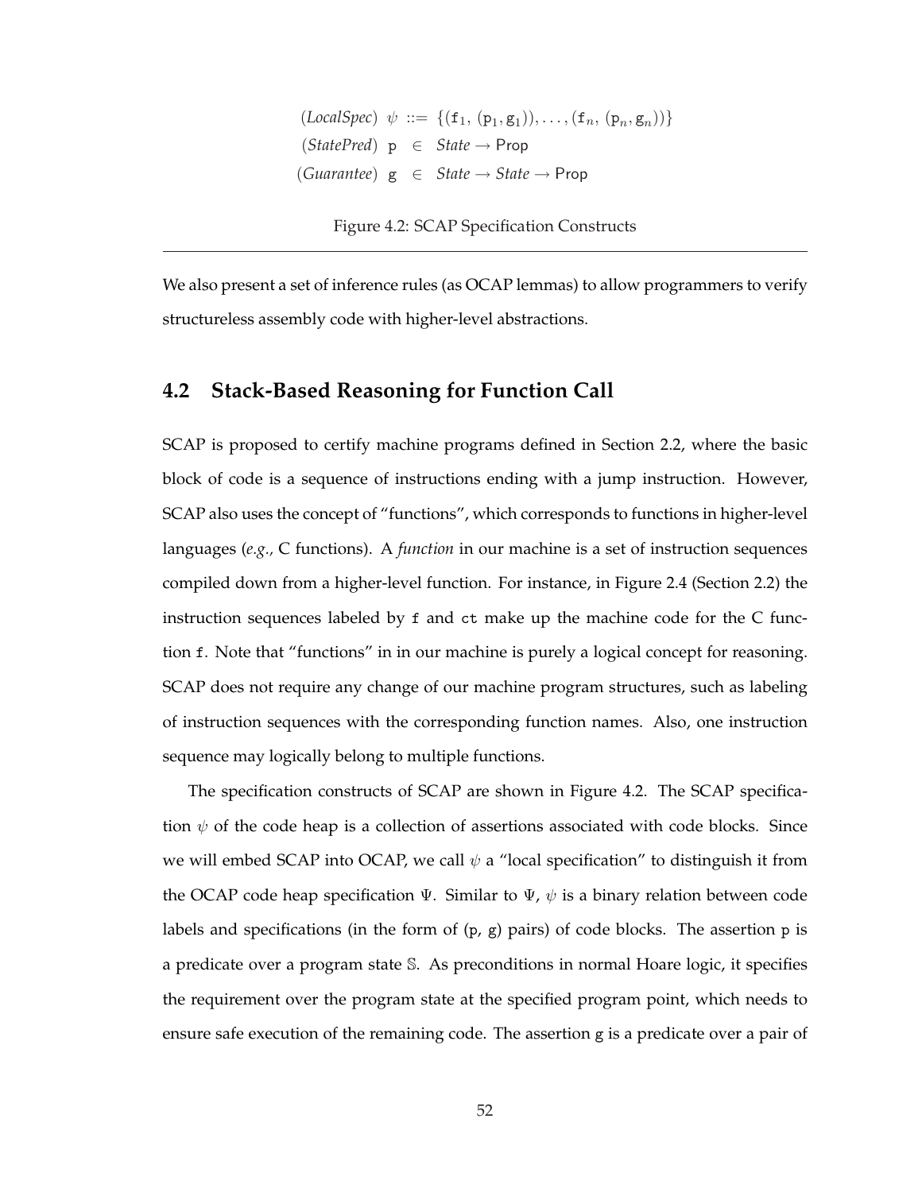$$
\begin{array}{lll}
(\textit{LocalSpec}) & \psi & ::= \{(\mathtt{f}_1, (\mathtt{p}_1, \mathtt{g}_1)), \ldots, (\mathtt{f}_n, (\mathtt{p}_n, \mathtt{g}_n))\} \\
(\textit{StatePred}) & \mathtt{p} & \in \textit{State} \rightarrow \mathsf{Prop} \\
(\textit{Guarantee}) & \mathtt{g} & \in \textit{State} \rightarrow \textit{State} \rightarrow \mathsf{Prop}
\end{array}
$$

Figure 4.2: SCAP Specification Constructs

We also present a set of inference rules (as OCAP lemmas) to allow programmers to verify structureless assembly code with higher-level abstractions.

## 4.2 Stack-Based Reasoning for Function Call

SCAP is proposed to certify machine programs defined in Section 2.2, where the basic block of code is a sequence of instructions ending with a jump instruction. However, SCAP also uses the concept of "functions", which corresponds to functions in higher-level languages (*e.g.,* C functions). A *function* in our machine is a set of instruction sequences compiled down from a higher-level function. For instance, in Figure 2.4 (Section 2.2) the instruction sequences labeled by `f` and `ct` make up the machine code for the C function `f`. Note that "functions" in in our machine is purely a logical concept for reasoning. SCAP does not require any change of our machine program structures, such as labeling of instruction sequences with the corresponding function names. Also, one instruction sequence may logically belong to multiple functions.

The specification constructs of SCAP are shown in Figure 4.2. The SCAP specification $\psi$ of the code heap is a collection of assertions associated with code blocks. Since we will embed SCAP into OCAP, we call $\psi$ a "local specification" to distinguish it from the OCAP code heap specification $\Psi$. Similar to $\Psi$, $\psi$ is a binary relation between code labels and specifications (in the form of (p, g) pairs) of code blocks. The assertion p is a predicate over a program state $\mathbb{S}$. As preconditions in normal Hoare logic, it specifies the requirement over the program state at the specified program point, which needs to ensure safe execution of the remaining code. The assertion g is a predicate over a pair of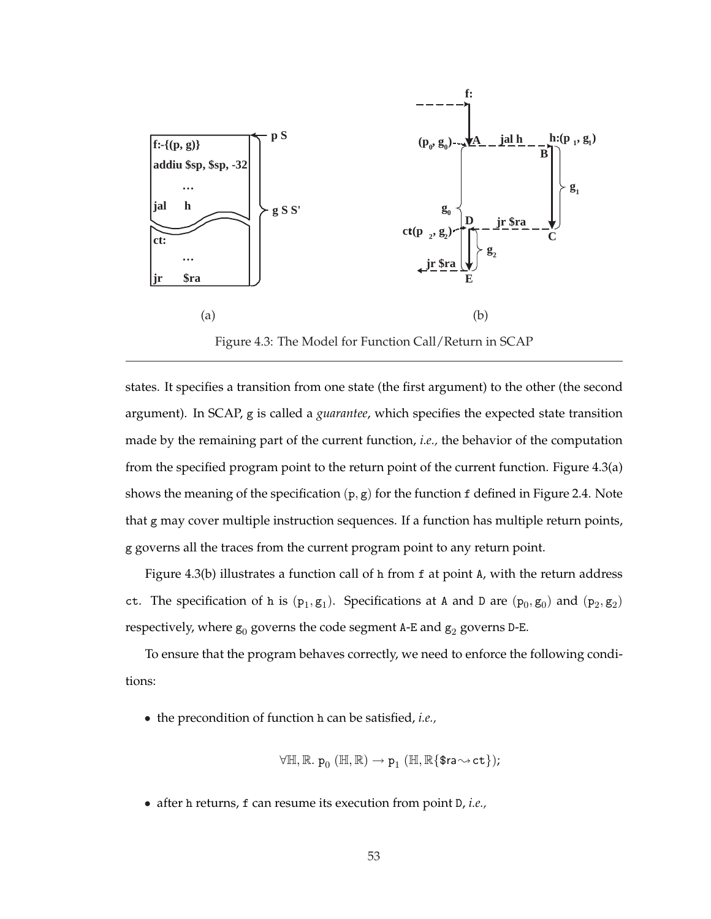Figure 4.3: The Model for Function Call/Return in SCAP

states. It specifies a transition from one state (the first argument) to the other (the second argument). In SCAP, g is called a *guarantee*, which specifies the expected state transition made by the remaining part of the current function, *i.e.,* the behavior of the computation from the specified program point to the return point of the current function. Figure 4.3(a) shows the meaning of the specification $(\mathtt{p}, \mathtt{g})$ for the function f defined in Figure 2.4. Note that g may cover multiple instruction sequences. If a function has multiple return points, g governs all the traces from the current program point to any return point.

Figure 4.3(b) illustrates a function call of h from f at point A, with the return address ct. The specification of h is $(\mathtt{p}_1, \mathtt{g}_1)$. Specifications at A and D are $(\mathtt{p}_0, \mathtt{g}_0)$ and $(\mathtt{p}_2, \mathtt{g}_2)$ respectively, where $\mathtt{g}_0$ governs the code segment A-E and $\mathtt{g}_2$ governs D-E.

To ensure that the program behaves correctly, we need to enforce the following conditions:

- the precondition of function h can be satisfied, *i.e.,*

$$\forall \mathbb{H}, \mathbb{R}.\ \mathtt{p}_0\ (\mathbb{H}, \mathbb{R}) \rightarrow \mathtt{p}_1\ (\mathbb{H}, \mathbb{R}\{\$\mathtt{ra} \rightsquigarrow \mathtt{ct}\});$$

- after h returns, f can resume its execution from point D, *i.e.,*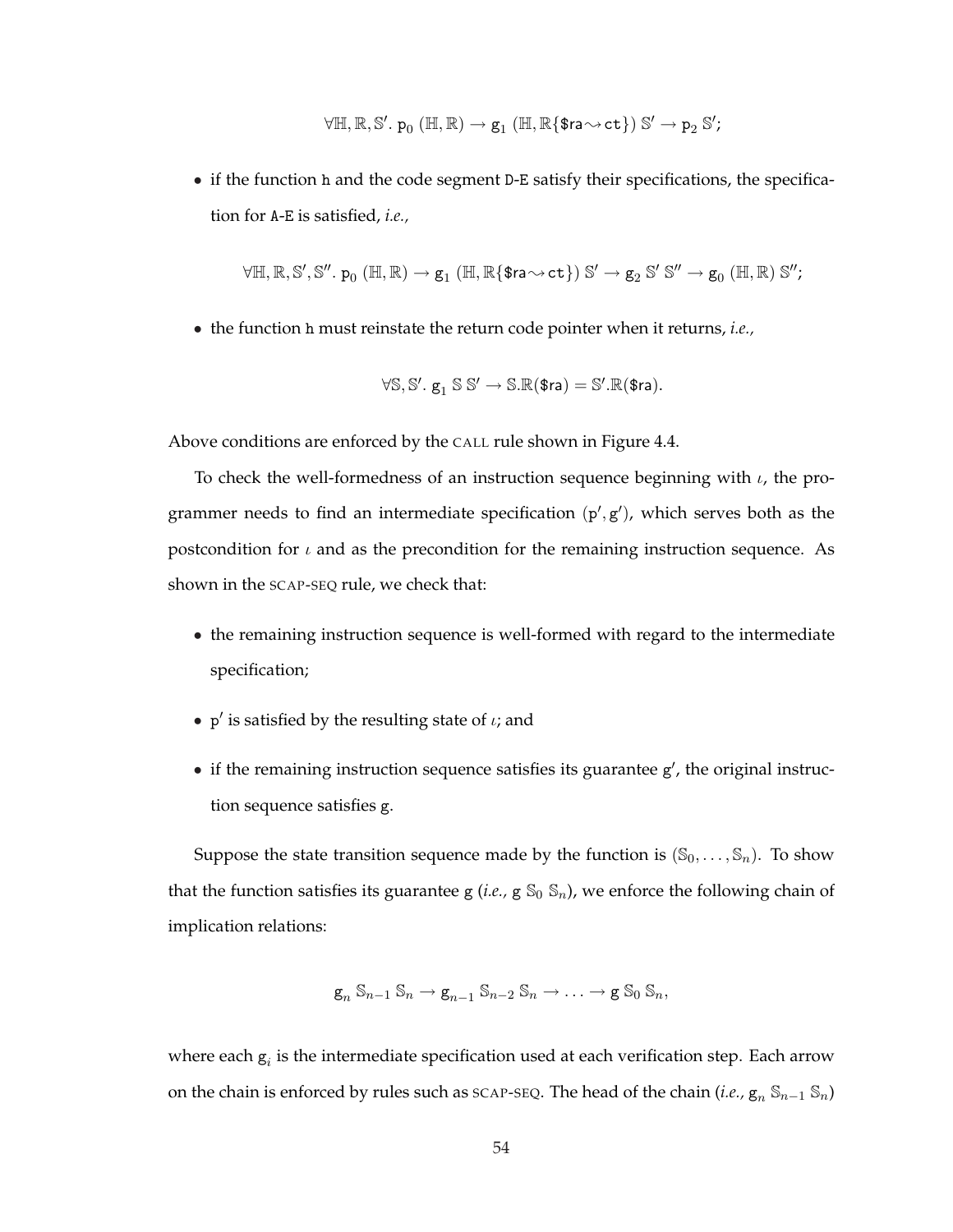$$\forall \mathbb{H}, \mathbb{R}, \mathbb{S}'.\ \mathsf{p}_0\ (\mathbb{H}, \mathbb{R}) \rightarrow \mathsf{g}_1\ (\mathbb{H}, \mathbb{R}\{\$\mathsf{ra} \rightsquigarrow \mathtt{ct}\})\ \mathbb{S}' \rightarrow \mathsf{p}_2\ \mathbb{S}';$$

- if the function `h` and the code segment `D-E` satisfy their specifications, the specification for `A-E` is satisfied, *i.e.,*

$$\forall \mathbb{H}, \mathbb{R}, \mathbb{S}', \mathbb{S}''.\ \mathsf{p}_0\ (\mathbb{H}, \mathbb{R}) \rightarrow \mathsf{g}_1\ (\mathbb{H}, \mathbb{R}\{\$\mathsf{ra} \rightsquigarrow \mathtt{ct}\})\ \mathbb{S}' \rightarrow \mathsf{g}_2\ \mathbb{S}'\ \mathbb{S}'' \rightarrow \mathsf{g}_0\ (\mathbb{H}, \mathbb{R})\ \mathbb{S}'';$$

- the function `h` must reinstate the return code pointer when it returns, *i.e.,*

$$\forall \mathbb{S}, \mathbb{S}'.\ \mathsf{g}_1\ \mathbb{S}\ \mathbb{S}' \rightarrow \mathbb{S}.\mathbb{R}(\$\mathsf{ra}) = \mathbb{S}'.\mathbb{R}(\$\mathsf{ra}).$$

Above conditions are enforced by the CALL rule shown in Figure 4.4.

To check the well-formedness of an instruction sequence beginning with $\iota$, the programmer needs to find an intermediate specification $(\mathsf{p}', \mathsf{g}')$, which serves both as the postcondition for $\iota$ and as the precondition for the remaining instruction sequence. As shown in the SCAP-SEQ rule, we check that:

- the remaining instruction sequence is well-formed with regard to the intermediate specification;
- $\mathsf{p}'$ is satisfied by the resulting state of $\iota$; and
- if the remaining instruction sequence satisfies its guarantee $\mathsf{g}'$, the original instruction sequence satisfies $\mathsf{g}$.

Suppose the state transition sequence made by the function is $(\mathbb{S}_0, \ldots, \mathbb{S}_n)$. To show that the function satisfies its guarantee $\mathsf{g}$ (*i.e.,* $\mathsf{g}\ \mathbb{S}_0\ \mathbb{S}_n$), we enforce the following chain of implication relations:

$$\mathsf{g}_n\ \mathbb{S}_{n-1}\ \mathbb{S}_n \rightarrow \mathsf{g}_{n-1}\ \mathbb{S}_{n-2}\ \mathbb{S}_n \rightarrow \ldots \rightarrow \mathsf{g}\ \mathbb{S}_0\ \mathbb{S}_n,$$

where each $\mathsf{g}_i$ is the intermediate specification used at each verification step. Each arrow on the chain is enforced by rules such as SCAP-SEQ. The head of the chain (*i.e.,* $\mathsf{g}_n\ \mathbb{S}_{n-1}\ \mathbb{S}_n$)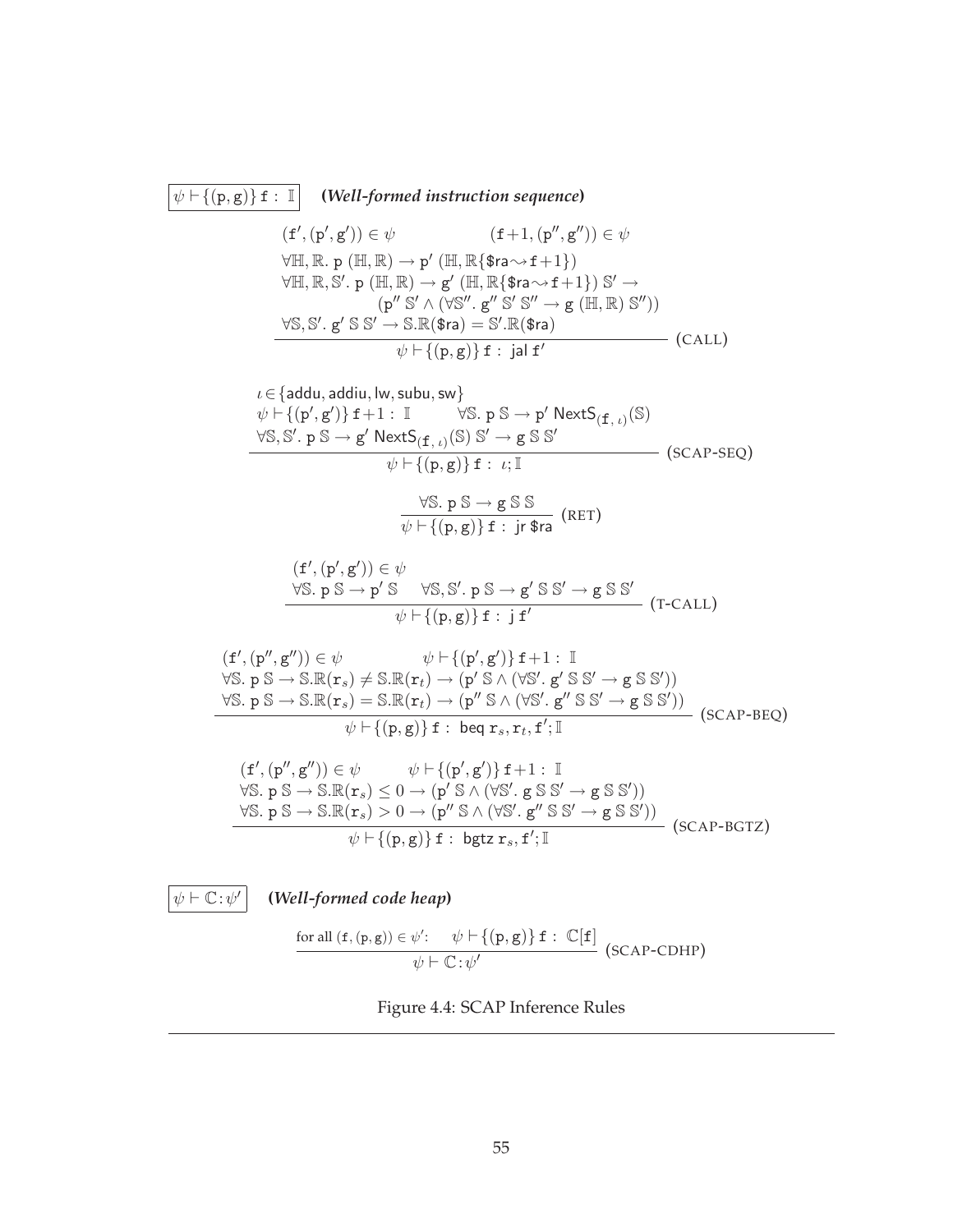$\boxed{\psi \vdash \{(\mathtt{p}, \mathtt{g})\}\, \mathtt{f} : \mathbb{I}}$ ***(Well-formed instruction sequence)***

$$\frac{\begin{array}{l}(\mathtt{f}', (\mathtt{p}', \mathtt{g}')) \in \psi \qquad\qquad (\mathtt{f}{+}1, (\mathtt{p}'', \mathtt{g}'')) \in \psi \\ \forall \mathbb{H}, \mathbb{R}.\ \mathtt{p}\ (\mathbb{H}, \mathbb{R}) \rightarrow \mathtt{p}'\ (\mathbb{H}, \mathbb{R}\{\$\mathsf{ra} \rightsquigarrow \mathtt{f}{+}1\}) \\ \forall \mathbb{H}, \mathbb{R}, \mathbb{S}'.\ \mathtt{p}\ (\mathbb{H}, \mathbb{R}) \rightarrow \mathtt{g}'\ (\mathbb{H}, \mathbb{R}\{\$\mathsf{ra} \rightsquigarrow \mathtt{f}{+}1\})\ \mathbb{S}' \rightarrow \\ \qquad\qquad (\mathtt{p}''\ \mathbb{S}' \wedge (\forall \mathbb{S}''.\ \mathtt{g}''\ \mathbb{S}'\ \mathbb{S}'' \rightarrow \mathtt{g}\ (\mathbb{H}, \mathbb{R})\ \mathbb{S}'')) \\ \forall \mathbb{S}, \mathbb{S}'.\ \mathtt{g}'\ \mathbb{S}\ \mathbb{S}' \rightarrow \mathbb{S}.\mathbb{R}(\$\mathsf{ra}) = \mathbb{S}'.\mathbb{R}(\$\mathsf{ra})\end{array}}{\psi \vdash \{(\mathtt{p}, \mathtt{g})\}\, \mathtt{f} : \mathsf{jal}\ \mathtt{f}'} \ (\text{CALL})$$

$$\frac{\begin{array}{l}\iota \in \{\mathsf{addu}, \mathsf{addiu}, \mathsf{lw}, \mathsf{subu}, \mathsf{sw}\} \\ \psi \vdash \{(\mathtt{p}', \mathtt{g}')\}\, \mathtt{f}{+}1 : \mathbb{I} \qquad \forall \mathbb{S}.\ \mathtt{p}\ \mathbb{S} \rightarrow \mathtt{p}'\ \mathsf{NextS}_{(\mathtt{f},\,\iota)}(\mathbb{S}) \\ \forall \mathbb{S}, \mathbb{S}'.\ \mathtt{p}\ \mathbb{S} \rightarrow \mathtt{g}'\ \mathsf{NextS}_{(\mathtt{f},\,\iota)}(\mathbb{S})\ \mathbb{S}' \rightarrow \mathtt{g}\ \mathbb{S}\ \mathbb{S}'\end{array}}{\psi \vdash \{(\mathtt{p}, \mathtt{g})\}\, \mathtt{f} : \iota; \mathbb{I}} \ (\text{SCAP-SEQ})$$

$$\frac{\forall \mathbb{S}.\ \mathtt{p}\ \mathbb{S} \rightarrow \mathtt{g}\ \mathbb{S}\ \mathbb{S}}{\psi \vdash \{(\mathtt{p}, \mathtt{g})\}\, \mathtt{f} : \mathsf{jr}\ \$\mathsf{ra}} \ (\text{RET})$$

$$\frac{\begin{array}{l}(\mathtt{f}', (\mathtt{p}', \mathtt{g}')) \in \psi \\ \forall \mathbb{S}.\ \mathtt{p}\ \mathbb{S} \rightarrow \mathtt{p}'\ \mathbb{S} \qquad \forall \mathbb{S}, \mathbb{S}'.\ \mathtt{p}\ \mathbb{S} \rightarrow \mathtt{g}'\ \mathbb{S}\ \mathbb{S}' \rightarrow \mathtt{g}\ \mathbb{S}\ \mathbb{S}'\end{array}}{\psi \vdash \{(\mathtt{p}, \mathtt{g})\}\, \mathtt{f} : \mathsf{j}\ \mathtt{f}'} \ (\text{T-CALL})$$

$$\frac{\begin{array}{l}(\mathtt{f}', (\mathtt{p}'', \mathtt{g}'')) \in \psi \qquad\qquad \psi \vdash \{(\mathtt{p}', \mathtt{g}')\}\, \mathtt{f}{+}1 : \mathbb{I} \\ \forall \mathbb{S}.\ \mathtt{p}\ \mathbb{S} \rightarrow \mathbb{S}.\mathbb{R}(\mathtt{r}_s) \neq \mathbb{S}.\mathbb{R}(\mathtt{r}_t) \rightarrow (\mathtt{p}'\ \mathbb{S} \wedge (\forall \mathbb{S}'.\ \mathtt{g}'\ \mathbb{S}\ \mathbb{S}' \rightarrow \mathtt{g}\ \mathbb{S}\ \mathbb{S}')) \\ \forall \mathbb{S}.\ \mathtt{p}\ \mathbb{S} \rightarrow \mathbb{S}.\mathbb{R}(\mathtt{r}_s) = \mathbb{S}.\mathbb{R}(\mathtt{r}_t) \rightarrow (\mathtt{p}''\ \mathbb{S} \wedge (\forall \mathbb{S}'.\ \mathtt{g}''\ \mathbb{S}\ \mathbb{S}' \rightarrow \mathtt{g}\ \mathbb{S}\ \mathbb{S}'))\end{array}}{\psi \vdash \{(\mathtt{p}, \mathtt{g})\}\, \mathtt{f} : \mathsf{beq}\ \mathtt{r}_s, \mathtt{r}_t, \mathtt{f}'; \mathbb{I}} \ (\text{SCAP-BEQ})$$

$$\frac{\begin{array}{l}(\mathtt{f}', (\mathtt{p}'', \mathtt{g}'')) \in \psi \qquad\qquad \psi \vdash \{(\mathtt{p}', \mathtt{g}')\}\, \mathtt{f}{+}1 : \mathbb{I} \\ \forall \mathbb{S}.\ \mathtt{p}\ \mathbb{S} \rightarrow \mathbb{S}.\mathbb{R}(\mathtt{r}_s) \leq 0 \rightarrow (\mathtt{p}'\ \mathbb{S} \wedge (\forall \mathbb{S}'.\ \mathtt{g}\ \mathbb{S}\ \mathbb{S}' \rightarrow \mathtt{g}\ \mathbb{S}\ \mathbb{S}')) \\ \forall \mathbb{S}.\ \mathtt{p}\ \mathbb{S} \rightarrow \mathbb{S}.\mathbb{R}(\mathtt{r}_s) > 0 \rightarrow (\mathtt{p}''\ \mathbb{S} \wedge (\forall \mathbb{S}'.\ \mathtt{g}''\ \mathbb{S}\ \mathbb{S}' \rightarrow \mathtt{g}\ \mathbb{S}\ \mathbb{S}'))\end{array}}{\psi \vdash \{(\mathtt{p}, \mathtt{g})\}\, \mathtt{f} : \mathsf{bgtz}\ \mathtt{r}_s, \mathtt{f}'; \mathbb{I}} \ (\text{SCAP-BGTZ})$$

$\boxed{\psi \vdash \mathbb{C} : \psi'}$ ***(Well-formed code heap)***

$$\frac{\text{for all } (\mathtt{f}, (\mathtt{p}, \mathtt{g})) \in \psi': \quad \psi \vdash \{(\mathtt{p}, \mathtt{g})\}\, \mathtt{f} : \mathbb{C}[\mathtt{f}]}{\psi \vdash \mathbb{C} : \psi'} \ (\text{SCAP-CDHP})$$

Figure 4.4: SCAP Inference Rules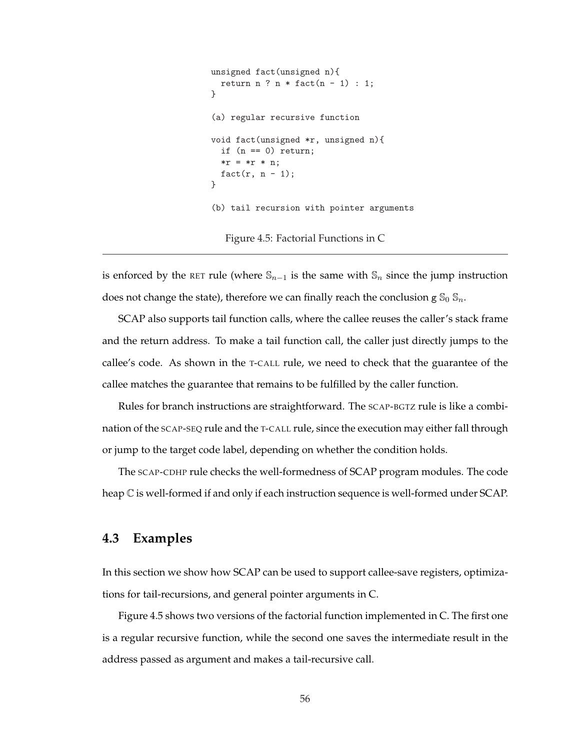```
unsigned fact(unsigned n){
  return n ? n * fact(n - 1) : 1;
}

(a) regular recursive function

void fact(unsigned *r, unsigned n){
  if (n == 0) return;
  *r = *r * n;
  fact(r, n - 1);
}

(b) tail recursion with pointer arguments
```

Figure 4.5: Factorial Functions in C

---

is enforced by the RET rule (where $\mathbb{S}_{n-1}$ is the same with $\mathbb{S}_n$ since the jump instruction does not change the state), therefore we can finally reach the conclusion g $\mathbb{S}_0$ $\mathbb{S}_n$.

SCAP also supports tail function calls, where the callee reuses the caller's stack frame and the return address. To make a tail function call, the caller just directly jumps to the callee's code. As shown in the T-CALL rule, we need to check that the guarantee of the callee matches the guarantee that remains to be fulfilled by the caller function.

Rules for branch instructions are straightforward. The SCAP-BGTZ rule is like a combination of the SCAP-SEQ rule and the T-CALL rule, since the execution may either fall through or jump to the target code label, depending on whether the condition holds.

The SCAP-CDHP rule checks the well-formedness of SCAP program modules. The code heap $\mathbb{C}$ is well-formed if and only if each instruction sequence is well-formed under SCAP.

## 4.3 Examples

In this section we show how SCAP can be used to support callee-save registers, optimizations for tail-recursions, and general pointer arguments in C.

Figure 4.5 shows two versions of the factorial function implemented in C. The first one is a regular recursive function, while the second one saves the intermediate result in the address passed as argument and makes a tail-recursive call.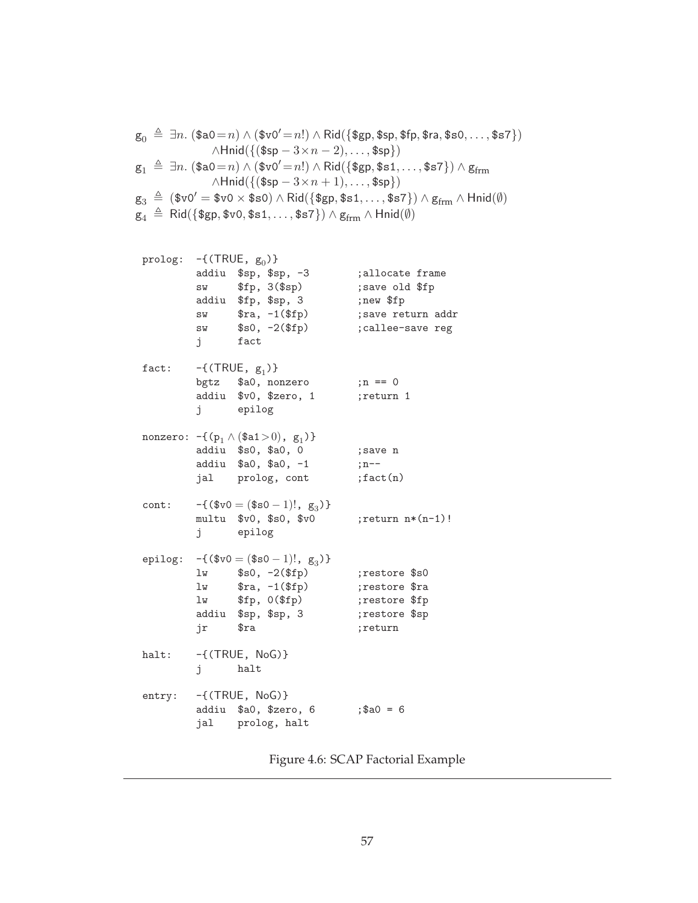$$
\begin{aligned}
g_0 &\triangleq \exists n.\ (\$\mathsf{a0}=n) \wedge (\$\mathsf{v0}'=n!) \wedge \mathsf{Rid}(\{\$\mathsf{gp}, \$\mathsf{sp}, \$\mathsf{fp}, \$\mathsf{ra}, \$\mathsf{s0}, \ldots, \$\mathsf{s7}\}) \\
&\qquad \wedge \mathsf{Hnid}(\{(\$\mathsf{sp} - 3\times n - 2), \ldots, \$\mathsf{sp}\}) \\
g_1 &\triangleq \exists n.\ (\$\mathsf{a0}=n) \wedge (\$\mathsf{v0}'=n!) \wedge \mathsf{Rid}(\{\$\mathsf{gp}, \$\mathsf{s1}, \ldots, \$\mathsf{s7}\}) \wedge g_{\mathrm{frm}} \\
&\qquad \wedge \mathsf{Hnid}(\{(\$\mathsf{sp} - 3\times n + 1), \ldots, \$\mathsf{sp}\}) \\
g_3 &\triangleq (\$\mathsf{v0}' = \$\mathsf{v0} \times \$\mathsf{s0}) \wedge \mathsf{Rid}(\{\$\mathsf{gp}, \$\mathsf{s1}, \ldots, \$\mathsf{s7}\}) \wedge g_{\mathrm{frm}} \wedge \mathsf{Hnid}(\emptyset) \\
g_4 &\triangleq \mathsf{Rid}(\{\$\mathsf{gp}, \$\mathsf{v0}, \$\mathsf{s1}, \ldots, \$\mathsf{s7}\}) \wedge g_{\mathrm{frm}} \wedge \mathsf{Hnid}(\emptyset)
\end{aligned}
$$

```
prolog:  -{(TRUE, g0)}
         addiu  $sp, $sp, -3          ;allocate frame
         sw     $fp, 3($sp)           ;save old $fp
         addiu  $fp, $sp, 3           ;new $fp
         sw     $ra, -1($fp)          ;save return addr
         sw     $s0, -2($fp)          ;callee-save reg
         j      fact

fact:    -{(TRUE, g1)}
         bgtz   $a0, nonzero          ;n == 0
         addiu  $v0, $zero, 1         ;return 1
         j      epilog

nonzero: -{(p1 ∧ ($a1>0), g1)}
         addiu  $s0, $a0, 0           ;save n
         addiu  $a0, $a0, -1          ;n--
         jal    prolog, cont          ;fact(n)

cont:    -{($v0 = ($s0 − 1)!, g3)}
         multu  $v0, $s0, $v0         ;return n*(n-1)!
         j      epilog

epilog:  -{($v0 = ($s0 − 1)!, g3)}
         lw     $s0, -2($fp)          ;restore $s0
         lw     $ra, -1($fp)          ;restore $ra
         lw     $fp, 0($fp)           ;restore $fp
         addiu  $sp, $sp, 3           ;restore $sp
         jr     $ra                   ;return

halt:    -{(TRUE, NoG)}
         j      halt

entry:   -{(TRUE, NoG)}
         addiu  $a0, $zero, 6         ;$a0 = 6
         jal    prolog, halt
```

Figure 4.6: SCAP Factorial Example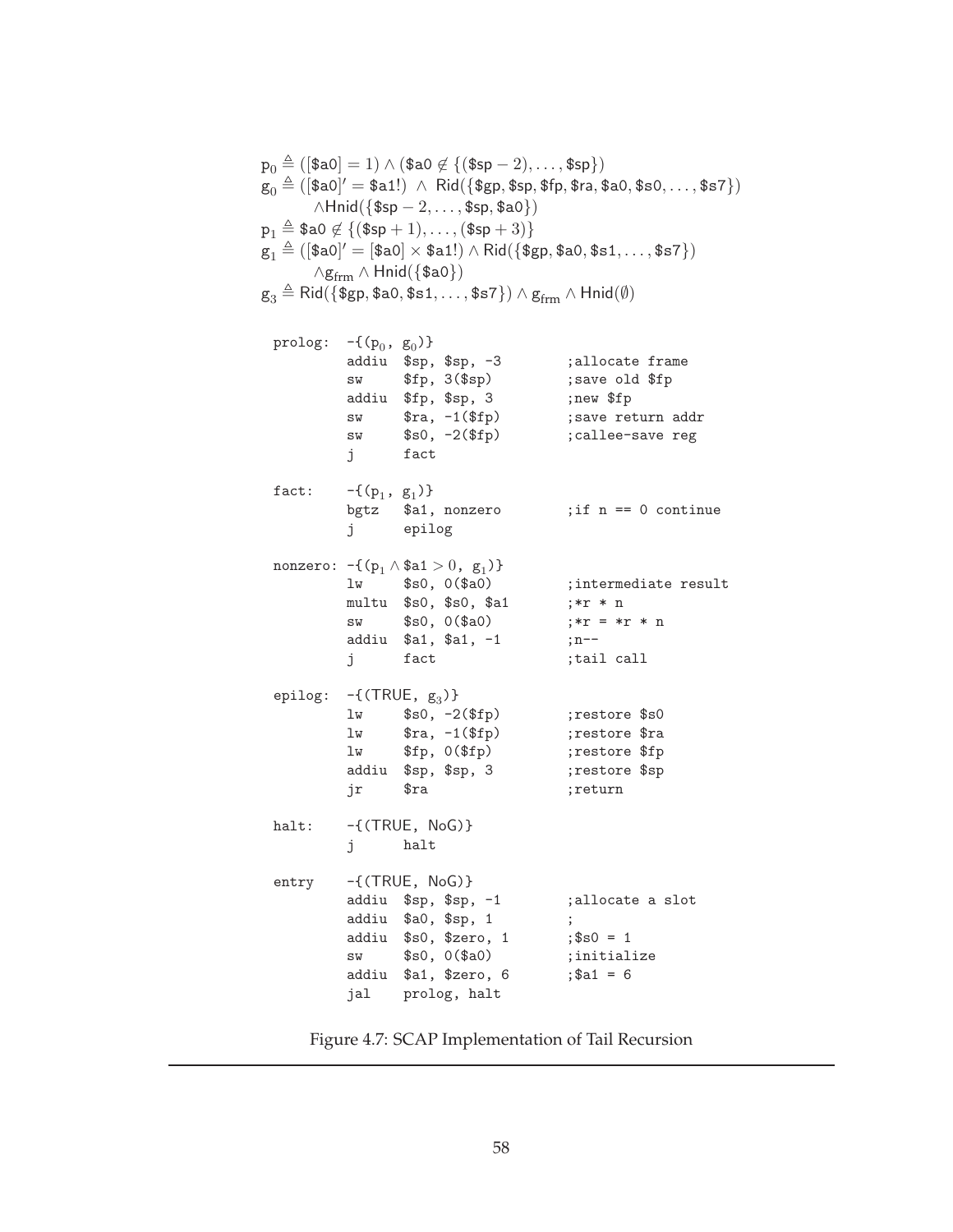$$p_0 \triangleq ([\$a0] = 1) \wedge (\$a0 \notin \{(\$sp - 2), \ldots, \$sp\})$$

$$g_0 \triangleq ([\$a0]' = \$a1!) \ \wedge \ \mathsf{Rid}(\{\$gp, \$sp, \$fp, \$ra, \$a0, \$s0, \ldots, \$s7\}) \wedge \mathsf{Hnid}(\{\$sp - 2, \ldots, \$sp, \$a0\})$$

$$p_1 \triangleq \$a0 \notin \{(\$sp + 1), \ldots, (\$sp + 3)\}$$

$$g_1 \triangleq ([\$a0]' = [\$a0] \times \$a1!) \wedge \mathsf{Rid}(\{\$gp, \$a0, \$s1, \ldots, \$s7\}) \wedge g_{\mathrm{frm}} \wedge \mathsf{Hnid}(\{\$a0\})$$

$$g_3 \triangleq \mathsf{Rid}(\{\$gp, \$a0, \$s1, \ldots, \$s7\}) \wedge g_{\mathrm{frm}} \wedge \mathsf{Hnid}(\emptyset)$$

```
prolog:  -{(p0, g0)}
         addiu  $sp, $sp, -3        ;allocate frame
         sw     $fp, 3($sp)         ;save old $fp
         addiu  $fp, $sp, 3         ;new $fp
         sw     $ra, -1($fp)        ;save return addr
         sw     $s0, -2($fp)        ;callee-save reg
         j      fact

fact:    -{(p1, g1)}
         bgtz   $a1, nonzero        ;if n == 0 continue
         j      epilog

nonzero: -{(p1 ∧ $a1 > 0, g1)}
         lw     $s0, 0($a0)         ;intermediate result
         multu  $s0, $s0, $a1       ;*r * n
         sw     $s0, 0($a0)         ;*r = *r * n
         addiu  $a1, $a1, -1        ;n--
         j      fact                ;tail call

epilog:  -{(TRUE, g3)}
         lw     $s0, -2($fp)        ;restore $s0
         lw     $ra, -1($fp)        ;restore $ra
         lw     $fp, 0($fp)         ;restore $fp
         addiu  $sp, $sp, 3         ;restore $sp
         jr     $ra                 ;return

halt:    -{(TRUE, NoG)}
         j      halt

entry    -{(TRUE, NoG)}
         addiu  $sp, $sp, -1        ;allocate a slot
         addiu  $a0, $sp, 1         ;
         addiu  $s0, $zero, 1       ;$s0 = 1
         sw     $s0, 0($a0)         ;initialize
         addiu  $a1, $zero, 6       ;$a1 = 6
         jal    prolog, halt
```

Figure 4.7: SCAP Implementation of Tail Recursion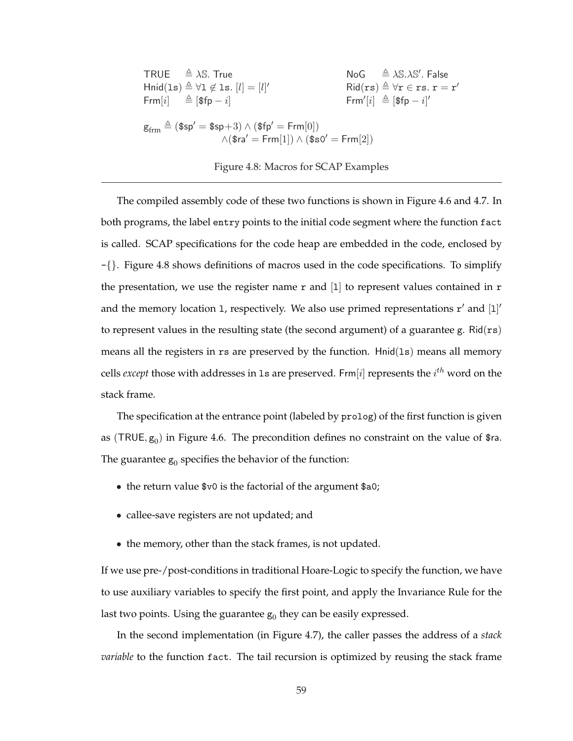$$
\begin{array}{llll}
\mathsf{TRUE} & \triangleq \lambda \mathbb{S}.\ \mathsf{True} & \mathsf{NoG} & \triangleq \lambda \mathbb{S}.\lambda \mathbb{S}'.\ \mathsf{False} \\
\mathsf{Hnid}(\mathtt{ls}) & \triangleq \forall \mathtt{l} \notin \mathtt{ls}.\ [l] = [l]' & \mathsf{Rid}(\mathtt{rs}) & \triangleq \forall \mathtt{r} \in \mathtt{rs}.\ \mathtt{r} = \mathtt{r}' \\
\mathsf{Frm}[i] & \triangleq [\$\mathsf{fp} - i] & \mathsf{Frm}'[i] & \triangleq [\$\mathsf{fp} - i]'
\end{array}
$$

$$
\begin{aligned}
\mathsf{g}_{\mathrm{frm}} \triangleq\ & (\$\mathsf{sp}' = \$\mathsf{sp}+3) \wedge (\$\mathsf{fp}' = \mathsf{Frm}[0]) \\
& \wedge(\$\mathsf{ra}' = \mathsf{Frm}[1]) \wedge (\$\mathsf{s0}' = \mathsf{Frm}[2])
\end{aligned}
$$

Figure 4.8: Macros for SCAP Examples

The compiled assembly code of these two functions is shown in Figure 4.6 and 4.7. In both programs, the label `entry` points to the initial code segment where the function `fact` is called. SCAP specifications for the code heap are embedded in the code, enclosed by -{}. Figure 4.8 shows definitions of macros used in the code specifications. To simplify the presentation, we use the register name `r` and [`l`] to represent values contained in `r` and the memory location `l`, respectively. We also use primed representations $\mathtt{r}'$ and $[\mathtt{l}]'$ to represent values in the resulting state (the second argument) of a guarantee g. $\mathsf{Rid}(\mathtt{rs})$ means all the registers in `rs` are preserved by the function. $\mathsf{Hnid}(\mathtt{ls})$ means all memory cells *except* those with addresses in `ls` are preserved. $\mathsf{Frm}[i]$ represents the $i^{th}$ word on the stack frame.

The specification at the entrance point (labeled by `prolog`) of the first function is given as $(\mathsf{TRUE}, \mathsf{g}_0)$ in Figure 4.6. The precondition defines no constraint on the value of `$ra`. The guarantee $\mathsf{g}_0$ specifies the behavior of the function:

- the return value `$v0` is the factorial of the argument `$a0`;
- callee-save registers are not updated; and
- the memory, other than the stack frames, is not updated.

If we use pre-/post-conditions in traditional Hoare-Logic to specify the function, we have to use auxiliary variables to specify the first point, and apply the Invariance Rule for the last two points. Using the guarantee $\mathsf{g}_0$ they can be easily expressed.

In the second implementation (in Figure 4.7), the caller passes the address of a *stack variable* to the function `fact`. The tail recursion is optimized by reusing the stack frame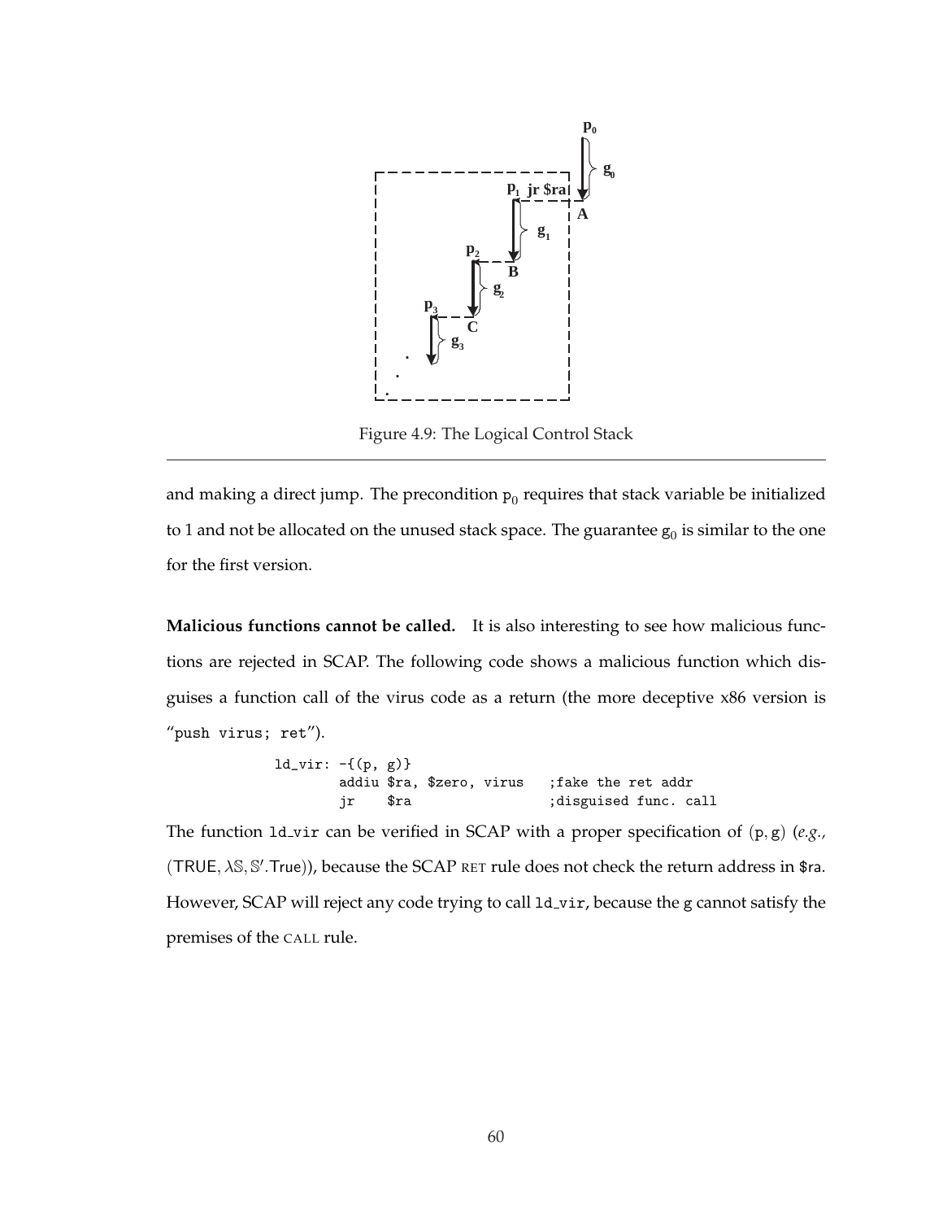Figure 4.9: The Logical Control Stack

and making a direct jump. The precondition $\mathsf{p}_0$ requires that stack variable be initialized to 1 and not be allocated on the unused stack space. The guarantee $\mathsf{g}_0$ is similar to the one for the first version.

**Malicious functions cannot be called.** It is also interesting to see how malicious functions are rejected in SCAP. The following code shows a malicious function which disguises a function call of the virus code as a return (the more deceptive x86 version is "`push virus; ret`").

```
ld_vir: -{(p, g)}
        addiu $ra, $zero, virus   ;fake the ret addr
        jr    $ra                 ;disguised func. call
```

The function `ld_vir` can be verified in SCAP with a proper specification of $(\mathsf{p}, \mathsf{g})$ (*e.g.*, $(\mathsf{TRUE}, \lambda\mathbb{S}, \mathbb{S}'.\mathsf{True})$), because the SCAP RET rule does not check the return address in \$ra. However, SCAP will reject any code trying to call `ld_vir`, because the g cannot satisfy the premises of the CALL rule.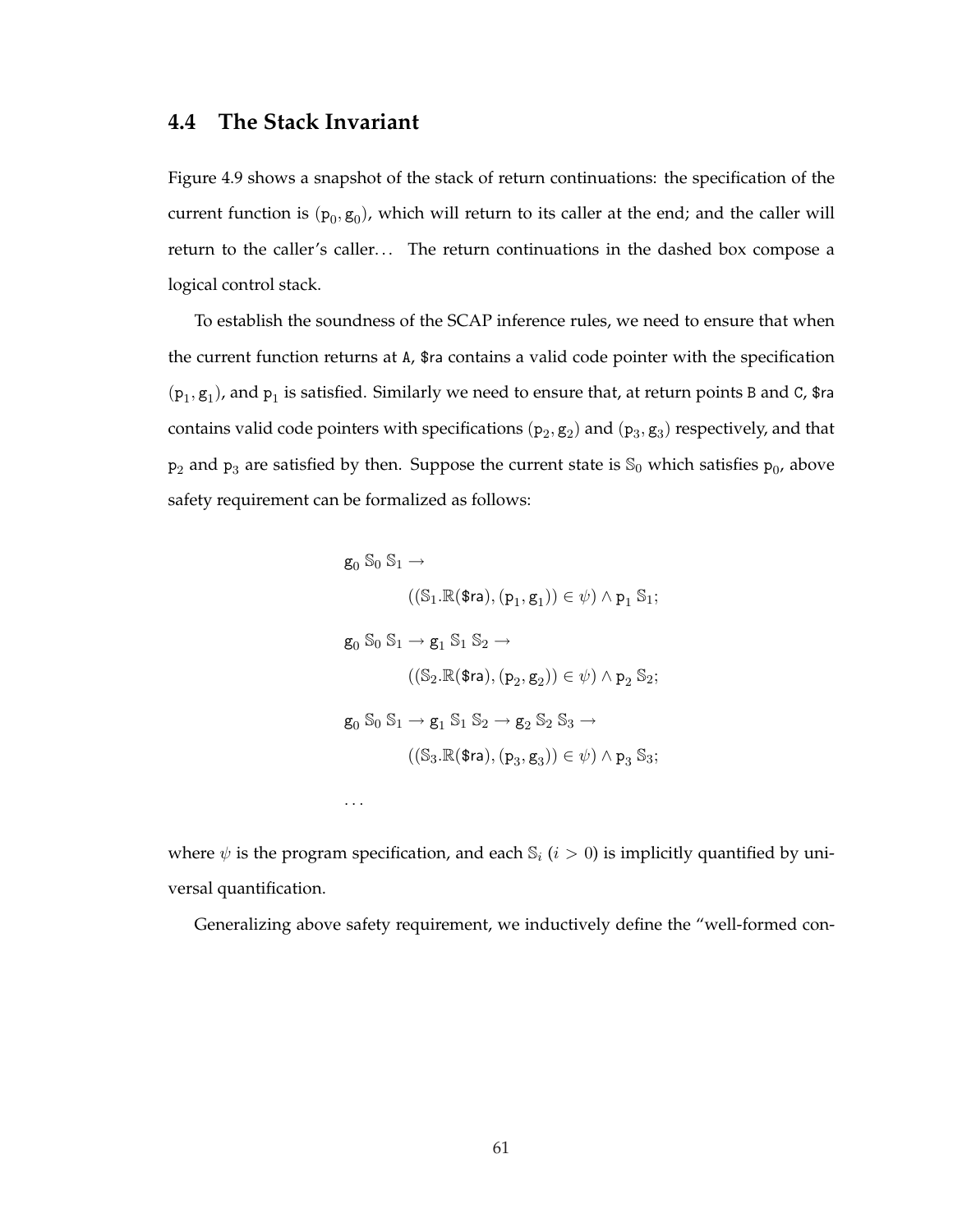## 4.4 The Stack Invariant

Figure 4.9 shows a snapshot of the stack of return continuations: the specification of the current function is $(\mathtt{p}_0, \mathtt{g}_0)$, which will return to its caller at the end; and the caller will return to the caller's caller... The return continuations in the dashed box compose a logical control stack.

To establish the soundness of the SCAP inference rules, we need to ensure that when the current function returns at `A`, `$ra` contains a valid code pointer with the specification $(\mathtt{p}_1, \mathtt{g}_1)$, and $\mathtt{p}_1$ is satisfied. Similarly we need to ensure that, at return points `B` and `C`, `$ra` contains valid code pointers with specifications $(\mathtt{p}_2, \mathtt{g}_2)$ and $(\mathtt{p}_3, \mathtt{g}_3)$ respectively, and that $\mathtt{p}_2$ and $\mathtt{p}_3$ are satisfied by then. Suppose the current state is $\mathbb{S}_0$ which satisfies $\mathtt{p}_0$, above safety requirement can be formalized as follows:

$$
\begin{array}{l}
\mathtt{g}_0\ \mathbb{S}_0\ \mathbb{S}_1 \rightarrow \\
\qquad ((\mathbb{S}_1.\mathbb{R}(\mathtt{\$ra}), (\mathtt{p}_1, \mathtt{g}_1)) \in \psi) \wedge \mathtt{p}_1\ \mathbb{S}_1; \\
\mathtt{g}_0\ \mathbb{S}_0\ \mathbb{S}_1 \rightarrow \mathtt{g}_1\ \mathbb{S}_1\ \mathbb{S}_2 \rightarrow \\
\qquad ((\mathbb{S}_2.\mathbb{R}(\mathtt{\$ra}), (\mathtt{p}_2, \mathtt{g}_2)) \in \psi) \wedge \mathtt{p}_2\ \mathbb{S}_2; \\
\mathtt{g}_0\ \mathbb{S}_0\ \mathbb{S}_1 \rightarrow \mathtt{g}_1\ \mathbb{S}_1\ \mathbb{S}_2 \rightarrow \mathtt{g}_2\ \mathbb{S}_2\ \mathbb{S}_3 \rightarrow \\
\qquad ((\mathbb{S}_3.\mathbb{R}(\mathtt{\$ra}), (\mathtt{p}_3, \mathtt{g}_3)) \in \psi) \wedge \mathtt{p}_3\ \mathbb{S}_3; \\
\ldots
\end{array}
$$

where $\psi$ is the program specification, and each $\mathbb{S}_i$ ($i > 0$) is implicitly quantified by universal quantification.

Generalizing above safety requirement, we inductively define the "well-formed con-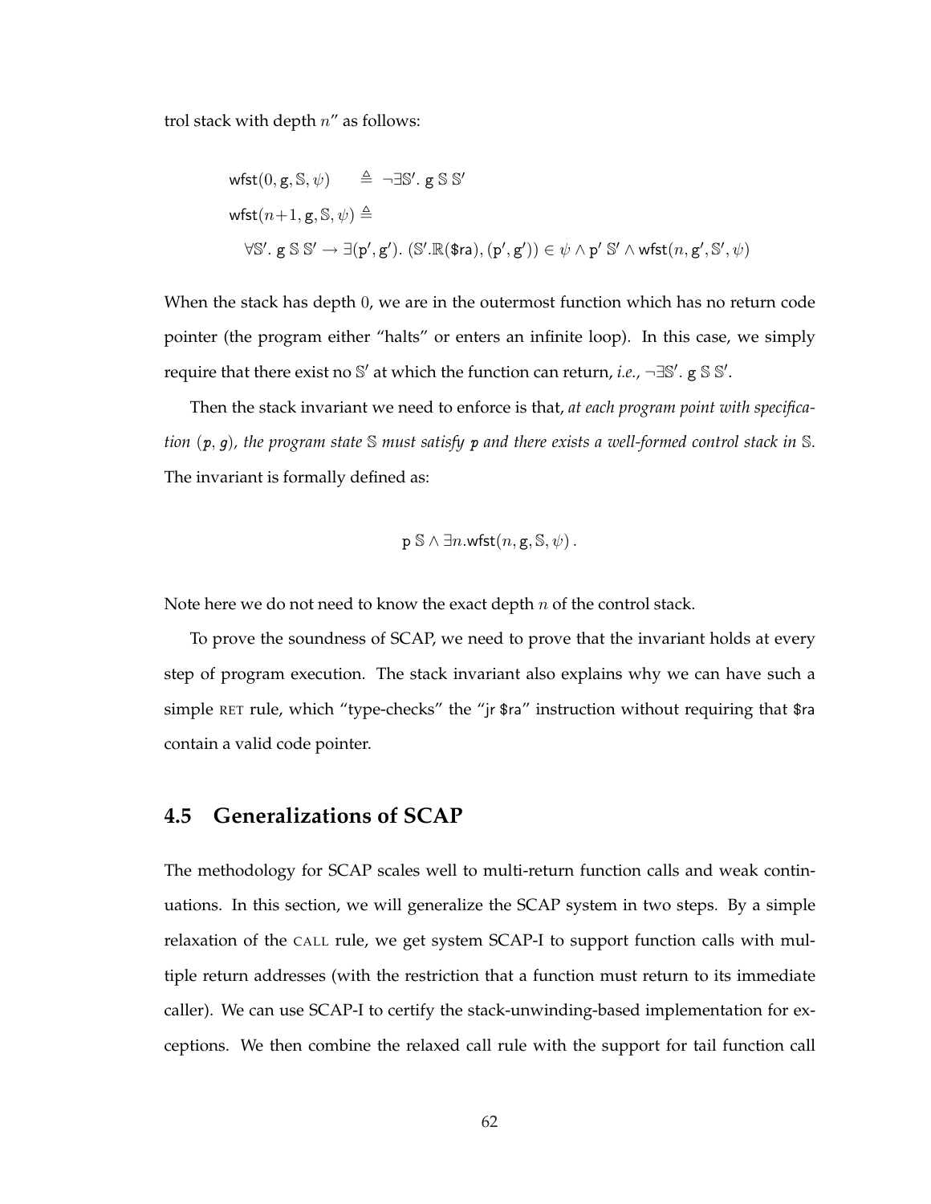trol stack with depth $n$" as follows:

$$
\begin{aligned}
&\mathsf{wfst}(0, \mathsf{g}, \mathbb{S}, \psi) \quad\;\; \triangleq \neg\exists\mathbb{S}'.\ \mathsf{g}\ \mathbb{S}\ \mathbb{S}' \\
&\mathsf{wfst}(n{+}1, \mathsf{g}, \mathbb{S}, \psi) \triangleq \\
&\qquad \forall\mathbb{S}'.\ \mathsf{g}\ \mathbb{S}\ \mathbb{S}' \rightarrow \exists(\mathsf{p}', \mathsf{g}').\ (\mathbb{S}'.\mathbb{R}(\$\mathsf{ra}), (\mathsf{p}', \mathsf{g}')) \in \psi \wedge \mathsf{p}'\ \mathbb{S}' \wedge \mathsf{wfst}(n, \mathsf{g}', \mathbb{S}', \psi)
\end{aligned}
$$

When the stack has depth $0$, we are in the outermost function which has no return code pointer (the program either "halts" or enters an infinite loop). In this case, we simply require that there exist no $\mathbb{S}'$ at which the function can return, *i.e.*, $\neg\exists\mathbb{S}'.\ \mathsf{g}\ \mathbb{S}\ \mathbb{S}'$.

Then the stack invariant we need to enforce is that, *at each program point with specification* ($p$, $g$)*, the program state* $\mathbb{S}$ *must satisfy* $p$ *and there exists a well-formed control stack in* $\mathbb{S}$. The invariant is formally defined as:

$$
\mathsf{p}\ \mathbb{S} \wedge \exists n.\mathsf{wfst}(n, \mathsf{g}, \mathbb{S}, \psi)\,.
$$

Note here we do not need to know the exact depth $n$ of the control stack.

To prove the soundness of SCAP, we need to prove that the invariant holds at every step of program execution. The stack invariant also explains why we can have such a simple RET rule, which "type-checks" the "jr $ra" instruction without requiring that $ra contain a valid code pointer.

## 4.5 Generalizations of SCAP

The methodology for SCAP scales well to multi-return function calls and weak continuations. In this section, we will generalize the SCAP system in two steps. By a simple relaxation of the CALL rule, we get system SCAP-I to support function calls with multiple return addresses (with the restriction that a function must return to its immediate caller). We can use SCAP-I to certify the stack-unwinding-based implementation for exceptions. We then combine the relaxed call rule with the support for tail function call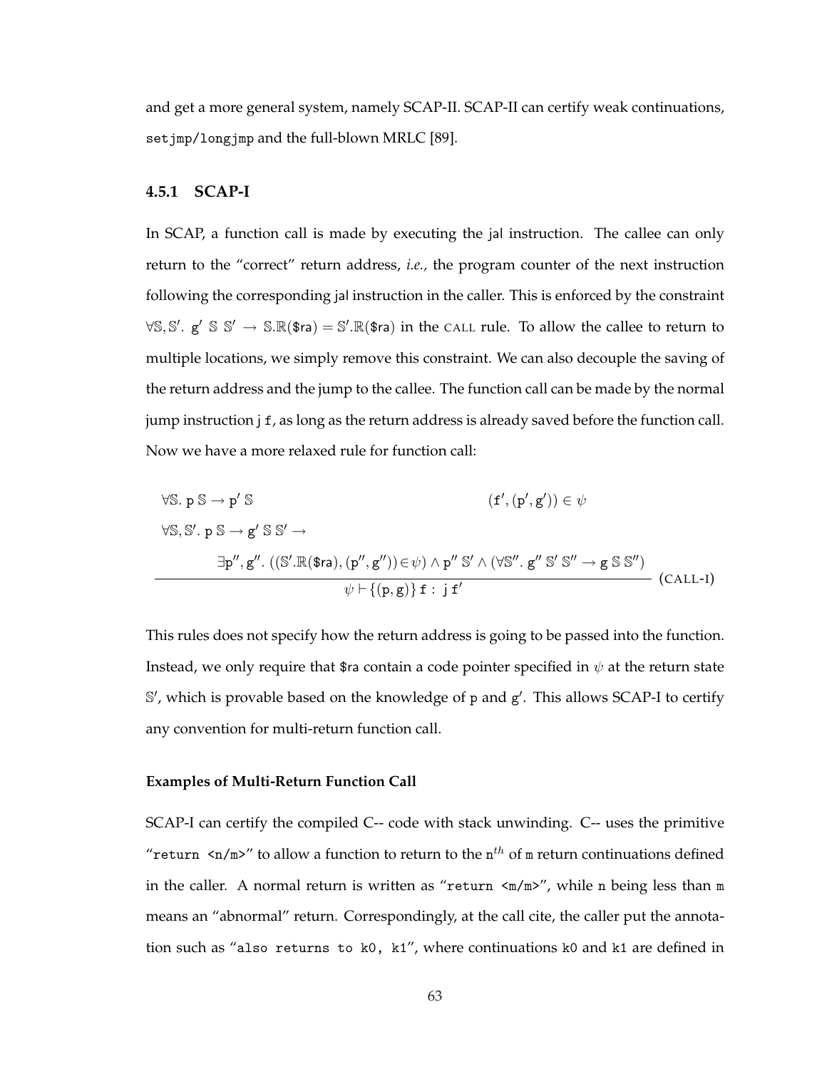and get a more general system, namely SCAP-II. SCAP-II can certify weak continuations, `setjmp`/`longjmp` and the full-blown MRLC [89].

### 4.5.1 SCAP-I

In SCAP, a function call is made by executing the jal instruction. The callee can only return to the "correct" return address, *i.e.,* the program counter of the next instruction following the corresponding jal instruction in the caller. This is enforced by the constraint $\forall \mathbb{S}, \mathbb{S}'.\ \mathtt{g}'\ \mathbb{S}\ \mathbb{S}' \rightarrow \mathbb{S}.\mathbb{R}(\$\mathsf{ra}) = \mathbb{S}'.\mathbb{R}(\$\mathsf{ra})$ in the CALL rule. To allow the callee to return to multiple locations, we simply remove this constraint. We can also decouple the saving of the return address and the jump to the callee. The function call can be made by the normal jump instruction `j f`, as long as the return address is already saved before the function call. Now we have a more relaxed rule for function call:

$$
\frac{\begin{array}{ll}\forall \mathbb{S}.\ \mathtt{p}\ \mathbb{S} \rightarrow \mathtt{p}'\ \mathbb{S} & (\mathtt{f}', (\mathtt{p}', \mathtt{g}')) \in \psi \\ \forall \mathbb{S}, \mathbb{S}'.\ \mathtt{p}\ \mathbb{S} \rightarrow \mathtt{g}'\ \mathbb{S}\ \mathbb{S}' \rightarrow & \\ \qquad \exists \mathtt{p}'', \mathtt{g}''.\ ((\mathbb{S}'.\mathbb{R}(\$\mathsf{ra}), (\mathtt{p}'', \mathtt{g}'')) \in \psi) \wedge \mathtt{p}''\ \mathbb{S}' \wedge (\forall \mathbb{S}''.\ \mathtt{g}''\ \mathbb{S}'\ \mathbb{S}'' \rightarrow \mathtt{g}\ \mathbb{S}\ \mathbb{S}'') & \end{array}}{\psi \vdash \{(\mathtt{p}, \mathtt{g})\}\ \mathtt{f} : \mathtt{j}\ \mathtt{f}'} \ (\text{CALL-I})
$$

This rules does not specify how the return address is going to be passed into the function. Instead, we only require that $\$\mathsf{ra}$ contain a code pointer specified in $\psi$ at the return state $\mathbb{S}'$, which is provable based on the knowledge of $\mathtt{p}$ and $\mathtt{g}'$. This allows SCAP-I to certify any convention for multi-return function call.

#### Examples of Multi-Return Function Call

SCAP-I can certify the compiled C-- code with stack unwinding. C-- uses the primitive "`return <n/m>`" to allow a function to return to the $\mathtt{n}^{th}$ of `m` return continuations defined in the caller. A normal return is written as "`return <m/m>`", while `n` being less than `m` means an "abnormal" return. Correspondingly, at the call cite, the caller put the annotation such as "`also returns to k0, k1`", where continuations `k0` and `k1` are defined in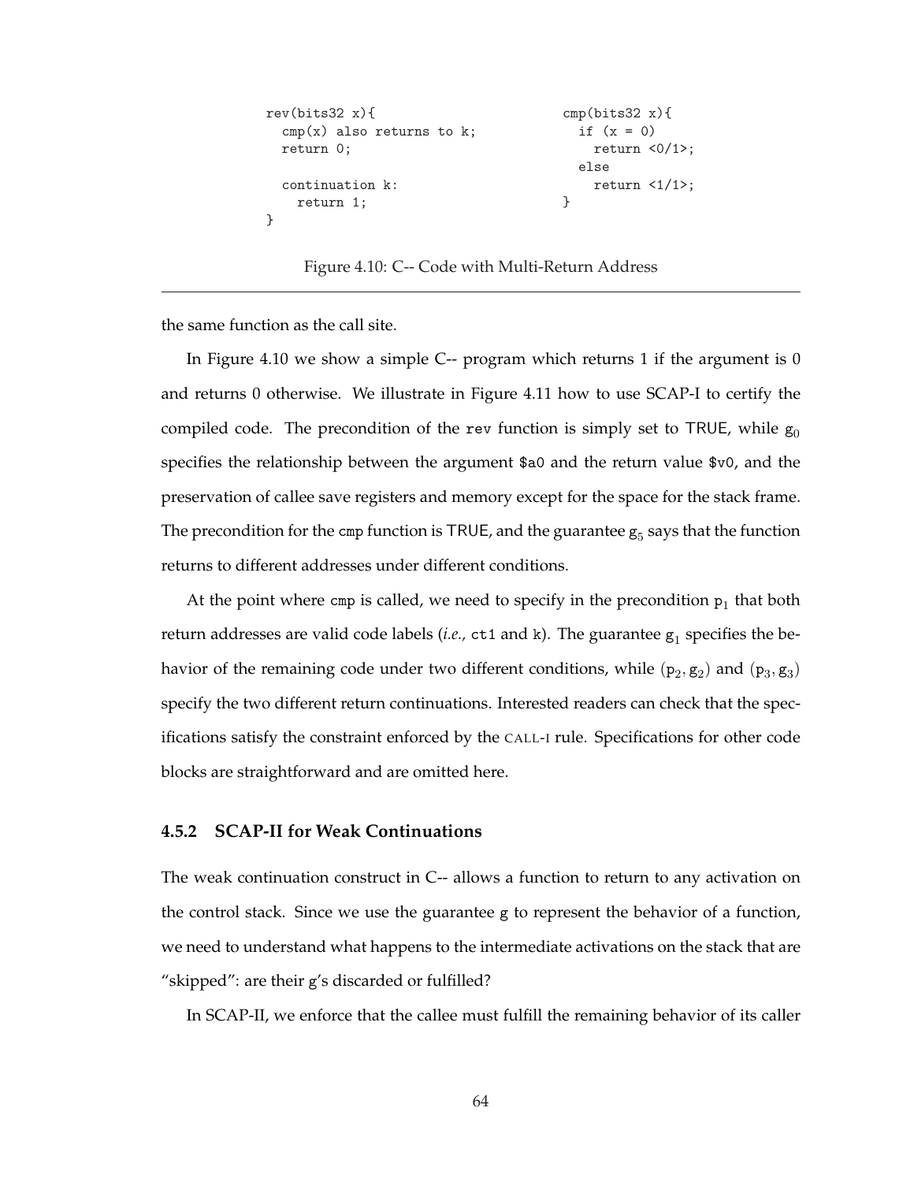```
rev(bits32 x){
  cmp(x) also returns to k;
  return 0;

  continuation k:
    return 1;
}
```

```
cmp(bits32 x){
  if (x = 0)
    return <0/1>;
  else
    return <1/1>;
}
```

Figure 4.10: C-- Code with Multi-Return Address

the same function as the call site.

In Figure 4.10 we show a simple C-- program which returns 1 if the argument is 0 and returns 0 otherwise. We illustrate in Figure 4.11 how to use SCAP-I to certify the compiled code. The precondition of the `rev` function is simply set to TRUE, while $g_0$ specifies the relationship between the argument `$a0` and the return value `$v0`, and the preservation of callee save registers and memory except for the space for the stack frame. The precondition for the `cmp` function is TRUE, and the guarantee $g_5$ says that the function returns to different addresses under different conditions.

At the point where `cmp` is called, we need to specify in the precondition $p_1$ that both return addresses are valid code labels (*i.e.,* `ct1` and `k`). The guarantee $g_1$ specifies the behavior of the remaining code under two different conditions, while $(p_2, g_2)$ and $(p_3, g_3)$ specify the two different return continuations. Interested readers can check that the specifications satisfy the constraint enforced by the CALL-I rule. Specifications for other code blocks are straightforward and are omitted here.

### 4.5.2 SCAP-II for Weak Continuations

The weak continuation construct in C-- allows a function to return to any activation on the control stack. Since we use the guarantee g to represent the behavior of a function, we need to understand what happens to the intermediate activations on the stack that are "skipped": are their g's discarded or fulfilled?

In SCAP-II, we enforce that the callee must fulfill the remaining behavior of its caller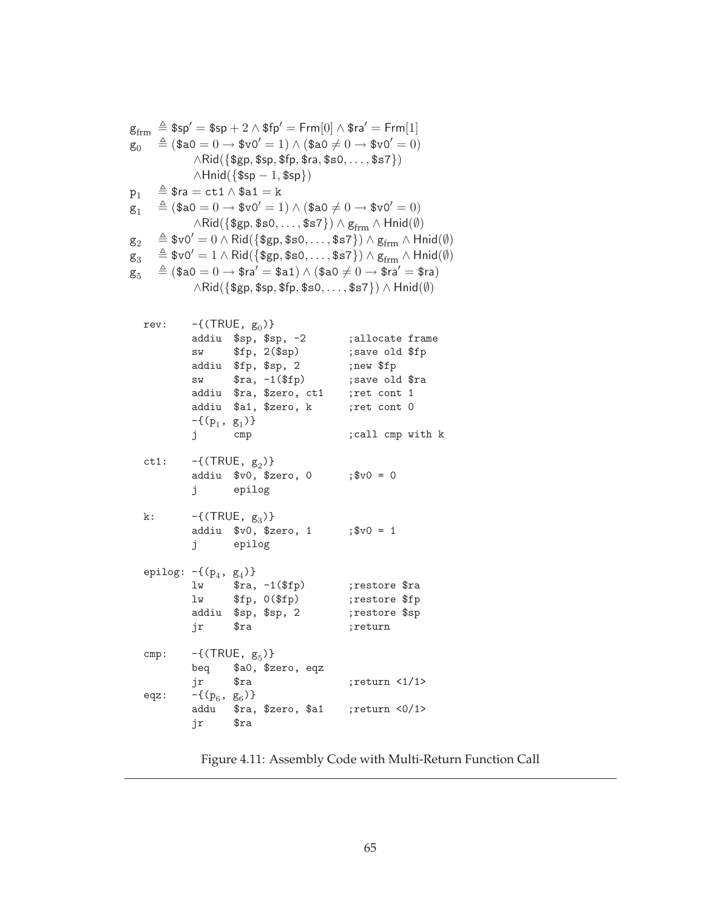$$
\begin{array}{lll}
g_{\mathrm{frm}} & \triangleq & \$\mathsf{sp}' = \$\mathsf{sp} + 2 \land \$\mathsf{fp}' = \mathsf{Frm}[0] \land \$\mathsf{ra}' = \mathsf{Frm}[1] \\
g_0 & \triangleq & (\$\mathsf{a0} = 0 \rightarrow \$\mathsf{v0}' = 1) \land (\$\mathsf{a0} \neq 0 \rightarrow \$\mathsf{v0}' = 0) \\
 & & \land \mathsf{Rid}(\{\$\mathsf{gp}, \$\mathsf{sp}, \$\mathsf{fp}, \$\mathsf{ra}, \$\mathsf{s0}, \ldots, \$\mathsf{s7}\}) \\
 & & \land \mathsf{Hnid}(\{\$\mathsf{sp} - 1, \$\mathsf{sp}\}) \\
p_1 & \triangleq & \$\mathsf{ra} = \mathsf{ct1} \land \$\mathsf{a1} = \mathsf{k} \\
g_1 & \triangleq & (\$\mathsf{a0} = 0 \rightarrow \$\mathsf{v0}' = 1) \land (\$\mathsf{a0} \neq 0 \rightarrow \$\mathsf{v0}' = 0) \\
 & & \land \mathsf{Rid}(\{\$\mathsf{gp}, \$\mathsf{s0}, \ldots, \$\mathsf{s7}\}) \land g_{\mathrm{frm}} \land \mathsf{Hnid}(\emptyset) \\
g_2 & \triangleq & \$\mathsf{v0}' = 0 \land \mathsf{Rid}(\{\$\mathsf{gp}, \$\mathsf{s0}, \ldots, \$\mathsf{s7}\}) \land g_{\mathrm{frm}} \land \mathsf{Hnid}(\emptyset) \\
g_3 & \triangleq & \$\mathsf{v0}' = 1 \land \mathsf{Rid}(\{\$\mathsf{gp}, \$\mathsf{s0}, \ldots, \$\mathsf{s7}\}) \land g_{\mathrm{frm}} \land \mathsf{Hnid}(\emptyset) \\
g_5 & \triangleq & (\$\mathsf{a0} = 0 \rightarrow \$\mathsf{ra}' = \$\mathsf{a1}) \land (\$\mathsf{a0} \neq 0 \rightarrow \$\mathsf{ra}' = \$\mathsf{ra}) \\
 & & \land \mathsf{Rid}(\{\$\mathsf{gp}, \$\mathsf{sp}, \$\mathsf{fp}, \$\mathsf{s0}, \ldots, \$\mathsf{s7}\}) \land \mathsf{Hnid}(\emptyset)
\end{array}
$$

```
rev:    -{(TRUE, g0)}
        addiu  $sp, $sp, -2        ;allocate frame
        sw     $fp, 2($sp)         ;save old $fp
        addiu  $fp, $sp, 2         ;new $fp
        sw     $ra, -1($fp)        ;save old $ra
        addiu  $ra, $zero, ct1     ;ret cont 1
        addiu  $a1, $zero, k       ;ret cont 0
        -{(p1, g1)}
        j      cmp                 ;call cmp with k

ct1:    -{(TRUE, g2)}
        addiu  $v0, $zero, 0       ;$v0 = 0
        j      epilog

k:      -{(TRUE, g3)}
        addiu  $v0, $zero, 1       ;$v0 = 1
        j      epilog

epilog: -{(p4, g4)}
        lw     $ra, -1($fp)        ;restore $ra
        lw     $fp, 0($fp)         ;restore $fp
        addiu  $sp, $sp, 2         ;restore $sp
        jr     $ra                 ;return

cmp:    -{(TRUE, g5)}
        beq    $a0, $zero, eqz
        jr     $ra                 ;return <1/1>
eqz:    -{(p6, g6)}
        addu   $ra, $zero, $a1     ;return <0/1>
        jr     $ra
```

Figure 4.11: Assembly Code with Multi-Return Function Call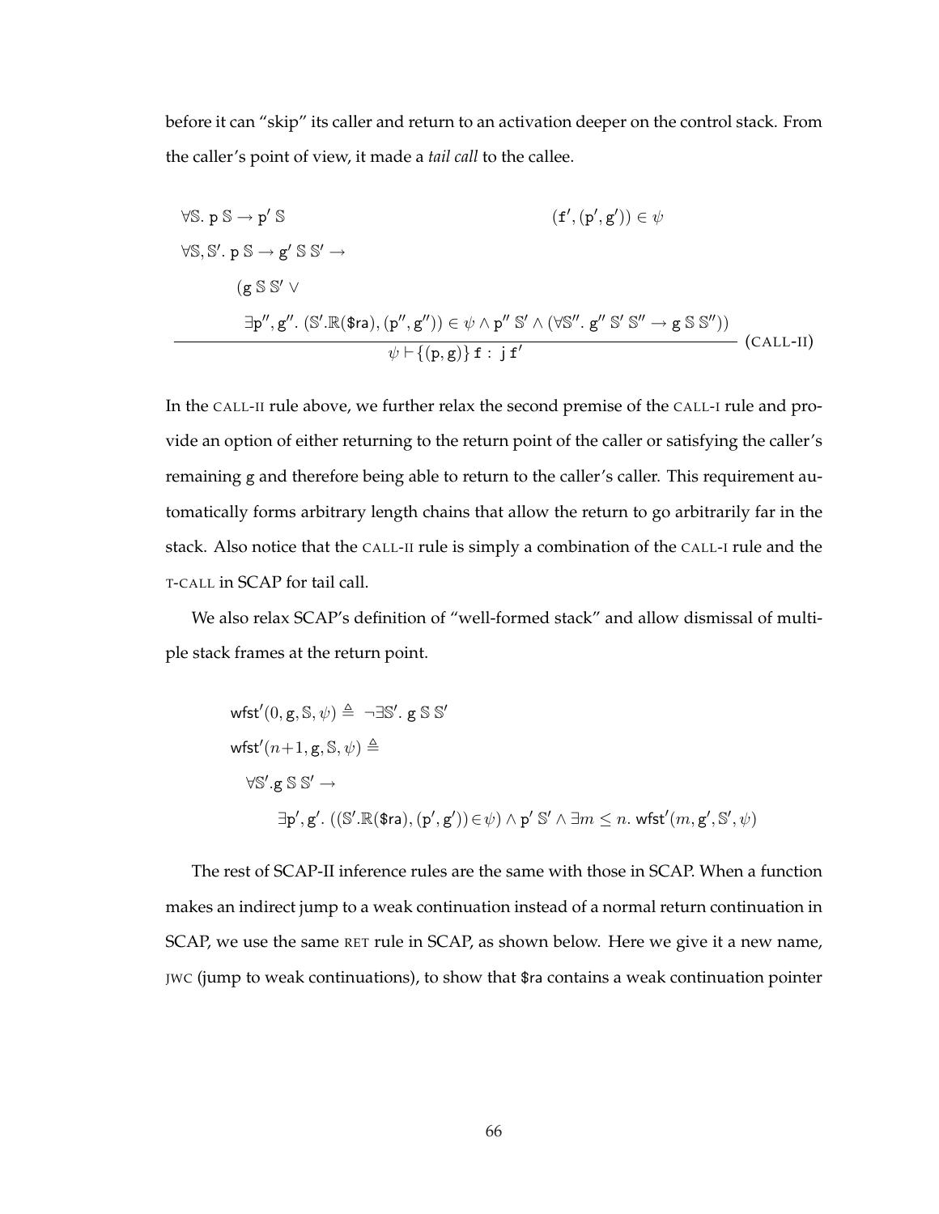before it can "skip" its caller and return to an activation deeper on the control stack. From the caller's point of view, it made a *tail call* to the callee.

$$
\frac{
\begin{array}{ll}
\forall \mathbb{S}.\ \mathtt{p}\ \mathbb{S} \rightarrow \mathtt{p}'\ \mathbb{S} & (\mathtt{f}', (\mathtt{p}', \mathtt{g}')) \in \psi \\
\forall \mathbb{S}, \mathbb{S}'.\ \mathtt{p}\ \mathbb{S} \rightarrow \mathtt{g}'\ \mathbb{S}\ \mathbb{S}' \rightarrow & \\
\qquad (\mathtt{g}\ \mathbb{S}\ \mathbb{S}' \vee & \\
\qquad\qquad \exists \mathtt{p}'', \mathtt{g}''.\ (\mathbb{S}'.\mathbb{R}(\$\mathsf{ra}), (\mathtt{p}'', \mathtt{g}'')) \in \psi \wedge \mathtt{p}''\ \mathbb{S}' \wedge (\forall \mathbb{S}''.\ \mathtt{g}''\ \mathbb{S}'\ \mathbb{S}'' \rightarrow \mathtt{g}\ \mathbb{S}\ \mathbb{S}'')) &
\end{array}
}{
\psi \vdash \{(\mathtt{p}, \mathtt{g})\}\ \mathtt{f} : \ \mathtt{j}\ \mathtt{f}'
}\ (\text{CALL-II})
$$

In the CALL-II rule above, we further relax the second premise of the CALL-I rule and provide an option of either returning to the return point of the caller or satisfying the caller's remaining $\mathtt{g}$ and therefore being able to return to the caller's caller. This requirement automatically forms arbitrary length chains that allow the return to go arbitrarily far in the stack. Also notice that the CALL-II rule is simply a combination of the CALL-I rule and the T-CALL in SCAP for tail call.

We also relax SCAP's definition of "well-formed stack" and allow dismissal of multiple stack frames at the return point.

$$
\begin{array}{l}
\mathsf{wfst}'(0, \mathtt{g}, \mathbb{S}, \psi) \triangleq\ \neg \exists \mathbb{S}'.\ \mathtt{g}\ \mathbb{S}\ \mathbb{S}' \\
\mathsf{wfst}'(n{+}1, \mathtt{g}, \mathbb{S}, \psi) \triangleq \\
\quad \forall \mathbb{S}'.\mathtt{g}\ \mathbb{S}\ \mathbb{S}' \rightarrow \\
\qquad\qquad \exists \mathtt{p}', \mathtt{g}'.\ ((\mathbb{S}'.\mathbb{R}(\$\mathsf{ra}), (\mathtt{p}', \mathtt{g}')) {\in} \psi) \wedge \mathtt{p}'\ \mathbb{S}' \wedge \exists m \leq n.\ \mathsf{wfst}'(m, \mathtt{g}', \mathbb{S}', \psi)
\end{array}
$$

The rest of SCAP-II inference rules are the same with those in SCAP. When a function makes an indirect jump to a weak continuation instead of a normal return continuation in SCAP, we use the same RET rule in SCAP, as shown below. Here we give it a new name, JWC (jump to weak continuations), to show that $\$\mathsf{ra}$ contains a weak continuation pointer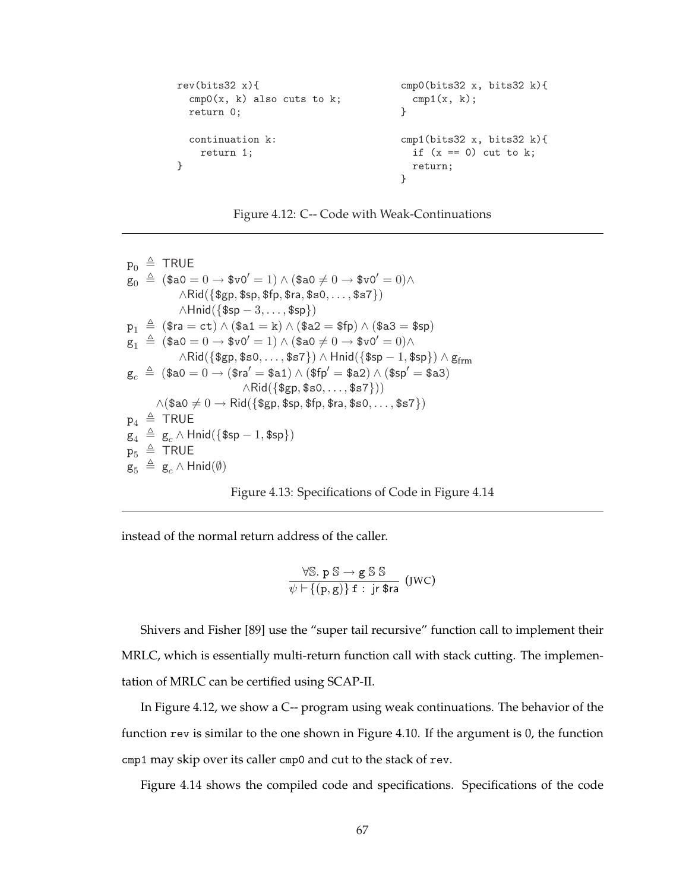```
rev(bits32 x){
  cmp0(x, k) also cuts to k;
  return 0;

  continuation k:
    return 1;
}
```

```
cmp0(bits32 x, bits32 k){
  cmp1(x, k);
}

cmp1(bits32 x, bits32 k){
  if (x == 0) cut to k;
  return;
}
```

Figure 4.12: C-- Code with Weak-Continuations

$$
\begin{aligned}
p_0 &\triangleq \mathsf{TRUE} \\
g_0 &\triangleq (\$\mathsf{a0} = 0 \rightarrow \$\mathsf{v0}' = 1) \wedge (\$\mathsf{a0} \neq 0 \rightarrow \$\mathsf{v0}' = 0) \wedge \\
&\qquad \wedge \mathsf{Rid}(\{\$\mathsf{gp}, \$\mathsf{sp}, \$\mathsf{fp}, \$\mathsf{ra}, \$\mathsf{s0}, \ldots, \$\mathsf{s7}\}) \\
&\qquad \wedge \mathsf{Hnid}(\{\$\mathsf{sp} - 3, \ldots, \$\mathsf{sp}\}) \\
p_1 &\triangleq (\$\mathsf{ra} = \mathtt{ct}) \wedge (\$\mathsf{a1} = \mathtt{k}) \wedge (\$\mathsf{a2} = \$\mathsf{fp}) \wedge (\$\mathsf{a3} = \$\mathsf{sp}) \\
g_1 &\triangleq (\$\mathsf{a0} = 0 \rightarrow \$\mathsf{v0}' = 1) \wedge (\$\mathsf{a0} \neq 0 \rightarrow \$\mathsf{v0}' = 0) \wedge \\
&\qquad \wedge \mathsf{Rid}(\{\$\mathsf{gp}, \$\mathsf{s0}, \ldots, \$\mathsf{s7}\}) \wedge \mathsf{Hnid}(\{\$\mathsf{sp} - 1, \$\mathsf{sp}\}) \wedge g_{\mathrm{frm}} \\
g_c &\triangleq (\$\mathsf{a0} = 0 \rightarrow (\$\mathsf{ra}' = \$\mathsf{a1}) \wedge (\$\mathsf{fp}' = \$\mathsf{a2}) \wedge (\$\mathsf{sp}' = \$\mathsf{a3}) \\
&\qquad\qquad\qquad \wedge \mathsf{Rid}(\{\$\mathsf{gp}, \$\mathsf{s0}, \ldots, \$\mathsf{s7}\})) \\
&\quad \wedge (\$\mathsf{a0} \neq 0 \rightarrow \mathsf{Rid}(\{\$\mathsf{gp}, \$\mathsf{sp}, \$\mathsf{fp}, \$\mathsf{ra}, \$\mathsf{s0}, \ldots, \$\mathsf{s7}\}) \\
p_4 &\triangleq \mathsf{TRUE} \\
g_4 &\triangleq g_c \wedge \mathsf{Hnid}(\{\$\mathsf{sp} - 1, \$\mathsf{sp}\}) \\
p_5 &\triangleq \mathsf{TRUE} \\
g_5 &\triangleq g_c \wedge \mathsf{Hnid}(\emptyset)
\end{aligned}
$$

Figure 4.13: Specifications of Code in Figure 4.14

instead of the normal return address of the caller.

$$
\frac{\forall \mathbb{S}.\ p\ \mathbb{S} \rightarrow g\ \mathbb{S}\ \mathbb{S}}{\psi \vdash \{(p, g)\}\ \mathtt{f} :\ \mathsf{jr}\ \$\mathsf{ra}}\ (\text{JWC})
$$

Shivers and Fisher [89] use the "super tail recursive" function call to implement their MRLC, which is essentially multi-return function call with stack cutting. The implementation of MRLC can be certified using SCAP-II.

In Figure 4.12, we show a C-- program using weak continuations. The behavior of the function `rev` is similar to the one shown in Figure 4.10. If the argument is 0, the function `cmp1` may skip over its caller `cmp0` and cut to the stack of `rev`.

Figure 4.14 shows the compiled code and specifications. Specifications of the code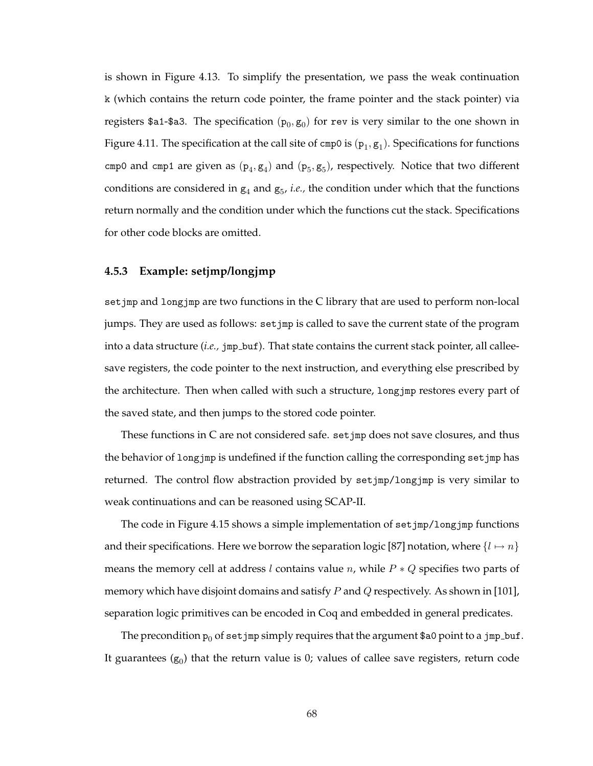is shown in Figure 4.13. To simplify the presentation, we pass the weak continuation `k` (which contains the return code pointer, the frame pointer and the stack pointer) via registers `$a1`-`$a3`. The specification $(\mathtt{p}_0, \mathtt{g}_0)$ for `rev` is very similar to the one shown in Figure 4.11. The specification at the call site of `cmp0` is $(\mathtt{p}_1, \mathtt{g}_1)$. Specifications for functions `cmp0` and `cmp1` are given as $(\mathtt{p}_4, \mathtt{g}_4)$ and $(\mathtt{p}_5, \mathtt{g}_5)$, respectively. Notice that two different conditions are considered in $\mathtt{g}_4$ and $\mathtt{g}_5$, *i.e.,* the condition under which that the functions return normally and the condition under which the functions cut the stack. Specifications for other code blocks are omitted.

### 4.5.3 Example: setjmp/longjmp

`setjmp` and `longjmp` are two functions in the C library that are used to perform non-local jumps. They are used as follows: `setjmp` is called to save the current state of the program into a data structure (*i.e.,* `jmp_buf`). That state contains the current stack pointer, all callee-save registers, the code pointer to the next instruction, and everything else prescribed by the architecture. Then when called with such a structure, `longjmp` restores every part of the saved state, and then jumps to the stored code pointer.

These functions in C are not considered safe. `setjmp` does not save closures, and thus the behavior of `longjmp` is undefined if the function calling the corresponding `setjmp` has returned. The control flow abstraction provided by `setjmp/longjmp` is very similar to weak continuations and can be reasoned using SCAP-II.

The code in Figure 4.15 shows a simple implementation of `setjmp/longjmp` functions and their specifications. Here we borrow the separation logic [87] notation, where $\{l \mapsto n\}$ means the memory cell at address $l$ contains value $n$, while $P * Q$ specifies two parts of memory which have disjoint domains and satisfy $P$ and $Q$ respectively. As shown in [101], separation logic primitives can be encoded in Coq and embedded in general predicates.

The precondition $\mathtt{p}_0$ of `setjmp` simply requires that the argument `$a0` point to a `jmp_buf`. It guarantees $(\mathtt{g}_0)$ that the return value is 0; values of callee save registers, return code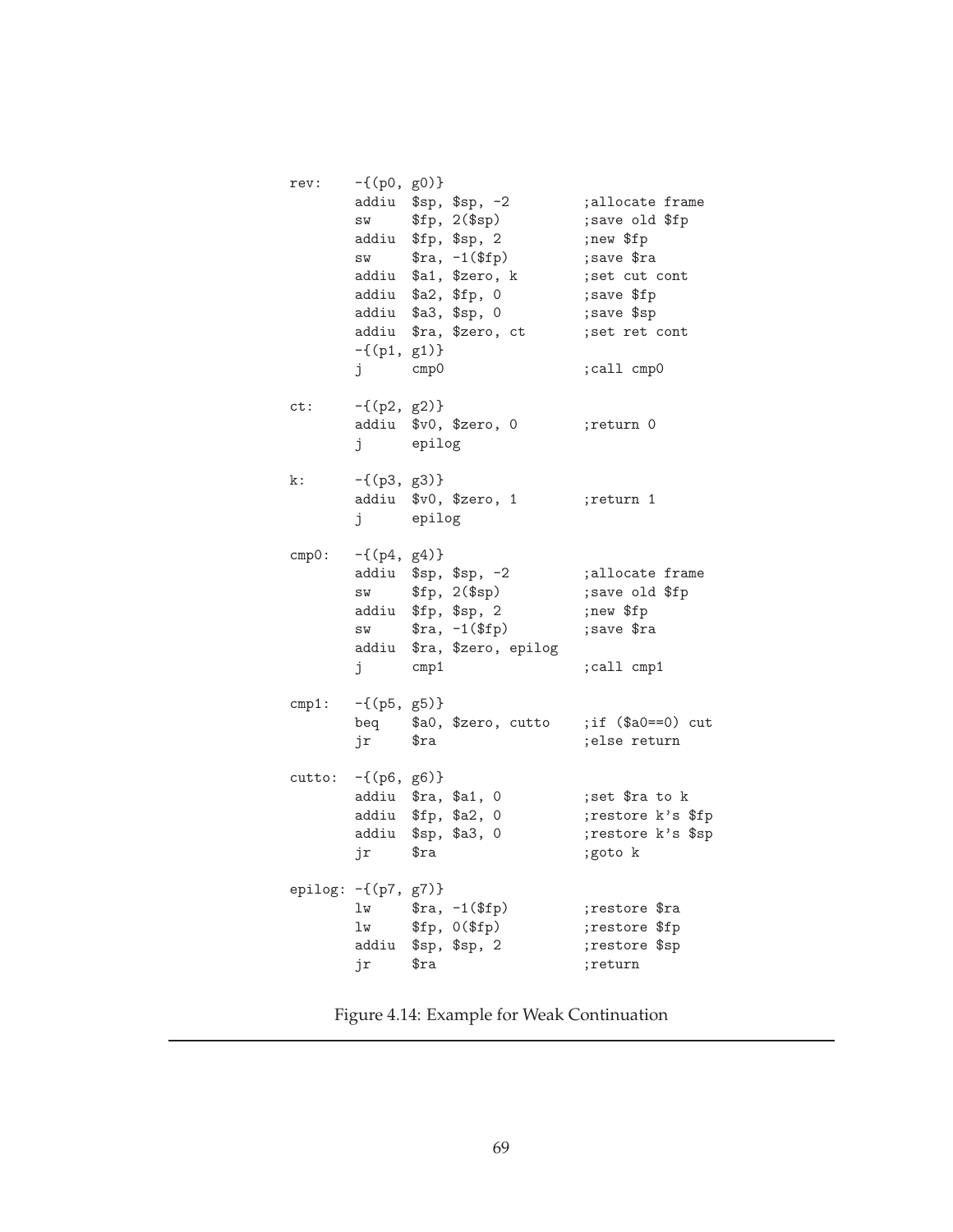```
rev:    -{(p0, g0)}
        addiu  $sp, $sp, -2         ;allocate frame
        sw     $fp, 2($sp)          ;save old $fp
        addiu  $fp, $sp, 2          ;new $fp
        sw     $ra, -1($fp)         ;save $ra
        addiu  $a1, $zero, k        ;set cut cont
        addiu  $a2, $fp, 0          ;save $fp
        addiu  $a3, $sp, 0          ;save $sp
        addiu  $ra, $zero, ct       ;set ret cont
        -{(p1, g1)}
        j      cmp0                 ;call cmp0

ct:     -{(p2, g2)}
        addiu  $v0, $zero, 0        ;return 0
        j      epilog

k:      -{(p3, g3)}
        addiu  $v0, $zero, 1        ;return 1
        j      epilog

cmp0:   -{(p4, g4)}
        addiu  $sp, $sp, -2         ;allocate frame
        sw     $fp, 2($sp)          ;save old $fp
        addiu  $fp, $sp, 2          ;new $fp
        sw     $ra, -1($fp)         ;save $ra
        addiu  $ra, $zero, epilog
        j      cmp1                 ;call cmp1

cmp1:   -{(p5, g5)}
        beq    $a0, $zero, cutto    ;if ($a0==0) cut
        jr     $ra                  ;else return

cutto:  -{(p6, g6)}
        addiu  $ra, $a1, 0          ;set $ra to k
        addiu  $fp, $a2, 0          ;restore k's $fp
        addiu  $sp, $a3, 0          ;restore k's $sp
        jr     $ra                  ;goto k

epilog: -{(p7, g7)}
        lw     $ra, -1($fp)         ;restore $ra
        lw     $fp, 0($fp)          ;restore $fp
        addiu  $sp, $sp, 2          ;restore $sp
        jr     $ra                  ;return
```

Figure 4.14: Example for Weak Continuation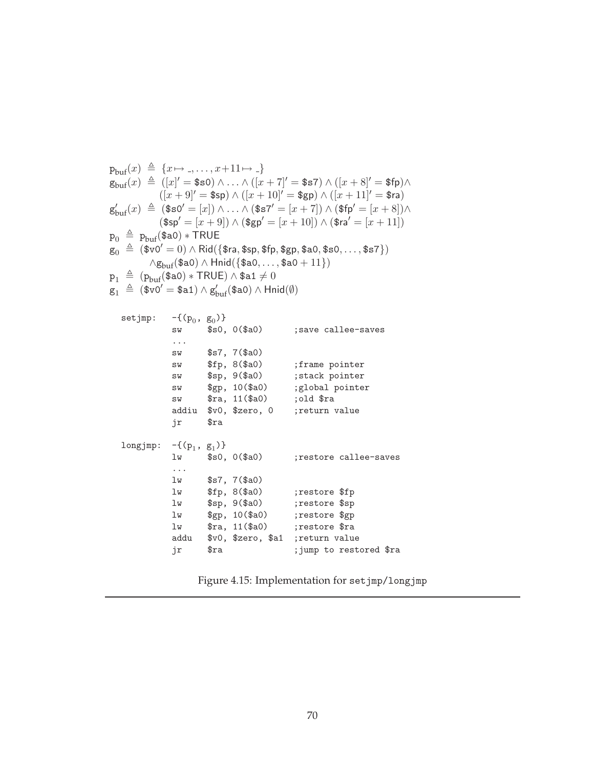$$
\begin{aligned}
\mathrm{p_{buf}}(x) &\triangleq \{x \mapsto \_, \ldots, x{+}11 \mapsto \_\} \\
\mathrm{g_{buf}}(x) &\triangleq ([x]' = \$\mathsf{s0}) \wedge \ldots \wedge ([x+7]' = \$\mathsf{s7}) \wedge ([x+8]' = \$\mathsf{fp}) \wedge \\
&\qquad ([x+9]' = \$\mathsf{sp}) \wedge ([x+10]' = \$\mathsf{gp}) \wedge ([x+11]' = \$\mathsf{ra}) \\
\mathrm{g'_{buf}}(x) &\triangleq (\$\mathsf{s0}' = [x]) \wedge \ldots \wedge (\$\mathsf{s7}' = [x+7]) \wedge (\$\mathsf{fp}' = [x+8]) \wedge \\
&\qquad (\$\mathsf{sp}' = [x+9]) \wedge (\$\mathsf{gp}' = [x+10]) \wedge (\$\mathsf{ra}' = [x+11]) \\
\mathrm{p}_0 &\triangleq \mathrm{p_{buf}}(\$\mathsf{a0}) * \mathsf{TRUE} \\
\mathrm{g}_0 &\triangleq (\$\mathsf{v0}' = 0) \wedge \mathsf{Rid}(\{\$\mathsf{ra}, \$\mathsf{sp}, \$\mathsf{fp}, \$\mathsf{gp}, \$\mathsf{a0}, \$\mathsf{s0}, \ldots, \$\mathsf{s7}\}) \\
&\qquad \wedge \mathrm{g_{buf}}(\$\mathsf{a0}) \wedge \mathsf{Hnid}(\{\$\mathsf{a0}, \ldots, \$\mathsf{a0} + 11\}) \\
\mathrm{p}_1 &\triangleq (\mathrm{p_{buf}}(\$\mathsf{a0}) * \mathsf{TRUE}) \wedge \$\mathsf{a1} \neq 0 \\
\mathrm{g}_1 &\triangleq (\$\mathsf{v0}' = \$\mathsf{a1}) \wedge \mathrm{g'_{buf}}(\$\mathsf{a0}) \wedge \mathsf{Hnid}(\emptyset)
\end{aligned}
$$

```
setjmp:   -{(p0, g0)}
          sw     $s0, 0($a0)       ;save callee-saves
          ...
          sw     $s7, 7($a0)
          sw     $fp, 8($a0)       ;frame pointer
          sw     $sp, 9($a0)       ;stack pointer
          sw     $gp, 10($a0)      ;global pointer
          sw     $ra, 11($a0)      ;old $ra
          addiu  $v0, $zero, 0     ;return value
          jr     $ra

longjmp:  -{(p1, g1)}
          lw     $s0, 0($a0)       ;restore callee-saves
          ...
          lw     $s7, 7($a0)
          lw     $fp, 8($a0)       ;restore $fp
          lw     $sp, 9($a0)       ;restore $sp
          lw     $gp, 10($a0)      ;restore $gp
          lw     $ra, 11($a0)      ;restore $ra
          addu   $v0, $zero, $a1   ;return value
          jr     $ra               ;jump to restored $ra
```

Figure 4.15: Implementation for setjmp/longjmp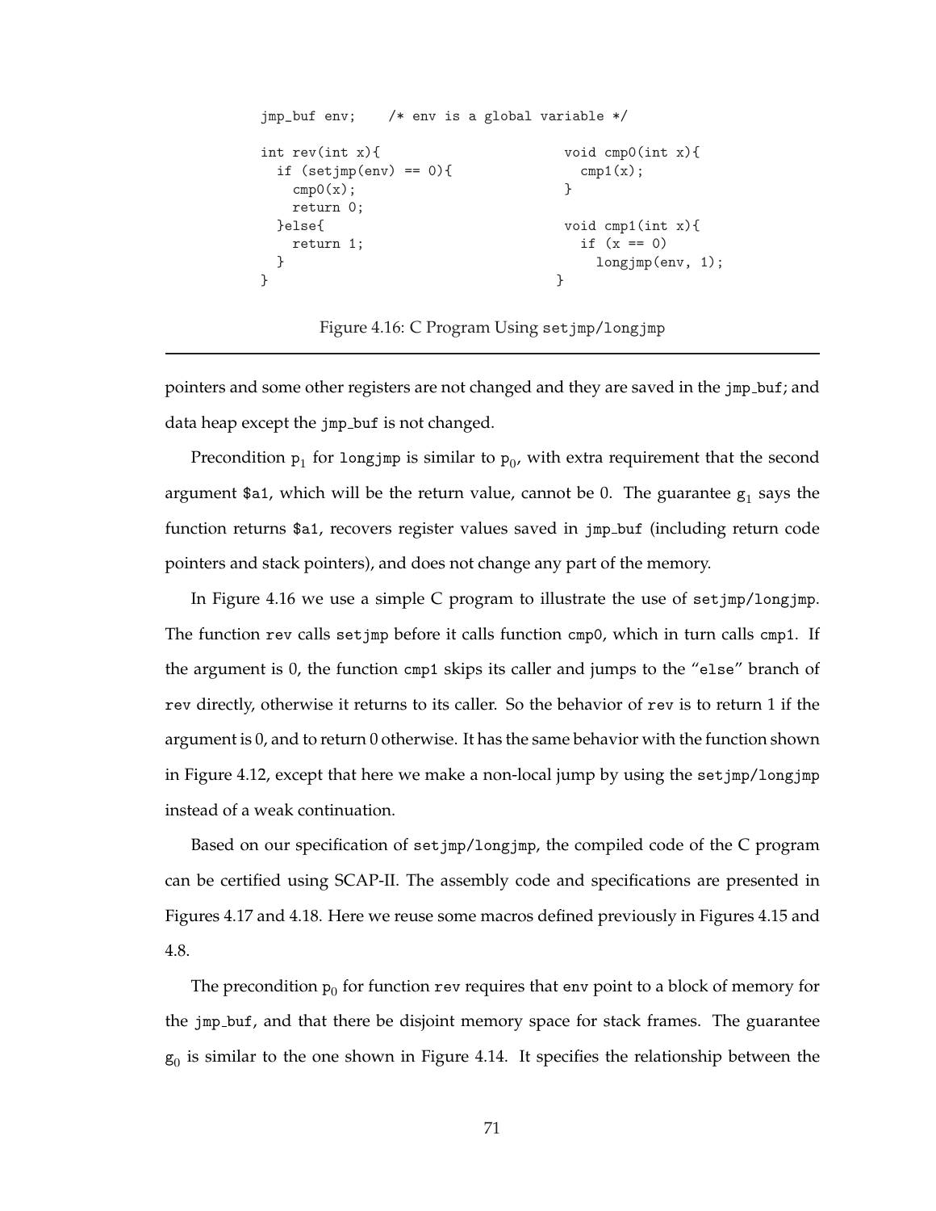```
jmp_buf env;    /* env is a global variable */

int rev(int x){                          void cmp0(int x){
  if (setjmp(env) == 0){                   cmp1(x);
    cmp0(x);                             }
    return 0;
  }else{                                 void cmp1(int x){
    return 1;                              if (x == 0)
  }                                          longjmp(env, 1);
}                                        }
```

Figure 4.16: C Program Using setjmp/longjmp

pointers and some other registers are not changed and they are saved in the jmp_buf; and data heap except the jmp_buf is not changed.

Precondition $p_1$ for longjmp is similar to $p_0$, with extra requirement that the second argument $a1, which will be the return value, cannot be 0. The guarantee $g_1$ says the function returns $a1, recovers register values saved in jmp_buf (including return code pointers and stack pointers), and does not change any part of the memory.

In Figure 4.16 we use a simple C program to illustrate the use of setjmp/longjmp. The function rev calls setjmp before it calls function cmp0, which in turn calls cmp1. If the argument is 0, the function cmp1 skips its caller and jumps to the "else" branch of rev directly, otherwise it returns to its caller. So the behavior of rev is to return 1 if the argument is 0, and to return 0 otherwise. It has the same behavior with the function shown in Figure 4.12, except that here we make a non-local jump by using the setjmp/longjmp instead of a weak continuation.

Based on our specification of setjmp/longjmp, the compiled code of the C program can be certified using SCAP-II. The assembly code and specifications are presented in Figures 4.17 and 4.18. Here we reuse some macros defined previously in Figures 4.15 and 4.8.

The precondition $p_0$ for function rev requires that env point to a block of memory for the jmp_buf, and that there be disjoint memory space for stack frames. The guarantee $g_0$ is similar to the one shown in Figure 4.14. It specifies the relationship between the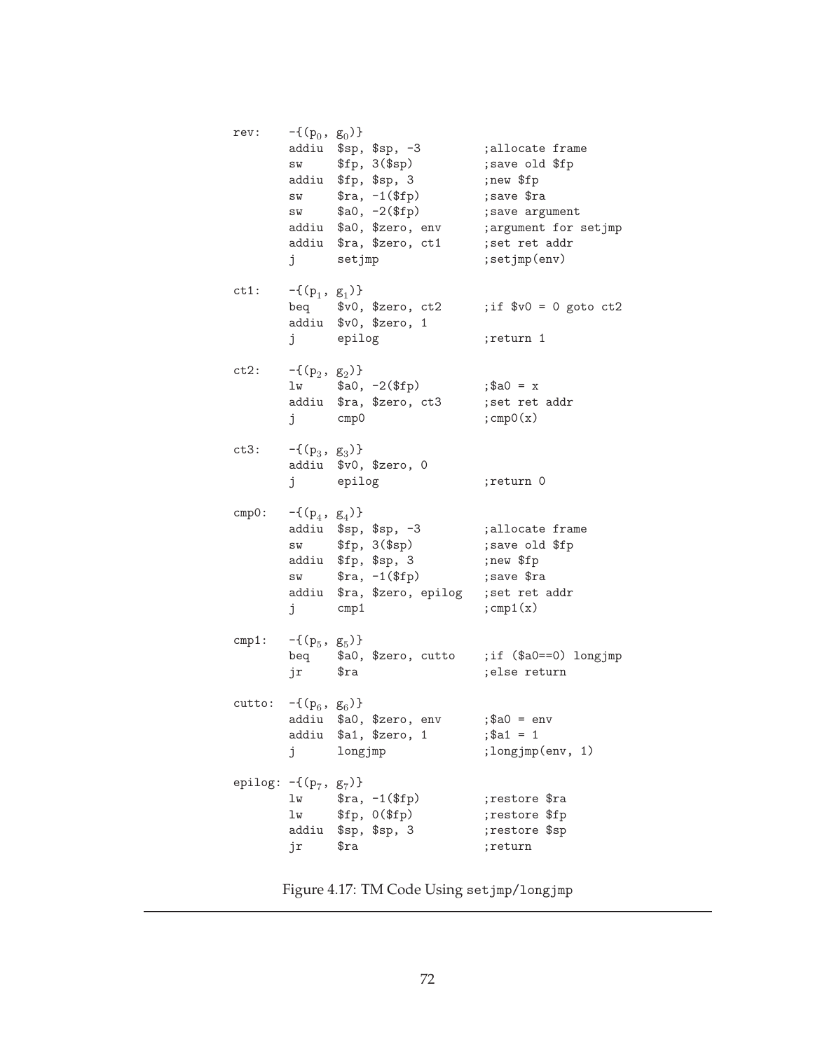```
rev:    -{(p0, g0)}
        addiu  $sp, $sp, -3          ;allocate frame
        sw     $fp, 3($sp)           ;save old $fp
        addiu  $fp, $sp, 3           ;new $fp
        sw     $ra, -1($fp)          ;save $ra
        sw     $a0, -2($fp)          ;save argument
        addiu  $a0, $zero, env       ;argument for setjmp
        addiu  $ra, $zero, ct1       ;set ret addr
        j      setjmp                ;setjmp(env)

ct1:    -{(p1, g1)}
        beq    $v0, $zero, ct2       ;if $v0 = 0 goto ct2
        addiu  $v0, $zero, 1
        j      epilog                ;return 1

ct2:    -{(p2, g2)}
        lw     $a0, -2($fp)          ;$a0 = x
        addiu  $ra, $zero, ct3       ;set ret addr
        j      cmp0                  ;cmp0(x)

ct3:    -{(p3, g3)}
        addiu  $v0, $zero, 0
        j      epilog                ;return 0

cmp0:   -{(p4, g4)}
        addiu  $sp, $sp, -3          ;allocate frame
        sw     $fp, 3($sp)           ;save old $fp
        addiu  $fp, $sp, 3           ;new $fp
        sw     $ra, -1($fp)          ;save $ra
        addiu  $ra, $zero, epilog    ;set ret addr
        j      cmp1                  ;cmp1(x)

cmp1:   -{(p5, g5)}
        beq    $a0, $zero, cutto     ;if ($a0==0) longjmp
        jr     $ra                   ;else return

cutto:  -{(p6, g6)}
        addiu  $a0, $zero, env       ;$a0 = env
        addiu  $a1, $zero, 1         ;$a1 = 1
        j      longjmp               ;longjmp(env, 1)

epilog: -{(p7, g7)}
        lw     $ra, -1($fp)          ;restore $ra
        lw     $fp, 0($fp)           ;restore $fp
        addiu  $sp, $sp, 3           ;restore $sp
        jr     $ra                   ;return
```

Figure 4.17: TM Code Using setjmp/longjmp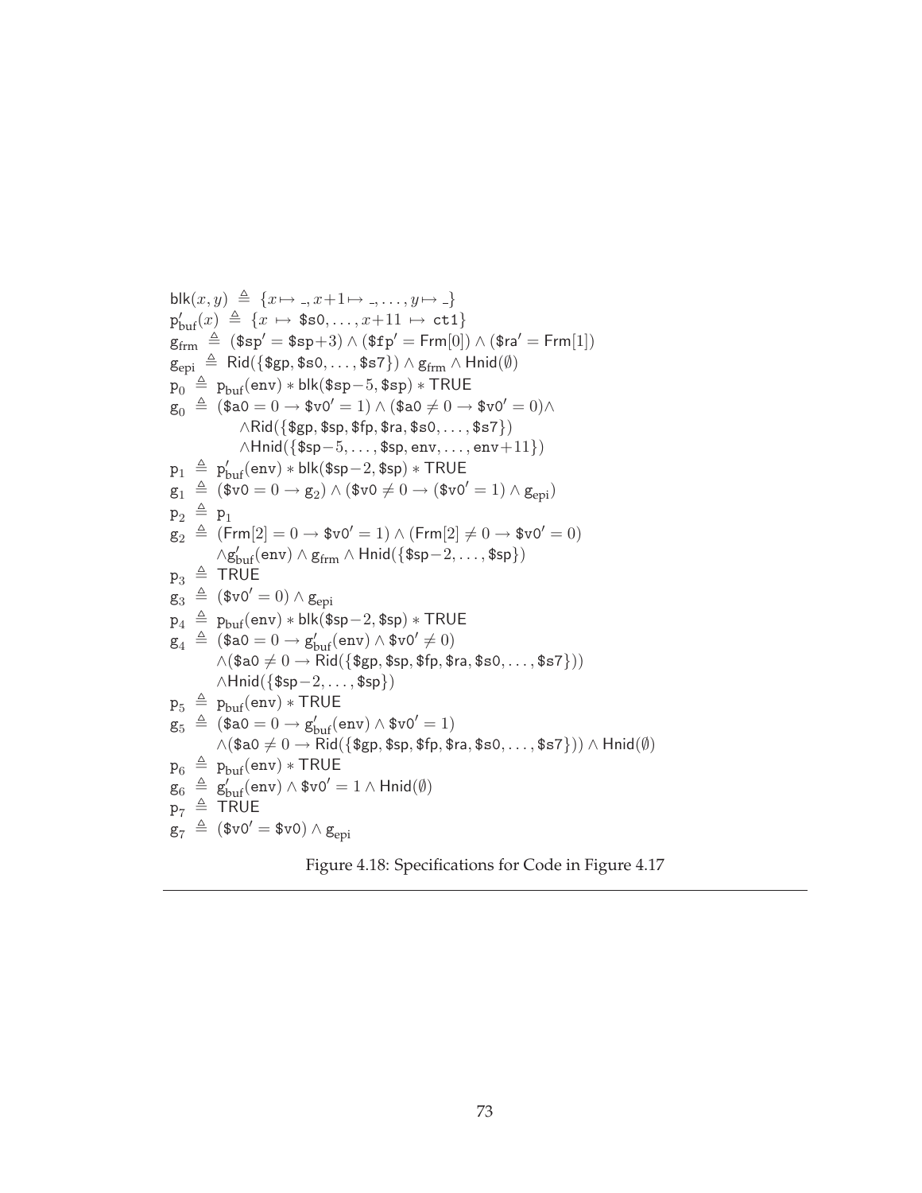$$
\begin{aligned}
&\mathsf{blk}(x,y) \triangleq \{x \mapsto \_, x{+}1 \mapsto \_, \ldots, y \mapsto \_\}\\
&\mathrm{p}'_{\mathrm{buf}}(x) \triangleq \{x \mapsto \texttt{\$s0}, \ldots, x{+}11 \mapsto \texttt{ct1}\}\\
&\mathrm{g}_{\mathrm{frm}} \triangleq (\texttt{\$sp}' = \texttt{\$sp}{+}3) \wedge (\texttt{\$fp}' = \mathsf{Frm}[0]) \wedge (\texttt{\$ra}' = \mathsf{Frm}[1])\\
&\mathrm{g}_{\mathrm{epi}} \triangleq \mathsf{Rid}(\{\texttt{\$gp}, \texttt{\$s0}, \ldots, \texttt{\$s7}\}) \wedge \mathrm{g}_{\mathrm{frm}} \wedge \mathsf{Hnid}(\emptyset)\\
&\mathrm{p}_0 \triangleq \mathrm{p}_{\mathrm{buf}}(\texttt{env}) * \mathsf{blk}(\texttt{\$sp}{-}5, \texttt{\$sp}) * \mathsf{TRUE}\\
&\mathrm{g}_0 \triangleq (\texttt{\$a0} = 0 \rightarrow \texttt{\$v0}' = 1) \wedge (\texttt{\$a0} \neq 0 \rightarrow \texttt{\$v0}' = 0) \wedge\\
&\qquad \wedge \mathsf{Rid}(\{\texttt{\$gp}, \texttt{\$sp}, \texttt{\$fp}, \texttt{\$ra}, \texttt{\$s0}, \ldots, \texttt{\$s7}\})\\
&\qquad \wedge \mathsf{Hnid}(\{\texttt{\$sp}{-}5, \ldots, \texttt{\$sp}, \texttt{env}, \ldots, \texttt{env}{+}11\})\\
&\mathrm{p}_1 \triangleq \mathrm{p}'_{\mathrm{buf}}(\texttt{env}) * \mathsf{blk}(\texttt{\$sp}{-}2, \texttt{\$sp}) * \mathsf{TRUE}\\
&\mathrm{g}_1 \triangleq (\texttt{\$v0} = 0 \rightarrow \mathrm{g}_2) \wedge (\texttt{\$v0} \neq 0 \rightarrow (\texttt{\$v0}' = 1) \wedge \mathrm{g}_{\mathrm{epi}})\\
&\mathrm{p}_2 \triangleq \mathrm{p}_1\\
&\mathrm{g}_2 \triangleq (\mathsf{Frm}[2] = 0 \rightarrow \texttt{\$v0}' = 1) \wedge (\mathsf{Frm}[2] \neq 0 \rightarrow \texttt{\$v0}' = 0)\\
&\qquad \wedge \mathrm{g}'_{\mathrm{buf}}(\texttt{env}) \wedge \mathrm{g}_{\mathrm{frm}} \wedge \mathsf{Hnid}(\{\texttt{\$sp}{-}2, \ldots, \texttt{\$sp}\})\\
&\mathrm{p}_3 \triangleq \mathsf{TRUE}\\
&\mathrm{g}_3 \triangleq (\texttt{\$v0}' = 0) \wedge \mathrm{g}_{\mathrm{epi}}\\
&\mathrm{p}_4 \triangleq \mathrm{p}_{\mathrm{buf}}(\texttt{env}) * \mathsf{blk}(\texttt{\$sp}{-}2, \texttt{\$sp}) * \mathsf{TRUE}\\
&\mathrm{g}_4 \triangleq (\texttt{\$a0} = 0 \rightarrow \mathrm{g}'_{\mathrm{buf}}(\texttt{env}) \wedge \texttt{\$v0}' \neq 0)\\
&\qquad \wedge (\texttt{\$a0} \neq 0 \rightarrow \mathsf{Rid}(\{\texttt{\$gp}, \texttt{\$sp}, \texttt{\$fp}, \texttt{\$ra}, \texttt{\$s0}, \ldots, \texttt{\$s7}\}))\\
&\qquad \wedge \mathsf{Hnid}(\{\texttt{\$sp}{-}2, \ldots, \texttt{\$sp}\})\\
&\mathrm{p}_5 \triangleq \mathrm{p}_{\mathrm{buf}}(\texttt{env}) * \mathsf{TRUE}\\
&\mathrm{g}_5 \triangleq (\texttt{\$a0} = 0 \rightarrow \mathrm{g}'_{\mathrm{buf}}(\texttt{env}) \wedge \texttt{\$v0}' = 1)\\
&\qquad \wedge (\texttt{\$a0} \neq 0 \rightarrow \mathsf{Rid}(\{\texttt{\$gp}, \texttt{\$sp}, \texttt{\$fp}, \texttt{\$ra}, \texttt{\$s0}, \ldots, \texttt{\$s7}\})) \wedge \mathsf{Hnid}(\emptyset)\\
&\mathrm{p}_6 \triangleq \mathrm{p}_{\mathrm{buf}}(\texttt{env}) * \mathsf{TRUE}\\
&\mathrm{g}_6 \triangleq \mathrm{g}'_{\mathrm{buf}}(\texttt{env}) \wedge \texttt{\$v0}' = 1 \wedge \mathsf{Hnid}(\emptyset)\\
&\mathrm{p}_7 \triangleq \mathsf{TRUE}\\
&\mathrm{g}_7 \triangleq (\texttt{\$v0}' = \texttt{\$v0}) \wedge \mathrm{g}_{\mathrm{epi}}
\end{aligned}
$$

Figure 4.18: Specifications for Code in Figure 4.17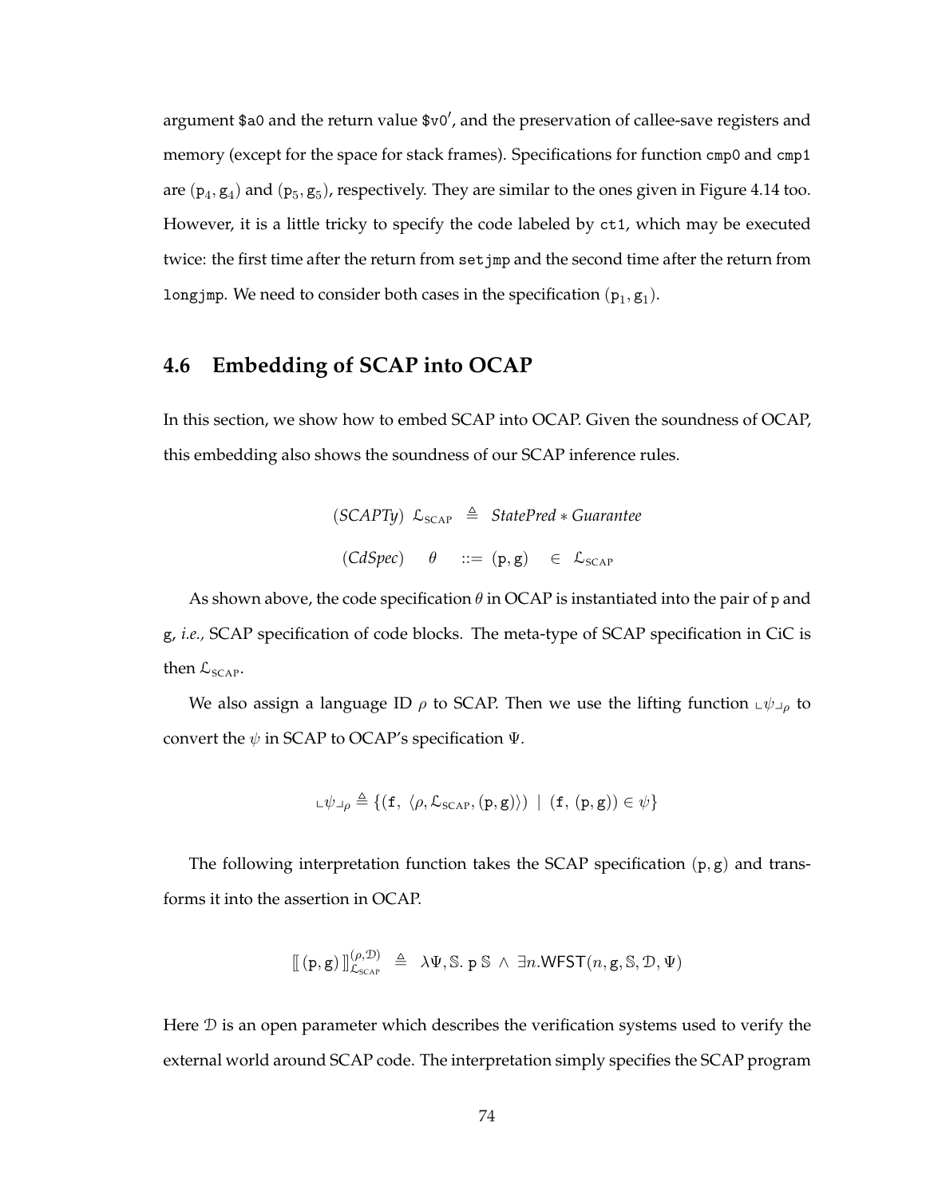argument `$a0` and the return value `$v0'`, and the preservation of callee-save registers and memory (except for the space for stack frames). Specifications for function `cmp0` and `cmp1` are $(\mathtt{p}_4, \mathtt{g}_4)$ and $(\mathtt{p}_5, \mathtt{g}_5)$, respectively. They are similar to the ones given in Figure 4.14 too. However, it is a little tricky to specify the code labeled by `ct1`, which may be executed twice: the first time after the return from `setjmp` and the second time after the return from `longjmp`. We need to consider both cases in the specification $(\mathtt{p}_1, \mathtt{g}_1)$.

## 4.6 Embedding of SCAP into OCAP

In this section, we show how to embed SCAP into OCAP. Given the soundness of OCAP, this embedding also shows the soundness of our SCAP inference rules.

$$(SCAPTy)\ \ \mathcal{L}_{\text{SCAP}} \ \triangleq\ \ StatePred * Guarantee$$

$$(CdSpec) \quad \theta \quad ::= \ (\mathtt{p}, \mathtt{g}) \quad \in \ \mathcal{L}_{\text{SCAP}}$$

As shown above, the code specification $\theta$ in OCAP is instantiated into the pair of p and g, *i.e.,* SCAP specification of code blocks. The meta-type of SCAP specification in CiC is then $\mathcal{L}_{\text{SCAP}}$.

We also assign a language ID $\rho$ to SCAP. Then we use the lifting function $\llcorner\psi\lrcorner_\rho$ to convert the $\psi$ in SCAP to OCAP's specification $\Psi$.

$$\llcorner\psi\lrcorner_\rho \triangleq \{(\mathtt{f},\ \langle\rho, \mathcal{L}_{\text{SCAP}}, (\mathtt{p}, \mathtt{g})\rangle)\ \mid\ (\mathtt{f},\ (\mathtt{p}, \mathtt{g})) \in \psi\}$$

The following interpretation function takes the SCAP specification $(\mathtt{p}, \mathtt{g})$ and transforms it into the assertion in OCAP.

$$[\![\, (\mathtt{p}, \mathtt{g}) \,]\!]^{(\rho, \mathcal{D})}_{\mathcal{L}_{\text{SCAP}}} \ \triangleq\ \ \lambda\Psi, \mathbb{S}.\ \mathtt{p}\ \mathbb{S}\ \wedge\ \exists n.\mathsf{WFST}(n, \mathtt{g}, \mathbb{S}, \mathcal{D}, \Psi)$$

Here $\mathcal{D}$ is an open parameter which describes the verification systems used to verify the external world around SCAP code. The interpretation simply specifies the SCAP program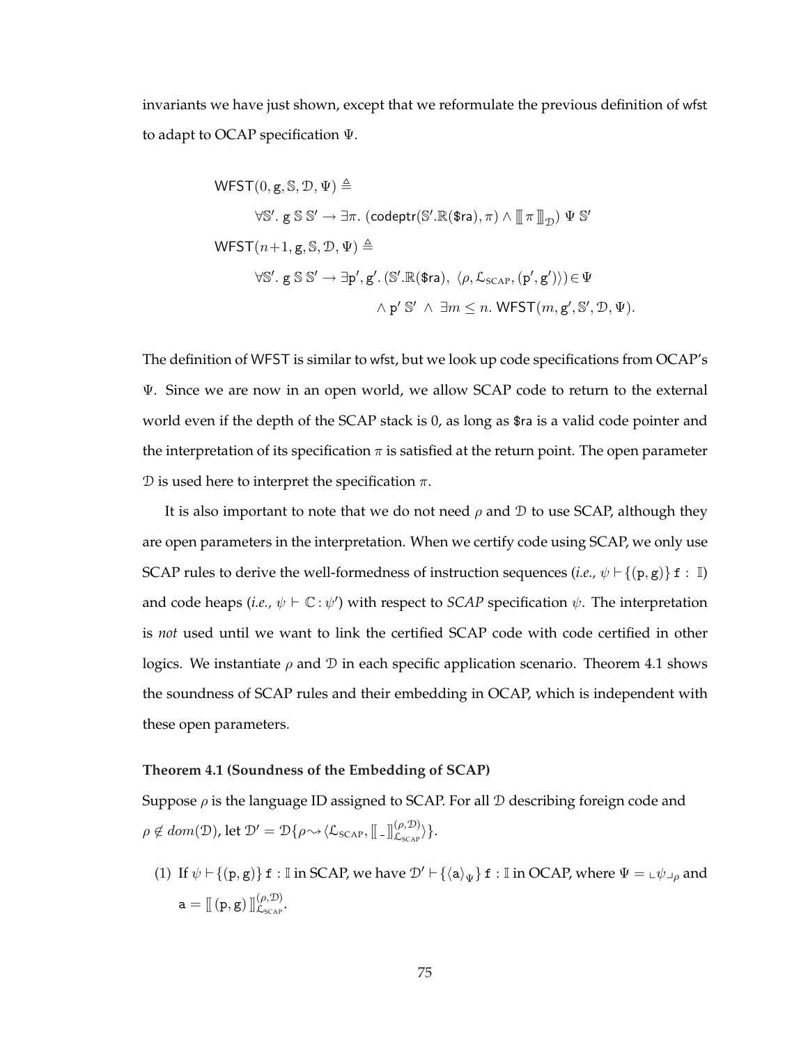invariants we have just shown, except that we reformulate the previous definition of wfst to adapt to OCAP specification $\Psi$.

$$
\begin{array}{l}
\mathsf{WFST}(0, \mathtt{g}, \mathbb{S}, \mathcal{D}, \Psi) \triangleq \\
\qquad \forall \mathbb{S}'.\ \mathtt{g}\ \mathbb{S}\ \mathbb{S}' \rightarrow \exists \pi.\ (\mathsf{codeptr}(\mathbb{S}'.\mathbb{R}(\$\mathsf{ra}), \pi) \wedge [\![\, \pi \,]\!]_{\mathcal{D}})\ \Psi\ \mathbb{S}' \\
\mathsf{WFST}(n{+}1, \mathtt{g}, \mathbb{S}, \mathcal{D}, \Psi) \triangleq \\
\qquad \forall \mathbb{S}'.\ \mathtt{g}\ \mathbb{S}\ \mathbb{S}' \rightarrow \exists \mathtt{p}', \mathtt{g}'.\ (\mathbb{S}'.\mathbb{R}(\$\mathsf{ra}),\ \langle \rho, \mathcal{L}_{\mathrm{SCAP}}, (\mathtt{p}', \mathtt{g}')\rangle) \in \Psi \\
\qquad\qquad\qquad\qquad\qquad\qquad \wedge\ \mathtt{p}'\ \mathbb{S}'\ \wedge\ \exists m \leq n.\ \mathsf{WFST}(m, \mathtt{g}', \mathbb{S}', \mathcal{D}, \Psi).
\end{array}
$$

The definition of WFST is similar to wfst, but we look up code specifications from OCAP's $\Psi$. Since we are now in an open world, we allow SCAP code to return to the external world even if the depth of the SCAP stack is 0, as long as \$ra is a valid code pointer and the interpretation of its specification $\pi$ is satisfied at the return point. The open parameter $\mathcal{D}$ is used here to interpret the specification $\pi$.

It is also important to note that we do not need $\rho$ and $\mathcal{D}$ to use SCAP, although they are open parameters in the interpretation. When we certify code using SCAP, we only use SCAP rules to derive the well-formedness of instruction sequences (*i.e.*, $\psi \vdash \{(\mathtt{p}, \mathtt{g})\}\, \mathtt{f} : \mathbb{I}$) and code heaps (*i.e.*, $\psi \vdash \mathbb{C} : \psi'$) with respect to *SCAP* specification $\psi$. The interpretation is *not* used until we want to link the certified SCAP code with code certified in other logics. We instantiate $\rho$ and $\mathcal{D}$ in each specific application scenario. Theorem 4.1 shows the soundness of SCAP rules and their embedding in OCAP, which is independent with these open parameters.

**Theorem 4.1 (Soundness of the Embedding of SCAP)**

Suppose $\rho$ is the language ID assigned to SCAP. For all $\mathcal{D}$ describing foreign code and $\rho \notin dom(\mathcal{D})$, let $\mathcal{D}' = \mathcal{D}\{\rho \leadsto \langle \mathcal{L}_{\mathrm{SCAP}}, [\![\, \_ \,]\!]^{(\rho,\mathcal{D})}_{\mathcal{L}_{\mathrm{SCAP}}} \rangle\}$.

(1) If $\psi \vdash \{(\mathtt{p}, \mathtt{g})\}\, \mathtt{f} : \mathbb{I}$ in SCAP, we have $\mathcal{D}' \vdash \{\langle \mathtt{a} \rangle_{\Psi}\}\, \mathtt{f} : \mathbb{I}$ in OCAP, where $\Psi = \llcorner \psi \lrcorner_{\rho}$ and $\mathtt{a} = [\![\, (\mathtt{p}, \mathtt{g}) \,]\!]^{(\rho,\mathcal{D})}_{\mathcal{L}_{\mathrm{SCAP}}}$.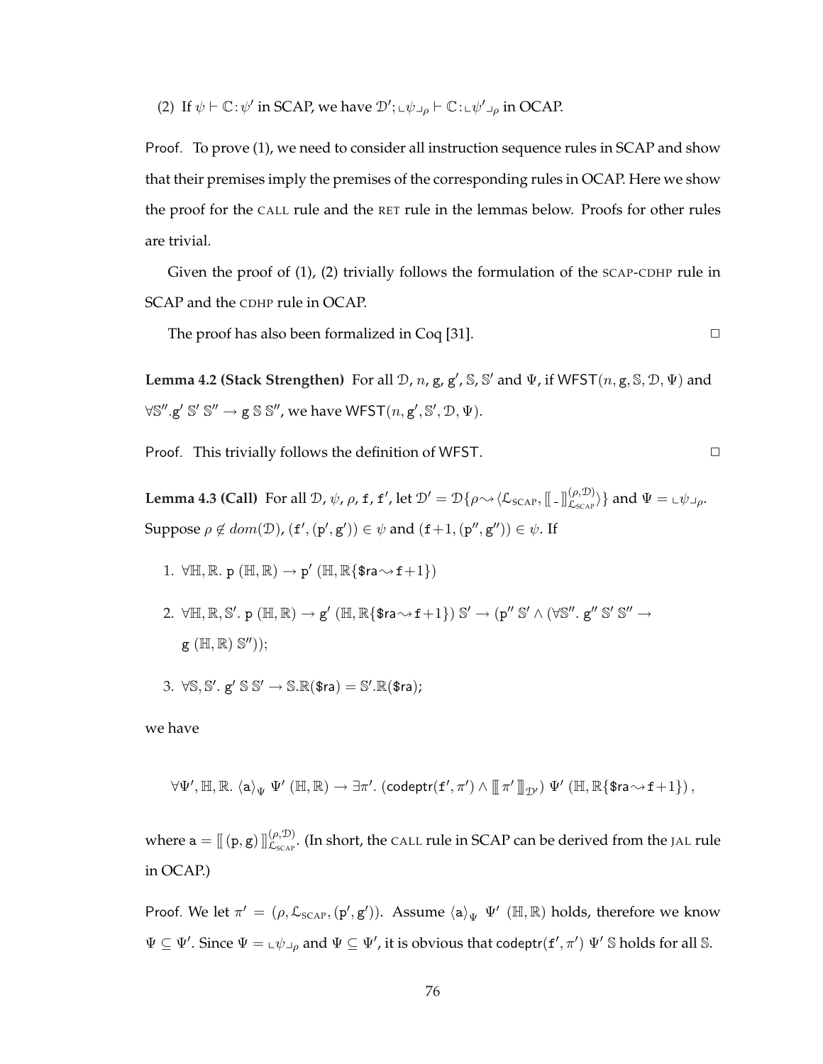(2) If $\psi \vdash \mathbb{C} : \psi'$ in SCAP, we have $\mathcal{D}'; \llcorner\psi\lrcorner_\rho \vdash \mathbb{C} : \llcorner\psi'\lrcorner_\rho$ in OCAP.

Proof. To prove (1), we need to consider all instruction sequence rules in SCAP and show that their premises imply the premises of the corresponding rules in OCAP. Here we show the proof for the CALL rule and the RET rule in the lemmas below. Proofs for other rules are trivial.

Given the proof of (1), (2) trivially follows the formulation of the SCAP-CDHP rule in SCAP and the CDHP rule in OCAP.

The proof has also been formalized in Coq [31]. □

**Lemma 4.2 (Stack Strengthen)** For all $\mathcal{D}$, $n$, $\mathtt{g}$, $\mathtt{g}'$, $\mathbb{S}$, $\mathbb{S}'$ and $\Psi$, if $\mathsf{WFST}(n, \mathtt{g}, \mathbb{S}, \mathcal{D}, \Psi)$ and $\forall \mathbb{S}''. \mathtt{g}'\ \mathbb{S}'\ \mathbb{S}'' \rightarrow \mathtt{g}\ \mathbb{S}\ \mathbb{S}''$, we have $\mathsf{WFST}(n, \mathtt{g}', \mathbb{S}', \mathcal{D}, \Psi)$.

Proof. This trivially follows the definition of WFST. □

**Lemma 4.3 (Call)** For all $\mathcal{D}$, $\psi$, $\rho$, $\mathtt{f}$, $\mathtt{f}'$, let $\mathcal{D}' = \mathcal{D}\{\rho \leadsto \langle \mathcal{L}_{\text{SCAP}}, [\![\,\_\,]\!]^{(\rho,\mathcal{D})}_{\mathcal{L}_{\text{SCAP}}} \rangle\}$ and $\Psi = \llcorner\psi\lrcorner_\rho$. Suppose $\rho \notin dom(\mathcal{D})$, $(\mathtt{f}', (\mathtt{p}', \mathtt{g}')) \in \psi$ and $(\mathtt{f}+1, (\mathtt{p}'', \mathtt{g}'')) \in \psi$. If

1. $\forall \mathbb{H}, \mathbb{R}.\ \mathtt{p}\ (\mathbb{H}, \mathbb{R}) \rightarrow \mathtt{p}'\ (\mathbb{H}, \mathbb{R}\{\mathsf{\$ra} \leadsto \mathtt{f}+1\})$
2. $\forall \mathbb{H}, \mathbb{R}, \mathbb{S}'.\ \mathtt{p}\ (\mathbb{H}, \mathbb{R}) \rightarrow \mathtt{g}'\ (\mathbb{H}, \mathbb{R}\{\mathsf{\$ra} \leadsto \mathtt{f}+1\})\ \mathbb{S}' \rightarrow (\mathtt{p}''\ \mathbb{S}' \wedge (\forall \mathbb{S}''.\ \mathtt{g}''\ \mathbb{S}'\ \mathbb{S}'' \rightarrow \mathtt{g}\ (\mathbb{H}, \mathbb{R})\ \mathbb{S}''))$;
3. $\forall \mathbb{S}, \mathbb{S}'.\ \mathtt{g}'\ \mathbb{S}\ \mathbb{S}' \rightarrow \mathbb{S}.\mathbb{R}(\mathsf{\$ra}) = \mathbb{S}'.\mathbb{R}(\mathsf{\$ra})$;

we have

$$\forall \Psi', \mathbb{H}, \mathbb{R}.\ \langle \mathtt{a} \rangle_\Psi\ \Psi'\ (\mathbb{H}, \mathbb{R}) \rightarrow \exists \pi'.\ (\mathsf{codeptr}(\mathtt{f}', \pi') \wedge [\![\![\, \pi' \,]\!]\!]_{\mathcal{D}'})\ \Psi'\ (\mathbb{H}, \mathbb{R}\{\mathsf{\$ra} \leadsto \mathtt{f}+1\}),$$

where $\mathtt{a} = [\![\,(\mathtt{p}, \mathtt{g})\,]\!]^{(\rho,\mathcal{D})}_{\mathcal{L}_{\text{SCAP}}}$. (In short, the CALL rule in SCAP can be derived from the JAL rule in OCAP.)

Proof. We let $\pi' = (\rho, \mathcal{L}_{\text{SCAP}}, (\mathtt{p}', \mathtt{g}'))$. Assume $\langle \mathtt{a} \rangle_\Psi\ \Psi'\ (\mathbb{H}, \mathbb{R})$ holds, therefore we know $\Psi \subseteq \Psi'$. Since $\Psi = \llcorner\psi\lrcorner_\rho$ and $\Psi \subseteq \Psi'$, it is obvious that $\mathsf{codeptr}(\mathtt{f}', \pi')\ \Psi'\ \mathbb{S}$ holds for all $\mathbb{S}$.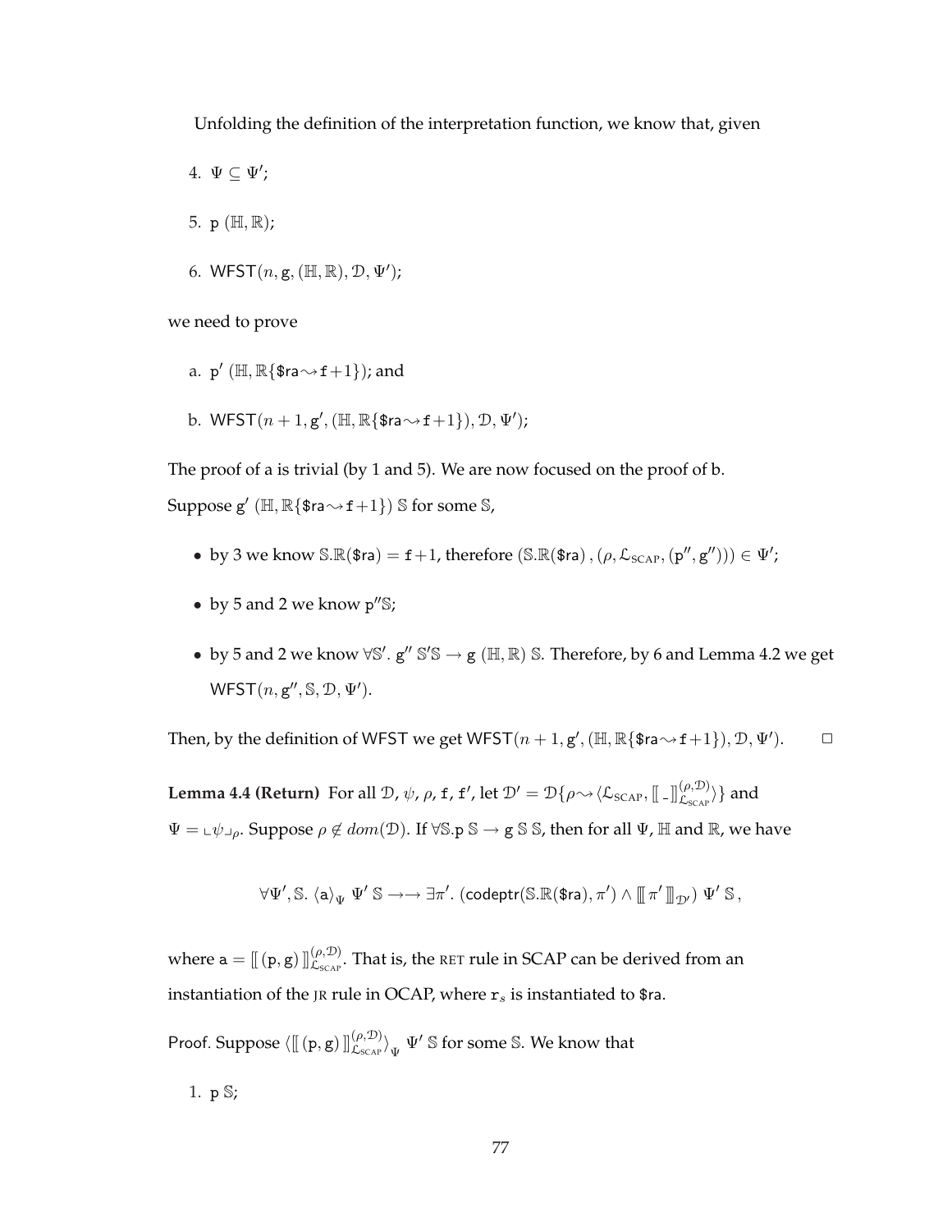Unfolding the definition of the interpretation function, we know that, given

4. $\Psi \subseteq \Psi'$;

5. $\mathtt{p}\ (\mathbb{H}, \mathbb{R})$;

6. $\mathsf{WFST}(n, \mathtt{g}, (\mathbb{H}, \mathbb{R}), \mathcal{D}, \Psi')$;

we need to prove

a. $\mathtt{p}'\ (\mathbb{H}, \mathbb{R}\{\$\mathsf{ra} \leadsto \mathtt{f}{+}1\})$; and

b. $\mathsf{WFST}(n+1, \mathtt{g}', (\mathbb{H}, \mathbb{R}\{\$\mathsf{ra} \leadsto \mathtt{f}{+}1\}), \mathcal{D}, \Psi')$;

The proof of a is trivial (by 1 and 5). We are now focused on the proof of b.

Suppose $\mathtt{g}'\ (\mathbb{H}, \mathbb{R}\{\$\mathsf{ra} \leadsto \mathtt{f}{+}1\})\ \mathbb{S}$ for some $\mathbb{S}$,

- by 3 we know $\mathbb{S}.\mathbb{R}(\$\mathsf{ra}) = \mathtt{f}{+}1$, therefore $(\mathbb{S}.\mathbb{R}(\$\mathsf{ra}), (\rho, \mathcal{L}_{\text{SCAP}}, (\mathtt{p}'', \mathtt{g}''))) \in \Psi'$;
- by 5 and 2 we know $\mathtt{p}''\mathbb{S}$;
- by 5 and 2 we know $\forall \mathbb{S}'.\ \mathtt{g}''\ \mathbb{S}'\mathbb{S} \to \mathtt{g}\ (\mathbb{H}, \mathbb{R})\ \mathbb{S}$. Therefore, by 6 and Lemma 4.2 we get $\mathsf{WFST}(n, \mathtt{g}'', \mathbb{S}, \mathcal{D}, \Psi')$.

Then, by the definition of WFST we get $\mathsf{WFST}(n+1, \mathtt{g}', (\mathbb{H}, \mathbb{R}\{\$\mathsf{ra} \leadsto \mathtt{f}{+}1\}), \mathcal{D}, \Psi')$. □

**Lemma 4.4 (Return)** For all $\mathcal{D}$, $\psi$, $\rho$, $\mathtt{f}$, $\mathtt{f}'$, let $\mathcal{D}' = \mathcal{D}\{\rho \leadsto \langle \mathcal{L}_{\text{SCAP}}, [\![\ \_\ ]\!]^{(\rho,\mathcal{D})}_{\mathcal{L}_{\text{SCAP}}} \rangle\}$ and $\Psi = \llcorner \psi \lrcorner_{\rho}$. Suppose $\rho \notin dom(\mathcal{D})$. If $\forall \mathbb{S}.\mathtt{p}\ \mathbb{S} \to \mathtt{g}\ \mathbb{S}\ \mathbb{S}$, then for all $\Psi$, $\mathbb{H}$ and $\mathbb{R}$, we have

$$\forall \Psi', \mathbb{S}.\ \langle \mathsf{a} \rangle_{\Psi}\ \Psi'\ \mathbb{S} \to\!\!\to \exists \pi'.\ (\mathsf{codeptr}(\mathbb{S}.\mathbb{R}(\$\mathsf{ra}), \pi') \wedge [\![\![\ \pi'\ ]\!]\!]_{\mathcal{D}'})\ \Psi'\ \mathbb{S}\,,$$

where $\mathsf{a} = [\![\ (\mathtt{p}, \mathtt{g})\ ]\!]^{(\rho,\mathcal{D})}_{\mathcal{L}_{\text{SCAP}}}$. That is, the RET rule in SCAP can be derived from an instantiation of the JR rule in OCAP, where $\mathtt{r}_s$ is instantiated to \$ra.

Proof. Suppose $\langle [\![\ (\mathtt{p}, \mathtt{g})\ ]\!]^{(\rho,\mathcal{D})}_{\mathcal{L}_{\text{SCAP}}} \rangle_{\Psi}\ \Psi'\ \mathbb{S}$ for some $\mathbb{S}$. We know that

1. $\mathtt{p}\ \mathbb{S}$;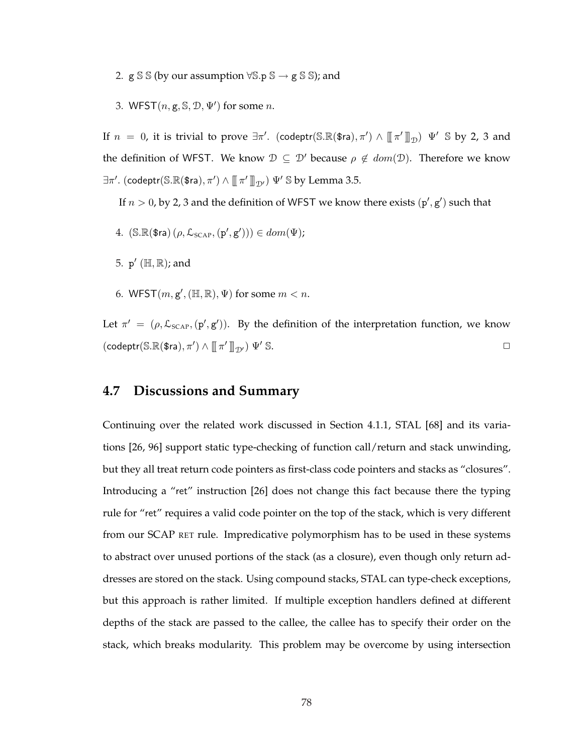2. $\mathsf{g}\ \mathbb{S}\ \mathbb{S}$ (by our assumption $\forall \mathbb{S}. \mathsf{p}\ \mathbb{S} \rightarrow \mathsf{g}\ \mathbb{S}\ \mathbb{S}$); and

3. $\mathsf{WFST}(n, \mathsf{g}, \mathbb{S}, \mathcal{D}, \Psi')$ for some $n$.

If $n = 0$, it is trivial to prove $\exists \pi'.\ (\mathsf{codeptr}(\mathbb{S}.\mathbb{R}(\$\mathsf{ra}), \pi') \wedge [\![\, \pi' \,]\!]_{\mathcal{D}})\ \ \Psi'\ \ \mathbb{S}$ by 2, 3 and the definition of WFST. We know $\mathcal{D} \subseteq \mathcal{D}'$ because $\rho \notin dom(\mathcal{D})$. Therefore we know $\exists \pi'.\ (\mathsf{codeptr}(\mathbb{S}.\mathbb{R}(\$\mathsf{ra}), \pi') \wedge [\![\, \pi' \,]\!]_{\mathcal{D}'})\ \Psi'\ \mathbb{S}$ by Lemma 3.5.

If $n > 0$, by 2, 3 and the definition of WFST we know there exists $(\mathsf{p}', \mathsf{g}')$ such that

4. $(\mathbb{S}.\mathbb{R}(\$\mathsf{ra})\,(\rho, \mathcal{L}_{\mathrm{SCAP}}, (\mathsf{p}', \mathsf{g}'))) \in dom(\Psi)$;

5. $\mathsf{p}'\ (\mathbb{H}, \mathbb{R})$; and

6. $\mathsf{WFST}(m, \mathsf{g}', (\mathbb{H}, \mathbb{R}), \Psi)$ for some $m < n$.

Let $\pi' = (\rho, \mathcal{L}_{\mathrm{SCAP}}, (\mathsf{p}', \mathsf{g}'))$. By the definition of the interpretation function, we know $(\mathsf{codeptr}(\mathbb{S}.\mathbb{R}(\$\mathsf{ra}), \pi') \wedge [\![\, \pi' \,]\!]_{\mathcal{D}'})\ \Psi'\ \mathbb{S}$. □

## 4.7 Discussions and Summary

Continuing over the related work discussed in Section 4.1.1, STAL [68] and its variations [26, 96] support static type-checking of function call/return and stack unwinding, but they all treat return code pointers as first-class code pointers and stacks as "closures". Introducing a "ret" instruction [26] does not change this fact because there the typing rule for "ret" requires a valid code pointer on the top of the stack, which is very different from our SCAP RET rule. Impredicative polymorphism has to be used in these systems to abstract over unused portions of the stack (as a closure), even though only return addresses are stored on the stack. Using compound stacks, STAL can type-check exceptions, but this approach is rather limited. If multiple exception handlers defined at different depths of the stack are passed to the callee, the callee has to specify their order on the stack, which breaks modularity. This problem may be overcome by using intersection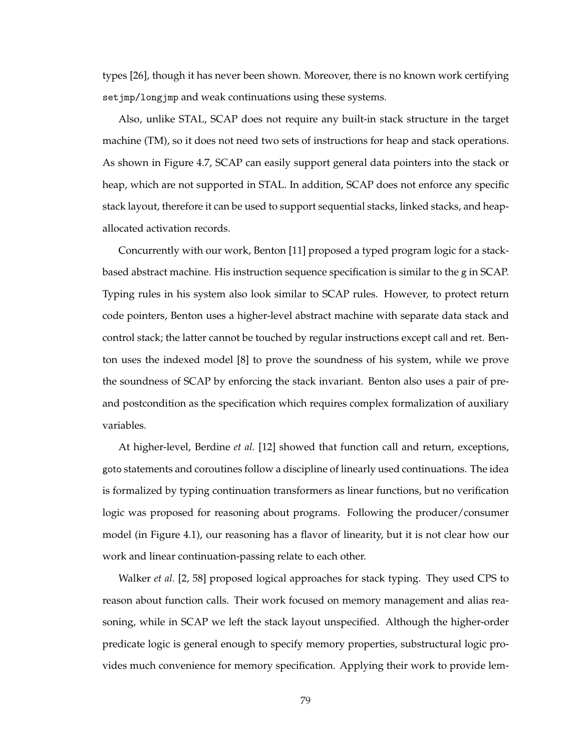types [26], though it has never been shown. Moreover, there is no known work certifying `setjmp/longjmp` and weak continuations using these systems.

Also, unlike STAL, SCAP does not require any built-in stack structure in the target machine (TM), so it does not need two sets of instructions for heap and stack operations. As shown in Figure 4.7, SCAP can easily support general data pointers into the stack or heap, which are not supported in STAL. In addition, SCAP does not enforce any specific stack layout, therefore it can be used to support sequential stacks, linked stacks, and heap-allocated activation records.

Concurrently with our work, Benton [11] proposed a typed program logic for a stack-based abstract machine. His instruction sequence specification is similar to the g in SCAP. Typing rules in his system also look similar to SCAP rules. However, to protect return code pointers, Benton uses a higher-level abstract machine with separate data stack and control stack; the latter cannot be touched by regular instructions except call and ret. Benton uses the indexed model [8] to prove the soundness of his system, while we prove the soundness of SCAP by enforcing the stack invariant. Benton also uses a pair of pre- and postcondition as the specification which requires complex formalization of auxiliary variables.

At higher-level, Berdine *et al.* [12] showed that function call and return, exceptions, goto statements and coroutines follow a discipline of linearly used continuations. The idea is formalized by typing continuation transformers as linear functions, but no verification logic was proposed for reasoning about programs. Following the producer/consumer model (in Figure 4.1), our reasoning has a flavor of linearity, but it is not clear how our work and linear continuation-passing relate to each other.

Walker *et al.* [2, 58] proposed logical approaches for stack typing. They used CPS to reason about function calls. Their work focused on memory management and alias reasoning, while in SCAP we left the stack layout unspecified. Although the higher-order predicate logic is general enough to specify memory properties, substructural logic provides much convenience for memory specification. Applying their work to provide lem-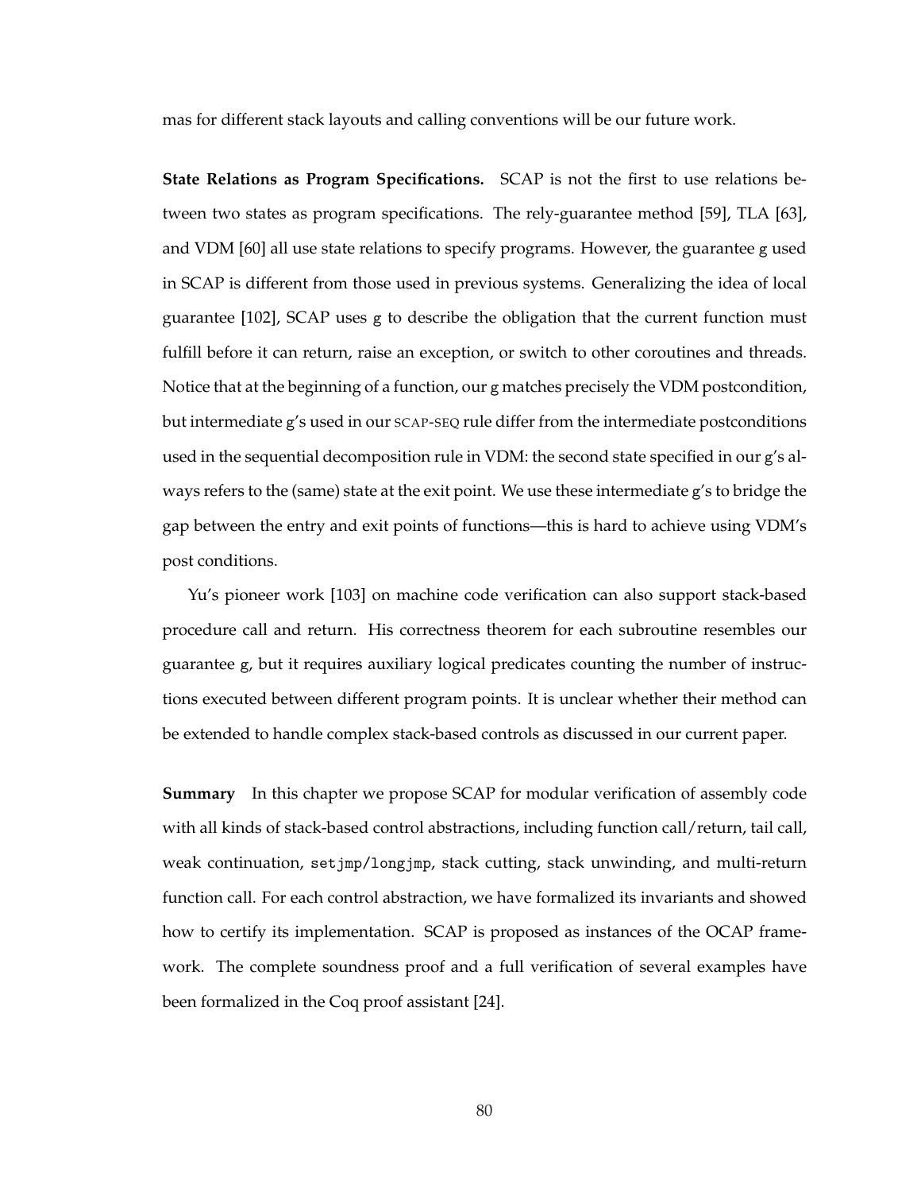mas for different stack layouts and calling conventions will be our future work.

**State Relations as Program Specifications.** SCAP is not the first to use relations between two states as program specifications. The rely-guarantee method [59], TLA [63], and VDM [60] all use state relations to specify programs. However, the guarantee g used in SCAP is different from those used in previous systems. Generalizing the idea of local guarantee [102], SCAP uses g to describe the obligation that the current function must fulfill before it can return, raise an exception, or switch to other coroutines and threads. Notice that at the beginning of a function, our g matches precisely the VDM postcondition, but intermediate g's used in our SCAP-SEQ rule differ from the intermediate postconditions used in the sequential decomposition rule in VDM: the second state specified in our g's always refers to the (same) state at the exit point. We use these intermediate g's to bridge the gap between the entry and exit points of functions—this is hard to achieve using VDM's post conditions.

Yu's pioneer work [103] on machine code verification can also support stack-based procedure call and return. His correctness theorem for each subroutine resembles our guarantee g, but it requires auxiliary logical predicates counting the number of instructions executed between different program points. It is unclear whether their method can be extended to handle complex stack-based controls as discussed in our current paper.

**Summary** In this chapter we propose SCAP for modular verification of assembly code with all kinds of stack-based control abstractions, including function call/return, tail call, weak continuation, `setjmp/longjmp`, stack cutting, stack unwinding, and multi-return function call. For each control abstraction, we have formalized its invariants and showed how to certify its implementation. SCAP is proposed as instances of the OCAP framework. The complete soundness proof and a full verification of several examples have been formalized in the Coq proof assistant [24].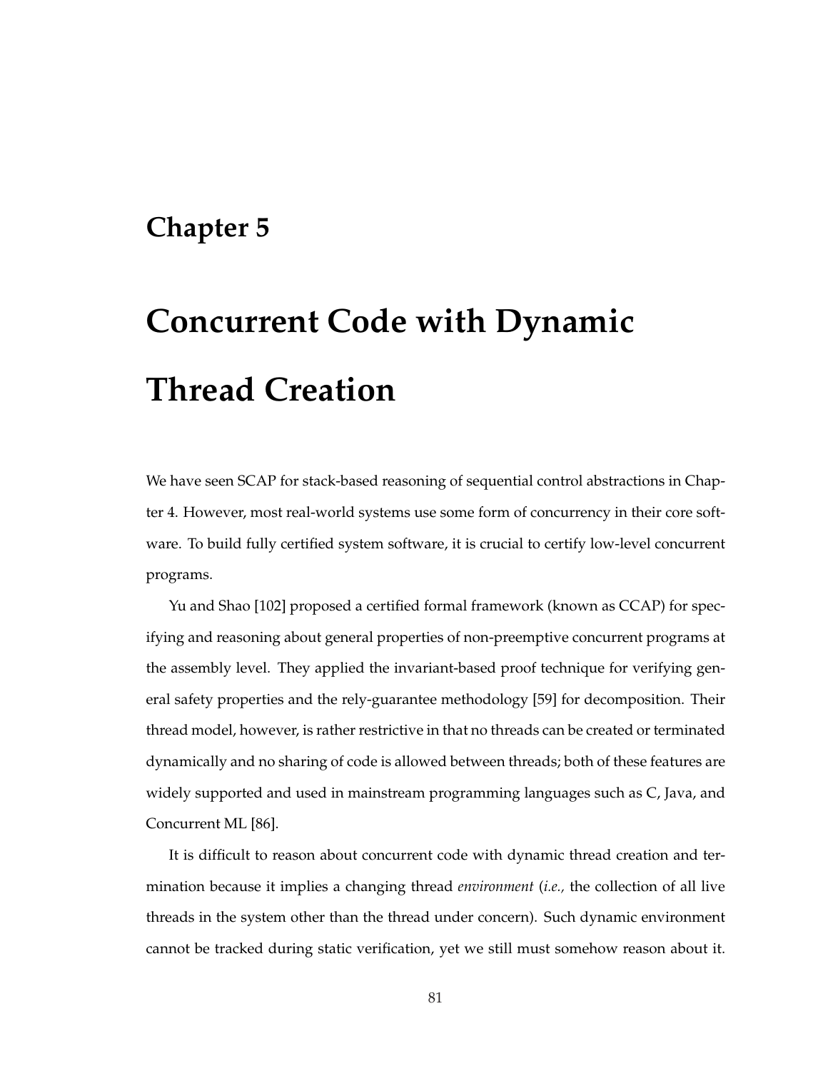# Chapter 5

# Concurrent Code with Dynamic Thread Creation

We have seen SCAP for stack-based reasoning of sequential control abstractions in Chapter 4. However, most real-world systems use some form of concurrency in their core software. To build fully certified system software, it is crucial to certify low-level concurrent programs.

Yu and Shao [102] proposed a certified formal framework (known as CCAP) for specifying and reasoning about general properties of non-preemptive concurrent programs at the assembly level. They applied the invariant-based proof technique for verifying general safety properties and the rely-guarantee methodology [59] for decomposition. Their thread model, however, is rather restrictive in that no threads can be created or terminated dynamically and no sharing of code is allowed between threads; both of these features are widely supported and used in mainstream programming languages such as C, Java, and Concurrent ML [86].

It is difficult to reason about concurrent code with dynamic thread creation and termination because it implies a changing thread *environment* (*i.e.,* the collection of all live threads in the system other than the thread under concern). Such dynamic environment cannot be tracked during static verification, yet we still must somehow reason about it.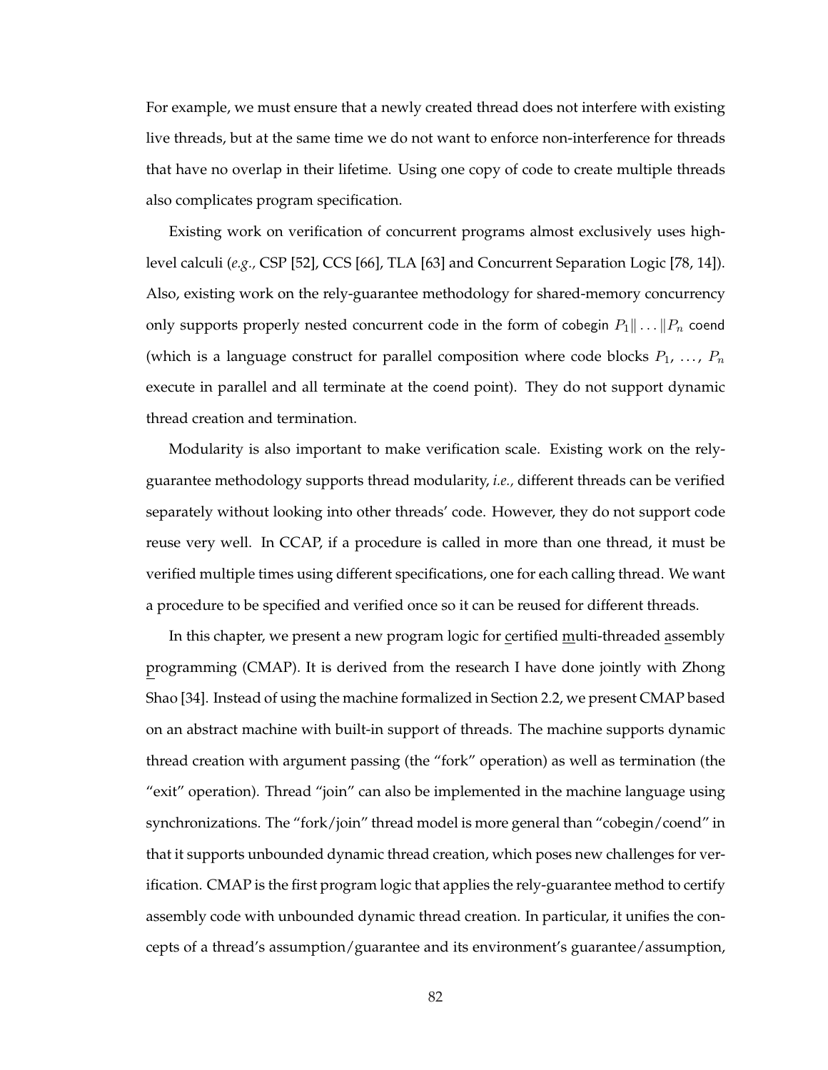For example, we must ensure that a newly created thread does not interfere with existing live threads, but at the same time we do not want to enforce non-interference for threads that have no overlap in their lifetime. Using one copy of code to create multiple threads also complicates program specification.

Existing work on verification of concurrent programs almost exclusively uses high-level calculi (*e.g.,* CSP [52], CCS [66], TLA [63] and Concurrent Separation Logic [78, 14]). Also, existing work on the rely-guarantee methodology for shared-memory concurrency only supports properly nested concurrent code in the form of cobegin $P_1 \| \ldots \| P_n$ coend (which is a language construct for parallel composition where code blocks $P_1$, ..., $P_n$ execute in parallel and all terminate at the coend point). They do not support dynamic thread creation and termination.

Modularity is also important to make verification scale. Existing work on the rely-guarantee methodology supports thread modularity, *i.e.,* different threads can be verified separately without looking into other threads' code. However, they do not support code reuse very well. In CCAP, if a procedure is called in more than one thread, it must be verified multiple times using different specifications, one for each calling thread. We want a procedure to be specified and verified once so it can be reused for different threads.

In this chapter, we present a new program logic for certified multi-threaded assembly programming (CMAP). It is derived from the research I have done jointly with Zhong Shao [34]. Instead of using the machine formalized in Section 2.2, we present CMAP based on an abstract machine with built-in support of threads. The machine supports dynamic thread creation with argument passing (the "fork" operation) as well as termination (the "exit" operation). Thread "join" can also be implemented in the machine language using synchronizations. The "fork/join" thread model is more general than "cobegin/coend" in that it supports unbounded dynamic thread creation, which poses new challenges for verification. CMAP is the first program logic that applies the rely-guarantee method to certify assembly code with unbounded dynamic thread creation. In particular, it unifies the concepts of a thread's assumption/guarantee and its environment's guarantee/assumption,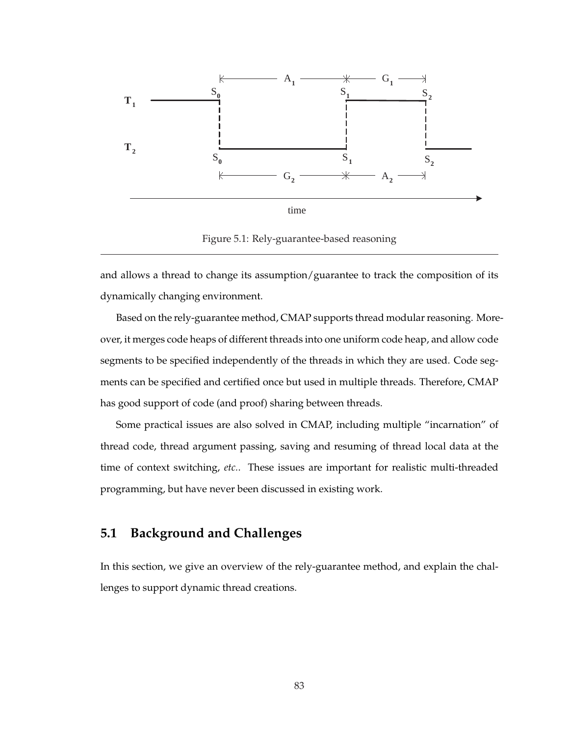Figure 5.1: Rely-guarantee-based reasoning

and allows a thread to change its assumption/guarantee to track the composition of its dynamically changing environment.

Based on the rely-guarantee method, CMAP supports thread modular reasoning. Moreover, it merges code heaps of different threads into one uniform code heap, and allow code segments to be specified independently of the threads in which they are used. Code segments can be specified and certified once but used in multiple threads. Therefore, CMAP has good support of code (and proof) sharing between threads.

Some practical issues are also solved in CMAP, including multiple "incarnation" of thread code, thread argument passing, saving and resuming of thread local data at the time of context switching, *etc.*. These issues are important for realistic multi-threaded programming, but have never been discussed in existing work.

## 5.1 Background and Challenges

In this section, we give an overview of the rely-guarantee method, and explain the challenges to support dynamic thread creations.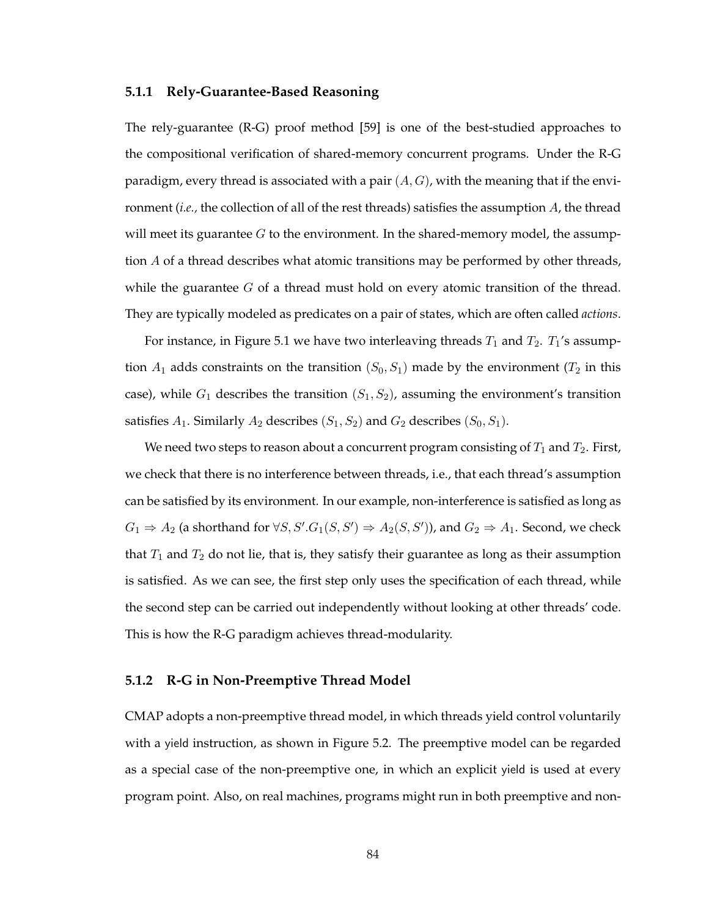### 5.1.1 Rely-Guarantee-Based Reasoning

The rely-guarantee (R-G) proof method [59] is one of the best-studied approaches to the compositional verification of shared-memory concurrent programs. Under the R-G paradigm, every thread is associated with a pair $(A, G)$, with the meaning that if the environment (*i.e.,* the collection of all of the rest threads) satisfies the assumption $A$, the thread will meet its guarantee $G$ to the environment. In the shared-memory model, the assumption $A$ of a thread describes what atomic transitions may be performed by other threads, while the guarantee $G$ of a thread must hold on every atomic transition of the thread. They are typically modeled as predicates on a pair of states, which are often called *actions*.

For instance, in Figure 5.1 we have two interleaving threads $T_1$ and $T_2$. $T_1$'s assumption $A_1$ adds constraints on the transition $(S_0, S_1)$ made by the environment ($T_2$ in this case), while $G_1$ describes the transition $(S_1, S_2)$, assuming the environment's transition satisfies $A_1$. Similarly $A_2$ describes $(S_1, S_2)$ and $G_2$ describes $(S_0, S_1)$.

We need two steps to reason about a concurrent program consisting of $T_1$ and $T_2$. First, we check that there is no interference between threads, i.e., that each thread's assumption can be satisfied by its environment. In our example, non-interference is satisfied as long as $G_1 \Rightarrow A_2$ (a shorthand for $\forall S, S'. G_1(S, S') \Rightarrow A_2(S, S')$), and $G_2 \Rightarrow A_1$. Second, we check that $T_1$ and $T_2$ do not lie, that is, they satisfy their guarantee as long as their assumption is satisfied. As we can see, the first step only uses the specification of each thread, while the second step can be carried out independently without looking at other threads' code. This is how the R-G paradigm achieves thread-modularity.

### 5.1.2 R-G in Non-Preemptive Thread Model

CMAP adopts a non-preemptive thread model, in which threads yield control voluntarily with a yield instruction, as shown in Figure 5.2. The preemptive model can be regarded as a special case of the non-preemptive one, in which an explicit yield is used at every program point. Also, on real machines, programs might run in both preemptive and non-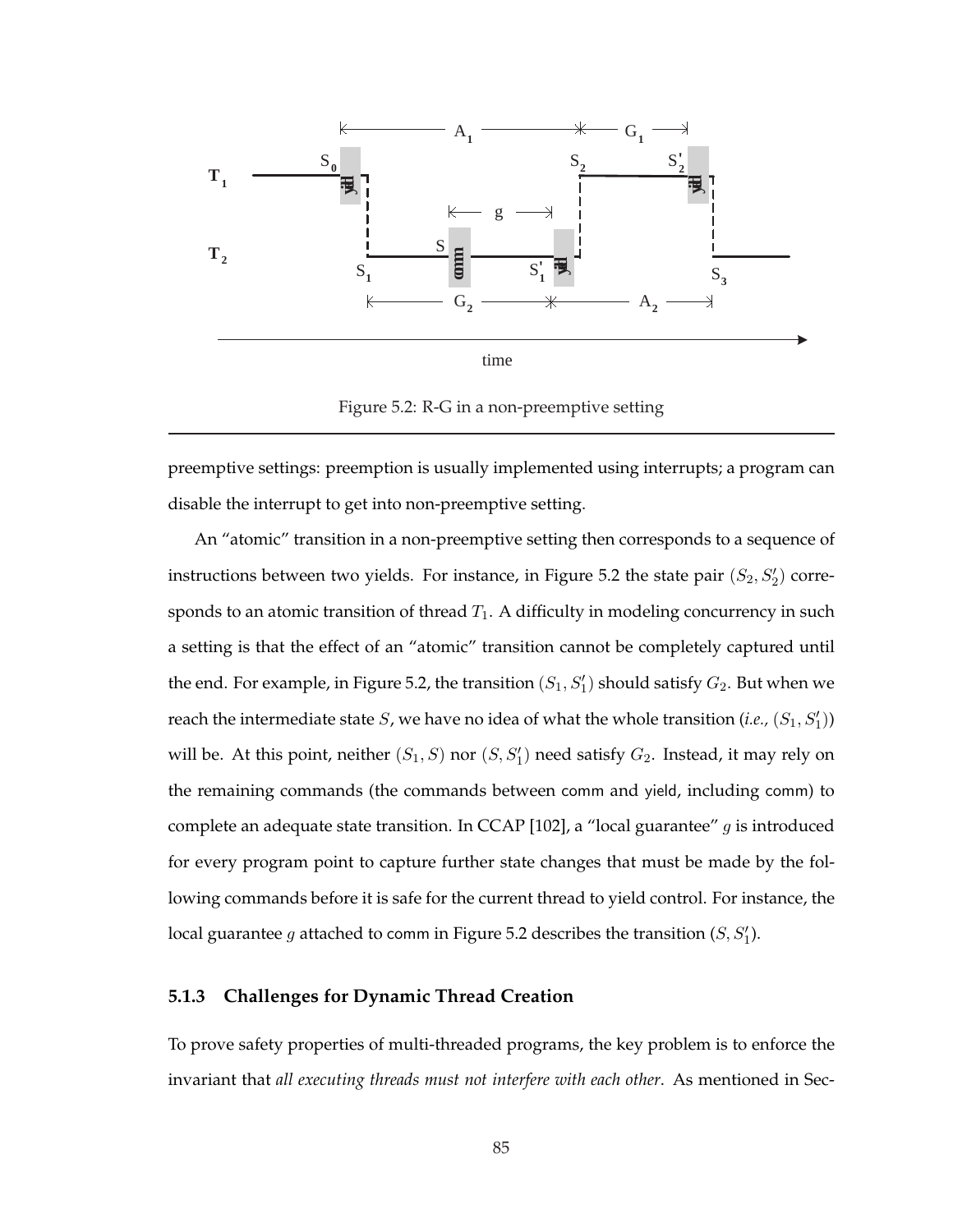Figure 5.2: R-G in a non-preemptive setting

preemptive settings: preemption is usually implemented using interrupts; a program can disable the interrupt to get into non-preemptive setting.

An "atomic" transition in a non-preemptive setting then corresponds to a sequence of instructions between two yields. For instance, in Figure 5.2 the state pair $(S_2, S_2')$ corresponds to an atomic transition of thread $T_1$. A difficulty in modeling concurrency in such a setting is that the effect of an "atomic" transition cannot be completely captured until the end. For example, in Figure 5.2, the transition $(S_1, S_1')$ should satisfy $G_2$. But when we reach the intermediate state $S$, we have no idea of what the whole transition (*i.e.,* $(S_1, S_1')$) will be. At this point, neither $(S_1, S)$ nor $(S, S_1')$ need satisfy $G_2$. Instead, it may rely on the remaining commands (the commands between comm and yield, including comm) to complete an adequate state transition. In CCAP [102], a "local guarantee" $g$ is introduced for every program point to capture further state changes that must be made by the following commands before it is safe for the current thread to yield control. For instance, the local guarantee $g$ attached to comm in Figure 5.2 describes the transition $(S, S_1')$.

### 5.1.3 Challenges for Dynamic Thread Creation

To prove safety properties of multi-threaded programs, the key problem is to enforce the invariant that *all executing threads must not interfere with each other*. As mentioned in Sec-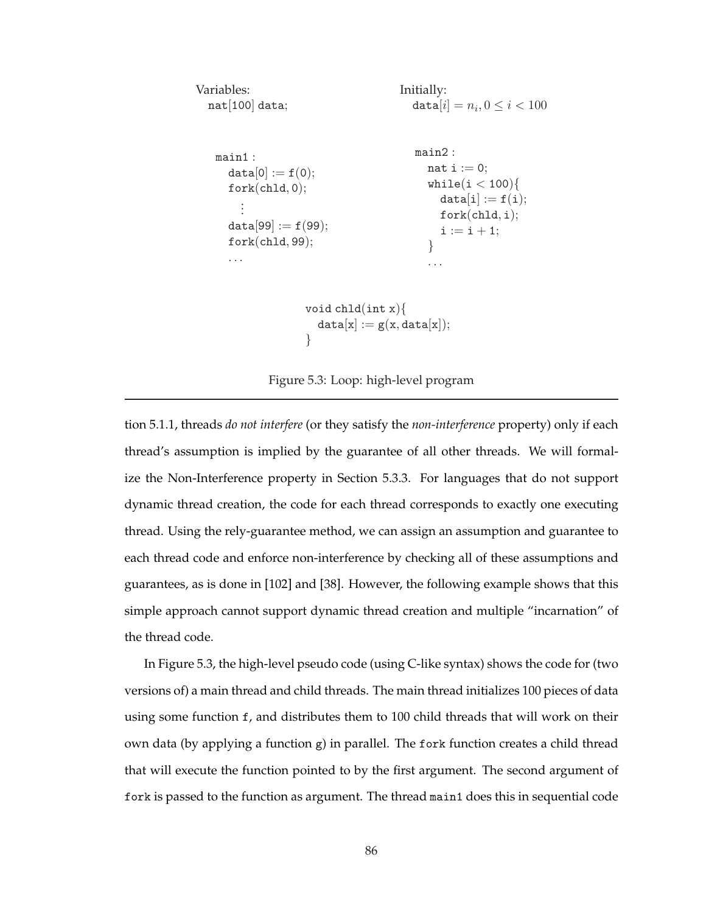```
Variables:                          Initially:
  nat[100] data;                      data[i] = n_i, 0 ≤ i < 100


  main1 :                             main2 :
    data[0] := f(0);                    nat i := 0;
    fork(chld, 0);                      while(i < 100){
      ⋮                                   data[i] := f(i);
    data[99] := f(99);                    fork(chld, i);
    fork(chld, 99);                       i := i + 1;
    ...                                 }
                                        ...


                  void chld(int x){
                    data[x] := g(x, data[x]);
                  }
```

Figure 5.3: Loop: high-level program

tion 5.1.1, threads *do not interfere* (or they satisfy the *non-interference* property) only if each thread's assumption is implied by the guarantee of all other threads. We will formalize the Non-Interference property in Section 5.3.3. For languages that do not support dynamic thread creation, the code for each thread corresponds to exactly one executing thread. Using the rely-guarantee method, we can assign an assumption and guarantee to each thread code and enforce non-interference by checking all of these assumptions and guarantees, as is done in [102] and [38]. However, the following example shows that this simple approach cannot support dynamic thread creation and multiple "incarnation" of the thread code.

In Figure 5.3, the high-level pseudo code (using C-like syntax) shows the code for (two versions of) a main thread and child threads. The main thread initializes 100 pieces of data using some function `f`, and distributes them to 100 child threads that will work on their own data (by applying a function `g`) in parallel. The `fork` function creates a child thread that will execute the function pointed to by the first argument. The second argument of `fork` is passed to the function as argument. The thread `main1` does this in sequential code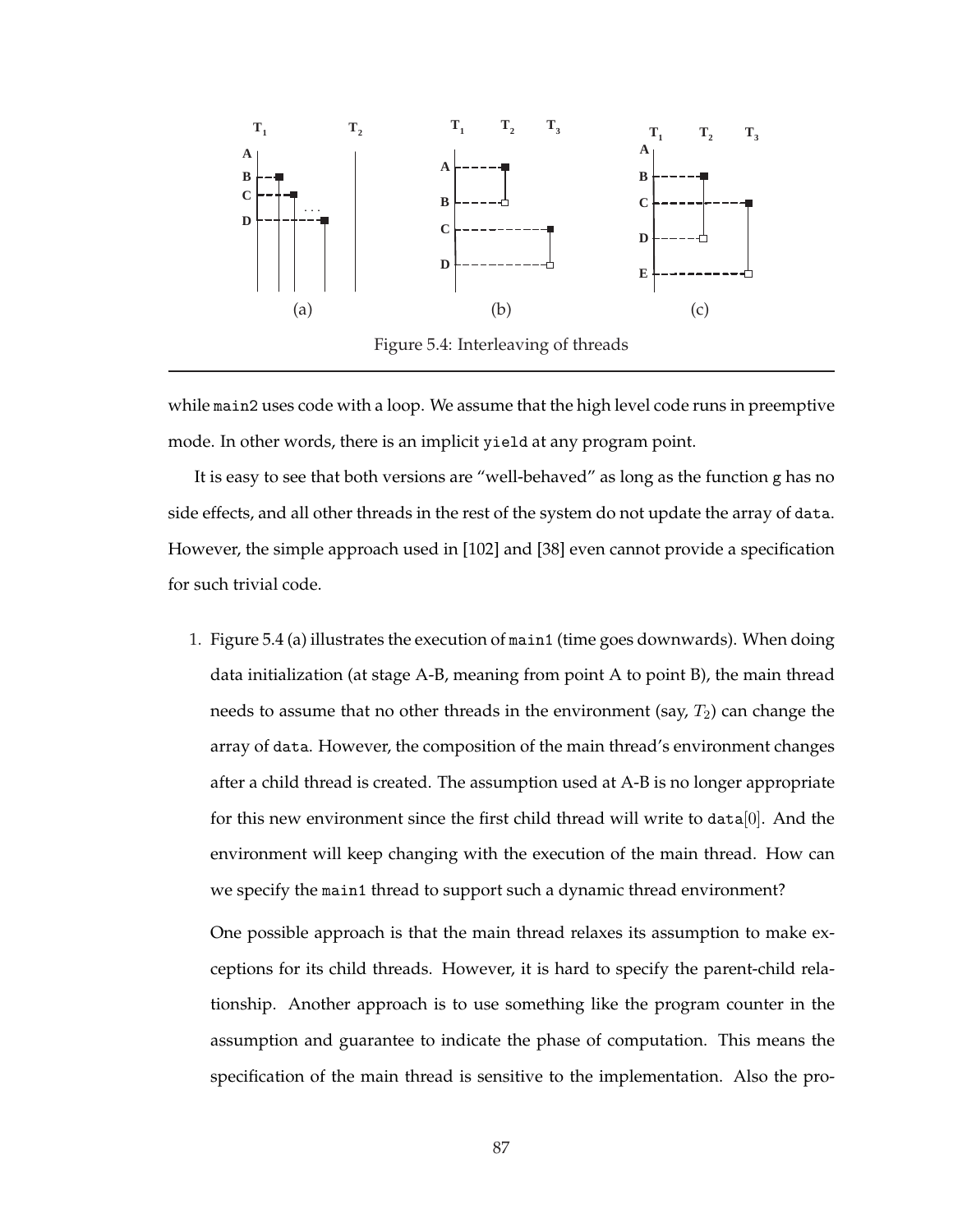Figure 5.4: Interleaving of threads

while `main2` uses code with a loop. We assume that the high level code runs in preemptive mode. In other words, there is an implicit `yield` at any program point.

It is easy to see that both versions are "well-behaved" as long as the function g has no side effects, and all other threads in the rest of the system do not update the array of `data`. However, the simple approach used in [102] and [38] even cannot provide a specification for such trivial code.

1. Figure 5.4 (a) illustrates the execution of `main1` (time goes downwards). When doing data initialization (at stage A-B, meaning from point A to point B), the main thread needs to assume that no other threads in the environment (say, $T_2$) can change the array of `data`. However, the composition of the main thread's environment changes after a child thread is created. The assumption used at A-B is no longer appropriate for this new environment since the first child thread will write to `data`[0]. And the environment will keep changing with the execution of the main thread. How can we specify the `main1` thread to support such a dynamic thread environment?

   One possible approach is that the main thread relaxes its assumption to make exceptions for its child threads. However, it is hard to specify the parent-child relationship. Another approach is to use something like the program counter in the assumption and guarantee to indicate the phase of computation. This means the specification of the main thread is sensitive to the implementation. Also the pro-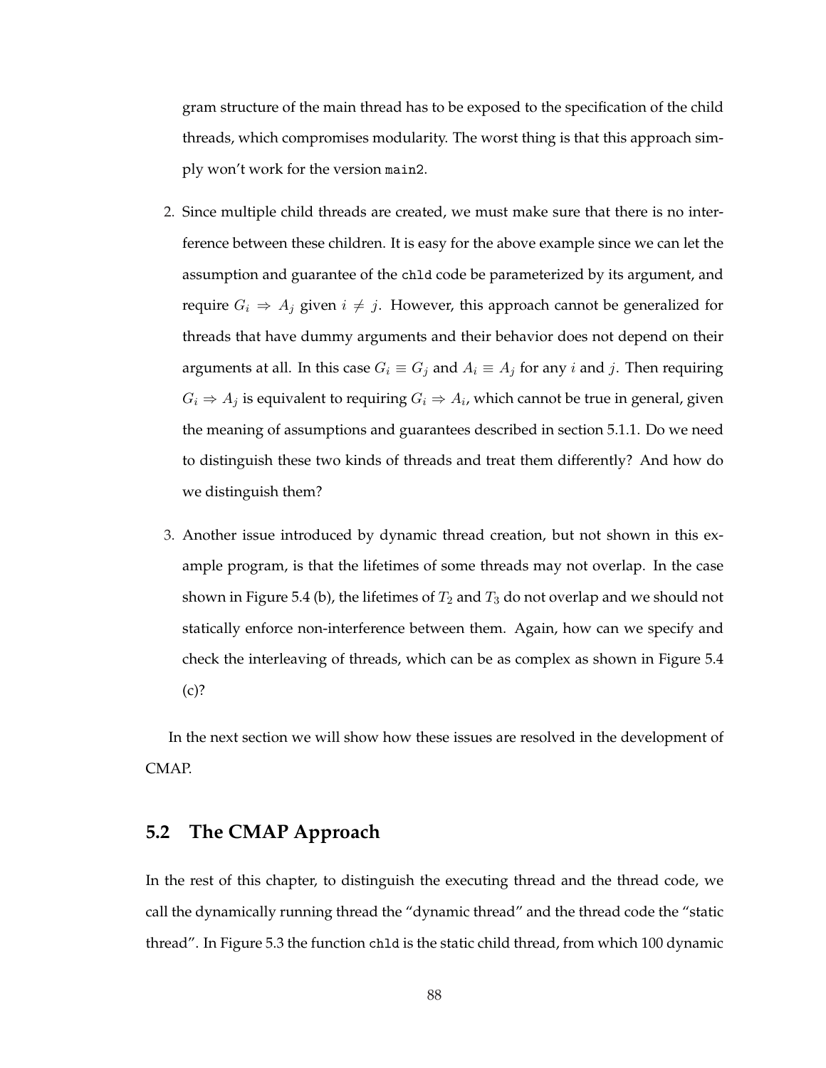gram structure of the main thread has to be exposed to the specification of the child threads, which compromises modularity. The worst thing is that this approach simply won't work for the version `main2`.

2. Since multiple child threads are created, we must make sure that there is no interference between these children. It is easy for the above example since we can let the assumption and guarantee of the `chld` code be parameterized by its argument, and require $G_i \Rightarrow A_j$ given $i \neq j$. However, this approach cannot be generalized for threads that have dummy arguments and their behavior does not depend on their arguments at all. In this case $G_i \equiv G_j$ and $A_i \equiv A_j$ for any $i$ and $j$. Then requiring $G_i \Rightarrow A_j$ is equivalent to requiring $G_i \Rightarrow A_i$, which cannot be true in general, given the meaning of assumptions and guarantees described in section 5.1.1. Do we need to distinguish these two kinds of threads and treat them differently? And how do we distinguish them?

3. Another issue introduced by dynamic thread creation, but not shown in this example program, is that the lifetimes of some threads may not overlap. In the case shown in Figure 5.4 (b), the lifetimes of $T_2$ and $T_3$ do not overlap and we should not statically enforce non-interference between them. Again, how can we specify and check the interleaving of threads, which can be as complex as shown in Figure 5.4 (c)?

In the next section we will show how these issues are resolved in the development of CMAP.

## 5.2 The CMAP Approach

In the rest of this chapter, to distinguish the executing thread and the thread code, we call the dynamically running thread the "dynamic thread" and the thread code the "static thread". In Figure 5.3 the function `chld` is the static child thread, from which 100 dynamic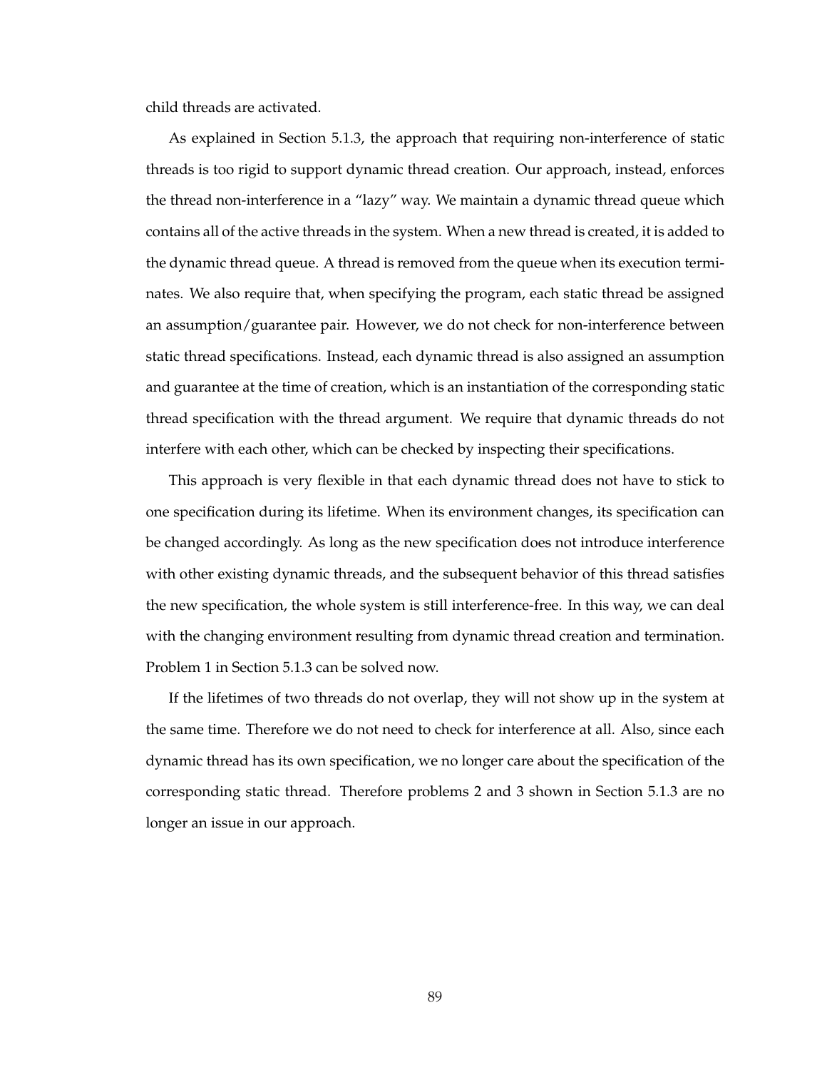child threads are activated.

As explained in Section 5.1.3, the approach that requiring non-interference of static threads is too rigid to support dynamic thread creation. Our approach, instead, enforces the thread non-interference in a "lazy" way. We maintain a dynamic thread queue which contains all of the active threads in the system. When a new thread is created, it is added to the dynamic thread queue. A thread is removed from the queue when its execution terminates. We also require that, when specifying the program, each static thread be assigned an assumption/guarantee pair. However, we do not check for non-interference between static thread specifications. Instead, each dynamic thread is also assigned an assumption and guarantee at the time of creation, which is an instantiation of the corresponding static thread specification with the thread argument. We require that dynamic threads do not interfere with each other, which can be checked by inspecting their specifications.

This approach is very flexible in that each dynamic thread does not have to stick to one specification during its lifetime. When its environment changes, its specification can be changed accordingly. As long as the new specification does not introduce interference with other existing dynamic threads, and the subsequent behavior of this thread satisfies the new specification, the whole system is still interference-free. In this way, we can deal with the changing environment resulting from dynamic thread creation and termination. Problem 1 in Section 5.1.3 can be solved now.

If the lifetimes of two threads do not overlap, they will not show up in the system at the same time. Therefore we do not need to check for interference at all. Also, since each dynamic thread has its own specification, we no longer care about the specification of the corresponding static thread. Therefore problems 2 and 3 shown in Section 5.1.3 are no longer an issue in our approach.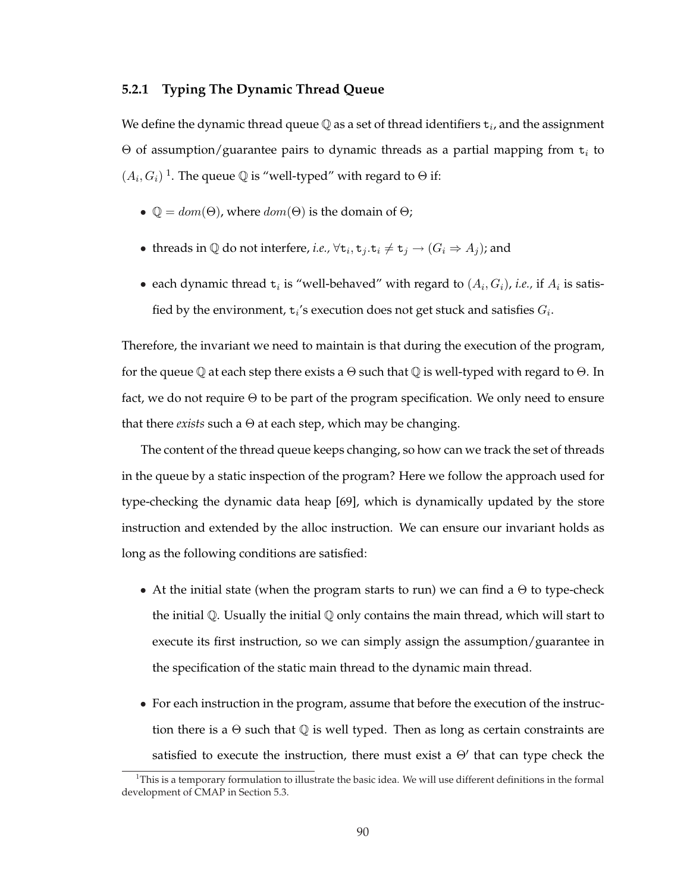### 5.2.1 Typing The Dynamic Thread Queue

We define the dynamic thread queue $\mathbb{Q}$ as a set of thread identifiers $\mathtt{t}_i$, and the assignment $\Theta$ of assumption/guarantee pairs to dynamic threads as a partial mapping from $\mathtt{t}_i$ to $(A_i, G_i)$ [1]. The queue $\mathbb{Q}$ is "well-typed" with regard to $\Theta$ if:

- $\mathbb{Q} = dom(\Theta)$, where $dom(\Theta)$ is the domain of $\Theta$;
- threads in $\mathbb{Q}$ do not interfere, *i.e.*, $\forall \mathtt{t}_i, \mathtt{t}_j. \mathtt{t}_i \neq \mathtt{t}_j \rightarrow (G_i \Rightarrow A_j)$; and
- each dynamic thread $\mathtt{t}_i$ is "well-behaved" with regard to $(A_i, G_i)$, *i.e.*, if $A_i$ is satisfied by the environment, $\mathtt{t}_i$'s execution does not get stuck and satisfies $G_i$.

Therefore, the invariant we need to maintain is that during the execution of the program, for the queue $\mathbb{Q}$ at each step there exists a $\Theta$ such that $\mathbb{Q}$ is well-typed with regard to $\Theta$. In fact, we do not require $\Theta$ to be part of the program specification. We only need to ensure that there *exists* such a $\Theta$ at each step, which may be changing.

The content of the thread queue keeps changing, so how can we track the set of threads in the queue by a static inspection of the program? Here we follow the approach used for type-checking the dynamic data heap [69], which is dynamically updated by the store instruction and extended by the alloc instruction. We can ensure our invariant holds as long as the following conditions are satisfied:

- At the initial state (when the program starts to run) we can find a $\Theta$ to type-check the initial $\mathbb{Q}$. Usually the initial $\mathbb{Q}$ only contains the main thread, which will start to execute its first instruction, so we can simply assign the assumption/guarantee in the specification of the static main thread to the dynamic main thread.
- For each instruction in the program, assume that before the execution of the instruction there is a $\Theta$ such that $\mathbb{Q}$ is well typed. Then as long as certain constraints are satisfied to execute the instruction, there must exist a $\Theta'$ that can type check the

[1] This is a temporary formulation to illustrate the basic idea. We will use different definitions in the formal development of CMAP in Section 5.3.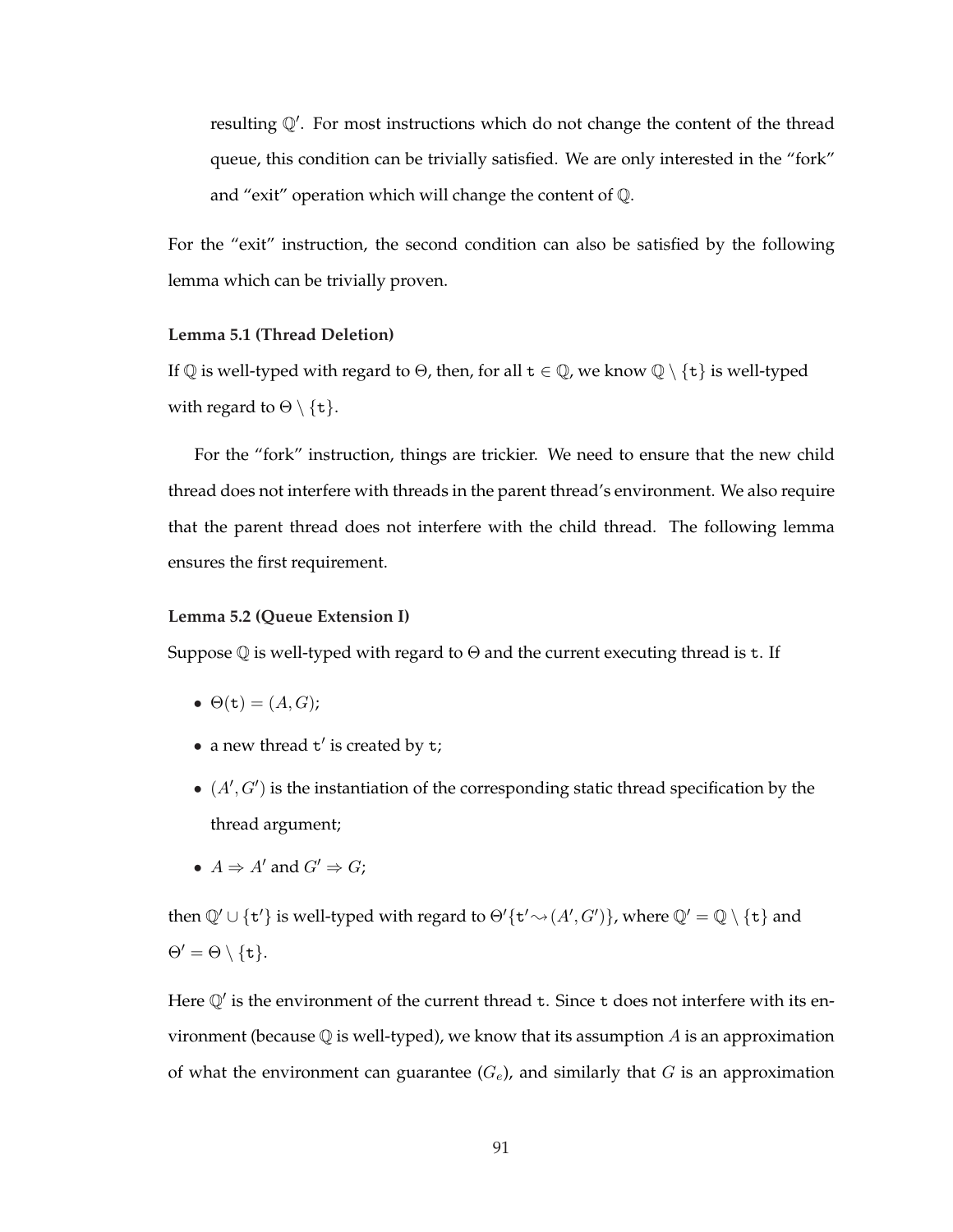resulting $\mathbb{Q}'$. For most instructions which do not change the content of the thread queue, this condition can be trivially satisfied. We are only interested in the "fork" and "exit" operation which will change the content of $\mathbb{Q}$.

For the "exit" instruction, the second condition can also be satisfied by the following lemma which can be trivially proven.

**Lemma 5.1 (Thread Deletion)**

If $\mathbb{Q}$ is well-typed with regard to $\Theta$, then, for all $\mathtt{t} \in \mathbb{Q}$, we know $\mathbb{Q} \setminus \{\mathtt{t}\}$ is well-typed with regard to $\Theta \setminus \{\mathtt{t}\}$.

For the "fork" instruction, things are trickier. We need to ensure that the new child thread does not interfere with threads in the parent thread's environment. We also require that the parent thread does not interfere with the child thread. The following lemma ensures the first requirement.

**Lemma 5.2 (Queue Extension I)**

Suppose $\mathbb{Q}$ is well-typed with regard to $\Theta$ and the current executing thread is $\mathtt{t}$. If

- $\Theta(\mathtt{t}) = (A, G)$;
- a new thread $\mathtt{t}'$ is created by $\mathtt{t}$;
- $(A', G')$ is the instantiation of the corresponding static thread specification by the thread argument;
- $A \Rightarrow A'$ and $G' \Rightarrow G$;

then $\mathbb{Q}' \cup \{\mathtt{t}'\}$ is well-typed with regard to $\Theta'\{\mathtt{t}' \rightsquigarrow (A', G')\}$, where $\mathbb{Q}' = \mathbb{Q} \setminus \{\mathtt{t}\}$ and $\Theta' = \Theta \setminus \{\mathtt{t}\}$.

Here $\mathbb{Q}'$ is the environment of the current thread $\mathtt{t}$. Since $\mathtt{t}$ does not interfere with its environment (because $\mathbb{Q}$ is well-typed), we know that its assumption $A$ is an approximation of what the environment can guarantee ($G_e$), and similarly that $G$ is an approximation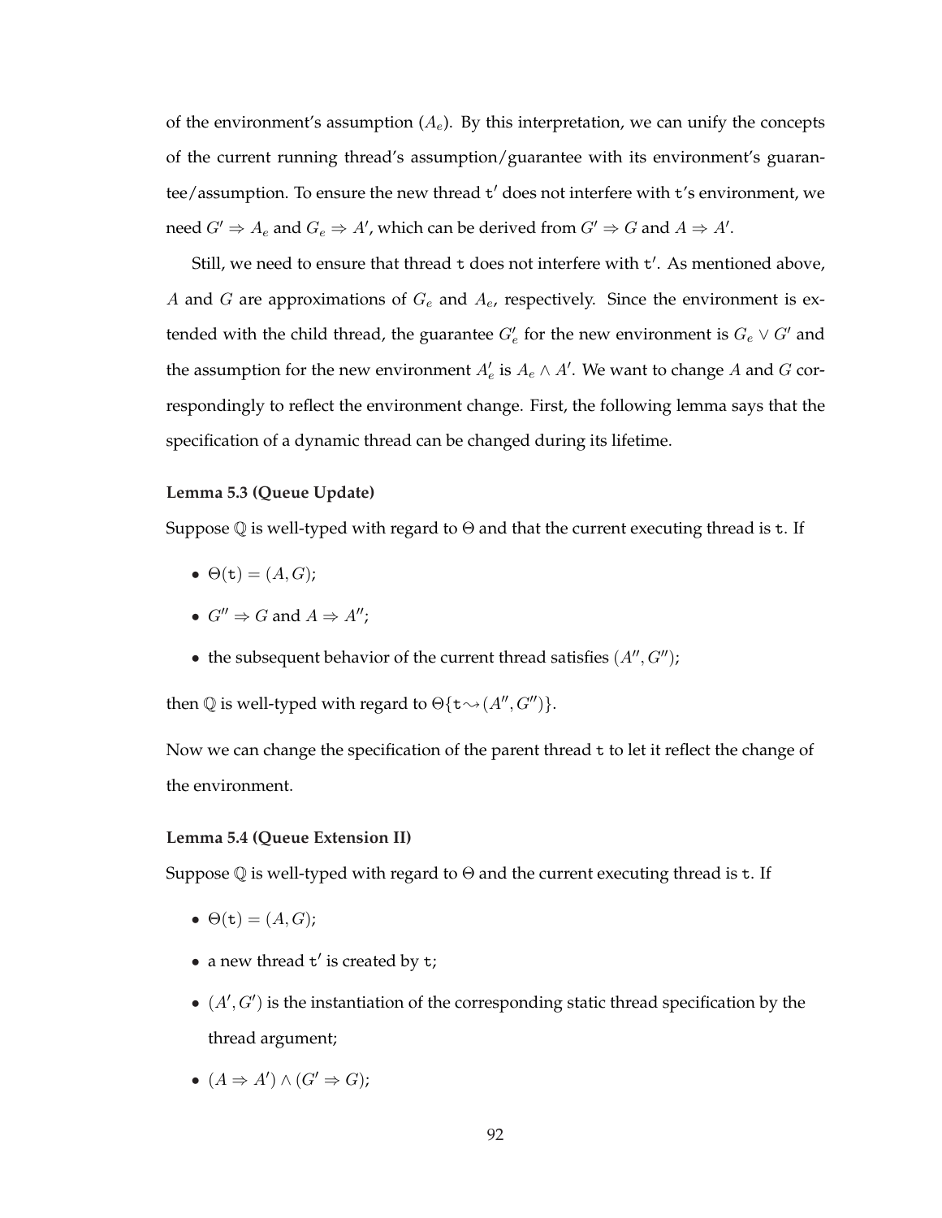of the environment's assumption ($A_e$). By this interpretation, we can unify the concepts of the current running thread's assumption/guarantee with its environment's guarantee/assumption. To ensure the new thread $\mathtt{t}'$ does not interfere with $\mathtt{t}$'s environment, we need $G' \Rightarrow A_e$ and $G_e \Rightarrow A'$, which can be derived from $G' \Rightarrow G$ and $A \Rightarrow A'$.

Still, we need to ensure that thread $\mathtt{t}$ does not interfere with $\mathtt{t}'$. As mentioned above, $A$ and $G$ are approximations of $G_e$ and $A_e$, respectively. Since the environment is extended with the child thread, the guarantee $G'_e$ for the new environment is $G_e \vee G'$ and the assumption for the new environment $A'_e$ is $A_e \wedge A'$. We want to change $A$ and $G$ correspondingly to reflect the environment change. First, the following lemma says that the specification of a dynamic thread can be changed during its lifetime.

**Lemma 5.3 (Queue Update)**

Suppose $\mathbb{Q}$ is well-typed with regard to $\Theta$ and that the current executing thread is $\mathtt{t}$. If

- $\Theta(\mathtt{t}) = (A, G)$;
- $G'' \Rightarrow G$ and $A \Rightarrow A''$;
- the subsequent behavior of the current thread satisfies $(A'', G'')$;

then $\mathbb{Q}$ is well-typed with regard to $\Theta\{\mathtt{t} \rightsquigarrow (A'', G'')\}$.

Now we can change the specification of the parent thread $\mathtt{t}$ to let it reflect the change of the environment.

**Lemma 5.4 (Queue Extension II)**

Suppose $\mathbb{Q}$ is well-typed with regard to $\Theta$ and the current executing thread is $\mathtt{t}$. If

- $\Theta(\mathtt{t}) = (A, G)$;
- a new thread $\mathtt{t}'$ is created by $\mathtt{t}$;
- $(A', G')$ is the instantiation of the corresponding static thread specification by the thread argument;
- $(A \Rightarrow A') \wedge (G' \Rightarrow G)$;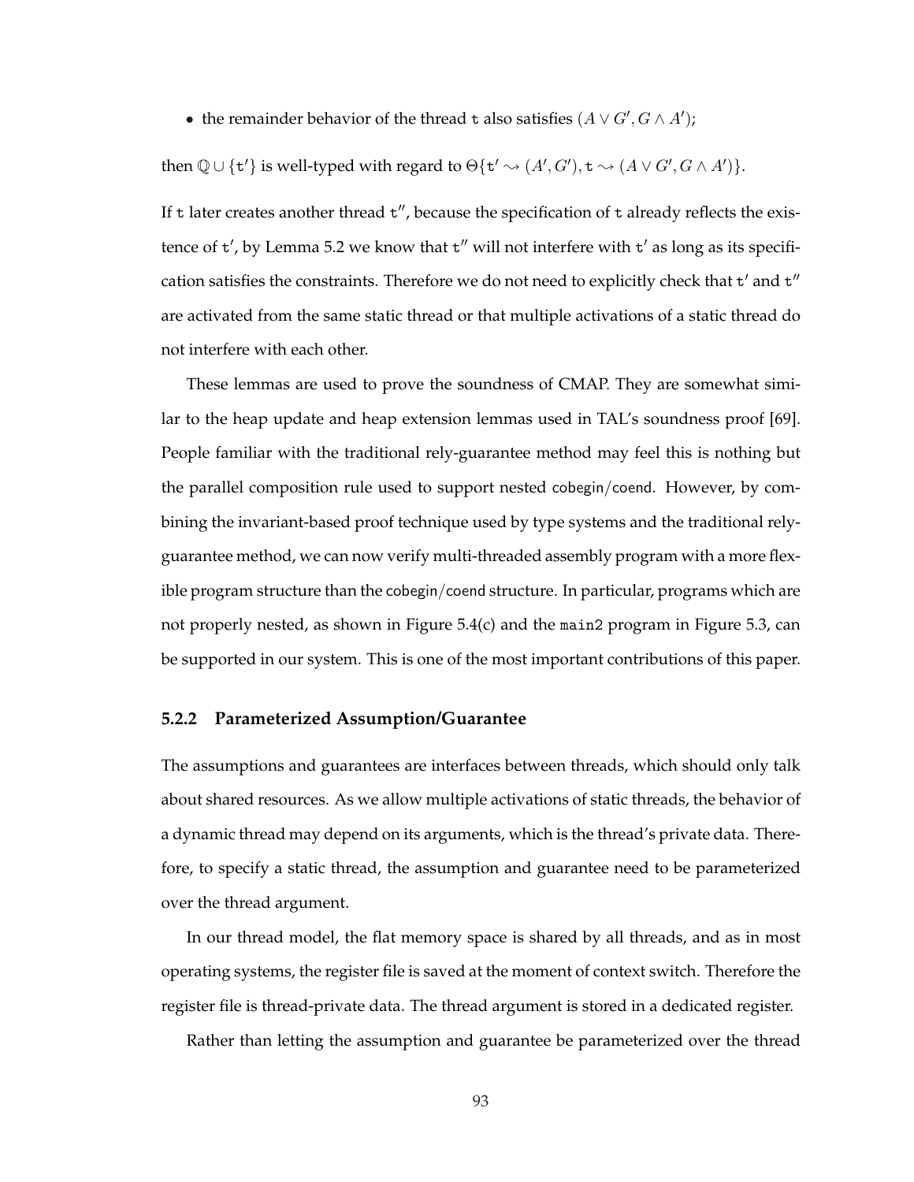- the remainder behavior of the thread t also satisfies $(A \vee G', G \wedge A')$;

then $\mathbb{Q} \cup \{\texttt{t}'\}$ is well-typed with regard to $\Theta\{\texttt{t}' \rightsquigarrow (A', G'), \texttt{t} \rightsquigarrow (A \vee G', G \wedge A')\}$.

If t later creates another thread t″, because the specification of t already reflects the existence of t′, by Lemma 5.2 we know that t″ will not interfere with t′ as long as its specification satisfies the constraints. Therefore we do not need to explicitly check that t′ and t″ are activated from the same static thread or that multiple activations of a static thread do not interfere with each other.

These lemmas are used to prove the soundness of CMAP. They are somewhat similar to the heap update and heap extension lemmas used in TAL's soundness proof [69]. People familiar with the traditional rely-guarantee method may feel this is nothing but the parallel composition rule used to support nested cobegin/coend. However, by combining the invariant-based proof technique used by type systems and the traditional rely-guarantee method, we can now verify multi-threaded assembly program with a more flexible program structure than the cobegin/coend structure. In particular, programs which are not properly nested, as shown in Figure 5.4(c) and the `main2` program in Figure 5.3, can be supported in our system. This is one of the most important contributions of this paper.

### 5.2.2 Parameterized Assumption/Guarantee

The assumptions and guarantees are interfaces between threads, which should only talk about shared resources. As we allow multiple activations of static threads, the behavior of a dynamic thread may depend on its arguments, which is the thread's private data. Therefore, to specify a static thread, the assumption and guarantee need to be parameterized over the thread argument.

In our thread model, the flat memory space is shared by all threads, and as in most operating systems, the register file is saved at the moment of context switch. Therefore the register file is thread-private data. The thread argument is stored in a dedicated register.

Rather than letting the assumption and guarantee be parameterized over the thread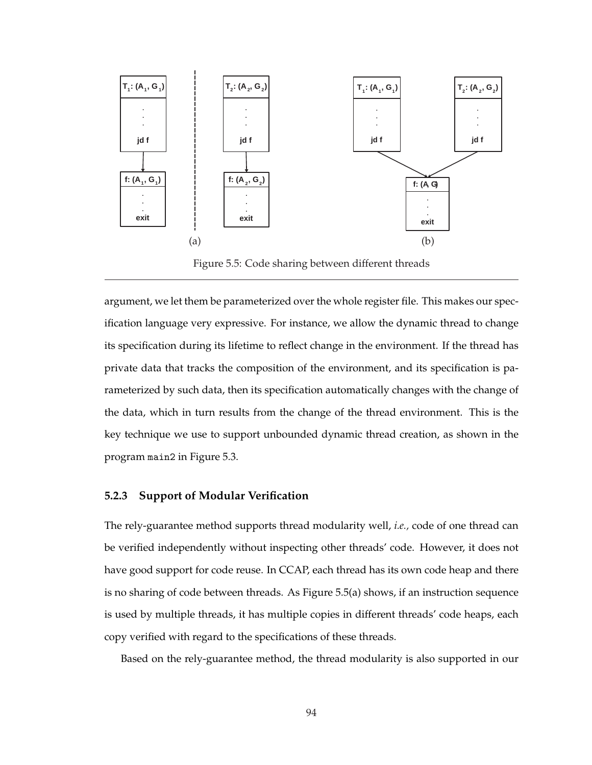Figure 5.5: Code sharing between different threads

argument, we let them be parameterized over the whole register file. This makes our specification language very expressive. For instance, we allow the dynamic thread to change its specification during its lifetime to reflect change in the environment. If the thread has private data that tracks the composition of the environment, and its specification is parameterized by such data, then its specification automatically changes with the change of the data, which in turn results from the change of the thread environment. This is the key technique we use to support unbounded dynamic thread creation, as shown in the program `main2` in Figure 5.3.

### 5.2.3 Support of Modular Verification

The rely-guarantee method supports thread modularity well, *i.e.,* code of one thread can be verified independently without inspecting other threads' code. However, it does not have good support for code reuse. In CCAP, each thread has its own code heap and there is no sharing of code between threads. As Figure 5.5(a) shows, if an instruction sequence is used by multiple threads, it has multiple copies in different threads' code heaps, each copy verified with regard to the specifications of these threads.

Based on the rely-guarantee method, the thread modularity is also supported in our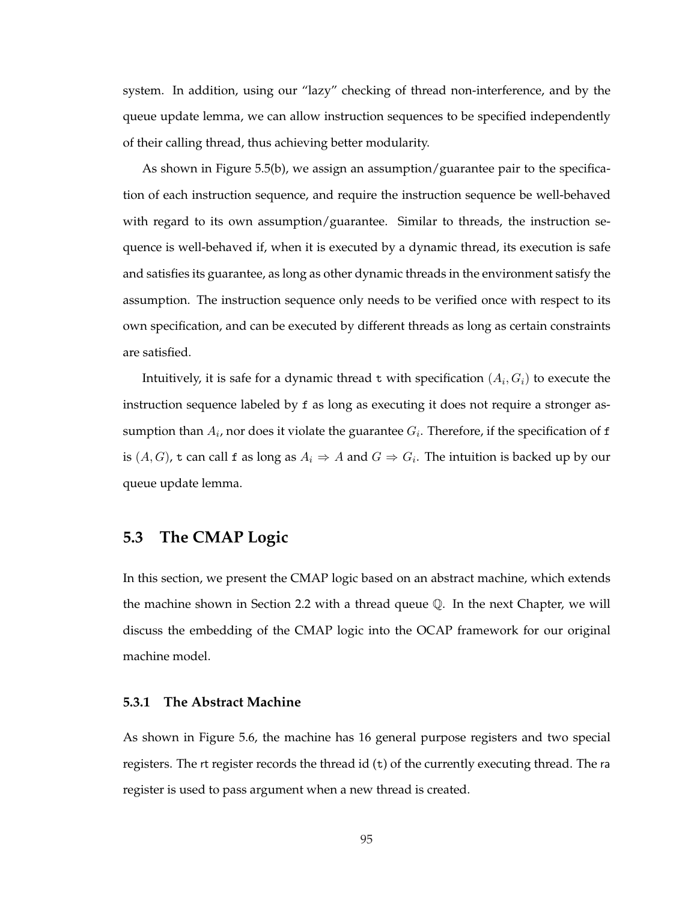system. In addition, using our "lazy" checking of thread non-interference, and by the queue update lemma, we can allow instruction sequences to be specified independently of their calling thread, thus achieving better modularity.

As shown in Figure 5.5(b), we assign an assumption/guarantee pair to the specification of each instruction sequence, and require the instruction sequence be well-behaved with regard to its own assumption/guarantee. Similar to threads, the instruction sequence is well-behaved if, when it is executed by a dynamic thread, its execution is safe and satisfies its guarantee, as long as other dynamic threads in the environment satisfy the assumption. The instruction sequence only needs to be verified once with respect to its own specification, and can be executed by different threads as long as certain constraints are satisfied.

Intuitively, it is safe for a dynamic thread `t` with specification $(A_i, G_i)$ to execute the instruction sequence labeled by `f` as long as executing it does not require a stronger assumption than $A_i$, nor does it violate the guarantee $G_i$. Therefore, if the specification of `f` is $(A, G)$, `t` can call `f` as long as $A_i \Rightarrow A$ and $G \Rightarrow G_i$. The intuition is backed up by our queue update lemma.

## 5.3 The CMAP Logic

In this section, we present the CMAP logic based on an abstract machine, which extends the machine shown in Section 2.2 with a thread queue $\mathbb{Q}$. In the next Chapter, we will discuss the embedding of the CMAP logic into the OCAP framework for our original machine model.

### 5.3.1 The Abstract Machine

As shown in Figure 5.6, the machine has 16 general purpose registers and two special registers. The rt register records the thread id (`t`) of the currently executing thread. The ra register is used to pass argument when a new thread is created.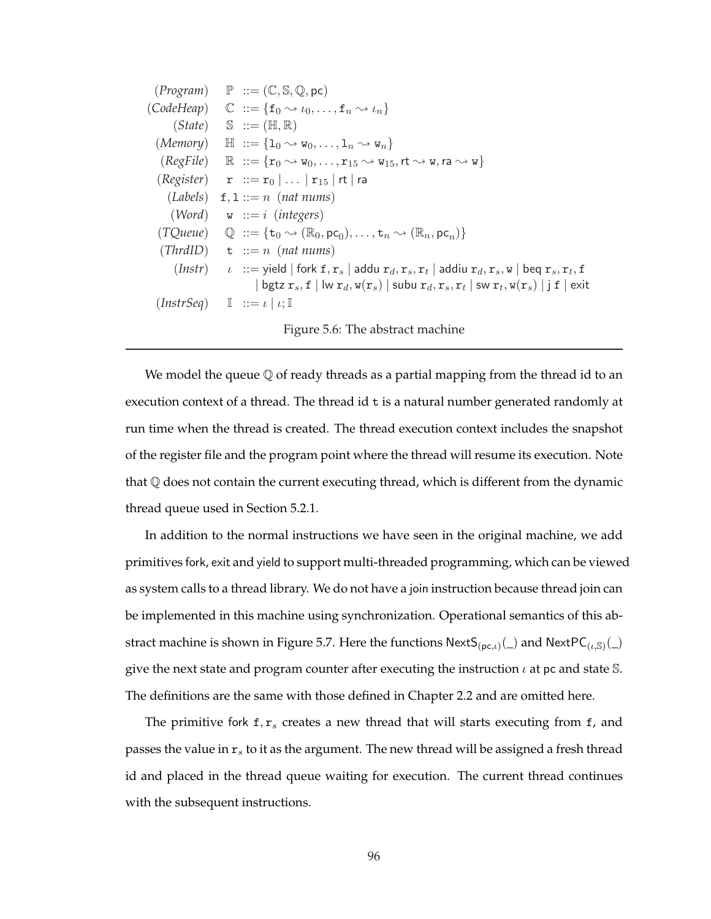$$
\begin{array}{rrcl}
(Program) & \mathbb{P} & ::= & (\mathbb{C}, \mathbb{S}, \mathbb{Q}, \mathsf{pc}) \\
(CodeHeap) & \mathbb{C} & ::= & \{\mathtt{f}_0 \rightsquigarrow \iota_0, \ldots, \mathtt{f}_n \rightsquigarrow \iota_n\} \\
(State) & \mathbb{S} & ::= & (\mathbb{H}, \mathbb{R}) \\
(Memory) & \mathbb{H} & ::= & \{\mathtt{l}_0 \rightsquigarrow \mathtt{w}_0, \ldots, \mathtt{l}_n \rightsquigarrow \mathtt{w}_n\} \\
(RegFile) & \mathbb{R} & ::= & \{\mathtt{r}_0 \rightsquigarrow \mathtt{w}_0, \ldots, \mathtt{r}_{15} \rightsquigarrow \mathtt{w}_{15}, \mathsf{rt} \rightsquigarrow \mathtt{w}, \mathsf{ra} \rightsquigarrow \mathtt{w}\} \\
(Register) & \mathtt{r} & ::= & \mathtt{r}_0 \mid \ldots \mid \mathtt{r}_{15} \mid \mathsf{rt} \mid \mathsf{ra} \\
(Labels) & \mathtt{f}, \mathtt{l} & ::= & n \;\; (\textit{nat nums}) \\
(Word) & \mathtt{w} & ::= & i \;\; (\textit{integers}) \\
(TQueue) & \mathbb{Q} & ::= & \{\mathtt{t}_0 \rightsquigarrow (\mathbb{R}_0, \mathsf{pc}_0), \ldots, \mathtt{t}_n \rightsquigarrow (\mathbb{R}_n, \mathsf{pc}_n)\} \\
(ThrdID) & \mathtt{t} & ::= & n \;\; (\textit{nat nums}) \\
(Instr) & \iota & ::= & \mathsf{yield} \mid \mathsf{fork}\ \mathtt{f}, \mathtt{r}_s \mid \mathsf{addu}\ \mathtt{r}_d, \mathtt{r}_s, \mathtt{r}_t \mid \mathsf{addiu}\ \mathtt{r}_d, \mathtt{r}_s, \mathtt{w} \mid \mathsf{beq}\ \mathtt{r}_s, \mathtt{r}_t, \mathtt{f} \\
 & & & \mid \mathsf{bgtz}\ \mathtt{r}_s, \mathtt{f} \mid \mathsf{lw}\ \mathtt{r}_d, \mathtt{w}(\mathtt{r}_s) \mid \mathsf{subu}\ \mathtt{r}_d, \mathtt{r}_s, \mathtt{r}_t \mid \mathsf{sw}\ \mathtt{r}_t, \mathtt{w}(\mathtt{r}_s) \mid \mathsf{j}\ \mathtt{f} \mid \mathsf{exit} \\
(InstrSeq) & \mathbb{I} & ::= & \iota \mid \iota; \mathbb{I}
\end{array}
$$

Figure 5.6: The abstract machine

We model the queue $\mathbb{Q}$ of ready threads as a partial mapping from the thread id to an execution context of a thread. The thread id $\mathtt{t}$ is a natural number generated randomly at run time when the thread is created. The thread execution context includes the snapshot of the register file and the program point where the thread will resume its execution. Note that $\mathbb{Q}$ does not contain the current executing thread, which is different from the dynamic thread queue used in Section 5.2.1.

In addition to the normal instructions we have seen in the original machine, we add primitives fork, exit and yield to support multi-threaded programming, which can be viewed as system calls to a thread library. We do not have a join instruction because thread join can be implemented in this machine using synchronization. Operational semantics of this abstract machine is shown in Figure 5.7. Here the functions $\mathsf{NextS}_{(\mathsf{pc},\iota)}(\_)$ and $\mathsf{NextPC}_{(\iota,\mathbb{S})}(\_)$ give the next state and program counter after executing the instruction $\iota$ at pc and state $\mathbb{S}$. The definitions are the same with those defined in Chapter 2.2 and are omitted here.

The primitive fork $\mathtt{f}, \mathtt{r}_s$ creates a new thread that will starts executing from $\mathtt{f}$, and passes the value in $\mathtt{r}_s$ to it as the argument. The new thread will be assigned a fresh thread id and placed in the thread queue waiting for execution. The current thread continues with the subsequent instructions.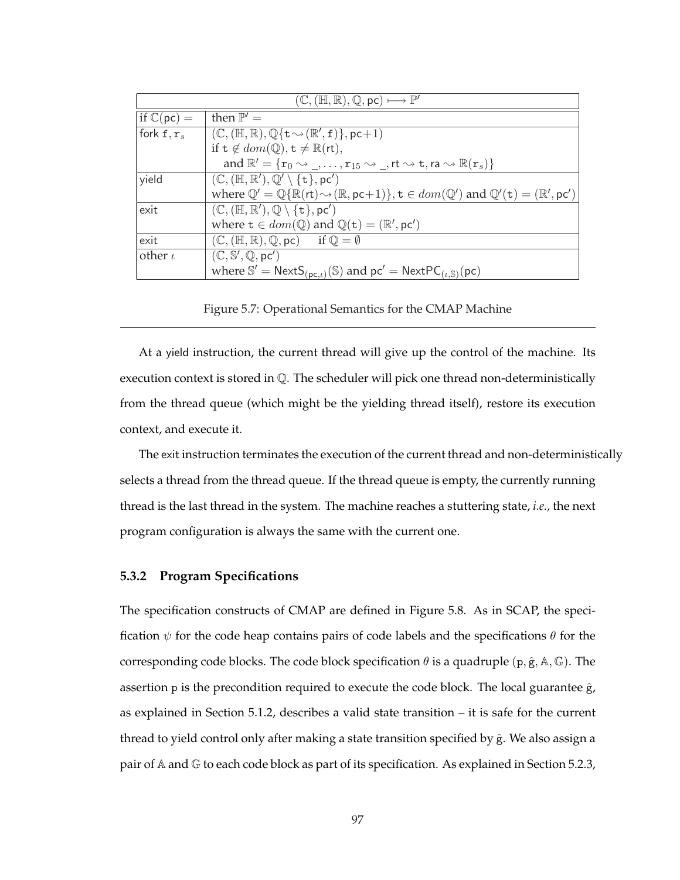| $(\mathbb{C}, (\mathbb{H}, \mathbb{R}), \mathbb{Q}, \mathsf{pc}) \longmapsto \mathbb{P}'$ | |
|---|---|
| if $\mathbb{C}(\mathsf{pc}) =$ | then $\mathbb{P}' =$ |
| $\mathsf{fork}\ \mathtt{f}, \mathtt{r}_s$ | $(\mathbb{C}, (\mathbb{H}, \mathbb{R}), \mathbb{Q}\{\mathtt{t} \rightsquigarrow (\mathbb{R}', \mathtt{f})\}, \mathsf{pc}{+}1)$ <br> if $\mathtt{t} \notin dom(\mathbb{Q}), \mathtt{t} \neq \mathbb{R}(\mathsf{rt})$, <br> and $\mathbb{R}' = \{\mathtt{r}_0 \rightsquigarrow \_, \ldots, \mathtt{r}_{15} \rightsquigarrow \_, \mathsf{rt} \rightsquigarrow \mathtt{t}, \mathsf{ra} \rightsquigarrow \mathbb{R}(\mathtt{r}_s)\}$ |
| $\mathsf{yield}$ | $(\mathbb{C}, (\mathbb{H}, \mathbb{R}'), \mathbb{Q}' \setminus \{\mathtt{t}\}, \mathsf{pc}')$ <br> where $\mathbb{Q}' = \mathbb{Q}\{\mathbb{R}(\mathsf{rt}) \rightsquigarrow (\mathbb{R}, \mathsf{pc}{+}1)\}$, $\mathtt{t} \in dom(\mathbb{Q}')$ and $\mathbb{Q}'(\mathtt{t}) = (\mathbb{R}', \mathsf{pc}')$ |
| $\mathsf{exit}$ | $(\mathbb{C}, (\mathbb{H}, \mathbb{R}'), \mathbb{Q} \setminus \{\mathtt{t}\}, \mathsf{pc}')$ <br> where $\mathtt{t} \in dom(\mathbb{Q})$ and $\mathbb{Q}(\mathtt{t}) = (\mathbb{R}', \mathsf{pc}')$ |
| $\mathsf{exit}$ | $(\mathbb{C}, (\mathbb{H}, \mathbb{R}), \mathbb{Q}, \mathsf{pc})$ if $\mathbb{Q} = \emptyset$ |
| other $\iota$ | $(\mathbb{C}, \mathbb{S}', \mathbb{Q}, \mathsf{pc}')$ <br> where $\mathbb{S}' = \mathsf{NextS}_{(\mathsf{pc},\iota)}(\mathbb{S})$ and $\mathsf{pc}' = \mathsf{NextPC}_{(\iota,\mathbb{S})}(\mathsf{pc})$ |

Figure 5.7: Operational Semantics for the CMAP Machine

At a yield instruction, the current thread will give up the control of the machine. Its execution context is stored in $\mathbb{Q}$. The scheduler will pick one thread non-deterministically from the thread queue (which might be the yielding thread itself), restore its execution context, and execute it.

The exit instruction terminates the execution of the current thread and non-deterministically selects a thread from the thread queue. If the thread queue is empty, the currently running thread is the last thread in the system. The machine reaches a stuttering state, *i.e.*, the next program configuration is always the same with the current one.

### 5.3.2 Program Specifications

The specification constructs of CMAP are defined in Figure 5.8. As in SCAP, the specification $\psi$ for the code heap contains pairs of code labels and the specifications $\theta$ for the corresponding code blocks. The code block specification $\theta$ is a quadruple $(\mathtt{p}, \hat{\mathtt{g}}, \mathbb{A}, \mathbb{G})$. The assertion $\mathtt{p}$ is the precondition required to execute the code block. The local guarantee $\hat{\mathtt{g}}$, as explained in Section 5.1.2, describes a valid state transition – it is safe for the current thread to yield control only after making a state transition specified by $\hat{\mathtt{g}}$. We also assign a pair of $\mathbb{A}$ and $\mathbb{G}$ to each code block as part of its specification. As explained in Section 5.2.3,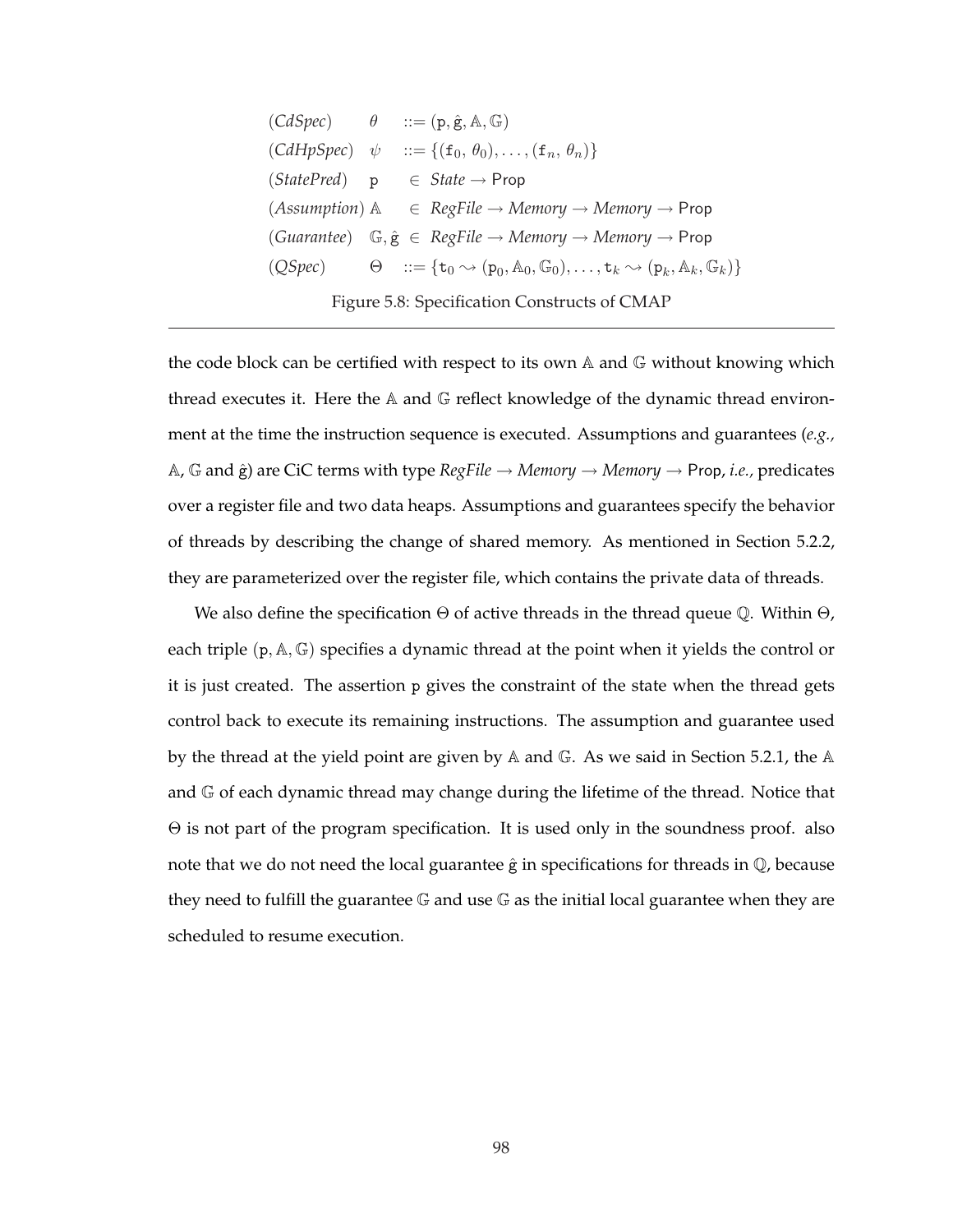$$
\begin{array}{llcl}
(\textit{CdSpec}) & \theta & ::= & (\mathtt{p}, \hat{\mathtt{g}}, \mathbb{A}, \mathbb{G}) \\
(\textit{CdHpSpec}) & \psi & ::= & \{(\mathtt{f}_0,\ \theta_0), \ldots, (\mathtt{f}_n,\ \theta_n)\} \\
(\textit{StatePred}) & \mathtt{p} & \in & \textit{State} \rightarrow \mathsf{Prop} \\
(\textit{Assumption}) & \mathbb{A} & \in & \textit{RegFile} \rightarrow \textit{Memory} \rightarrow \textit{Memory} \rightarrow \mathsf{Prop} \\
(\textit{Guarantee}) & \mathbb{G}, \hat{\mathtt{g}} & \in & \textit{RegFile} \rightarrow \textit{Memory} \rightarrow \textit{Memory} \rightarrow \mathsf{Prop} \\
(\textit{QSpec}) & \Theta & ::= & \{\mathtt{t}_0 \leadsto (\mathtt{p}_0, \mathbb{A}_0, \mathbb{G}_0), \ldots, \mathtt{t}_k \leadsto (\mathtt{p}_k, \mathbb{A}_k, \mathbb{G}_k)\}
\end{array}
$$

Figure 5.8: Specification Constructs of CMAP

the code block can be certified with respect to its own $\mathbb{A}$ and $\mathbb{G}$ without knowing which thread executes it. Here the $\mathbb{A}$ and $\mathbb{G}$ reflect knowledge of the dynamic thread environment at the time the instruction sequence is executed. Assumptions and guarantees (*e.g.,* $\mathbb{A}$, $\mathbb{G}$ and $\hat{\mathtt{g}}$) are CiC terms with type $\textit{RegFile} \rightarrow \textit{Memory} \rightarrow \textit{Memory} \rightarrow \mathsf{Prop}$, *i.e.,* predicates over a register file and two data heaps. Assumptions and guarantees specify the behavior of threads by describing the change of shared memory. As mentioned in Section 5.2.2, they are parameterized over the register file, which contains the private data of threads.

We also define the specification $\Theta$ of active threads in the thread queue $\mathbb{Q}$. Within $\Theta$, each triple $(\mathtt{p}, \mathbb{A}, \mathbb{G})$ specifies a dynamic thread at the point when it yields the control or it is just created. The assertion $\mathtt{p}$ gives the constraint of the state when the thread gets control back to execute its remaining instructions. The assumption and guarantee used by the thread at the yield point are given by $\mathbb{A}$ and $\mathbb{G}$. As we said in Section 5.2.1, the $\mathbb{A}$ and $\mathbb{G}$ of each dynamic thread may change during the lifetime of the thread. Notice that $\Theta$ is not part of the program specification. It is used only in the soundness proof. also note that we do not need the local guarantee $\hat{\mathtt{g}}$ in specifications for threads in $\mathbb{Q}$, because they need to fulfill the guarantee $\mathbb{G}$ and use $\mathbb{G}$ as the initial local guarantee when they are scheduled to resume execution.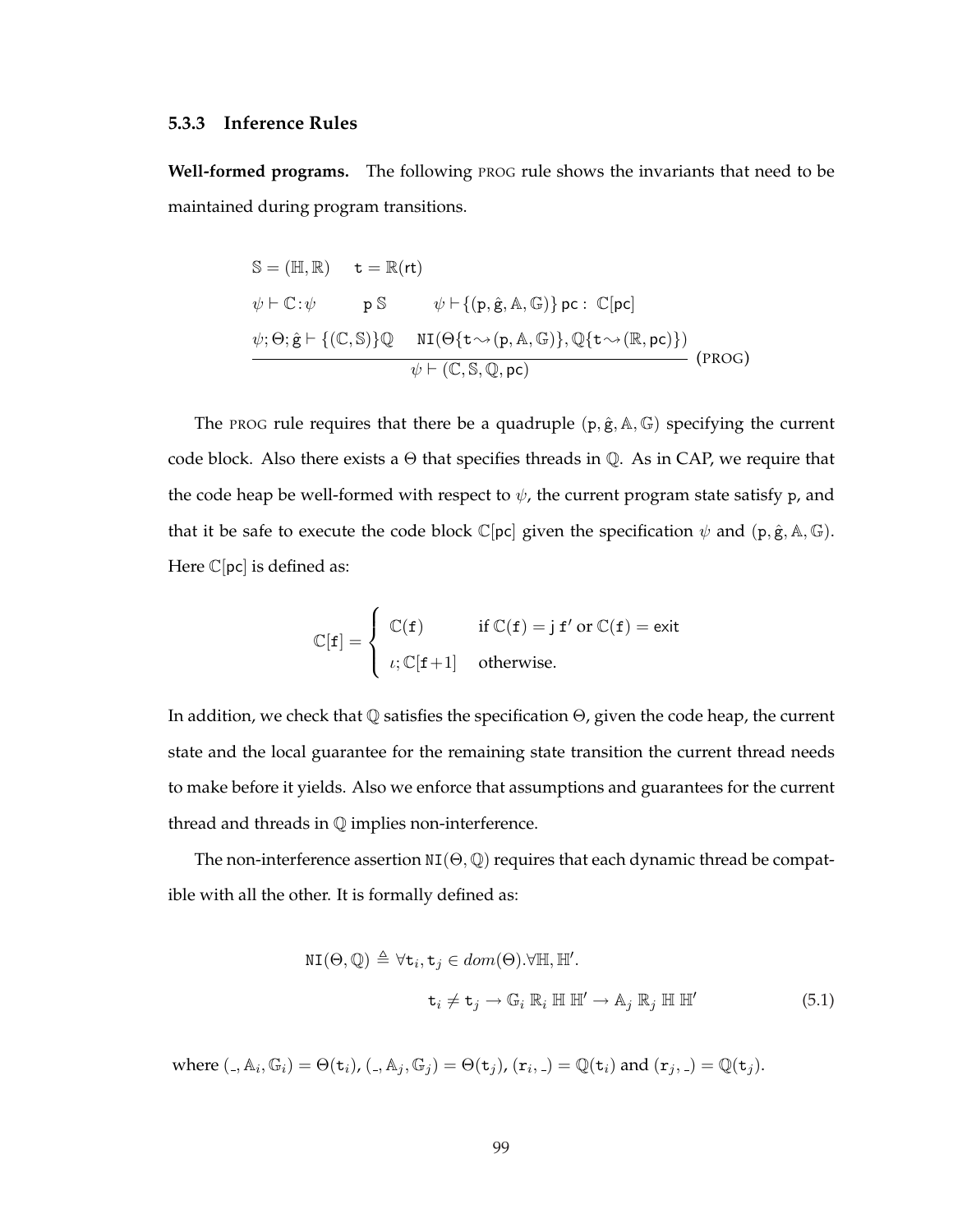### 5.3.3 Inference Rules

**Well-formed programs.** The following PROG rule shows the invariants that need to be maintained during program transitions.

$$
\frac{\begin{array}{lll} \mathbb{S} = (\mathbb{H}, \mathbb{R}) & \mathtt{t} = \mathbb{R}(\mathsf{rt}) & \\ \psi \vdash \mathbb{C} : \psi & \mathtt{p}\ \mathbb{S} & \psi \vdash \{(\mathtt{p}, \hat{\mathtt{g}}, \mathbb{A}, \mathbb{G})\}\ \mathsf{pc} :\ \mathbb{C}[\mathsf{pc}] \\ \psi ; \Theta ; \hat{\mathtt{g}} \vdash \{(\mathbb{C}, \mathbb{S})\} \mathbb{Q} & \multicolumn{2}{l}{\mathtt{NI}(\Theta\{\mathtt{t} \rightsquigarrow (\mathtt{p}, \mathbb{A}, \mathbb{G})\}, \mathbb{Q}\{\mathtt{t} \rightsquigarrow (\mathbb{R}, \mathsf{pc})\})} \end{array}}{\psi \vdash (\mathbb{C}, \mathbb{S}, \mathbb{Q}, \mathsf{pc})} \ (\text{PROG})
$$

The PROG rule requires that there be a quadruple $(\mathtt{p}, \hat{\mathtt{g}}, \mathbb{A}, \mathbb{G})$ specifying the current code block. Also there exists a $\Theta$ that specifies threads in $\mathbb{Q}$. As in CAP, we require that the code heap be well-formed with respect to $\psi$, the current program state satisfy $\mathtt{p}$, and that it be safe to execute the code block $\mathbb{C}[\mathsf{pc}]$ given the specification $\psi$ and $(\mathtt{p}, \hat{\mathtt{g}}, \mathbb{A}, \mathbb{G})$. Here $\mathbb{C}[\mathsf{pc}]$ is defined as:

$$
\mathbb{C}[\mathtt{f}] = \begin{cases} \mathbb{C}(\mathtt{f}) & \text{if } \mathbb{C}(\mathtt{f}) = \mathsf{j}\ \mathtt{f}' \text{ or } \mathbb{C}(\mathtt{f}) = \mathsf{exit} \\ \iota ; \mathbb{C}[\mathtt{f}{+}1] & \text{otherwise.} \end{cases}
$$

In addition, we check that $\mathbb{Q}$ satisfies the specification $\Theta$, given the code heap, the current state and the local guarantee for the remaining state transition the current thread needs to make before it yields. Also we enforce that assumptions and guarantees for the current thread and threads in $\mathbb{Q}$ implies non-interference.

The non-interference assertion $\mathtt{NI}(\Theta, \mathbb{Q})$ requires that each dynamic thread be compatible with all the other. It is formally defined as:

$$
\begin{aligned} \mathtt{NI}(\Theta, \mathbb{Q}) \triangleq\ & \forall \mathtt{t}_i, \mathtt{t}_j \in dom(\Theta). \forall \mathbb{H}, \mathbb{H}'. \\ & \qquad \mathtt{t}_i \neq \mathtt{t}_j \rightarrow \mathbb{G}_i\ \mathbb{R}_i\ \mathbb{H}\ \mathbb{H}' \rightarrow \mathbb{A}_j\ \mathbb{R}_j\ \mathbb{H}\ \mathbb{H}' \end{aligned} \qquad (5.1)
$$

where $(\_, \mathbb{A}_i, \mathbb{G}_i) = \Theta(\mathtt{t}_i)$, $(\_, \mathbb{A}_j, \mathbb{G}_j) = \Theta(\mathtt{t}_j)$, $(\mathtt{r}_i, \_) = \mathbb{Q}(\mathtt{t}_i)$ and $(\mathtt{r}_j, \_) = \mathbb{Q}(\mathtt{t}_j)$.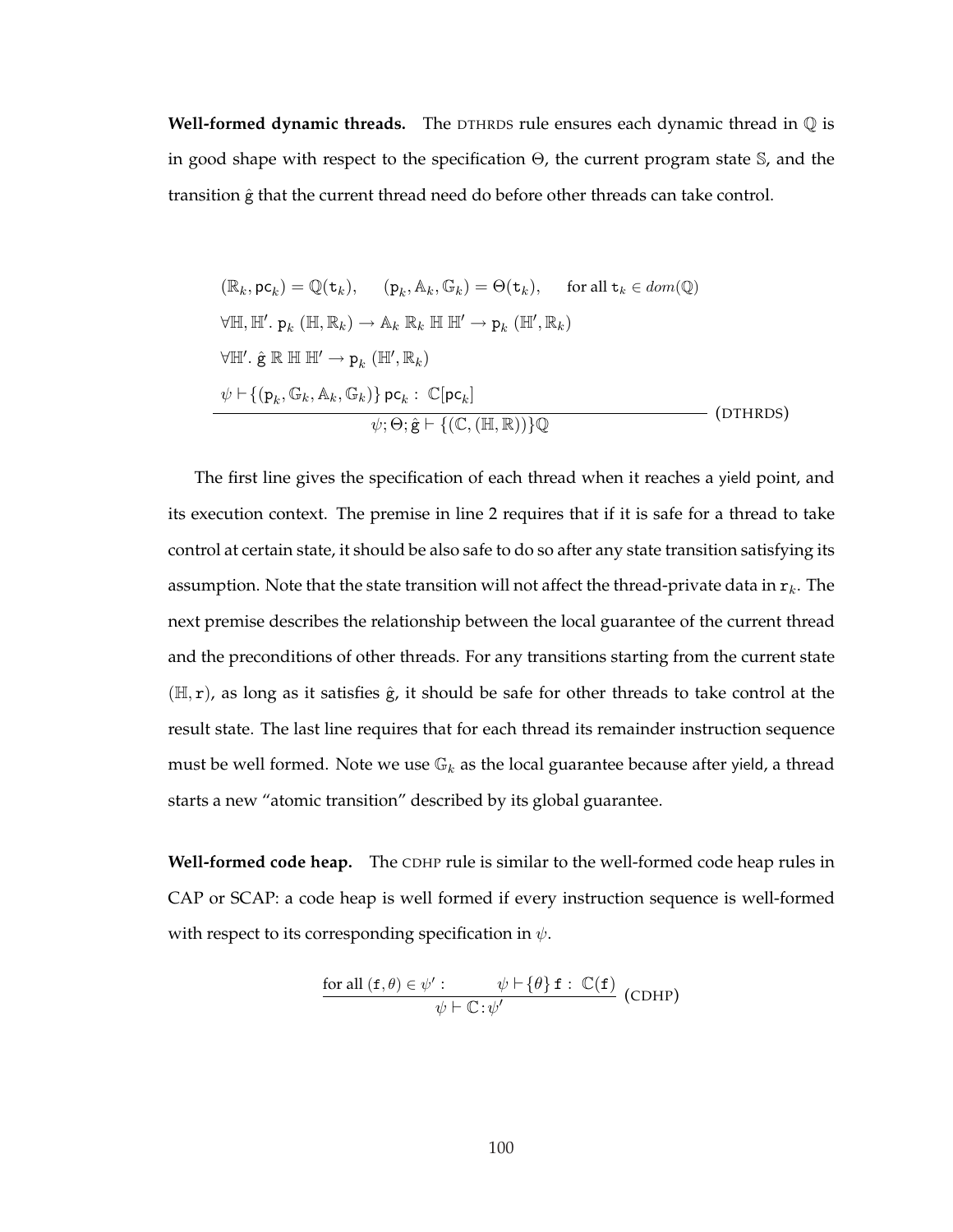**Well-formed dynamic threads.** The DTHRDS rule ensures each dynamic thread in $\mathbb{Q}$ is in good shape with respect to the specification $\Theta$, the current program state $\mathbb{S}$, and the transition $\hat{\mathtt{g}}$ that the current thread need do before other threads can take control.

$$
\frac{\begin{array}{l}
(\mathbb{R}_k, \mathtt{pc}_k) = \mathbb{Q}(\mathtt{t}_k), \quad (\mathtt{p}_k, \mathbb{A}_k, \mathbb{G}_k) = \Theta(\mathtt{t}_k), \quad \text{for all } \mathtt{t}_k \in dom(\mathbb{Q}) \\
\forall \mathbb{H}, \mathbb{H}'.\ \mathtt{p}_k\ (\mathbb{H}, \mathbb{R}_k) \rightarrow \mathbb{A}_k\ \mathbb{R}_k\ \mathbb{H}\ \mathbb{H}' \rightarrow \mathtt{p}_k\ (\mathbb{H}', \mathbb{R}_k) \\
\forall \mathbb{H}'.\ \hat{\mathtt{g}}\ \mathbb{R}\ \mathbb{H}\ \mathbb{H}' \rightarrow \mathtt{p}_k\ (\mathbb{H}', \mathbb{R}_k) \\
\psi \vdash \{(\mathtt{p}_k, \mathbb{G}_k, \mathbb{A}_k, \mathbb{G}_k)\}\, \mathtt{pc}_k :\ \mathbb{C}[\mathtt{pc}_k]
\end{array}}{\psi; \Theta; \hat{\mathtt{g}} \vdash \{(\mathbb{C}, (\mathbb{H}, \mathbb{R}))\}\mathbb{Q}} \ (\text{DTHRDS})
$$

The first line gives the specification of each thread when it reaches a yield point, and its execution context. The premise in line 2 requires that if it is safe for a thread to take control at certain state, it should be also safe to do so after any state transition satisfying its assumption. Note that the state transition will not affect the thread-private data in $\mathtt{r}_k$. The next premise describes the relationship between the local guarantee of the current thread and the preconditions of other threads. For any transitions starting from the current state $(\mathbb{H}, \mathtt{r})$, as long as it satisfies $\hat{\mathtt{g}}$, it should be safe for other threads to take control at the result state. The last line requires that for each thread its remainder instruction sequence must be well formed. Note we use $\mathbb{G}_k$ as the local guarantee because after yield, a thread starts a new "atomic transition" described by its global guarantee.

**Well-formed code heap.** The CDHP rule is similar to the well-formed code heap rules in CAP or SCAP: a code heap is well formed if every instruction sequence is well-formed with respect to its corresponding specification in $\psi$.

$$
\frac{\text{for all } (\mathtt{f}, \theta) \in \psi' : \qquad \psi \vdash \{\theta\}\, \mathtt{f} :\ \mathbb{C}(\mathtt{f})}{\psi \vdash \mathbb{C} : \psi'} \ (\text{CDHP})
$$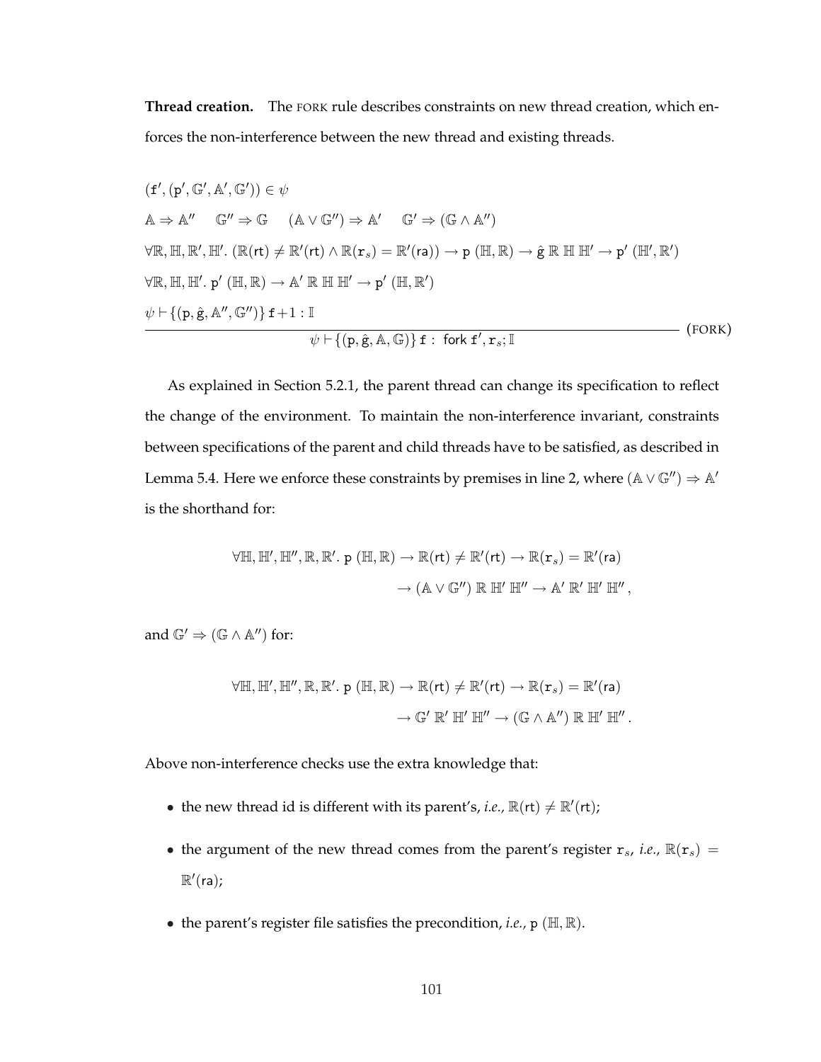**Thread creation.** The FORK rule describes constraints on new thread creation, which enforces the non-interference between the new thread and existing threads.

$$
\frac{
\begin{array}{l}
(\mathtt{f}', (\mathtt{p}', \mathbb{G}', \mathbb{A}', \mathbb{G}')) \in \psi \\
\mathbb{A} \Rightarrow \mathbb{A}'' \quad \mathbb{G}'' \Rightarrow \mathbb{G} \quad (\mathbb{A} \vee \mathbb{G}'') \Rightarrow \mathbb{A}' \quad \mathbb{G}' \Rightarrow (\mathbb{G} \wedge \mathbb{A}'') \\
\forall \mathbb{R}, \mathbb{H}, \mathbb{R}', \mathbb{H}'.\ (\mathbb{R}(\mathsf{rt}) \neq \mathbb{R}'(\mathsf{rt}) \wedge \mathbb{R}(\mathtt{r}_s) = \mathbb{R}'(\mathsf{ra})) \rightarrow \mathtt{p}\ (\mathbb{H}, \mathbb{R}) \rightarrow \hat{\mathtt{g}}\ \mathbb{R}\ \mathbb{H}\ \mathbb{H}' \rightarrow \mathtt{p}'\ (\mathbb{H}', \mathbb{R}') \\
\forall \mathbb{R}, \mathbb{H}, \mathbb{H}'.\ \mathtt{p}'\ (\mathbb{H}, \mathbb{R}) \rightarrow \mathbb{A}'\ \mathbb{R}\ \mathbb{H}\ \mathbb{H}' \rightarrow \mathtt{p}'\ (\mathbb{H}, \mathbb{R}') \\
\psi \vdash \{(\mathtt{p}, \hat{\mathtt{g}}, \mathbb{A}'', \mathbb{G}'')\}\ \mathtt{f}+1 : \mathbb{I}
\end{array}
}{
\psi \vdash \{(\mathtt{p}, \hat{\mathtt{g}}, \mathbb{A}, \mathbb{G})\}\ \mathtt{f} :\ \mathsf{fork}\ \mathtt{f}', \mathtt{r}_s; \mathbb{I}
} \quad (\text{FORK})
$$

As explained in Section 5.2.1, the parent thread can change its specification to reflect the change of the environment. To maintain the non-interference invariant, constraints between specifications of the parent and child threads have to be satisfied, as described in Lemma 5.4. Here we enforce these constraints by premises in line 2, where $(\mathbb{A} \vee \mathbb{G}'') \Rightarrow \mathbb{A}'$ is the shorthand for:

$$
\begin{aligned}
\forall \mathbb{H}, \mathbb{H}', \mathbb{H}'', \mathbb{R}, \mathbb{R}'.\ \mathtt{p}\ (\mathbb{H}, \mathbb{R}) \rightarrow \mathbb{R}(\mathsf{rt}) \neq \mathbb{R}'(\mathsf{rt}) \rightarrow \mathbb{R}(\mathtt{r}_s) = \mathbb{R}'(\mathsf{ra}) \\
\rightarrow (\mathbb{A} \vee \mathbb{G}'')\ \mathbb{R}\ \mathbb{H}'\ \mathbb{H}'' \rightarrow \mathbb{A}'\ \mathbb{R}'\ \mathbb{H}'\ \mathbb{H}'',
\end{aligned}
$$

and $\mathbb{G}' \Rightarrow (\mathbb{G} \wedge \mathbb{A}'')$ for:

$$
\begin{aligned}
\forall \mathbb{H}, \mathbb{H}', \mathbb{H}'', \mathbb{R}, \mathbb{R}'.\ \mathtt{p}\ (\mathbb{H}, \mathbb{R}) \rightarrow \mathbb{R}(\mathsf{rt}) \neq \mathbb{R}'(\mathsf{rt}) \rightarrow \mathbb{R}(\mathtt{r}_s) = \mathbb{R}'(\mathsf{ra}) \\
\rightarrow \mathbb{G}'\ \mathbb{R}'\ \mathbb{H}'\ \mathbb{H}'' \rightarrow (\mathbb{G} \wedge \mathbb{A}'')\ \mathbb{R}\ \mathbb{H}'\ \mathbb{H}''.
\end{aligned}
$$

Above non-interference checks use the extra knowledge that:

- the new thread id is different with its parent's, *i.e.*, $\mathbb{R}(\mathsf{rt}) \neq \mathbb{R}'(\mathsf{rt})$;
- the argument of the new thread comes from the parent's register $\mathtt{r}_s$, *i.e.*, $\mathbb{R}(\mathtt{r}_s) = \mathbb{R}'(\mathsf{ra})$;
- the parent's register file satisfies the precondition, *i.e.*, $\mathtt{p}\ (\mathbb{H}, \mathbb{R})$.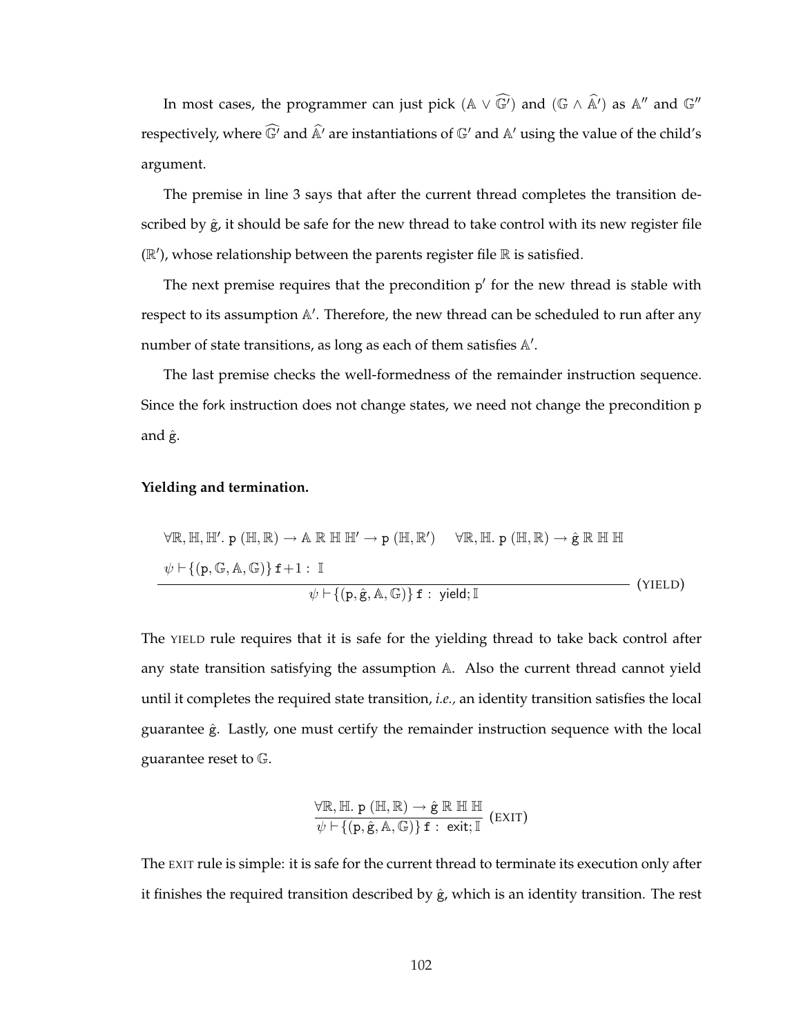In most cases, the programmer can just pick $(\mathbb{A} \vee \widehat{\mathbb{G}'})$ and $(\mathbb{G} \wedge \widehat{\mathbb{A}'})$ as $\mathbb{A}''$ and $\mathbb{G}''$ respectively, where $\widehat{\mathbb{G}'}$ and $\widehat{\mathbb{A}'}$ are instantiations of $\mathbb{G}'$ and $\mathbb{A}'$ using the value of the child's argument.

The premise in line 3 says that after the current thread completes the transition described by $\hat{\mathrm{g}}$, it should be safe for the new thread to take control with its new register file ($\mathbb{R}'$), whose relationship between the parents register file $\mathbb{R}$ is satisfied.

The next premise requires that the precondition $\mathrm{p}'$ for the new thread is stable with respect to its assumption $\mathbb{A}'$. Therefore, the new thread can be scheduled to run after any number of state transitions, as long as each of them satisfies $\mathbb{A}'$.

The last premise checks the well-formedness of the remainder instruction sequence. Since the fork instruction does not change states, we need not change the precondition p and $\hat{\mathrm{g}}$.

**Yielding and termination.**

$$\frac{\begin{array}{l}\forall \mathbb{R}, \mathbb{H}, \mathbb{H}'.\ \mathtt{p}\ (\mathbb{H}, \mathbb{R}) \rightarrow \mathbb{A}\ \mathbb{R}\ \mathbb{H}\ \mathbb{H}' \rightarrow \mathtt{p}\ (\mathbb{H}, \mathbb{R}') \qquad \forall \mathbb{R}, \mathbb{H}.\ \mathtt{p}\ (\mathbb{H}, \mathbb{R}) \rightarrow \hat{\mathtt{g}}\ \mathbb{R}\ \mathbb{H}\ \mathbb{H} \\ \psi \vdash \{(\mathtt{p}, \mathbb{G}, \mathbb{A}, \mathbb{G})\}\, \mathtt{f}{+}1 :\ \mathbb{I}\end{array}}{\psi \vdash \{(\mathtt{p}, \hat{\mathtt{g}}, \mathbb{A}, \mathbb{G})\}\, \mathtt{f} :\ \mathsf{yield}; \mathbb{I}} \ (\textsc{yield})$$

The YIELD rule requires that it is safe for the yielding thread to take back control after any state transition satisfying the assumption $\mathbb{A}$. Also the current thread cannot yield until it completes the required state transition, *i.e.,* an identity transition satisfies the local guarantee $\hat{\mathrm{g}}$. Lastly, one must certify the remainder instruction sequence with the local guarantee reset to $\mathbb{G}$.

$$\frac{\forall \mathbb{R}, \mathbb{H}.\ \mathtt{p}\ (\mathbb{H}, \mathbb{R}) \rightarrow \hat{\mathtt{g}}\ \mathbb{R}\ \mathbb{H}\ \mathbb{H}}{\psi \vdash \{(\mathtt{p}, \hat{\mathtt{g}}, \mathbb{A}, \mathbb{G})\}\, \mathtt{f} :\ \mathsf{exit}; \mathbb{I}} \ (\textsc{exit})$$

The EXIT rule is simple: it is safe for the current thread to terminate its execution only after it finishes the required transition described by $\hat{\mathrm{g}}$, which is an identity transition. The rest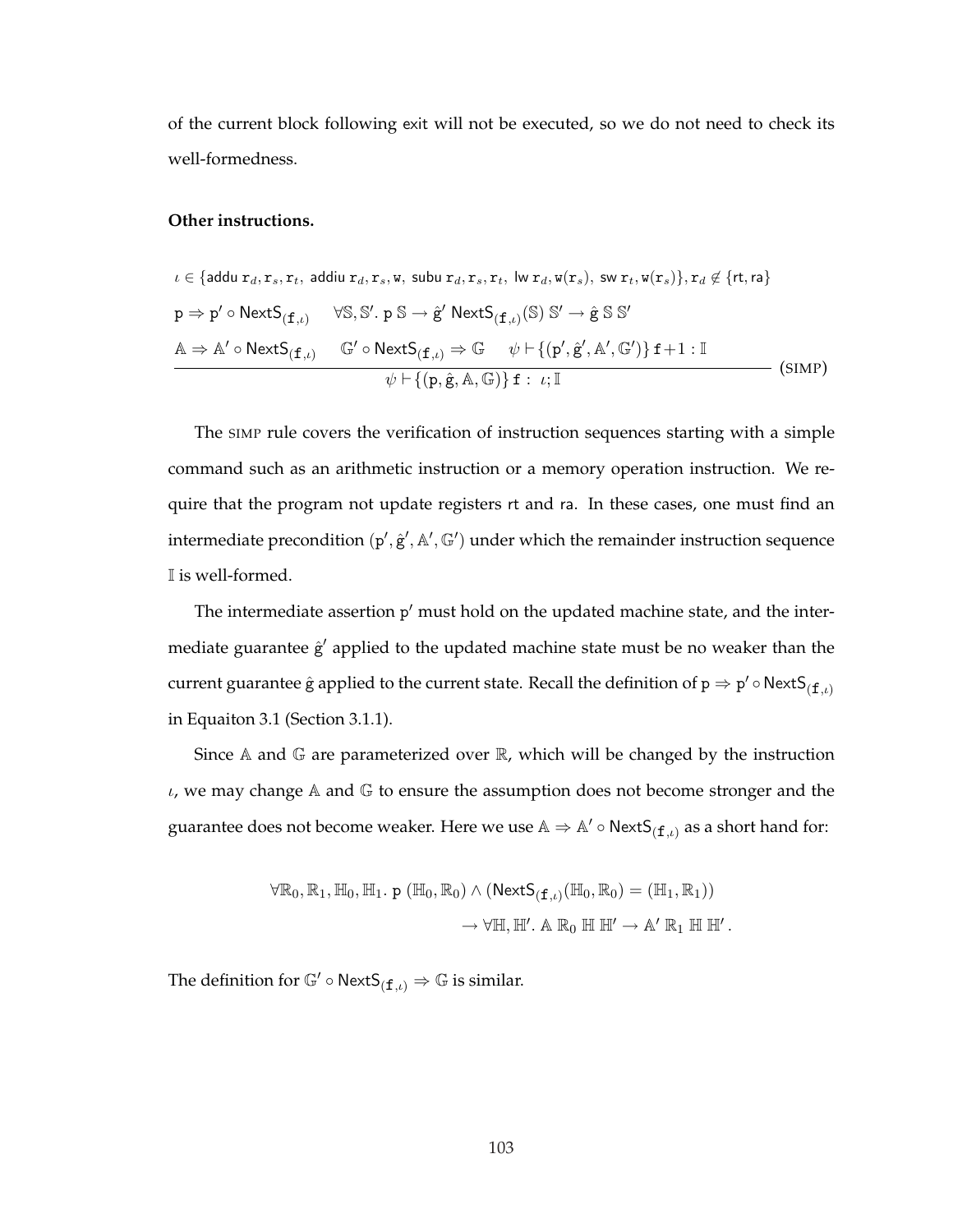of the current block following exit will not be executed, so we do not need to check its well-formedness.

**Other instructions.**

$$\frac{\begin{array}{l}\iota \in \{\mathsf{addu}\ \mathtt{r}_d, \mathtt{r}_s, \mathtt{r}_t,\ \mathsf{addiu}\ \mathtt{r}_d, \mathtt{r}_s, \mathtt{w},\ \mathsf{subu}\ \mathtt{r}_d, \mathtt{r}_s, \mathtt{r}_t,\ \mathsf{lw}\ \mathtt{r}_d, \mathtt{w}(\mathtt{r}_s),\ \mathsf{sw}\ \mathtt{r}_t, \mathtt{w}(\mathtt{r}_s)\}, \mathtt{r}_d \notin \{\mathsf{rt}, \mathsf{ra}\} \\ \mathtt{p} \Rightarrow \mathtt{p}' \circ \mathsf{NextS}_{(\mathtt{f},\iota)} \quad \forall \mathbb{S}, \mathbb{S}'.\ \mathtt{p}\ \mathbb{S} \rightarrow \hat{\mathtt{g}}'\ \mathsf{NextS}_{(\mathtt{f},\iota)}(\mathbb{S})\ \mathbb{S}' \rightarrow \hat{\mathtt{g}}\ \mathbb{S}\ \mathbb{S}' \\ \mathbb{A} \Rightarrow \mathbb{A}' \circ \mathsf{NextS}_{(\mathtt{f},\iota)} \quad \mathbb{G}' \circ \mathsf{NextS}_{(\mathtt{f},\iota)} \Rightarrow \mathbb{G} \quad \psi \vdash \{(\mathtt{p}', \hat{\mathtt{g}}', \mathbb{A}', \mathbb{G}')\}\ \mathtt{f}{+}1 : \mathbb{I}\end{array}}{\psi \vdash \{(\mathtt{p}, \hat{\mathtt{g}}, \mathbb{A}, \mathbb{G})\}\ \mathtt{f} :\ \iota; \mathbb{I}}\ (\textsc{simp})$$

The SIMP rule covers the verification of instruction sequences starting with a simple command such as an arithmetic instruction or a memory operation instruction. We require that the program not update registers rt and ra. In these cases, one must find an intermediate precondition $(\mathtt{p}', \hat{\mathtt{g}}', \mathbb{A}', \mathbb{G}')$ under which the remainder instruction sequence $\mathbb{I}$ is well-formed.

The intermediate assertion $\mathtt{p}'$ must hold on the updated machine state, and the intermediate guarantee $\hat{\mathtt{g}}'$ applied to the updated machine state must be no weaker than the current guarantee $\hat{\mathtt{g}}$ applied to the current state. Recall the definition of $\mathtt{p} \Rightarrow \mathtt{p}' \circ \mathsf{NextS}_{(\mathtt{f},\iota)}$ in Equaiton 3.1 (Section 3.1.1).

Since $\mathbb{A}$ and $\mathbb{G}$ are parameterized over $\mathbb{R}$, which will be changed by the instruction $\iota$, we may change $\mathbb{A}$ and $\mathbb{G}$ to ensure the assumption does not become stronger and the guarantee does not become weaker. Here we use $\mathbb{A} \Rightarrow \mathbb{A}' \circ \mathsf{NextS}_{(\mathtt{f},\iota)}$ as a short hand for:

$$\begin{array}{r}\forall \mathbb{R}_0, \mathbb{R}_1, \mathbb{H}_0, \mathbb{H}_1.\ \mathtt{p}\ (\mathbb{H}_0, \mathbb{R}_0) \wedge (\mathsf{NextS}_{(\mathtt{f},\iota)}(\mathbb{H}_0, \mathbb{R}_0) = (\mathbb{H}_1, \mathbb{R}_1)) \\ \rightarrow \forall \mathbb{H}, \mathbb{H}'.\ \mathbb{A}\ \mathbb{R}_0\ \mathbb{H}\ \mathbb{H}' \rightarrow \mathbb{A}'\ \mathbb{R}_1\ \mathbb{H}\ \mathbb{H}'.\end{array}$$

The definition for $\mathbb{G}' \circ \mathsf{NextS}_{(\mathtt{f},\iota)} \Rightarrow \mathbb{G}$ is similar.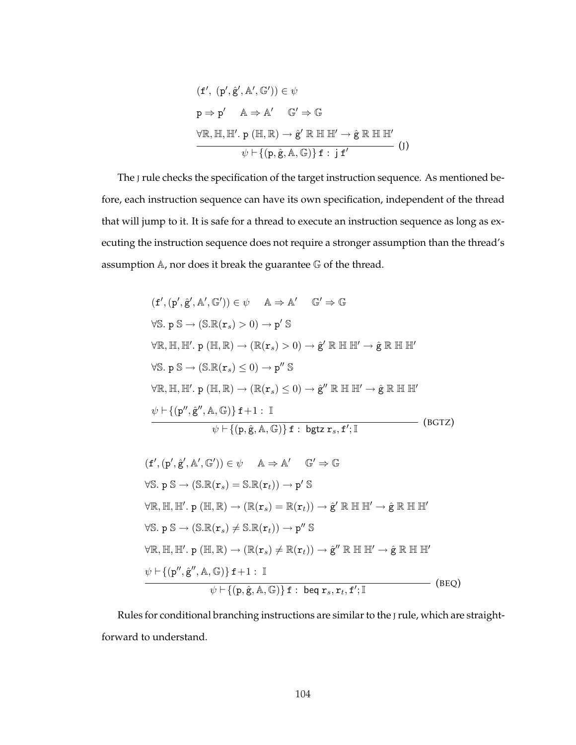$$
\frac{\begin{array}{l}
(\mathtt{f}',\ (\mathtt{p}', \hat{\mathtt{g}}', \mathbb{A}', \mathbb{G}')) \in \psi \\
\mathtt{p} \Rightarrow \mathtt{p}' \quad \mathbb{A} \Rightarrow \mathbb{A}' \quad \mathbb{G}' \Rightarrow \mathbb{G} \\
\forall \mathbb{R}, \mathbb{H}, \mathbb{H}'.\ \mathtt{p}\ (\mathbb{H}, \mathbb{R}) \rightarrow \hat{\mathtt{g}}'\ \mathbb{R}\ \mathbb{H}\ \mathbb{H}' \rightarrow \hat{\mathtt{g}}\ \mathbb{R}\ \mathbb{H}\ \mathbb{H}'
\end{array}}{\psi \vdash \{(\mathtt{p}, \hat{\mathtt{g}}, \mathbb{A}, \mathbb{G})\}\ \mathtt{f} : \ \mathtt{j}\ \mathtt{f}'} \ (\text{J})
$$

The J rule checks the specification of the target instruction sequence. As mentioned before, each instruction sequence can have its own specification, independent of the thread that will jump to it. It is safe for a thread to execute an instruction sequence as long as executing the instruction sequence does not require a stronger assumption than the thread's assumption $\mathbb{A}$, nor does it break the guarantee $\mathbb{G}$ of the thread.

$$
\frac{\begin{array}{l}
(\mathtt{f}', (\mathtt{p}', \hat{\mathtt{g}}', \mathbb{A}', \mathbb{G}')) \in \psi \quad \mathbb{A} \Rightarrow \mathbb{A}' \quad \mathbb{G}' \Rightarrow \mathbb{G} \\
\forall \mathbb{S}.\ \mathtt{p}\ \mathbb{S} \rightarrow (\mathbb{S}.\mathbb{R}(\mathtt{r}_s) > 0) \rightarrow \mathtt{p}'\ \mathbb{S} \\
\forall \mathbb{R}, \mathbb{H}, \mathbb{H}'.\ \mathtt{p}\ (\mathbb{H}, \mathbb{R}) \rightarrow (\mathbb{R}(\mathtt{r}_s) > 0) \rightarrow \hat{\mathtt{g}}'\ \mathbb{R}\ \mathbb{H}\ \mathbb{H}' \rightarrow \hat{\mathtt{g}}\ \mathbb{R}\ \mathbb{H}\ \mathbb{H}' \\
\forall \mathbb{S}.\ \mathtt{p}\ \mathbb{S} \rightarrow (\mathbb{S}.\mathbb{R}(\mathtt{r}_s) \leq 0) \rightarrow \mathtt{p}''\ \mathbb{S} \\
\forall \mathbb{R}, \mathbb{H}, \mathbb{H}'.\ \mathtt{p}\ (\mathbb{H}, \mathbb{R}) \rightarrow (\mathbb{R}(\mathtt{r}_s) \leq 0) \rightarrow \hat{\mathtt{g}}''\ \mathbb{R}\ \mathbb{H}\ \mathbb{H}' \rightarrow \hat{\mathtt{g}}\ \mathbb{R}\ \mathbb{H}\ \mathbb{H}' \\
\psi \vdash \{(\mathtt{p}'', \hat{\mathtt{g}}'', \mathbb{A}, \mathbb{G})\}\ \mathtt{f}{+}1 :\ \mathbb{I}
\end{array}}{\psi \vdash \{(\mathtt{p}, \hat{\mathtt{g}}, \mathbb{A}, \mathbb{G})\}\ \mathtt{f} :\ \mathtt{bgtz}\ \mathtt{r}_s, \mathtt{f}'; \mathbb{I}} \ (\text{BGTZ})
$$

$$
\frac{\begin{array}{l}
(\mathtt{f}', (\mathtt{p}', \hat{\mathtt{g}}', \mathbb{A}', \mathbb{G}')) \in \psi \quad \mathbb{A} \Rightarrow \mathbb{A}' \quad \mathbb{G}' \Rightarrow \mathbb{G} \\
\forall \mathbb{S}.\ \mathtt{p}\ \mathbb{S} \rightarrow (\mathbb{S}.\mathbb{R}(\mathtt{r}_s) = \mathbb{S}.\mathbb{R}(\mathtt{r}_t)) \rightarrow \mathtt{p}'\ \mathbb{S} \\
\forall \mathbb{R}, \mathbb{H}, \mathbb{H}'.\ \mathtt{p}\ (\mathbb{H}, \mathbb{R}) \rightarrow (\mathbb{R}(\mathtt{r}_s) = \mathbb{R}(\mathtt{r}_t)) \rightarrow \hat{\mathtt{g}}'\ \mathbb{R}\ \mathbb{H}\ \mathbb{H}' \rightarrow \hat{\mathtt{g}}\ \mathbb{R}\ \mathbb{H}\ \mathbb{H}' \\
\forall \mathbb{S}.\ \mathtt{p}\ \mathbb{S} \rightarrow (\mathbb{S}.\mathbb{R}(\mathtt{r}_s) \neq \mathbb{S}.\mathbb{R}(\mathtt{r}_t)) \rightarrow \mathtt{p}''\ \mathbb{S} \\
\forall \mathbb{R}, \mathbb{H}, \mathbb{H}'.\ \mathtt{p}\ (\mathbb{H}, \mathbb{R}) \rightarrow (\mathbb{R}(\mathtt{r}_s) \neq \mathbb{R}(\mathtt{r}_t)) \rightarrow \hat{\mathtt{g}}''\ \mathbb{R}\ \mathbb{H}\ \mathbb{H}' \rightarrow \hat{\mathtt{g}}\ \mathbb{R}\ \mathbb{H}\ \mathbb{H}' \\
\psi \vdash \{(\mathtt{p}'', \hat{\mathtt{g}}'', \mathbb{A}, \mathbb{G})\}\ \mathtt{f}{+}1 :\ \mathbb{I}
\end{array}}{\psi \vdash \{(\mathtt{p}, \hat{\mathtt{g}}, \mathbb{A}, \mathbb{G})\}\ \mathtt{f} :\ \mathtt{beq}\ \mathtt{r}_s, \mathtt{r}_t, \mathtt{f}'; \mathbb{I}} \ (\text{BEQ})
$$

Rules for conditional branching instructions are similar to the J rule, which are straightforward to understand.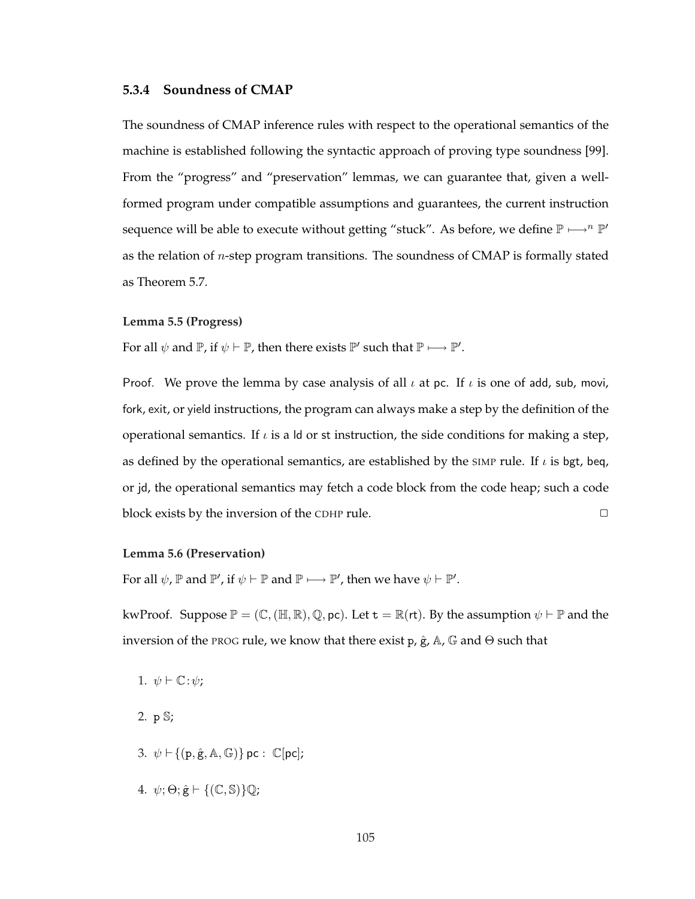### 5.3.4 Soundness of CMAP

The soundness of CMAP inference rules with respect to the operational semantics of the machine is established following the syntactic approach of proving type soundness [99]. From the "progress" and "preservation" lemmas, we can guarantee that, given a well-formed program under compatible assumptions and guarantees, the current instruction sequence will be able to execute without getting "stuck". As before, we define $\mathbb{P} \longmapsto^n \mathbb{P}'$ as the relation of $n$-step program transitions. The soundness of CMAP is formally stated as Theorem 5.7.

**Lemma 5.5 (Progress)**

For all $\psi$ and $\mathbb{P}$, if $\psi \vdash \mathbb{P}$, then there exists $\mathbb{P}'$ such that $\mathbb{P} \longmapsto \mathbb{P}'$.

Proof. We prove the lemma by case analysis of all $\iota$ at pc. If $\iota$ is one of add, sub, movi, fork, exit, or yield instructions, the program can always make a step by the definition of the operational semantics. If $\iota$ is a ld or st instruction, the side conditions for making a step, as defined by the operational semantics, are established by the SIMP rule. If $\iota$ is bgt, beq, or jd, the operational semantics may fetch a code block from the code heap; such a code block exists by the inversion of the CDHP rule. □

**Lemma 5.6 (Preservation)**

For all $\psi$, $\mathbb{P}$ and $\mathbb{P}'$, if $\psi \vdash \mathbb{P}$ and $\mathbb{P} \longmapsto \mathbb{P}'$, then we have $\psi \vdash \mathbb{P}'$.

kwProof. Suppose $\mathbb{P} = (\mathbb{C}, (\mathbb{H}, \mathbb{R}), \mathbb{Q}, \mathsf{pc})$. Let $\mathtt{t} = \mathbb{R}(\mathsf{rt})$. By the assumption $\psi \vdash \mathbb{P}$ and the inversion of the PROG rule, we know that there exist $\mathtt{p}$, $\hat{\mathtt{g}}$, $\mathbb{A}$, $\mathbb{G}$ and $\Theta$ such that

1. $\psi \vdash \mathbb{C} : \psi$;
2. $\mathtt{p}\ \mathbb{S}$;
3. $\psi \vdash \{(\mathtt{p}, \hat{\mathtt{g}}, \mathbb{A}, \mathbb{G})\}\ \mathsf{pc} :\ \mathbb{C}[\mathsf{pc}]$;
4. $\psi; \Theta; \hat{\mathtt{g}} \vdash \{(\mathbb{C}, \mathbb{S})\}\mathbb{Q}$;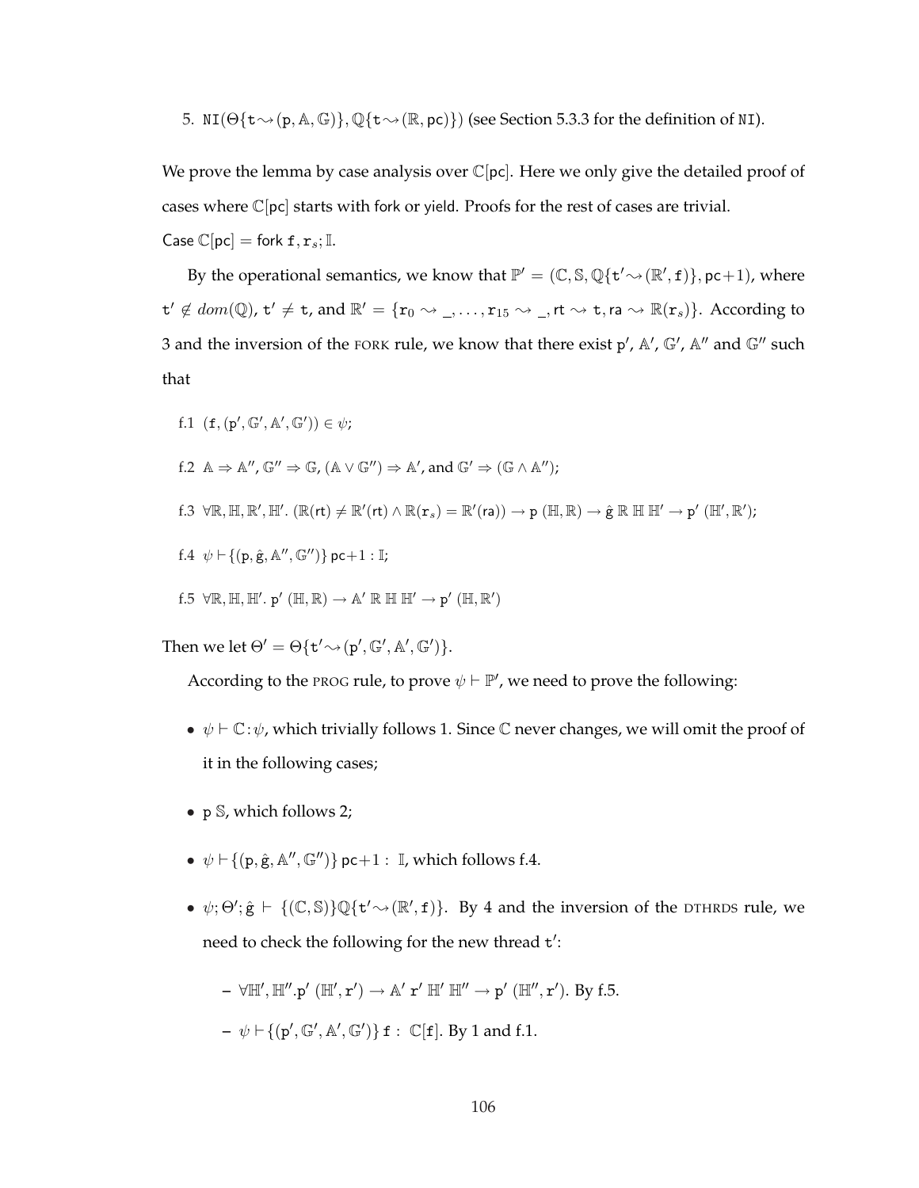5. $\mathtt{NI}(\Theta\{\mathtt{t}\leadsto(\mathtt{p},\mathbb{A},\mathbb{G})\},\mathbb{Q}\{\mathtt{t}\leadsto(\mathbb{R},\mathsf{pc})\})$ (see Section 5.3.3 for the definition of NI).

We prove the lemma by case analysis over $\mathbb{C}[\mathsf{pc}]$. Here we only give the detailed proof of cases where $\mathbb{C}[\mathsf{pc}]$ starts with fork or yield. Proofs for the rest of cases are trivial.

Case $\mathbb{C}[\mathsf{pc}] = \mathsf{fork}\ \mathtt{f}, \mathtt{r}_s; \mathbb{I}$.

By the operational semantics, we know that $\mathbb{P}' = (\mathbb{C}, \mathbb{S}, \mathbb{Q}\{\mathtt{t}'\leadsto(\mathbb{R}',\mathtt{f})\}, \mathsf{pc}{+}1)$, where $\mathtt{t}' \notin dom(\mathbb{Q})$, $\mathtt{t}' \neq \mathtt{t}$, and $\mathbb{R}' = \{\mathtt{r}_0 \leadsto \_, \ldots, \mathtt{r}_{15} \leadsto \_, \mathsf{rt} \leadsto \mathtt{t}, \mathsf{ra} \leadsto \mathbb{R}(\mathtt{r}_s)\}$. According to 3 and the inversion of the FORK rule, we know that there exist $\mathtt{p}'$, $\mathbb{A}'$, $\mathbb{G}'$, $\mathbb{A}''$ and $\mathbb{G}''$ such that

f.1 $(\mathtt{f}, (\mathtt{p}', \mathbb{G}', \mathbb{A}', \mathbb{G}')) \in \psi$;

f.2 $\mathbb{A} \Rightarrow \mathbb{A}''$, $\mathbb{G}'' \Rightarrow \mathbb{G}$, $(\mathbb{A} \vee \mathbb{G}'') \Rightarrow \mathbb{A}'$, and $\mathbb{G}' \Rightarrow (\mathbb{G} \wedge \mathbb{A}'')$;

f.3 $\forall \mathbb{R}, \mathbb{H}, \mathbb{R}', \mathbb{H}'.\ (\mathbb{R}(\mathsf{rt}) \neq \mathbb{R}'(\mathsf{rt}) \wedge \mathbb{R}(\mathtt{r}_s) = \mathbb{R}'(\mathsf{ra})) \rightarrow \mathtt{p}\ (\mathbb{H}, \mathbb{R}) \rightarrow \hat{\mathtt{g}}\ \mathbb{R}\ \mathbb{H}\ \mathbb{H}' \rightarrow \mathtt{p}'\ (\mathbb{H}', \mathbb{R}')$;

f.4 $\psi \vdash \{(\mathtt{p}, \hat{\mathtt{g}}, \mathbb{A}'', \mathbb{G}'')\}\ \mathsf{pc}{+}1 : \mathbb{I}$;

f.5 $\forall \mathbb{R}, \mathbb{H}, \mathbb{H}'.\ \mathtt{p}'\ (\mathbb{H}, \mathbb{R}) \rightarrow \mathbb{A}'\ \mathbb{R}\ \mathbb{H}\ \mathbb{H}' \rightarrow \mathtt{p}'\ (\mathbb{H}, \mathbb{R}')$

Then we let $\Theta' = \Theta\{\mathtt{t}'\leadsto(\mathtt{p}', \mathbb{G}', \mathbb{A}', \mathbb{G}')\}$.

According to the PROG rule, to prove $\psi \vdash \mathbb{P}'$, we need to prove the following:

- $\psi \vdash \mathbb{C}{:}\psi$, which trivially follows 1. Since $\mathbb{C}$ never changes, we will omit the proof of it in the following cases;
- $\mathtt{p}\ \mathbb{S}$, which follows 2;
- $\psi \vdash \{(\mathtt{p}, \hat{\mathtt{g}}, \mathbb{A}'', \mathbb{G}'')\}\ \mathsf{pc}{+}1 :\ \mathbb{I}$, which follows f.4.
- $\psi; \Theta'; \hat{\mathtt{g}}\ \vdash\ \{(\mathbb{C}, \mathbb{S})\}\mathbb{Q}\{\mathtt{t}'\leadsto(\mathbb{R}', \mathtt{f})\}$. By 4 and the inversion of the DTHRDS rule, we need to check the following for the new thread $\mathtt{t}'$:
  - $\forall \mathbb{H}', \mathbb{H}''.\mathtt{p}'\ (\mathbb{H}', \mathtt{r}') \rightarrow \mathbb{A}'\ \mathtt{r}'\ \mathbb{H}'\ \mathbb{H}'' \rightarrow \mathtt{p}'\ (\mathbb{H}'', \mathtt{r}')$. By f.5.
  - $\psi \vdash \{(\mathtt{p}', \mathbb{G}', \mathbb{A}', \mathbb{G}')\}\ \mathtt{f} :\ \mathbb{C}[\mathtt{f}]$. By 1 and f.1.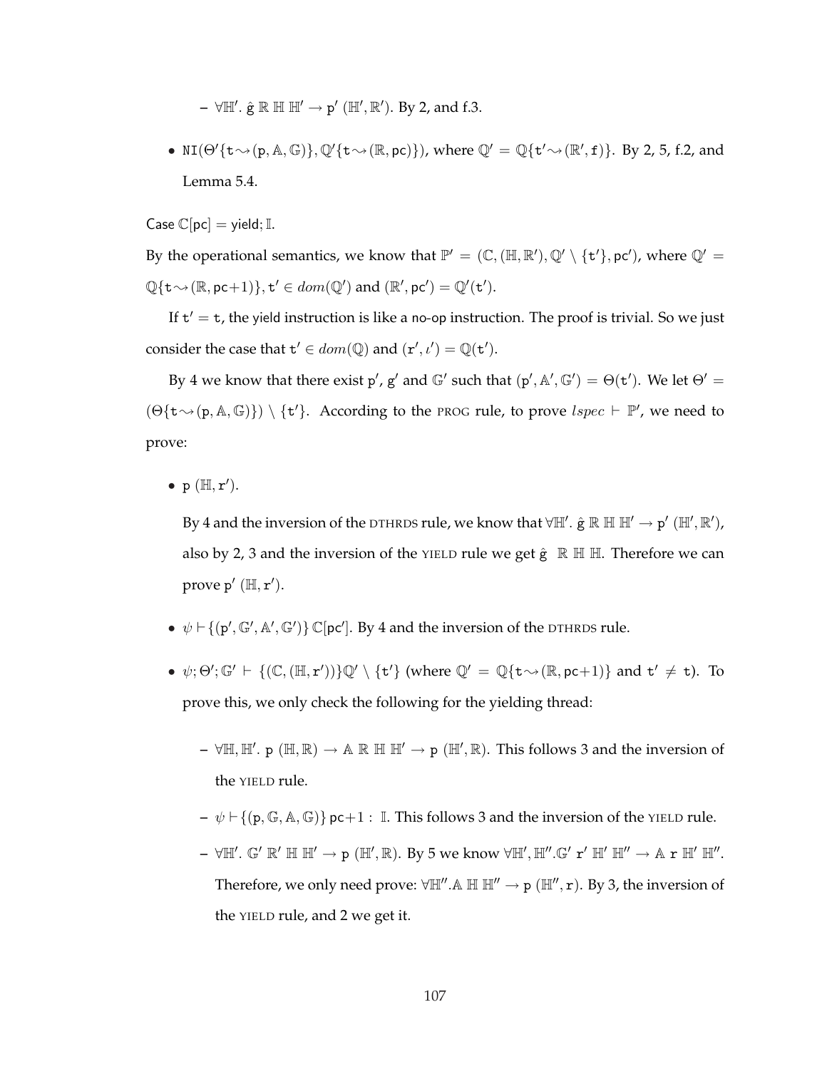- $\forall \mathbb{H}'.\ \hat{\mathtt{g}}\ \mathbb{R}\ \mathbb{H}\ \mathbb{H}' \rightarrow \mathtt{p}'\ (\mathbb{H}', \mathbb{R}')$. By 2, and f.3.

- $\mathtt{NI}(\Theta'\{\mathtt{t} \rightsquigarrow (\mathtt{p}, \mathbb{A}, \mathbb{G})\}, \mathbb{Q}'\{\mathtt{t} \rightsquigarrow (\mathbb{R}, \mathsf{pc})\})$, where $\mathbb{Q}' = \mathbb{Q}\{\mathtt{t}' \rightsquigarrow (\mathbb{R}', \mathtt{f})\}$. By 2, 5, f.2, and Lemma 5.4.

Case $\mathbb{C}[\mathsf{pc}] = \mathsf{yield}; \mathbb{I}$.

By the operational semantics, we know that $\mathbb{P}' = (\mathbb{C}, (\mathbb{H}, \mathbb{R}'), \mathbb{Q}' \setminus \{\mathtt{t}'\}, \mathsf{pc}')$, where $\mathbb{Q}' = \mathbb{Q}\{\mathtt{t} \rightsquigarrow (\mathbb{R}, \mathsf{pc}{+}1)\}, \mathtt{t}' \in dom(\mathbb{Q}')$ and $(\mathbb{R}', \mathsf{pc}') = \mathbb{Q}'(\mathtt{t}')$.

If $\mathtt{t}' = \mathtt{t}$, the yield instruction is like a no-op instruction. The proof is trivial. So we just consider the case that $\mathtt{t}' \in dom(\mathbb{Q})$ and $(\mathtt{r}', \iota') = \mathbb{Q}(\mathtt{t}')$.

By 4 we know that there exist $\mathtt{p}'$, $\mathtt{g}'$ and $\mathbb{G}'$ such that $(\mathtt{p}', \mathbb{A}', \mathbb{G}') = \Theta(\mathtt{t}')$. We let $\Theta' = (\Theta\{\mathtt{t} \rightsquigarrow (\mathtt{p}, \mathbb{A}, \mathbb{G})\}) \setminus \{\mathtt{t}'\}$. According to the PROG rule, to prove $lspec \vdash \mathbb{P}'$, we need to prove:

- $\mathtt{p}\ (\mathbb{H}, \mathtt{r}')$.

  By 4 and the inversion of the DTHRDS rule, we know that $\forall \mathbb{H}'.\ \hat{\mathtt{g}}\ \mathbb{R}\ \mathbb{H}\ \mathbb{H}' \rightarrow \mathtt{p}'\ (\mathbb{H}', \mathbb{R}')$, also by 2, 3 and the inversion of the YIELD rule we get $\hat{\mathtt{g}}\ \ \mathbb{R}\ \mathbb{H}\ \mathbb{H}$. Therefore we can prove $\mathtt{p}'\ (\mathbb{H}, \mathtt{r}')$.

- $\psi \vdash \{(\mathtt{p}', \mathbb{G}', \mathbb{A}', \mathbb{G}')\}\ \mathbb{C}[\mathsf{pc}']$. By 4 and the inversion of the DTHRDS rule.

- $\psi; \Theta'; \mathbb{G}' \vdash \{(\mathbb{C}, (\mathbb{H}, \mathtt{r}'))\}\mathbb{Q}' \setminus \{\mathtt{t}'\}$ (where $\mathbb{Q}' = \mathbb{Q}\{\mathtt{t} \rightsquigarrow (\mathbb{R}, \mathsf{pc}{+}1)\}$ and $\mathtt{t}' \neq \mathtt{t}$). To prove this, we only check the following for the yielding thread:

  - $\forall \mathbb{H}, \mathbb{H}'.\ \mathtt{p}\ (\mathbb{H}, \mathbb{R}) \rightarrow \mathbb{A}\ \mathbb{R}\ \mathbb{H}\ \mathbb{H}' \rightarrow \mathtt{p}\ (\mathbb{H}', \mathbb{R})$. This follows 3 and the inversion of the YIELD rule.

  - $\psi \vdash \{(\mathtt{p}, \mathbb{G}, \mathbb{A}, \mathbb{G})\}\ \mathsf{pc}{+}1 : \mathbb{I}$. This follows 3 and the inversion of the YIELD rule.

  - $\forall \mathbb{H}'.\ \mathbb{G}'\ \mathbb{R}'\ \mathbb{H}\ \mathbb{H}' \rightarrow \mathtt{p}\ (\mathbb{H}', \mathbb{R})$. By 5 we know $\forall \mathbb{H}', \mathbb{H}''.\mathbb{G}'\ \mathtt{r}'\ \mathbb{H}'\ \mathbb{H}'' \rightarrow \mathbb{A}\ \mathtt{r}\ \mathbb{H}'\ \mathbb{H}''$. Therefore, we only need prove: $\forall \mathbb{H}''.\mathbb{A}\ \mathbb{H}\ \mathbb{H}'' \rightarrow \mathtt{p}\ (\mathbb{H}'', \mathtt{r})$. By 3, the inversion of the YIELD rule, and 2 we get it.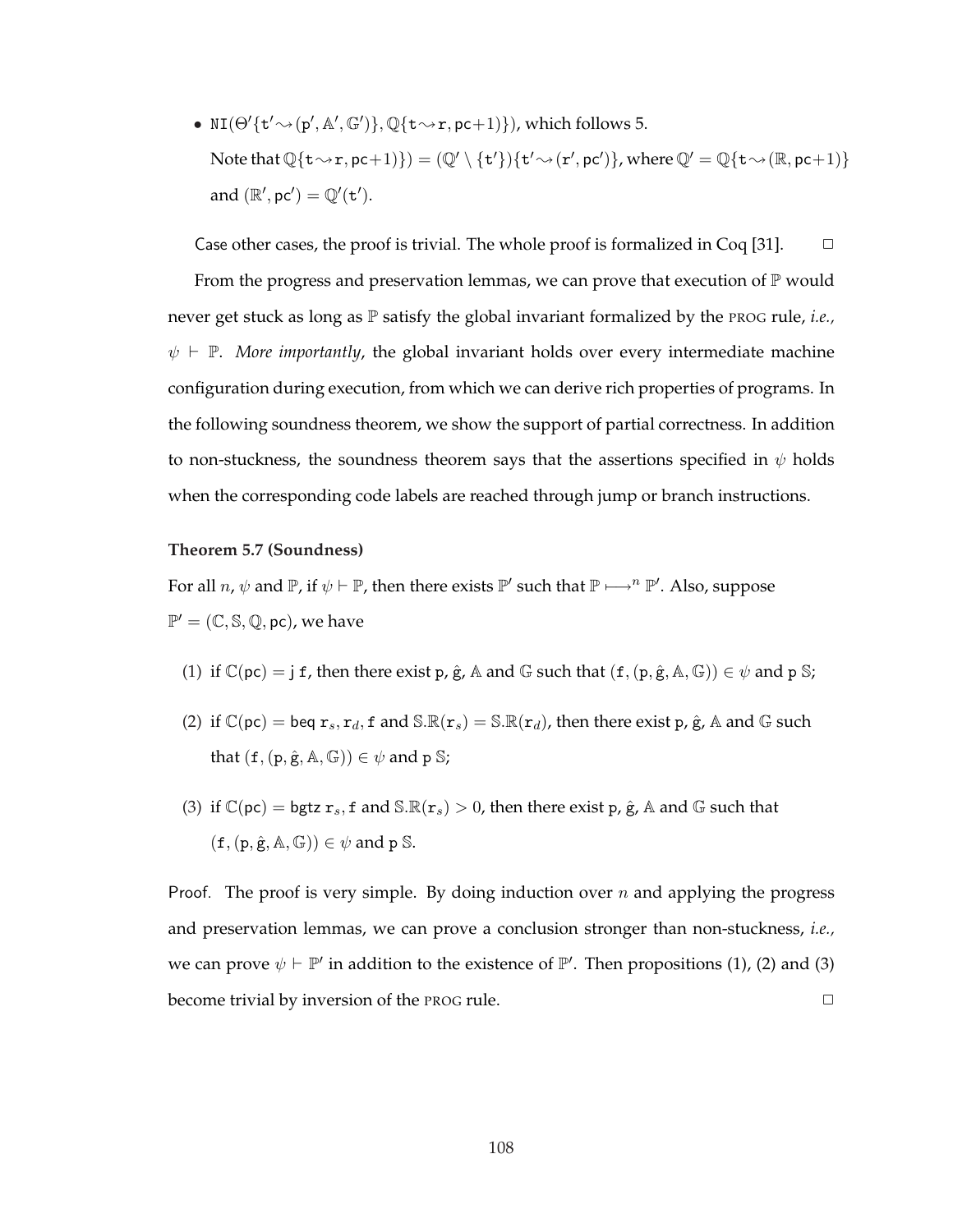- $\mathtt{NI}(\Theta'\{\mathtt{t}'\leadsto(\mathtt{p}',\mathbb{A}',\mathbb{G}')\},\mathbb{Q}\{\mathtt{t}\leadsto\mathtt{r},\mathtt{pc}+1)\})$, which follows 5.

  Note that $\mathbb{Q}\{\mathtt{t}\leadsto\mathtt{r},\mathtt{pc}+1)\}) = (\mathbb{Q}'\setminus\{\mathtt{t}'\})\{\mathtt{t}'\leadsto(\mathtt{r}',\mathtt{pc}')\}$, where $\mathbb{Q}' = \mathbb{Q}\{\mathtt{t}\leadsto(\mathbb{R},\mathtt{pc}+1)\}$ and $(\mathbb{R}',\mathtt{pc}') = \mathbb{Q}'(\mathtt{t}')$.

Case other cases, the proof is trivial. The whole proof is formalized in Coq [31]. □

From the progress and preservation lemmas, we can prove that execution of $\mathbb{P}$ would never get stuck as long as $\mathbb{P}$ satisfy the global invariant formalized by the PROG rule, *i.e.,* $\psi\vdash\mathbb{P}$. *More importantly*, the global invariant holds over every intermediate machine configuration during execution, from which we can derive rich properties of programs. In the following soundness theorem, we show the support of partial correctness. In addition to non-stuckness, the soundness theorem says that the assertions specified in $\psi$ holds when the corresponding code labels are reached through jump or branch instructions.

**Theorem 5.7 (Soundness)**

For all $n$, $\psi$ and $\mathbb{P}$, if $\psi\vdash\mathbb{P}$, then there exists $\mathbb{P}'$ such that $\mathbb{P}\longmapsto^{n}\mathbb{P}'$. Also, suppose $\mathbb{P}' = (\mathbb{C},\mathbb{S},\mathbb{Q},\mathtt{pc})$, we have

(1) if $\mathbb{C}(\mathtt{pc}) = \mathtt{j}\ \mathtt{f}$, then there exist $\mathtt{p}$, $\hat{\mathtt{g}}$, $\mathbb{A}$ and $\mathbb{G}$ such that $(\mathtt{f},(\mathtt{p},\hat{\mathtt{g}},\mathbb{A},\mathbb{G}))\in\psi$ and $\mathtt{p}\ \mathbb{S}$;

(2) if $\mathbb{C}(\mathtt{pc}) = \mathtt{beq}\ \mathtt{r}_s,\mathtt{r}_d,\mathtt{f}$ and $\mathbb{S}.\mathbb{R}(\mathtt{r}_s) = \mathbb{S}.\mathbb{R}(\mathtt{r}_d)$, then there exist $\mathtt{p}$, $\hat{\mathtt{g}}$, $\mathbb{A}$ and $\mathbb{G}$ such that $(\mathtt{f},(\mathtt{p},\hat{\mathtt{g}},\mathbb{A},\mathbb{G}))\in\psi$ and $\mathtt{p}\ \mathbb{S}$;

(3) if $\mathbb{C}(\mathtt{pc}) = \mathtt{bgtz}\ \mathtt{r}_s,\mathtt{f}$ and $\mathbb{S}.\mathbb{R}(\mathtt{r}_s) > 0$, then there exist $\mathtt{p}$, $\hat{\mathtt{g}}$, $\mathbb{A}$ and $\mathbb{G}$ such that $(\mathtt{f},(\mathtt{p},\hat{\mathtt{g}},\mathbb{A},\mathbb{G}))\in\psi$ and $\mathtt{p}\ \mathbb{S}$.

Proof. The proof is very simple. By doing induction over $n$ and applying the progress and preservation lemmas, we can prove a conclusion stronger than non-stuckness, *i.e.,* we can prove $\psi\vdash\mathbb{P}'$ in addition to the existence of $\mathbb{P}'$. Then propositions (1), (2) and (3) become trivial by inversion of the PROG rule. □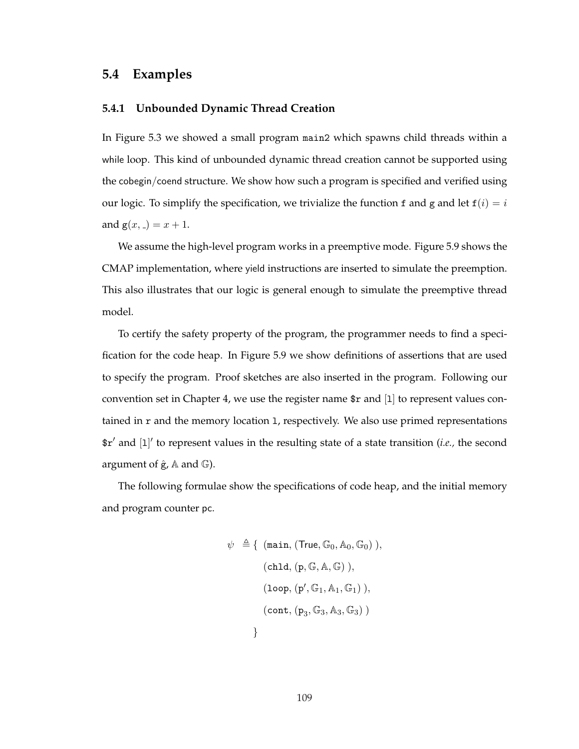## 5.4 Examples

### 5.4.1 Unbounded Dynamic Thread Creation

In Figure 5.3 we showed a small program `main2` which spawns child threads within a while loop. This kind of unbounded dynamic thread creation cannot be supported using the cobegin/coend structure. We show how such a program is specified and verified using our logic. To simplify the specification, we trivialize the function `f` and `g` and let $\texttt{f}(i) = i$ and $\texttt{g}(x, \_) = x + 1$.

We assume the high-level program works in a preemptive mode. Figure 5.9 shows the CMAP implementation, where yield instructions are inserted to simulate the preemption. This also illustrates that our logic is general enough to simulate the preemptive thread model.

To certify the safety property of the program, the programmer needs to find a specification for the code heap. In Figure 5.9 we show definitions of assertions that are used to specify the program. Proof sketches are also inserted in the program. Following our convention set in Chapter 4, we use the register name `$r` and [`l`] to represent values contained in `r` and the memory location `l`, respectively. We also use primed representations `$r`$'$ and [`l`]$'$ to represent values in the resulting state of a state transition (*i.e.,* the second argument of $\hat{\mathrm{g}}$, $\mathbb{A}$ and $\mathbb{G}$).

The following formulae show the specifications of code heap, and the initial memory and program counter pc.

$$
\begin{aligned}
\psi \;\triangleq \{\;& (\texttt{main}, (\mathsf{True}, \mathbb{G}_0, \mathbb{A}_0, \mathbb{G}_0)\;),\\
& (\texttt{chld}, (\mathrm{p}, \mathbb{G}, \mathbb{A}, \mathbb{G})\;),\\
& (\texttt{loop}, (\mathrm{p}', \mathbb{G}_1, \mathbb{A}_1, \mathbb{G}_1)\;),\\
& (\texttt{cont}, (\mathrm{p}_3, \mathbb{G}_3, \mathbb{A}_3, \mathbb{G}_3)\;)\\
\}\;&
\end{aligned}
$$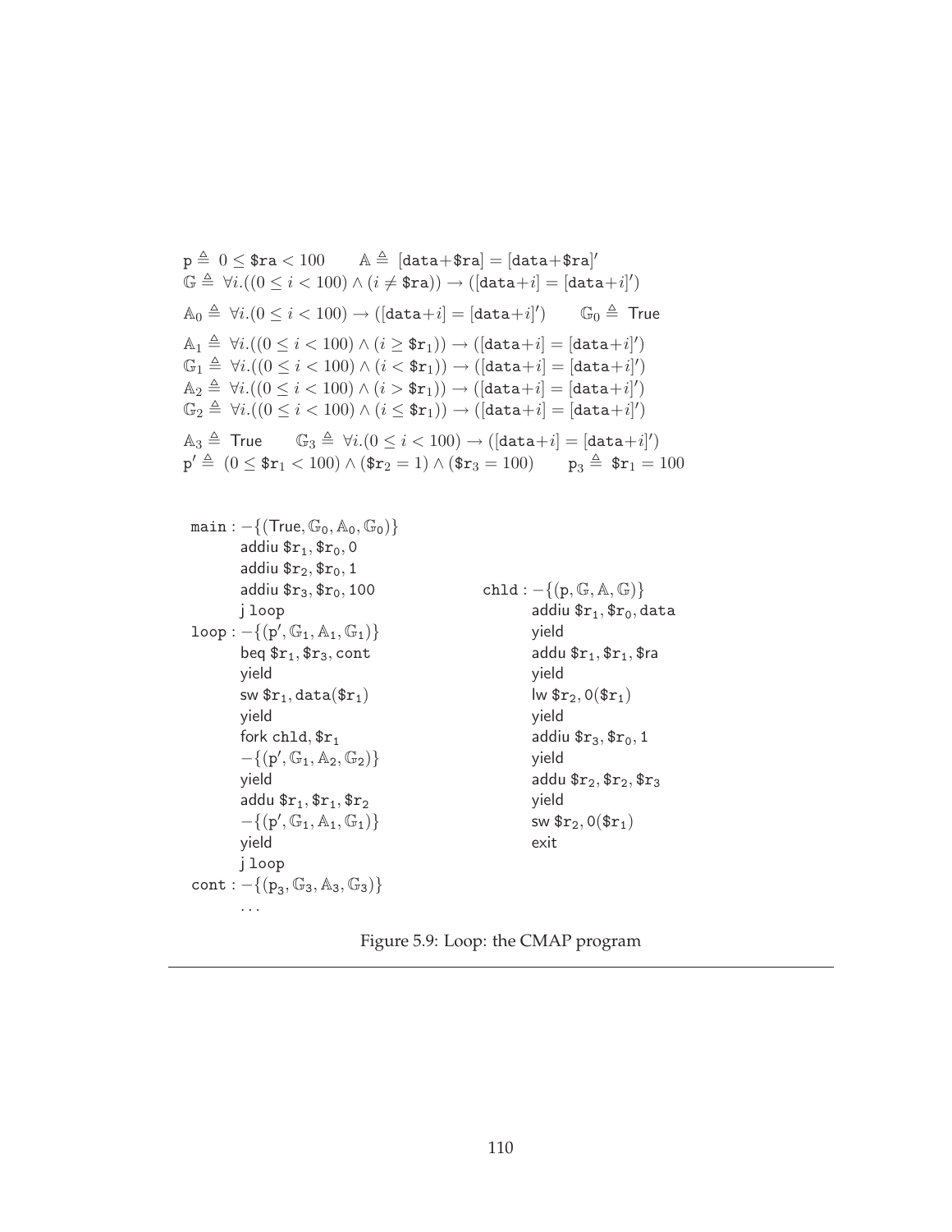$$\mathtt{p} \triangleq 0 \leq \$\mathtt{ra} < 100 \qquad \mathbb{A} \triangleq [\mathtt{data}{+}\$\mathtt{ra}] = [\mathtt{data}{+}\$\mathtt{ra}]'$$

$$\mathbb{G} \triangleq \forall i.((0 \leq i < 100) \wedge (i \neq \$\mathtt{ra})) \rightarrow ([\mathtt{data}{+}i] = [\mathtt{data}{+}i]')$$

$$\mathbb{A}_0 \triangleq \forall i.(0 \leq i < 100) \rightarrow ([\mathtt{data}{+}i] = [\mathtt{data}{+}i]') \qquad \mathbb{G}_0 \triangleq \mathsf{True}$$

$$\mathbb{A}_1 \triangleq \forall i.((0 \leq i < 100) \wedge (i \geq \$\mathtt{r}_1)) \rightarrow ([\mathtt{data}{+}i] = [\mathtt{data}{+}i]')$$

$$\mathbb{G}_1 \triangleq \forall i.((0 \leq i < 100) \wedge (i < \$\mathtt{r}_1)) \rightarrow ([\mathtt{data}{+}i] = [\mathtt{data}{+}i]')$$

$$\mathbb{A}_2 \triangleq \forall i.((0 \leq i < 100) \wedge (i > \$\mathtt{r}_1)) \rightarrow ([\mathtt{data}{+}i] = [\mathtt{data}{+}i]')$$

$$\mathbb{G}_2 \triangleq \forall i.((0 \leq i < 100) \wedge (i \leq \$\mathtt{r}_1)) \rightarrow ([\mathtt{data}{+}i] = [\mathtt{data}{+}i]')$$

$$\mathbb{A}_3 \triangleq \mathsf{True} \qquad \mathbb{G}_3 \triangleq \forall i.(0 \leq i < 100) \rightarrow ([\mathtt{data}{+}i] = [\mathtt{data}{+}i]')$$

$$\mathtt{p}' \triangleq (0 \leq \$\mathtt{r}_1 < 100) \wedge (\$\mathtt{r}_2 = 1) \wedge (\$\mathtt{r}_3 = 100) \qquad \mathtt{p}_3 \triangleq \$\mathtt{r}_1 = 100$$

```
main : −{(True, G0, A0, G0)}
        addiu $r1, $r0, 0
        addiu $r2, $r0, 1
        addiu $r3, $r0, 100
        j loop
loop : −{(p', G1, A1, G1)}
        beq $r1, $r3, cont
        yield
        sw $r1, data($r1)
        yield
        fork chld, $r1
        −{(p', G1, A2, G2)}
        yield
        addu $r1, $r1, $r2
        −{(p', G1, A1, G1)}
        yield
        j loop
cont : −{(p3, G3, A3, G3)}
        ...
```

```
chld : −{(p, G, A, G)}
        addiu $r1, $r0, data
        yield
        addu $r1, $r1, $ra
        yield
        lw $r2, 0($r1)
        yield
        addiu $r3, $r0, 1
        yield
        addu $r2, $r2, $r3
        yield
        sw $r2, 0($r1)
        exit
```

Figure 5.9: Loop: the CMAP program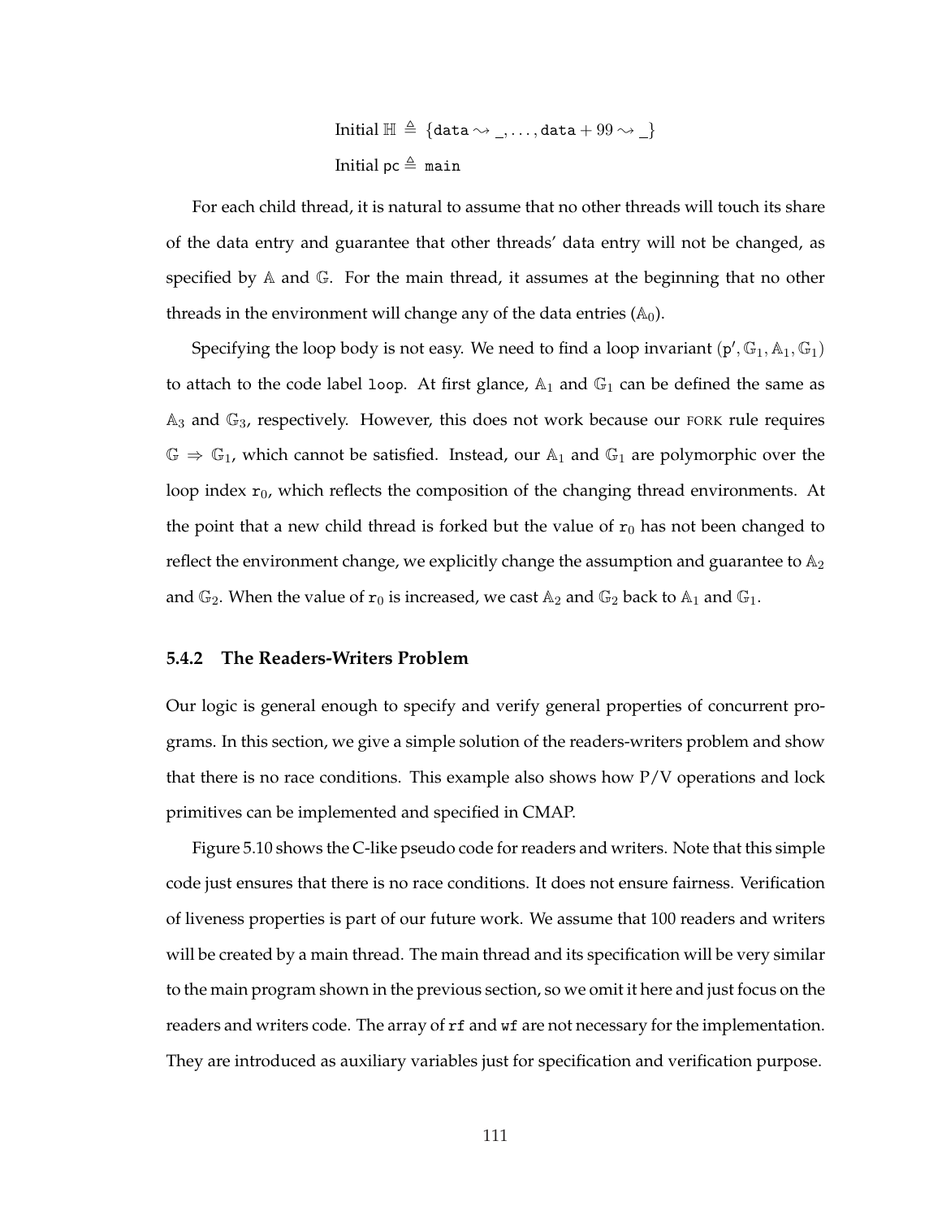$$\text{Initial } \mathbb{H} \triangleq \{\texttt{data} \rightsquigarrow \_, \ldots, \texttt{data} + 99 \rightsquigarrow \_\}$$

$$\text{Initial } \texttt{pc} \triangleq \texttt{main}$$

For each child thread, it is natural to assume that no other threads will touch its share of the data entry and guarantee that other threads' data entry will not be changed, as specified by $\mathbb{A}$ and $\mathbb{G}$. For the main thread, it assumes at the beginning that no other threads in the environment will change any of the data entries ($\mathbb{A}_0$).

Specifying the loop body is not easy. We need to find a loop invariant $(\mathtt{p}', \mathbb{G}_1, \mathbb{A}_1, \mathbb{G}_1)$ to attach to the code label `loop`. At first glance, $\mathbb{A}_1$ and $\mathbb{G}_1$ can be defined the same as $\mathbb{A}_3$ and $\mathbb{G}_3$, respectively. However, this does not work because our FORK rule requires $\mathbb{G} \Rightarrow \mathbb{G}_1$, which cannot be satisfied. Instead, our $\mathbb{A}_1$ and $\mathbb{G}_1$ are polymorphic over the loop index $\mathtt{r}_0$, which reflects the composition of the changing thread environments. At the point that a new child thread is forked but the value of $\mathtt{r}_0$ has not been changed to reflect the environment change, we explicitly change the assumption and guarantee to $\mathbb{A}_2$ and $\mathbb{G}_2$. When the value of $\mathtt{r}_0$ is increased, we cast $\mathbb{A}_2$ and $\mathbb{G}_2$ back to $\mathbb{A}_1$ and $\mathbb{G}_1$.

### 5.4.2 The Readers-Writers Problem

Our logic is general enough to specify and verify general properties of concurrent programs. In this section, we give a simple solution of the readers-writers problem and show that there is no race conditions. This example also shows how P/V operations and lock primitives can be implemented and specified in CMAP.

Figure 5.10 shows the C-like pseudo code for readers and writers. Note that this simple code just ensures that there is no race conditions. It does not ensure fairness. Verification of liveness properties is part of our future work. We assume that 100 readers and writers will be created by a main thread. The main thread and its specification will be very similar to the main program shown in the previous section, so we omit it here and just focus on the readers and writers code. The array of `rf` and `wf` are not necessary for the implementation. They are introduced as auxiliary variables just for specification and verification purpose.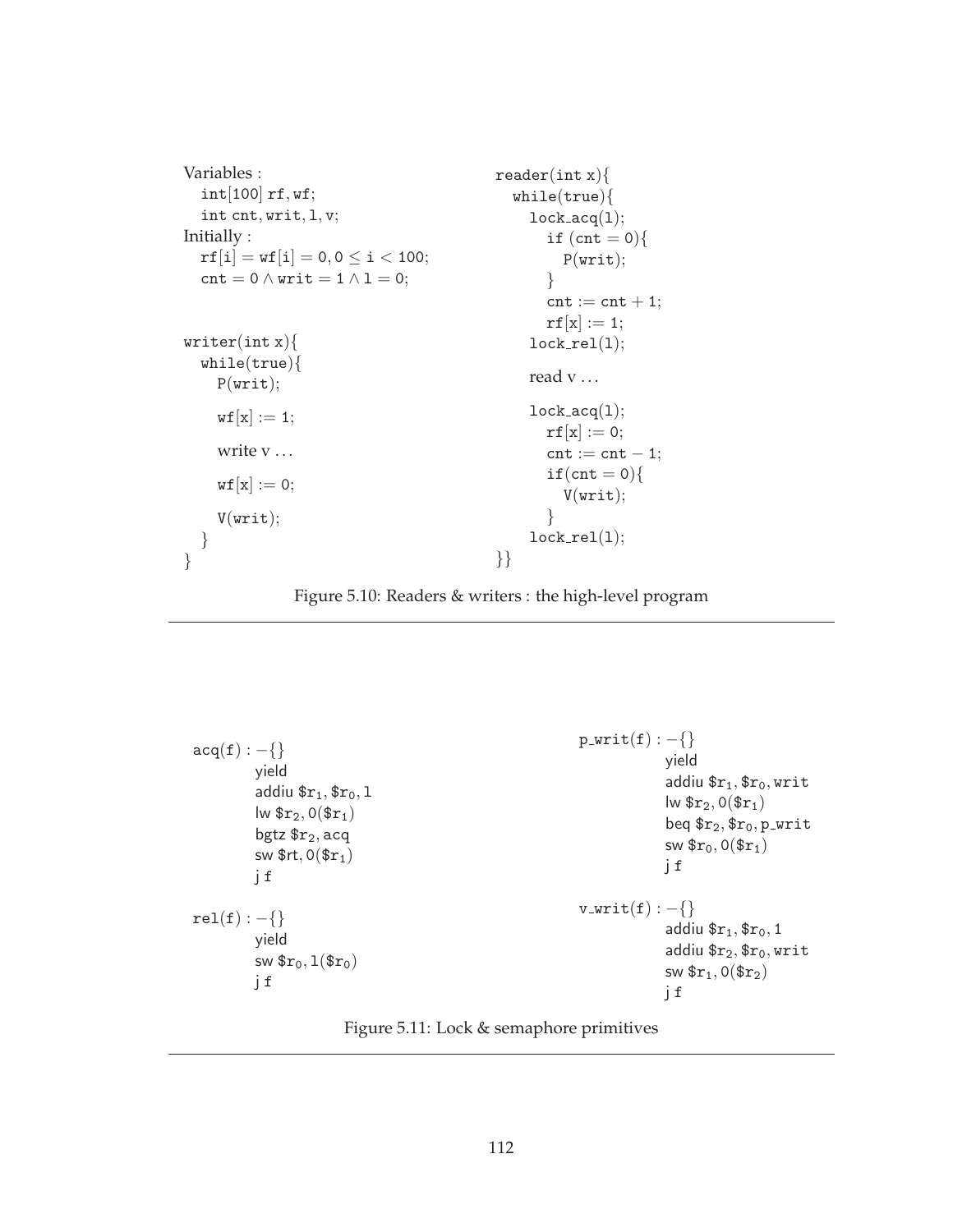```
Variables :
  int[100] rf, wf;
  int cnt, writ, l, v;
Initially :
  rf[i] = wf[i] = 0, 0 ≤ i < 100;
  cnt = 0 ∧ writ = 1 ∧ l = 0;


writer(int x){
  while(true){
    P(writ);

    wf[x] := 1;

    write v ...

    wf[x] := 0;

    V(writ);
  }
}
```

```
reader(int x){
  while(true){
    lock_acq(l);
      if (cnt = 0){
        P(writ);
      }
      cnt := cnt + 1;
      rf[x] := 1;
    lock_rel(l);

    read v ...

    lock_acq(l);
      rf[x] := 0;
      cnt := cnt − 1;
      if(cnt = 0){
        V(writ);
      }
    lock_rel(l);
}}
```

Figure 5.10: Readers & writers : the high-level program

```
acq(f) : −{}
        yield
        addiu $r1, $r0, l
        lw $r2, 0($r1)
        bgtz $r2, acq
        sw $rt, 0($r1)
        j f

rel(f) : −{}
        yield
        sw $r0, l($r0)
        j f
```

```
p_writ(f) : −{}
        yield
        addiu $r1, $r0, writ
        lw $r2, 0($r1)
        beq $r2, $r0, p_writ
        sw $r0, 0($r1)
        j f

v_writ(f) : −{}
        addiu $r1, $r0, 1
        addiu $r2, $r0, writ
        sw $r1, 0($r2)
        j f
```

Figure 5.11: Lock & semaphore primitives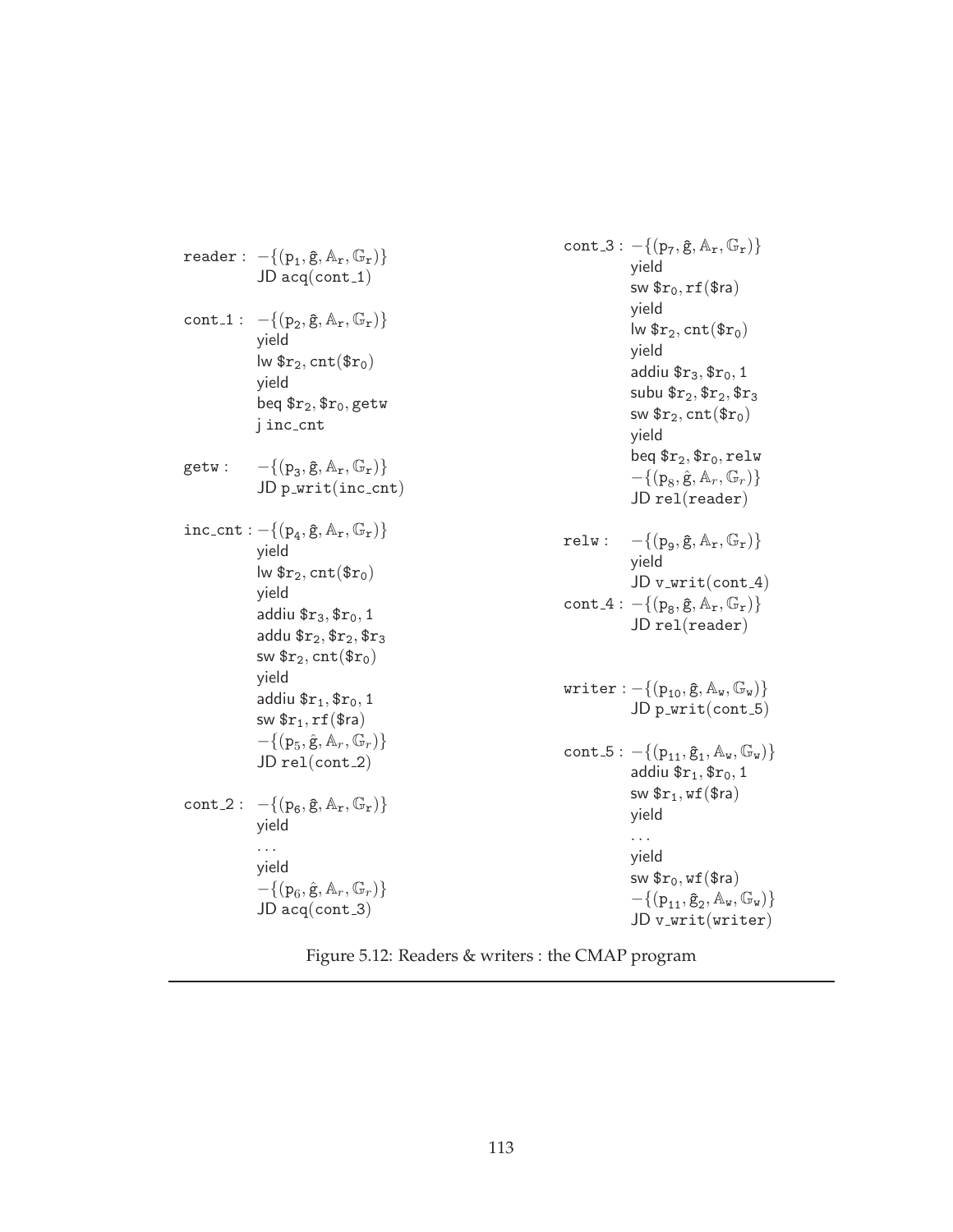```
reader :  −{(p1, ĝ, Ar, Gr)}
          JD acq(cont_1)

cont_1 :  −{(p2, ĝ, Ar, Gr)}
          yield
          lw $r2, cnt($r0)
          yield
          beq $r2, $r0, getw
          j inc_cnt

getw :    −{(p3, ĝ, Ar, Gr)}
          JD p_writ(inc_cnt)

inc_cnt : −{(p4, ĝ, Ar, Gr)}
          yield
          lw $r2, cnt($r0)
          yield
          addiu $r3, $r0, 1
          addu $r2, $r2, $r3
          sw $r2, cnt($r0)
          yield
          addiu $r1, $r0, 1
          sw $r1, rf($ra)
          −{(p5, ĝ, Ar, Gr)}
          JD rel(cont_2)

cont_2 :  −{(p6, ĝ, Ar, Gr)}
          yield
          ...
          yield
          −{(p6, ĝ, Ar, Gr)}
          JD acq(cont_3)

cont_3 :  −{(p7, ĝ, Ar, Gr)}
          yield
          sw $r0, rf($ra)
          yield
          lw $r2, cnt($r0)
          yield
          addiu $r3, $r0, 1
          subu $r2, $r2, $r3
          sw $r2, cnt($r0)
          yield
          beq $r2, $r0, relw
          −{(p8, ĝ, Ar, Gr)}
          JD rel(reader)

relw :    −{(p9, ĝ, Ar, Gr)}
          yield
          JD v_writ(cont_4)
cont_4 :  −{(p8, ĝ, Ar, Gr)}
          JD rel(reader)

writer :  −{(p10, ĝ, Aw, Gw)}
          JD p_writ(cont_5)

cont_5 :  −{(p11, ĝ1, Aw, Gw)}
          addiu $r1, $r0, 1
          sw $r1, wf($ra)
          yield
          ...
          yield
          sw $r0, wf($ra)
          −{(p11, ĝ2, Aw, Gw)}
          JD v_writ(writer)
```

Figure 5.12: Readers & writers : the CMAP program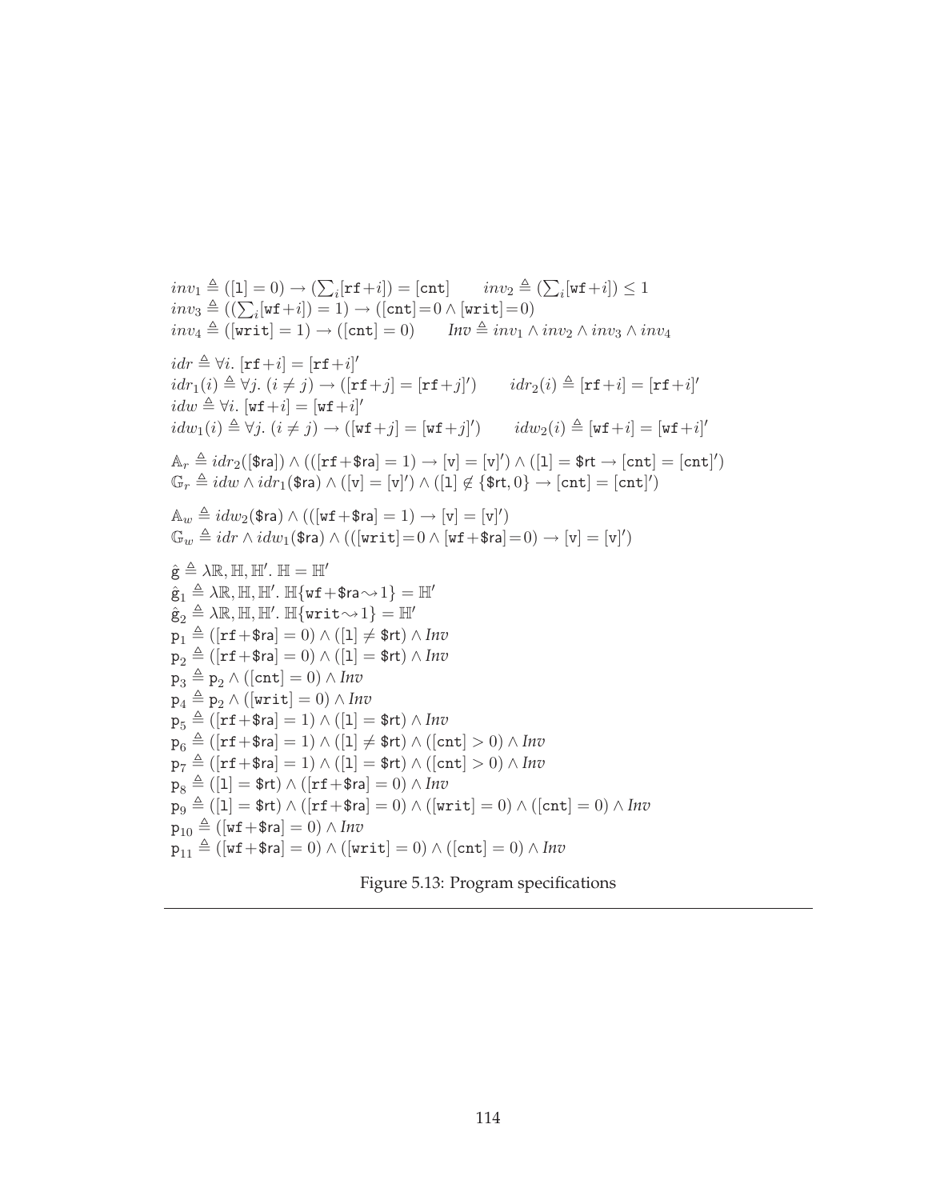$$inv_1 \triangleq ([\mathtt{l}] = 0) \rightarrow (\textstyle\sum_i [\mathtt{rf}+i]) = [\mathtt{cnt}] \qquad inv_2 \triangleq (\textstyle\sum_i [\mathtt{wf}+i]) \leq 1$$

$$inv_3 \triangleq ((\textstyle\sum_i [\mathtt{wf}+i]) = 1) \rightarrow ([\mathtt{cnt}]=0 \wedge [\mathtt{writ}]=0)$$

$$inv_4 \triangleq ([\mathtt{writ}] = 1) \rightarrow ([\mathtt{cnt}] = 0) \qquad \mathit{Inv} \triangleq inv_1 \wedge inv_2 \wedge inv_3 \wedge inv_4$$

$$idr \triangleq \forall i.\ [\mathtt{rf}+i] = [\mathtt{rf}+i]'$$

$$idr_1(i) \triangleq \forall j.\ (i \neq j) \rightarrow ([\mathtt{rf}+j] = [\mathtt{rf}+j]') \qquad idr_2(i) \triangleq [\mathtt{rf}+i] = [\mathtt{rf}+i]'$$

$$idw \triangleq \forall i.\ [\mathtt{wf}+i] = [\mathtt{wf}+i]'$$

$$idw_1(i) \triangleq \forall j.\ (i \neq j) \rightarrow ([\mathtt{wf}+j] = [\mathtt{wf}+j]') \qquad idw_2(i) \triangleq [\mathtt{wf}+i] = [\mathtt{wf}+i]'$$

$$\mathbb{A}_r \triangleq idr_2([\$\mathsf{ra}]) \wedge (([\mathtt{rf}+\$\mathsf{ra}] = 1) \rightarrow [\mathtt{v}] = [\mathtt{v}]') \wedge ([\mathtt{l}] = \$\mathsf{rt} \rightarrow [\mathtt{cnt}] = [\mathtt{cnt}]')$$

$$\mathbb{G}_r \triangleq idw \wedge idr_1(\$\mathsf{ra}) \wedge ([\mathtt{v}] = [\mathtt{v}]') \wedge ([\mathtt{l}] \notin \{\$\mathsf{rt}, 0\} \rightarrow [\mathtt{cnt}] = [\mathtt{cnt}]')$$

$$\mathbb{A}_w \triangleq idw_2(\$\mathsf{ra}) \wedge (([\mathtt{wf}+\$\mathsf{ra}] = 1) \rightarrow [\mathtt{v}] = [\mathtt{v}]')$$

$$\mathbb{G}_w \triangleq idr \wedge idw_1(\$\mathsf{ra}) \wedge (([\mathtt{writ}]=0 \wedge [\mathtt{wf}+\$\mathsf{ra}]=0) \rightarrow [\mathtt{v}] = [\mathtt{v}]')$$

$$\hat{\mathsf{g}} \triangleq \lambda\mathbb{R}, \mathbb{H}, \mathbb{H}'.\ \mathbb{H} = \mathbb{H}'$$

$$\hat{\mathsf{g}}_1 \triangleq \lambda\mathbb{R}, \mathbb{H}, \mathbb{H}'.\ \mathbb{H}\{\mathtt{wf}+\$\mathsf{ra} \rightsquigarrow 1\} = \mathbb{H}'$$

$$\hat{\mathsf{g}}_2 \triangleq \lambda\mathbb{R}, \mathbb{H}, \mathbb{H}'.\ \mathbb{H}\{\mathtt{writ} \rightsquigarrow 1\} = \mathbb{H}'$$

$$\mathsf{p}_1 \triangleq ([\mathtt{rf}+\$\mathsf{ra}] = 0) \wedge ([\mathtt{l}] \neq \$\mathsf{rt}) \wedge \mathit{Inv}$$

$$\mathsf{p}_2 \triangleq ([\mathtt{rf}+\$\mathsf{ra}] = 0) \wedge ([\mathtt{l}] = \$\mathsf{rt}) \wedge \mathit{Inv}$$

$$\mathsf{p}_3 \triangleq \mathsf{p}_2 \wedge ([\mathtt{cnt}] = 0) \wedge \mathit{Inv}$$

$$\mathsf{p}_4 \triangleq \mathsf{p}_2 \wedge ([\mathtt{writ}] = 0) \wedge \mathit{Inv}$$

$$\mathsf{p}_5 \triangleq ([\mathtt{rf}+\$\mathsf{ra}] = 1) \wedge ([\mathtt{l}] = \$\mathsf{rt}) \wedge \mathit{Inv}$$

$$\mathsf{p}_6 \triangleq ([\mathtt{rf}+\$\mathsf{ra}] = 1) \wedge ([\mathtt{l}] \neq \$\mathsf{rt}) \wedge ([\mathtt{cnt}] > 0) \wedge \mathit{Inv}$$

$$\mathsf{p}_7 \triangleq ([\mathtt{rf}+\$\mathsf{ra}] = 1) \wedge ([\mathtt{l}] = \$\mathsf{rt}) \wedge ([\mathtt{cnt}] > 0) \wedge \mathit{Inv}$$

$$\mathsf{p}_8 \triangleq ([\mathtt{l}] = \$\mathsf{rt}) \wedge ([\mathtt{rf}+\$\mathsf{ra}] = 0) \wedge \mathit{Inv}$$

$$\mathsf{p}_9 \triangleq ([\mathtt{l}] = \$\mathsf{rt}) \wedge ([\mathtt{rf}+\$\mathsf{ra}] = 0) \wedge ([\mathtt{writ}] = 0) \wedge ([\mathtt{cnt}] = 0) \wedge \mathit{Inv}$$

$$\mathsf{p}_{10} \triangleq ([\mathtt{wf}+\$\mathsf{ra}] = 0) \wedge \mathit{Inv}$$

$$\mathsf{p}_{11} \triangleq ([\mathtt{wf}+\$\mathsf{ra}] = 0) \wedge ([\mathtt{writ}] = 0) \wedge ([\mathtt{cnt}] = 0) \wedge \mathit{Inv}$$

Figure 5.13: Program specifications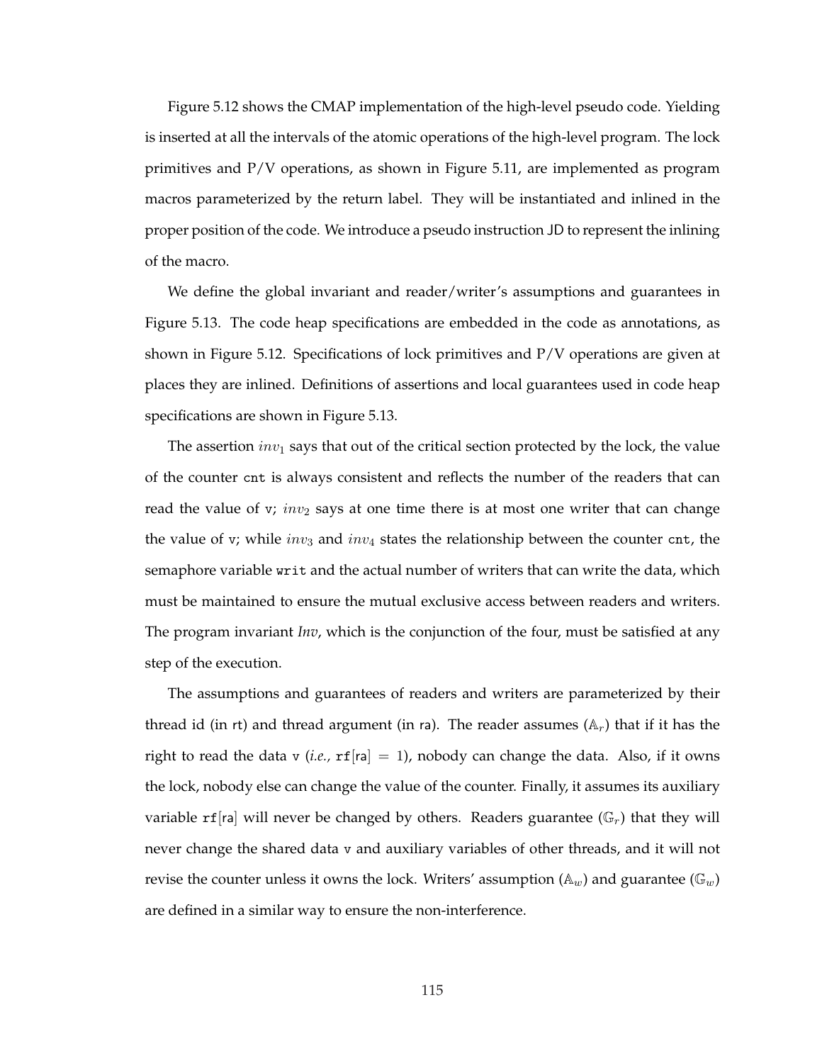Figure 5.12 shows the CMAP implementation of the high-level pseudo code. Yielding is inserted at all the intervals of the atomic operations of the high-level program. The lock primitives and P/V operations, as shown in Figure 5.11, are implemented as program macros parameterized by the return label. They will be instantiated and inlined in the proper position of the code. We introduce a pseudo instruction JD to represent the inlining of the macro.

We define the global invariant and reader/writer's assumptions and guarantees in Figure 5.13. The code heap specifications are embedded in the code as annotations, as shown in Figure 5.12. Specifications of lock primitives and P/V operations are given at places they are inlined. Definitions of assertions and local guarantees used in code heap specifications are shown in Figure 5.13.

The assertion $inv_1$ says that out of the critical section protected by the lock, the value of the counter `cnt` is always consistent and reflects the number of the readers that can read the value of `v`; $inv_2$ says at one time there is at most one writer that can change the value of `v`; while $inv_3$ and $inv_4$ states the relationship between the counter `cnt`, the semaphore variable `writ` and the actual number of writers that can write the data, which must be maintained to ensure the mutual exclusive access between readers and writers. The program invariant *Inv*, which is the conjunction of the four, must be satisfied at any step of the execution.

The assumptions and guarantees of readers and writers are parameterized by their thread id (in rt) and thread argument (in ra). The reader assumes ($\mathbb{A}_r$) that if it has the right to read the data `v` (*i.e.,* $\texttt{rf}[\mathsf{ra}] = 1$), nobody can change the data. Also, if it owns the lock, nobody else can change the value of the counter. Finally, it assumes its auxiliary variable $\texttt{rf}[\mathsf{ra}]$ will never be changed by others. Readers guarantee ($\mathbb{G}_r$) that they will never change the shared data `v` and auxiliary variables of other threads, and it will not revise the counter unless it owns the lock. Writers' assumption ($\mathbb{A}_w$) and guarantee ($\mathbb{G}_w$) are defined in a similar way to ensure the non-interference.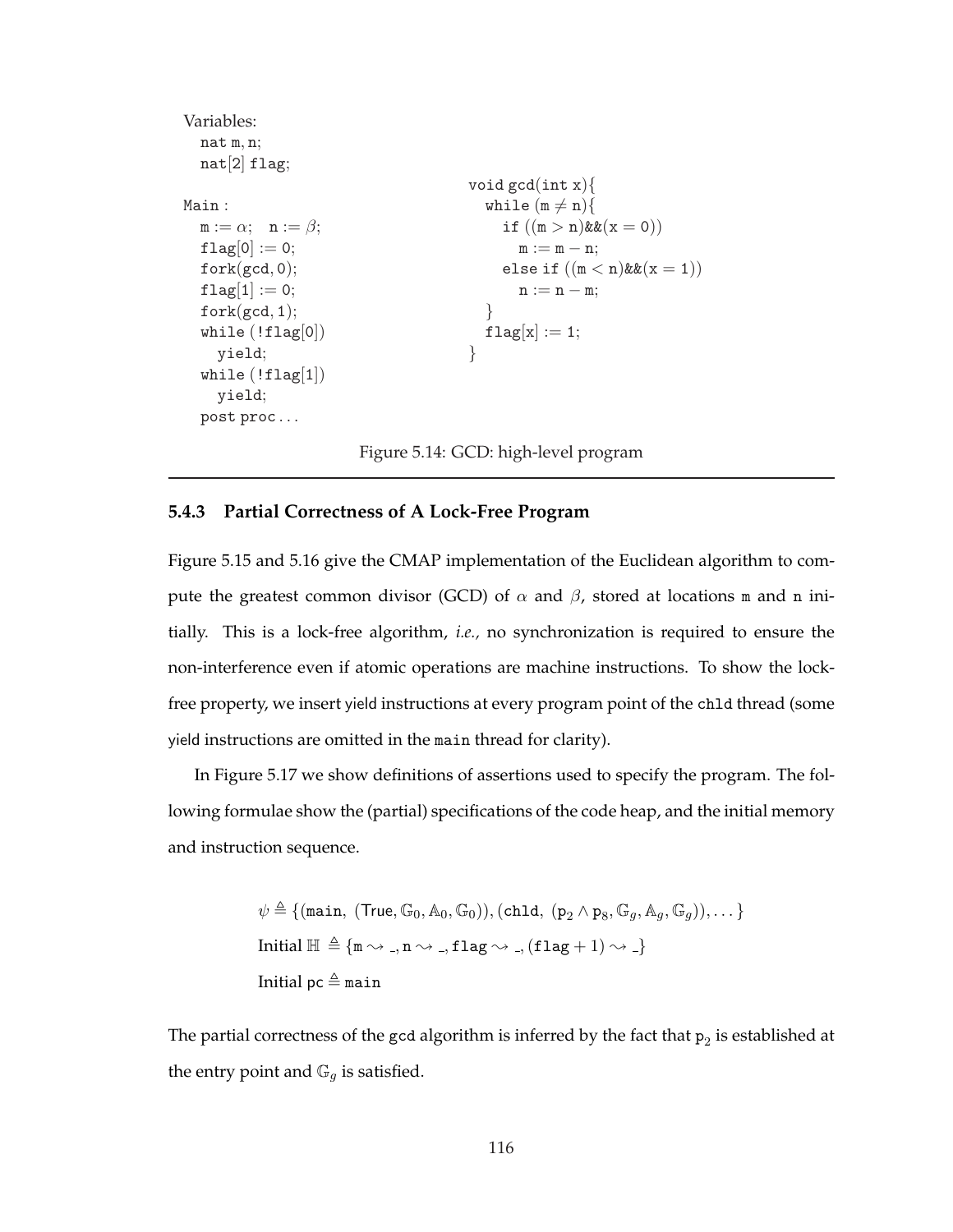```
Variables:
  nat m, n;
  nat[2] flag;

Main :
  m := α;   n := β;
  flag[0] := 0;
  fork(gcd, 0);
  flag[1] := 0;
  fork(gcd, 1);
  while (!flag[0])
    yield;
  while (!flag[1])
    yield;
  post proc . . .

void gcd(int x){
  while (m ≠ n){
    if ((m > n)&&(x = 0))
      m := m − n;
    else if ((m < n)&&(x = 1))
      n := n − m;
  }
  flag[x] := 1;
}
```

Figure 5.14: GCD: high-level program

### 5.4.3 Partial Correctness of A Lock-Free Program

Figure 5.15 and 5.16 give the CMAP implementation of the Euclidean algorithm to compute the greatest common divisor (GCD) of $\alpha$ and $\beta$, stored at locations m and n initially. This is a lock-free algorithm, *i.e.,* no synchronization is required to ensure the non-interference even if atomic operations are machine instructions. To show the lock-free property, we insert yield instructions at every program point of the chld thread (some yield instructions are omitted in the main thread for clarity).

In Figure 5.17 we show definitions of assertions used to specify the program. The following formulae show the (partial) specifications of the code heap, and the initial memory and instruction sequence.

$$\psi \triangleq \{(\texttt{main},\ (\mathsf{True}, \mathbb{G}_0, \mathbb{A}_0, \mathbb{G}_0)), (\texttt{chld},\ (\mathtt{p}_2 \wedge \mathtt{p}_8, \mathbb{G}_g, \mathbb{A}_g, \mathbb{G}_g)), \dots\}$$

$$\text{Initial } \mathbb{H} \triangleq \{\texttt{m} \rightsquigarrow \_, \texttt{n} \rightsquigarrow \_, \texttt{flag} \rightsquigarrow \_, (\texttt{flag}+1) \rightsquigarrow \_\}$$

$$\text{Initial } \mathsf{pc} \triangleq \texttt{main}$$

The partial correctness of the gcd algorithm is inferred by the fact that $\mathtt{p}_2$ is established at the entry point and $\mathbb{G}_g$ is satisfied.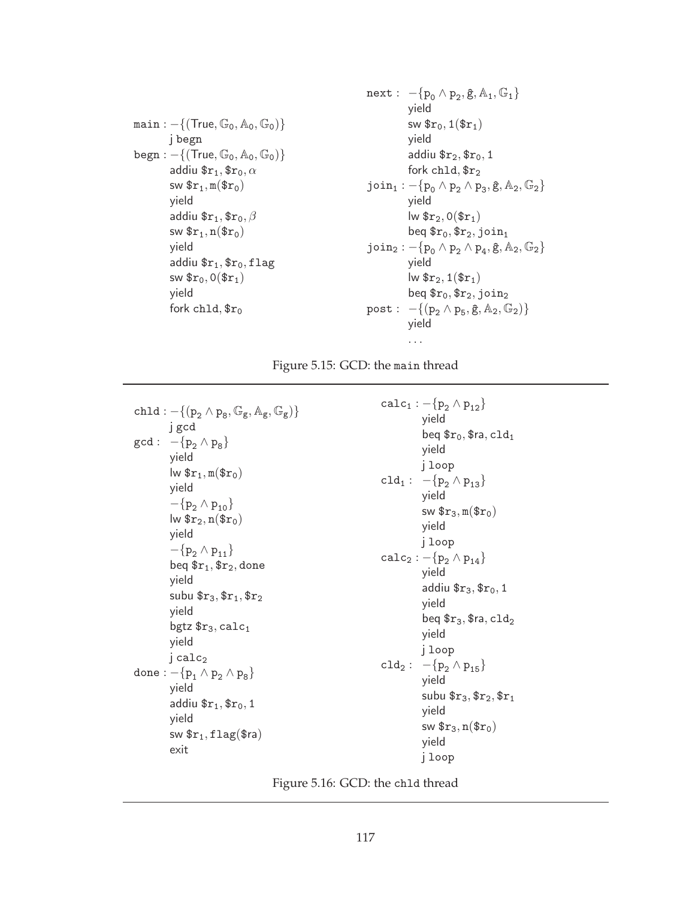```
main : −{(True, G0, A0, G0)}
       j begn
begn : −{(True, G0, A0, G0)}
       addiu $r1, $r0, α
       sw $r1, m($r0)
       yield
       addiu $r1, $r0, β
       sw $r1, n($r0)
       yield
       addiu $r1, $r0, flag
       sw $r0, 0($r1)
       yield
       fork chld, $r0

next :  −{p0 ∧ p2, ĝ, A1, G1}
        yield
        sw $r0, 1($r1)
        yield
        addiu $r2, $r0, 1
        fork chld, $r2
join1 : −{p0 ∧ p2 ∧ p3, ĝ, A2, G2}
        yield
        lw $r2, 0($r1)
        beq $r0, $r2, join1
join2 : −{p0 ∧ p2 ∧ p4, ĝ, A2, G2}
        yield
        lw $r2, 1($r1)
        beq $r0, $r2, join2
post :  −{(p2 ∧ p5, ĝ, A2, G2)}
        yield
        ...
```

Figure 5.15: GCD: the main thread

```
chld : −{(p2 ∧ p8, Gg, Ag, Gg)}
       j gcd
gcd :  −{p2 ∧ p8}
       yield
       lw $r1, m($r0)
       yield
       −{p2 ∧ p10}
       lw $r2, n($r0)
       yield
       −{p2 ∧ p11}
       beq $r1, $r2, done
       yield
       subu $r3, $r1, $r2
       yield
       bgtz $r3, calc1
       yield
       j calc2
done : −{p1 ∧ p2 ∧ p8}
       yield
       addiu $r1, $r0, 1
       yield
       sw $r1, flag($ra)
       exit

calc1 : −{p2 ∧ p12}
        yield
        beq $r0, $ra, cld1
        yield
        j loop
cld1 :  −{p2 ∧ p13}
        yield
        sw $r3, m($r0)
        yield
        j loop
calc2 : −{p2 ∧ p14}
        yield
        addiu $r3, $r0, 1
        yield
        beq $r3, $ra, cld2
        yield
        j loop
cld2 :  −{p2 ∧ p15}
        yield
        subu $r3, $r2, $r1
        yield
        sw $r3, n($r0)
        yield
        j loop
```

Figure 5.16: GCD: the chld thread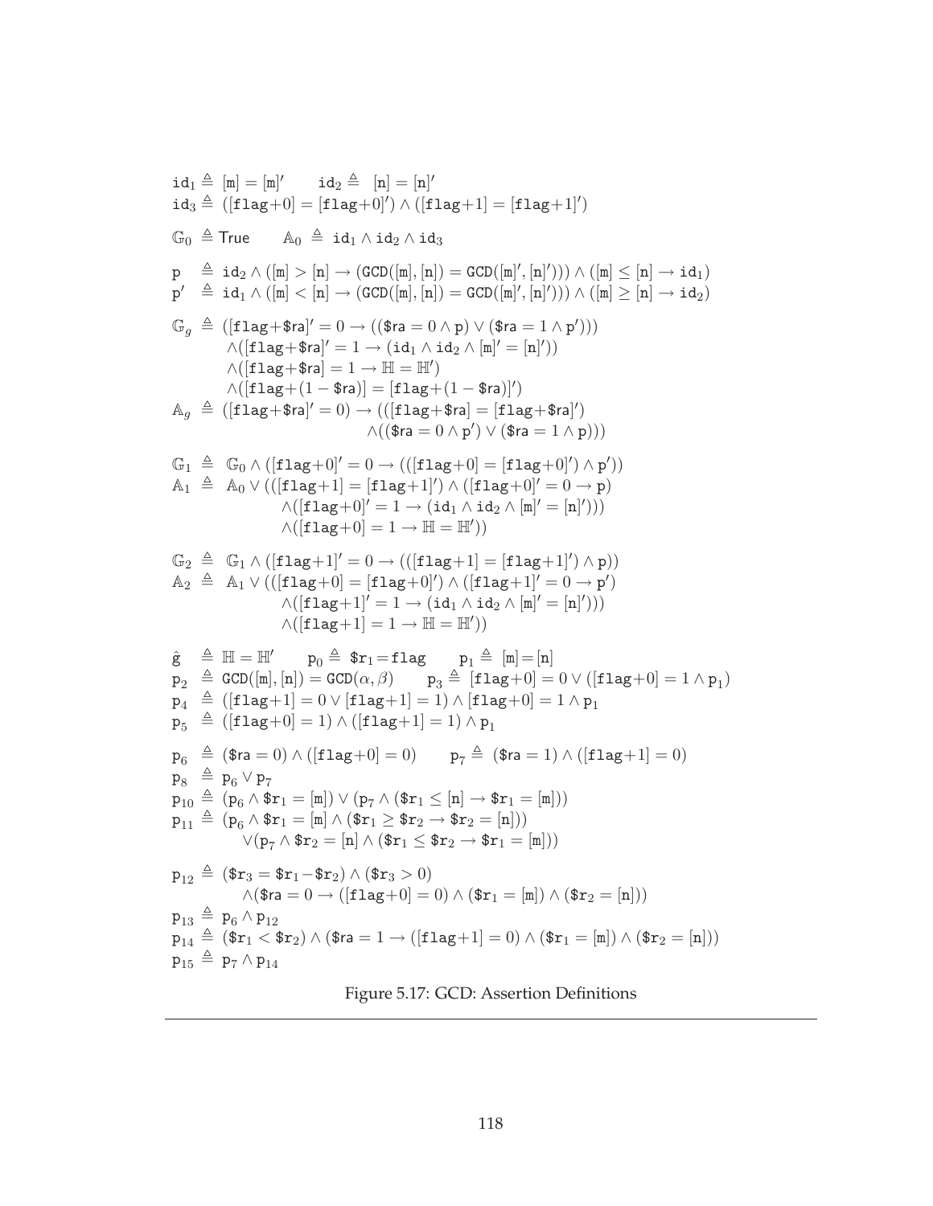$$\mathtt{id}_1 \triangleq [\mathtt{m}] = [\mathtt{m}]' \qquad \mathtt{id}_2 \triangleq [\mathtt{n}] = [\mathtt{n}]'$$
$$\mathtt{id}_3 \triangleq ([\mathtt{flag}{+}0] = [\mathtt{flag}{+}0]') \wedge ([\mathtt{flag}{+}1] = [\mathtt{flag}{+}1]')$$

$$\mathbb{G}_0 \triangleq \mathsf{True} \qquad \mathbb{A}_0 \triangleq \mathtt{id}_1 \wedge \mathtt{id}_2 \wedge \mathtt{id}_3$$

$$\mathtt{p} \triangleq \mathtt{id}_2 \wedge ([\mathtt{m}] > [\mathtt{n}] \rightarrow (\mathtt{GCD}([\mathtt{m}],[\mathtt{n}]) = \mathtt{GCD}([\mathtt{m}]',[\mathtt{n}]'))) \wedge ([\mathtt{m}] \leq [\mathtt{n}] \rightarrow \mathtt{id}_1)$$
$$\mathtt{p}' \triangleq \mathtt{id}_1 \wedge ([\mathtt{m}] < [\mathtt{n}] \rightarrow (\mathtt{GCD}([\mathtt{m}],[\mathtt{n}]) = \mathtt{GCD}([\mathtt{m}]',[\mathtt{n}]'))) \wedge ([\mathtt{m}] \geq [\mathtt{n}] \rightarrow \mathtt{id}_2)$$

$$\begin{aligned}
\mathbb{G}_g \triangleq\ & ([\mathtt{flag}{+}\$\mathsf{ra}]' = 0 \rightarrow ((\$\mathsf{ra} = 0 \wedge \mathtt{p}) \vee (\$\mathsf{ra} = 1 \wedge \mathtt{p}'))) \\
& \wedge([\mathtt{flag}{+}\$\mathsf{ra}]' = 1 \rightarrow (\mathtt{id}_1 \wedge \mathtt{id}_2 \wedge [\mathtt{m}]' = [\mathtt{n}]')) \\
& \wedge([\mathtt{flag}{+}\$\mathsf{ra}] = 1 \rightarrow \mathbb{H} = \mathbb{H}') \\
& \wedge([\mathtt{flag}{+}(1 - \$\mathsf{ra})] = [\mathtt{flag}{+}(1 - \$\mathsf{ra})]')
\end{aligned}$$
$$\begin{aligned}
\mathbb{A}_g \triangleq\ & ([\mathtt{flag}{+}\$\mathsf{ra}]' = 0) \rightarrow (([\mathtt{flag}{+}\$\mathsf{ra}] = [\mathtt{flag}{+}\$\mathsf{ra}]') \\
& \wedge((\$\mathsf{ra} = 0 \wedge \mathtt{p}') \vee (\$\mathsf{ra} = 1 \wedge \mathtt{p})))
\end{aligned}$$

$$\mathbb{G}_1 \triangleq \mathbb{G}_0 \wedge ([\mathtt{flag}{+}0]' = 0 \rightarrow (([\mathtt{flag}{+}0] = [\mathtt{flag}{+}0]') \wedge \mathtt{p}'))$$
$$\begin{aligned}
\mathbb{A}_1 \triangleq\ & \mathbb{A}_0 \vee (([\mathtt{flag}{+}1] = [\mathtt{flag}{+}1]') \wedge ([\mathtt{flag}{+}0]' = 0 \rightarrow \mathtt{p}) \\
& \wedge([\mathtt{flag}{+}0]' = 1 \rightarrow (\mathtt{id}_1 \wedge \mathtt{id}_2 \wedge [\mathtt{m}]' = [\mathtt{n}]'))) \\
& \wedge([\mathtt{flag}{+}0] = 1 \rightarrow \mathbb{H} = \mathbb{H}'))
\end{aligned}$$

$$\mathbb{G}_2 \triangleq \mathbb{G}_1 \wedge ([\mathtt{flag}{+}1]' = 0 \rightarrow (([\mathtt{flag}{+}1] = [\mathtt{flag}{+}1]') \wedge \mathtt{p}))$$
$$\begin{aligned}
\mathbb{A}_2 \triangleq\ & \mathbb{A}_1 \vee (([\mathtt{flag}{+}0] = [\mathtt{flag}{+}0]') \wedge ([\mathtt{flag}{+}1]' = 0 \rightarrow \mathtt{p}') \\
& \wedge([\mathtt{flag}{+}1]' = 1 \rightarrow (\mathtt{id}_1 \wedge \mathtt{id}_2 \wedge [\mathtt{m}]' = [\mathtt{n}]'))) \\
& \wedge([\mathtt{flag}{+}1] = 1 \rightarrow \mathbb{H} = \mathbb{H}'))
\end{aligned}$$

$$\hat{\mathtt{g}} \triangleq \mathbb{H} = \mathbb{H}' \qquad \mathtt{p}_0 \triangleq \$\mathtt{r}_1 = \mathtt{flag} \qquad \mathtt{p}_1 \triangleq [\mathtt{m}] = [\mathtt{n}]$$
$$\mathtt{p}_2 \triangleq \mathtt{GCD}([\mathtt{m}],[\mathtt{n}]) = \mathtt{GCD}(\alpha,\beta) \qquad \mathtt{p}_3 \triangleq [\mathtt{flag}{+}0] = 0 \vee ([\mathtt{flag}{+}0] = 1 \wedge \mathtt{p}_1)$$
$$\mathtt{p}_4 \triangleq ([\mathtt{flag}{+}1] = 0 \vee [\mathtt{flag}{+}1] = 1) \wedge [\mathtt{flag}{+}0] = 1 \wedge \mathtt{p}_1$$
$$\mathtt{p}_5 \triangleq ([\mathtt{flag}{+}0] = 1) \wedge ([\mathtt{flag}{+}1] = 1) \wedge \mathtt{p}_1$$

$$\mathtt{p}_6 \triangleq (\$\mathsf{ra} = 0) \wedge ([\mathtt{flag}{+}0] = 0) \qquad \mathtt{p}_7 \triangleq (\$\mathsf{ra} = 1) \wedge ([\mathtt{flag}{+}1] = 0)$$
$$\mathtt{p}_8 \triangleq \mathtt{p}_6 \vee \mathtt{p}_7$$
$$\mathtt{p}_{10} \triangleq (\mathtt{p}_6 \wedge \$\mathtt{r}_1 = [\mathtt{m}]) \vee (\mathtt{p}_7 \wedge (\$\mathtt{r}_1 \leq [\mathtt{n}] \rightarrow \$\mathtt{r}_1 = [\mathtt{m}]))$$
$$\begin{aligned}
\mathtt{p}_{11} \triangleq\ & (\mathtt{p}_6 \wedge \$\mathtt{r}_1 = [\mathtt{m}] \wedge (\$\mathtt{r}_1 \geq \$\mathtt{r}_2 \rightarrow \$\mathtt{r}_2 = [\mathtt{n}])) \\
& \vee(\mathtt{p}_7 \wedge \$\mathtt{r}_2 = [\mathtt{n}] \wedge (\$\mathtt{r}_1 \leq \$\mathtt{r}_2 \rightarrow \$\mathtt{r}_1 = [\mathtt{m}]))
\end{aligned}$$

$$\begin{aligned}
\mathtt{p}_{12} \triangleq\ & (\$\mathtt{r}_3 = \$\mathtt{r}_1 - \$\mathtt{r}_2) \wedge (\$\mathtt{r}_3 > 0) \\
& \wedge(\$\mathsf{ra} = 0 \rightarrow ([\mathtt{flag}{+}0] = 0) \wedge (\$\mathtt{r}_1 = [\mathtt{m}]) \wedge (\$\mathtt{r}_2 = [\mathtt{n}]))
\end{aligned}$$
$$\mathtt{p}_{13} \triangleq \mathtt{p}_6 \wedge \mathtt{p}_{12}$$
$$\mathtt{p}_{14} \triangleq (\$\mathtt{r}_1 < \$\mathtt{r}_2) \wedge (\$\mathsf{ra} = 1 \rightarrow ([\mathtt{flag}{+}1] = 0) \wedge (\$\mathtt{r}_1 = [\mathtt{m}]) \wedge (\$\mathtt{r}_2 = [\mathtt{n}]))$$
$$\mathtt{p}_{15} \triangleq \mathtt{p}_7 \wedge \mathtt{p}_{14}$$

Figure 5.17: GCD: Assertion Definitions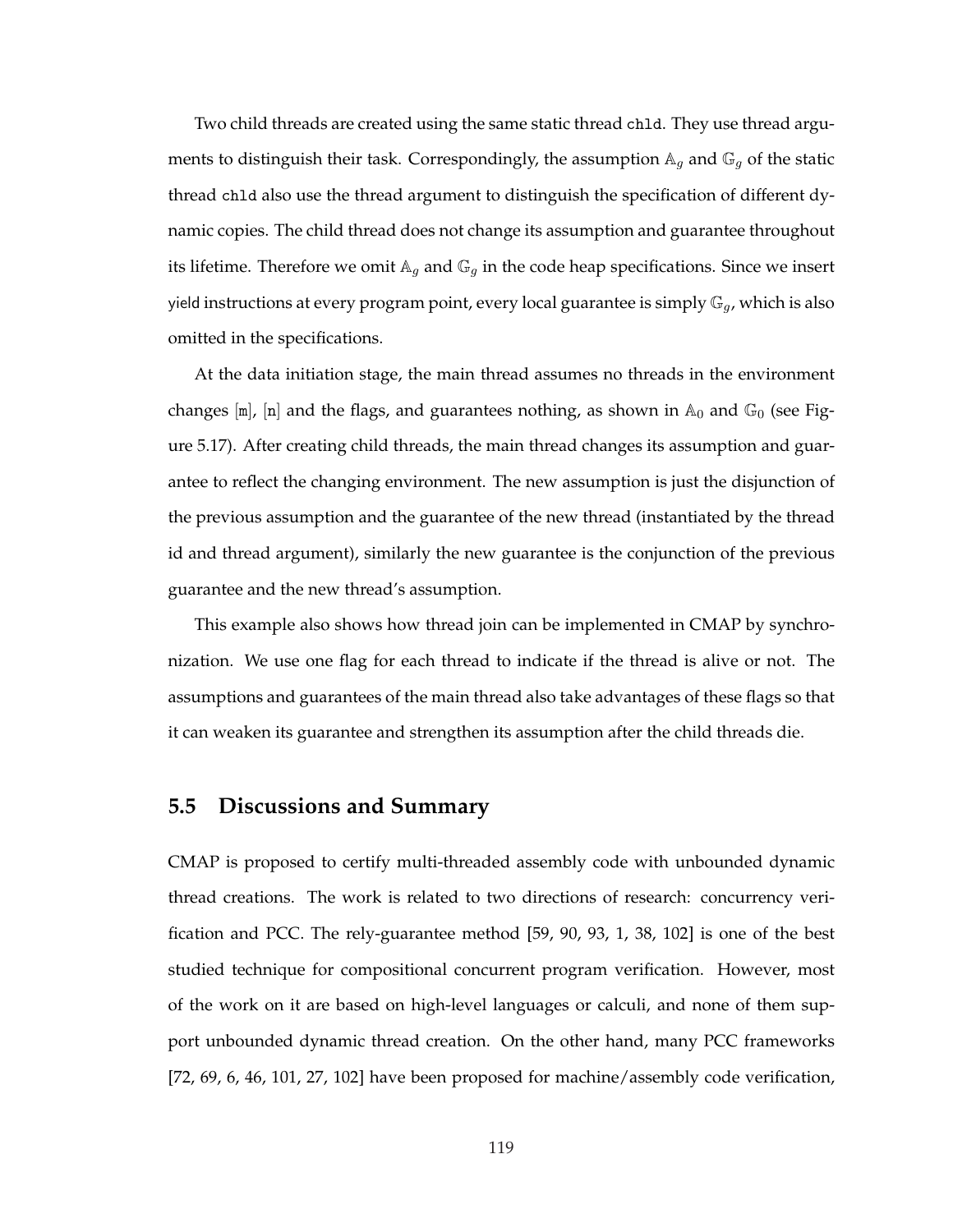Two child threads are created using the same static thread `chld`. They use thread arguments to distinguish their task. Correspondingly, the assumption $\mathbb{A}_g$ and $\mathbb{G}_g$ of the static thread `chld` also use the thread argument to distinguish the specification of different dynamic copies. The child thread does not change its assumption and guarantee throughout its lifetime. Therefore we omit $\mathbb{A}_g$ and $\mathbb{G}_g$ in the code heap specifications. Since we insert yield instructions at every program point, every local guarantee is simply $\mathbb{G}_g$, which is also omitted in the specifications.

At the data initiation stage, the main thread assumes no threads in the environment changes $[\mathtt{m}]$, $[\mathtt{n}]$ and the flags, and guarantees nothing, as shown in $\mathbb{A}_0$ and $\mathbb{G}_0$ (see Figure 5.17). After creating child threads, the main thread changes its assumption and guarantee to reflect the changing environment. The new assumption is just the disjunction of the previous assumption and the guarantee of the new thread (instantiated by the thread id and thread argument), similarly the new guarantee is the conjunction of the previous guarantee and the new thread's assumption.

This example also shows how thread join can be implemented in CMAP by synchronization. We use one flag for each thread to indicate if the thread is alive or not. The assumptions and guarantees of the main thread also take advantages of these flags so that it can weaken its guarantee and strengthen its assumption after the child threads die.

## 5.5 Discussions and Summary

CMAP is proposed to certify multi-threaded assembly code with unbounded dynamic thread creations. The work is related to two directions of research: concurrency verification and PCC. The rely-guarantee method [59, 90, 93, 1, 38, 102] is one of the best studied technique for compositional concurrent program verification. However, most of the work on it are based on high-level languages or calculi, and none of them support unbounded dynamic thread creation. On the other hand, many PCC frameworks [72, 69, 6, 46, 101, 27, 102] have been proposed for machine/assembly code verification,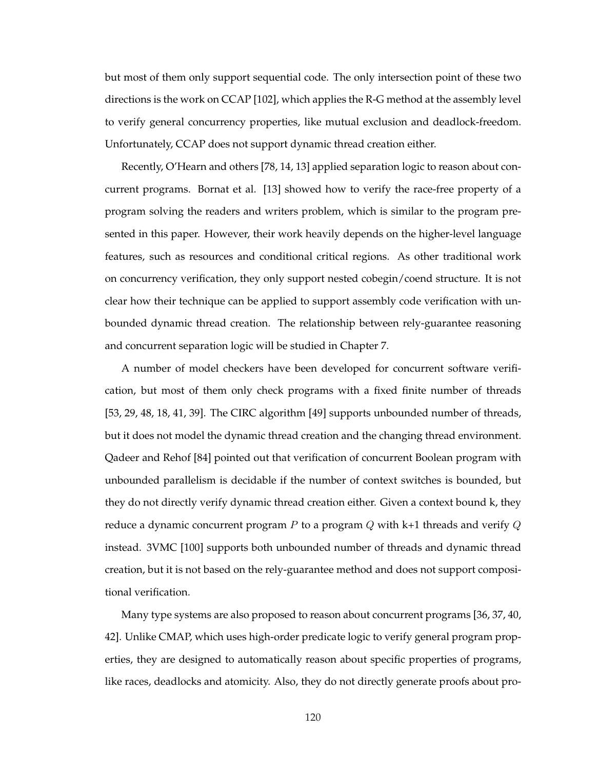but most of them only support sequential code. The only intersection point of these two directions is the work on CCAP [102], which applies the R-G method at the assembly level to verify general concurrency properties, like mutual exclusion and deadlock-freedom. Unfortunately, CCAP does not support dynamic thread creation either.

Recently, O'Hearn and others [78, 14, 13] applied separation logic to reason about concurrent programs. Bornat et al. [13] showed how to verify the race-free property of a program solving the readers and writers problem, which is similar to the program presented in this paper. However, their work heavily depends on the higher-level language features, such as resources and conditional critical regions. As other traditional work on concurrency verification, they only support nested cobegin/coend structure. It is not clear how their technique can be applied to support assembly code verification with unbounded dynamic thread creation. The relationship between rely-guarantee reasoning and concurrent separation logic will be studied in Chapter 7.

A number of model checkers have been developed for concurrent software verification, but most of them only check programs with a fixed finite number of threads [53, 29, 48, 18, 41, 39]. The CIRC algorithm [49] supports unbounded number of threads, but it does not model the dynamic thread creation and the changing thread environment. Qadeer and Rehof [84] pointed out that verification of concurrent Boolean program with unbounded parallelism is decidable if the number of context switches is bounded, but they do not directly verify dynamic thread creation either. Given a context bound k, they reduce a dynamic concurrent program $P$ to a program $Q$ with k+1 threads and verify $Q$ instead. 3VMC [100] supports both unbounded number of threads and dynamic thread creation, but it is not based on the rely-guarantee method and does not support compositional verification.

Many type systems are also proposed to reason about concurrent programs [36, 37, 40, 42]. Unlike CMAP, which uses high-order predicate logic to verify general program properties, they are designed to automatically reason about specific properties of programs, like races, deadlocks and atomicity. Also, they do not directly generate proofs about pro-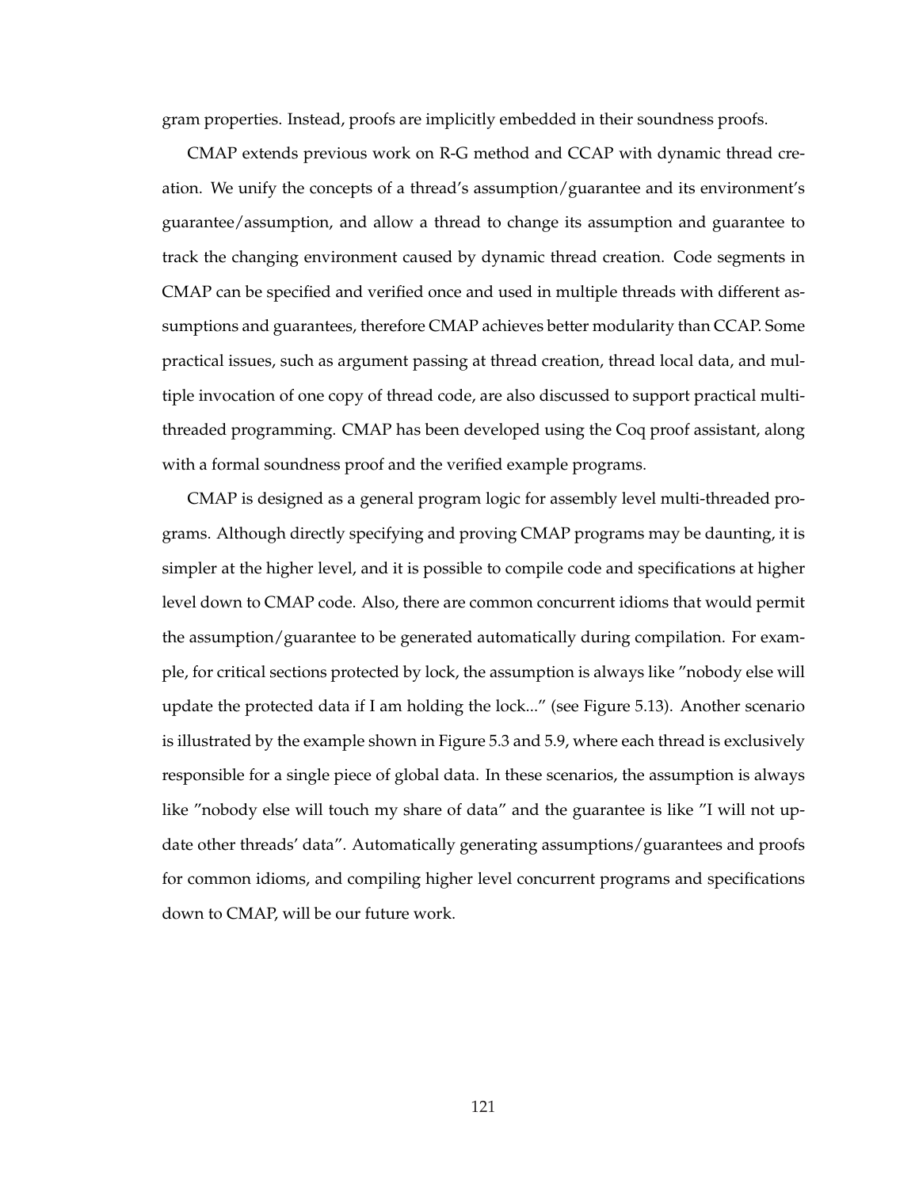gram properties. Instead, proofs are implicitly embedded in their soundness proofs.

CMAP extends previous work on R-G method and CCAP with dynamic thread creation. We unify the concepts of a thread's assumption/guarantee and its environment's guarantee/assumption, and allow a thread to change its assumption and guarantee to track the changing environment caused by dynamic thread creation. Code segments in CMAP can be specified and verified once and used in multiple threads with different assumptions and guarantees, therefore CMAP achieves better modularity than CCAP. Some practical issues, such as argument passing at thread creation, thread local data, and multiple invocation of one copy of thread code, are also discussed to support practical multi-threaded programming. CMAP has been developed using the Coq proof assistant, along with a formal soundness proof and the verified example programs.

CMAP is designed as a general program logic for assembly level multi-threaded programs. Although directly specifying and proving CMAP programs may be daunting, it is simpler at the higher level, and it is possible to compile code and specifications at higher level down to CMAP code. Also, there are common concurrent idioms that would permit the assumption/guarantee to be generated automatically during compilation. For example, for critical sections protected by lock, the assumption is always like "nobody else will update the protected data if I am holding the lock..." (see Figure 5.13). Another scenario is illustrated by the example shown in Figure 5.3 and 5.9, where each thread is exclusively responsible for a single piece of global data. In these scenarios, the assumption is always like "nobody else will touch my share of data" and the guarantee is like "I will not update other threads' data". Automatically generating assumptions/guarantees and proofs for common idioms, and compiling higher level concurrent programs and specifications down to CMAP, will be our future work.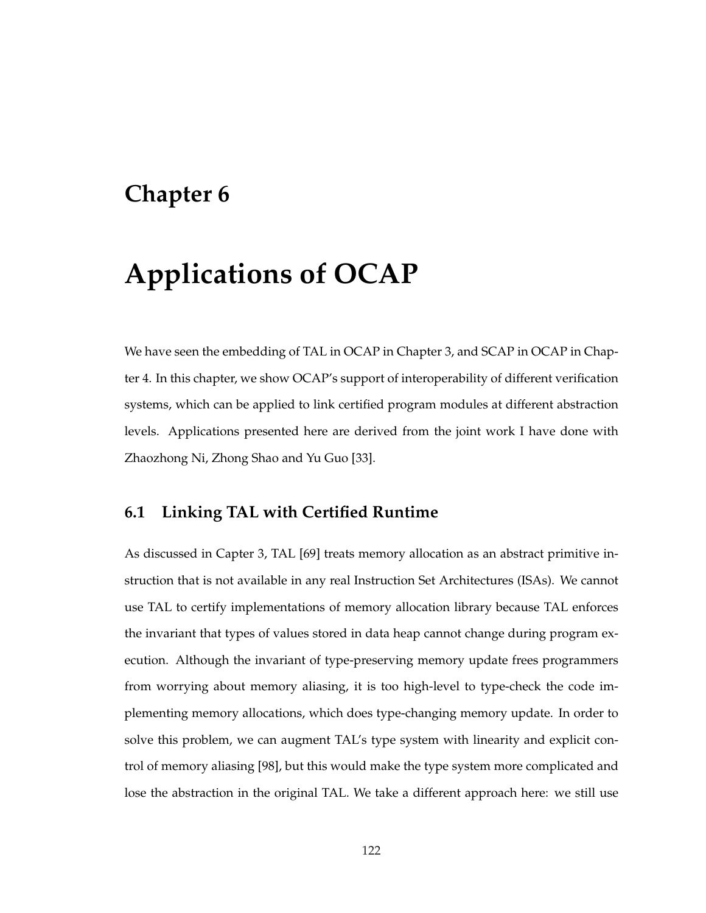# Chapter 6

# Applications of OCAP

We have seen the embedding of TAL in OCAP in Chapter 3, and SCAP in OCAP in Chapter 4. In this chapter, we show OCAP's support of interoperability of different verification systems, which can be applied to link certified program modules at different abstraction levels. Applications presented here are derived from the joint work I have done with Zhaozhong Ni, Zhong Shao and Yu Guo [33].

## 6.1 Linking TAL with Certified Runtime

As discussed in Capter 3, TAL [69] treats memory allocation as an abstract primitive instruction that is not available in any real Instruction Set Architectures (ISAs). We cannot use TAL to certify implementations of memory allocation library because TAL enforces the invariant that types of values stored in data heap cannot change during program execution. Although the invariant of type-preserving memory update frees programmers from worrying about memory aliasing, it is too high-level to type-check the code implementing memory allocations, which does type-changing memory update. In order to solve this problem, we can augment TAL's type system with linearity and explicit control of memory aliasing [98], but this would make the type system more complicated and lose the abstraction in the original TAL. We take a different approach here: we still use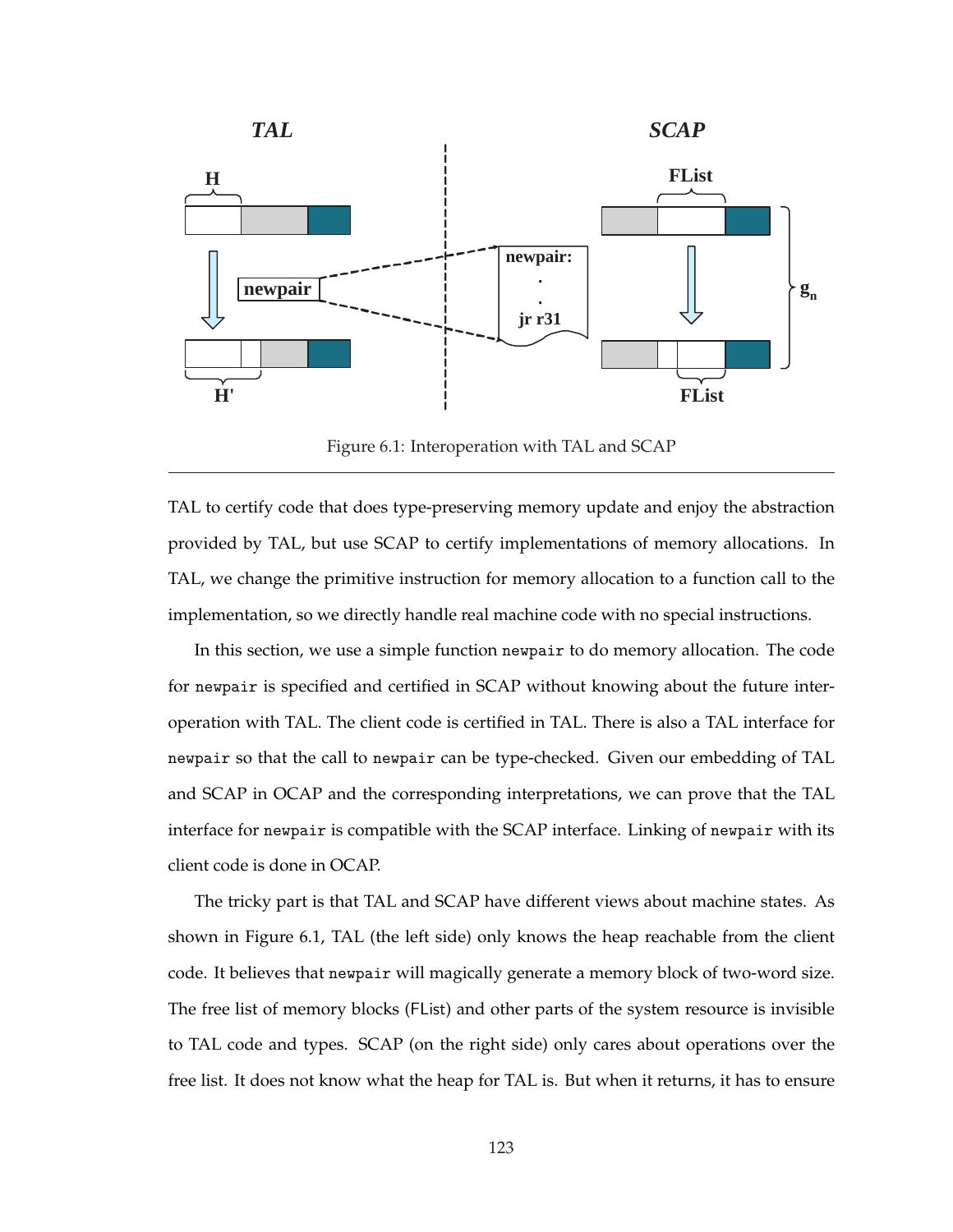Figure 6.1: Interoperation with TAL and SCAP

TAL to certify code that does type-preserving memory update and enjoy the abstraction provided by TAL, but use SCAP to certify implementations of memory allocations. In TAL, we change the primitive instruction for memory allocation to a function call to the implementation, so we directly handle real machine code with no special instructions.

In this section, we use a simple function `newpair` to do memory allocation. The code for `newpair` is specified and certified in SCAP without knowing about the future interoperation with TAL. The client code is certified in TAL. There is also a TAL interface for `newpair` so that the call to `newpair` can be type-checked. Given our embedding of TAL and SCAP in OCAP and the corresponding interpretations, we can prove that the TAL interface for `newpair` is compatible with the SCAP interface. Linking of `newpair` with its client code is done in OCAP.

The tricky part is that TAL and SCAP have different views about machine states. As shown in Figure 6.1, TAL (the left side) only knows the heap reachable from the client code. It believes that `newpair` will magically generate a memory block of two-word size. The free list of memory blocks (FList) and other parts of the system resource is invisible to TAL code and types. SCAP (on the right side) only cares about operations over the free list. It does not know what the heap for TAL is. But when it returns, it has to ensure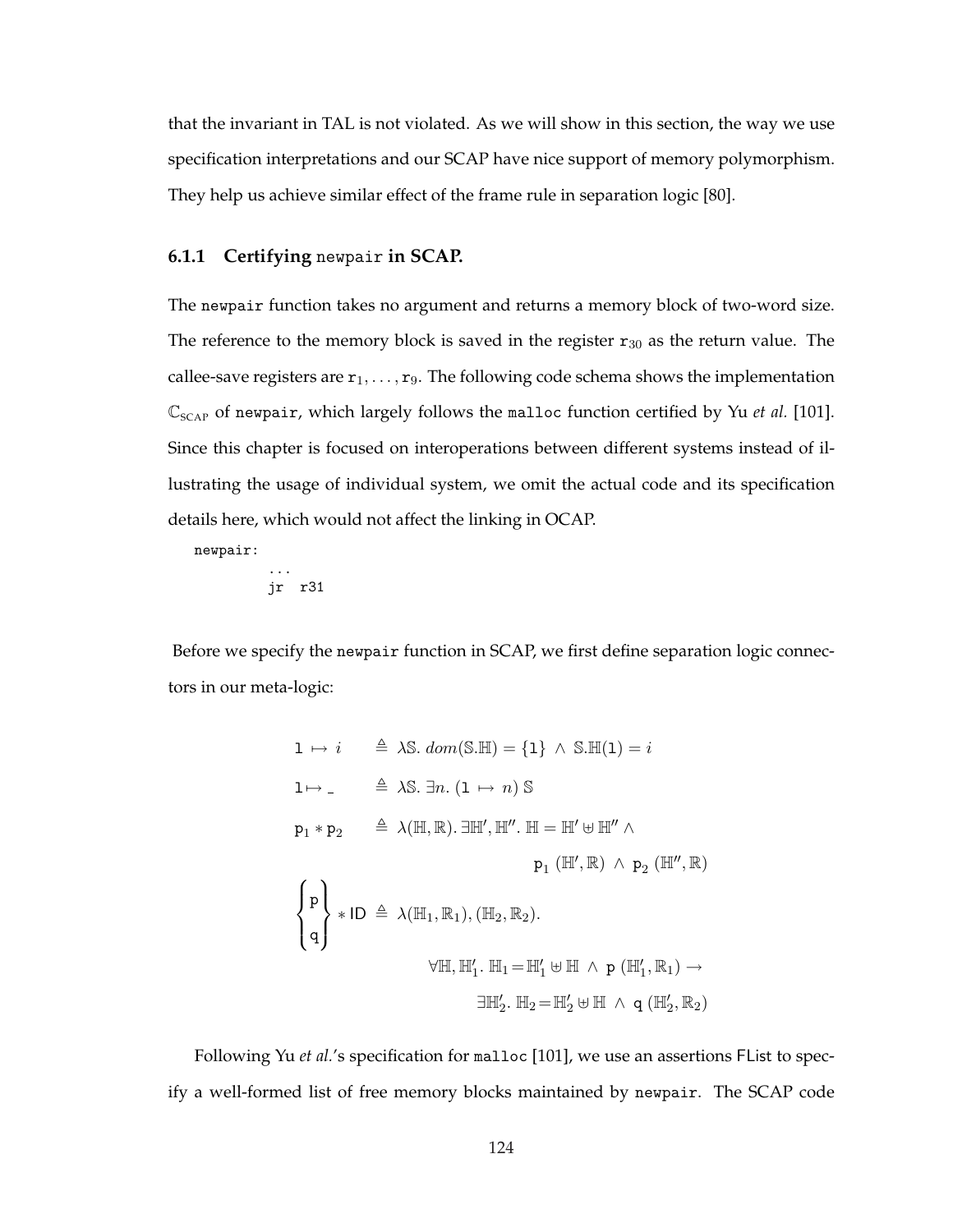that the invariant in TAL is not violated. As we will show in this section, the way we use specification interpretations and our SCAP have nice support of memory polymorphism. They help us achieve similar effect of the frame rule in separation logic [80].

### 6.1.1 Certifying `newpair` in SCAP.

The `newpair` function takes no argument and returns a memory block of two-word size. The reference to the memory block is saved in the register $\mathtt{r}_{30}$ as the return value. The callee-save registers are $\mathtt{r}_1, \ldots, \mathtt{r}_9$. The following code schema shows the implementation $\mathbb{C}_{\text{SCAP}}$ of `newpair`, which largely follows the `malloc` function certified by Yu *et al.* [101]. Since this chapter is focused on interoperations between different systems instead of illustrating the usage of individual system, we omit the actual code and its specification details here, which would not affect the linking in OCAP.

```
newpair:
        ...
        jr  r31
```

Before we specify the `newpair` function in SCAP, we first define separation logic connectors in our meta-logic:

$$
\begin{array}{lcl}
\mathtt{l} \mapsto i & \triangleq & \lambda \mathbb{S}.\ dom(\mathbb{S}.\mathbb{H}) = \{\mathtt{l}\} \ \wedge\ \mathbb{S}.\mathbb{H}(\mathtt{l}) = i \\
\mathtt{l} \mapsto \_ & \triangleq & \lambda \mathbb{S}.\ \exists n.\ (\mathtt{l} \mapsto n)\ \mathbb{S} \\
\mathtt{p}_1 * \mathtt{p}_2 & \triangleq & \lambda(\mathbb{H}, \mathbb{R}).\ \exists \mathbb{H}', \mathbb{H}''.\ \mathbb{H} = \mathbb{H}' \uplus \mathbb{H}'' \ \wedge \\
& & \qquad\qquad \mathtt{p}_1\ (\mathbb{H}', \mathbb{R}) \ \wedge\ \mathtt{p}_2\ (\mathbb{H}'', \mathbb{R}) \\
\begin{Bmatrix} \mathtt{p} \\ \mathtt{q} \end{Bmatrix} * \mathsf{ID} & \triangleq & \lambda(\mathbb{H}_1, \mathbb{R}_1), (\mathbb{H}_2, \mathbb{R}_2). \\
& & \qquad \forall \mathbb{H}, \mathbb{H}_1'.\ \mathbb{H}_1 = \mathbb{H}_1' \uplus \mathbb{H} \ \wedge\ \mathtt{p}\ (\mathbb{H}_1', \mathbb{R}_1) \rightarrow \\
& & \qquad\qquad \exists \mathbb{H}_2'.\ \mathbb{H}_2 = \mathbb{H}_2' \uplus \mathbb{H} \ \wedge\ \mathtt{q}\ (\mathbb{H}_2', \mathbb{R}_2)
\end{array}
$$

Following Yu *et al.*'s specification for `malloc` [101], we use an assertions FList to specify a well-formed list of free memory blocks maintained by `newpair`. The SCAP code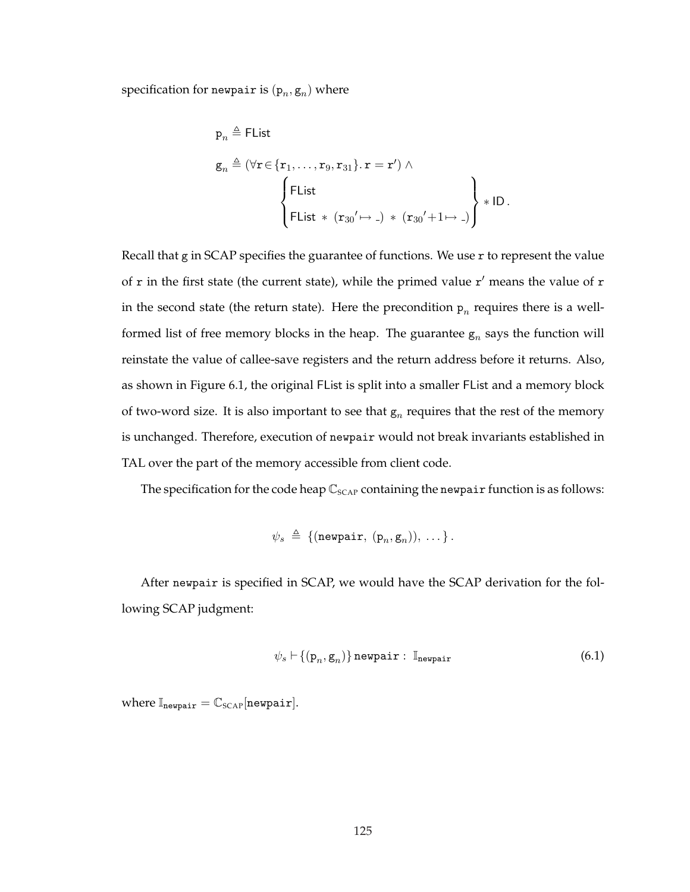specification for `newpair` is $(\mathtt{p}_n, \mathtt{g}_n)$ where

$$
\begin{aligned}
\mathtt{p}_n &\triangleq \mathsf{FList} \\
\mathtt{g}_n &\triangleq (\forall \mathtt{r} \in \{\mathtt{r}_1, \ldots, \mathtt{r}_9, \mathtt{r}_{31}\}.\, \mathtt{r} = \mathtt{r}') \wedge \\
&\qquad \left\{ \begin{array}{l} \mathsf{FList} \\ \mathsf{FList} \, * \, (\mathtt{r}_{30}{}' \mapsto \_) \, * \, (\mathtt{r}_{30}{}' {+} 1 \mapsto \_) \end{array} \right\} * \mathsf{ID}\,.
\end{aligned}
$$

Recall that g in SCAP specifies the guarantee of functions. We use r to represent the value of r in the first state (the current state), while the primed value r′ means the value of r in the second state (the return state). Here the precondition $\mathtt{p}_n$ requires there is a well-formed list of free memory blocks in the heap. The guarantee $\mathtt{g}_n$ says the function will reinstate the value of callee-save registers and the return address before it returns. Also, as shown in Figure 6.1, the original FList is split into a smaller FList and a memory block of two-word size. It is also important to see that $\mathtt{g}_n$ requires that the rest of the memory is unchanged. Therefore, execution of `newpair` would not break invariants established in TAL over the part of the memory accessible from client code.

The specification for the code heap $\mathbb{C}_{\text{SCAP}}$ containing the `newpair` function is as follows:

$$
\psi_s \;\triangleq\; \{(\mathtt{newpair},\ (\mathtt{p}_n, \mathtt{g}_n)),\ \ldots\}\,.
$$

After `newpair` is specified in SCAP, we would have the SCAP derivation for the following SCAP judgment:

$$
\psi_s \vdash \{(\mathtt{p}_n, \mathtt{g}_n)\}\, \mathtt{newpair} : \ \mathbb{I}_{\mathtt{newpair}} \tag{6.1}
$$

where $\mathbb{I}_{\mathtt{newpair}} = \mathbb{C}_{\text{SCAP}}[\mathtt{newpair}]$.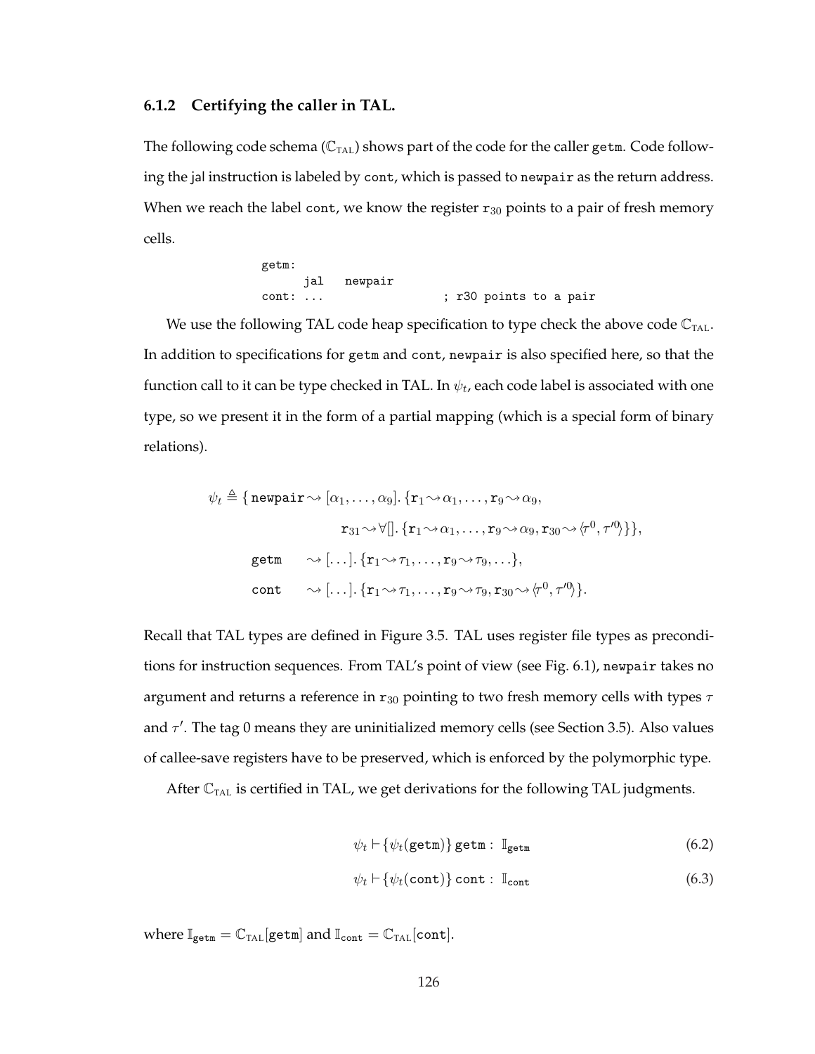### 6.1.2 Certifying the caller in TAL.

The following code schema ($\mathbb{C}_{\text{TAL}}$) shows part of the code for the caller `getm`. Code following the jal instruction is labeled by `cont`, which is passed to `newpair` as the return address. When we reach the label `cont`, we know the register $\mathtt{r}_{30}$ points to a pair of fresh memory cells.

```
getm:
      jal   newpair
cont: ...                 ; r30 points to a pair
```

We use the following TAL code heap specification to type check the above code $\mathbb{C}_{\text{TAL}}$. In addition to specifications for `getm` and `cont`, `newpair` is also specified here, so that the function call to it can be type checked in TAL. In $\psi_t$, each code label is associated with one type, so we present it in the form of a partial mapping (which is a special form of binary relations).

$$
\begin{aligned}
\psi_t \triangleq \{\, & \mathtt{newpair} \rightsquigarrow [\alpha_1, \ldots, \alpha_9].\, \{\mathtt{r}_1 \rightsquigarrow \alpha_1, \ldots, \mathtt{r}_9 \rightsquigarrow \alpha_9, \\
& \qquad\qquad \mathtt{r}_{31} \rightsquigarrow \forall[].\, \{\mathtt{r}_1 \rightsquigarrow \alpha_1, \ldots, \mathtt{r}_9 \rightsquigarrow \alpha_9, \mathtt{r}_{30} \rightsquigarrow \langle \tau^0, \tau'^0 \rangle\}\}, \\
& \mathtt{getm} \quad\; \rightsquigarrow [\ldots].\, \{\mathtt{r}_1 \rightsquigarrow \tau_1, \ldots, \mathtt{r}_9 \rightsquigarrow \tau_9, \ldots\}, \\
& \mathtt{cont} \quad\; \rightsquigarrow [\ldots].\, \{\mathtt{r}_1 \rightsquigarrow \tau_1, \ldots, \mathtt{r}_9 \rightsquigarrow \tau_9, \mathtt{r}_{30} \rightsquigarrow \langle \tau^0, \tau'^0 \rangle\}.
\end{aligned}
$$

Recall that TAL types are defined in Figure 3.5. TAL uses register file types as preconditions for instruction sequences. From TAL's point of view (see Fig. 6.1), `newpair` takes no argument and returns a reference in $\mathtt{r}_{30}$ pointing to two fresh memory cells with types $\tau$ and $\tau'$. The tag 0 means they are uninitialized memory cells (see Section 3.5). Also values of callee-save registers have to be preserved, which is enforced by the polymorphic type.

After $\mathbb{C}_{\text{TAL}}$ is certified in TAL, we get derivations for the following TAL judgments.

$$
\psi_t \vdash \{\psi_t(\mathtt{getm})\}\, \mathtt{getm} : \, \mathbb{I}_{\mathtt{getm}} \tag{6.2}
$$

$$
\psi_t \vdash \{\psi_t(\mathtt{cont})\}\, \mathtt{cont} : \, \mathbb{I}_{\mathtt{cont}} \tag{6.3}
$$

where $\mathbb{I}_{\mathtt{getm}} = \mathbb{C}_{\text{TAL}}[\mathtt{getm}]$ and $\mathbb{I}_{\mathtt{cont}} = \mathbb{C}_{\text{TAL}}[\mathtt{cont}]$.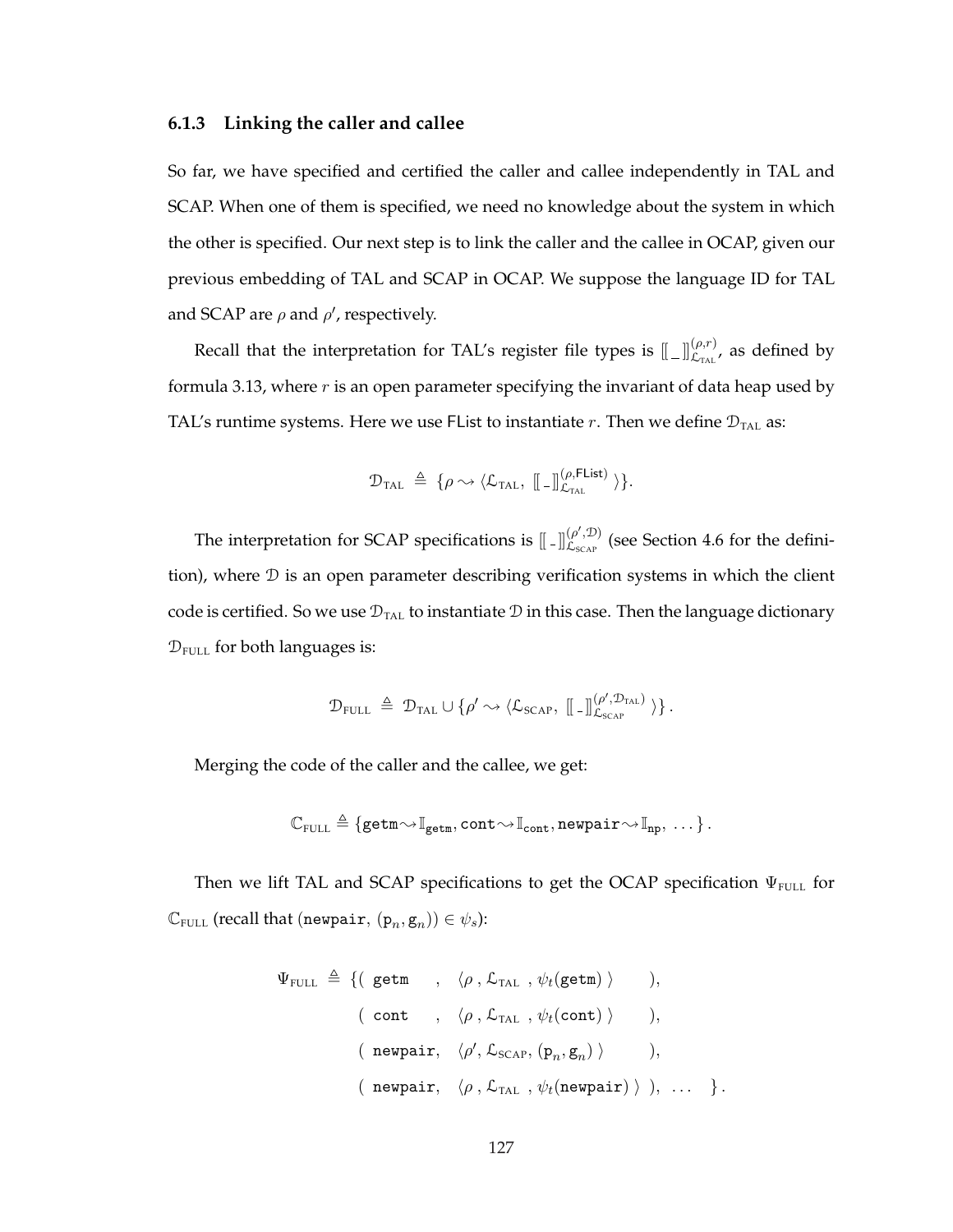### 6.1.3 Linking the caller and callee

So far, we have specified and certified the caller and callee independently in TAL and SCAP. When one of them is specified, we need no knowledge about the system in which the other is specified. Our next step is to link the caller and the callee in OCAP, given our previous embedding of TAL and SCAP in OCAP. We suppose the language ID for TAL and SCAP are $\rho$ and $\rho'$, respectively.

Recall that the interpretation for TAL's register file types is $[\![\_]\!]^{(\rho,r)}_{\mathcal{L}_{\text{TAL}}}$, as defined by formula 3.13, where $r$ is an open parameter specifying the invariant of data heap used by TAL's runtime systems. Here we use $\mathsf{FList}$ to instantiate $r$. Then we define $\mathcal{D}_{\text{TAL}}$ as:

$$\mathcal{D}_{\text{TAL}} \triangleq \{\rho \rightsquigarrow \langle \mathcal{L}_{\text{TAL}},\ [\![\_]\!]^{(\rho,\mathsf{FList})}_{\mathcal{L}_{\text{TAL}}} \rangle\}.$$

The interpretation for SCAP specifications is $[\![\_]\!]^{(\rho',\mathcal{D})}_{\mathcal{L}_{\text{SCAP}}}$ (see Section 4.6 for the definition), where $\mathcal{D}$ is an open parameter describing verification systems in which the client code is certified. So we use $\mathcal{D}_{\text{TAL}}$ to instantiate $\mathcal{D}$ in this case. Then the language dictionary $\mathcal{D}_{\text{FULL}}$ for both languages is:

$$\mathcal{D}_{\text{FULL}} \triangleq \mathcal{D}_{\text{TAL}} \cup \{\rho' \rightsquigarrow \langle \mathcal{L}_{\text{SCAP}},\ [\![\_]\!]^{(\rho',\mathcal{D}_{\text{TAL}})}_{\mathcal{L}_{\text{SCAP}}} \rangle\}\,.$$

Merging the code of the caller and the callee, we get:

$$\mathbb{C}_{\text{FULL}} \triangleq \{\mathtt{getm} \rightsquigarrow \mathbb{I}_{\mathtt{getm}}, \mathtt{cont} \rightsquigarrow \mathbb{I}_{\mathtt{cont}}, \mathtt{newpair} \rightsquigarrow \mathbb{I}_{\mathtt{np}},\ \ldots\}\,.$$

Then we lift TAL and SCAP specifications to get the OCAP specification $\Psi_{\text{FULL}}$ for $\mathbb{C}_{\text{FULL}}$ (recall that $(\mathtt{newpair},\ (\mathtt{p}_n, \mathtt{g}_n)) \in \psi_s$):

$$\begin{aligned}
\Psi_{\text{FULL}} \triangleq \{ & (\ \mathtt{getm}\ ,\ \langle \rho\ , \mathcal{L}_{\text{TAL}}\ , \psi_t(\mathtt{getm}) \rangle\ ),\\
& (\ \mathtt{cont}\ ,\ \langle \rho\ , \mathcal{L}_{\text{TAL}}\ , \psi_t(\mathtt{cont}) \rangle\ ),\\
& (\ \mathtt{newpair},\ \langle \rho', \mathcal{L}_{\text{SCAP}}, (\mathtt{p}_n, \mathtt{g}_n) \rangle\ ),\\
& (\ \mathtt{newpair},\ \langle \rho\ , \mathcal{L}_{\text{TAL}}\ , \psi_t(\mathtt{newpair}) \rangle\ ),\ \ldots\ \}\,.
\end{aligned}$$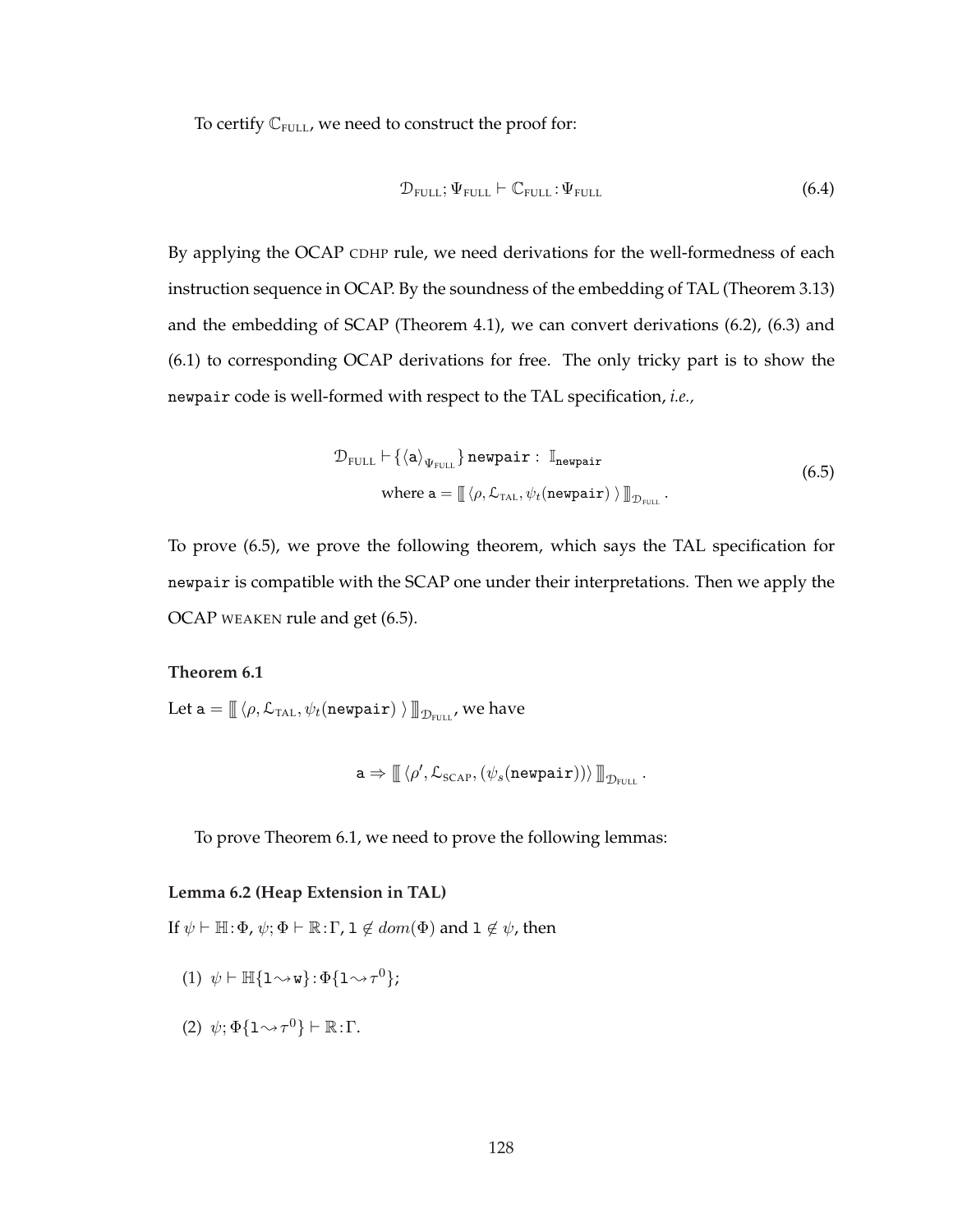To certify $\mathbb{C}_{\text{FULL}}$, we need to construct the proof for:

$$\mathcal{D}_{\text{FULL}}; \Psi_{\text{FULL}} \vdash \mathbb{C}_{\text{FULL}} : \Psi_{\text{FULL}} \tag{6.4}$$

By applying the OCAP CDHP rule, we need derivations for the well-formedness of each instruction sequence in OCAP. By the soundness of the embedding of TAL (Theorem 3.13) and the embedding of SCAP (Theorem 4.1), we can convert derivations (6.2), (6.3) and (6.1) to corresponding OCAP derivations for free. The only tricky part is to show the `newpair` code is well-formed with respect to the TAL specification, *i.e.,*

$$\begin{array}{c} \mathcal{D}_{\text{FULL}} \vdash \{\langle \mathtt{a} \rangle_{\Psi_{\text{FULL}}}\}\, \mathtt{newpair} : \mathbb{I}_{\mathtt{newpair}} \\ \text{where } \mathtt{a} = [\![\, \langle \rho, \mathcal{L}_{\text{TAL}}, \psi_t(\mathtt{newpair}) \,\rangle \,]\!]_{\mathcal{D}_{\text{FULL}}} . \end{array} \tag{6.5}$$

To prove (6.5), we prove the following theorem, which says the TAL specification for `newpair` is compatible with the SCAP one under their interpretations. Then we apply the OCAP WEAKEN rule and get (6.5).

**Theorem 6.1**

Let $\mathtt{a} = [\![\, \langle \rho, \mathcal{L}_{\text{TAL}}, \psi_t(\mathtt{newpair}) \,\rangle \,]\!]_{\mathcal{D}_{\text{FULL}}}$, we have

$$\mathtt{a} \Rightarrow [\![\, \langle \rho', \mathcal{L}_{\text{SCAP}}, (\psi_s(\mathtt{newpair})) \rangle \,]\!]_{\mathcal{D}_{\text{FULL}}} .$$

To prove Theorem 6.1, we need to prove the following lemmas:

**Lemma 6.2 (Heap Extension in TAL)**

If $\psi \vdash \mathbb{H} : \Phi$, $\psi; \Phi \vdash \mathbb{R} : \Gamma$, $\mathtt{l} \notin dom(\Phi)$ and $\mathtt{l} \notin \psi$, then

(1) $\psi \vdash \mathbb{H}\{\mathtt{l} \rightsquigarrow \mathtt{w}\} : \Phi\{\mathtt{l} \rightsquigarrow \tau^0\}$;

(2) $\psi; \Phi\{\mathtt{l} \rightsquigarrow \tau^0\} \vdash \mathbb{R} : \Gamma$.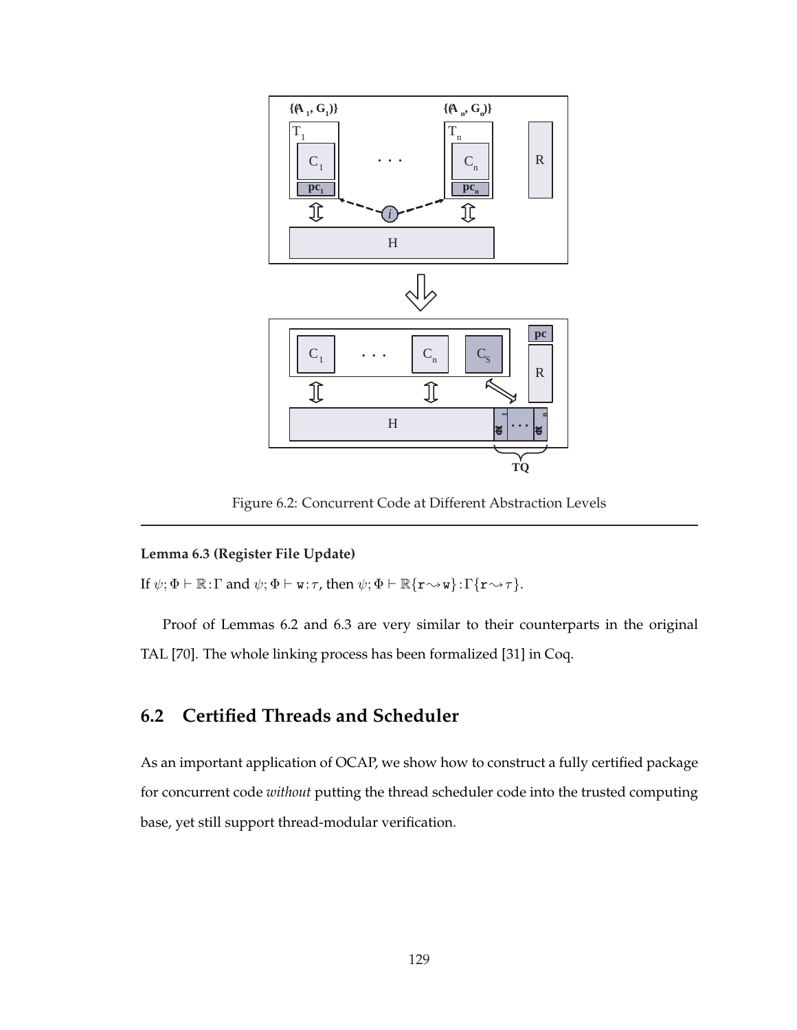Figure 6.2: Concurrent Code at Different Abstraction Levels

**Lemma 6.3 (Register File Update)**

If $\psi;\Phi \vdash \mathbb{R} : \Gamma$ and $\psi;\Phi \vdash \mathtt{w} : \tau$, then $\psi;\Phi \vdash \mathbb{R}\{\mathtt{r} \rightsquigarrow \mathtt{w}\} : \Gamma\{\mathtt{r} \rightsquigarrow \tau\}$.

Proof of Lemmas 6.2 and 6.3 are very similar to their counterparts in the original TAL [70]. The whole linking process has been formalized [31] in Coq.

## 6.2 Certified Threads and Scheduler

As an important application of OCAP, we show how to construct a fully certified package for concurrent code *without* putting the thread scheduler code into the trusted computing base, yet still support thread-modular verification.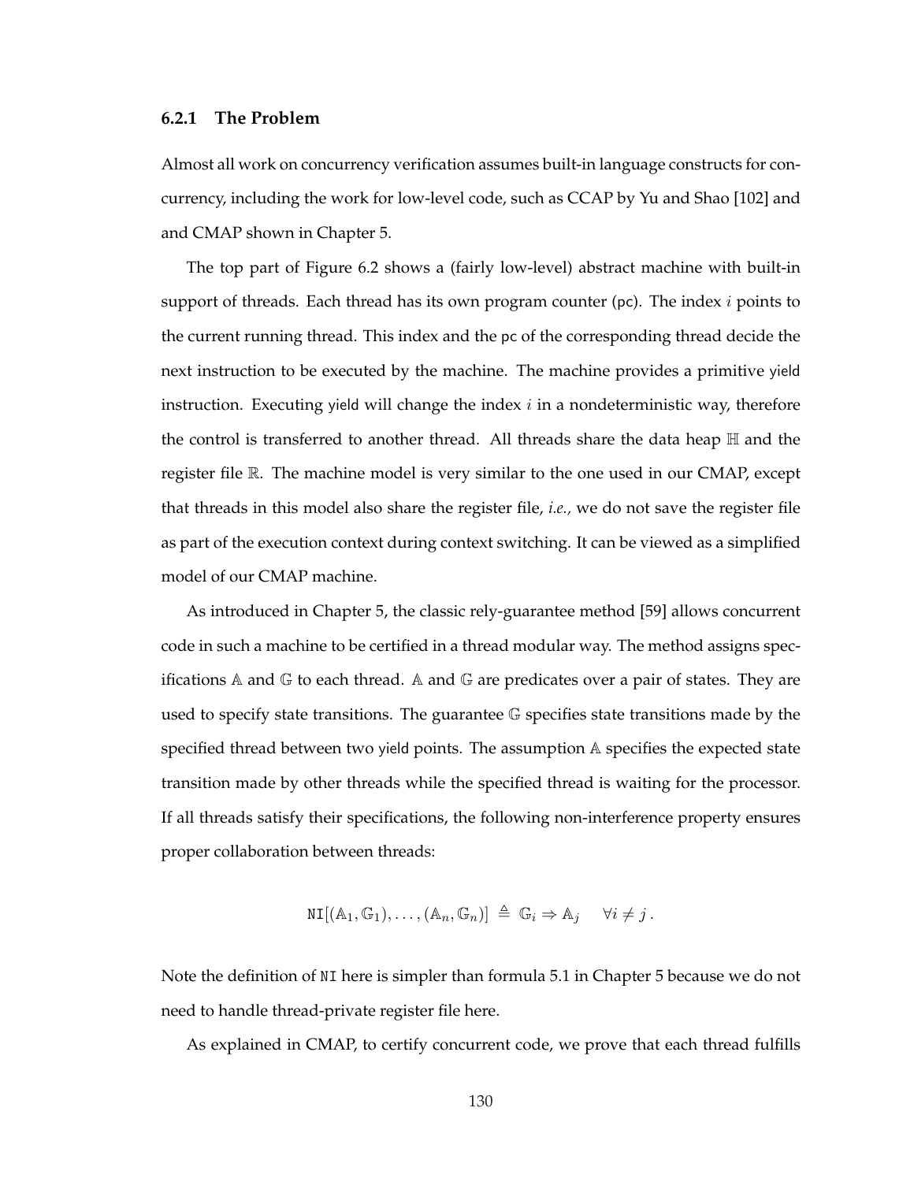### 6.2.1 The Problem

Almost all work on concurrency verification assumes built-in language constructs for concurrency, including the work for low-level code, such as CCAP by Yu and Shao [102] and and CMAP shown in Chapter 5.

The top part of Figure 6.2 shows a (fairly low-level) abstract machine with built-in support of threads. Each thread has its own program counter (pc). The index $i$ points to the current running thread. This index and the pc of the corresponding thread decide the next instruction to be executed by the machine. The machine provides a primitive yield instruction. Executing yield will change the index $i$ in a nondeterministic way, therefore the control is transferred to another thread. All threads share the data heap $\mathbb{H}$ and the register file $\mathbb{R}$. The machine model is very similar to the one used in our CMAP, except that threads in this model also share the register file, *i.e.,* we do not save the register file as part of the execution context during context switching. It can be viewed as a simplified model of our CMAP machine.

As introduced in Chapter 5, the classic rely-guarantee method [59] allows concurrent code in such a machine to be certified in a thread modular way. The method assigns specifications $\mathbb{A}$ and $\mathbb{G}$ to each thread. $\mathbb{A}$ and $\mathbb{G}$ are predicates over a pair of states. They are used to specify state transitions. The guarantee $\mathbb{G}$ specifies state transitions made by the specified thread between two yield points. The assumption $\mathbb{A}$ specifies the expected state transition made by other threads while the specified thread is waiting for the processor. If all threads satisfy their specifications, the following non-interference property ensures proper collaboration between threads:

$$\mathtt{NI}[(\mathbb{A}_1, \mathbb{G}_1), \ldots, (\mathbb{A}_n, \mathbb{G}_n)] \triangleq \mathbb{G}_i \Rightarrow \mathbb{A}_j \quad \forall i \neq j\,.$$

Note the definition of NI here is simpler than formula 5.1 in Chapter 5 because we do not need to handle thread-private register file here.

As explained in CMAP, to certify concurrent code, we prove that each thread fulfills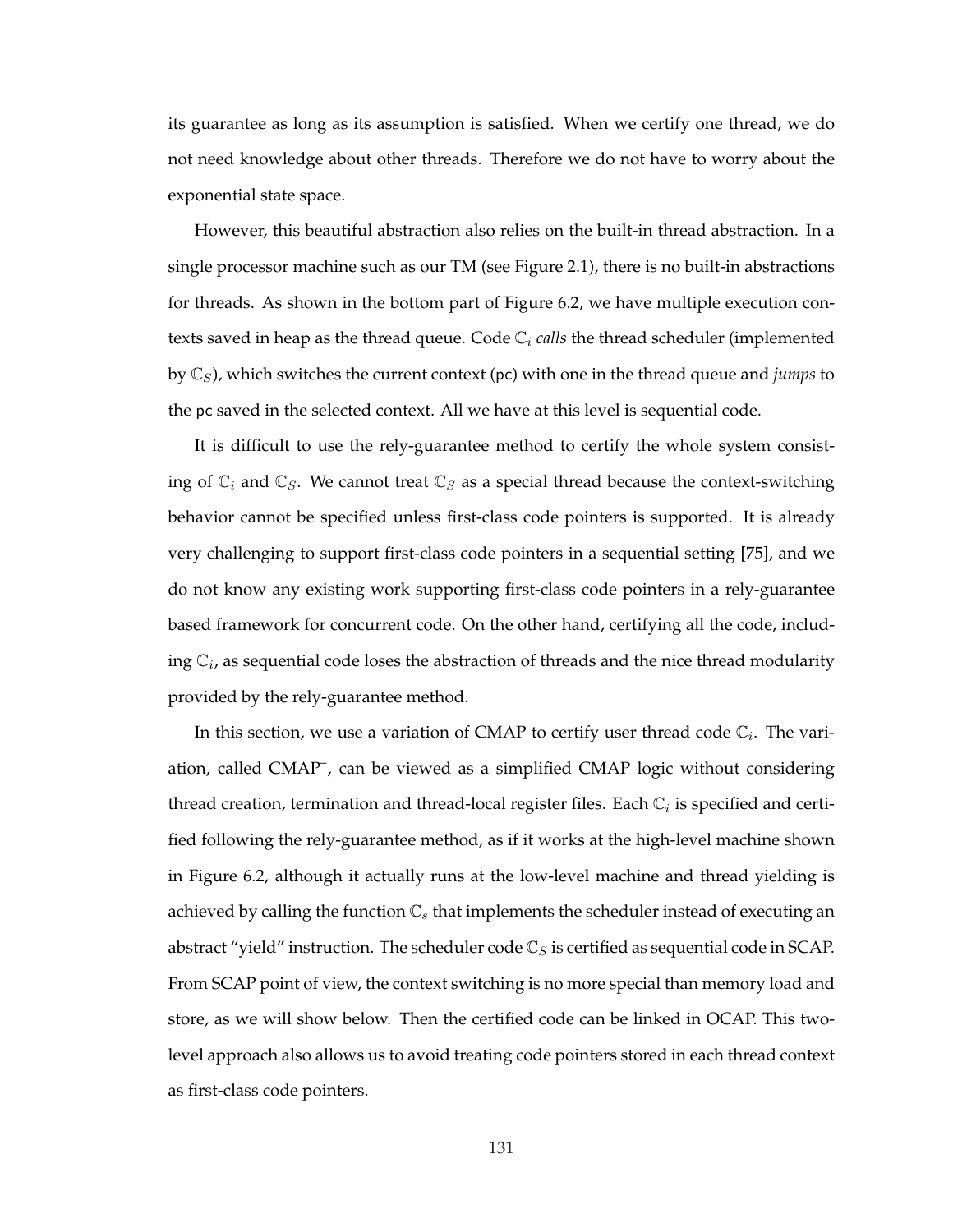its guarantee as long as its assumption is satisfied. When we certify one thread, we do not need knowledge about other threads. Therefore we do not have to worry about the exponential state space.

However, this beautiful abstraction also relies on the built-in thread abstraction. In a single processor machine such as our TM (see Figure 2.1), there is no built-in abstractions for threads. As shown in the bottom part of Figure 6.2, we have multiple execution contexts saved in heap as the thread queue. Code $\mathbb{C}_i$ *calls* the thread scheduler (implemented by $\mathbb{C}_S$), which switches the current context (pc) with one in the thread queue and *jumps* to the pc saved in the selected context. All we have at this level is sequential code.

It is difficult to use the rely-guarantee method to certify the whole system consisting of $\mathbb{C}_i$ and $\mathbb{C}_S$. We cannot treat $\mathbb{C}_S$ as a special thread because the context-switching behavior cannot be specified unless first-class code pointers is supported. It is already very challenging to support first-class code pointers in a sequential setting [75], and we do not know any existing work supporting first-class code pointers in a rely-guarantee based framework for concurrent code. On the other hand, certifying all the code, including $\mathbb{C}_i$, as sequential code loses the abstraction of threads and the nice thread modularity provided by the rely-guarantee method.

In this section, we use a variation of CMAP to certify user thread code $\mathbb{C}_i$. The variation, called CMAP$^{-}$, can be viewed as a simplified CMAP logic without considering thread creation, termination and thread-local register files. Each $\mathbb{C}_i$ is specified and certified following the rely-guarantee method, as if it works at the high-level machine shown in Figure 6.2, although it actually runs at the low-level machine and thread yielding is achieved by calling the function $\mathbb{C}_s$ that implements the scheduler instead of executing an abstract "yield" instruction. The scheduler code $\mathbb{C}_S$ is certified as sequential code in SCAP. From SCAP point of view, the context switching is no more special than memory load and store, as we will show below. Then the certified code can be linked in OCAP. This two-level approach also allows us to avoid treating code pointers stored in each thread context as first-class code pointers.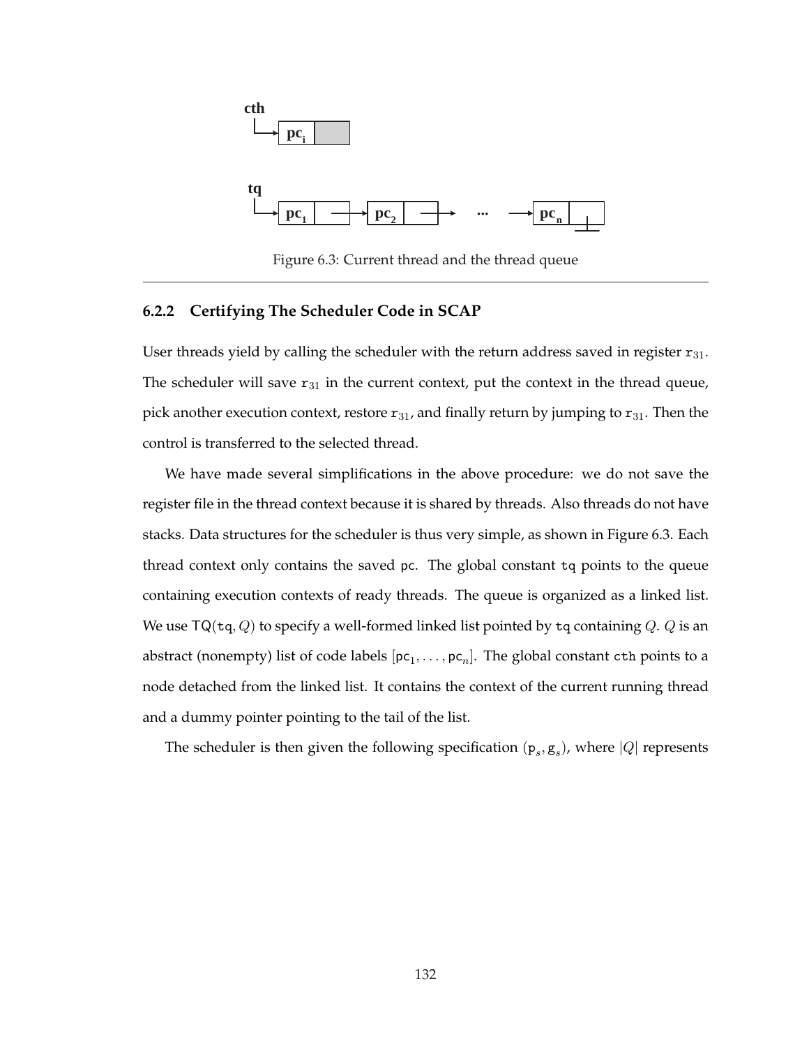Figure 6.3: Current thread and the thread queue

### 6.2.2 Certifying The Scheduler Code in SCAP

User threads yield by calling the scheduler with the return address saved in register $\mathtt{r}_{31}$. The scheduler will save $\mathtt{r}_{31}$ in the current context, put the context in the thread queue, pick another execution context, restore $\mathtt{r}_{31}$, and finally return by jumping to $\mathtt{r}_{31}$. Then the control is transferred to the selected thread.

We have made several simplifications in the above procedure: we do not save the register file in the thread context because it is shared by threads. Also threads do not have stacks. Data structures for the scheduler is thus very simple, as shown in Figure 6.3. Each thread context only contains the saved `pc`. The global constant `tq` points to the queue containing execution contexts of ready threads. The queue is organized as a linked list. We use $\mathsf{TQ}(\mathtt{tq}, Q)$ to specify a well-formed linked list pointed by `tq` containing $Q$. $Q$ is an abstract (nonempty) list of code labels $[\mathtt{pc}_1, \ldots, \mathtt{pc}_n]$. The global constant `cth` points to a node detached from the linked list. It contains the context of the current running thread and a dummy pointer pointing to the tail of the list.

The scheduler is then given the following specification $(\mathtt{p}_s, \mathtt{g}_s)$, where $|Q|$ represents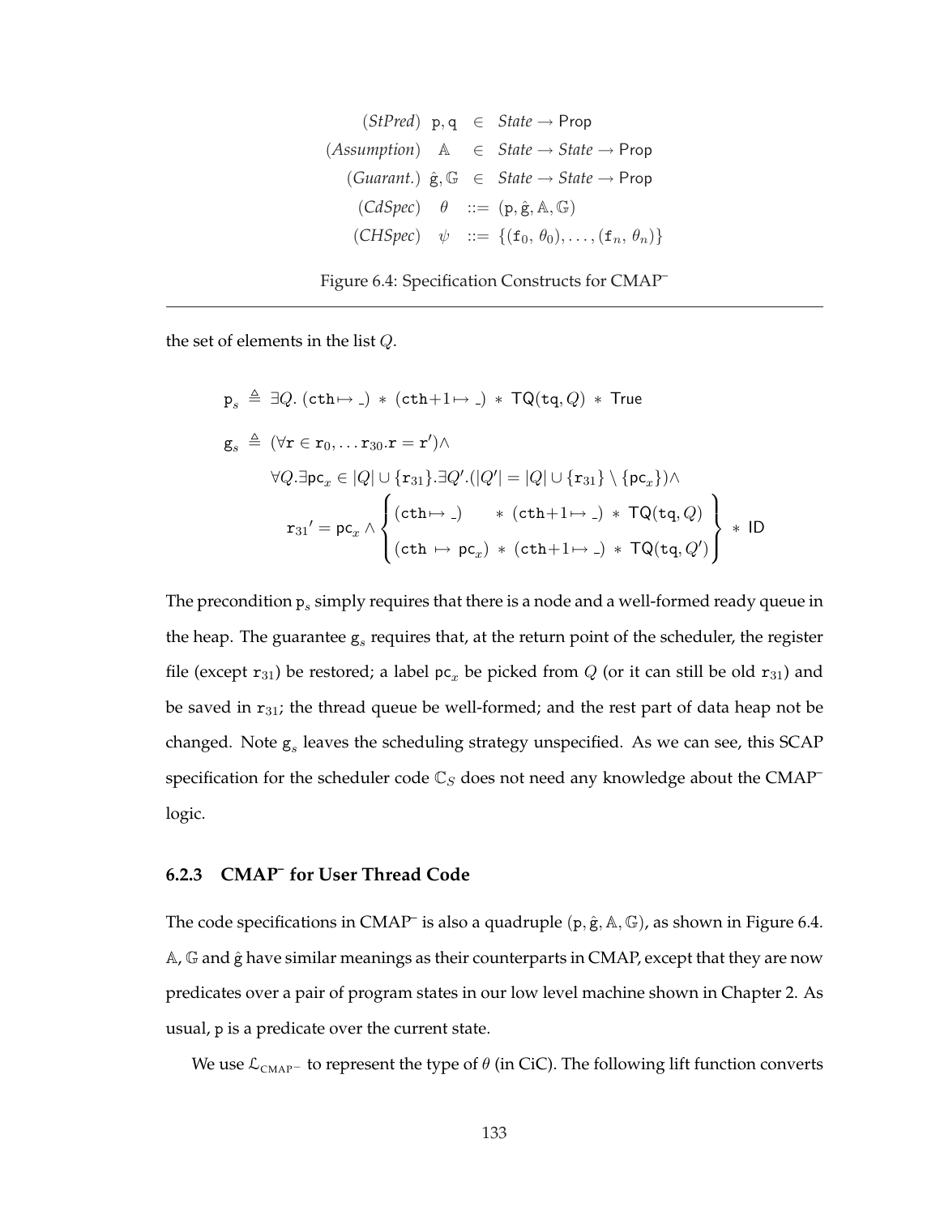$$
\begin{array}{lrcl}
(\mathit{StPred}) & \mathtt{p}, \mathtt{q} & \in & \mathit{State} \rightarrow \mathsf{Prop} \\
(\mathit{Assumption}) & \mathbb{A} & \in & \mathit{State} \rightarrow \mathit{State} \rightarrow \mathsf{Prop} \\
(\mathit{Guarant.}) & \hat{\mathtt{g}}, \mathbb{G} & \in & \mathit{State} \rightarrow \mathit{State} \rightarrow \mathsf{Prop} \\
(\mathit{CdSpec}) & \theta & ::= & (\mathtt{p}, \hat{\mathtt{g}}, \mathbb{A}, \mathbb{G}) \\
(\mathit{CHSpec}) & \psi & ::= & \{(\mathtt{f}_0, \theta_0), \ldots, (\mathtt{f}_n, \theta_n)\}
\end{array}
$$

Figure 6.4: Specification Constructs for CMAP⁻

the set of elements in the list $Q$.

$$
\mathtt{p}_s \triangleq \exists Q.\, (\mathtt{cth} \mapsto \_) \ast (\mathtt{cth}{+}1 \mapsto \_) \ast \mathsf{TQ}(\mathtt{tq}, Q) \ast \mathsf{True}
$$

$$
\begin{array}{rl}
\mathtt{g}_s \triangleq & (\forall \mathtt{r} \in \mathtt{r}_0, \ldots \mathtt{r}_{30}.\mathtt{r} = \mathtt{r}') \wedge \\
& \forall Q. \exists \mathsf{pc}_x \in |Q| \cup \{\mathtt{r}_{31}\}. \exists Q'.(|Q'| = |Q| \cup \{\mathtt{r}_{31}\} \setminus \{\mathsf{pc}_x\}) \wedge \\
& \quad \mathtt{r}_{31}{}' = \mathsf{pc}_x \wedge \left\{ \begin{array}{l} (\mathtt{cth} \mapsto \_) \quad\quad \ast\ (\mathtt{cth}{+}1 \mapsto \_) \ast \mathsf{TQ}(\mathtt{tq}, Q) \\ (\mathtt{cth} \mapsto \mathsf{pc}_x) \ast (\mathtt{cth}{+}1 \mapsto \_) \ast \mathsf{TQ}(\mathtt{tq}, Q') \end{array} \right\} \ast \mathsf{ID}
\end{array}
$$

The precondition $\mathtt{p}_s$ simply requires that there is a node and a well-formed ready queue in the heap. The guarantee $\mathtt{g}_s$ requires that, at the return point of the scheduler, the register file (except $\mathtt{r}_{31}$) be restored; a label $\mathsf{pc}_x$ be picked from $Q$ (or it can still be old $\mathtt{r}_{31}$) and be saved in $\mathtt{r}_{31}$; the thread queue be well-formed; and the rest part of data heap not be changed. Note $\mathtt{g}_s$ leaves the scheduling strategy unspecified. As we can see, this SCAP specification for the scheduler code $\mathbb{C}_S$ does not need any knowledge about the CMAP⁻ logic.

### 6.2.3 CMAP⁻ for User Thread Code

The code specifications in CMAP⁻ is also a quadruple $(\mathtt{p}, \hat{\mathtt{g}}, \mathbb{A}, \mathbb{G})$, as shown in Figure 6.4. $\mathbb{A}$, $\mathbb{G}$ and $\hat{\mathtt{g}}$ have similar meanings as their counterparts in CMAP, except that they are now predicates over a pair of program states in our low level machine shown in Chapter 2. As usual, $\mathtt{p}$ is a predicate over the current state.

We use $\mathcal{L}_{\text{CMAP}^-}$ to represent the type of $\theta$ (in CiC). The following lift function converts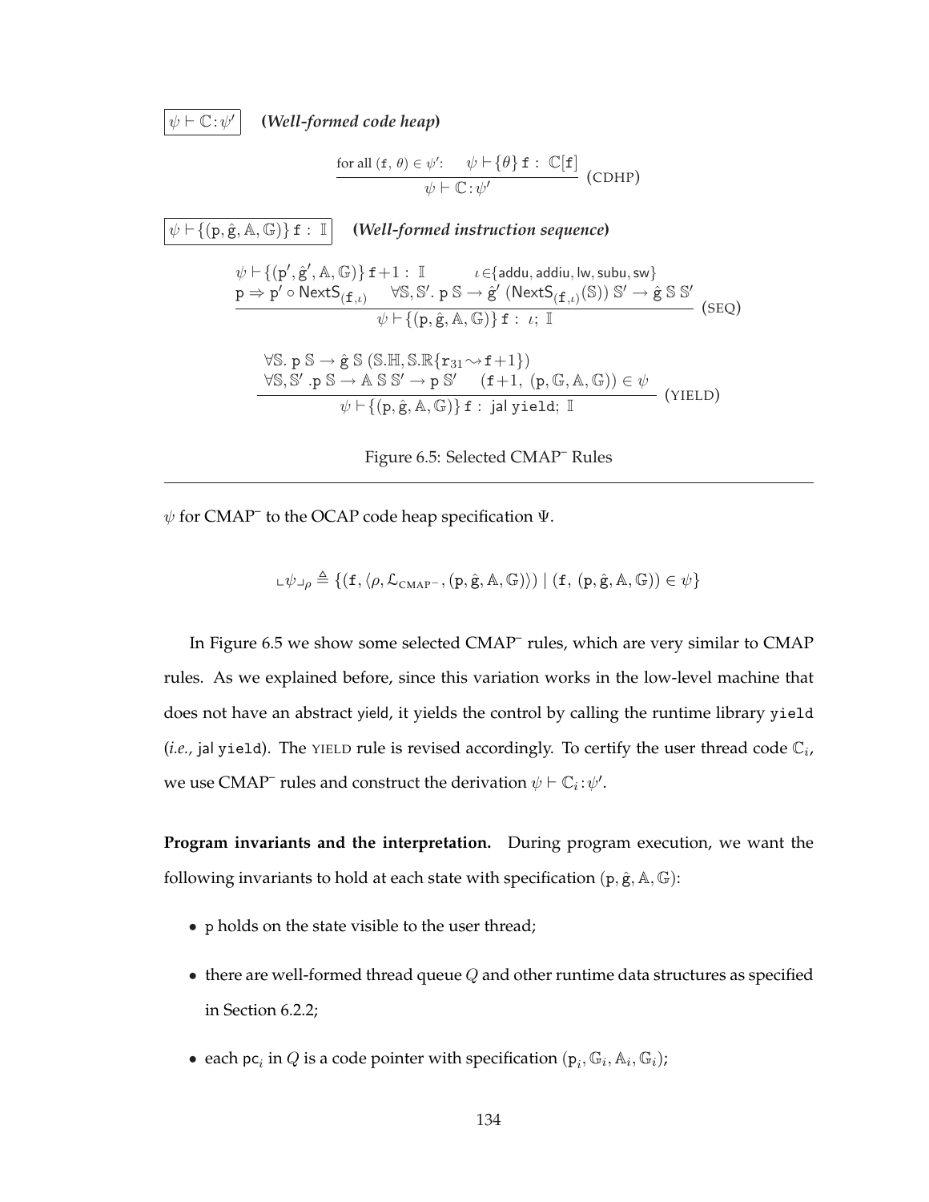$\boxed{\psi \vdash \mathbb{C} : \psi'}$ **(*Well-formed code heap*)**

$$\frac{\text{for all } (\mathtt{f},\, \theta) \in \psi'\text{:} \quad \psi \vdash \{\theta\}\, \mathtt{f} : \mathbb{C}[\mathtt{f}]}{\psi \vdash \mathbb{C} : \psi'} \text{ (CDHP)}$$

$\boxed{\psi \vdash \{(\mathtt{p}, \hat{\mathtt{g}}, \mathbb{A}, \mathbb{G})\}\, \mathtt{f} : \mathbb{I}}$ **(*Well-formed instruction sequence*)**

$$\frac{\begin{array}{ll}\psi \vdash \{(\mathtt{p}', \hat{\mathtt{g}}', \mathbb{A}, \mathbb{G})\}\, \mathtt{f}{+}1 : \mathbb{I} & \iota \in \{\mathsf{addu}, \mathsf{addiu}, \mathsf{lw}, \mathsf{subu}, \mathsf{sw}\} \\ \mathtt{p} \Rightarrow \mathtt{p}' \circ \mathsf{NextS}_{(\mathtt{f},\iota)} & \forall \mathbb{S}, \mathbb{S}'.\ \mathtt{p}\ \mathbb{S} \rightarrow \hat{\mathtt{g}}'\ (\mathsf{NextS}_{(\mathtt{f},\iota)}(\mathbb{S}))\ \mathbb{S}' \rightarrow \hat{\mathtt{g}}\ \mathbb{S}\ \mathbb{S}'\end{array}}{\psi \vdash \{(\mathtt{p}, \hat{\mathtt{g}}, \mathbb{A}, \mathbb{G})\}\, \mathtt{f} : \iota;\ \mathbb{I}} \text{ (SEQ)}$$

$$\frac{\begin{array}{l}\forall \mathbb{S}.\ \mathtt{p}\ \mathbb{S} \rightarrow \hat{\mathtt{g}}\ \mathbb{S}\ (\mathbb{S}.\mathbb{H}, \mathbb{S}.\mathbb{R}\{\mathtt{r}_{31} \rightsquigarrow \mathtt{f}{+}1\}) \\ \forall \mathbb{S}, \mathbb{S}'.\ \mathtt{p}\ \mathbb{S} \rightarrow \mathbb{A}\ \mathbb{S}\ \mathbb{S}' \rightarrow \mathtt{p}\ \mathbb{S}' \quad (\mathtt{f}{+}1,\ (\mathtt{p}, \mathbb{G}, \mathbb{A}, \mathbb{G})) \in \psi\end{array}}{\psi \vdash \{(\mathtt{p}, \hat{\mathtt{g}}, \mathbb{A}, \mathbb{G})\}\, \mathtt{f} : \mathsf{jal}\ \mathtt{yield};\ \mathbb{I}} \text{ (YIELD)}$$

Figure 6.5: Selected CMAP⁻ Rules

---

$\psi$ for CMAP⁻ to the OCAP code heap specification $\Psi$.

$$\llcorner \psi \lrcorner_\rho \triangleq \{(\mathtt{f}, \langle \rho, \mathcal{L}_{\mathrm{CMAP^-}}, (\mathtt{p}, \hat{\mathtt{g}}, \mathbb{A}, \mathbb{G})\rangle) \mid (\mathtt{f},\ (\mathtt{p}, \hat{\mathtt{g}}, \mathbb{A}, \mathbb{G})) \in \psi\}$$

In Figure 6.5 we show some selected CMAP⁻ rules, which are very similar to CMAP rules. As we explained before, since this variation works in the low-level machine that does not have an abstract yield, it yields the control by calling the runtime library `yield` (*i.e.*, jal `yield`). The YIELD rule is revised accordingly. To certify the user thread code $\mathbb{C}_i$, we use CMAP⁻ rules and construct the derivation $\psi \vdash \mathbb{C}_i : \psi'$.

**Program invariants and the interpretation.** During program execution, we want the following invariants to hold at each state with specification $(\mathtt{p}, \hat{\mathtt{g}}, \mathbb{A}, \mathbb{G})$:

- $\mathtt{p}$ holds on the state visible to the user thread;
- there are well-formed thread queue $Q$ and other runtime data structures as specified in Section 6.2.2;
- each $\mathsf{pc}_i$ in $Q$ is a code pointer with specification $(\mathtt{p}_i, \mathbb{G}_i, \mathbb{A}_i, \mathbb{G}_i)$;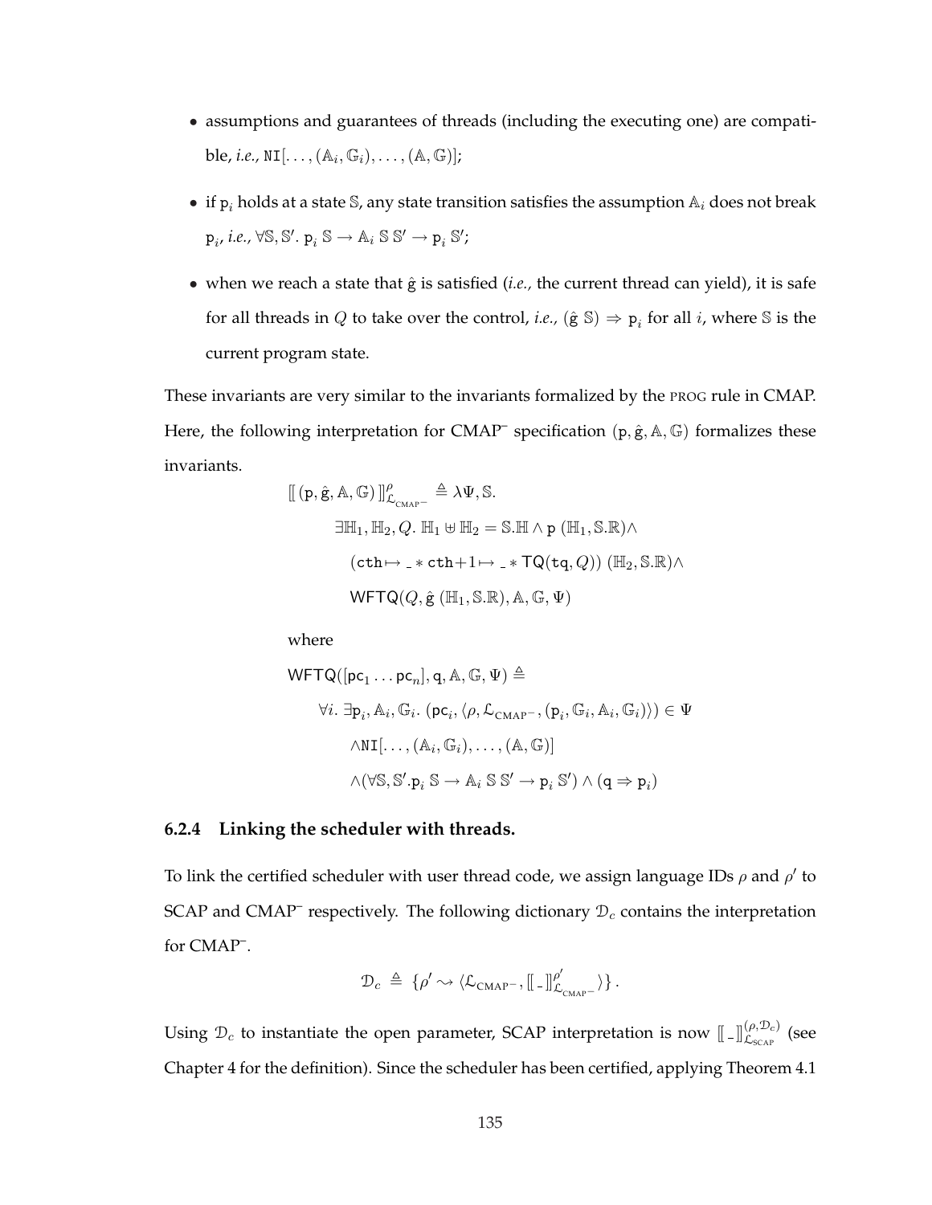- assumptions and guarantees of threads (including the executing one) are compatible, *i.e.,* $\mathtt{NI}[\ldots,(\mathbb{A}_i,\mathbb{G}_i),\ldots,(\mathbb{A},\mathbb{G})]$;

- if $\mathtt{p}_i$ holds at a state $\mathbb{S}$, any state transition satisfies the assumption $\mathbb{A}_i$ does not break $\mathtt{p}_i$, *i.e.,* $\forall \mathbb{S},\mathbb{S}'.\ \mathtt{p}_i\ \mathbb{S} \rightarrow \mathbb{A}_i\ \mathbb{S}\ \mathbb{S}' \rightarrow \mathtt{p}_i\ \mathbb{S}'$;

- when we reach a state that $\hat{\mathtt{g}}$ is satisfied (*i.e.,* the current thread can yield), it is safe for all threads in $Q$ to take over the control, *i.e.,* $(\hat{\mathtt{g}}\ \mathbb{S}) \Rightarrow \mathtt{p}_i$ for all $i$, where $\mathbb{S}$ is the current program state.

These invariants are very similar to the invariants formalized by the PROG rule in CMAP. Here, the following interpretation for CMAP⁻ specification $(\mathtt{p},\hat{\mathtt{g}},\mathbb{A},\mathbb{G})$ formalizes these invariants.

$$
\begin{aligned}
[\![\, (\mathtt{p},\hat{\mathtt{g}},\mathbb{A},\mathbb{G}) \,]\!]^{\rho}_{\mathcal{L}_{\text{CMAP}^-}} \triangleq\ & \lambda\Psi,\mathbb{S}. \\
& \exists \mathbb{H}_1,\mathbb{H}_2,Q.\ \mathbb{H}_1 \uplus \mathbb{H}_2 = \mathbb{S}.\mathbb{H} \wedge \mathtt{p}\ (\mathbb{H}_1,\mathbb{S}.\mathbb{R}) \wedge \\
& \quad (\mathtt{cth}\mapsto \_ * \mathtt{cth}{+}1 \mapsto \_ * \mathsf{TQ}(\mathtt{tq},Q))\ (\mathbb{H}_2,\mathbb{S}.\mathbb{R}) \wedge \\
& \quad \mathsf{WFTQ}(Q,\hat{\mathtt{g}}\ (\mathbb{H}_1,\mathbb{S}.\mathbb{R}),\mathbb{A},\mathbb{G},\Psi)
\end{aligned}
$$

where

$$
\begin{aligned}
\mathsf{WFTQ}([\mathsf{pc}_1 \ldots \mathsf{pc}_n],\mathsf{q},\mathbb{A},\mathbb{G},\Psi) \triangleq\ & \\
\forall i.\ \exists \mathtt{p}_i,\mathbb{A}_i,\mathbb{G}_i.\ & (\mathsf{pc}_i,\langle \rho,\mathcal{L}_{\text{CMAP}^-},(\mathtt{p}_i,\mathbb{G}_i,\mathbb{A}_i,\mathbb{G}_i)\rangle) \in \Psi \\
& \wedge \mathtt{NI}[\ldots,(\mathbb{A}_i,\mathbb{G}_i),\ldots,(\mathbb{A},\mathbb{G})] \\
& \wedge (\forall \mathbb{S},\mathbb{S}'.\mathtt{p}_i\ \mathbb{S} \rightarrow \mathbb{A}_i\ \mathbb{S}\ \mathbb{S}' \rightarrow \mathtt{p}_i\ \mathbb{S}') \wedge (\mathsf{q} \Rightarrow \mathtt{p}_i)
\end{aligned}
$$

### 6.2.4 Linking the scheduler with threads.

To link the certified scheduler with user thread code, we assign language IDs $\rho$ and $\rho'$ to SCAP and CMAP⁻ respectively. The following dictionary $\mathcal{D}_c$ contains the interpretation for CMAP⁻.

$$
\mathcal{D}_c \triangleq \{\rho' \leadsto \langle \mathcal{L}_{\text{CMAP}^-}, [\![\, \_ \,]\!]^{\rho'}_{\mathcal{L}_{\text{CMAP}^-}} \rangle\}\,.
$$

Using $\mathcal{D}_c$ to instantiate the open parameter, SCAP interpretation is now $[\![\, \_ \,]\!]^{(\rho,\mathcal{D}_c)}_{\mathcal{L}_{\text{SCAP}}}$ (see Chapter 4 for the definition). Since the scheduler has been certified, applying Theorem 4.1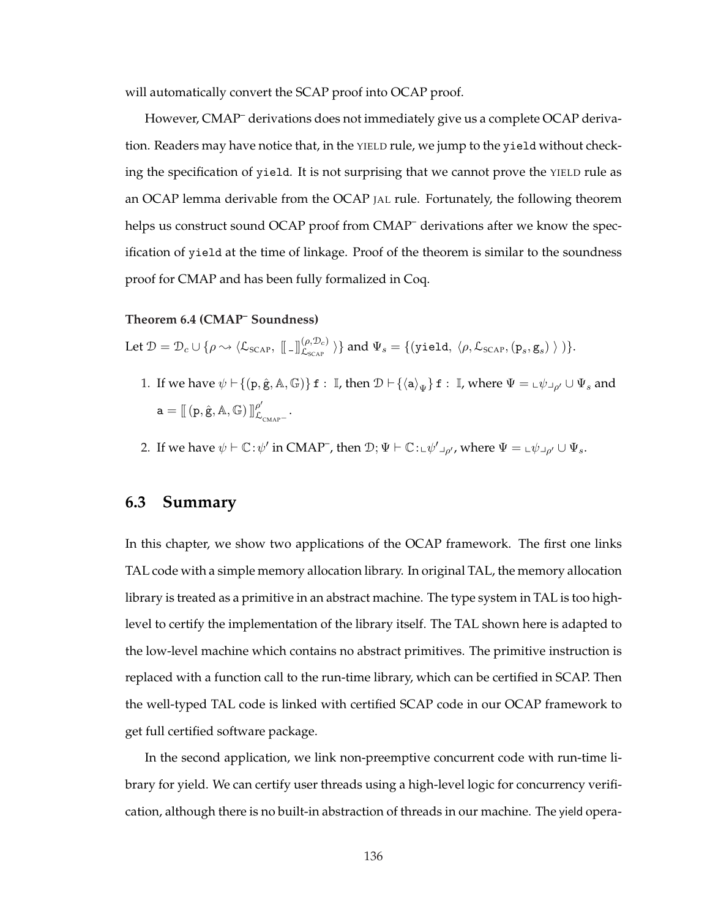will automatically convert the SCAP proof into OCAP proof.

However, CMAP⁻ derivations does not immediately give us a complete OCAP derivation. Readers may have notice that, in the YIELD rule, we jump to the `yield` without checking the specification of `yield`. It is not surprising that we cannot prove the YIELD rule as an OCAP lemma derivable from the OCAP JAL rule. Fortunately, the following theorem helps us construct sound OCAP proof from CMAP⁻ derivations after we know the specification of `yield` at the time of linkage. Proof of the theorem is similar to the soundness proof for CMAP and has been fully formalized in Coq.

**Theorem 6.4 (CMAP⁻ Soundness)**

Let $\mathcal{D} = \mathcal{D}_c \cup \{\rho \rightsquigarrow \langle \mathcal{L}_{\text{SCAP}},\ [\![\_]\!]^{(\rho,\mathcal{D}_c)}_{\mathcal{L}_{\text{SCAP}}} \rangle\}$ and $\Psi_s = \{(\mathtt{yield},\ \langle \rho, \mathcal{L}_{\text{SCAP}}, (\mathtt{p}_s, \mathtt{g}_s) \rangle\ )\}$.

1. If we have $\psi \vdash \{(\mathtt{p}, \hat{\mathtt{g}}, \mathbb{A}, \mathbb{G})\}\, \mathtt{f} : \mathbb{I}$, then $\mathcal{D} \vdash \{\langle \mathtt{a} \rangle_{\Psi}\}\, \mathtt{f} : \mathbb{I}$, where $\Psi = \llcorner \psi \lrcorner_{\rho'} \cup \Psi_s$ and $\mathtt{a} = [\![\, (\mathtt{p}, \hat{\mathtt{g}}, \mathbb{A}, \mathbb{G})\, ]\!]^{\rho'}_{\mathcal{L}_{\text{CMAP}^-}}$.

2. If we have $\psi \vdash \mathbb{C} : \psi'$ in CMAP⁻, then $\mathcal{D}; \Psi \vdash \mathbb{C} : \llcorner \psi' \lrcorner_{\rho'}$, where $\Psi = \llcorner \psi \lrcorner_{\rho'} \cup \Psi_s$.

## 6.3 Summary

In this chapter, we show two applications of the OCAP framework. The first one links TAL code with a simple memory allocation library. In original TAL, the memory allocation library is treated as a primitive in an abstract machine. The type system in TAL is too high-level to certify the implementation of the library itself. The TAL shown here is adapted to the low-level machine which contains no abstract primitives. The primitive instruction is replaced with a function call to the run-time library, which can be certified in SCAP. Then the well-typed TAL code is linked with certified SCAP code in our OCAP framework to get full certified software package.

In the second application, we link non-preemptive concurrent code with run-time library for yield. We can certify user threads using a high-level logic for concurrency verification, although there is no built-in abstraction of threads in our machine. The yield opera-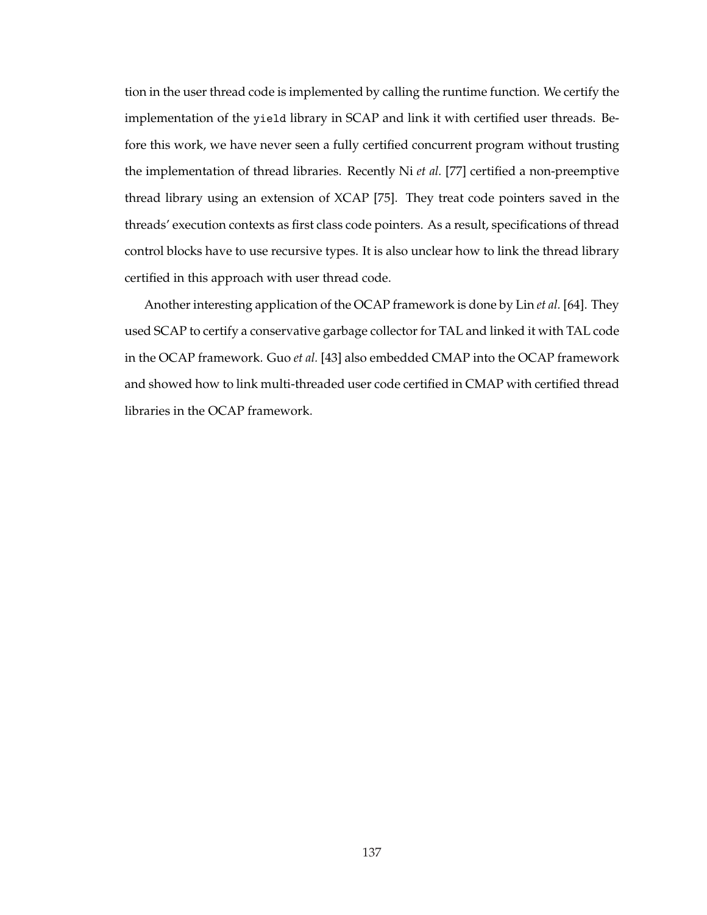tion in the user thread code is implemented by calling the runtime function. We certify the implementation of the `yield` library in SCAP and link it with certified user threads. Before this work, we have never seen a fully certified concurrent program without trusting the implementation of thread libraries. Recently Ni *et al.* [77] certified a non-preemptive thread library using an extension of XCAP [75]. They treat code pointers saved in the threads' execution contexts as first class code pointers. As a result, specifications of thread control blocks have to use recursive types. It is also unclear how to link the thread library certified in this approach with user thread code.

Another interesting application of the OCAP framework is done by Lin *et al.* [64]. They used SCAP to certify a conservative garbage collector for TAL and linked it with TAL code in the OCAP framework. Guo *et al.* [43] also embedded CMAP into the OCAP framework and showed how to link multi-threaded user code certified in CMAP with certified thread libraries in the OCAP framework.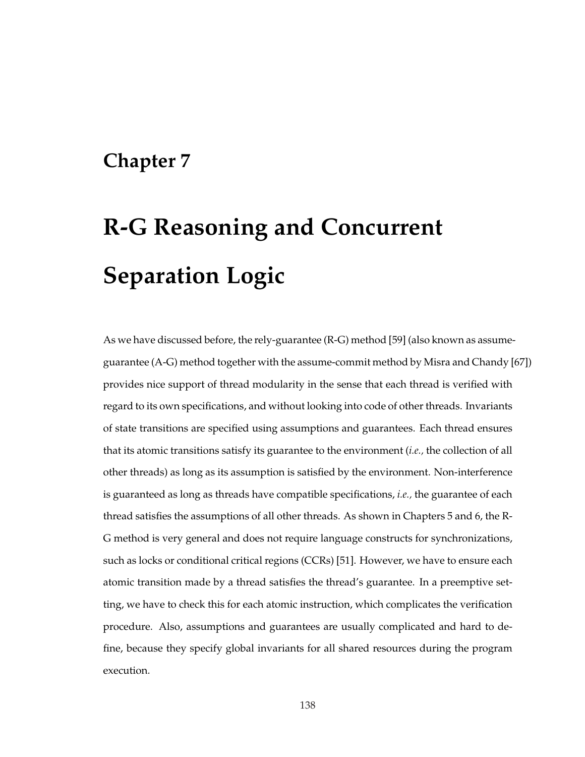# Chapter 7

# R-G Reasoning and Concurrent Separation Logic

As we have discussed before, the rely-guarantee (R-G) method [59] (also known as assume-guarantee (A-G) method together with the assume-commit method by Misra and Chandy [67]) provides nice support of thread modularity in the sense that each thread is verified with regard to its own specifications, and without looking into code of other threads. Invariants of state transitions are specified using assumptions and guarantees. Each thread ensures that its atomic transitions satisfy its guarantee to the environment (*i.e.,* the collection of all other threads) as long as its assumption is satisfied by the environment. Non-interference is guaranteed as long as threads have compatible specifications, *i.e.,* the guarantee of each thread satisfies the assumptions of all other threads. As shown in Chapters 5 and 6, the R-G method is very general and does not require language constructs for synchronizations, such as locks or conditional critical regions (CCRs) [51]. However, we have to ensure each atomic transition made by a thread satisfies the thread's guarantee. In a preemptive setting, we have to check this for each atomic instruction, which complicates the verification procedure. Also, assumptions and guarantees are usually complicated and hard to define, because they specify global invariants for all shared resources during the program execution.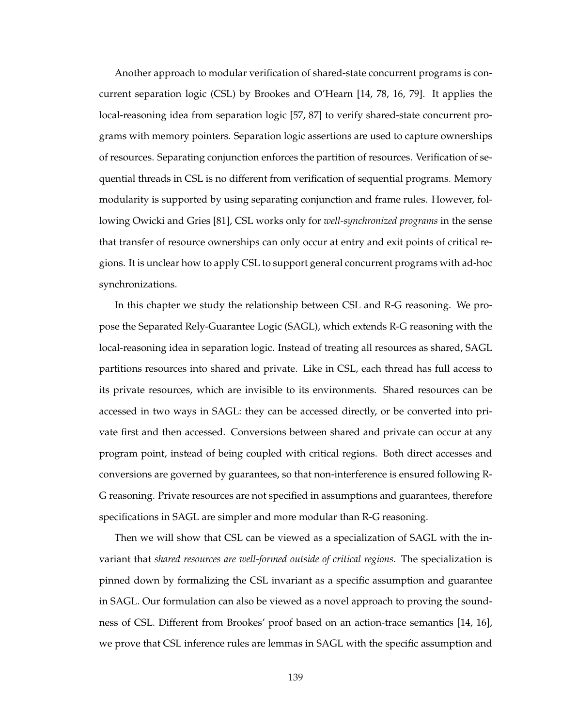Another approach to modular verification of shared-state concurrent programs is concurrent separation logic (CSL) by Brookes and O'Hearn [14, 78, 16, 79]. It applies the local-reasoning idea from separation logic [57, 87] to verify shared-state concurrent programs with memory pointers. Separation logic assertions are used to capture ownerships of resources. Separating conjunction enforces the partition of resources. Verification of sequential threads in CSL is no different from verification of sequential programs. Memory modularity is supported by using separating conjunction and frame rules. However, following Owicki and Gries [81], CSL works only for *well-synchronized programs* in the sense that transfer of resource ownerships can only occur at entry and exit points of critical regions. It is unclear how to apply CSL to support general concurrent programs with ad-hoc synchronizations.

In this chapter we study the relationship between CSL and R-G reasoning. We propose the Separated Rely-Guarantee Logic (SAGL), which extends R-G reasoning with the local-reasoning idea in separation logic. Instead of treating all resources as shared, SAGL partitions resources into shared and private. Like in CSL, each thread has full access to its private resources, which are invisible to its environments. Shared resources can be accessed in two ways in SAGL: they can be accessed directly, or be converted into private first and then accessed. Conversions between shared and private can occur at any program point, instead of being coupled with critical regions. Both direct accesses and conversions are governed by guarantees, so that non-interference is ensured following R-G reasoning. Private resources are not specified in assumptions and guarantees, therefore specifications in SAGL are simpler and more modular than R-G reasoning.

Then we will show that CSL can be viewed as a specialization of SAGL with the invariant that *shared resources are well-formed outside of critical regions*. The specialization is pinned down by formalizing the CSL invariant as a specific assumption and guarantee in SAGL. Our formulation can also be viewed as a novel approach to proving the soundness of CSL. Different from Brookes' proof based on an action-trace semantics [14, 16], we prove that CSL inference rules are lemmas in SAGL with the specific assumption and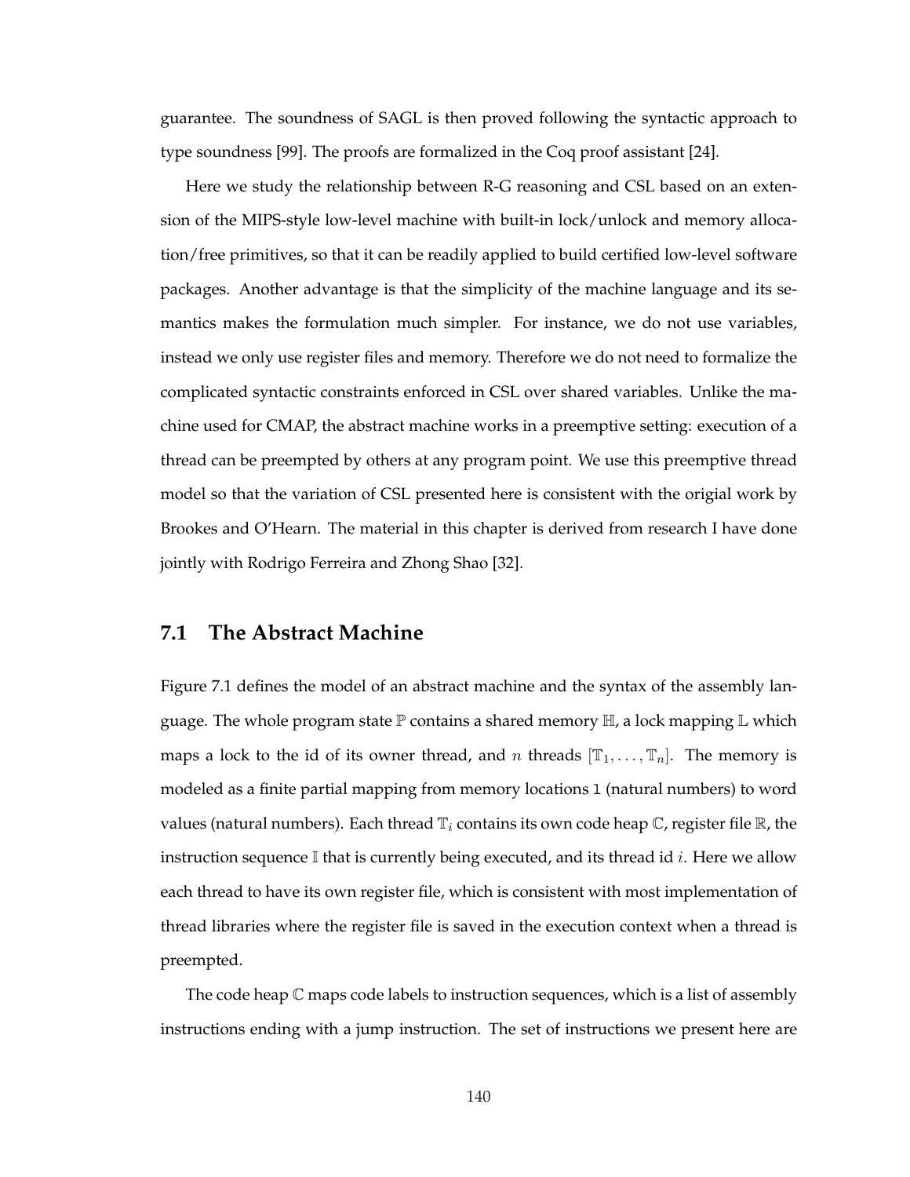guarantee. The soundness of SAGL is then proved following the syntactic approach to type soundness [99]. The proofs are formalized in the Coq proof assistant [24].

Here we study the relationship between R-G reasoning and CSL based on an extension of the MIPS-style low-level machine with built-in lock/unlock and memory allocation/free primitives, so that it can be readily applied to build certified low-level software packages. Another advantage is that the simplicity of the machine language and its semantics makes the formulation much simpler. For instance, we do not use variables, instead we only use register files and memory. Therefore we do not need to formalize the complicated syntactic constraints enforced in CSL over shared variables. Unlike the machine used for CMAP, the abstract machine works in a preemptive setting: execution of a thread can be preempted by others at any program point. We use this preemptive thread model so that the variation of CSL presented here is consistent with the origial work by Brookes and O'Hearn. The material in this chapter is derived from research I have done jointly with Rodrigo Ferreira and Zhong Shao [32].

## 7.1 The Abstract Machine

Figure 7.1 defines the model of an abstract machine and the syntax of the assembly language. The whole program state $\mathbb{P}$ contains a shared memory $\mathbb{H}$, a lock mapping $\mathbb{L}$ which maps a lock to the id of its owner thread, and $n$ threads $[\mathbb{T}_1, \ldots, \mathbb{T}_n]$. The memory is modeled as a finite partial mapping from memory locations $\mathtt{l}$ (natural numbers) to word values (natural numbers). Each thread $\mathbb{T}_i$ contains its own code heap $\mathbb{C}$, register file $\mathbb{R}$, the instruction sequence $\mathbb{I}$ that is currently being executed, and its thread id $i$. Here we allow each thread to have its own register file, which is consistent with most implementation of thread libraries where the register file is saved in the execution context when a thread is preempted.

The code heap $\mathbb{C}$ maps code labels to instruction sequences, which is a list of assembly instructions ending with a jump instruction. The set of instructions we present here are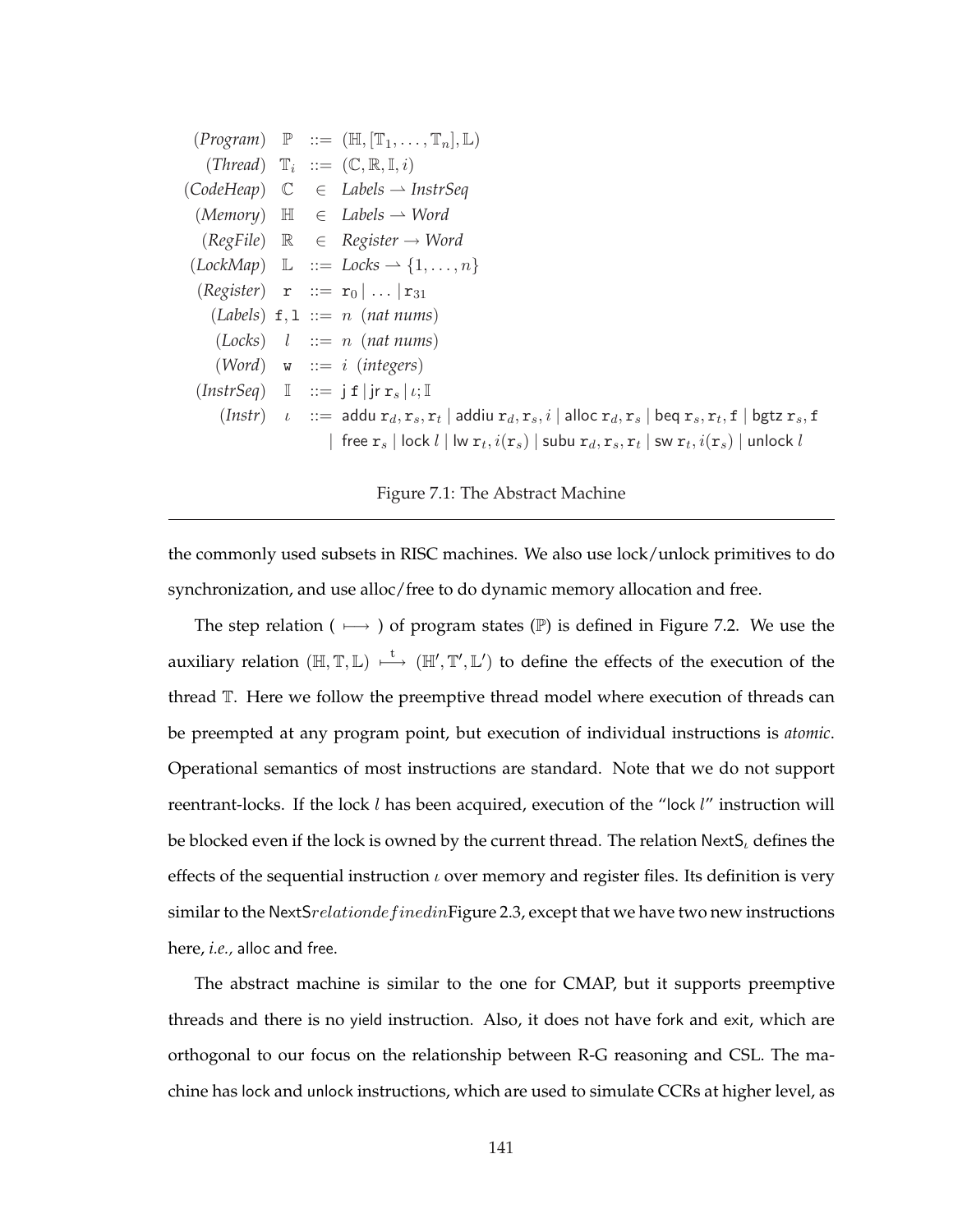$$
\begin{array}{llcl}
(Program) & \mathbb{P} & ::= & (\mathbb{H}, [\mathbb{T}_1, \ldots, \mathbb{T}_n], \mathbb{L}) \\
(Thread) & \mathbb{T}_i & ::= & (\mathbb{C}, \mathbb{R}, \mathbb{I}, i) \\
(CodeHeap) & \mathbb{C} & \in & Labels \rightharpoonup InstrSeq \\
(Memory) & \mathbb{H} & \in & Labels \rightharpoonup Word \\
(RegFile) & \mathbb{R} & \in & Register \rightarrow Word \\
(LockMap) & \mathbb{L} & ::= & Locks \rightharpoonup \{1, \ldots, n\} \\
(Register) & \mathtt{r} & ::= & \mathtt{r}_0 \mid \ldots \mid \mathtt{r}_{31} \\
(Labels) & \mathtt{f}, \mathtt{l} & ::= & n \ \ (nat\ nums) \\
(Locks) & l & ::= & n \ \ (nat\ nums) \\
(Word) & \mathtt{w} & ::= & i \ \ (integers) \\
(InstrSeq) & \mathbb{I} & ::= & \mathsf{j}\ \mathtt{f} \mid \mathsf{jr}\ \mathtt{r}_s \mid \iota; \mathbb{I} \\
(Instr) & \iota & ::= & \mathsf{addu}\ \mathtt{r}_d, \mathtt{r}_s, \mathtt{r}_t \mid \mathsf{addiu}\ \mathtt{r}_d, \mathtt{r}_s, i \mid \mathsf{alloc}\ \mathtt{r}_d, \mathtt{r}_s \mid \mathsf{beq}\ \mathtt{r}_s, \mathtt{r}_t, \mathtt{f} \mid \mathsf{bgtz}\ \mathtt{r}_s, \mathtt{f} \\
& & \mid & \mathsf{free}\ \mathtt{r}_s \mid \mathsf{lock}\ l \mid \mathsf{lw}\ \mathtt{r}_t, i(\mathtt{r}_s) \mid \mathsf{subu}\ \mathtt{r}_d, \mathtt{r}_s, \mathtt{r}_t \mid \mathsf{sw}\ \mathtt{r}_t, i(\mathtt{r}_s) \mid \mathsf{unlock}\ l
\end{array}
$$

Figure 7.1: The Abstract Machine

---

the commonly used subsets in RISC machines. We also use lock/unlock primitives to do synchronization, and use alloc/free to do dynamic memory allocation and free.

The step relation ( $\longmapsto$ ) of program states ($\mathbb{P}$) is defined in Figure 7.2. We use the auxiliary relation $(\mathbb{H}, \mathbb{T}, \mathbb{L}) \overset{\mathrm{t}}{\longmapsto} (\mathbb{H}', \mathbb{T}', \mathbb{L}')$ to define the effects of the execution of the thread $\mathbb{T}$. Here we follow the preemptive thread model where execution of threads can be preempted at any program point, but execution of individual instructions is *atomic*. Operational semantics of most instructions are standard. Note that we do not support reentrant-locks. If the lock $l$ has been acquired, execution of the "lock $l$" instruction will be blocked even if the lock is owned by the current thread. The relation $\mathsf{NextS}_\iota$ defines the effects of the sequential instruction $\iota$ over memory and register files. Its definition is very similar to the $\mathsf{NextS}relation defined in$ Figure 2.3, except that we have two new instructions here, *i.e.,* alloc and free.

The abstract machine is similar to the one for CMAP, but it supports preemptive threads and there is no yield instruction. Also, it does not have fork and exit, which are orthogonal to our focus on the relationship between R-G reasoning and CSL. The machine has lock and unlock instructions, which are used to simulate CCRs at higher level, as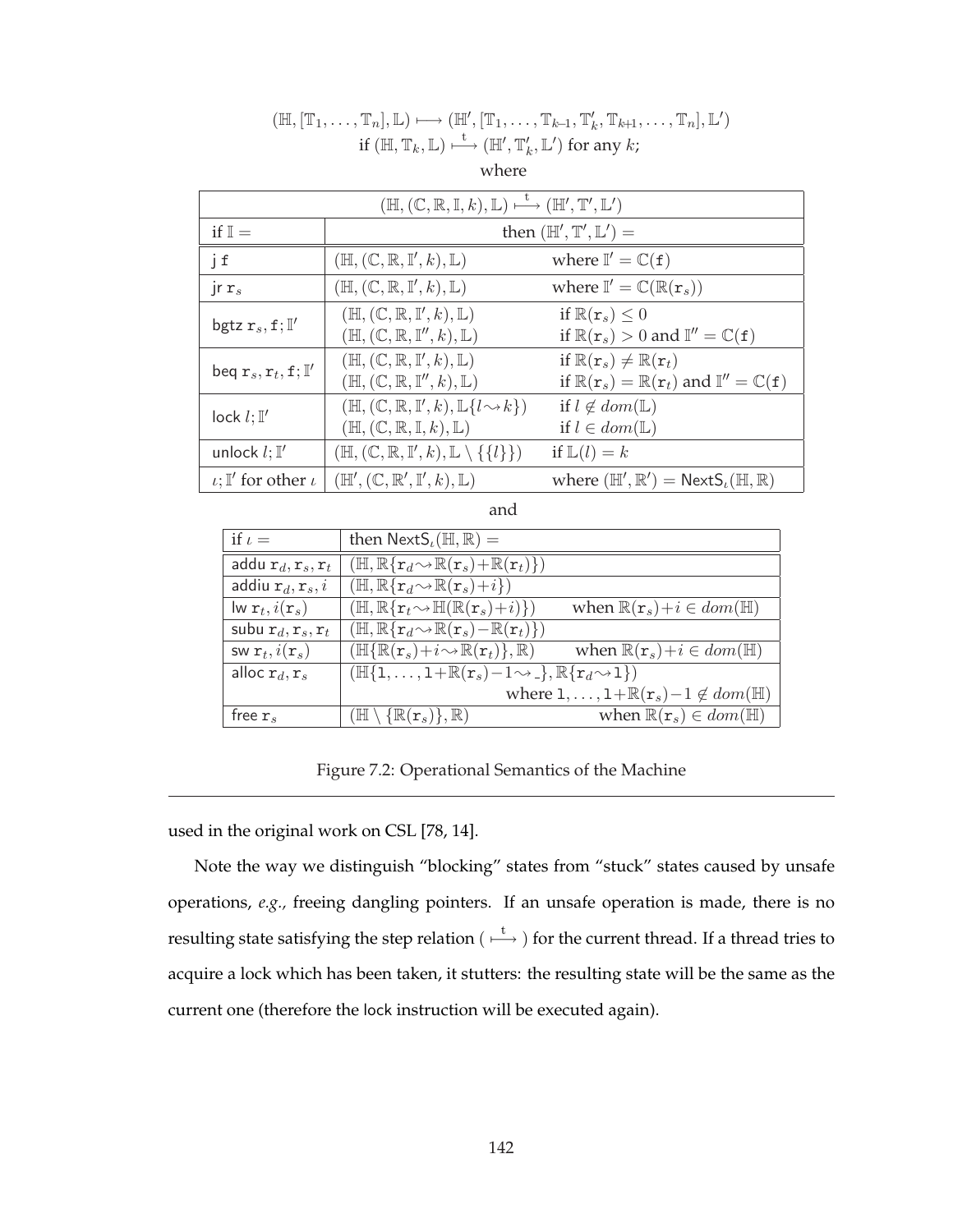$$(\mathbb{H}, [\mathbb{T}_1, \ldots, \mathbb{T}_n], \mathbb{L}) \longmapsto (\mathbb{H}', [\mathbb{T}_1, \ldots, \mathbb{T}_{k-1}, \mathbb{T}'_k, \mathbb{T}_{k+1}, \ldots, \mathbb{T}_n], \mathbb{L}')$$
$$\text{if } (\mathbb{H}, \mathbb{T}_k, \mathbb{L}) \overset{\mathsf{t}}{\longmapsto} (\mathbb{H}', \mathbb{T}'_k, \mathbb{L}') \text{ for any } k;$$

where

| $(\mathbb{H}, (\mathbb{C}, \mathbb{R}, \mathbb{I}, k), \mathbb{L}) \overset{\mathsf{t}}{\longmapsto} (\mathbb{H}', \mathbb{T}', \mathbb{L}')$ | | |
|---|---|---|
| if $\mathbb{I} =$ | then $(\mathbb{H}', \mathbb{T}', \mathbb{L}') =$ | |
| $\mathsf{j}\ \mathtt{f}$ | $(\mathbb{H}, (\mathbb{C}, \mathbb{R}, \mathbb{I}', k), \mathbb{L})$ | where $\mathbb{I}' = \mathbb{C}(\mathtt{f})$ |
| $\mathsf{jr}\ \mathtt{r}_s$ | $(\mathbb{H}, (\mathbb{C}, \mathbb{R}, \mathbb{I}', k), \mathbb{L})$ | where $\mathbb{I}' = \mathbb{C}(\mathbb{R}(\mathtt{r}_s))$ |
| $\mathsf{bgtz}\ \mathtt{r}_s, \mathtt{f}; \mathbb{I}'$ | $(\mathbb{H}, (\mathbb{C}, \mathbb{R}, \mathbb{I}', k), \mathbb{L})$ <br> $(\mathbb{H}, (\mathbb{C}, \mathbb{R}, \mathbb{I}'', k), \mathbb{L})$ | if $\mathbb{R}(\mathtt{r}_s) \leq 0$ <br> if $\mathbb{R}(\mathtt{r}_s) > 0$ and $\mathbb{I}'' = \mathbb{C}(\mathtt{f})$ |
| $\mathsf{beq}\ \mathtt{r}_s, \mathtt{r}_t, \mathtt{f}; \mathbb{I}'$ | $(\mathbb{H}, (\mathbb{C}, \mathbb{R}, \mathbb{I}', k), \mathbb{L})$ <br> $(\mathbb{H}, (\mathbb{C}, \mathbb{R}, \mathbb{I}'', k), \mathbb{L})$ | if $\mathbb{R}(\mathtt{r}_s) \neq \mathbb{R}(\mathtt{r}_t)$ <br> if $\mathbb{R}(\mathtt{r}_s) = \mathbb{R}(\mathtt{r}_t)$ and $\mathbb{I}'' = \mathbb{C}(\mathtt{f})$ |
| $\mathsf{lock}\ l; \mathbb{I}'$ | $(\mathbb{H}, (\mathbb{C}, \mathbb{R}, \mathbb{I}', k), \mathbb{L}\{l \rightsquigarrow k\})$ <br> $(\mathbb{H}, (\mathbb{C}, \mathbb{R}, \mathbb{I}, k), \mathbb{L})$ | if $l \notin dom(\mathbb{L})$ <br> if $l \in dom(\mathbb{L})$ |
| $\mathsf{unlock}\ l; \mathbb{I}'$ | $(\mathbb{H}, (\mathbb{C}, \mathbb{R}, \mathbb{I}', k), \mathbb{L} \setminus \{\{l\}\})$ | if $\mathbb{L}(l) = k$ |
| $\iota; \mathbb{I}'$ for other $\iota$ | $(\mathbb{H}', (\mathbb{C}, \mathbb{R}', \mathbb{I}', k), \mathbb{L})$ | where $(\mathbb{H}', \mathbb{R}') = \mathsf{NextS}_\iota(\mathbb{H}, \mathbb{R})$ |

and

| if $\iota =$ | then $\mathsf{NextS}_\iota(\mathbb{H}, \mathbb{R}) =$ | |
|---|---|---|
| $\mathsf{addu}\ \mathtt{r}_d, \mathtt{r}_s, \mathtt{r}_t$ | $(\mathbb{H}, \mathbb{R}\{\mathtt{r}_d \rightsquigarrow \mathbb{R}(\mathtt{r}_s) + \mathbb{R}(\mathtt{r}_t)\})$ | |
| $\mathsf{addiu}\ \mathtt{r}_d, \mathtt{r}_s, i$ | $(\mathbb{H}, \mathbb{R}\{\mathtt{r}_d \rightsquigarrow \mathbb{R}(\mathtt{r}_s) + i\})$ | |
| $\mathsf{lw}\ \mathtt{r}_t, i(\mathtt{r}_s)$ | $(\mathbb{H}, \mathbb{R}\{\mathtt{r}_t \rightsquigarrow \mathbb{H}(\mathbb{R}(\mathtt{r}_s) + i)\})$ | when $\mathbb{R}(\mathtt{r}_s) + i \in dom(\mathbb{H})$ |
| $\mathsf{subu}\ \mathtt{r}_d, \mathtt{r}_s, \mathtt{r}_t$ | $(\mathbb{H}, \mathbb{R}\{\mathtt{r}_d \rightsquigarrow \mathbb{R}(\mathtt{r}_s) - \mathbb{R}(\mathtt{r}_t)\})$ | |
| $\mathsf{sw}\ \mathtt{r}_t, i(\mathtt{r}_s)$ | $(\mathbb{H}\{\mathbb{R}(\mathtt{r}_s) + i \rightsquigarrow \mathbb{R}(\mathtt{r}_t)\}, \mathbb{R})$ | when $\mathbb{R}(\mathtt{r}_s) + i \in dom(\mathbb{H})$ |
| $\mathsf{alloc}\ \mathtt{r}_d, \mathtt{r}_s$ | $(\mathbb{H}\{\mathtt{l}, \ldots, \mathtt{l} + \mathbb{R}(\mathtt{r}_s) - 1 \rightsquigarrow \_\}, \mathbb{R}\{\mathtt{r}_d \rightsquigarrow \mathtt{l}\})$ <br> where $\mathtt{l}, \ldots, \mathtt{l} + \mathbb{R}(\mathtt{r}_s) - 1 \notin dom(\mathbb{H})$ | |
| $\mathsf{free}\ \mathtt{r}_s$ | $(\mathbb{H} \setminus \{\mathbb{R}(\mathtt{r}_s)\}, \mathbb{R})$ | when $\mathbb{R}(\mathtt{r}_s) \in dom(\mathbb{H})$ |

Figure 7.2: Operational Semantics of the Machine

---

used in the original work on CSL [78, 14].

Note the way we distinguish "blocking" states from "stuck" states caused by unsafe operations, *e.g.,* freeing dangling pointers. If an unsafe operation is made, there is no resulting state satisfying the step relation ( $\overset{\mathsf{t}}{\longmapsto}$ ) for the current thread. If a thread tries to acquire a lock which has been taken, it stutters: the resulting state will be the same as the current one (therefore the lock instruction will be executed again).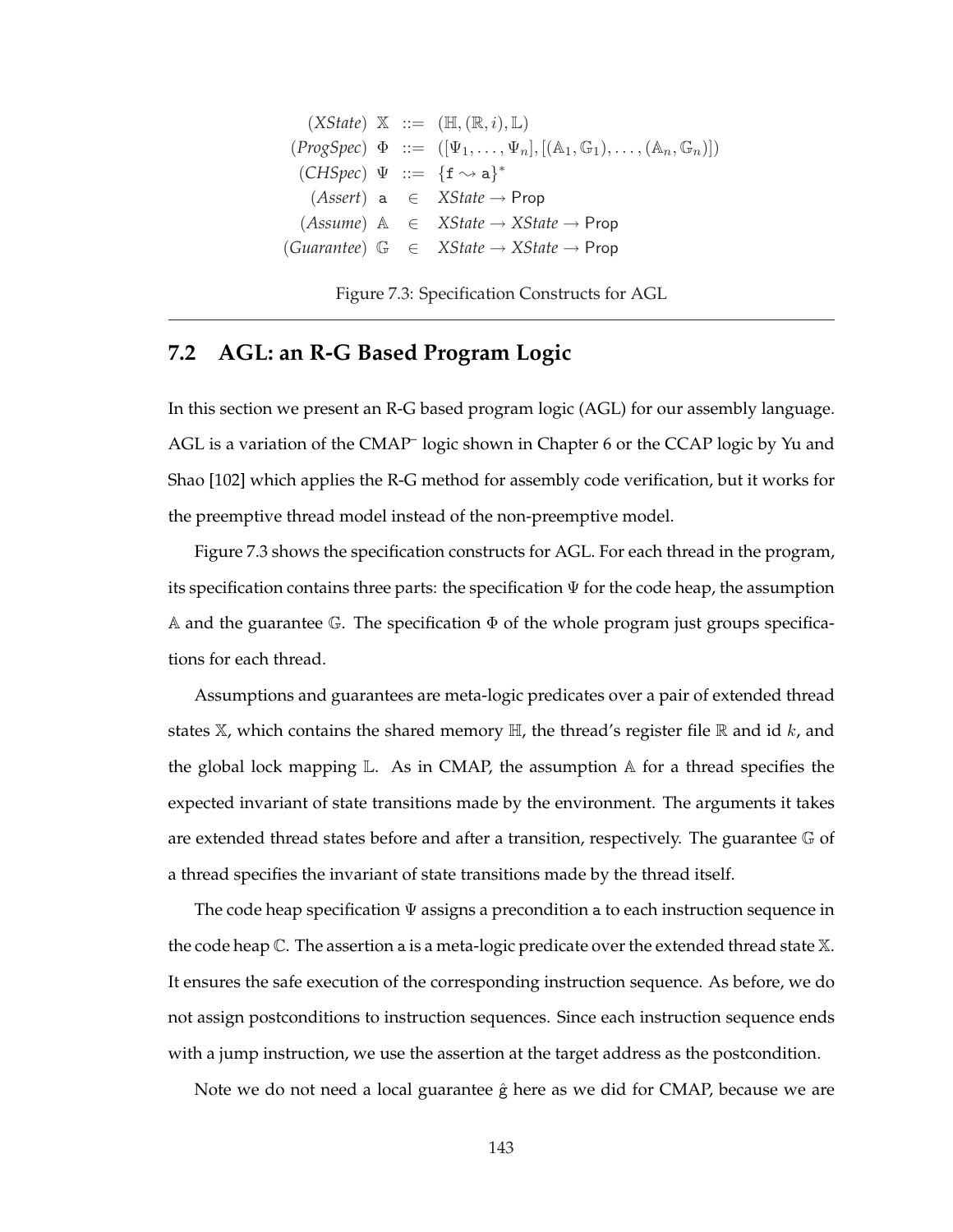$$
\begin{array}{rrcl}
(\mathit{XState}) & \mathbb{X} & ::= & (\mathbb{H}, (\mathbb{R}, i), \mathbb{L}) \\
(\mathit{ProgSpec}) & \Phi & ::= & ([\Psi_1, \ldots, \Psi_n], [(\mathbb{A}_1, \mathbb{G}_1), \ldots, (\mathbb{A}_n, \mathbb{G}_n)]) \\
(\mathit{CHSpec}) & \Psi & ::= & \{\mathtt{f} \leadsto \mathtt{a}\}^* \\
(\mathit{Assert}) & \mathtt{a} & \in & \mathit{XState} \rightarrow \mathsf{Prop} \\
(\mathit{Assume}) & \mathbb{A} & \in & \mathit{XState} \rightarrow \mathit{XState} \rightarrow \mathsf{Prop} \\
(\mathit{Guarantee}) & \mathbb{G} & \in & \mathit{XState} \rightarrow \mathit{XState} \rightarrow \mathsf{Prop}
\end{array}
$$

Figure 7.3: Specification Constructs for AGL

## 7.2 AGL: an R-G Based Program Logic

In this section we present an R-G based program logic (AGL) for our assembly language. AGL is a variation of the CMAP$^-$ logic shown in Chapter 6 or the CCAP logic by Yu and Shao [102] which applies the R-G method for assembly code verification, but it works for the preemptive thread model instead of the non-preemptive model.

Figure 7.3 shows the specification constructs for AGL. For each thread in the program, its specification contains three parts: the specification $\Psi$ for the code heap, the assumption $\mathbb{A}$ and the guarantee $\mathbb{G}$. The specification $\Phi$ of the whole program just groups specifications for each thread.

Assumptions and guarantees are meta-logic predicates over a pair of extended thread states $\mathbb{X}$, which contains the shared memory $\mathbb{H}$, the thread's register file $\mathbb{R}$ and id $k$, and the global lock mapping $\mathbb{L}$. As in CMAP, the assumption $\mathbb{A}$ for a thread specifies the expected invariant of state transitions made by the environment. The arguments it takes are extended thread states before and after a transition, respectively. The guarantee $\mathbb{G}$ of a thread specifies the invariant of state transitions made by the thread itself.

The code heap specification $\Psi$ assigns a precondition $\mathtt{a}$ to each instruction sequence in the code heap $\mathbb{C}$. The assertion $\mathtt{a}$ is a meta-logic predicate over the extended thread state $\mathbb{X}$. It ensures the safe execution of the corresponding instruction sequence. As before, we do not assign postconditions to instruction sequences. Since each instruction sequence ends with a jump instruction, we use the assertion at the target address as the postcondition.

Note we do not need a local guarantee $\hat{\mathtt{g}}$ here as we did for CMAP, because we are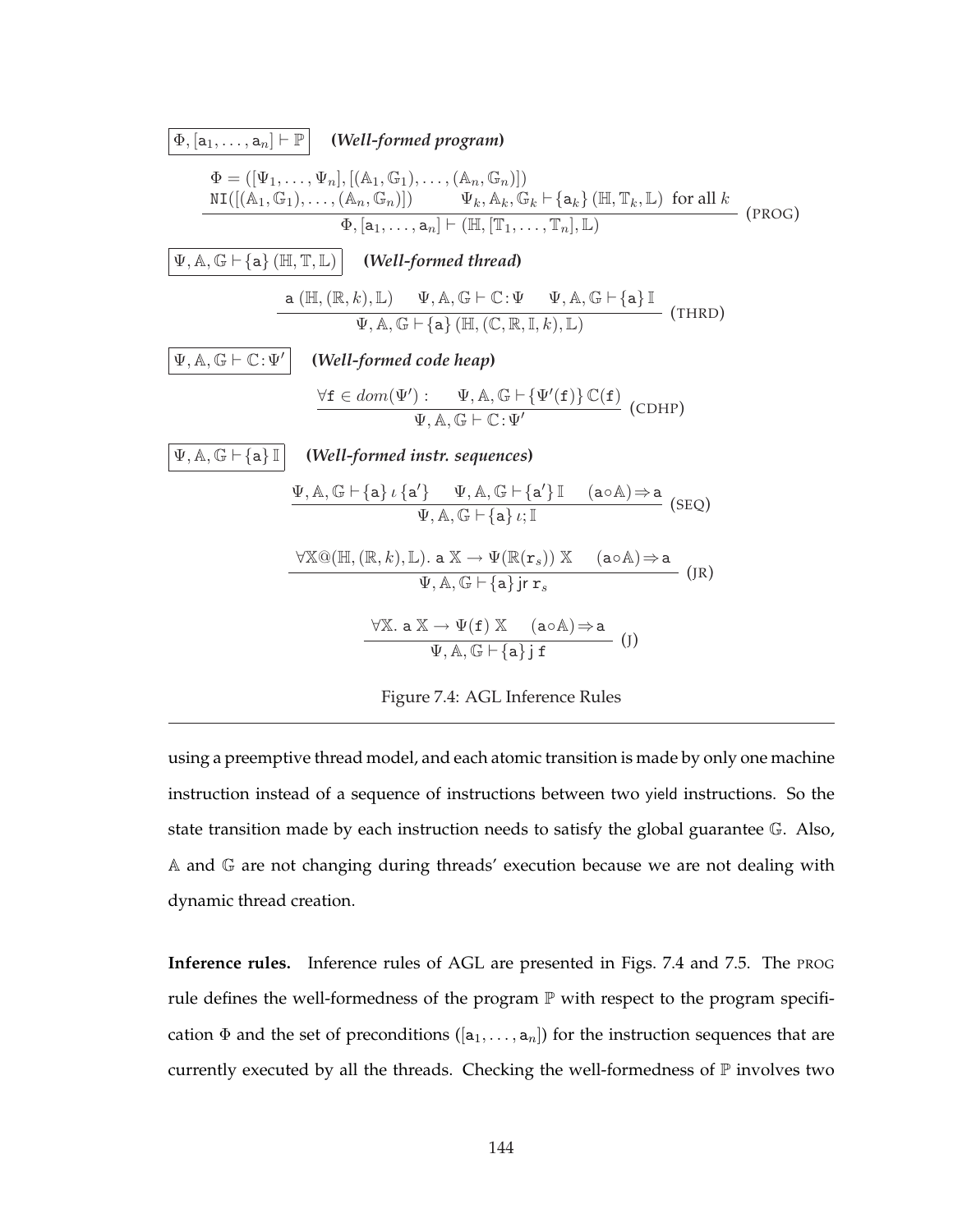$\boxed{\Phi, [\mathtt{a}_1, \ldots, \mathtt{a}_n] \vdash \mathbb{P}}$ ***(Well-formed program)***

$$\frac{\begin{array}{c}\Phi = ([\Psi_1, \ldots, \Psi_n], [(\mathbb{A}_1, \mathbb{G}_1), \ldots, (\mathbb{A}_n, \mathbb{G}_n)]) \\ \mathtt{NI}([(\mathbb{A}_1, \mathbb{G}_1), \ldots, (\mathbb{A}_n, \mathbb{G}_n)]) \qquad \Psi_k, \mathbb{A}_k, \mathbb{G}_k \vdash \{\mathtt{a}_k\}\,(\mathbb{H}, \mathbb{T}_k, \mathbb{L}) \text{ for all } k\end{array}}{\Phi, [\mathtt{a}_1, \ldots, \mathtt{a}_n] \vdash (\mathbb{H}, [\mathbb{T}_1, \ldots, \mathbb{T}_n], \mathbb{L})} \text{ (PROG)}$$

$\boxed{\Psi, \mathbb{A}, \mathbb{G} \vdash \{\mathtt{a}\}\,(\mathbb{H}, \mathbb{T}, \mathbb{L})}$ ***(Well-formed thread)***

$$\frac{\mathtt{a}\;(\mathbb{H}, (\mathbb{R}, k), \mathbb{L}) \qquad \Psi, \mathbb{A}, \mathbb{G} \vdash \mathbb{C} : \Psi \qquad \Psi, \mathbb{A}, \mathbb{G} \vdash \{\mathtt{a}\}\,\mathbb{I}}{\Psi, \mathbb{A}, \mathbb{G} \vdash \{\mathtt{a}\}\,(\mathbb{H}, (\mathbb{C}, \mathbb{R}, \mathbb{I}, k), \mathbb{L})} \text{ (THRD)}$$

$\boxed{\Psi, \mathbb{A}, \mathbb{G} \vdash \mathbb{C} : \Psi'}$ ***(Well-formed code heap)***

$$\frac{\forall \mathtt{f} \in dom(\Psi') : \quad \Psi, \mathbb{A}, \mathbb{G} \vdash \{\Psi'(\mathtt{f})\}\,\mathbb{C}(\mathtt{f})}{\Psi, \mathbb{A}, \mathbb{G} \vdash \mathbb{C} : \Psi'} \text{ (CDHP)}$$

$\boxed{\Psi, \mathbb{A}, \mathbb{G} \vdash \{\mathtt{a}\}\,\mathbb{I}}$ ***(Well-formed instr. sequences)***

$$\frac{\Psi, \mathbb{A}, \mathbb{G} \vdash \{\mathtt{a}\}\,\iota\,\{\mathtt{a}'\} \qquad \Psi, \mathbb{A}, \mathbb{G} \vdash \{\mathtt{a}'\}\,\mathbb{I} \qquad (\mathtt{a} \circ \mathbb{A}) \Rightarrow \mathtt{a}}{\Psi, \mathbb{A}, \mathbb{G} \vdash \{\mathtt{a}\}\,\iota; \mathbb{I}} \text{ (SEQ)}$$

$$\frac{\forall \mathbb{X} @ (\mathbb{H}, (\mathbb{R}, k), \mathbb{L}).\; \mathtt{a}\;\mathbb{X} \rightarrow \Psi(\mathbb{R}(\mathtt{r}_s))\;\mathbb{X} \qquad (\mathtt{a} \circ \mathbb{A}) \Rightarrow \mathtt{a}}{\Psi, \mathbb{A}, \mathbb{G} \vdash \{\mathtt{a}\}\,\mathsf{jr}\;\mathtt{r}_s} \text{ (JR)}$$

$$\frac{\forall \mathbb{X}.\; \mathtt{a}\;\mathbb{X} \rightarrow \Psi(\mathtt{f})\;\mathbb{X} \qquad (\mathtt{a} \circ \mathbb{A}) \Rightarrow \mathtt{a}}{\Psi, \mathbb{A}, \mathbb{G} \vdash \{\mathtt{a}\}\,\mathsf{j}\;\mathtt{f}} \text{ (J)}$$

Figure 7.4: AGL Inference Rules

using a preemptive thread model, and each atomic transition is made by only one machine instruction instead of a sequence of instructions between two yield instructions. So the state transition made by each instruction needs to satisfy the global guarantee $\mathbb{G}$. Also, $\mathbb{A}$ and $\mathbb{G}$ are not changing during threads' execution because we are not dealing with dynamic thread creation.

**Inference rules.** Inference rules of AGL are presented in Figs. 7.4 and 7.5. The PROG rule defines the well-formedness of the program $\mathbb{P}$ with respect to the program specification $\Phi$ and the set of preconditions ($[\mathtt{a}_1, \ldots, \mathtt{a}_n]$) for the instruction sequences that are currently executed by all the threads. Checking the well-formedness of $\mathbb{P}$ involves two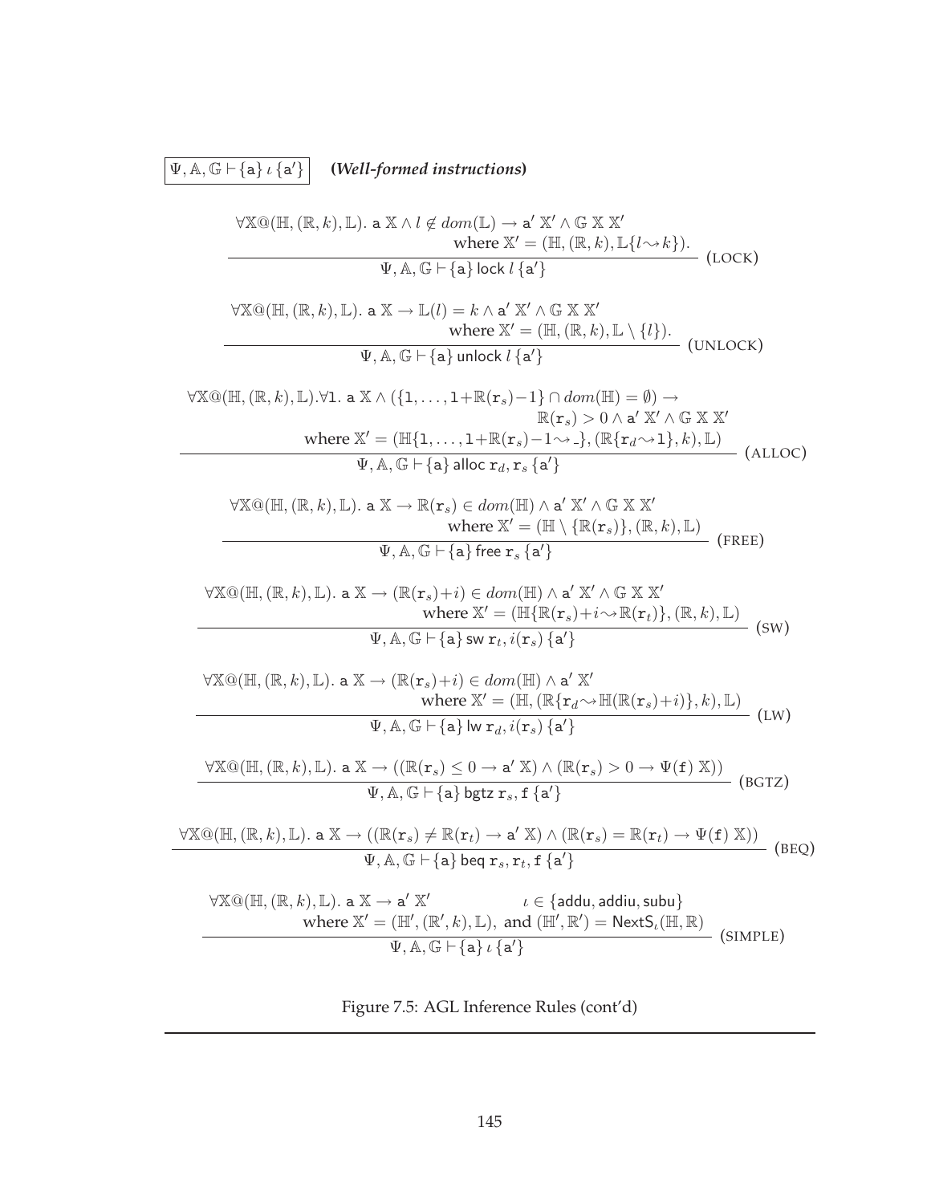$\boxed{\Psi, \mathbb{A}, \mathbb{G} \vdash \{\mathsf{a}\}\, \iota\, \{\mathsf{a}'\}}$ ***(Well-formed instructions)***

$$
\frac{\begin{array}{l}\forall \mathbb{X} @ (\mathbb{H}, (\mathbb{R}, k), \mathbb{L}).\ \mathsf{a}\ \mathbb{X} \wedge l \notin dom(\mathbb{L}) \rightarrow \mathsf{a}'\ \mathbb{X}' \wedge \mathbb{G}\ \mathbb{X}\ \mathbb{X}' \\ \qquad\qquad\qquad\qquad \text{where } \mathbb{X}' = (\mathbb{H}, (\mathbb{R}, k), \mathbb{L}\{l \rightsquigarrow k\}).\end{array}}{\Psi, \mathbb{A}, \mathbb{G} \vdash \{\mathsf{a}\}\ \mathsf{lock}\ l\ \{\mathsf{a}'\}}\ (\text{LOCK})
$$

$$
\frac{\begin{array}{l}\forall \mathbb{X} @ (\mathbb{H}, (\mathbb{R}, k), \mathbb{L}).\ \mathsf{a}\ \mathbb{X} \rightarrow \mathbb{L}(l) = k \wedge \mathsf{a}'\ \mathbb{X}' \wedge \mathbb{G}\ \mathbb{X}\ \mathbb{X}' \\ \qquad\qquad\qquad\qquad \text{where } \mathbb{X}' = (\mathbb{H}, (\mathbb{R}, k), \mathbb{L} \setminus \{l\}).\end{array}}{\Psi, \mathbb{A}, \mathbb{G} \vdash \{\mathsf{a}\}\ \mathsf{unlock}\ l\ \{\mathsf{a}'\}}\ (\text{UNLOCK})
$$

$$
\frac{\begin{array}{l}\forall \mathbb{X} @ (\mathbb{H}, (\mathbb{R}, k), \mathbb{L}). \forall \mathtt{l}.\ \mathsf{a}\ \mathbb{X} \wedge (\{\mathtt{l}, \ldots, \mathtt{l}+\mathbb{R}(\mathtt{r}_s)-1\} \cap dom(\mathbb{H}) = \emptyset) \rightarrow \\ \qquad\qquad\qquad\qquad\qquad\qquad \mathbb{R}(\mathtt{r}_s) > 0 \wedge \mathsf{a}'\ \mathbb{X}' \wedge \mathbb{G}\ \mathbb{X}\ \mathbb{X}' \\ \qquad \text{where } \mathbb{X}' = (\mathbb{H}\{\mathtt{l}, \ldots, \mathtt{l}+\mathbb{R}(\mathtt{r}_s)-1 \rightsquigarrow \_\}, (\mathbb{R}\{\mathtt{r}_d \rightsquigarrow \mathtt{l}\}, k), \mathbb{L})\end{array}}{\Psi, \mathbb{A}, \mathbb{G} \vdash \{\mathsf{a}\}\ \mathsf{alloc}\ \mathtt{r}_d, \mathtt{r}_s\ \{\mathsf{a}'\}}\ (\text{ALLOC})
$$

$$
\frac{\begin{array}{l}\forall \mathbb{X} @ (\mathbb{H}, (\mathbb{R}, k), \mathbb{L}).\ \mathsf{a}\ \mathbb{X} \rightarrow \mathbb{R}(\mathtt{r}_s) \in dom(\mathbb{H}) \wedge \mathsf{a}'\ \mathbb{X}' \wedge \mathbb{G}\ \mathbb{X}\ \mathbb{X}' \\ \qquad\qquad\qquad\qquad \text{where } \mathbb{X}' = (\mathbb{H} \setminus \{\mathbb{R}(\mathtt{r}_s)\}, (\mathbb{R}, k), \mathbb{L})\end{array}}{\Psi, \mathbb{A}, \mathbb{G} \vdash \{\mathsf{a}\}\ \mathsf{free}\ \mathtt{r}_s\ \{\mathsf{a}'\}}\ (\text{FREE})
$$

$$
\frac{\begin{array}{l}\forall \mathbb{X} @ (\mathbb{H}, (\mathbb{R}, k), \mathbb{L}).\ \mathsf{a}\ \mathbb{X} \rightarrow (\mathbb{R}(\mathtt{r}_s)+i) \in dom(\mathbb{H}) \wedge \mathsf{a}'\ \mathbb{X}' \wedge \mathbb{G}\ \mathbb{X}\ \mathbb{X}' \\ \qquad\qquad\qquad\qquad \text{where } \mathbb{X}' = (\mathbb{H}\{\mathbb{R}(\mathtt{r}_s)+i \rightsquigarrow \mathbb{R}(\mathtt{r}_t)\}, (\mathbb{R}, k), \mathbb{L})\end{array}}{\Psi, \mathbb{A}, \mathbb{G} \vdash \{\mathsf{a}\}\ \mathsf{sw}\ \mathtt{r}_t, i(\mathtt{r}_s)\ \{\mathsf{a}'\}}\ (\text{SW})
$$

$$
\frac{\begin{array}{l}\forall \mathbb{X} @ (\mathbb{H}, (\mathbb{R}, k), \mathbb{L}).\ \mathsf{a}\ \mathbb{X} \rightarrow (\mathbb{R}(\mathtt{r}_s)+i) \in dom(\mathbb{H}) \wedge \mathsf{a}'\ \mathbb{X}' \\ \qquad\qquad\qquad\qquad \text{where } \mathbb{X}' = (\mathbb{H}, (\mathbb{R}\{\mathtt{r}_d \rightsquigarrow \mathbb{H}(\mathbb{R}(\mathtt{r}_s)+i)\}, k), \mathbb{L})\end{array}}{\Psi, \mathbb{A}, \mathbb{G} \vdash \{\mathsf{a}\}\ \mathsf{lw}\ \mathtt{r}_d, i(\mathtt{r}_s)\ \{\mathsf{a}'\}}\ (\text{LW})
$$

$$
\frac{\forall \mathbb{X} @ (\mathbb{H}, (\mathbb{R}, k), \mathbb{L}).\ \mathsf{a}\ \mathbb{X} \rightarrow ((\mathbb{R}(\mathtt{r}_s) \leq 0 \rightarrow \mathsf{a}'\ \mathbb{X}) \wedge (\mathbb{R}(\mathtt{r}_s) > 0 \rightarrow \Psi(\mathtt{f})\ \mathbb{X}))}{\Psi, \mathbb{A}, \mathbb{G} \vdash \{\mathsf{a}\}\ \mathsf{bgtz}\ \mathtt{r}_s, \mathtt{f}\ \{\mathsf{a}'\}}\ (\text{BGTZ})
$$

$$
\frac{\forall \mathbb{X} @ (\mathbb{H}, (\mathbb{R}, k), \mathbb{L}).\ \mathsf{a}\ \mathbb{X} \rightarrow ((\mathbb{R}(\mathtt{r}_s) \neq \mathbb{R}(\mathtt{r}_t) \rightarrow \mathsf{a}'\ \mathbb{X}) \wedge (\mathbb{R}(\mathtt{r}_s) = \mathbb{R}(\mathtt{r}_t) \rightarrow \Psi(\mathtt{f})\ \mathbb{X}))}{\Psi, \mathbb{A}, \mathbb{G} \vdash \{\mathsf{a}\}\ \mathsf{beq}\ \mathtt{r}_s, \mathtt{r}_t, \mathtt{f}\ \{\mathsf{a}'\}}\ (\text{BEQ})
$$

$$
\frac{\begin{array}{l}\forall \mathbb{X} @ (\mathbb{H}, (\mathbb{R}, k), \mathbb{L}).\ \mathsf{a}\ \mathbb{X} \rightarrow \mathsf{a}'\ \mathbb{X}' \qquad\qquad \iota \in \{\mathsf{addu}, \mathsf{addiu}, \mathsf{subu}\} \\ \qquad \text{where } \mathbb{X}' = (\mathbb{H}', (\mathbb{R}', k), \mathbb{L}),\ \text{and } (\mathbb{H}', \mathbb{R}') = \mathsf{NextS}_{\iota}(\mathbb{H}, \mathbb{R})\end{array}}{\Psi, \mathbb{A}, \mathbb{G} \vdash \{\mathsf{a}\}\ \iota\ \{\mathsf{a}'\}}\ (\text{SIMPLE})
$$

Figure 7.5: AGL Inference Rules (cont'd)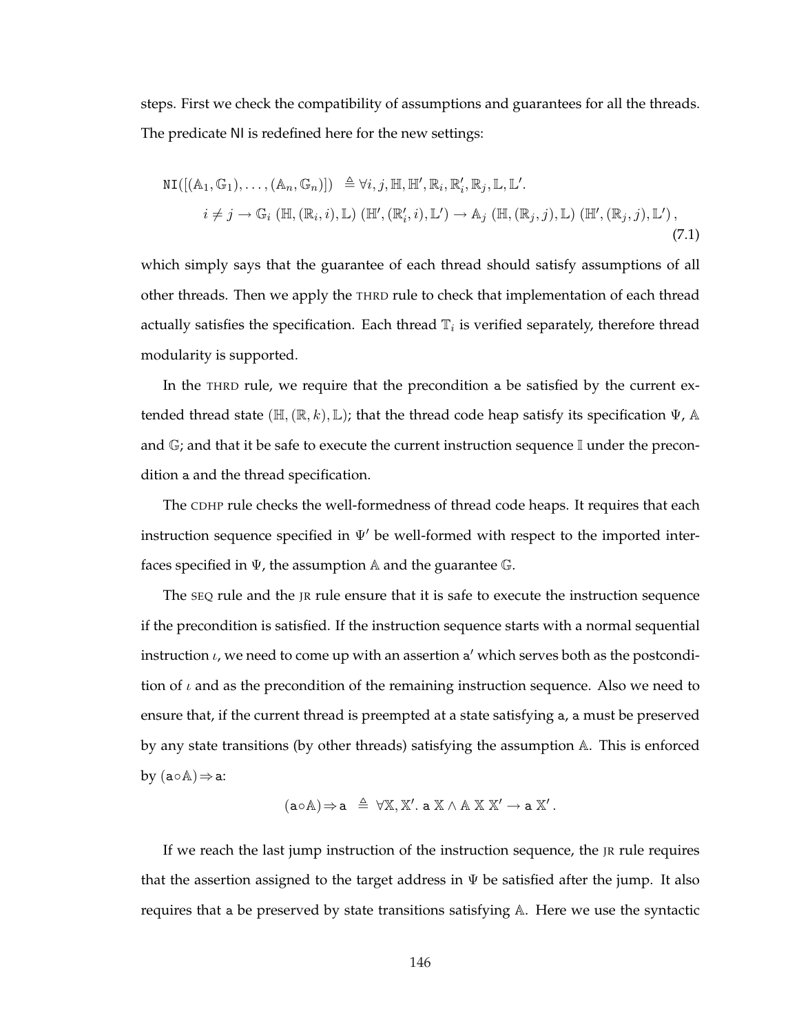steps. First we check the compatibility of assumptions and guarantees for all the threads. The predicate NI is redefined here for the new settings:

$$
\begin{aligned}
\mathtt{NI}([(\mathbb{A}_1, \mathbb{G}_1), \ldots, (\mathbb{A}_n, \mathbb{G}_n)]) \;\; &\triangleq \forall i, j, \mathbb{H}, \mathbb{H}', \mathbb{R}_i, \mathbb{R}_i', \mathbb{R}_j, \mathbb{L}, \mathbb{L}'. \\
& i \neq j \rightarrow \mathbb{G}_i \; (\mathbb{H}, (\mathbb{R}_i, i), \mathbb{L}) \; (\mathbb{H}', (\mathbb{R}_i', i), \mathbb{L}') \rightarrow \mathbb{A}_j \; (\mathbb{H}, (\mathbb{R}_j, j), \mathbb{L}) \; (\mathbb{H}', (\mathbb{R}_j, j), \mathbb{L}') \,,
\end{aligned} \tag{7.1}
$$

which simply says that the guarantee of each thread should satisfy assumptions of all other threads. Then we apply the THRD rule to check that implementation of each thread actually satisfies the specification. Each thread $\mathbb{T}_i$ is verified separately, therefore thread modularity is supported.

In the THRD rule, we require that the precondition $\mathtt{a}$ be satisfied by the current extended thread state $(\mathbb{H}, (\mathbb{R}, k), \mathbb{L})$; that the thread code heap satisfy its specification $\Psi$, $\mathbb{A}$ and $\mathbb{G}$; and that it be safe to execute the current instruction sequence $\mathbb{I}$ under the precondition $\mathtt{a}$ and the thread specification.

The CDHP rule checks the well-formedness of thread code heaps. It requires that each instruction sequence specified in $\Psi'$ be well-formed with respect to the imported interfaces specified in $\Psi$, the assumption $\mathbb{A}$ and the guarantee $\mathbb{G}$.

The SEQ rule and the JR rule ensure that it is safe to execute the instruction sequence if the precondition is satisfied. If the instruction sequence starts with a normal sequential instruction $\iota$, we need to come up with an assertion $\mathtt{a}'$ which serves both as the postcondition of $\iota$ and as the precondition of the remaining instruction sequence. Also we need to ensure that, if the current thread is preempted at a state satisfying $\mathtt{a}$, $\mathtt{a}$ must be preserved by any state transitions (by other threads) satisfying the assumption $\mathbb{A}$. This is enforced by $(\mathtt{a} \circ \mathbb{A}) \Rightarrow \mathtt{a}$:

$$
(\mathtt{a} \circ \mathbb{A}) \Rightarrow \mathtt{a} \;\; \triangleq \;\; \forall \mathbb{X}, \mathbb{X}'.\; \mathtt{a}\; \mathbb{X} \wedge \mathbb{A}\; \mathbb{X}\; \mathbb{X}' \rightarrow \mathtt{a}\; \mathbb{X}' \,.
$$

If we reach the last jump instruction of the instruction sequence, the JR rule requires that the assertion assigned to the target address in $\Psi$ be satisfied after the jump. It also requires that $\mathtt{a}$ be preserved by state transitions satisfying $\mathbb{A}$. Here we use the syntactic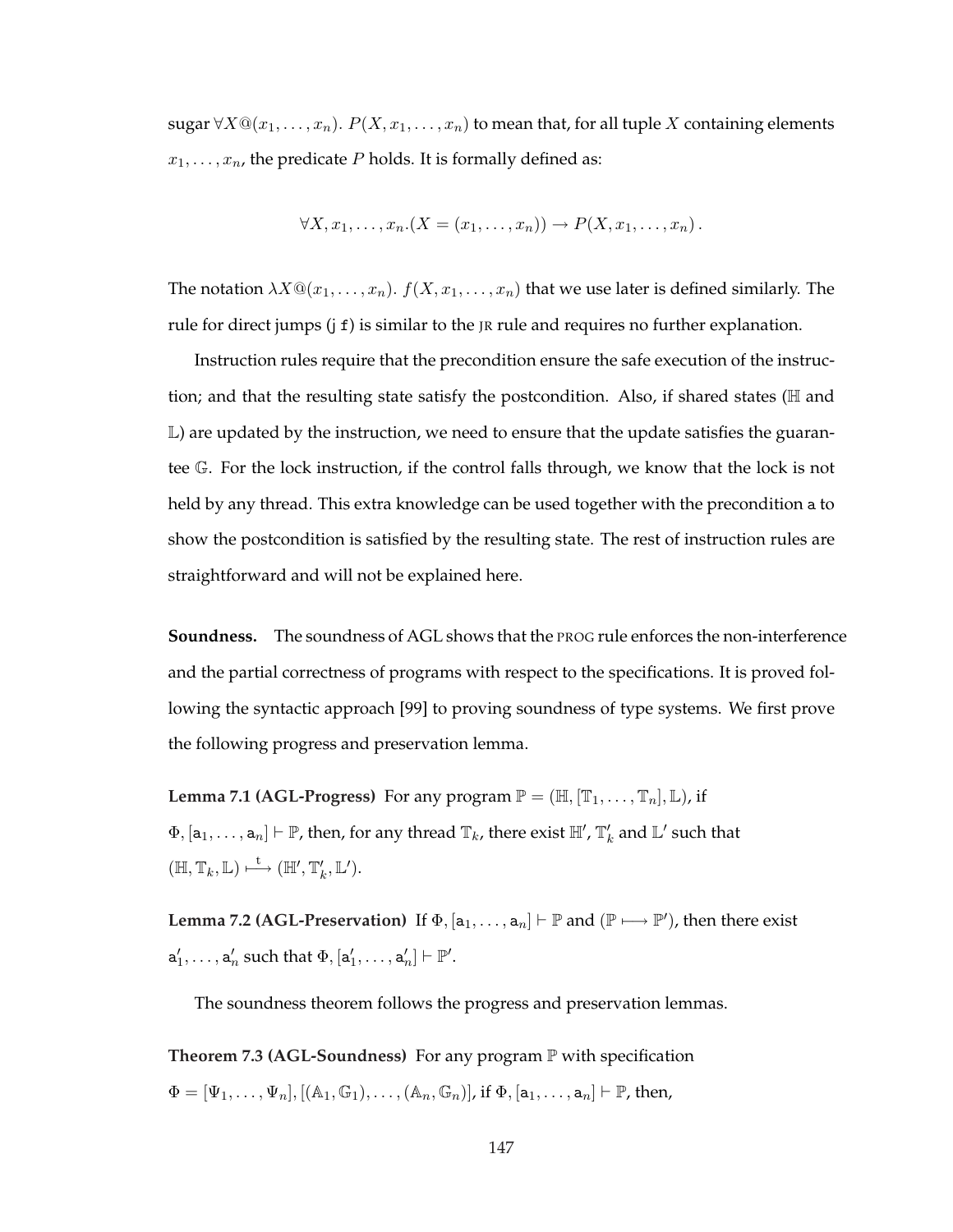sugar $\forall X@(x_1, \ldots, x_n).\ P(X, x_1, \ldots, x_n)$ to mean that, for all tuple $X$ containing elements $x_1, \ldots, x_n$, the predicate $P$ holds. It is formally defined as:

$$\forall X, x_1, \ldots, x_n.(X = (x_1, \ldots, x_n)) \rightarrow P(X, x_1, \ldots, x_n)\,.$$

The notation $\lambda X@(x_1, \ldots, x_n).\ f(X, x_1, \ldots, x_n)$ that we use later is defined similarly. The rule for direct jumps (`j f`) is similar to the JR rule and requires no further explanation.

Instruction rules require that the precondition ensure the safe execution of the instruction; and that the resulting state satisfy the postcondition. Also, if shared states ($\mathbb{H}$ and $\mathbb{L}$) are updated by the instruction, we need to ensure that the update satisfies the guarantee $\mathbb{G}$. For the lock instruction, if the control falls through, we know that the lock is not held by any thread. This extra knowledge can be used together with the precondition $\mathtt{a}$ to show the postcondition is satisfied by the resulting state. The rest of instruction rules are straightforward and will not be explained here.

**Soundness.** The soundness of AGL shows that the PROG rule enforces the non-interference and the partial correctness of programs with respect to the specifications. It is proved following the syntactic approach [99] to proving soundness of type systems. We first prove the following progress and preservation lemma.

**Lemma 7.1 (AGL-Progress)** For any program $\mathbb{P} = (\mathbb{H}, [\mathbb{T}_1, \ldots, \mathbb{T}_n], \mathbb{L})$, if $\Phi, [\mathtt{a}_1, \ldots, \mathtt{a}_n] \vdash \mathbb{P}$, then, for any thread $\mathbb{T}_k$, there exist $\mathbb{H}'$, $\mathbb{T}_k'$ and $\mathbb{L}'$ such that $(\mathbb{H}, \mathbb{T}_k, \mathbb{L}) \stackrel{\mathtt{t}}{\longmapsto} (\mathbb{H}', \mathbb{T}_k', \mathbb{L}')$.

**Lemma 7.2 (AGL-Preservation)** If $\Phi, [\mathtt{a}_1, \ldots, \mathtt{a}_n] \vdash \mathbb{P}$ and $(\mathbb{P} \longmapsto \mathbb{P}')$, then there exist $\mathtt{a}_1', \ldots, \mathtt{a}_n'$ such that $\Phi, [\mathtt{a}_1', \ldots, \mathtt{a}_n'] \vdash \mathbb{P}'$.

The soundness theorem follows the progress and preservation lemmas.

**Theorem 7.3 (AGL-Soundness)** For any program $\mathbb{P}$ with specification $\Phi = [\Psi_1, \ldots, \Psi_n], [(\mathbb{A}_1, \mathbb{G}_1), \ldots, (\mathbb{A}_n, \mathbb{G}_n)]$, if $\Phi, [\mathtt{a}_1, \ldots, \mathtt{a}_n] \vdash \mathbb{P}$, then,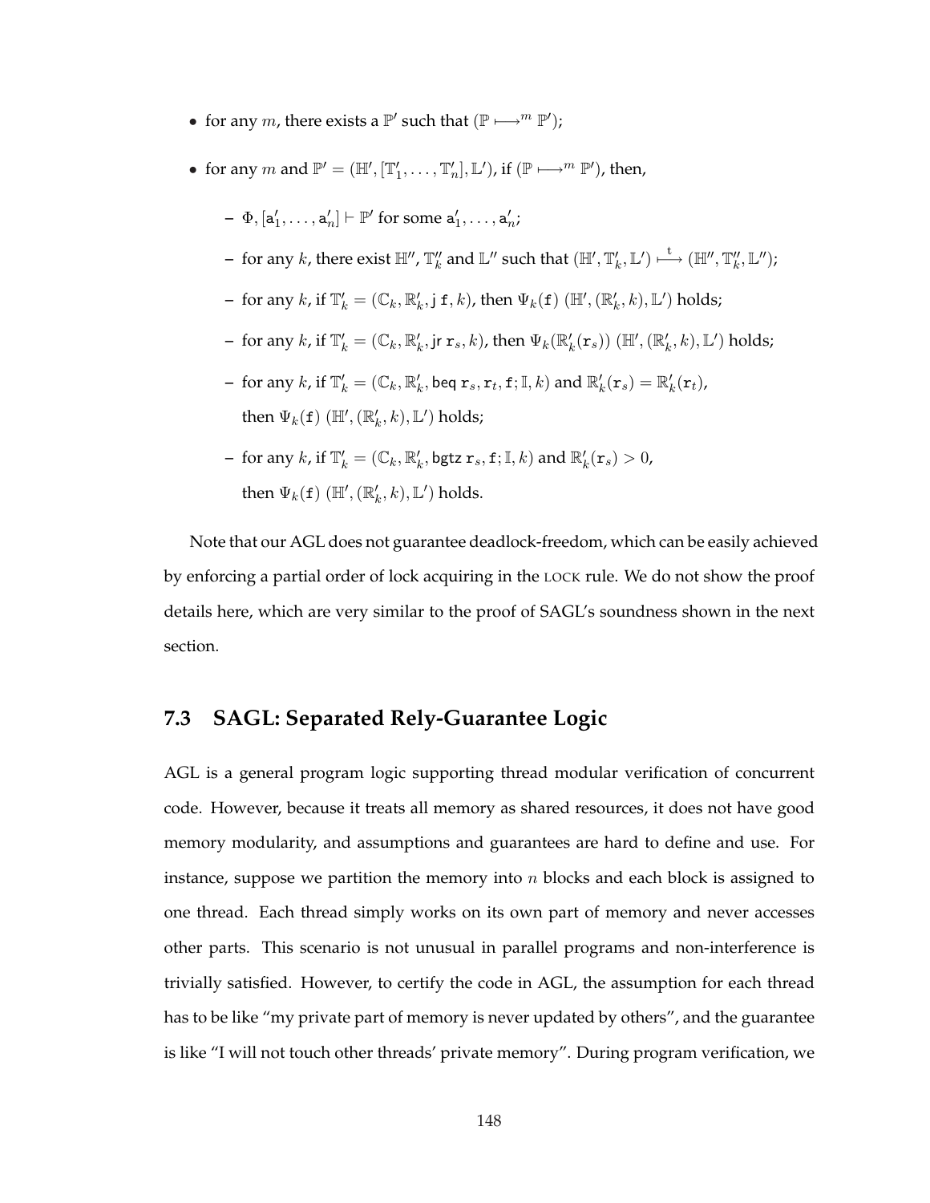- for any $m$, there exists a $\mathbb{P}'$ such that $(\mathbb{P} \longmapsto^m \mathbb{P}')$;
- for any $m$ and $\mathbb{P}' = (\mathbb{H}', [\mathbb{T}'_1, \ldots, \mathbb{T}'_n], \mathbb{L}')$, if $(\mathbb{P} \longmapsto^m \mathbb{P}')$, then,
  - $\Phi, [\mathtt{a}'_1, \ldots, \mathtt{a}'_n] \vdash \mathbb{P}'$ for some $\mathtt{a}'_1, \ldots, \mathtt{a}'_n$;
  - for any $k$, there exist $\mathbb{H}''$, $\mathbb{T}''_k$ and $\mathbb{L}''$ such that $(\mathbb{H}', \mathbb{T}'_k, \mathbb{L}') \stackrel{\mathtt{t}}{\longmapsto} (\mathbb{H}'', \mathbb{T}''_k, \mathbb{L}'')$;
  - for any $k$, if $\mathbb{T}'_k = (\mathbb{C}_k, \mathbb{R}'_k, \mathtt{j}\ \mathtt{f}, k)$, then $\Psi_k(\mathtt{f})\ (\mathbb{H}', (\mathbb{R}'_k, k), \mathbb{L}')$ holds;
  - for any $k$, if $\mathbb{T}'_k = (\mathbb{C}_k, \mathbb{R}'_k, \mathtt{jr}\ \mathtt{r}_s, k)$, then $\Psi_k(\mathbb{R}'_k(\mathtt{r}_s))\ (\mathbb{H}', (\mathbb{R}'_k, k), \mathbb{L}')$ holds;
  - for any $k$, if $\mathbb{T}'_k = (\mathbb{C}_k, \mathbb{R}'_k, \mathtt{beq}\ \mathtt{r}_s, \mathtt{r}_t, \mathtt{f}; \mathbb{I}, k)$ and $\mathbb{R}'_k(\mathtt{r}_s) = \mathbb{R}'_k(\mathtt{r}_t)$, then $\Psi_k(\mathtt{f})\ (\mathbb{H}', (\mathbb{R}'_k, k), \mathbb{L}')$ holds;
  - for any $k$, if $\mathbb{T}'_k = (\mathbb{C}_k, \mathbb{R}'_k, \mathtt{bgtz}\ \mathtt{r}_s, \mathtt{f}; \mathbb{I}, k)$ and $\mathbb{R}'_k(\mathtt{r}_s) > 0$, then $\Psi_k(\mathtt{f})\ (\mathbb{H}', (\mathbb{R}'_k, k), \mathbb{L}')$ holds.

Note that our AGL does not guarantee deadlock-freedom, which can be easily achieved by enforcing a partial order of lock acquiring in the LOCK rule. We do not show the proof details here, which are very similar to the proof of SAGL's soundness shown in the next section.

## 7.3 SAGL: Separated Rely-Guarantee Logic

AGL is a general program logic supporting thread modular verification of concurrent code. However, because it treats all memory as shared resources, it does not have good memory modularity, and assumptions and guarantees are hard to define and use. For instance, suppose we partition the memory into $n$ blocks and each block is assigned to one thread. Each thread simply works on its own part of memory and never accesses other parts. This scenario is not unusual in parallel programs and non-interference is trivially satisfied. However, to certify the code in AGL, the assumption for each thread has to be like "my private part of memory is never updated by others", and the guarantee is like "I will not touch other threads' private memory". During program verification, we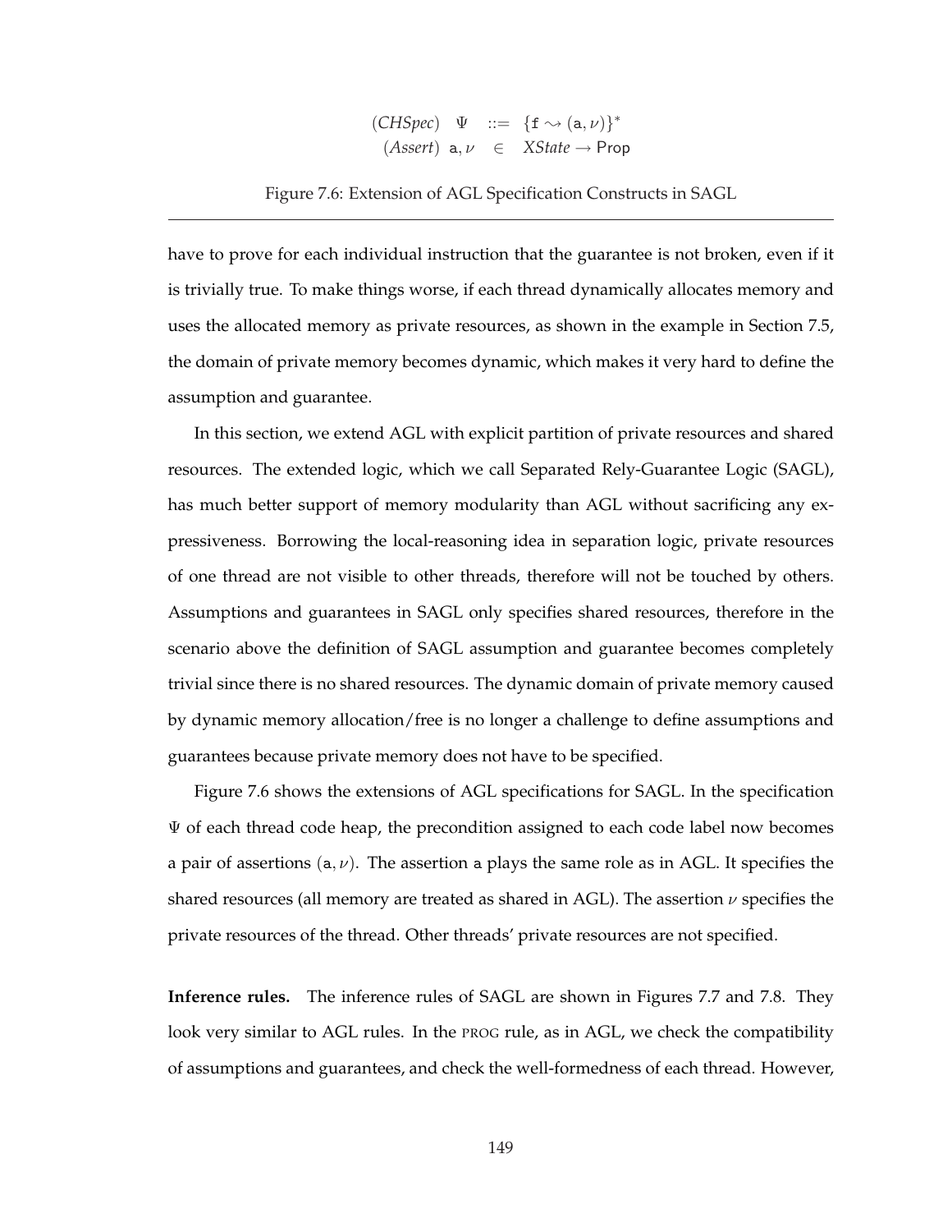$$
\begin{array}{rrcl}
(\mathit{CHSpec}) & \Psi & ::= & \{\mathtt{f} \rightsquigarrow (\mathtt{a}, \nu)\}^* \\
(\mathit{Assert}) & \mathtt{a}, \nu & \in & \mathit{XState} \rightarrow \mathsf{Prop}
\end{array}
$$

Figure 7.6: Extension of AGL Specification Constructs in SAGL

have to prove for each individual instruction that the guarantee is not broken, even if it is trivially true. To make things worse, if each thread dynamically allocates memory and uses the allocated memory as private resources, as shown in the example in Section 7.5, the domain of private memory becomes dynamic, which makes it very hard to define the assumption and guarantee.

In this section, we extend AGL with explicit partition of private resources and shared resources. The extended logic, which we call Separated Rely-Guarantee Logic (SAGL), has much better support of memory modularity than AGL without sacrificing any expressiveness. Borrowing the local-reasoning idea in separation logic, private resources of one thread are not visible to other threads, therefore will not be touched by others. Assumptions and guarantees in SAGL only specifies shared resources, therefore in the scenario above the definition of SAGL assumption and guarantee becomes completely trivial since there is no shared resources. The dynamic domain of private memory caused by dynamic memory allocation/free is no longer a challenge to define assumptions and guarantees because private memory does not have to be specified.

Figure 7.6 shows the extensions of AGL specifications for SAGL. In the specification $\Psi$ of each thread code heap, the precondition assigned to each code label now becomes a pair of assertions $(\mathtt{a}, \nu)$. The assertion $\mathtt{a}$ plays the same role as in AGL. It specifies the shared resources (all memory are treated as shared in AGL). The assertion $\nu$ specifies the private resources of the thread. Other threads' private resources are not specified.

**Inference rules.** The inference rules of SAGL are shown in Figures 7.7 and 7.8. They look very similar to AGL rules. In the PROG rule, as in AGL, we check the compatibility of assumptions and guarantees, and check the well-formedness of each thread. However,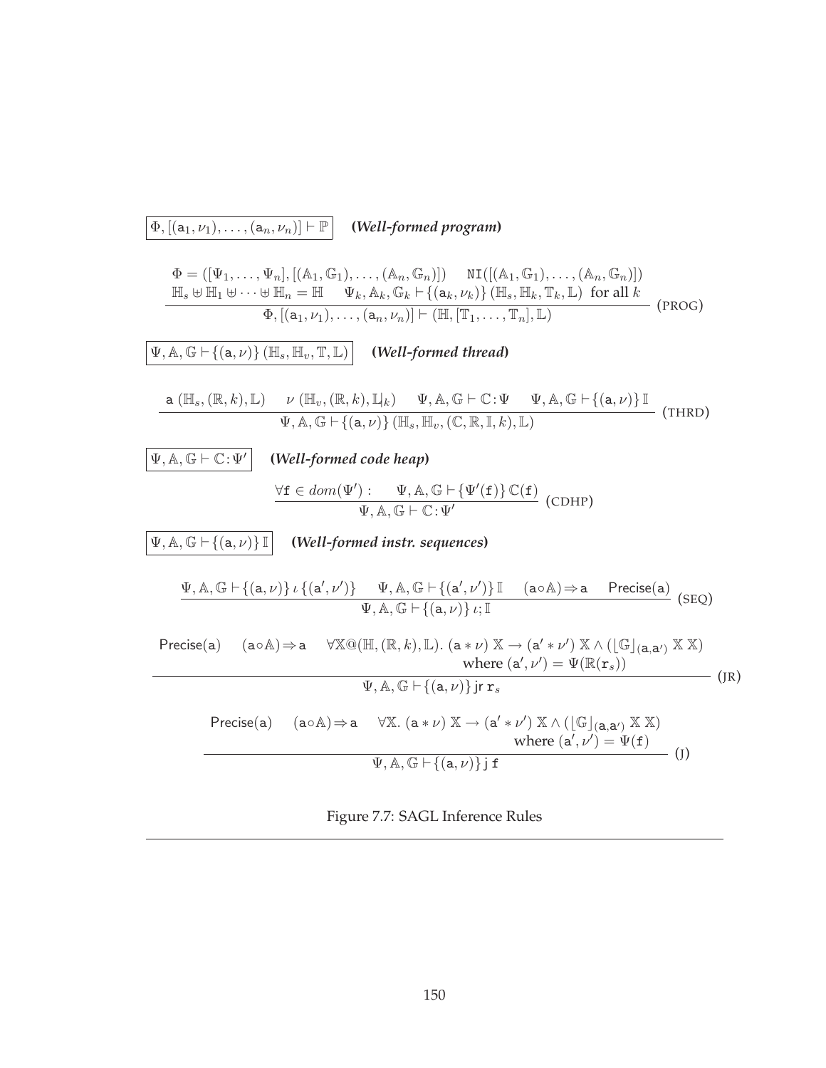$\boxed{\Phi, [(\mathsf{a}_1, \nu_1), \ldots, (\mathsf{a}_n, \nu_n)] \vdash \mathbb{P}}$ ***(Well-formed program)***

$$\frac{\begin{array}{c}\Phi = ([\Psi_1, \ldots, \Psi_n], [(\mathbb{A}_1, \mathbb{G}_1), \ldots, (\mathbb{A}_n, \mathbb{G}_n)]) \quad \mathtt{NI}([(\mathbb{A}_1, \mathbb{G}_1), \ldots, (\mathbb{A}_n, \mathbb{G}_n)]) \\ \mathbb{H}_s \uplus \mathbb{H}_1 \uplus \cdots \uplus \mathbb{H}_n = \mathbb{H} \quad \Psi_k, \mathbb{A}_k, \mathbb{G}_k \vdash \{(\mathsf{a}_k, \nu_k)\}\, (\mathbb{H}_s, \mathbb{H}_k, \mathbb{T}_k, \mathbb{L}) \text{ for all } k\end{array}}{\Phi, [(\mathsf{a}_1, \nu_1), \ldots, (\mathsf{a}_n, \nu_n)] \vdash (\mathbb{H}, [\mathbb{T}_1, \ldots, \mathbb{T}_n], \mathbb{L})} \text{ (PROG)}$$

$\boxed{\Psi, \mathbb{A}, \mathbb{G} \vdash \{(\mathsf{a}, \nu)\}\, (\mathbb{H}_s, \mathbb{H}_v, \mathbb{T}, \mathbb{L})}$ ***(Well-formed thread)***

$$\frac{\mathsf{a}\ (\mathbb{H}_s, (\mathbb{R}, k), \mathbb{L}) \quad \nu\ (\mathbb{H}_v, (\mathbb{R}, k), \mathbb{L}|_k) \quad \Psi, \mathbb{A}, \mathbb{G} \vdash \mathbb{C} : \Psi \quad \Psi, \mathbb{A}, \mathbb{G} \vdash \{(\mathsf{a}, \nu)\}\, \mathbb{I}}{\Psi, \mathbb{A}, \mathbb{G} \vdash \{(\mathsf{a}, \nu)\}\, (\mathbb{H}_s, \mathbb{H}_v, (\mathbb{C}, \mathbb{R}, \mathbb{I}, k), \mathbb{L})} \text{ (THRD)}$$

$\boxed{\Psi, \mathbb{A}, \mathbb{G} \vdash \mathbb{C} : \Psi'}$ ***(Well-formed code heap)***

$$\frac{\forall \mathtt{f} \in dom(\Psi') : \quad \Psi, \mathbb{A}, \mathbb{G} \vdash \{\Psi'(\mathtt{f})\}\, \mathbb{C}(\mathtt{f})}{\Psi, \mathbb{A}, \mathbb{G} \vdash \mathbb{C} : \Psi'} \text{ (CDHP)}$$

$\boxed{\Psi, \mathbb{A}, \mathbb{G} \vdash \{(\mathsf{a}, \nu)\}\, \mathbb{I}}$ ***(Well-formed instr. sequences)***

$$\frac{\Psi, \mathbb{A}, \mathbb{G} \vdash \{(\mathsf{a}, \nu)\}\, \iota\, \{(\mathsf{a}', \nu')\} \quad \Psi, \mathbb{A}, \mathbb{G} \vdash \{(\mathsf{a}', \nu')\}\, \mathbb{I} \quad (\mathsf{a} \circ \mathbb{A}) \Rightarrow \mathsf{a} \quad \mathsf{Precise}(\mathsf{a})}{\Psi, \mathbb{A}, \mathbb{G} \vdash \{(\mathsf{a}, \nu)\}\, \iota; \mathbb{I}} \text{ (SEQ)}$$

$$\frac{\begin{array}{c}\mathsf{Precise}(\mathsf{a}) \quad (\mathsf{a} \circ \mathbb{A}) \Rightarrow \mathsf{a} \quad \forall \mathbb{X} @ (\mathbb{H}, (\mathbb{R}, k), \mathbb{L}).\ (\mathsf{a} * \nu)\ \mathbb{X} \rightarrow (\mathsf{a}' * \nu')\ \mathbb{X} \wedge (\lfloor \mathbb{G} \rfloor_{(\mathsf{a}, \mathsf{a}')}\ \mathbb{X}\ \mathbb{X}) \\ \text{where } (\mathsf{a}', \nu') = \Psi(\mathbb{R}(\mathtt{r}_s))\end{array}}{\Psi, \mathbb{A}, \mathbb{G} \vdash \{(\mathsf{a}, \nu)\}\, \mathsf{jr}\ \mathtt{r}_s} \text{ (JR)}$$

$$\frac{\begin{array}{c}\mathsf{Precise}(\mathsf{a}) \quad (\mathsf{a} \circ \mathbb{A}) \Rightarrow \mathsf{a} \quad \forall \mathbb{X}.\ (\mathsf{a} * \nu)\ \mathbb{X} \rightarrow (\mathsf{a}' * \nu')\ \mathbb{X} \wedge (\lfloor \mathbb{G} \rfloor_{(\mathsf{a}, \mathsf{a}')}\ \mathbb{X}\ \mathbb{X}) \\ \text{where } (\mathsf{a}', \nu') = \Psi(\mathtt{f})\end{array}}{\Psi, \mathbb{A}, \mathbb{G} \vdash \{(\mathsf{a}, \nu)\}\, \mathsf{j}\ \mathtt{f}} \text{ (J)}$$

Figure 7.7: SAGL Inference Rules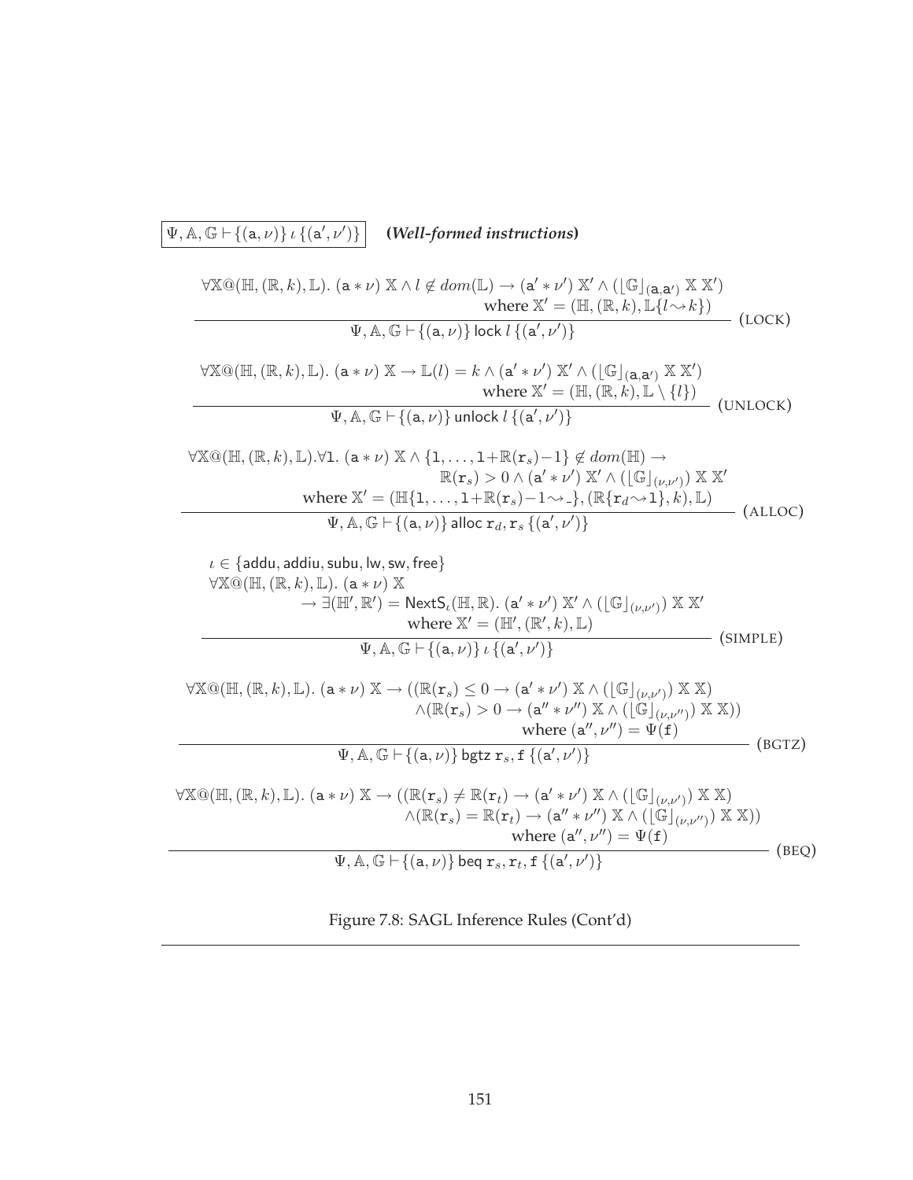$\boxed{\Psi, \mathbb{A}, \mathbb{G} \vdash \{(\mathsf{a}, \nu)\}\, \iota\, \{(\mathsf{a}', \nu')\}}$ ***(Well-formed instructions)***

$$\frac{\begin{array}{r}\forall \mathbb{X}@(\mathbb{H}, (\mathbb{R}, k), \mathbb{L}).\ (\mathsf{a} * \nu)\ \mathbb{X} \wedge l \notin dom(\mathbb{L}) \rightarrow (\mathsf{a}' * \nu')\ \mathbb{X}' \wedge (\lfloor \mathbb{G} \rfloor_{(\mathsf{a},\mathsf{a}')}\ \mathbb{X}\ \mathbb{X}') \\ \text{where } \mathbb{X}' = (\mathbb{H}, (\mathbb{R}, k), \mathbb{L}\{l \rightsquigarrow k\})\end{array}}{\Psi, \mathbb{A}, \mathbb{G} \vdash \{(\mathsf{a}, \nu)\}\ \mathsf{lock}\ l\ \{(\mathsf{a}', \nu')\}}\ (\text{LOCK})$$

$$\frac{\begin{array}{r}\forall \mathbb{X}@(\mathbb{H}, (\mathbb{R}, k), \mathbb{L}).\ (\mathsf{a} * \nu)\ \mathbb{X} \rightarrow \mathbb{L}(l) = k \wedge (\mathsf{a}' * \nu')\ \mathbb{X}' \wedge (\lfloor \mathbb{G} \rfloor_{(\mathsf{a},\mathsf{a}')}\ \mathbb{X}\ \mathbb{X}') \\ \text{where } \mathbb{X}' = (\mathbb{H}, (\mathbb{R}, k), \mathbb{L} \setminus \{l\})\end{array}}{\Psi, \mathbb{A}, \mathbb{G} \vdash \{(\mathsf{a}, \nu)\}\ \mathsf{unlock}\ l\ \{(\mathsf{a}', \nu')\}}\ (\text{UNLOCK})$$

$$\frac{\begin{array}{r}\forall \mathbb{X}@(\mathbb{H}, (\mathbb{R}, k), \mathbb{L}).\forall \mathtt{l}.\ (\mathsf{a} * \nu)\ \mathbb{X} \wedge \{\mathtt{l}, \ldots, \mathtt{l}{+}\mathbb{R}(\mathtt{r}_s){-}1\} \notin dom(\mathbb{H}) \rightarrow \\ \mathbb{R}(\mathtt{r}_s) > 0 \wedge (\mathsf{a}' * \nu')\ \mathbb{X}' \wedge (\lfloor \mathbb{G} \rfloor_{(\nu,\nu')})\ \mathbb{X}\ \mathbb{X}' \\ \text{where } \mathbb{X}' = (\mathbb{H}\{\mathtt{l}, \ldots, \mathtt{l}{+}\mathbb{R}(\mathtt{r}_s){-}1 \rightsquigarrow \_\}, (\mathbb{R}\{\mathtt{r}_d \rightsquigarrow \mathtt{l}\}, k), \mathbb{L})\end{array}}{\Psi, \mathbb{A}, \mathbb{G} \vdash \{(\mathsf{a}, \nu)\}\ \mathsf{alloc}\ \mathtt{r}_d, \mathtt{r}_s\ \{(\mathsf{a}', \nu')\}}\ (\text{ALLOC})$$

$$\frac{\begin{array}{l}\iota \in \{\mathsf{addu}, \mathsf{addiu}, \mathsf{subu}, \mathsf{lw}, \mathsf{sw}, \mathsf{free}\} \\ \forall \mathbb{X}@(\mathbb{H}, (\mathbb{R}, k), \mathbb{L}).\ (\mathsf{a} * \nu)\ \mathbb{X} \\ \qquad \rightarrow \exists (\mathbb{H}', \mathbb{R}') = \mathsf{NextS}_\iota(\mathbb{H}, \mathbb{R}).\ (\mathsf{a}' * \nu')\ \mathbb{X}' \wedge (\lfloor \mathbb{G} \rfloor_{(\nu,\nu')})\ \mathbb{X}\ \mathbb{X}' \\ \qquad\qquad \text{where } \mathbb{X}' = (\mathbb{H}', (\mathbb{R}', k), \mathbb{L})\end{array}}{\Psi, \mathbb{A}, \mathbb{G} \vdash \{(\mathsf{a}, \nu)\}\ \iota\ \{(\mathsf{a}', \nu')\}}\ (\text{SIMPLE})$$

$$\frac{\begin{array}{r}\forall \mathbb{X}@(\mathbb{H}, (\mathbb{R}, k), \mathbb{L}).\ (\mathsf{a} * \nu)\ \mathbb{X} \rightarrow ((\mathbb{R}(\mathtt{r}_s) \leq 0 \rightarrow (\mathsf{a}' * \nu')\ \mathbb{X} \wedge (\lfloor \mathbb{G} \rfloor_{(\nu,\nu')})\ \mathbb{X}\ \mathbb{X}) \\ \wedge (\mathbb{R}(\mathtt{r}_s) > 0 \rightarrow (\mathsf{a}'' * \nu'')\ \mathbb{X} \wedge (\lfloor \mathbb{G} \rfloor_{(\nu,\nu'')})\ \mathbb{X}\ \mathbb{X})) \\ \text{where } (\mathsf{a}'', \nu'') = \Psi(\mathtt{f})\end{array}}{\Psi, \mathbb{A}, \mathbb{G} \vdash \{(\mathsf{a}, \nu)\}\ \mathsf{bgtz}\ \mathtt{r}_s, \mathtt{f}\ \{(\mathsf{a}', \nu')\}}\ (\text{BGTZ})$$

$$\frac{\begin{array}{r}\forall \mathbb{X}@(\mathbb{H}, (\mathbb{R}, k), \mathbb{L}).\ (\mathsf{a} * \nu)\ \mathbb{X} \rightarrow ((\mathbb{R}(\mathtt{r}_s) \neq \mathbb{R}(\mathtt{r}_t) \rightarrow (\mathsf{a}' * \nu')\ \mathbb{X} \wedge (\lfloor \mathbb{G} \rfloor_{(\nu,\nu')})\ \mathbb{X}\ \mathbb{X}) \\ \wedge (\mathbb{R}(\mathtt{r}_s) = \mathbb{R}(\mathtt{r}_t) \rightarrow (\mathsf{a}'' * \nu'')\ \mathbb{X} \wedge (\lfloor \mathbb{G} \rfloor_{(\nu,\nu'')})\ \mathbb{X}\ \mathbb{X})) \\ \text{where } (\mathsf{a}'', \nu'') = \Psi(\mathtt{f})\end{array}}{\Psi, \mathbb{A}, \mathbb{G} \vdash \{(\mathsf{a}, \nu)\}\ \mathsf{beq}\ \mathtt{r}_s, \mathtt{r}_t, \mathtt{f}\ \{(\mathsf{a}', \nu')\}}\ (\text{BEQ})$$

Figure 7.8: SAGL Inference Rules (Cont'd)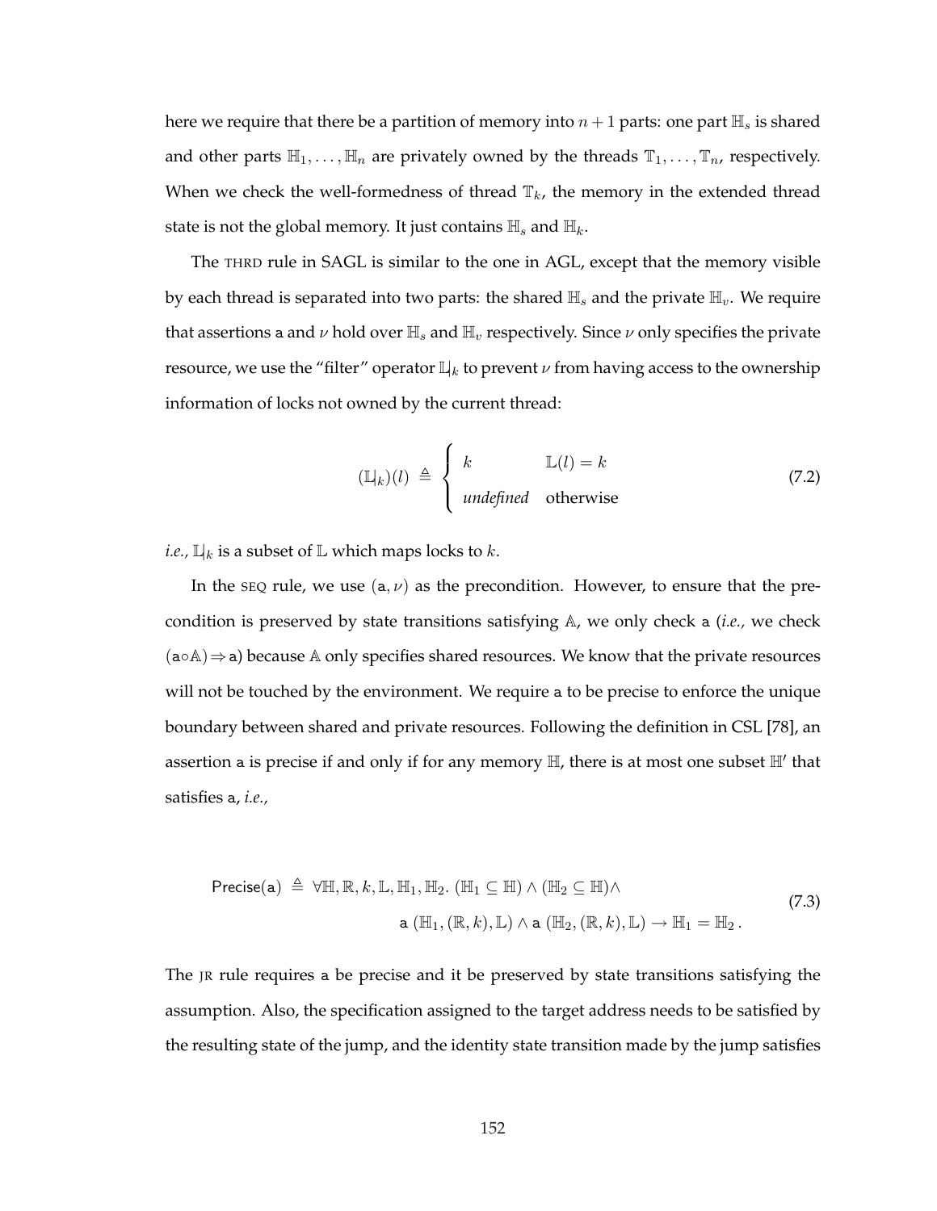here we require that there be a partition of memory into $n+1$ parts: one part $\mathbb{H}_s$ is shared and other parts $\mathbb{H}_1, \ldots, \mathbb{H}_n$ are privately owned by the threads $\mathbb{T}_1, \ldots, \mathbb{T}_n$, respectively. When we check the well-formedness of thread $\mathbb{T}_k$, the memory in the extended thread state is not the global memory. It just contains $\mathbb{H}_s$ and $\mathbb{H}_k$.

The THRD rule in SAGL is similar to the one in AGL, except that the memory visible by each thread is separated into two parts: the shared $\mathbb{H}_s$ and the private $\mathbb{H}_v$. We require that assertions $\mathsf{a}$ and $\nu$ hold over $\mathbb{H}_s$ and $\mathbb{H}_v$ respectively. Since $\nu$ only specifies the private resource, we use the "filter" operator $\mathbb{L}|_k$ to prevent $\nu$ from having access to the ownership information of locks not owned by the current thread:

$$
(\mathbb{L}|_k)(l) \triangleq \begin{cases} k & \mathbb{L}(l) = k \\ \textit{undefined} & \text{otherwise} \end{cases} \tag{7.2}
$$

*i.e.*, $\mathbb{L}|_k$ is a subset of $\mathbb{L}$ which maps locks to $k$.

In the SEQ rule, we use $(\mathsf{a}, \nu)$ as the precondition. However, to ensure that the precondition is preserved by state transitions satisfying $\mathbb{A}$, we only check $\mathsf{a}$ (*i.e.*, we check $(\mathsf{a} \circ \mathbb{A}) \Rightarrow \mathsf{a}$) because $\mathbb{A}$ only specifies shared resources. We know that the private resources will not be touched by the environment. We require $\mathsf{a}$ to be precise to enforce the unique boundary between shared and private resources. Following the definition in CSL [78], an assertion $\mathsf{a}$ is precise if and only if for any memory $\mathbb{H}$, there is at most one subset $\mathbb{H}'$ that satisfies $\mathsf{a}$, *i.e.*,

$$
\begin{aligned}
\mathsf{Precise}(\mathsf{a}) \triangleq \ & \forall \mathbb{H}, \mathbb{R}, k, \mathbb{L}, \mathbb{H}_1, \mathbb{H}_2.\ (\mathbb{H}_1 \subseteq \mathbb{H}) \wedge (\mathbb{H}_2 \subseteq \mathbb{H}) \wedge \\
& \mathsf{a}\,(\mathbb{H}_1, (\mathbb{R}, k), \mathbb{L}) \wedge \mathsf{a}\,(\mathbb{H}_2, (\mathbb{R}, k), \mathbb{L}) \rightarrow \mathbb{H}_1 = \mathbb{H}_2\,.
\end{aligned} \tag{7.3}
$$

The JR rule requires $\mathsf{a}$ be precise and it be preserved by state transitions satisfying the assumption. Also, the specification assigned to the target address needs to be satisfied by the resulting state of the jump, and the identity state transition made by the jump satisfies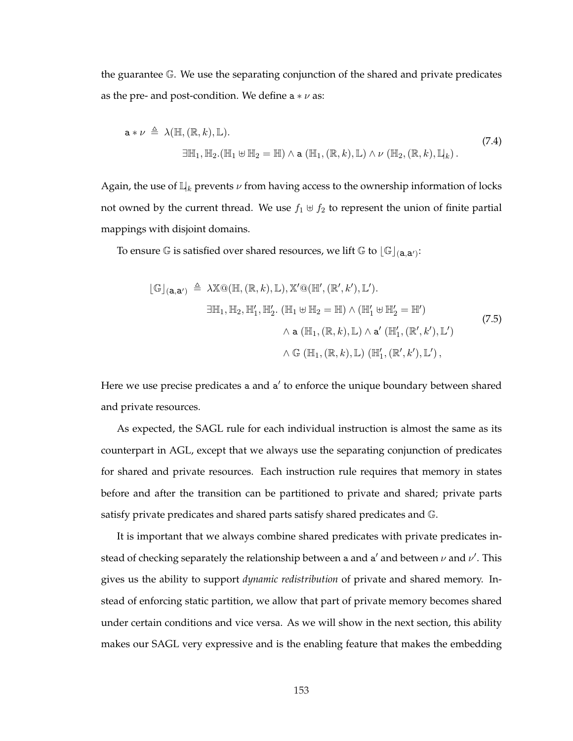the guarantee $\mathbb{G}$. We use the separating conjunction of the shared and private predicates as the pre- and post-condition. We define $\mathtt{a} * \nu$ as:

$$
\begin{aligned}
\mathtt{a} * \nu \;\triangleq\; & \lambda(\mathbb{H}, (\mathbb{R}, k), \mathbb{L}). \\
& \quad \exists \mathbb{H}_1, \mathbb{H}_2 . (\mathbb{H}_1 \uplus \mathbb{H}_2 = \mathbb{H}) \wedge \mathtt{a}\ (\mathbb{H}_1, (\mathbb{R}, k), \mathbb{L}) \wedge \nu\ (\mathbb{H}_2, (\mathbb{R}, k), \mathbb{L}|_k)\,.
\end{aligned}
\tag{7.4}
$$

Again, the use of $\mathbb{L}|_k$ prevents $\nu$ from having access to the ownership information of locks not owned by the current thread. We use $f_1 \uplus f_2$ to represent the union of finite partial mappings with disjoint domains.

To ensure $\mathbb{G}$ is satisfied over shared resources, we lift $\mathbb{G}$ to $\lfloor \mathbb{G} \rfloor_{(\mathtt{a},\mathtt{a}')}$:

$$
\begin{aligned}
\lfloor \mathbb{G} \rfloor_{(\mathtt{a},\mathtt{a}')} \;\triangleq\; & \lambda \mathbb{X} @ (\mathbb{H}, (\mathbb{R}, k), \mathbb{L}), \mathbb{X}' @ (\mathbb{H}', (\mathbb{R}', k'), \mathbb{L}'). \\
& \quad \exists \mathbb{H}_1, \mathbb{H}_2, \mathbb{H}'_1, \mathbb{H}'_2 .\ (\mathbb{H}_1 \uplus \mathbb{H}_2 = \mathbb{H}) \wedge (\mathbb{H}'_1 \uplus \mathbb{H}'_2 = \mathbb{H}') \\
& \qquad \wedge \mathtt{a}\ (\mathbb{H}_1, (\mathbb{R}, k), \mathbb{L}) \wedge \mathtt{a}'\ (\mathbb{H}'_1, (\mathbb{R}', k'), \mathbb{L}') \\
& \qquad \wedge \mathbb{G}\ (\mathbb{H}_1, (\mathbb{R}, k), \mathbb{L})\ (\mathbb{H}'_1, (\mathbb{R}', k'), \mathbb{L}')\,,
\end{aligned}
\tag{7.5}
$$

Here we use precise predicates $\mathtt{a}$ and $\mathtt{a}'$ to enforce the unique boundary between shared and private resources.

As expected, the SAGL rule for each individual instruction is almost the same as its counterpart in AGL, except that we always use the separating conjunction of predicates for shared and private resources. Each instruction rule requires that memory in states before and after the transition can be partitioned to private and shared; private parts satisfy private predicates and shared parts satisfy shared predicates and $\mathbb{G}$.

It is important that we always combine shared predicates with private predicates instead of checking separately the relationship between $\mathtt{a}$ and $\mathtt{a}'$ and between $\nu$ and $\nu'$. This gives us the ability to support *dynamic redistribution* of private and shared memory. Instead of enforcing static partition, we allow that part of private memory becomes shared under certain conditions and vice versa. As we will show in the next section, this ability makes our SAGL very expressive and is the enabling feature that makes the embedding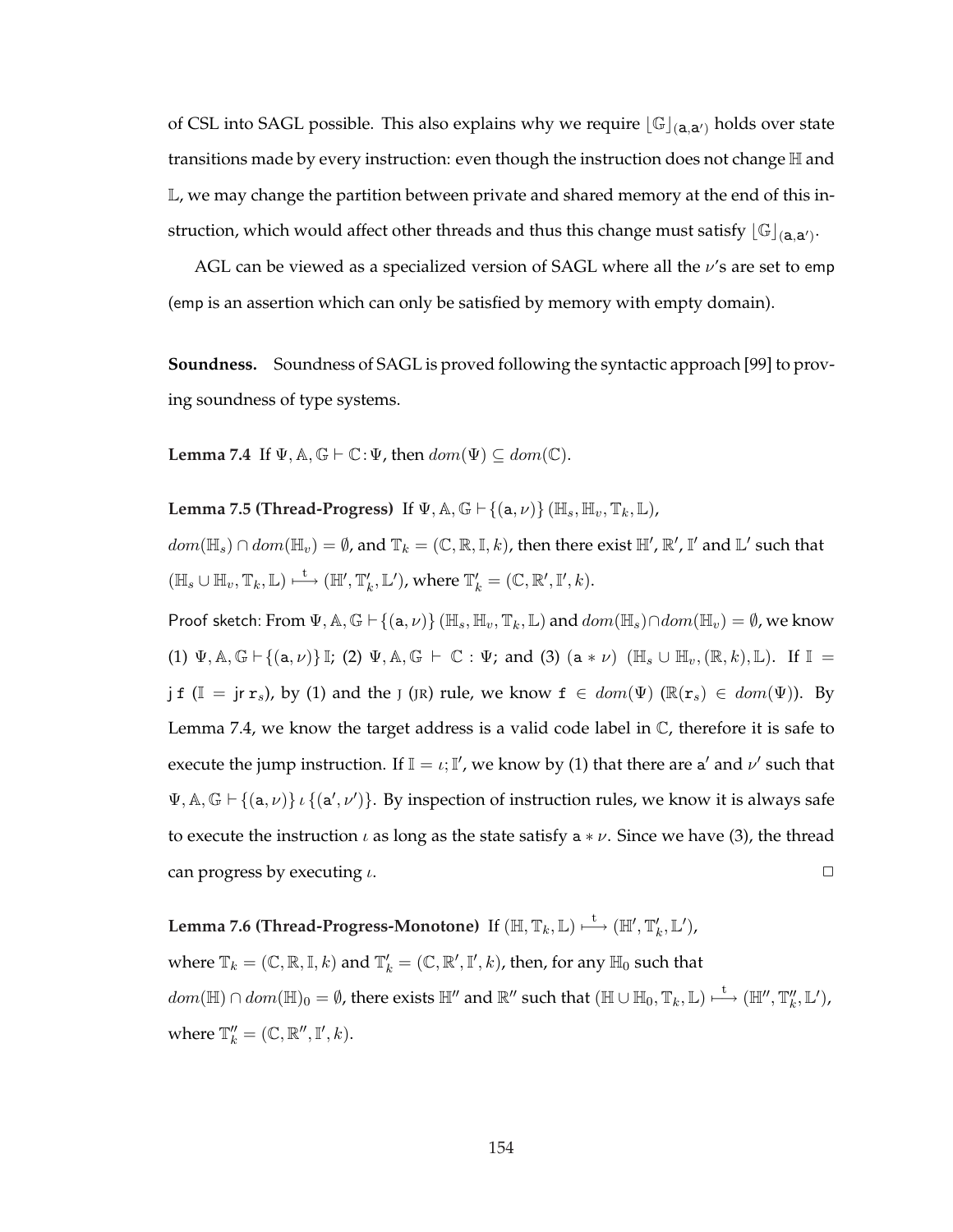of CSL into SAGL possible. This also explains why we require $\lfloor \mathbb{G} \rfloor_{(\mathsf{a},\mathsf{a}')}$ holds over state transitions made by every instruction: even though the instruction does not change $\mathbb{H}$ and $\mathbb{L}$, we may change the partition between private and shared memory at the end of this instruction, which would affect other threads and thus this change must satisfy $\lfloor \mathbb{G} \rfloor_{(\mathsf{a},\mathsf{a}')}$.

AGL can be viewed as a specialized version of SAGL where all the $\nu$'s are set to $\mathsf{emp}$ ($\mathsf{emp}$ is an assertion which can only be satisfied by memory with empty domain).

**Soundness.** Soundness of SAGL is proved following the syntactic approach [99] to proving soundness of type systems.

**Lemma 7.4** If $\Psi, \mathbb{A}, \mathbb{G} \vdash \mathbb{C} : \Psi$, then $dom(\Psi) \subseteq dom(\mathbb{C})$.

**Lemma 7.5 (Thread-Progress)** If $\Psi, \mathbb{A}, \mathbb{G} \vdash \{(\mathsf{a}, \nu)\}\, (\mathbb{H}_s, \mathbb{H}_v, \mathbb{T}_k, \mathbb{L})$, $dom(\mathbb{H}_s) \cap dom(\mathbb{H}_v) = \emptyset$, and $\mathbb{T}_k = (\mathbb{C}, \mathbb{R}, \mathbb{I}, k)$, then there exist $\mathbb{H}'$, $\mathbb{R}'$, $\mathbb{I}'$ and $\mathbb{L}'$ such that $(\mathbb{H}_s \cup \mathbb{H}_v, \mathbb{T}_k, \mathbb{L}) \overset{\mathsf{t}}{\longmapsto} (\mathbb{H}', \mathbb{T}'_k, \mathbb{L}')$, where $\mathbb{T}'_k = (\mathbb{C}, \mathbb{R}', \mathbb{I}', k)$.

Proof sketch: From $\Psi, \mathbb{A}, \mathbb{G} \vdash \{(\mathsf{a}, \nu)\}\, (\mathbb{H}_s, \mathbb{H}_v, \mathbb{T}_k, \mathbb{L})$ and $dom(\mathbb{H}_s) \cap dom(\mathbb{H}_v) = \emptyset$, we know (1) $\Psi, \mathbb{A}, \mathbb{G} \vdash \{(\mathsf{a}, \nu)\}\, \mathbb{I}$; (2) $\Psi, \mathbb{A}, \mathbb{G} \vdash \mathbb{C} : \Psi$; and (3) $(\mathsf{a} * \nu)\ (\mathbb{H}_s \cup \mathbb{H}_v, (\mathbb{R}, k), \mathbb{L})$. If $\mathbb{I} = \mathsf{j}\ \mathtt{f}$ ($\mathbb{I} = \mathsf{jr}\ \mathtt{r}_s$), by (1) and the J (JR) rule, we know $\mathtt{f} \in dom(\Psi)$ ($\mathbb{R}(\mathtt{r}_s) \in dom(\Psi)$). By Lemma 7.4, we know the target address is a valid code label in $\mathbb{C}$, therefore it is safe to execute the jump instruction. If $\mathbb{I} = \iota; \mathbb{I}'$, we know by (1) that there are $\mathsf{a}'$ and $\nu'$ such that $\Psi, \mathbb{A}, \mathbb{G} \vdash \{(\mathsf{a}, \nu)\}\, \iota\, \{(\mathsf{a}', \nu')\}$. By inspection of instruction rules, we know it is always safe to execute the instruction $\iota$ as long as the state satisfy $\mathsf{a} * \nu$. Since we have (3), the thread can progress by executing $\iota$. □

**Lemma 7.6 (Thread-Progress-Monotone)** If $(\mathbb{H}, \mathbb{T}_k, \mathbb{L}) \overset{\mathsf{t}}{\longmapsto} (\mathbb{H}', \mathbb{T}'_k, \mathbb{L}')$, where $\mathbb{T}_k = (\mathbb{C}, \mathbb{R}, \mathbb{I}, k)$ and $\mathbb{T}'_k = (\mathbb{C}, \mathbb{R}', \mathbb{I}', k)$, then, for any $\mathbb{H}_0$ such that $dom(\mathbb{H}) \cap dom(\mathbb{H})_0 = \emptyset$, there exists $\mathbb{H}''$ and $\mathbb{R}''$ such that $(\mathbb{H} \cup \mathbb{H}_0, \mathbb{T}_k, \mathbb{L}) \overset{\mathsf{t}}{\longmapsto} (\mathbb{H}'', \mathbb{T}''_k, \mathbb{L}')$, where $\mathbb{T}''_k = (\mathbb{C}, \mathbb{R}'', \mathbb{I}', k)$.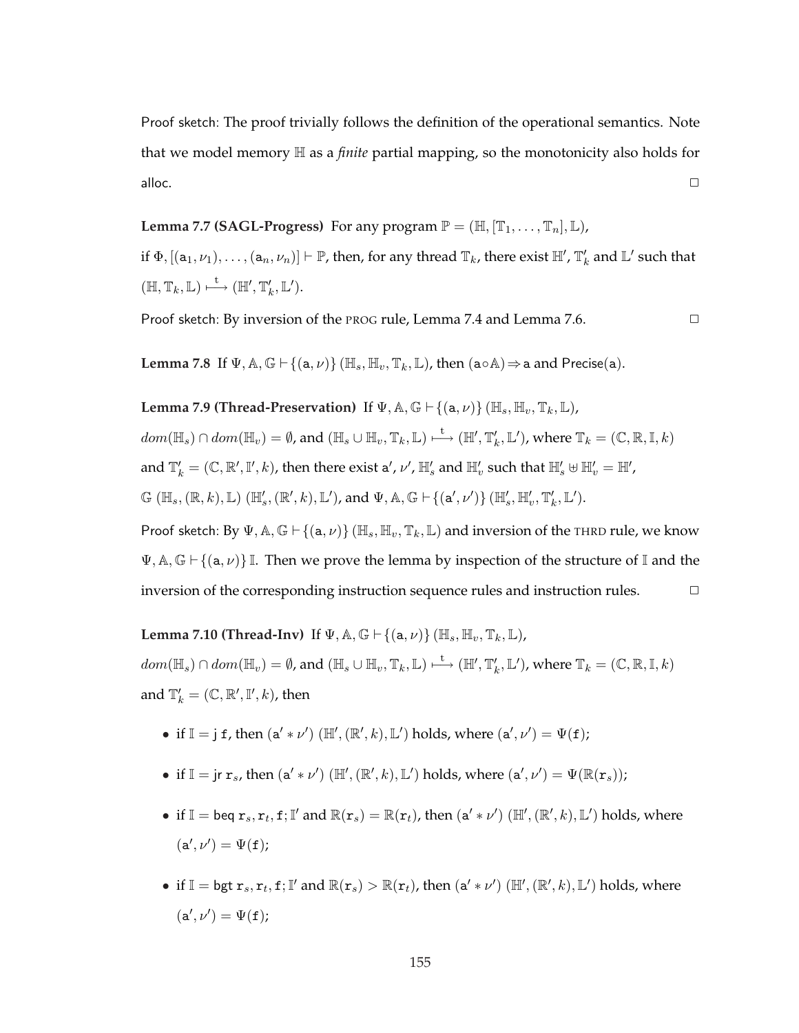Proof sketch: The proof trivially follows the definition of the operational semantics. Note that we model memory $\mathbb{H}$ as a *finite* partial mapping, so the monotonicity also holds for alloc. $\square$

**Lemma 7.7 (SAGL-Progress)** For any program $\mathbb{P} = (\mathbb{H}, [\mathbb{T}_1, \ldots, \mathbb{T}_n], \mathbb{L})$, if $\Phi, [(\mathsf{a}_1, \nu_1), \ldots, (\mathsf{a}_n, \nu_n)] \vdash \mathbb{P}$, then, for any thread $\mathbb{T}_k$, there exist $\mathbb{H}'$, $\mathbb{T}_k'$ and $\mathbb{L}'$ such that $(\mathbb{H}, \mathbb{T}_k, \mathbb{L}) \stackrel{\mathsf{t}}{\longmapsto} (\mathbb{H}', \mathbb{T}_k', \mathbb{L}')$.

Proof sketch: By inversion of the PROG rule, Lemma 7.4 and Lemma 7.6. $\square$

**Lemma 7.8** If $\Psi, \mathbb{A}, \mathbb{G} \vdash \{(\mathsf{a}, \nu)\}\, (\mathbb{H}_s, \mathbb{H}_v, \mathbb{T}_k, \mathbb{L})$, then $(\mathsf{a} \circ \mathbb{A}) \Rightarrow \mathsf{a}$ and $\mathsf{Precise}(\mathsf{a})$.

**Lemma 7.9 (Thread-Preservation)** If $\Psi, \mathbb{A}, \mathbb{G} \vdash \{(\mathsf{a}, \nu)\}\, (\mathbb{H}_s, \mathbb{H}_v, \mathbb{T}_k, \mathbb{L})$, $dom(\mathbb{H}_s) \cap dom(\mathbb{H}_v) = \emptyset$, and $(\mathbb{H}_s \cup \mathbb{H}_v, \mathbb{T}_k, \mathbb{L}) \stackrel{\mathsf{t}}{\longmapsto} (\mathbb{H}', \mathbb{T}_k', \mathbb{L}')$, where $\mathbb{T}_k = (\mathbb{C}, \mathbb{R}, \mathbb{I}, k)$ and $\mathbb{T}_k' = (\mathbb{C}, \mathbb{R}', \mathbb{I}', k)$, then there exist $\mathsf{a}'$, $\nu'$, $\mathbb{H}_s'$ and $\mathbb{H}_v'$ such that $\mathbb{H}_s' \uplus \mathbb{H}_v' = \mathbb{H}'$, $\mathbb{G}\ (\mathbb{H}_s, (\mathbb{R}, k), \mathbb{L})\ (\mathbb{H}_s', (\mathbb{R}', k), \mathbb{L}')$, and $\Psi, \mathbb{A}, \mathbb{G} \vdash \{(\mathsf{a}', \nu')\}\, (\mathbb{H}_s', \mathbb{H}_v', \mathbb{T}_k', \mathbb{L}')$.

Proof sketch: By $\Psi, \mathbb{A}, \mathbb{G} \vdash \{(\mathsf{a}, \nu)\}\, (\mathbb{H}_s, \mathbb{H}_v, \mathbb{T}_k, \mathbb{L})$ and inversion of the THRD rule, we know $\Psi, \mathbb{A}, \mathbb{G} \vdash \{(\mathsf{a}, \nu)\}\, \mathbb{I}$. Then we prove the lemma by inspection of the structure of $\mathbb{I}$ and the inversion of the corresponding instruction sequence rules and instruction rules. $\square$

**Lemma 7.10 (Thread-Inv)** If $\Psi, \mathbb{A}, \mathbb{G} \vdash \{(\mathsf{a}, \nu)\}\, (\mathbb{H}_s, \mathbb{H}_v, \mathbb{T}_k, \mathbb{L})$, $dom(\mathbb{H}_s) \cap dom(\mathbb{H}_v) = \emptyset$, and $(\mathbb{H}_s \cup \mathbb{H}_v, \mathbb{T}_k, \mathbb{L}) \stackrel{\mathsf{t}}{\longmapsto} (\mathbb{H}', \mathbb{T}_k', \mathbb{L}')$, where $\mathbb{T}_k = (\mathbb{C}, \mathbb{R}, \mathbb{I}, k)$ and $\mathbb{T}_k' = (\mathbb{C}, \mathbb{R}', \mathbb{I}', k)$, then

- if $\mathbb{I} = \mathsf{j}\ \mathtt{f}$, then $(\mathsf{a}' * \nu')\ (\mathbb{H}', (\mathbb{R}', k), \mathbb{L}')$ holds, where $(\mathsf{a}', \nu') = \Psi(\mathtt{f})$;
- if $\mathbb{I} = \mathsf{jr}\ \mathtt{r}_s$, then $(\mathsf{a}' * \nu')\ (\mathbb{H}', (\mathbb{R}', k), \mathbb{L}')$ holds, where $(\mathsf{a}', \nu') = \Psi(\mathbb{R}(\mathtt{r}_s))$;
- if $\mathbb{I} = \mathsf{beq}\ \mathtt{r}_s, \mathtt{r}_t, \mathtt{f}; \mathbb{I}'$ and $\mathbb{R}(\mathtt{r}_s) = \mathbb{R}(\mathtt{r}_t)$, then $(\mathsf{a}' * \nu')\ (\mathbb{H}', (\mathbb{R}', k), \mathbb{L}')$ holds, where $(\mathsf{a}', \nu') = \Psi(\mathtt{f})$;
- if $\mathbb{I} = \mathsf{bgt}\ \mathtt{r}_s, \mathtt{r}_t, \mathtt{f}; \mathbb{I}'$ and $\mathbb{R}(\mathtt{r}_s) > \mathbb{R}(\mathtt{r}_t)$, then $(\mathsf{a}' * \nu')\ (\mathbb{H}', (\mathbb{R}', k), \mathbb{L}')$ holds, where $(\mathsf{a}', \nu') = \Psi(\mathtt{f})$;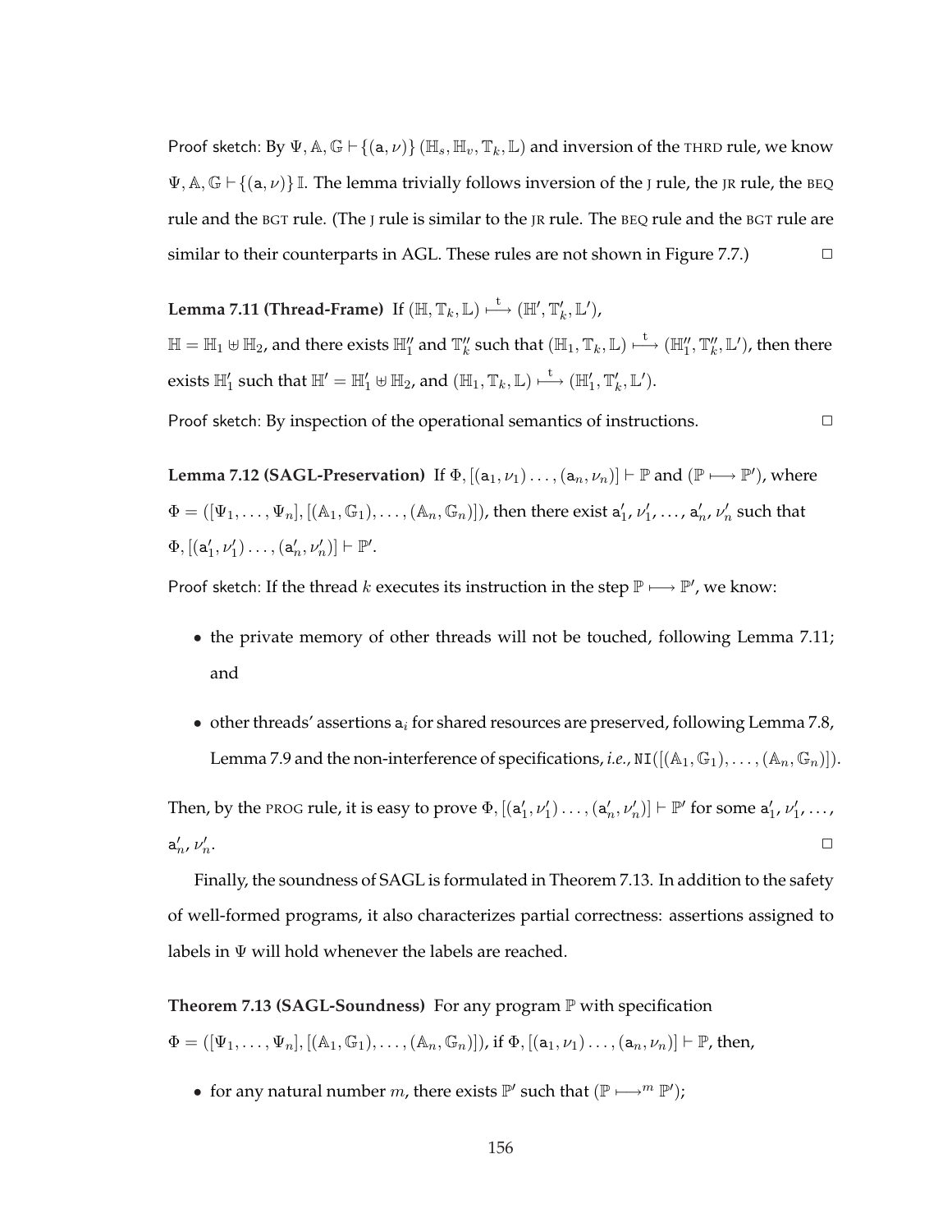Proof sketch: By $\Psi, \mathbb{A}, \mathbb{G} \vdash \{(\mathtt{a}, \nu)\}\,(\mathbb{H}_s, \mathbb{H}_v, \mathbb{T}_k, \mathbb{L})$ and inversion of the THRD rule, we know $\Psi, \mathbb{A}, \mathbb{G} \vdash \{(\mathtt{a}, \nu)\}\,\mathbb{I}$. The lemma trivially follows inversion of the J rule, the JR rule, the BEQ rule and the BGT rule. (The J rule is similar to the JR rule. The BEQ rule and the BGT rule are similar to their counterparts in AGL. These rules are not shown in Figure 7.7.) □

**Lemma 7.11 (Thread-Frame)** If $(\mathbb{H}, \mathbb{T}_k, \mathbb{L}) \overset{\mathrm{t}}{\longmapsto} (\mathbb{H}', \mathbb{T}'_k, \mathbb{L}')$, $\mathbb{H} = \mathbb{H}_1 \uplus \mathbb{H}_2$, and there exists $\mathbb{H}''_1$ and $\mathbb{T}''_k$ such that $(\mathbb{H}_1, \mathbb{T}_k, \mathbb{L}) \overset{\mathrm{t}}{\longmapsto} (\mathbb{H}''_1, \mathbb{T}''_k, \mathbb{L}')$, then there exists $\mathbb{H}'_1$ such that $\mathbb{H}' = \mathbb{H}'_1 \uplus \mathbb{H}_2$, and $(\mathbb{H}_1, \mathbb{T}_k, \mathbb{L}) \overset{\mathrm{t}}{\longmapsto} (\mathbb{H}'_1, \mathbb{T}'_k, \mathbb{L}')$.

Proof sketch: By inspection of the operational semantics of instructions. □

**Lemma 7.12 (SAGL-Preservation)** If $\Phi, [(\mathtt{a}_1, \nu_1) \ldots, (\mathtt{a}_n, \nu_n)] \vdash \mathbb{P}$ and $(\mathbb{P} \longmapsto \mathbb{P}')$, where $\Phi = ([\Psi_1, \ldots, \Psi_n], [(\mathbb{A}_1, \mathbb{G}_1), \ldots, (\mathbb{A}_n, \mathbb{G}_n)])$, then there exist $\mathtt{a}'_1$, $\nu'_1$, $\ldots$, $\mathtt{a}'_n$, $\nu'_n$ such that $\Phi, [(\mathtt{a}'_1, \nu'_1) \ldots, (\mathtt{a}'_n, \nu'_n)] \vdash \mathbb{P}'$.

Proof sketch: If the thread $k$ executes its instruction in the step $\mathbb{P} \longmapsto \mathbb{P}'$, we know:

- the private memory of other threads will not be touched, following Lemma 7.11; and
- other threads' assertions $\mathtt{a}_i$ for shared resources are preserved, following Lemma 7.8, Lemma 7.9 and the non-interference of specifications, *i.e.*, $\mathtt{NI}([(\mathbb{A}_1, \mathbb{G}_1), \ldots, (\mathbb{A}_n, \mathbb{G}_n)])$.

Then, by the PROG rule, it is easy to prove $\Phi, [(\mathtt{a}'_1, \nu'_1) \ldots, (\mathtt{a}'_n, \nu'_n)] \vdash \mathbb{P}'$ for some $\mathtt{a}'_1$, $\nu'_1$, $\ldots$, $\mathtt{a}'_n$, $\nu'_n$. □

Finally, the soundness of SAGL is formulated in Theorem 7.13. In addition to the safety of well-formed programs, it also characterizes partial correctness: assertions assigned to labels in $\Psi$ will hold whenever the labels are reached.

**Theorem 7.13 (SAGL-Soundness)** For any program $\mathbb{P}$ with specification $\Phi = ([\Psi_1, \ldots, \Psi_n], [(\mathbb{A}_1, \mathbb{G}_1), \ldots, (\mathbb{A}_n, \mathbb{G}_n)])$, if $\Phi, [(\mathtt{a}_1, \nu_1) \ldots, (\mathtt{a}_n, \nu_n)] \vdash \mathbb{P}$, then,

- for any natural number $m$, there exists $\mathbb{P}'$ such that $(\mathbb{P} \longmapsto^m \mathbb{P}')$;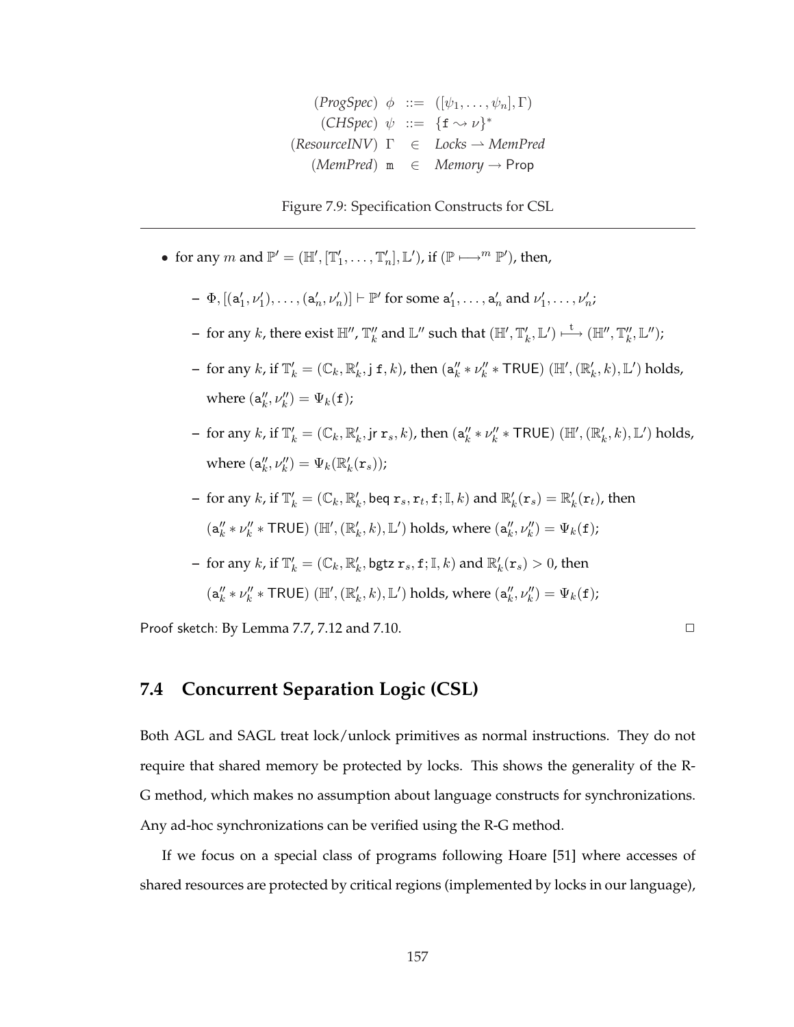$$
\begin{array}{llll}
(\mathit{ProgSpec}) & \phi & ::= & ([\psi_1, \ldots, \psi_n], \Gamma) \\
(\mathit{CHSpec}) & \psi & ::= & \{\mathtt{f} \leadsto \nu\}^* \\
(\mathit{ResourceINV}) & \Gamma & \in & \mathit{Locks} \rightharpoonup \mathit{MemPred} \\
(\mathit{MemPred}) & \mathtt{m} & \in & \mathit{Memory} \rightarrow \mathsf{Prop}
\end{array}
$$

Figure 7.9: Specification Constructs for CSL

---

- for any $m$ and $\mathbb{P}' = (\mathbb{H}', [\mathbb{T}'_1, \ldots, \mathbb{T}'_n], \mathbb{L}')$, if $(\mathbb{P} \longmapsto^m \mathbb{P}')$, then,
  - $\Phi, [(\mathtt{a}'_1, \nu'_1), \ldots, (\mathtt{a}'_n, \nu'_n)] \vdash \mathbb{P}'$ for some $\mathtt{a}'_1, \ldots, \mathtt{a}'_n$ and $\nu'_1, \ldots, \nu'_n$;
  - for any $k$, there exist $\mathbb{H}''$, $\mathbb{T}''_k$ and $\mathbb{L}''$ such that $(\mathbb{H}', \mathbb{T}'_k, \mathbb{L}') \overset{\mathtt{t}}{\longmapsto} (\mathbb{H}'', \mathbb{T}''_k, \mathbb{L}'')$;
  - for any $k$, if $\mathbb{T}'_k = (\mathbb{C}_k, \mathbb{R}'_k, \mathtt{j}\ \mathtt{f}, k)$, then $(\mathtt{a}''_k * \nu''_k * \mathsf{TRUE})\ (\mathbb{H}', (\mathbb{R}'_k, k), \mathbb{L}')$ holds, where $(\mathtt{a}''_k, \nu''_k) = \Psi_k(\mathtt{f})$;
  - for any $k$, if $\mathbb{T}'_k = (\mathbb{C}_k, \mathbb{R}'_k, \mathtt{jr}\ \mathtt{r}_s, k)$, then $(\mathtt{a}''_k * \nu''_k * \mathsf{TRUE})\ (\mathbb{H}', (\mathbb{R}'_k, k), \mathbb{L}')$ holds, where $(\mathtt{a}''_k, \nu''_k) = \Psi_k(\mathbb{R}'_k(\mathtt{r}_s))$;
  - for any $k$, if $\mathbb{T}'_k = (\mathbb{C}_k, \mathbb{R}'_k, \mathtt{beq}\ \mathtt{r}_s, \mathtt{r}_t, \mathtt{f}; \mathbb{I}, k)$ and $\mathbb{R}'_k(\mathtt{r}_s) = \mathbb{R}'_k(\mathtt{r}_t)$, then $(\mathtt{a}''_k * \nu''_k * \mathsf{TRUE})\ (\mathbb{H}', (\mathbb{R}'_k, k), \mathbb{L}')$ holds, where $(\mathtt{a}''_k, \nu''_k) = \Psi_k(\mathtt{f})$;
  - for any $k$, if $\mathbb{T}'_k = (\mathbb{C}_k, \mathbb{R}'_k, \mathtt{bgtz}\ \mathtt{r}_s, \mathtt{f}; \mathbb{I}, k)$ and $\mathbb{R}'_k(\mathtt{r}_s) > 0$, then $(\mathtt{a}''_k * \nu''_k * \mathsf{TRUE})\ (\mathbb{H}', (\mathbb{R}'_k, k), \mathbb{L}')$ holds, where $(\mathtt{a}''_k, \nu''_k) = \Psi_k(\mathtt{f})$;

Proof sketch: By Lemma 7.7, 7.12 and 7.10. □

## 7.4 Concurrent Separation Logic (CSL)

Both AGL and SAGL treat lock/unlock primitives as normal instructions. They do not require that shared memory be protected by locks. This shows the generality of the R-G method, which makes no assumption about language constructs for synchronizations. Any ad-hoc synchronizations can be verified using the R-G method.

If we focus on a special class of programs following Hoare [51] where accesses of shared resources are protected by critical regions (implemented by locks in our language),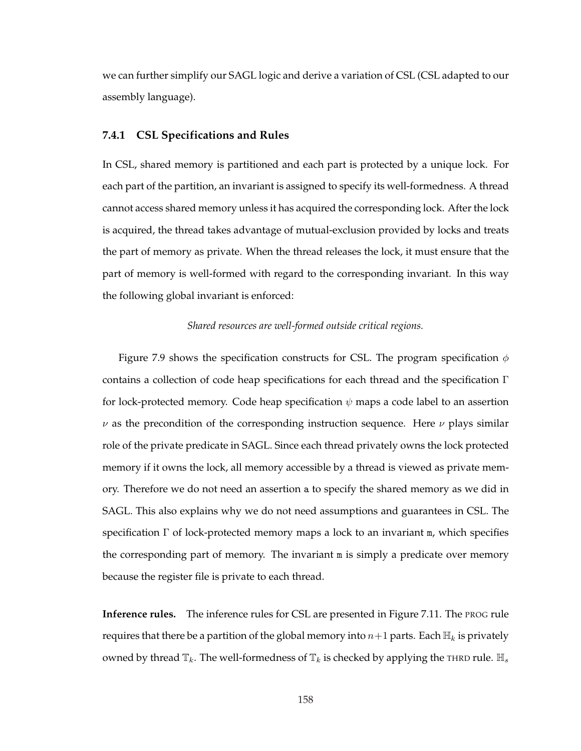we can further simplify our SAGL logic and derive a variation of CSL (CSL adapted to our assembly language).

### 7.4.1 CSL Specifications and Rules

In CSL, shared memory is partitioned and each part is protected by a unique lock. For each part of the partition, an invariant is assigned to specify its well-formedness. A thread cannot access shared memory unless it has acquired the corresponding lock. After the lock is acquired, the thread takes advantage of mutual-exclusion provided by locks and treats the part of memory as private. When the thread releases the lock, it must ensure that the part of memory is well-formed with regard to the corresponding invariant. In this way the following global invariant is enforced:

*Shared resources are well-formed outside critical regions.*

Figure 7.9 shows the specification constructs for CSL. The program specification $\phi$ contains a collection of code heap specifications for each thread and the specification $\Gamma$ for lock-protected memory. Code heap specification $\psi$ maps a code label to an assertion $\nu$ as the precondition of the corresponding instruction sequence. Here $\nu$ plays similar role of the private predicate in SAGL. Since each thread privately owns the lock protected memory if it owns the lock, all memory accessible by a thread is viewed as private memory. Therefore we do not need an assertion $\mathtt{a}$ to specify the shared memory as we did in SAGL. This also explains why we do not need assumptions and guarantees in CSL. The specification $\Gamma$ of lock-protected memory maps a lock to an invariant $\mathtt{m}$, which specifies the corresponding part of memory. The invariant $\mathtt{m}$ is simply a predicate over memory because the register file is private to each thread.

**Inference rules.** The inference rules for CSL are presented in Figure 7.11. The PROG rule requires that there be a partition of the global memory into $n+1$ parts. Each $\mathbb{H}_k$ is privately owned by thread $\mathbb{T}_k$. The well-formedness of $\mathbb{T}_k$ is checked by applying the THRD rule. $\mathbb{H}_s$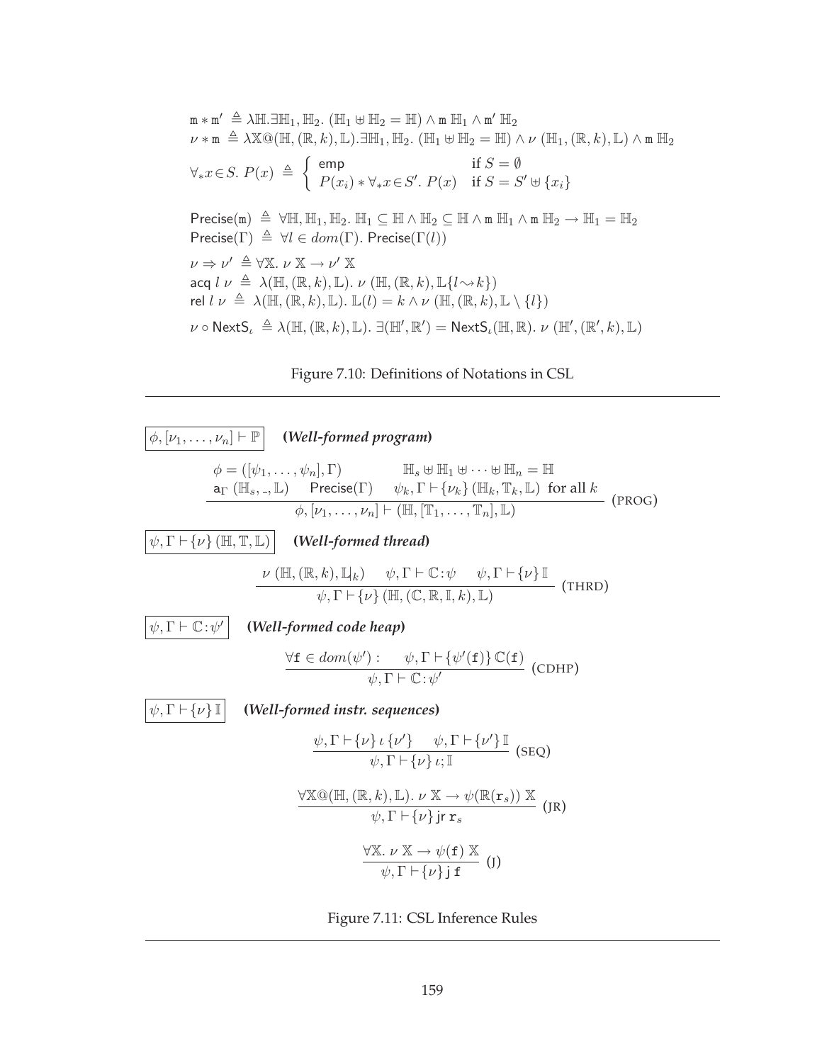$$\mathtt{m} * \mathtt{m}' \triangleq \lambda\mathbb{H}.\exists\mathbb{H}_1,\mathbb{H}_2.\ (\mathbb{H}_1 \uplus \mathbb{H}_2 = \mathbb{H}) \wedge \mathtt{m}\ \mathbb{H}_1 \wedge \mathtt{m}'\ \mathbb{H}_2$$

$$\nu * \mathtt{m} \triangleq \lambda\mathbb{X}@(\mathbb{H},(\mathbb{R},k),\mathbb{L}).\exists\mathbb{H}_1,\mathbb{H}_2.\ (\mathbb{H}_1 \uplus \mathbb{H}_2 = \mathbb{H}) \wedge \nu\ (\mathbb{H}_1,(\mathbb{R},k),\mathbb{L}) \wedge \mathtt{m}\ \mathbb{H}_2$$

$$\forall_* x \in S.\ P(x) \triangleq \begin{cases} \mathsf{emp} & \text{if } S = \emptyset \\ P(x_i) * \forall_* x \in S'.\ P(x) & \text{if } S = S' \uplus \{x_i\} \end{cases}$$

$$\mathsf{Precise}(\mathtt{m}) \triangleq \forall\mathbb{H},\mathbb{H}_1,\mathbb{H}_2.\ \mathbb{H}_1 \subseteq \mathbb{H} \wedge \mathbb{H}_2 \subseteq \mathbb{H} \wedge \mathtt{m}\ \mathbb{H}_1 \wedge \mathtt{m}\ \mathbb{H}_2 \rightarrow \mathbb{H}_1 = \mathbb{H}_2$$

$$\mathsf{Precise}(\Gamma) \triangleq \forall l \in dom(\Gamma).\ \mathsf{Precise}(\Gamma(l))$$

$$\nu \Rightarrow \nu' \triangleq \forall\mathbb{X}.\ \nu\ \mathbb{X} \rightarrow \nu'\ \mathbb{X}$$

$$\mathsf{acq}\ l\ \nu \triangleq \lambda(\mathbb{H},(\mathbb{R},k),\mathbb{L}).\ \nu\ (\mathbb{H},(\mathbb{R},k),\mathbb{L}\{l \rightsquigarrow k\})$$

$$\mathsf{rel}\ l\ \nu \triangleq \lambda(\mathbb{H},(\mathbb{R},k),\mathbb{L}).\ \mathbb{L}(l) = k \wedge \nu\ (\mathbb{H},(\mathbb{R},k),\mathbb{L} \setminus \{l\})$$

$$\nu \circ \mathsf{NextS}_\iota \triangleq \lambda(\mathbb{H},(\mathbb{R},k),\mathbb{L}).\ \exists(\mathbb{H}',\mathbb{R}') = \mathsf{NextS}_\iota(\mathbb{H},\mathbb{R}).\ \nu\ (\mathbb{H}',(\mathbb{R}',k),\mathbb{L})$$

Figure 7.10: Definitions of Notations in CSL

---

$\boxed{\phi, [\nu_1, \ldots, \nu_n] \vdash \mathbb{P}}$ ***(Well-formed program)***

$$\frac{\begin{array}{c}\phi = ([\psi_1, \ldots, \psi_n], \Gamma) \qquad \mathbb{H}_s \uplus \mathbb{H}_1 \uplus \cdots \uplus \mathbb{H}_n = \mathbb{H} \\ \mathsf{a}_\Gamma\ (\mathbb{H}_s, \_, \mathbb{L}) \quad \mathsf{Precise}(\Gamma) \quad \psi_k, \Gamma \vdash \{\nu_k\}\ (\mathbb{H}_k, \mathbb{T}_k, \mathbb{L}) \ \text{ for all } k\end{array}}{\phi, [\nu_1, \ldots, \nu_n] \vdash (\mathbb{H}, [\mathbb{T}_1, \ldots, \mathbb{T}_n], \mathbb{L})} \ (\text{PROG})$$

$\boxed{\psi, \Gamma \vdash \{\nu\}\ (\mathbb{H}, \mathbb{T}, \mathbb{L})}$ ***(Well-formed thread)***

$$\frac{\nu\ (\mathbb{H}, (\mathbb{R}, k), \mathbb{L}|_k) \quad \psi, \Gamma \vdash \mathbb{C} : \psi \quad \psi, \Gamma \vdash \{\nu\}\ \mathbb{I}}{\psi, \Gamma \vdash \{\nu\}\ (\mathbb{H}, (\mathbb{C}, \mathbb{R}, \mathbb{I}, k), \mathbb{L})} \ (\text{THRD})$$

$\boxed{\psi, \Gamma \vdash \mathbb{C} : \psi'}$ ***(Well-formed code heap)***

$$\frac{\forall \mathtt{f} \in dom(\psi') : \quad \psi, \Gamma \vdash \{\psi'(\mathtt{f})\}\ \mathbb{C}(\mathtt{f})}{\psi, \Gamma \vdash \mathbb{C} : \psi'} \ (\text{CDHP})$$

$\boxed{\psi, \Gamma \vdash \{\nu\}\ \mathbb{I}}$ ***(Well-formed instr. sequences)***

$$\frac{\psi, \Gamma \vdash \{\nu\}\ \iota\ \{\nu'\} \quad \psi, \Gamma \vdash \{\nu'\}\ \mathbb{I}}{\psi, \Gamma \vdash \{\nu\}\ \iota; \mathbb{I}} \ (\text{SEQ})$$

$$\frac{\forall \mathbb{X}@(\mathbb{H}, (\mathbb{R}, k), \mathbb{L}).\ \nu\ \mathbb{X} \rightarrow \psi(\mathbb{R}(\mathtt{r}_s))\ \mathbb{X}}{\psi, \Gamma \vdash \{\nu\}\ \mathsf{jr}\ \mathtt{r}_s} \ (\text{JR})$$

$$\frac{\forall \mathbb{X}.\ \nu\ \mathbb{X} \rightarrow \psi(\mathtt{f})\ \mathbb{X}}{\psi, \Gamma \vdash \{\nu\}\ \mathsf{j}\ \mathtt{f}} \ (\text{J})$$

Figure 7.11: CSL Inference Rules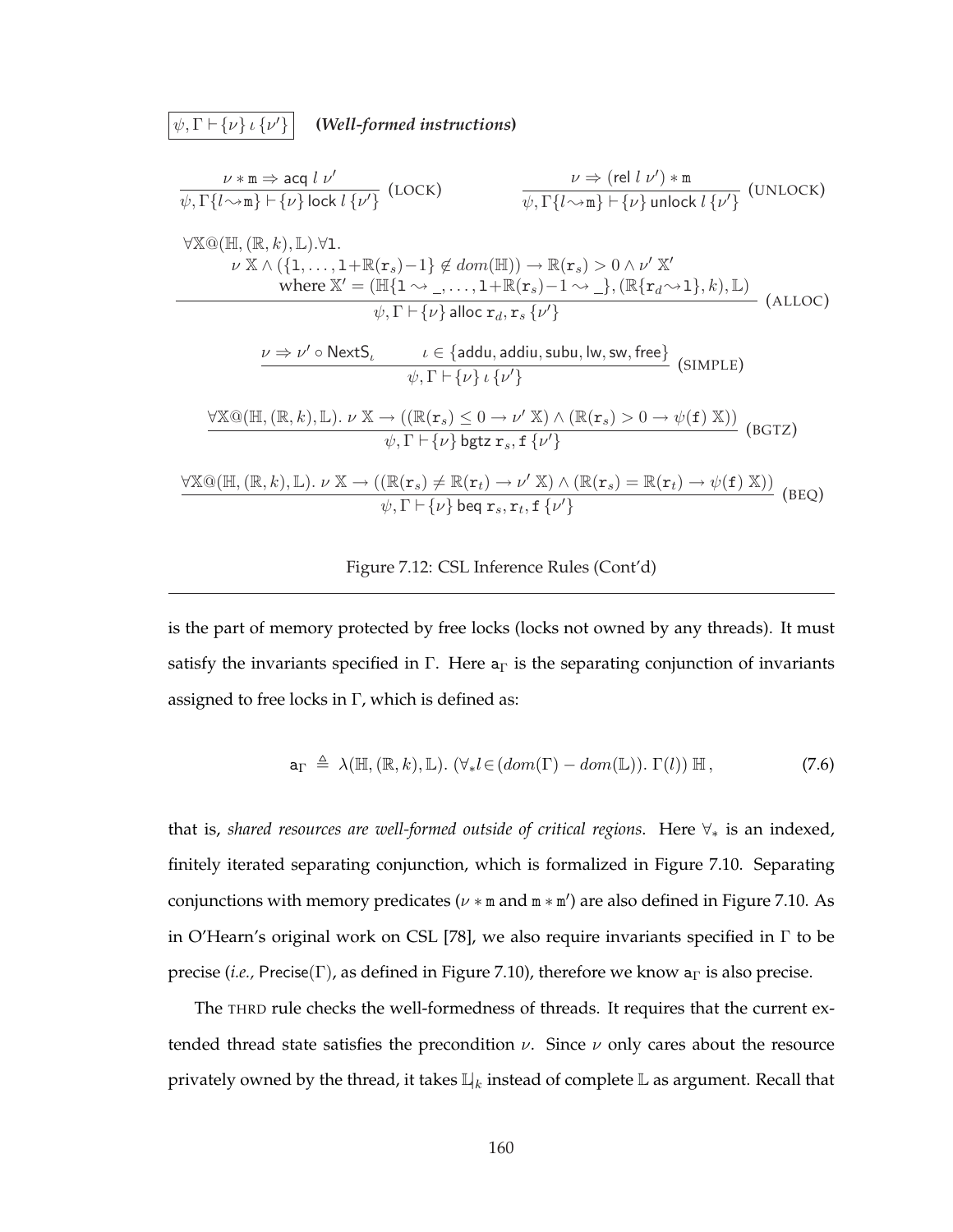$\boxed{\psi, \Gamma \vdash \{\nu\}\, \iota\, \{\nu'\}}$ ***(Well-formed instructions)***

$$\frac{\nu * \mathtt{m} \Rightarrow \mathsf{acq}\ l\ \nu'}{\psi, \Gamma\{l \rightsquigarrow \mathtt{m}\} \vdash \{\nu\}\ \mathsf{lock}\ l\ \{\nu'\}}\ (\text{LOCK}) \qquad \frac{\nu \Rightarrow (\mathsf{rel}\ l\ \nu') * \mathtt{m}}{\psi, \Gamma\{l \rightsquigarrow \mathtt{m}\} \vdash \{\nu\}\ \mathsf{unlock}\ l\ \{\nu'\}}\ (\text{UNLOCK})$$

$$\frac{\begin{array}{l}\forall \mathbb{X}@(\mathbb{H}, (\mathbb{R}, k), \mathbb{L}). \forall \mathtt{l}. \\ \quad \nu\ \mathbb{X} \wedge (\{\mathtt{l}, \ldots, \mathtt{l}{+}\mathbb{R}(\mathtt{r}_s){-}1\} \notin dom(\mathbb{H})) \rightarrow \mathbb{R}(\mathtt{r}_s) > 0 \wedge \nu'\ \mathbb{X}' \\ \qquad \text{where } \mathbb{X}' = (\mathbb{H}\{\mathtt{l} \rightsquigarrow \_, \ldots, \mathtt{l}{+}\mathbb{R}(\mathtt{r}_s){-}1 \rightsquigarrow \_\}, (\mathbb{R}\{\mathtt{r}_d \rightsquigarrow \mathtt{l}\}, k), \mathbb{L})\end{array}}{\psi, \Gamma \vdash \{\nu\}\ \mathsf{alloc}\ \mathtt{r}_d, \mathtt{r}_s\ \{\nu'\}}\ (\text{ALLOC})$$

$$\frac{\nu \Rightarrow \nu' \circ \mathsf{NextS}_\iota \qquad \iota \in \{\mathsf{addu}, \mathsf{addiu}, \mathsf{subu}, \mathsf{lw}, \mathsf{sw}, \mathsf{free}\}}{\psi, \Gamma \vdash \{\nu\}\ \iota\ \{\nu'\}}\ (\text{SIMPLE})$$

$$\frac{\forall \mathbb{X}@(\mathbb{H}, (\mathbb{R}, k), \mathbb{L}).\ \nu\ \mathbb{X} \rightarrow ((\mathbb{R}(\mathtt{r}_s) \leq 0 \rightarrow \nu'\ \mathbb{X}) \wedge (\mathbb{R}(\mathtt{r}_s) > 0 \rightarrow \psi(\mathtt{f})\ \mathbb{X}))}{\psi, \Gamma \vdash \{\nu\}\ \mathsf{bgtz}\ \mathtt{r}_s, \mathtt{f}\ \{\nu'\}}\ (\text{BGTZ})$$

$$\frac{\forall \mathbb{X}@(\mathbb{H}, (\mathbb{R}, k), \mathbb{L}).\ \nu\ \mathbb{X} \rightarrow ((\mathbb{R}(\mathtt{r}_s) \neq \mathbb{R}(\mathtt{r}_t) \rightarrow \nu'\ \mathbb{X}) \wedge (\mathbb{R}(\mathtt{r}_s) = \mathbb{R}(\mathtt{r}_t) \rightarrow \psi(\mathtt{f})\ \mathbb{X}))}{\psi, \Gamma \vdash \{\nu\}\ \mathsf{beq}\ \mathtt{r}_s, \mathtt{r}_t, \mathtt{f}\ \{\nu'\}}\ (\text{BEQ})$$

Figure 7.12: CSL Inference Rules (Cont'd)

is the part of memory protected by free locks (locks not owned by any threads). It must satisfy the invariants specified in $\Gamma$. Here $\mathtt{a}_\Gamma$ is the separating conjunction of invariants assigned to free locks in $\Gamma$, which is defined as:

$$\mathtt{a}_\Gamma \triangleq \lambda(\mathbb{H}, (\mathbb{R}, k), \mathbb{L}).\ (\forall_* l \in (dom(\Gamma) - dom(\mathbb{L})).\ \Gamma(l))\ \mathbb{H}\,, \tag{7.6}$$

that is, *shared resources are well-formed outside of critical regions*. Here $\forall_*$ is an indexed, finitely iterated separating conjunction, which is formalized in Figure 7.10. Separating conjunctions with memory predicates ($\nu * \mathtt{m}$ and $\mathtt{m} * \mathtt{m}'$) are also defined in Figure 7.10. As in O'Hearn's original work on CSL [78], we also require invariants specified in $\Gamma$ to be precise (*i.e.*, $\mathsf{Precise}(\Gamma)$, as defined in Figure 7.10), therefore we know $\mathtt{a}_\Gamma$ is also precise.

The THRD rule checks the well-formedness of threads. It requires that the current extended thread state satisfies the precondition $\nu$. Since $\nu$ only cares about the resource privately owned by the thread, it takes $\mathbb{L}|_k$ instead of complete $\mathbb{L}$ as argument. Recall that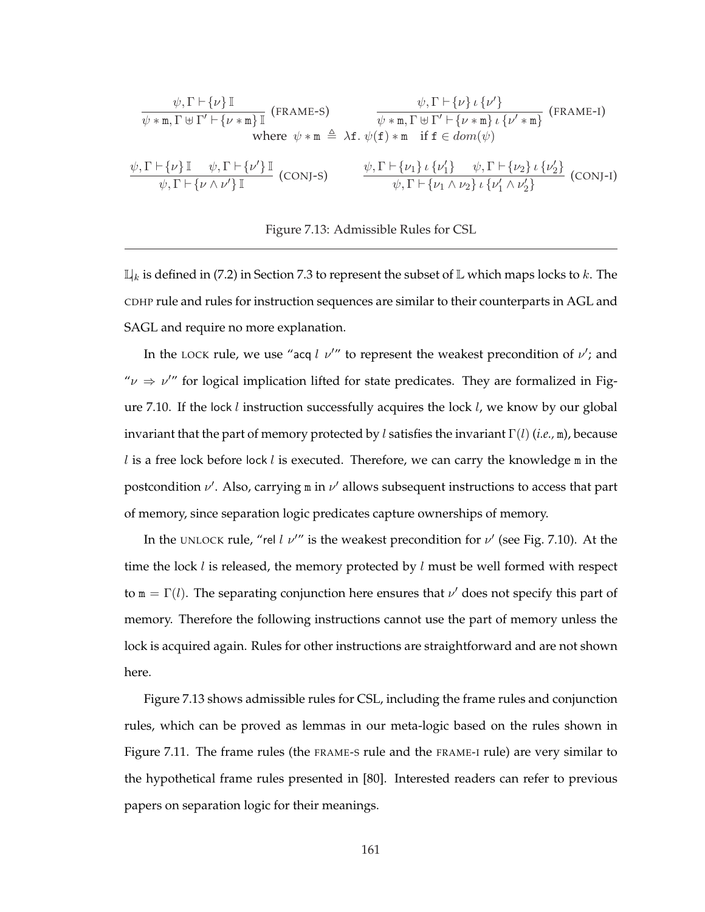$$\frac{\psi, \Gamma \vdash \{\nu\}\, \mathbb{I}}{\psi * \mathtt{m}, \Gamma \uplus \Gamma' \vdash \{\nu * \mathtt{m}\}\, \mathbb{I}} \text{ (FRAME-S)} \qquad \frac{\psi, \Gamma \vdash \{\nu\}\, \iota\, \{\nu'\}}{\psi * \mathtt{m}, \Gamma \uplus \Gamma' \vdash \{\nu * \mathtt{m}\}\, \iota\, \{\nu' * \mathtt{m}\}} \text{ (FRAME-I)}$$

$$\text{where } \psi * \mathtt{m} \triangleq \lambda \mathtt{f}.\ \psi(\mathtt{f}) * \mathtt{m} \quad \text{if } \mathtt{f} \in dom(\psi)$$

$$\frac{\psi, \Gamma \vdash \{\nu\}\, \mathbb{I} \qquad \psi, \Gamma \vdash \{\nu'\}\, \mathbb{I}}{\psi, \Gamma \vdash \{\nu \wedge \nu'\}\, \mathbb{I}} \text{ (CONJ-S)} \qquad \frac{\psi, \Gamma \vdash \{\nu_1\}\, \iota\, \{\nu_1'\} \qquad \psi, \Gamma \vdash \{\nu_2\}\, \iota\, \{\nu_2'\}}{\psi, \Gamma \vdash \{\nu_1 \wedge \nu_2\}\, \iota\, \{\nu_1' \wedge \nu_2'\}} \text{ (CONJ-I)}$$

Figure 7.13: Admissible Rules for CSL

---

$\mathbb{L}|_k$ is defined in (7.2) in Section 7.3 to represent the subset of $\mathbb{L}$ which maps locks to $k$. The CDHP rule and rules for instruction sequences are similar to their counterparts in AGL and SAGL and require no more explanation.

In the LOCK rule, we use "acq $l\ \nu'$" to represent the weakest precondition of $\nu'$; and "$\nu \Rightarrow \nu'$" for logical implication lifted for state predicates. They are formalized in Figure 7.10. If the lock $l$ instruction successfully acquires the lock $l$, we know by our global invariant that the part of memory protected by $l$ satisfies the invariant $\Gamma(l)$ (*i.e.*, $\mathtt{m}$), because $l$ is a free lock before lock $l$ is executed. Therefore, we can carry the knowledge $\mathtt{m}$ in the postcondition $\nu'$. Also, carrying $\mathtt{m}$ in $\nu'$ allows subsequent instructions to access that part of memory, since separation logic predicates capture ownerships of memory.

In the UNLOCK rule, "rel $l\ \nu'$" is the weakest precondition for $\nu'$ (see Fig. 7.10). At the time the lock $l$ is released, the memory protected by $l$ must be well formed with respect to $\mathtt{m} = \Gamma(l)$. The separating conjunction here ensures that $\nu'$ does not specify this part of memory. Therefore the following instructions cannot use the part of memory unless the lock is acquired again. Rules for other instructions are straightforward and are not shown here.

Figure 7.13 shows admissible rules for CSL, including the frame rules and conjunction rules, which can be proved as lemmas in our meta-logic based on the rules shown in Figure 7.11. The frame rules (the FRAME-S rule and the FRAME-I rule) are very similar to the hypothetical frame rules presented in [80]. Interested readers can refer to previous papers on separation logic for their meanings.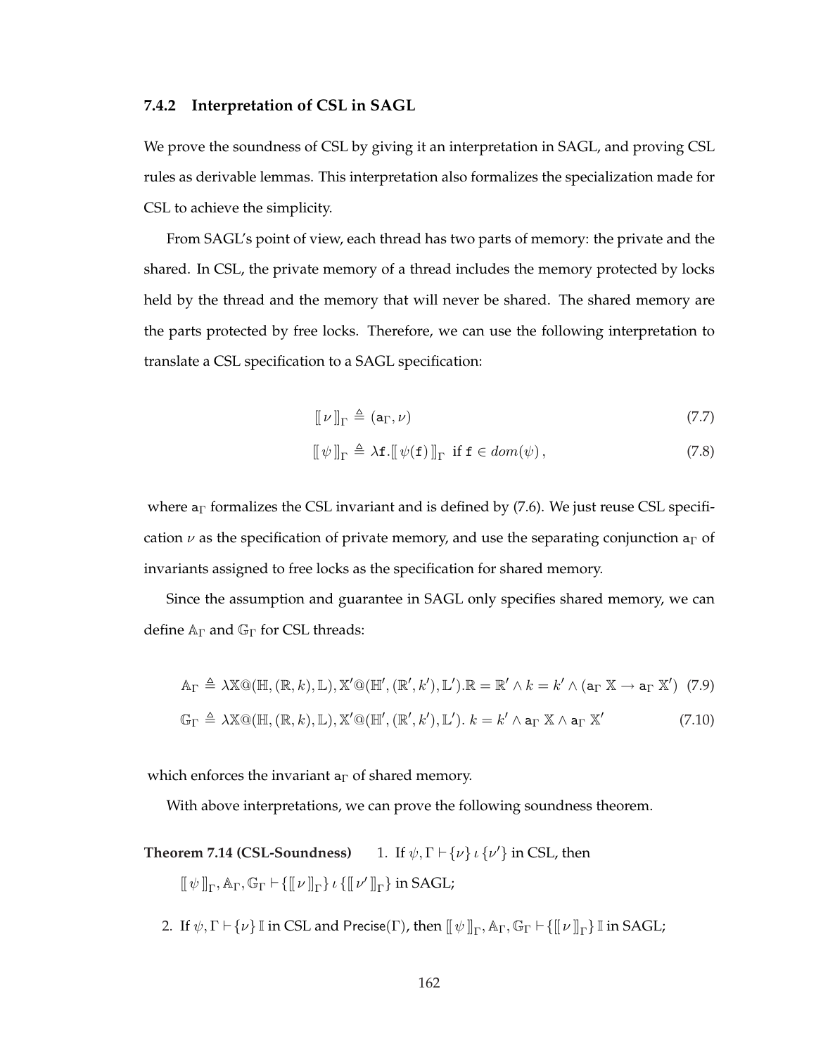### 7.4.2 Interpretation of CSL in SAGL

We prove the soundness of CSL by giving it an interpretation in SAGL, and proving CSL rules as derivable lemmas. This interpretation also formalizes the specialization made for CSL to achieve the simplicity.

From SAGL's point of view, each thread has two parts of memory: the private and the shared. In CSL, the private memory of a thread includes the memory protected by locks held by the thread and the memory that will never be shared. The shared memory are the parts protected by free locks. Therefore, we can use the following interpretation to translate a CSL specification to a SAGL specification:

$$[\![\, \nu \,]\!]_\Gamma \triangleq (\mathtt{a}_\Gamma, \nu) \tag{7.7}$$

$$[\![\, \psi \,]\!]_\Gamma \triangleq \lambda \mathtt{f}.[\![\, \psi(\mathtt{f}) \,]\!]_\Gamma \;\text{ if } \mathtt{f} \in dom(\psi)\,, \tag{7.8}$$

where $\mathtt{a}_\Gamma$ formalizes the CSL invariant and is defined by (7.6). We just reuse CSL specification $\nu$ as the specification of private memory, and use the separating conjunction $\mathtt{a}_\Gamma$ of invariants assigned to free locks as the specification for shared memory.

Since the assumption and guarantee in SAGL only specifies shared memory, we can define $\mathbb{A}_\Gamma$ and $\mathbb{G}_\Gamma$ for CSL threads:

$$\mathbb{A}_\Gamma \triangleq \lambda \mathbb{X}@(\mathbb{H}, (\mathbb{R}, k), \mathbb{L}), \mathbb{X}'@(\mathbb{H}', (\mathbb{R}', k'), \mathbb{L}').\mathbb{R} = \mathbb{R}' \wedge k = k' \wedge (\mathtt{a}_\Gamma\ \mathbb{X} \rightarrow \mathtt{a}_\Gamma\ \mathbb{X}') \tag{7.9}$$

$$\mathbb{G}_\Gamma \triangleq \lambda \mathbb{X}@(\mathbb{H}, (\mathbb{R}, k), \mathbb{L}), \mathbb{X}'@(\mathbb{H}', (\mathbb{R}', k'), \mathbb{L}').\ k = k' \wedge \mathtt{a}_\Gamma\ \mathbb{X} \wedge \mathtt{a}_\Gamma\ \mathbb{X}' \tag{7.10}$$

which enforces the invariant $\mathtt{a}_\Gamma$ of shared memory.

With above interpretations, we can prove the following soundness theorem.

**Theorem 7.14 (CSL-Soundness)** 1. If $\psi, \Gamma \vdash \{\nu\}\, \iota\, \{\nu'\}$ in CSL, then $[\![\, \psi \,]\!]_\Gamma, \mathbb{A}_\Gamma, \mathbb{G}_\Gamma \vdash \{[\![\, \nu \,]\!]_\Gamma\}\, \iota\, \{[\![\, \nu' \,]\!]_\Gamma\}$ in SAGL;

2. If $\psi, \Gamma \vdash \{\nu\}\, \mathbb{I}$ in CSL and $\mathsf{Precise}(\Gamma)$, then $[\![\, \psi \,]\!]_\Gamma, \mathbb{A}_\Gamma, \mathbb{G}_\Gamma \vdash \{[\![\, \nu \,]\!]_\Gamma\}\, \mathbb{I}$ in SAGL;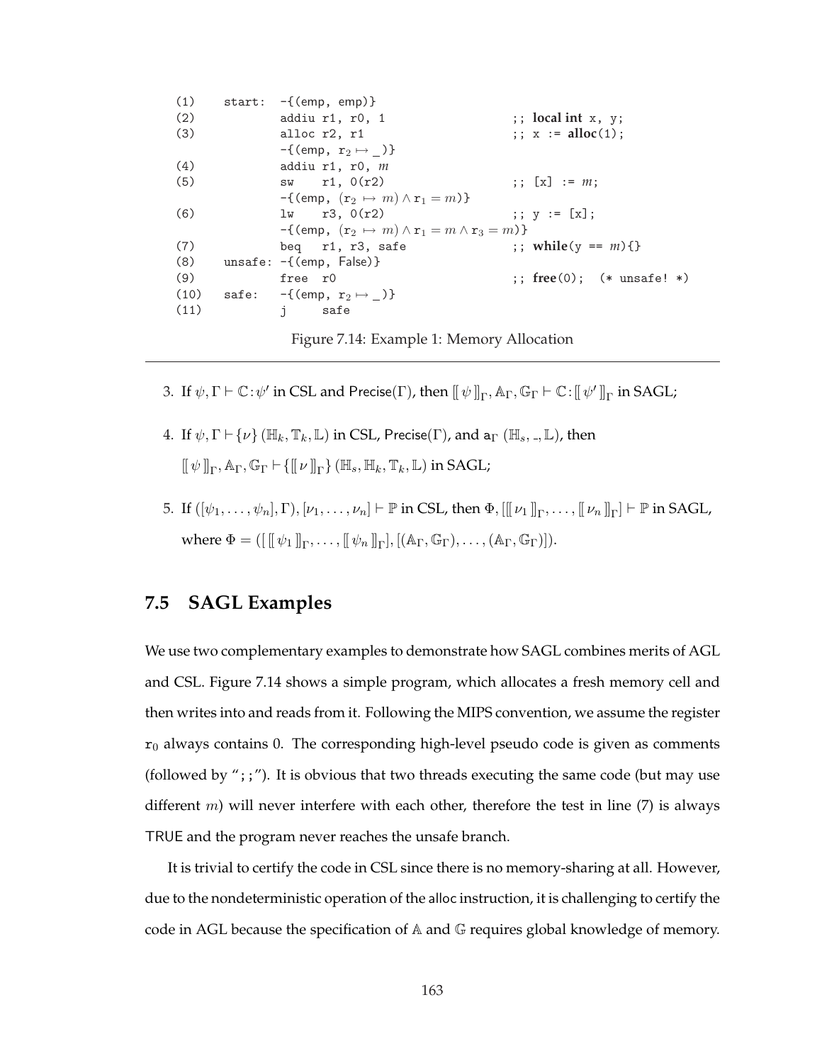```
(1)    start:  -{(emp, emp)}
(2)            addiu r1, r0, 1                  ;; local int x, y;
(3)            alloc r2, r1                     ;; x := alloc(1);
               -{(emp, r2 ↦ _)}
(4)            addiu r1, r0, m
(5)            sw    r1, 0(r2)                  ;; [x] := m;
               -{(emp, (r2 ↦ m) ∧ r1 = m)}
(6)            lw    r3, 0(r2)                  ;; y := [x];
               -{(emp, (r2 ↦ m) ∧ r1 = m ∧ r3 = m)}
(7)            beq   r1, r3, safe               ;; while(y == m){}
(8)    unsafe: -{(emp, False)}
(9)            free  r0                         ;; free(0);  (* unsafe! *)
(10)   safe:   -{(emp, r2 ↦ _)}
(11)           j     safe
```

Figure 7.14: Example 1: Memory Allocation

---

3. If $\psi, \Gamma \vdash \mathbb{C} : \psi'$ in CSL and $\mathsf{Precise}(\Gamma)$, then $[\![\, \psi \,]\!]_\Gamma, \mathbb{A}_\Gamma, \mathbb{G}_\Gamma \vdash \mathbb{C} : [\![\, \psi' \,]\!]_\Gamma$ in SAGL;

4. If $\psi, \Gamma \vdash \{\nu\}\, (\mathbb{H}_k, \mathbb{T}_k, \mathbb{L})$ in CSL, $\mathsf{Precise}(\Gamma)$, and $\mathsf{a}_\Gamma\, (\mathbb{H}_s, \_, \mathbb{L})$, then $[\![\, \psi \,]\!]_\Gamma, \mathbb{A}_\Gamma, \mathbb{G}_\Gamma \vdash \{[\![\, \nu \,]\!]_\Gamma\}\, (\mathbb{H}_s, \mathbb{H}_k, \mathbb{T}_k, \mathbb{L})$ in SAGL;

5. If $([\psi_1, \ldots, \psi_n], \Gamma), [\nu_1, \ldots, \nu_n] \vdash \mathbb{P}$ in CSL, then $\Phi, [[\![\, \nu_1 \,]\!]_\Gamma, \ldots, [\![\, \nu_n \,]\!]_\Gamma] \vdash \mathbb{P}$ in SAGL, where $\Phi = ([\, [\![\, \psi_1 \,]\!]_\Gamma, \ldots, [\![\, \psi_n \,]\!]_\Gamma], [(\mathbb{A}_\Gamma, \mathbb{G}_\Gamma), \ldots, (\mathbb{A}_\Gamma, \mathbb{G}_\Gamma)])$.

## 7.5 SAGL Examples

We use two complementary examples to demonstrate how SAGL combines merits of AGL and CSL. Figure 7.14 shows a simple program, which allocates a fresh memory cell and then writes into and reads from it. Following the MIPS convention, we assume the register $\mathtt{r}_0$ always contains 0. The corresponding high-level pseudo code is given as comments (followed by ";;"). It is obvious that two threads executing the same code (but may use different $m$) will never interfere with each other, therefore the test in line (7) is always TRUE and the program never reaches the unsafe branch.

It is trivial to certify the code in CSL since there is no memory-sharing at all. However, due to the nondeterministic operation of the alloc instruction, it is challenging to certify the code in AGL because the specification of $\mathbb{A}$ and $\mathbb{G}$ requires global knowledge of memory.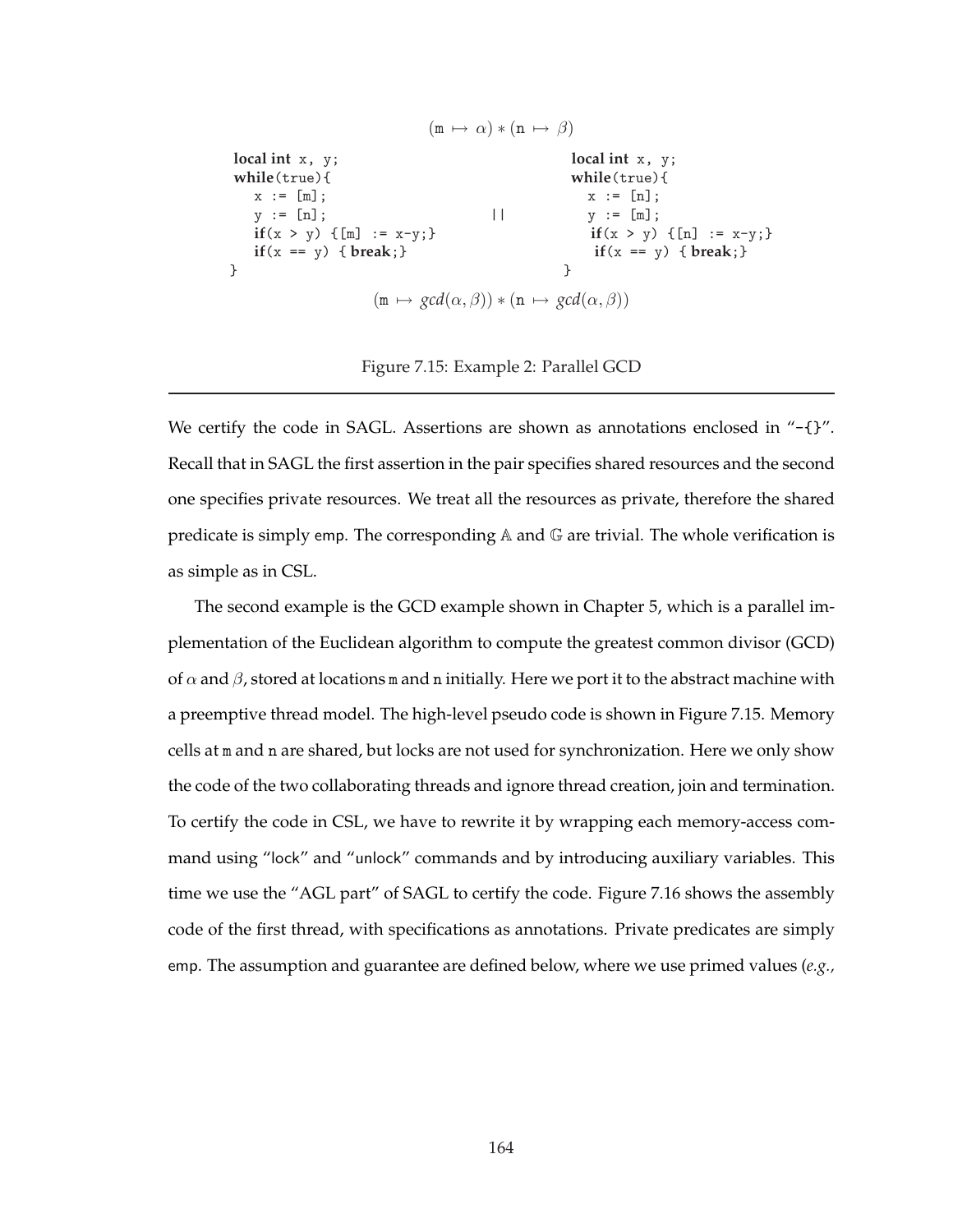$$(\mathtt{m} \mapsto \alpha) * (\mathtt{n} \mapsto \beta)$$

```
local int x, y;                          local int x, y;
while(true){                             while(true){
   x := [m];                                x := [n];
   y := [n];                  ||            y := [m];
   if(x > y) {[m] := x-y;}                  if(x > y) {[n] := x-y;}
   if(x == y) { break;}                     if(x == y) { break;}
}                                        }
```

$$(\mathtt{m} \mapsto gcd(\alpha, \beta)) * (\mathtt{n} \mapsto gcd(\alpha, \beta))$$

Figure 7.15: Example 2: Parallel GCD

---

We certify the code in SAGL. Assertions are shown as annotations enclosed in "-{}". Recall that in SAGL the first assertion in the pair specifies shared resources and the second one specifies private resources. We treat all the resources as private, therefore the shared predicate is simply emp. The corresponding $\mathbb{A}$ and $\mathbb{G}$ are trivial. The whole verification is as simple as in CSL.

The second example is the GCD example shown in Chapter 5, which is a parallel implementation of the Euclidean algorithm to compute the greatest common divisor (GCD) of $\alpha$ and $\beta$, stored at locations m and n initially. Here we port it to the abstract machine with a preemptive thread model. The high-level pseudo code is shown in Figure 7.15. Memory cells at m and n are shared, but locks are not used for synchronization. Here we only show the code of the two collaborating threads and ignore thread creation, join and termination. To certify the code in CSL, we have to rewrite it by wrapping each memory-access command using "lock" and "unlock" commands and by introducing auxiliary variables. This time we use the "AGL part" of SAGL to certify the code. Figure 7.16 shows the assembly code of the first thread, with specifications as annotations. Private predicates are simply emp. The assumption and guarantee are defined below, where we use primed values (*e.g.,*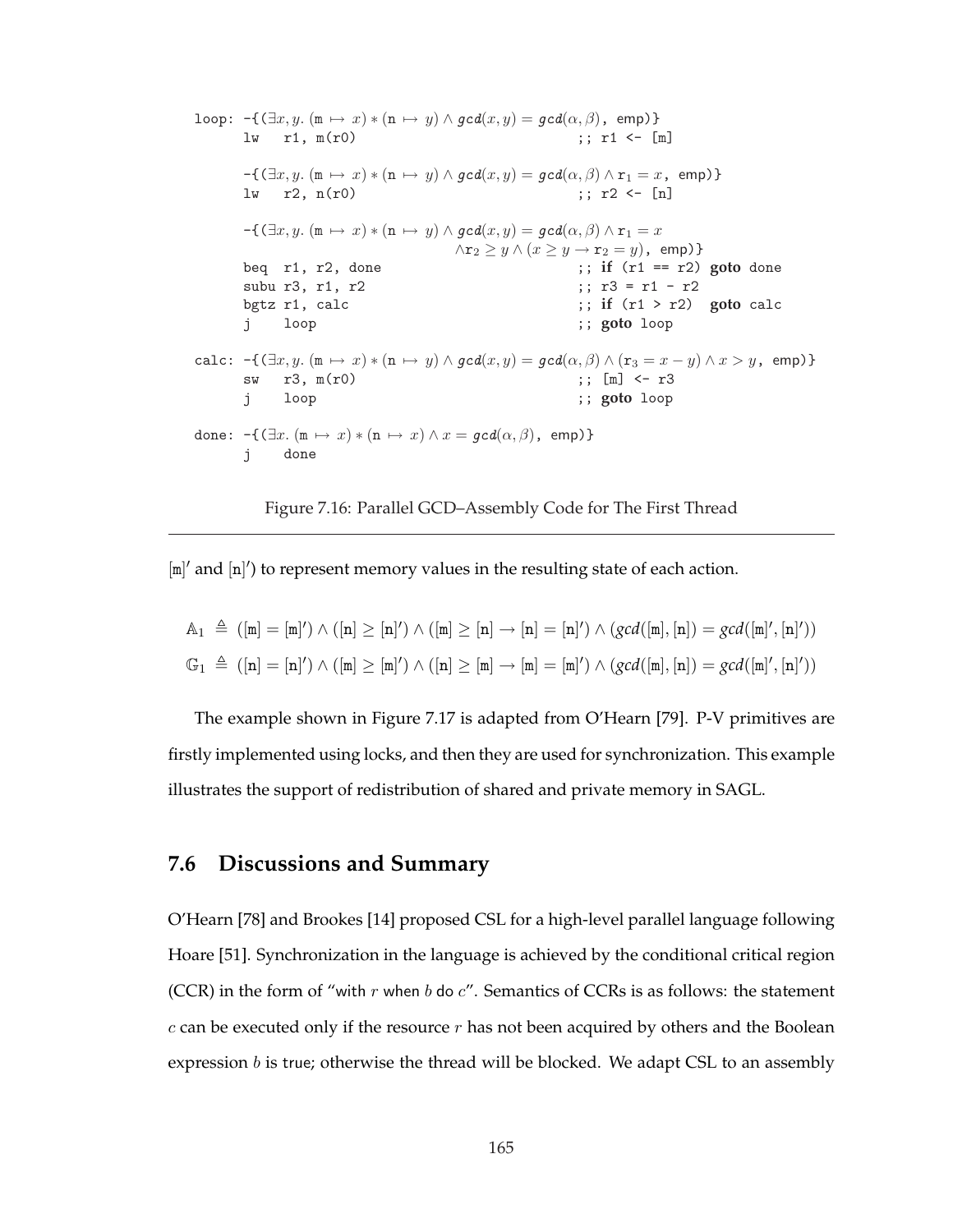```
loop: -{(∃x, y. (m ↦ x) * (n ↦ y) ∧ gcd(x, y) = gcd(α, β), emp)}
      lw   r1, m(r0)                           ;; r1 <- [m]

      -{(∃x, y. (m ↦ x) * (n ↦ y) ∧ gcd(x, y) = gcd(α, β) ∧ r1 = x, emp)}
      lw   r2, n(r0)                           ;; r2 <- [n]

      -{(∃x, y. (m ↦ x) * (n ↦ y) ∧ gcd(x, y) = gcd(α, β) ∧ r1 = x
                                 ∧r2 ≥ y ∧ (x ≥ y → r2 = y), emp)}
      beq  r1, r2, done                        ;; if (r1 == r2) goto done
      subu r3, r1, r2                          ;; r3 = r1 - r2
      bgtz r1, calc                            ;; if (r1 > r2)  goto calc
      j    loop                                ;; goto loop

calc: -{(∃x, y. (m ↦ x) * (n ↦ y) ∧ gcd(x, y) = gcd(α, β) ∧ (r3 = x − y) ∧ x > y, emp)}
      sw   r3, m(r0)                           ;; [m] <- r3
      j    loop                                ;; goto loop

done: -{(∃x. (m ↦ x) * (n ↦ x) ∧ x = gcd(α, β), emp)}
      j    done
```

Figure 7.16: Parallel GCD–Assembly Code for The First Thread

---

$[\mathtt{m}]'$ and $[\mathtt{n}]'$) to represent memory values in the resulting state of each action.

$$\mathbb{A}_1 \triangleq ([\mathtt{m}] = [\mathtt{m}]') \land ([\mathtt{n}] \geq [\mathtt{n}]') \land ([\mathtt{m}] \geq [\mathtt{n}] \rightarrow [\mathtt{n}] = [\mathtt{n}]') \land (gcd([\mathtt{m}], [\mathtt{n}]) = gcd([\mathtt{m}]', [\mathtt{n}]'))$$

$$\mathbb{G}_1 \triangleq ([\mathtt{n}] = [\mathtt{n}]') \land ([\mathtt{m}] \geq [\mathtt{m}]') \land ([\mathtt{n}] \geq [\mathtt{m}] \rightarrow [\mathtt{m}] = [\mathtt{m}]') \land (gcd([\mathtt{m}], [\mathtt{n}]) = gcd([\mathtt{m}]', [\mathtt{n}]'))$$

The example shown in Figure 7.17 is adapted from O'Hearn [79]. P-V primitives are firstly implemented using locks, and then they are used for synchronization. This example illustrates the support of redistribution of shared and private memory in SAGL.

## 7.6 Discussions and Summary

O'Hearn [78] and Brookes [14] proposed CSL for a high-level parallel language following Hoare [51]. Synchronization in the language is achieved by the conditional critical region (CCR) in the form of "with $r$ when $b$ do $c$". Semantics of CCRs is as follows: the statement $c$ can be executed only if the resource $r$ has not been acquired by others and the Boolean expression $b$ is true; otherwise the thread will be blocked. We adapt CSL to an assembly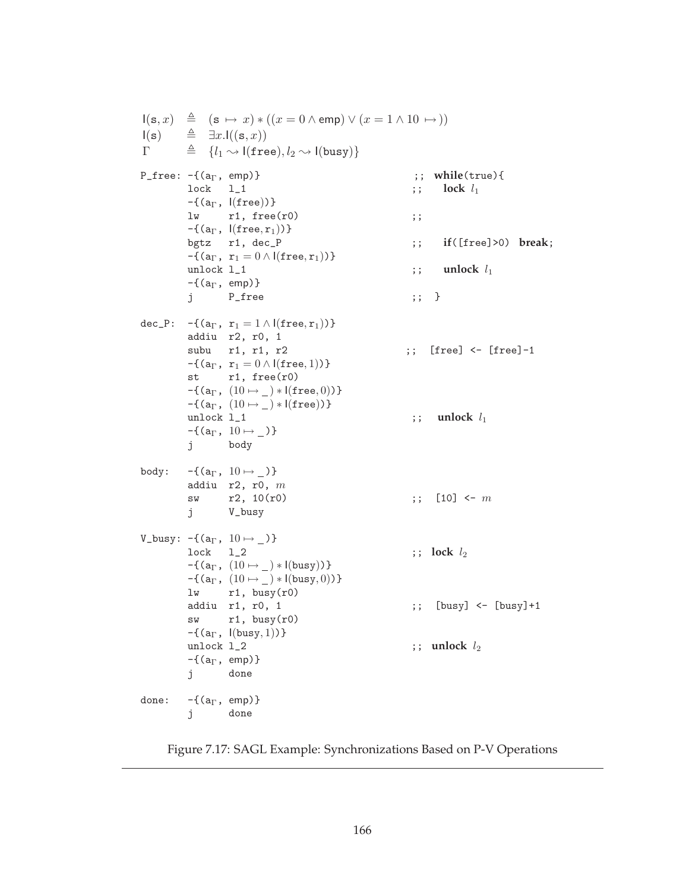$$
\begin{array}{lcl}
\mathsf{l}(\mathtt{s}, x) & \triangleq & (\mathtt{s} \mapsto x) * ((x = 0 \wedge \mathsf{emp}) \vee (x = 1 \wedge 10 \mapsto )) \\
\mathsf{l}(\mathtt{s}) & \triangleq & \exists x. \mathsf{l}((\mathtt{s}, x)) \\
\Gamma & \triangleq & \{l_1 \leadsto \mathsf{l}(\mathtt{free}), l_2 \leadsto \mathsf{l}(\mathtt{busy})\}
\end{array}
$$

```
P_free: -{(a_Γ, emp)}                          ;; while(true){
        lock   l_1                             ;;   lock l_1
        -{(a_Γ, l(free))}
        lw     r1, free(r0)                    ;;
        -{(a_Γ, l(free,r_1))}
        bgtz   r1, dec_P                       ;;   if([free]>0) break;
        -{(a_Γ, r_1 = 0 ∧ l(free,r_1))}
        unlock l_1                             ;;   unlock l_1
        -{(a_Γ, emp)}
        j      P_free                          ;; }

dec_P:  -{(a_Γ, r_1 = 1 ∧ l(free,r_1))}
        addiu  r2, r0, 1
        subu   r1, r1, r2                      ;; [free] <- [free]-1
        -{(a_Γ, r_1 = 0 ∧ l(free,1))}
        st     r1, free(r0)
        -{(a_Γ, (10 ↦ _) * l(free,0))}
        -{(a_Γ, (10 ↦ _) * l(free))}
        unlock l_1                             ;;  unlock l_1
        -{(a_Γ, 10 ↦ _)}
        j      body

body:   -{(a_Γ, 10 ↦ _)}
        addiu  r2, r0, m
        sw     r2, 10(r0)                      ;; [10] <- m
        j      V_busy

V_busy: -{(a_Γ, 10 ↦ _)}
        lock   l_2                             ;; lock l_2
        -{(a_Γ, (10 ↦ _) * l(busy))}
        -{(a_Γ, (10 ↦ _) * l(busy,0))}
        lw     r1, busy(r0)
        addiu  r1, r0, 1                       ;; [busy] <- [busy]+1
        sw     r1, busy(r0)
        -{(a_Γ, l(busy,1))}
        unlock l_2                             ;; unlock l_2
        -{(a_Γ, emp)}
        j      done

done:   -{(a_Γ, emp)}
        j      done
```

Figure 7.17: SAGL Example: Synchronizations Based on P-V Operations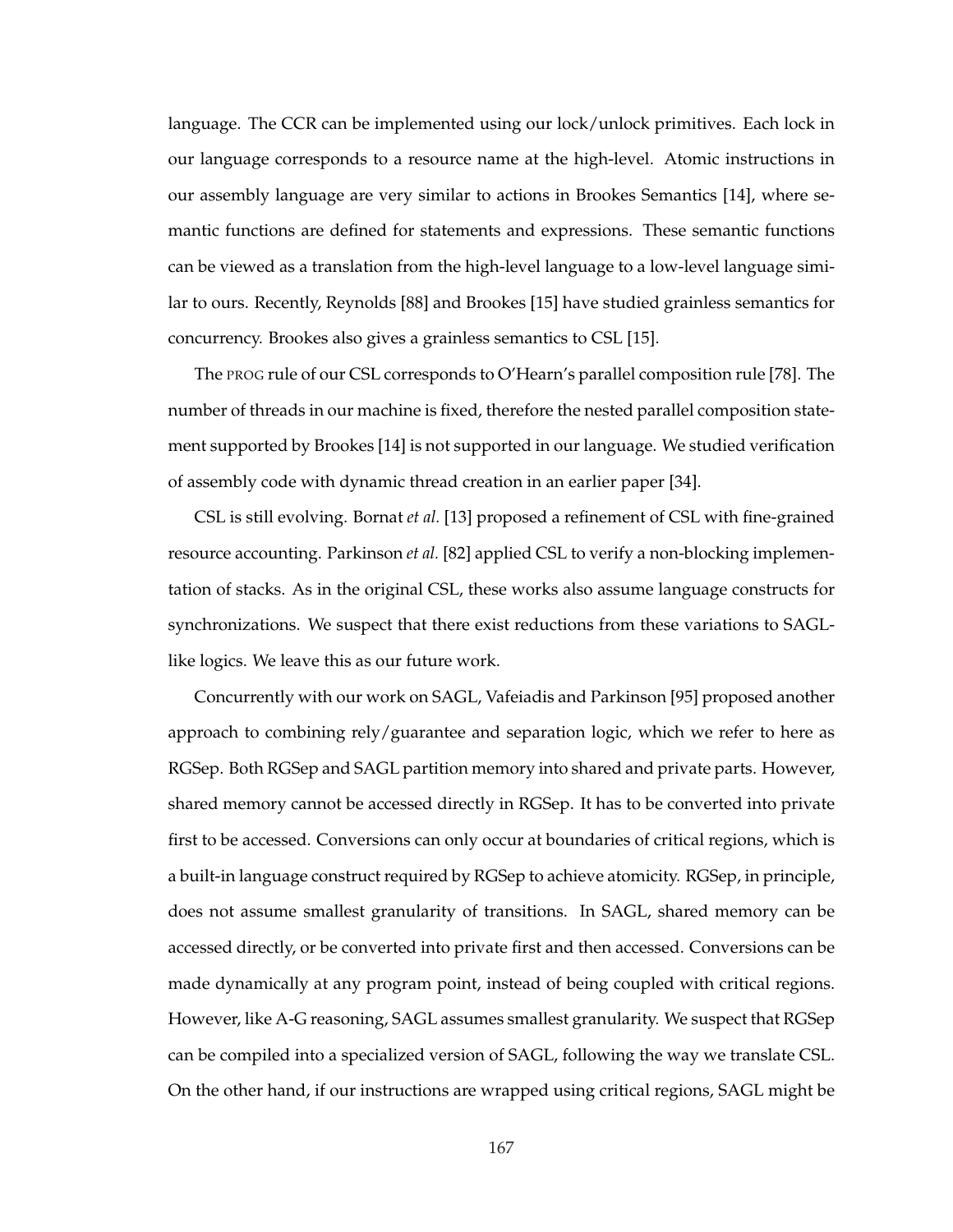language. The CCR can be implemented using our lock/unlock primitives. Each lock in our language corresponds to a resource name at the high-level. Atomic instructions in our assembly language are very similar to actions in Brookes Semantics [14], where semantic functions are defined for statements and expressions. These semantic functions can be viewed as a translation from the high-level language to a low-level language similar to ours. Recently, Reynolds [88] and Brookes [15] have studied grainless semantics for concurrency. Brookes also gives a grainless semantics to CSL [15].

The PROG rule of our CSL corresponds to O'Hearn's parallel composition rule [78]. The number of threads in our machine is fixed, therefore the nested parallel composition statement supported by Brookes [14] is not supported in our language. We studied verification of assembly code with dynamic thread creation in an earlier paper [34].

CSL is still evolving. Bornat *et al.* [13] proposed a refinement of CSL with fine-grained resource accounting. Parkinson *et al.* [82] applied CSL to verify a non-blocking implementation of stacks. As in the original CSL, these works also assume language constructs for synchronizations. We suspect that there exist reductions from these variations to SAGL-like logics. We leave this as our future work.

Concurrently with our work on SAGL, Vafeiadis and Parkinson [95] proposed another approach to combining rely/guarantee and separation logic, which we refer to here as RGSep. Both RGSep and SAGL partition memory into shared and private parts. However, shared memory cannot be accessed directly in RGSep. It has to be converted into private first to be accessed. Conversions can only occur at boundaries of critical regions, which is a built-in language construct required by RGSep to achieve atomicity. RGSep, in principle, does not assume smallest granularity of transitions. In SAGL, shared memory can be accessed directly, or be converted into private first and then accessed. Conversions can be made dynamically at any program point, instead of being coupled with critical regions. However, like A-G reasoning, SAGL assumes smallest granularity. We suspect that RGSep can be compiled into a specialized version of SAGL, following the way we translate CSL. On the other hand, if our instructions are wrapped using critical regions, SAGL might be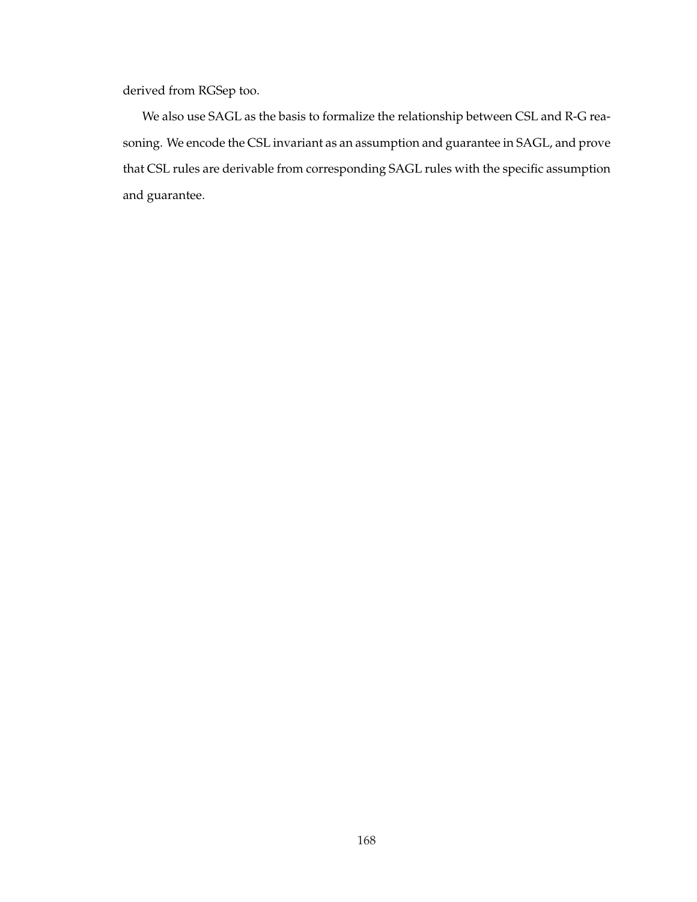derived from RGSep too.

We also use SAGL as the basis to formalize the relationship between CSL and R-G reasoning. We encode the CSL invariant as an assumption and guarantee in SAGL, and prove that CSL rules are derivable from corresponding SAGL rules with the specific assumption and guarantee.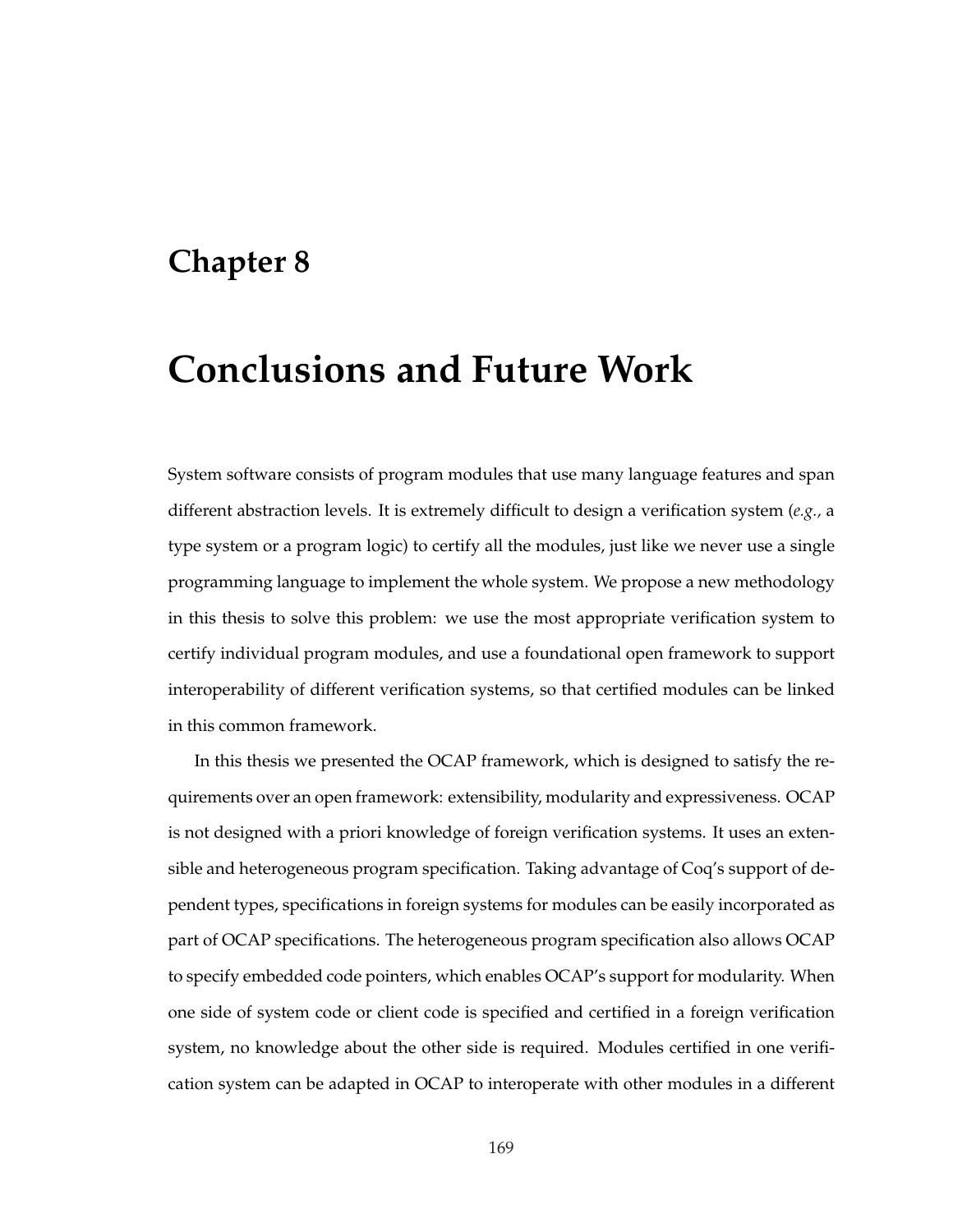# Chapter 8

# Conclusions and Future Work

System software consists of program modules that use many language features and span different abstraction levels. It is extremely difficult to design a verification system (*e.g.,* a type system or a program logic) to certify all the modules, just like we never use a single programming language to implement the whole system. We propose a new methodology in this thesis to solve this problem: we use the most appropriate verification system to certify individual program modules, and use a foundational open framework to support interoperability of different verification systems, so that certified modules can be linked in this common framework.

In this thesis we presented the OCAP framework, which is designed to satisfy the requirements over an open framework: extensibility, modularity and expressiveness. OCAP is not designed with a priori knowledge of foreign verification systems. It uses an extensible and heterogeneous program specification. Taking advantage of Coq's support of dependent types, specifications in foreign systems for modules can be easily incorporated as part of OCAP specifications. The heterogeneous program specification also allows OCAP to specify embedded code pointers, which enables OCAP's support for modularity. When one side of system code or client code is specified and certified in a foreign verification system, no knowledge about the other side is required. Modules certified in one verification system can be adapted in OCAP to interoperate with other modules in a different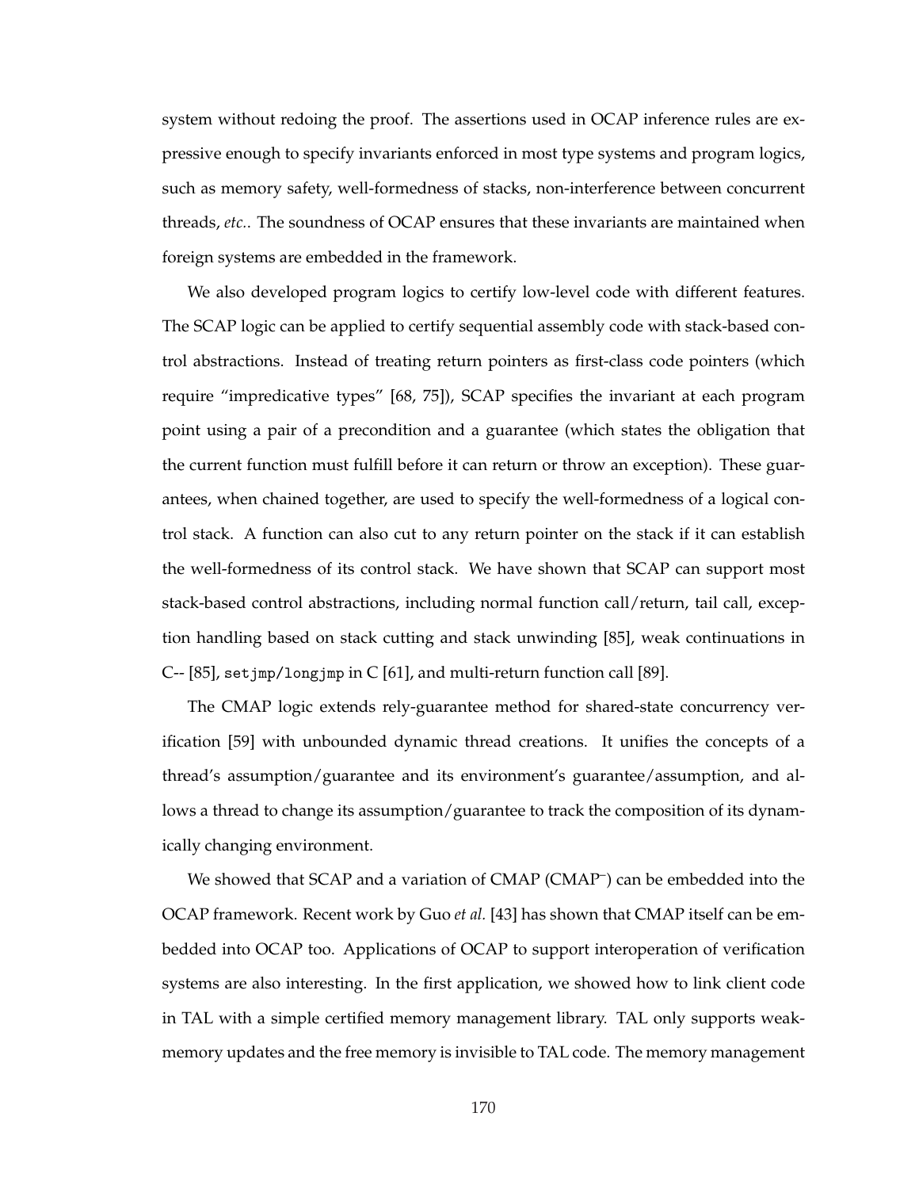system without redoing the proof. The assertions used in OCAP inference rules are expressive enough to specify invariants enforced in most type systems and program logics, such as memory safety, well-formedness of stacks, non-interference between concurrent threads, *etc.*. The soundness of OCAP ensures that these invariants are maintained when foreign systems are embedded in the framework.

We also developed program logics to certify low-level code with different features. The SCAP logic can be applied to certify sequential assembly code with stack-based control abstractions. Instead of treating return pointers as first-class code pointers (which require "impredicative types" [68, 75]), SCAP specifies the invariant at each program point using a pair of a precondition and a guarantee (which states the obligation that the current function must fulfill before it can return or throw an exception). These guarantees, when chained together, are used to specify the well-formedness of a logical control stack. A function can also cut to any return pointer on the stack if it can establish the well-formedness of its control stack. We have shown that SCAP can support most stack-based control abstractions, including normal function call/return, tail call, exception handling based on stack cutting and stack unwinding [85], weak continuations in C-- [85], `setjmp/longjmp` in C [61], and multi-return function call [89].

The CMAP logic extends rely-guarantee method for shared-state concurrency verification [59] with unbounded dynamic thread creations. It unifies the concepts of a thread's assumption/guarantee and its environment's guarantee/assumption, and allows a thread to change its assumption/guarantee to track the composition of its dynamically changing environment.

We showed that SCAP and a variation of CMAP (CMAP$^{-}$) can be embedded into the OCAP framework. Recent work by Guo *et al.* [43] has shown that CMAP itself can be embedded into OCAP too. Applications of OCAP to support interoperation of verification systems are also interesting. In the first application, we showed how to link client code in TAL with a simple certified memory management library. TAL only supports weak-memory updates and the free memory is invisible to TAL code. The memory management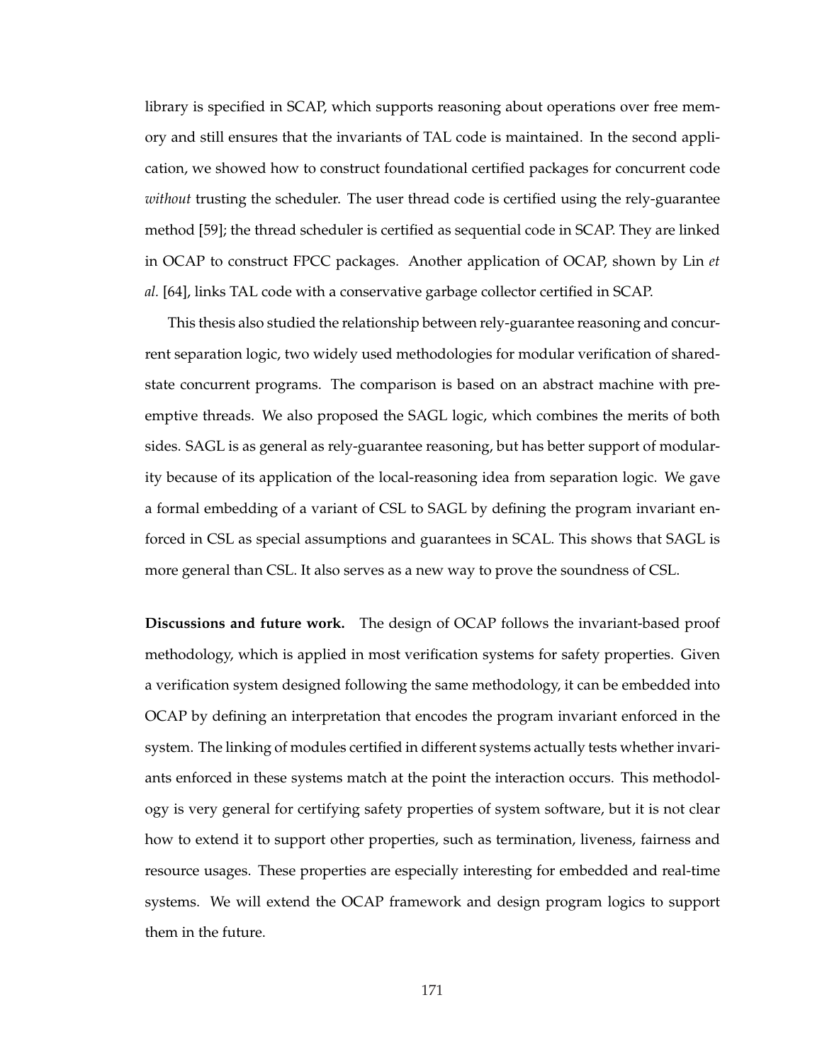library is specified in SCAP, which supports reasoning about operations over free memory and still ensures that the invariants of TAL code is maintained. In the second application, we showed how to construct foundational certified packages for concurrent code *without* trusting the scheduler. The user thread code is certified using the rely-guarantee method [59]; the thread scheduler is certified as sequential code in SCAP. They are linked in OCAP to construct FPCC packages. Another application of OCAP, shown by Lin *et al.* [64], links TAL code with a conservative garbage collector certified in SCAP.

This thesis also studied the relationship between rely-guarantee reasoning and concurrent separation logic, two widely used methodologies for modular verification of shared-state concurrent programs. The comparison is based on an abstract machine with preemptive threads. We also proposed the SAGL logic, which combines the merits of both sides. SAGL is as general as rely-guarantee reasoning, but has better support of modularity because of its application of the local-reasoning idea from separation logic. We gave a formal embedding of a variant of CSL to SAGL by defining the program invariant enforced in CSL as special assumptions and guarantees in SCAL. This shows that SAGL is more general than CSL. It also serves as a new way to prove the soundness of CSL.

**Discussions and future work.** The design of OCAP follows the invariant-based proof methodology, which is applied in most verification systems for safety properties. Given a verification system designed following the same methodology, it can be embedded into OCAP by defining an interpretation that encodes the program invariant enforced in the system. The linking of modules certified in different systems actually tests whether invariants enforced in these systems match at the point the interaction occurs. This methodology is very general for certifying safety properties of system software, but it is not clear how to extend it to support other properties, such as termination, liveness, fairness and resource usages. These properties are especially interesting for embedded and real-time systems. We will extend the OCAP framework and design program logics to support them in the future.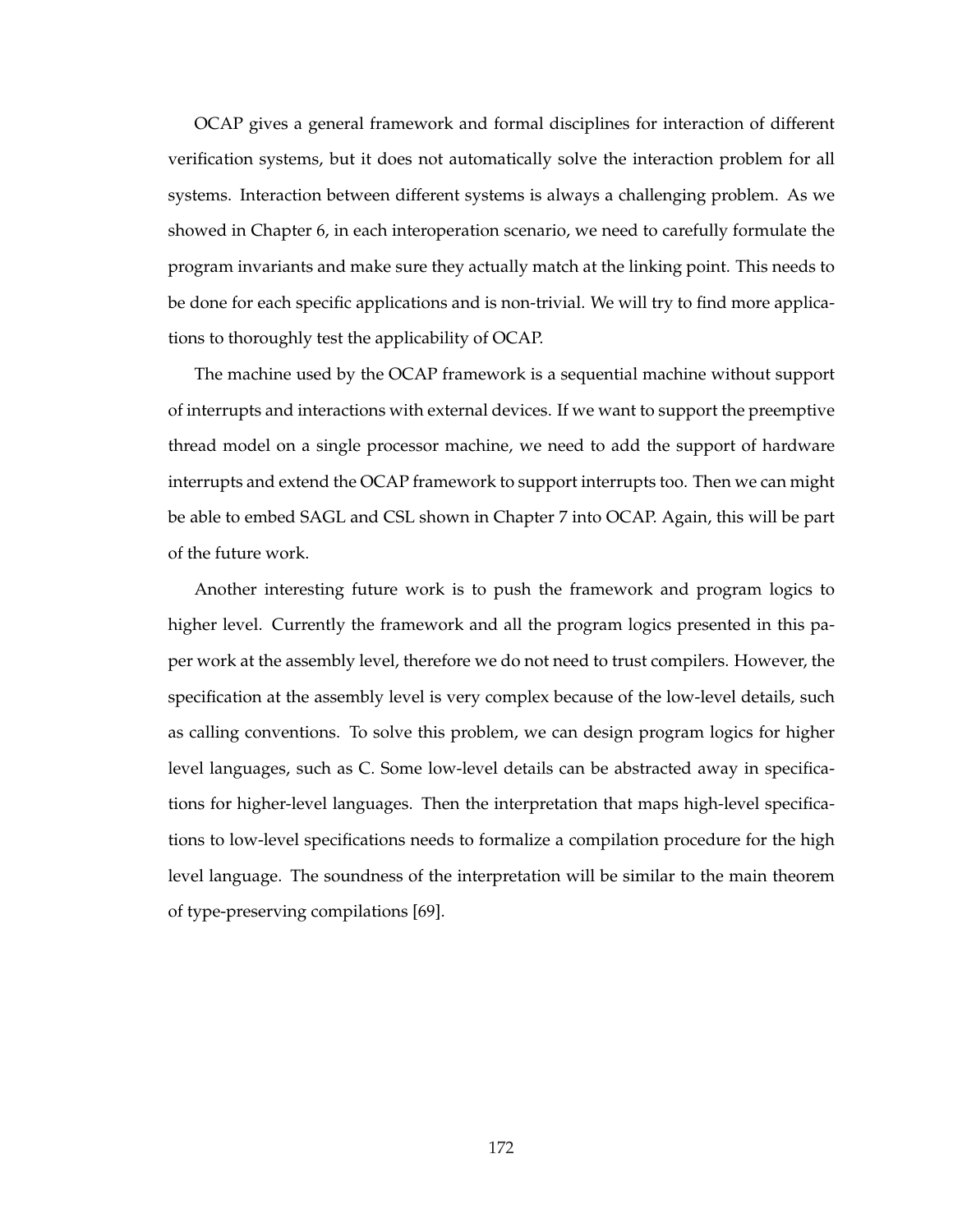OCAP gives a general framework and formal disciplines for interaction of different verification systems, but it does not automatically solve the interaction problem for all systems. Interaction between different systems is always a challenging problem. As we showed in Chapter 6, in each interoperation scenario, we need to carefully formulate the program invariants and make sure they actually match at the linking point. This needs to be done for each specific applications and is non-trivial. We will try to find more applications to thoroughly test the applicability of OCAP.

The machine used by the OCAP framework is a sequential machine without support of interrupts and interactions with external devices. If we want to support the preemptive thread model on a single processor machine, we need to add the support of hardware interrupts and extend the OCAP framework to support interrupts too. Then we can might be able to embed SAGL and CSL shown in Chapter 7 into OCAP. Again, this will be part of the future work.

Another interesting future work is to push the framework and program logics to higher level. Currently the framework and all the program logics presented in this paper work at the assembly level, therefore we do not need to trust compilers. However, the specification at the assembly level is very complex because of the low-level details, such as calling conventions. To solve this problem, we can design program logics for higher level languages, such as C. Some low-level details can be abstracted away in specifications for higher-level languages. Then the interpretation that maps high-level specifications to low-level specifications needs to formalize a compilation procedure for the high level language. The soundness of the interpretation will be similar to the main theorem of type-preserving compilations [69].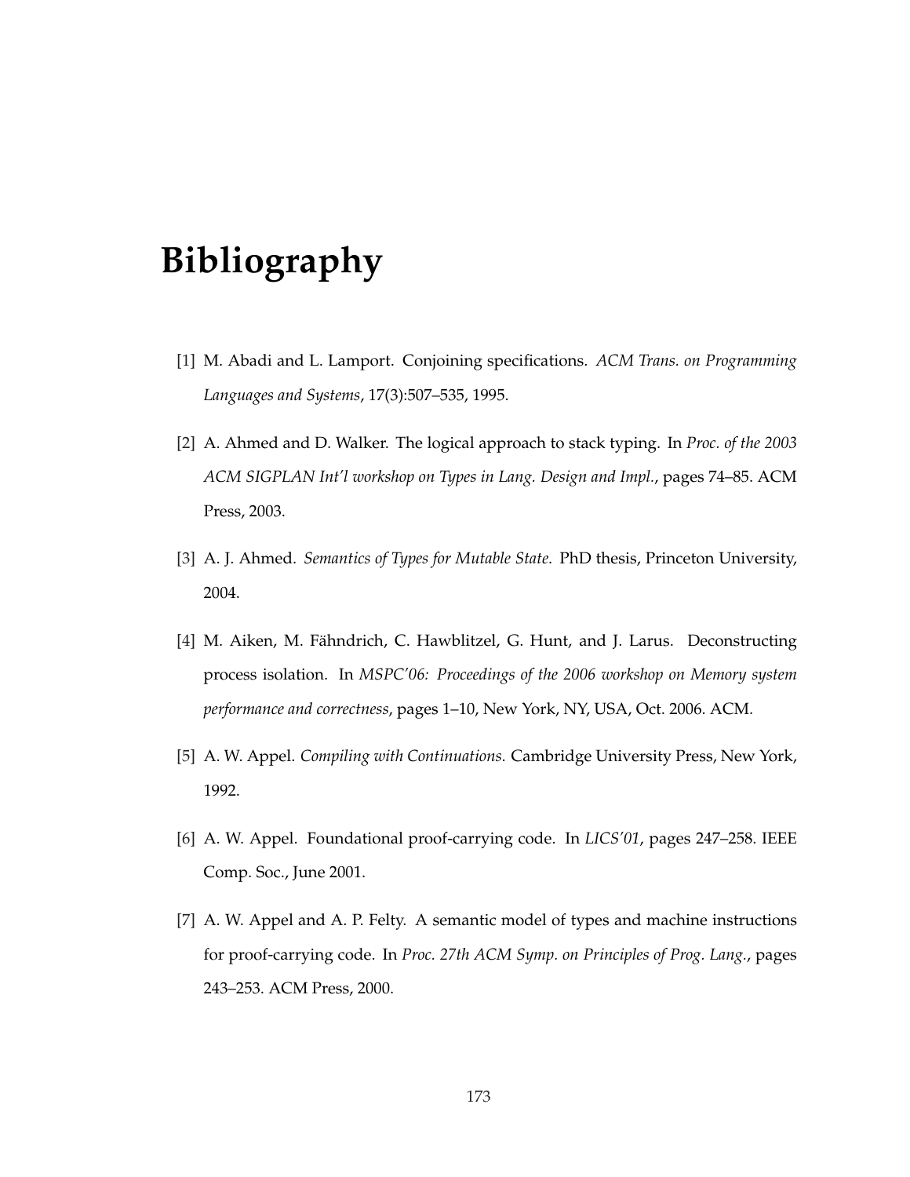# Bibliography

[1] M. Abadi and L. Lamport. Conjoining specifications. *ACM Trans. on Programming Languages and Systems*, 17(3):507–535, 1995.

[2] A. Ahmed and D. Walker. The logical approach to stack typing. In *Proc. of the 2003 ACM SIGPLAN Int'l workshop on Types in Lang. Design and Impl.*, pages 74–85. ACM Press, 2003.

[3] A. J. Ahmed. *Semantics of Types for Mutable State*. PhD thesis, Princeton University, 2004.

[4] M. Aiken, M. Fähndrich, C. Hawblitzel, G. Hunt, and J. Larus. Deconstructing process isolation. In *MSPC'06: Proceedings of the 2006 workshop on Memory system performance and correctness*, pages 1–10, New York, NY, USA, Oct. 2006. ACM.

[5] A. W. Appel. *Compiling with Continuations.* Cambridge University Press, New York, 1992.

[6] A. W. Appel. Foundational proof-carrying code. In *LICS'01*, pages 247–258. IEEE Comp. Soc., June 2001.

[7] A. W. Appel and A. P. Felty. A semantic model of types and machine instructions for proof-carrying code. In *Proc. 27th ACM Symp. on Principles of Prog. Lang.*, pages 243–253. ACM Press, 2000.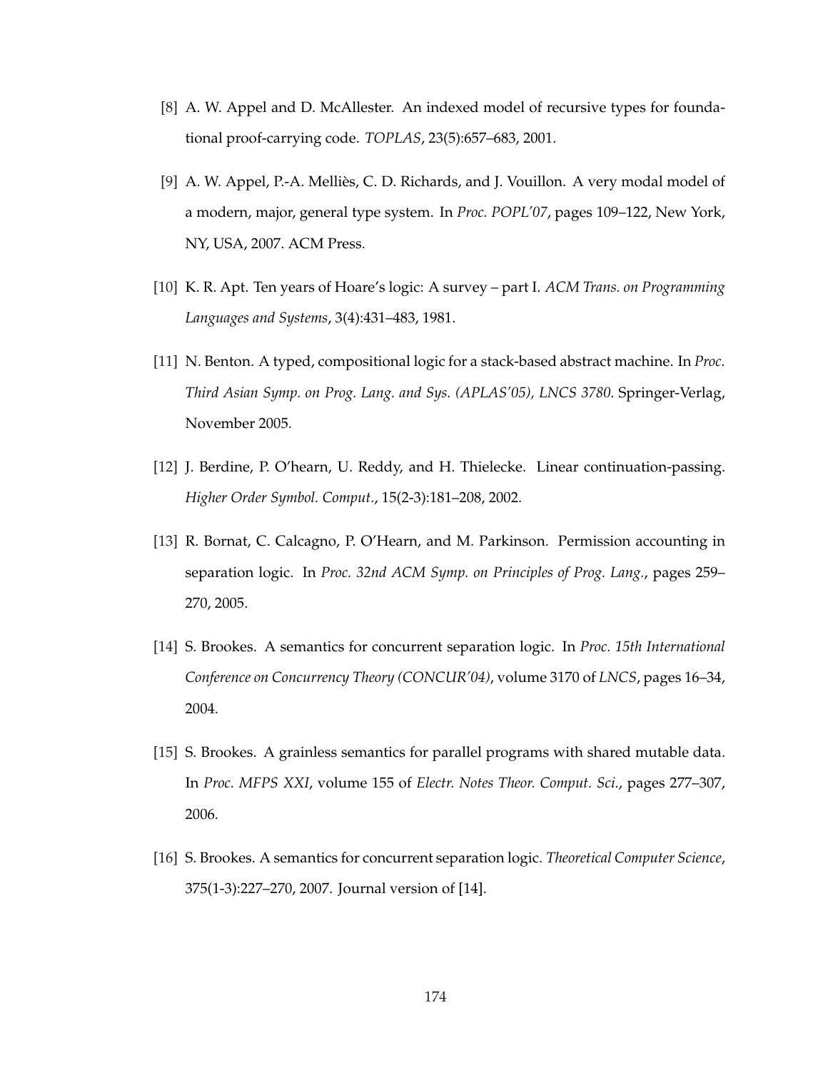[8] A. W. Appel and D. McAllester. An indexed model of recursive types for foundational proof-carrying code. *TOPLAS*, 23(5):657–683, 2001.

[9] A. W. Appel, P.-A. Melliès, C. D. Richards, and J. Vouillon. A very modal model of a modern, major, general type system. In *Proc. POPL'07*, pages 109–122, New York, NY, USA, 2007. ACM Press.

[10] K. R. Apt. Ten years of Hoare's logic: A survey – part I. *ACM Trans. on Programming Languages and Systems*, 3(4):431–483, 1981.

[11] N. Benton. A typed, compositional logic for a stack-based abstract machine. In *Proc. Third Asian Symp. on Prog. Lang. and Sys. (APLAS'05), LNCS 3780*. Springer-Verlag, November 2005.

[12] J. Berdine, P. O'hearn, U. Reddy, and H. Thielecke. Linear continuation-passing. *Higher Order Symbol. Comput.*, 15(2-3):181–208, 2002.

[13] R. Bornat, C. Calcagno, P. O'Hearn, and M. Parkinson. Permission accounting in separation logic. In *Proc. 32nd ACM Symp. on Principles of Prog. Lang.*, pages 259–270, 2005.

[14] S. Brookes. A semantics for concurrent separation logic. In *Proc. 15th International Conference on Concurrency Theory (CONCUR'04)*, volume 3170 of *LNCS*, pages 16–34, 2004.

[15] S. Brookes. A grainless semantics for parallel programs with shared mutable data. In *Proc. MFPS XXI*, volume 155 of *Electr. Notes Theor. Comput. Sci.*, pages 277–307, 2006.

[16] S. Brookes. A semantics for concurrent separation logic. *Theoretical Computer Science*, 375(1-3):227–270, 2007. Journal version of [14].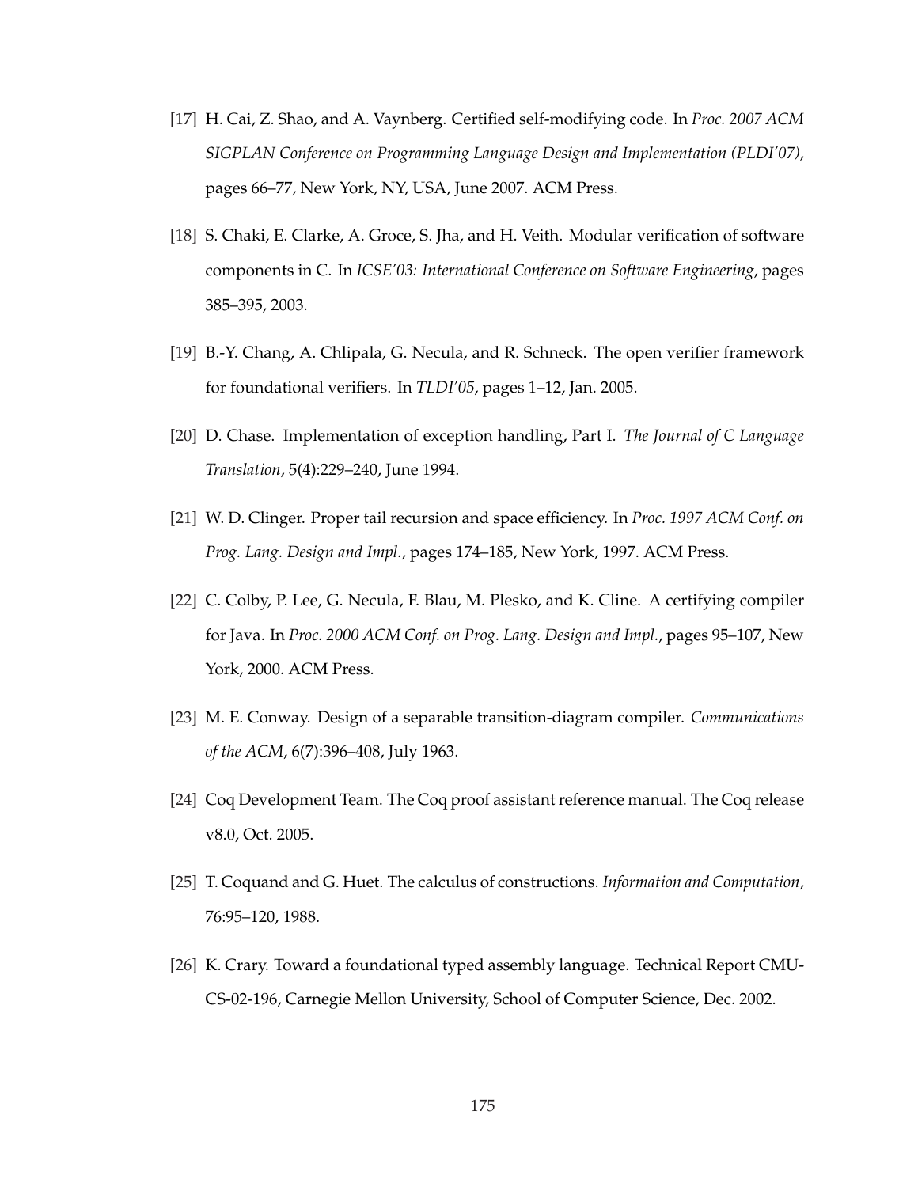[17] H. Cai, Z. Shao, and A. Vaynberg. Certified self-modifying code. In *Proc. 2007 ACM SIGPLAN Conference on Programming Language Design and Implementation (PLDI'07)*, pages 66–77, New York, NY, USA, June 2007. ACM Press.

[18] S. Chaki, E. Clarke, A. Groce, S. Jha, and H. Veith. Modular verification of software components in C. In *ICSE'03: International Conference on Software Engineering*, pages 385–395, 2003.

[19] B.-Y. Chang, A. Chlipala, G. Necula, and R. Schneck. The open verifier framework for foundational verifiers. In *TLDI'05*, pages 1–12, Jan. 2005.

[20] D. Chase. Implementation of exception handling, Part I. *The Journal of C Language Translation*, 5(4):229–240, June 1994.

[21] W. D. Clinger. Proper tail recursion and space efficiency. In *Proc. 1997 ACM Conf. on Prog. Lang. Design and Impl.*, pages 174–185, New York, 1997. ACM Press.

[22] C. Colby, P. Lee, G. Necula, F. Blau, M. Plesko, and K. Cline. A certifying compiler for Java. In *Proc. 2000 ACM Conf. on Prog. Lang. Design and Impl.*, pages 95–107, New York, 2000. ACM Press.

[23] M. E. Conway. Design of a separable transition-diagram compiler. *Communications of the ACM*, 6(7):396–408, July 1963.

[24] Coq Development Team. The Coq proof assistant reference manual. The Coq release v8.0, Oct. 2005.

[25] T. Coquand and G. Huet. The calculus of constructions. *Information and Computation*, 76:95–120, 1988.

[26] K. Crary. Toward a foundational typed assembly language. Technical Report CMU-CS-02-196, Carnegie Mellon University, School of Computer Science, Dec. 2002.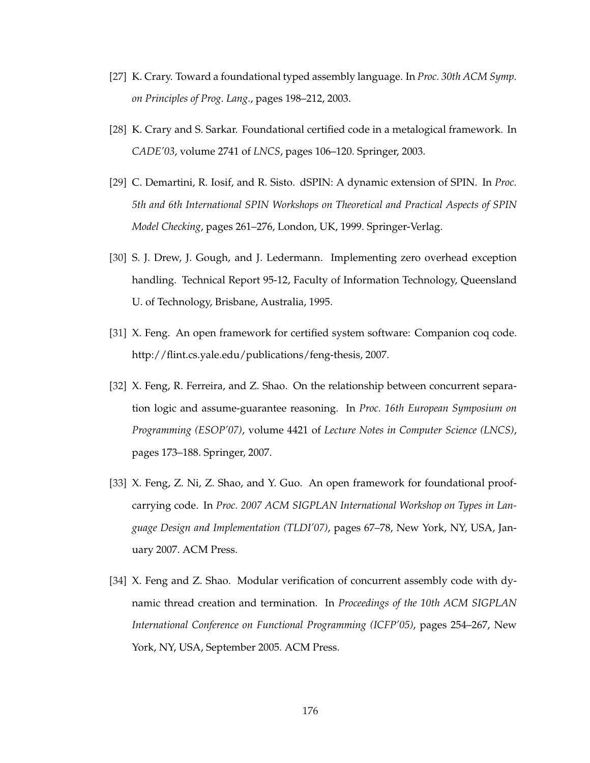[27] K. Crary. Toward a foundational typed assembly language. In *Proc. 30th ACM Symp. on Principles of Prog. Lang.*, pages 198–212, 2003.

[28] K. Crary and S. Sarkar. Foundational certified code in a metalogical framework. In *CADE'03*, volume 2741 of *LNCS*, pages 106–120. Springer, 2003.

[29] C. Demartini, R. Iosif, and R. Sisto. dSPIN: A dynamic extension of SPIN. In *Proc. 5th and 6th International SPIN Workshops on Theoretical and Practical Aspects of SPIN Model Checking*, pages 261–276, London, UK, 1999. Springer-Verlag.

[30] S. J. Drew, J. Gough, and J. Ledermann. Implementing zero overhead exception handling. Technical Report 95-12, Faculty of Information Technology, Queensland U. of Technology, Brisbane, Australia, 1995.

[31] X. Feng. An open framework for certified system software: Companion coq code. http://flint.cs.yale.edu/publications/feng-thesis, 2007.

[32] X. Feng, R. Ferreira, and Z. Shao. On the relationship between concurrent separation logic and assume-guarantee reasoning. In *Proc. 16th European Symposium on Programming (ESOP'07)*, volume 4421 of *Lecture Notes in Computer Science (LNCS)*, pages 173–188. Springer, 2007.

[33] X. Feng, Z. Ni, Z. Shao, and Y. Guo. An open framework for foundational proof-carrying code. In *Proc. 2007 ACM SIGPLAN International Workshop on Types in Language Design and Implementation (TLDI'07)*, pages 67–78, New York, NY, USA, January 2007. ACM Press.

[34] X. Feng and Z. Shao. Modular verification of concurrent assembly code with dynamic thread creation and termination. In *Proceedings of the 10th ACM SIGPLAN International Conference on Functional Programming (ICFP'05)*, pages 254–267, New York, NY, USA, September 2005. ACM Press.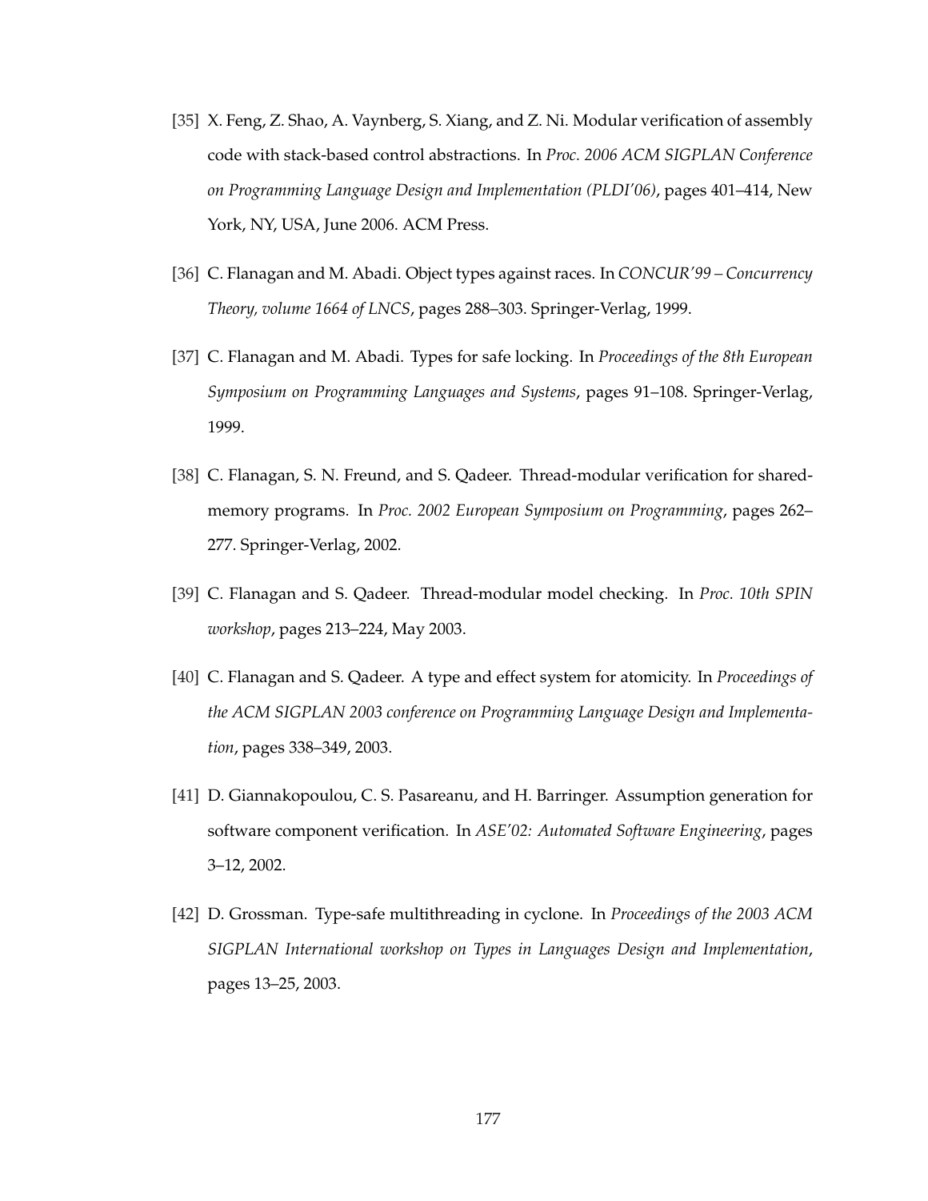[35] X. Feng, Z. Shao, A. Vaynberg, S. Xiang, and Z. Ni. Modular verification of assembly code with stack-based control abstractions. In *Proc. 2006 ACM SIGPLAN Conference on Programming Language Design and Implementation (PLDI'06)*, pages 401–414, New York, NY, USA, June 2006. ACM Press.

[36] C. Flanagan and M. Abadi. Object types against races. In *CONCUR'99 – Concurrency Theory, volume 1664 of LNCS*, pages 288–303. Springer-Verlag, 1999.

[37] C. Flanagan and M. Abadi. Types for safe locking. In *Proceedings of the 8th European Symposium on Programming Languages and Systems*, pages 91–108. Springer-Verlag, 1999.

[38] C. Flanagan, S. N. Freund, and S. Qadeer. Thread-modular verification for shared-memory programs. In *Proc. 2002 European Symposium on Programming*, pages 262–277. Springer-Verlag, 2002.

[39] C. Flanagan and S. Qadeer. Thread-modular model checking. In *Proc. 10th SPIN workshop*, pages 213–224, May 2003.

[40] C. Flanagan and S. Qadeer. A type and effect system for atomicity. In *Proceedings of the ACM SIGPLAN 2003 conference on Programming Language Design and Implementation*, pages 338–349, 2003.

[41] D. Giannakopoulou, C. S. Pasareanu, and H. Barringer. Assumption generation for software component verification. In *ASE'02: Automated Software Engineering*, pages 3–12, 2002.

[42] D. Grossman. Type-safe multithreading in cyclone. In *Proceedings of the 2003 ACM SIGPLAN International workshop on Types in Languages Design and Implementation*, pages 13–25, 2003.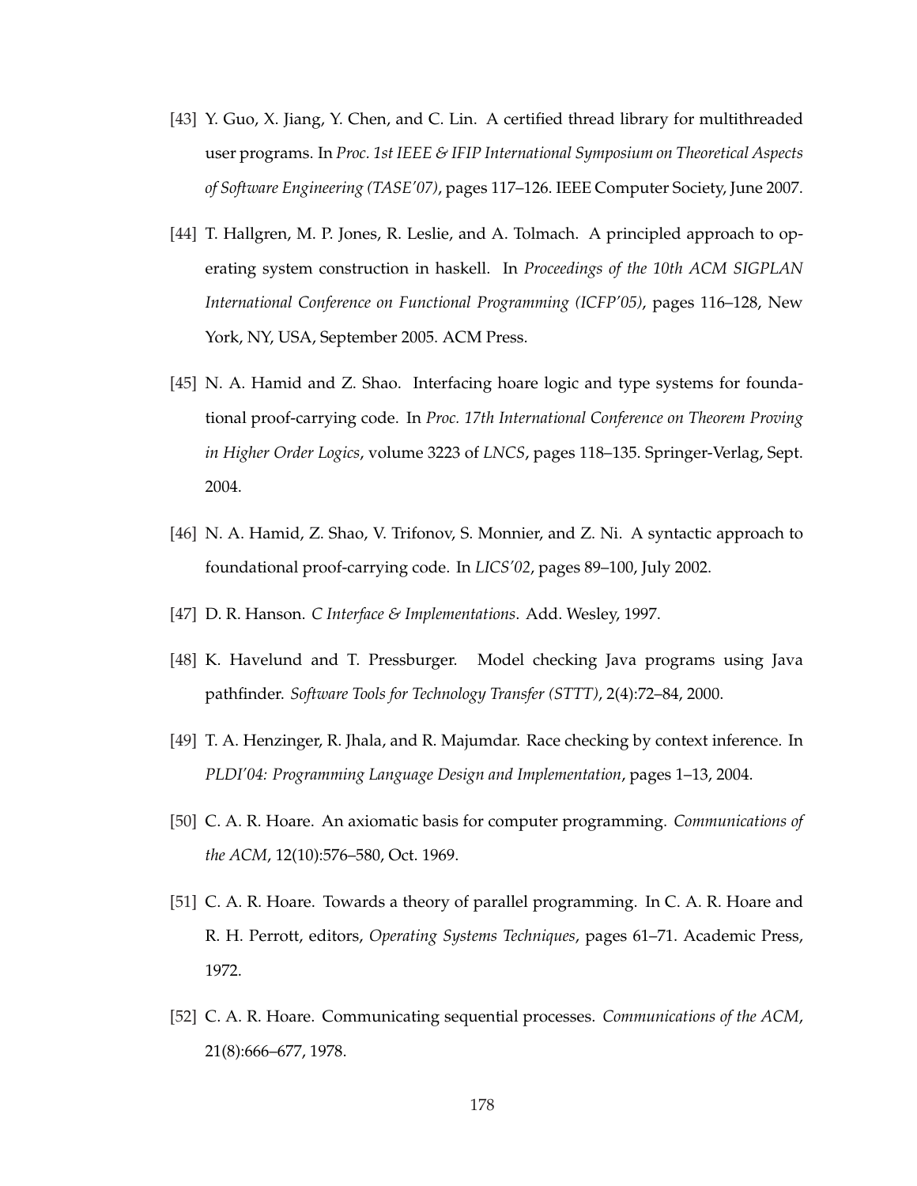[43] Y. Guo, X. Jiang, Y. Chen, and C. Lin. A certified thread library for multithreaded user programs. In *Proc. 1st IEEE & IFIP International Symposium on Theoretical Aspects of Software Engineering (TASE'07)*, pages 117–126. IEEE Computer Society, June 2007.

[44] T. Hallgren, M. P. Jones, R. Leslie, and A. Tolmach. A principled approach to operating system construction in haskell. In *Proceedings of the 10th ACM SIGPLAN International Conference on Functional Programming (ICFP'05)*, pages 116–128, New York, NY, USA, September 2005. ACM Press.

[45] N. A. Hamid and Z. Shao. Interfacing hoare logic and type systems for foundational proof-carrying code. In *Proc. 17th International Conference on Theorem Proving in Higher Order Logics*, volume 3223 of *LNCS*, pages 118–135. Springer-Verlag, Sept. 2004.

[46] N. A. Hamid, Z. Shao, V. Trifonov, S. Monnier, and Z. Ni. A syntactic approach to foundational proof-carrying code. In *LICS'02*, pages 89–100, July 2002.

[47] D. R. Hanson. *C Interface & Implementations*. Add. Wesley, 1997.

[48] K. Havelund and T. Pressburger. Model checking Java programs using Java pathfinder. *Software Tools for Technology Transfer (STTT)*, 2(4):72–84, 2000.

[49] T. A. Henzinger, R. Jhala, and R. Majumdar. Race checking by context inference. In *PLDI'04: Programming Language Design and Implementation*, pages 1–13, 2004.

[50] C. A. R. Hoare. An axiomatic basis for computer programming. *Communications of the ACM*, 12(10):576–580, Oct. 1969.

[51] C. A. R. Hoare. Towards a theory of parallel programming. In C. A. R. Hoare and R. H. Perrott, editors, *Operating Systems Techniques*, pages 61–71. Academic Press, 1972.

[52] C. A. R. Hoare. Communicating sequential processes. *Communications of the ACM*, 21(8):666–677, 1978.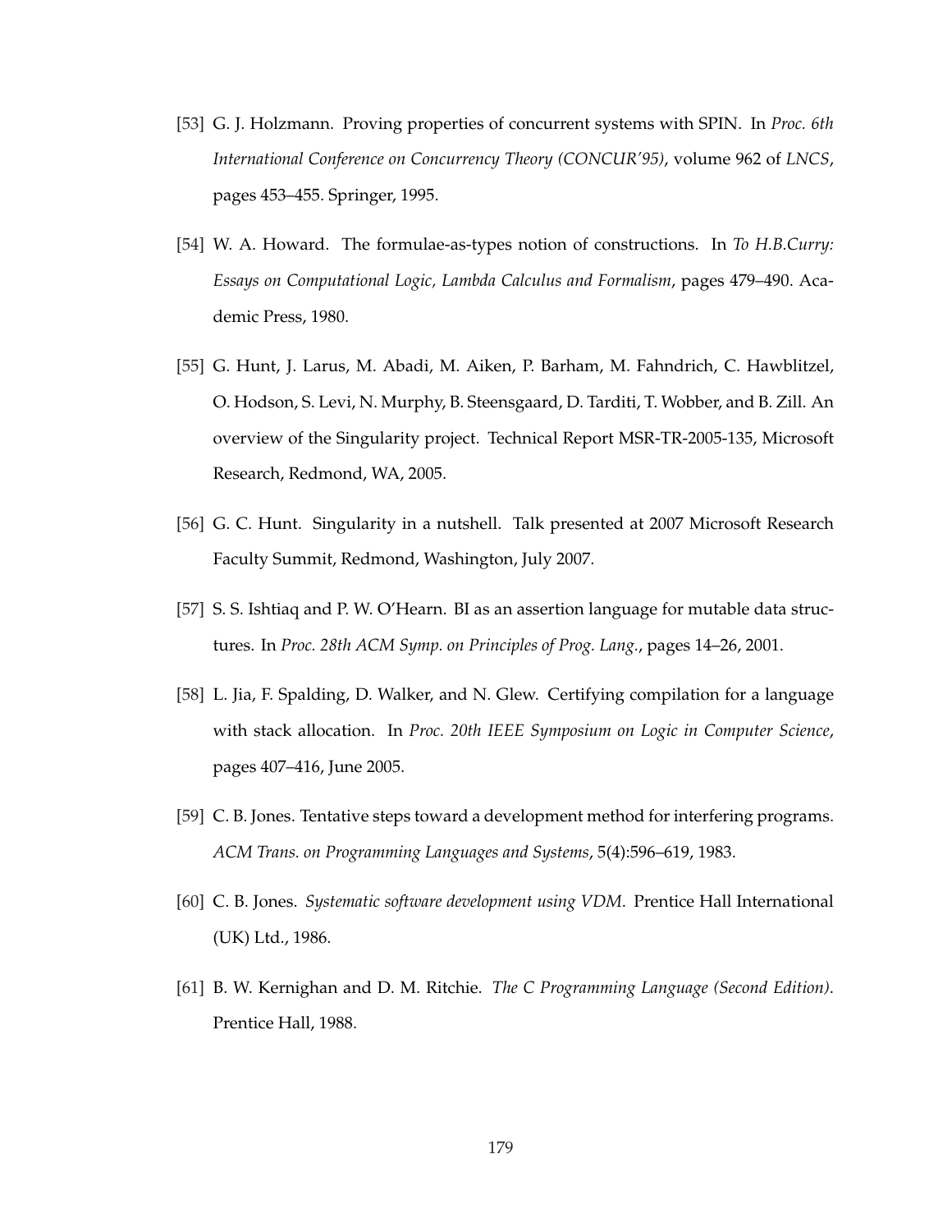[53] G. J. Holzmann. Proving properties of concurrent systems with SPIN. In *Proc. 6th International Conference on Concurrency Theory (CONCUR'95)*, volume 962 of *LNCS*, pages 453–455. Springer, 1995.

[54] W. A. Howard. The formulae-as-types notion of constructions. In *To H.B.Curry: Essays on Computational Logic, Lambda Calculus and Formalism*, pages 479–490. Academic Press, 1980.

[55] G. Hunt, J. Larus, M. Abadi, M. Aiken, P. Barham, M. Fahndrich, C. Hawblitzel, O. Hodson, S. Levi, N. Murphy, B. Steensgaard, D. Tarditi, T. Wobber, and B. Zill. An overview of the Singularity project. Technical Report MSR-TR-2005-135, Microsoft Research, Redmond, WA, 2005.

[56] G. C. Hunt. Singularity in a nutshell. Talk presented at 2007 Microsoft Research Faculty Summit, Redmond, Washington, July 2007.

[57] S. S. Ishtiaq and P. W. O'Hearn. BI as an assertion language for mutable data structures. In *Proc. 28th ACM Symp. on Principles of Prog. Lang.*, pages 14–26, 2001.

[58] L. Jia, F. Spalding, D. Walker, and N. Glew. Certifying compilation for a language with stack allocation. In *Proc. 20th IEEE Symposium on Logic in Computer Science*, pages 407–416, June 2005.

[59] C. B. Jones. Tentative steps toward a development method for interfering programs. *ACM Trans. on Programming Languages and Systems*, 5(4):596–619, 1983.

[60] C. B. Jones. *Systematic software development using VDM*. Prentice Hall International (UK) Ltd., 1986.

[61] B. W. Kernighan and D. M. Ritchie. *The C Programming Language (Second Edition)*. Prentice Hall, 1988.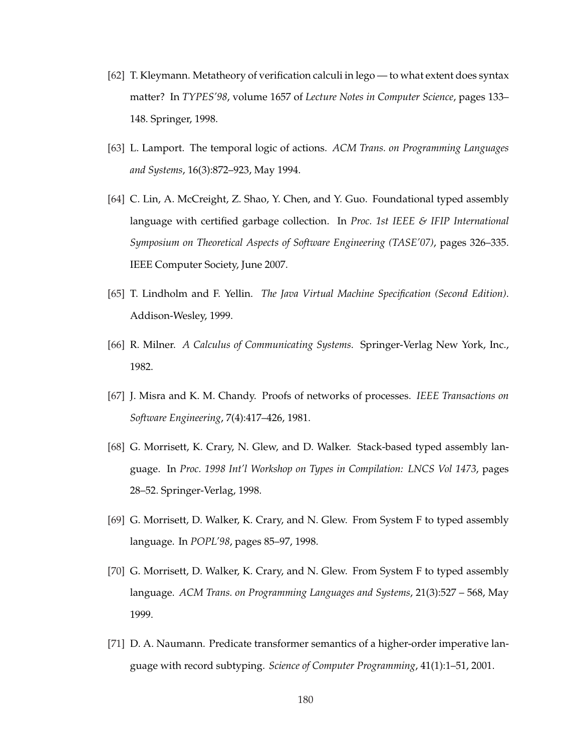[62] T. Kleymann. Metatheory of verification calculi in lego — to what extent does syntax matter? In *TYPES'98*, volume 1657 of *Lecture Notes in Computer Science*, pages 133–148. Springer, 1998.

[63] L. Lamport. The temporal logic of actions. *ACM Trans. on Programming Languages and Systems*, 16(3):872–923, May 1994.

[64] C. Lin, A. McCreight, Z. Shao, Y. Chen, and Y. Guo. Foundational typed assembly language with certified garbage collection. In *Proc. 1st IEEE & IFIP International Symposium on Theoretical Aspects of Software Engineering (TASE'07)*, pages 326–335. IEEE Computer Society, June 2007.

[65] T. Lindholm and F. Yellin. *The Java Virtual Machine Specification (Second Edition)*. Addison-Wesley, 1999.

[66] R. Milner. *A Calculus of Communicating Systems*. Springer-Verlag New York, Inc., 1982.

[67] J. Misra and K. M. Chandy. Proofs of networks of processes. *IEEE Transactions on Software Engineering*, 7(4):417–426, 1981.

[68] G. Morrisett, K. Crary, N. Glew, and D. Walker. Stack-based typed assembly language. In *Proc. 1998 Int'l Workshop on Types in Compilation: LNCS Vol 1473*, pages 28–52. Springer-Verlag, 1998.

[69] G. Morrisett, D. Walker, K. Crary, and N. Glew. From System F to typed assembly language. In *POPL'98*, pages 85–97, 1998.

[70] G. Morrisett, D. Walker, K. Crary, and N. Glew. From System F to typed assembly language. *ACM Trans. on Programming Languages and Systems*, 21(3):527 – 568, May 1999.

[71] D. A. Naumann. Predicate transformer semantics of a higher-order imperative language with record subtyping. *Science of Computer Programming*, 41(1):1–51, 2001.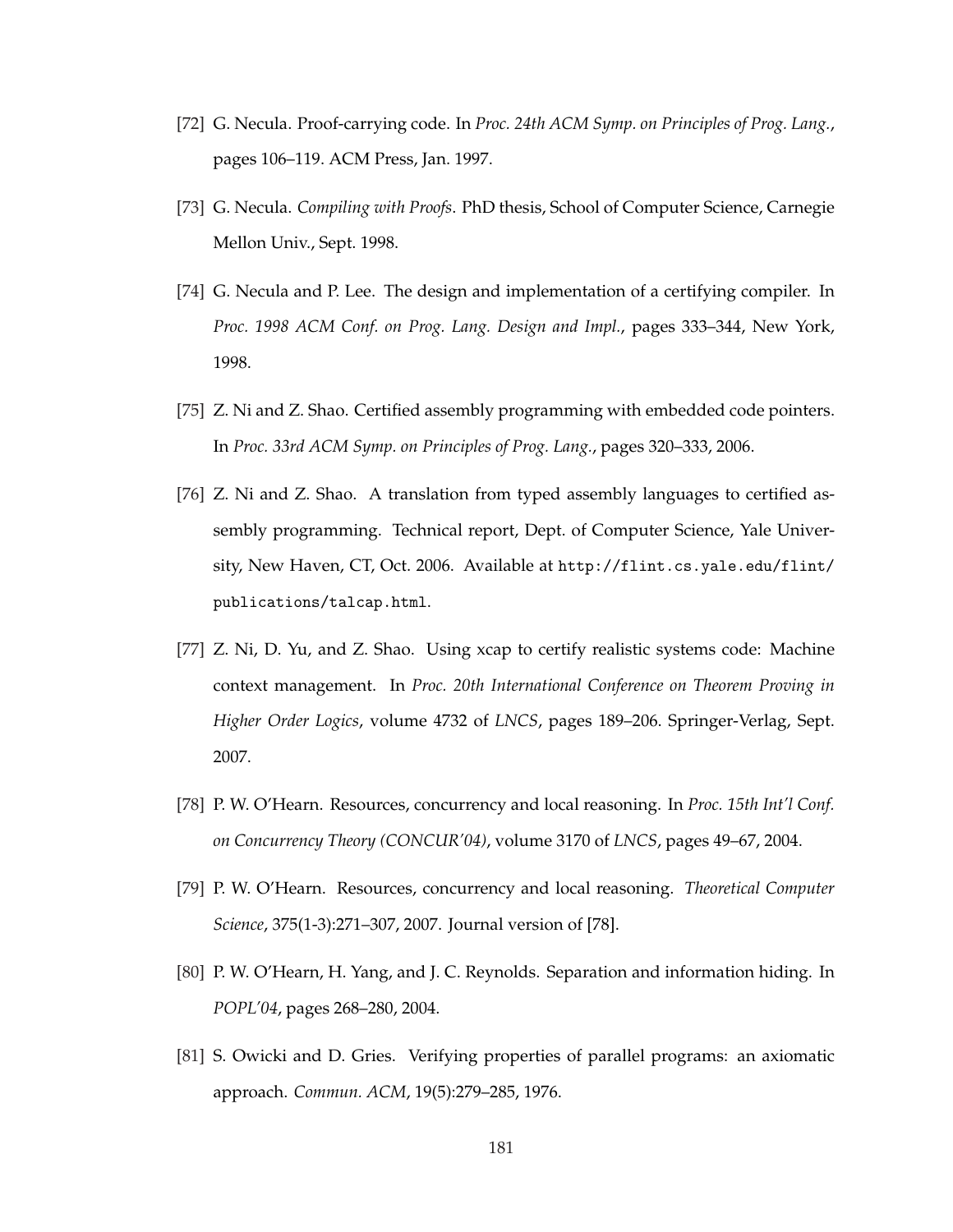[72] G. Necula. Proof-carrying code. In *Proc. 24th ACM Symp. on Principles of Prog. Lang.*, pages 106–119. ACM Press, Jan. 1997.

[73] G. Necula. *Compiling with Proofs*. PhD thesis, School of Computer Science, Carnegie Mellon Univ., Sept. 1998.

[74] G. Necula and P. Lee. The design and implementation of a certifying compiler. In *Proc. 1998 ACM Conf. on Prog. Lang. Design and Impl.*, pages 333–344, New York, 1998.

[75] Z. Ni and Z. Shao. Certified assembly programming with embedded code pointers. In *Proc. 33rd ACM Symp. on Principles of Prog. Lang.*, pages 320–333, 2006.

[76] Z. Ni and Z. Shao. A translation from typed assembly languages to certified assembly programming. Technical report, Dept. of Computer Science, Yale University, New Haven, CT, Oct. 2006. Available at `http://flint.cs.yale.edu/flint/publications/talcap.html`.

[77] Z. Ni, D. Yu, and Z. Shao. Using xcap to certify realistic systems code: Machine context management. In *Proc. 20th International Conference on Theorem Proving in Higher Order Logics*, volume 4732 of *LNCS*, pages 189–206. Springer-Verlag, Sept. 2007.

[78] P. W. O'Hearn. Resources, concurrency and local reasoning. In *Proc. 15th Int'l Conf. on Concurrency Theory (CONCUR'04)*, volume 3170 of *LNCS*, pages 49–67, 2004.

[79] P. W. O'Hearn. Resources, concurrency and local reasoning. *Theoretical Computer Science*, 375(1-3):271–307, 2007. Journal version of [78].

[80] P. W. O'Hearn, H. Yang, and J. C. Reynolds. Separation and information hiding. In *POPL'04*, pages 268–280, 2004.

[81] S. Owicki and D. Gries. Verifying properties of parallel programs: an axiomatic approach. *Commun. ACM*, 19(5):279–285, 1976.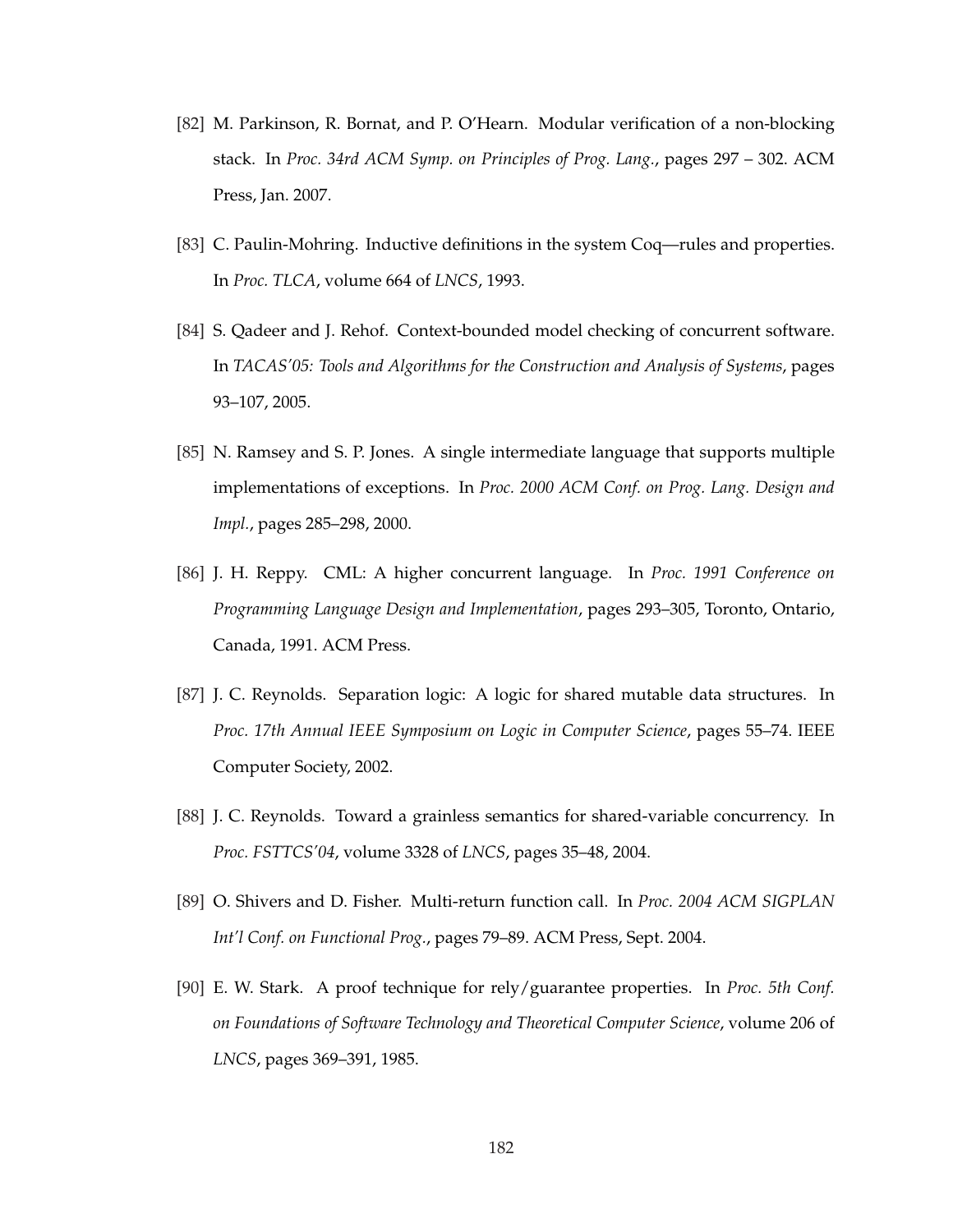[82] M. Parkinson, R. Bornat, and P. O'Hearn. Modular verification of a non-blocking stack. In *Proc. 34rd ACM Symp. on Principles of Prog. Lang.*, pages 297 – 302. ACM Press, Jan. 2007.

[83] C. Paulin-Mohring. Inductive definitions in the system Coq—rules and properties. In *Proc. TLCA*, volume 664 of *LNCS*, 1993.

[84] S. Qadeer and J. Rehof. Context-bounded model checking of concurrent software. In *TACAS'05: Tools and Algorithms for the Construction and Analysis of Systems*, pages 93–107, 2005.

[85] N. Ramsey and S. P. Jones. A single intermediate language that supports multiple implementations of exceptions. In *Proc. 2000 ACM Conf. on Prog. Lang. Design and Impl.*, pages 285–298, 2000.

[86] J. H. Reppy. CML: A higher concurrent language. In *Proc. 1991 Conference on Programming Language Design and Implementation*, pages 293–305, Toronto, Ontario, Canada, 1991. ACM Press.

[87] J. C. Reynolds. Separation logic: A logic for shared mutable data structures. In *Proc. 17th Annual IEEE Symposium on Logic in Computer Science*, pages 55–74. IEEE Computer Society, 2002.

[88] J. C. Reynolds. Toward a grainless semantics for shared-variable concurrency. In *Proc. FSTTCS'04*, volume 3328 of *LNCS*, pages 35–48, 2004.

[89] O. Shivers and D. Fisher. Multi-return function call. In *Proc. 2004 ACM SIGPLAN Int'l Conf. on Functional Prog.*, pages 79–89. ACM Press, Sept. 2004.

[90] E. W. Stark. A proof technique for rely/guarantee properties. In *Proc. 5th Conf. on Foundations of Software Technology and Theoretical Computer Science*, volume 206 of *LNCS*, pages 369–391, 1985.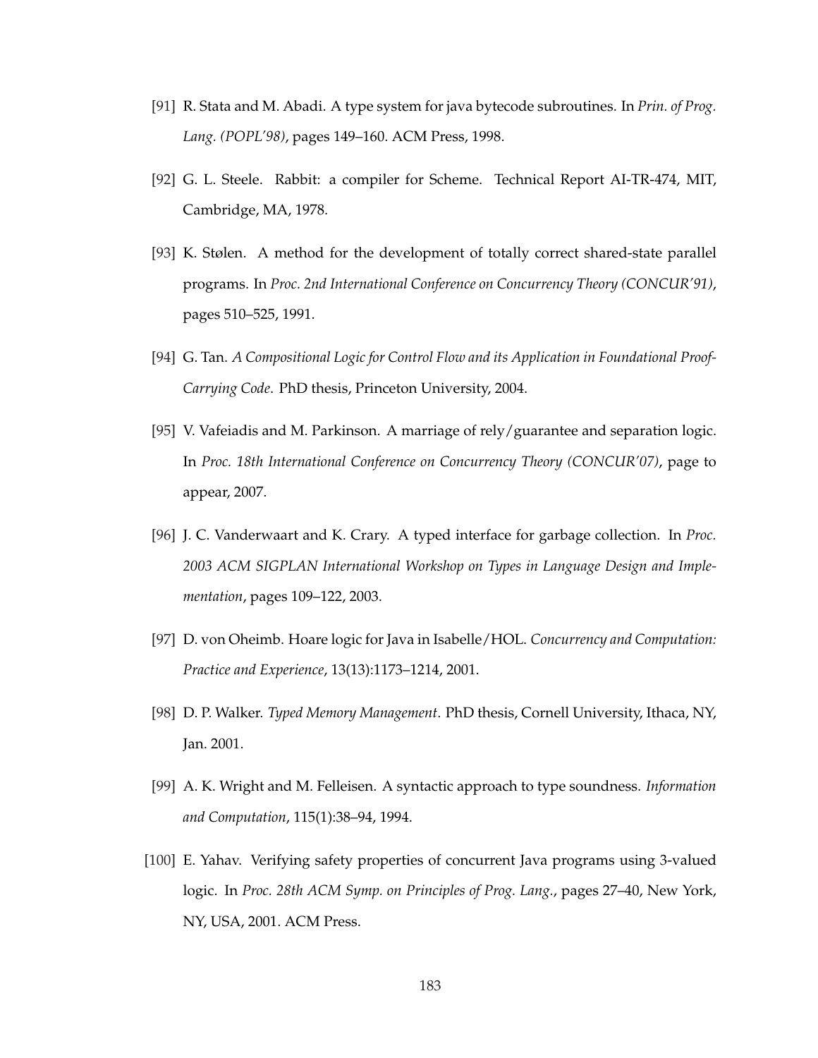[91] R. Stata and M. Abadi. A type system for java bytecode subroutines. In *Prin. of Prog. Lang. (POPL'98)*, pages 149–160. ACM Press, 1998.

[92] G. L. Steele. Rabbit: a compiler for Scheme. Technical Report AI-TR-474, MIT, Cambridge, MA, 1978.

[93] K. Stølen. A method for the development of totally correct shared-state parallel programs. In *Proc. 2nd International Conference on Concurrency Theory (CONCUR'91)*, pages 510–525, 1991.

[94] G. Tan. *A Compositional Logic for Control Flow and its Application in Foundational Proof-Carrying Code*. PhD thesis, Princeton University, 2004.

[95] V. Vafeiadis and M. Parkinson. A marriage of rely/guarantee and separation logic. In *Proc. 18th International Conference on Concurrency Theory (CONCUR'07)*, page to appear, 2007.

[96] J. C. Vanderwaart and K. Crary. A typed interface for garbage collection. In *Proc. 2003 ACM SIGPLAN International Workshop on Types in Language Design and Implementation*, pages 109–122, 2003.

[97] D. von Oheimb. Hoare logic for Java in Isabelle/HOL. *Concurrency and Computation: Practice and Experience*, 13(13):1173–1214, 2001.

[98] D. P. Walker. *Typed Memory Management*. PhD thesis, Cornell University, Ithaca, NY, Jan. 2001.

[99] A. K. Wright and M. Felleisen. A syntactic approach to type soundness. *Information and Computation*, 115(1):38–94, 1994.

[100] E. Yahav. Verifying safety properties of concurrent Java programs using 3-valued logic. In *Proc. 28th ACM Symp. on Principles of Prog. Lang.*, pages 27–40, New York, NY, USA, 2001. ACM Press.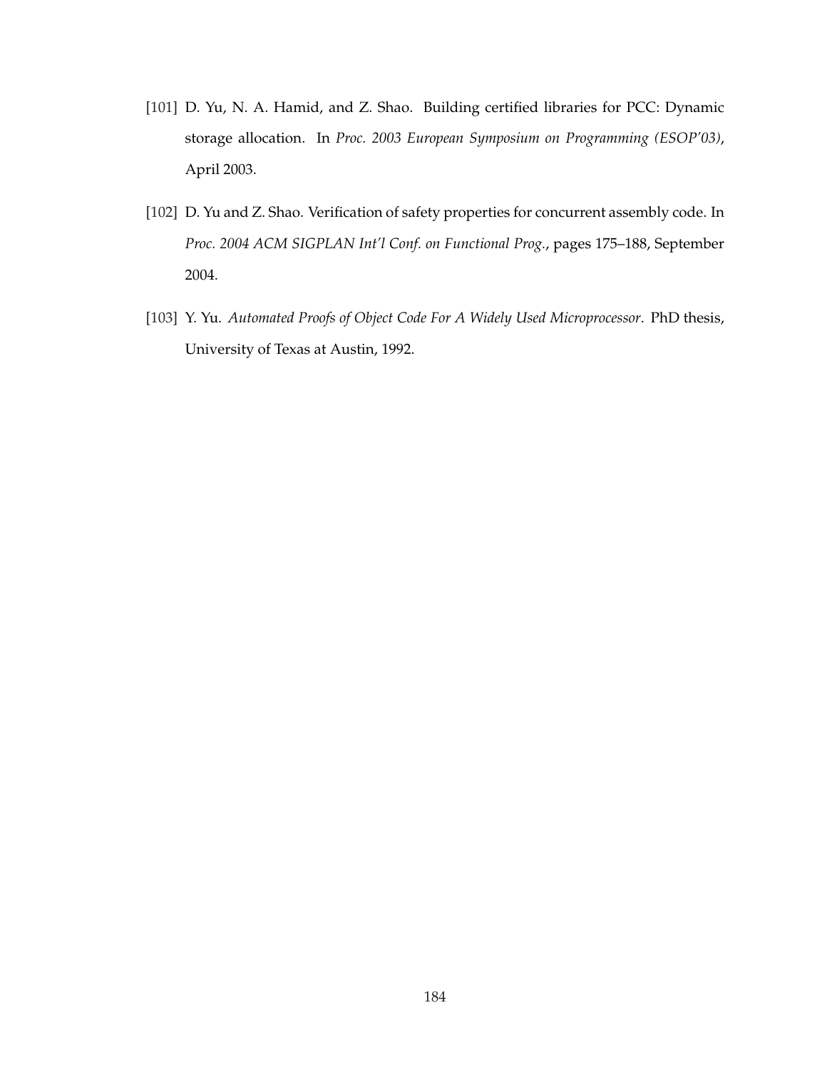[101] D. Yu, N. A. Hamid, and Z. Shao. Building certified libraries for PCC: Dynamic storage allocation. In *Proc. 2003 European Symposium on Programming (ESOP'03)*, April 2003.

[102] D. Yu and Z. Shao. Verification of safety properties for concurrent assembly code. In *Proc. 2004 ACM SIGPLAN Int'l Conf. on Functional Prog.*, pages 175–188, September 2004.

[103] Y. Yu. *Automated Proofs of Object Code For A Widely Used Microprocessor*. PhD thesis, University of Texas at Austin, 1992.